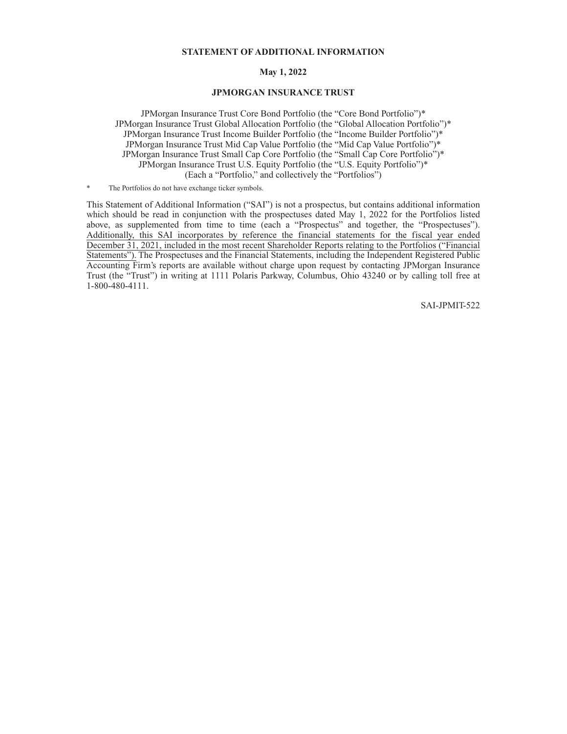# STATEMENT OF ADDITIONAL INFORMATION

**May 1, 2022**

**JPMORGAN INSURANCE TRUST**

JPMorgan Insurance Trust Core Bond Portfolio (the "Core Bond Portfolio")*
JPMorgan Insurance Trust Global Allocation Portfolio (the "Global Allocation Portfolio")*
JPMorgan Insurance Trust Income Builder Portfolio (the "Income Builder Portfolio")*
JPMorgan Insurance Trust Mid Cap Value Portfolio (the "Mid Cap Value Portfolio")*
JPMorgan Insurance Trust Small Cap Core Portfolio (the "Small Cap Core Portfolio")*
JPMorgan Insurance Trust U.S. Equity Portfolio (the "U.S. Equity Portfolio")*
(Each a "Portfolio," and collectively the "Portfolios")

\* The Portfolios do not have exchange ticker symbols.

This Statement of Additional Information ("SAI") is not a prospectus, but contains additional information which should be read in conjunction with the prospectuses dated May 1, 2022 for the Portfolios listed above, as supplemented from time to time (each a "Prospectus" and together, the "Prospectuses"). Additionally, this SAI incorporates by reference the financial statements for the fiscal year ended December 31, 2021, included in the most recent Shareholder Reports relating to the Portfolios ("Financial Statements"). The Prospectuses and the Financial Statements, including the Independent Registered Public Accounting Firm's reports are available without charge upon request by contacting JPMorgan Insurance Trust (the "Trust") in writing at 1111 Polaris Parkway, Columbus, Ohio 43240 or by calling toll free at 1-800-480-4111.

SAI-JPMIT-522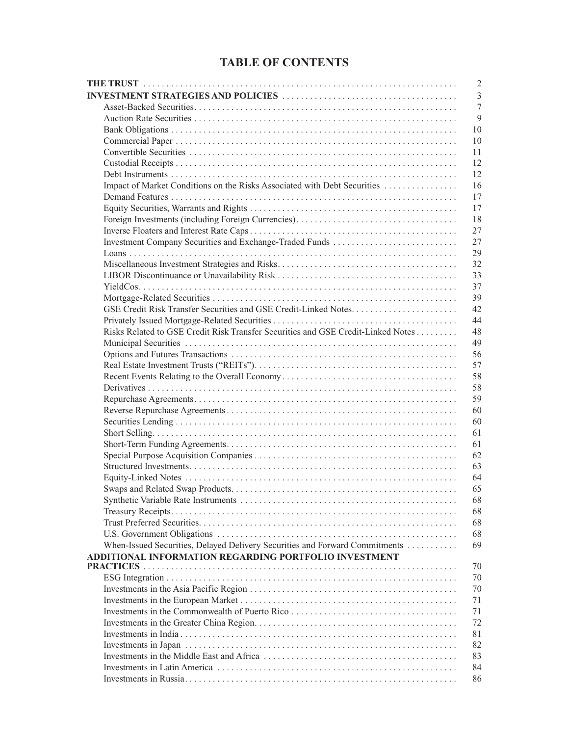# TABLE OF CONTENTS

| | |
|---|---|
| **THE TRUST** | 2 |
| **INVESTMENT STRATEGIES AND POLICIES** | 3 |
| Asset-Backed Securities | 7 |
| Auction Rate Securities | 9 |
| Bank Obligations | 10 |
| Commercial Paper | 10 |
| Convertible Securities | 11 |
| Custodial Receipts | 12 |
| Debt Instruments | 12 |
| Impact of Market Conditions on the Risks Associated with Debt Securities | 16 |
| Demand Features | 17 |
| Equity Securities, Warrants and Rights | 17 |
| Foreign Investments (including Foreign Currencies) | 18 |
| Inverse Floaters and Interest Rate Caps | 27 |
| Investment Company Securities and Exchange-Traded Funds | 27 |
| Loans | 29 |
| Miscellaneous Investment Strategies and Risks | 32 |
| LIBOR Discontinuance or Unavailability Risk | 33 |
| YieldCos | 37 |
| Mortgage-Related Securities | 39 |
| GSE Credit Risk Transfer Securities and GSE Credit-Linked Notes | 42 |
| Privately Issued Mortgage-Related Securities | 44 |
| Risks Related to GSE Credit Risk Transfer Securities and GSE Credit-Linked Notes | 48 |
| Municipal Securities | 49 |
| Options and Futures Transactions | 56 |
| Real Estate Investment Trusts ("REITs") | 57 |
| Recent Events Relating to the Overall Economy | 58 |
| Derivatives | 58 |
| Repurchase Agreements | 59 |
| Reverse Repurchase Agreements | 60 |
| Securities Lending | 60 |
| Short Selling | 61 |
| Short-Term Funding Agreements | 61 |
| Special Purpose Acquisition Companies | 62 |
| Structured Investments | 63 |
| Equity-Linked Notes | 64 |
| Swaps and Related Swap Products | 65 |
| Synthetic Variable Rate Instruments | 68 |
| Treasury Receipts | 68 |
| Trust Preferred Securities | 68 |
| U.S. Government Obligations | 68 |
| When-Issued Securities, Delayed Delivery Securities and Forward Commitments | 69 |
| **ADDITIONAL INFORMATION REGARDING PORTFOLIO INVESTMENT PRACTICES** | 70 |
| ESG Integration | 70 |
| Investments in the Asia Pacific Region | 70 |
| Investments in the European Market | 71 |
| Investments in the Commonwealth of Puerto Rico | 71 |
| Investments in the Greater China Region | 72 |
| Investments in India | 81 |
| Investments in Japan | 82 |
| Investments in the Middle East and Africa | 83 |
| Investments in Latin America | 84 |
| Investments in Russia | 86 |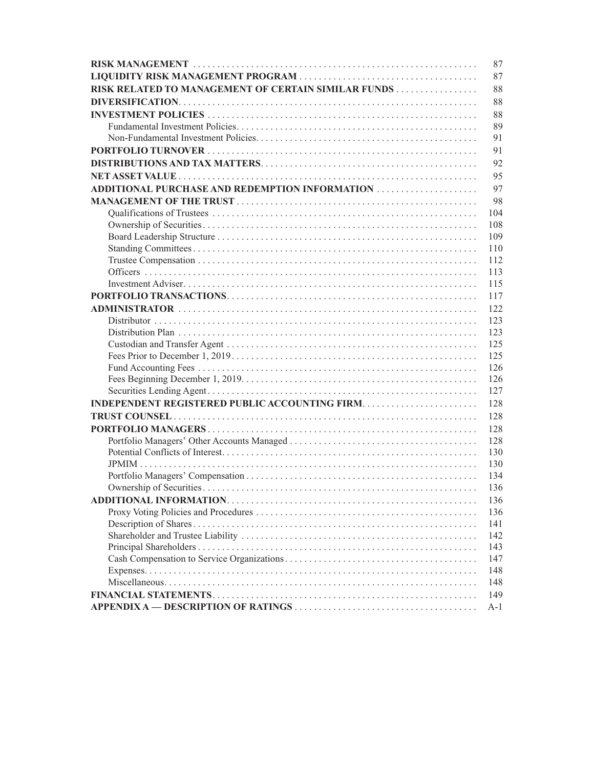| | |
|---|---|
| **RISK MANAGEMENT** | 87 |
| **LIQUIDITY RISK MANAGEMENT PROGRAM** | 87 |
| **RISK RELATED TO MANAGEMENT OF CERTAIN SIMILAR FUNDS** | 88 |
| **DIVERSIFICATION** | 88 |
| **INVESTMENT POLICIES** | 88 |
| Fundamental Investment Policies | 89 |
| Non-Fundamental Investment Policies | 91 |
| **PORTFOLIO TURNOVER** | 91 |
| **DISTRIBUTIONS AND TAX MATTERS** | 92 |
| **NET ASSET VALUE** | 95 |
| **ADDITIONAL PURCHASE AND REDEMPTION INFORMATION** | 97 |
| **MANAGEMENT OF THE TRUST** | 98 |
| Qualifications of Trustees | 104 |
| Ownership of Securities | 108 |
| Board Leadership Structure | 109 |
| Standing Committees | 110 |
| Trustee Compensation | 112 |
| Officers | 113 |
| Investment Adviser | 115 |
| **PORTFOLIO TRANSACTIONS** | 117 |
| **ADMINISTRATOR** | 122 |
| Distributor | 123 |
| Distribution Plan | 123 |
| Custodian and Transfer Agent | 125 |
| Fees Prior to December 1, 2019 | 125 |
| Fund Accounting Fees | 126 |
| Fees Beginning December 1, 2019 | 126 |
| Securities Lending Agent | 127 |
| **INDEPENDENT REGISTERED PUBLIC ACCOUNTING FIRM** | 128 |
| **TRUST COUNSEL** | 128 |
| **PORTFOLIO MANAGERS** | 128 |
| Portfolio Managers' Other Accounts Managed | 128 |
| Potential Conflicts of Interest | 130 |
| JPMIM | 130 |
| Portfolio Managers' Compensation | 134 |
| Ownership of Securities | 136 |
| **ADDITIONAL INFORMATION** | 136 |
| Proxy Voting Policies and Procedures | 136 |
| Description of Shares | 141 |
| Shareholder and Trustee Liability | 142 |
| Principal Shareholders | 143 |
| Cash Compensation to Service Organizations | 147 |
| Expenses | 148 |
| Miscellaneous | 148 |
| **FINANCIAL STATEMENTS** | 149 |
| **APPENDIX A — DESCRIPTION OF RATINGS** | A-1 |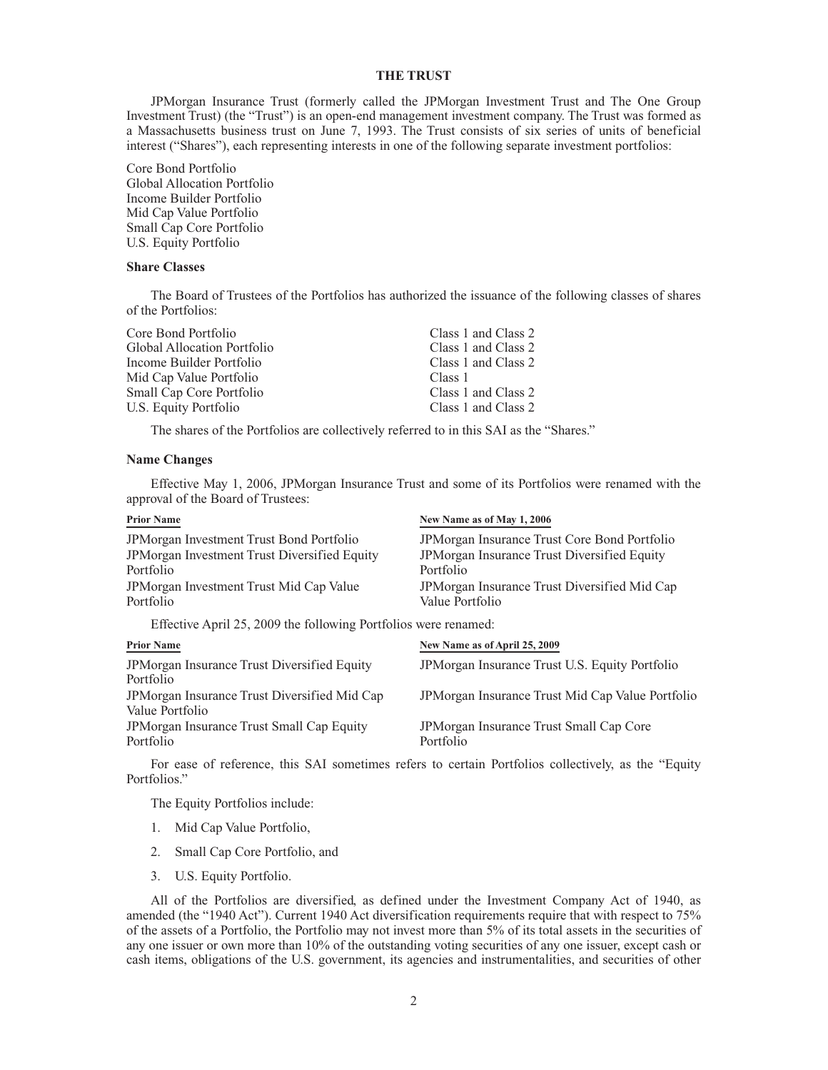## THE TRUST

JPMorgan Insurance Trust (formerly called the JPMorgan Investment Trust and The One Group Investment Trust) (the "Trust") is an open-end management investment company. The Trust was formed as a Massachusetts business trust on June 7, 1993. The Trust consists of six series of units of beneficial interest ("Shares"), each representing interests in one of the following separate investment portfolios:

Core Bond Portfolio
Global Allocation Portfolio
Income Builder Portfolio
Mid Cap Value Portfolio
Small Cap Core Portfolio
U.S. Equity Portfolio

### Share Classes

The Board of Trustees of the Portfolios has authorized the issuance of the following classes of shares of the Portfolios:

| | |
|---|---|
| Core Bond Portfolio | Class 1 and Class 2 |
| Global Allocation Portfolio | Class 1 and Class 2 |
| Income Builder Portfolio | Class 1 and Class 2 |
| Mid Cap Value Portfolio | Class 1 |
| Small Cap Core Portfolio | Class 1 and Class 2 |
| U.S. Equity Portfolio | Class 1 and Class 2 |

The shares of the Portfolios are collectively referred to in this SAI as the "Shares."

### Name Changes

Effective May 1, 2006, JPMorgan Insurance Trust and some of its Portfolios were renamed with the approval of the Board of Trustees:

| Prior Name | New Name as of May 1, 2006 |
|---|---|
| JPMorgan Investment Trust Bond Portfolio | JPMorgan Insurance Trust Core Bond Portfolio |
| JPMorgan Investment Trust Diversified Equity Portfolio | JPMorgan Insurance Trust Diversified Equity Portfolio |
| JPMorgan Investment Trust Mid Cap Value Portfolio | JPMorgan Insurance Trust Diversified Mid Cap Value Portfolio |

Effective April 25, 2009 the following Portfolios were renamed:

| Prior Name | New Name as of April 25, 2009 |
|---|---|
| JPMorgan Insurance Trust Diversified Equity Portfolio | JPMorgan Insurance Trust U.S. Equity Portfolio |
| JPMorgan Insurance Trust Diversified Mid Cap Value Portfolio | JPMorgan Insurance Trust Mid Cap Value Portfolio |
| JPMorgan Insurance Trust Small Cap Equity Portfolio | JPMorgan Insurance Trust Small Cap Core Portfolio |

For ease of reference, this SAI sometimes refers to certain Portfolios collectively, as the "Equity Portfolios."

The Equity Portfolios include:

1. Mid Cap Value Portfolio,
2. Small Cap Core Portfolio, and
3. U.S. Equity Portfolio.

All of the Portfolios are diversified, as defined under the Investment Company Act of 1940, as amended (the "1940 Act"). Current 1940 Act diversification requirements require that with respect to 75% of the assets of a Portfolio, the Portfolio may not invest more than 5% of its total assets in the securities of any one issuer or own more than 10% of the outstanding voting securities of any one issuer, except cash or cash items, obligations of the U.S. government, its agencies and instrumentalities, and securities of other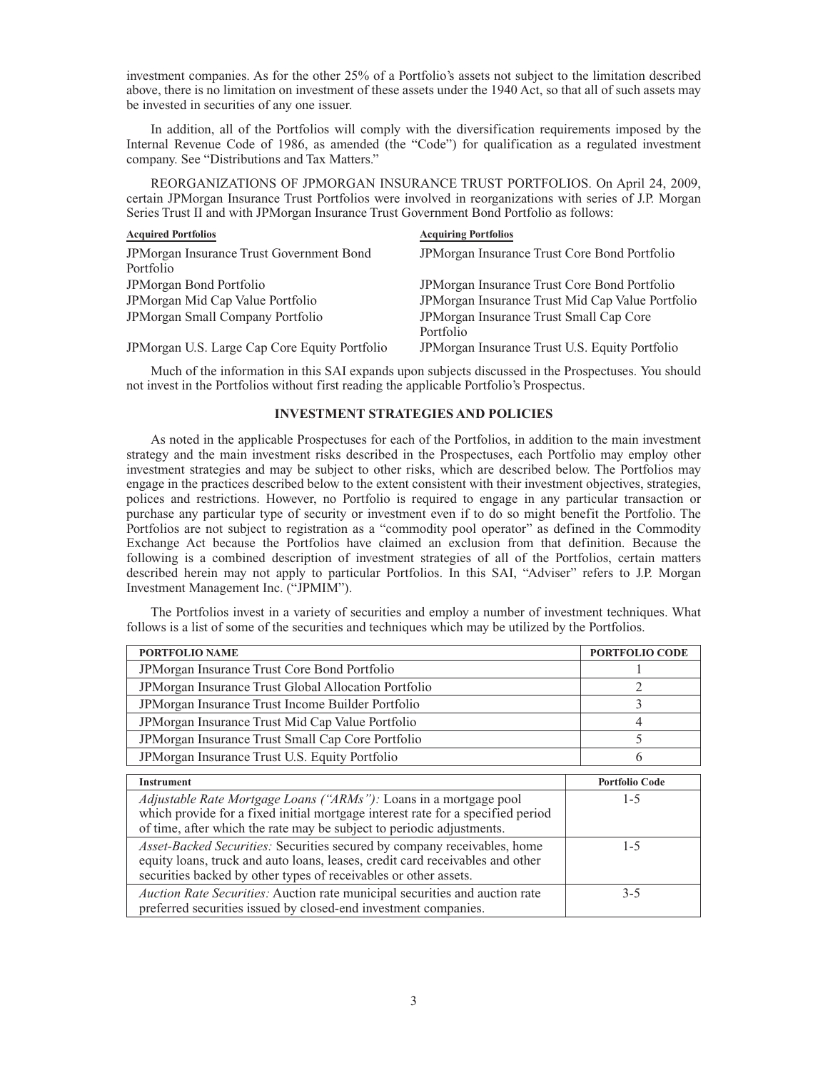investment companies. As for the other 25% of a Portfolio's assets not subject to the limitation described above, there is no limitation on investment of these assets under the 1940 Act, so that all of such assets may be invested in securities of any one issuer.

In addition, all of the Portfolios will comply with the diversification requirements imposed by the Internal Revenue Code of 1986, as amended (the "Code") for qualification as a regulated investment company. See "Distributions and Tax Matters."

REORGANIZATIONS OF JPMORGAN INSURANCE TRUST PORTFOLIOS. On April 24, 2009, certain JPMorgan Insurance Trust Portfolios were involved in reorganizations with series of J.P. Morgan Series Trust II and with JPMorgan Insurance Trust Government Bond Portfolio as follows:

| Acquired Portfolios | Acquiring Portfolios |
|---|---|
| JPMorgan Insurance Trust Government Bond Portfolio | JPMorgan Insurance Trust Core Bond Portfolio |
| JPMorgan Bond Portfolio | JPMorgan Insurance Trust Core Bond Portfolio |
| JPMorgan Mid Cap Value Portfolio | JPMorgan Insurance Trust Mid Cap Value Portfolio |
| JPMorgan Small Company Portfolio | JPMorgan Insurance Trust Small Cap Core Portfolio |
| JPMorgan U.S. Large Cap Core Equity Portfolio | JPMorgan Insurance Trust U.S. Equity Portfolio |

Much of the information in this SAI expands upon subjects discussed in the Prospectuses. You should not invest in the Portfolios without first reading the applicable Portfolio's Prospectus.

## INVESTMENT STRATEGIES AND POLICIES

As noted in the applicable Prospectuses for each of the Portfolios, in addition to the main investment strategy and the main investment risks described in the Prospectuses, each Portfolio may employ other investment strategies and may be subject to other risks, which are described below. The Portfolios may engage in the practices described below to the extent consistent with their investment objectives, strategies, polices and restrictions. However, no Portfolio is required to engage in any particular transaction or purchase any particular type of security or investment even if to do so might benefit the Portfolio. The Portfolios are not subject to registration as a "commodity pool operator" as defined in the Commodity Exchange Act because the Portfolios have claimed an exclusion from that definition. Because the following is a combined description of investment strategies of all of the Portfolios, certain matters described herein may not apply to particular Portfolios. In this SAI, "Adviser" refers to J.P. Morgan Investment Management Inc. ("JPMIM").

The Portfolios invest in a variety of securities and employ a number of investment techniques. What follows is a list of some of the securities and techniques which may be utilized by the Portfolios.

| PORTFOLIO NAME | PORTFOLIO CODE |
|---|---|
| JPMorgan Insurance Trust Core Bond Portfolio | 1 |
| JPMorgan Insurance Trust Global Allocation Portfolio | 2 |
| JPMorgan Insurance Trust Income Builder Portfolio | 3 |
| JPMorgan Insurance Trust Mid Cap Value Portfolio | 4 |
| JPMorgan Insurance Trust Small Cap Core Portfolio | 5 |
| JPMorgan Insurance Trust U.S. Equity Portfolio | 6 |

| Instrument | Portfolio Code |
|---|---|
| *Adjustable Rate Mortgage Loans ("ARMs"):* Loans in a mortgage pool which provide for a fixed initial mortgage interest rate for a specified period of time, after which the rate may be subject to periodic adjustments. | 1-5 |
| *Asset-Backed Securities:* Securities secured by company receivables, home equity loans, truck and auto loans, leases, credit card receivables and other securities backed by other types of receivables or other assets. | 1-5 |
| *Auction Rate Securities:* Auction rate municipal securities and auction rate preferred securities issued by closed-end investment companies. | 3-5 |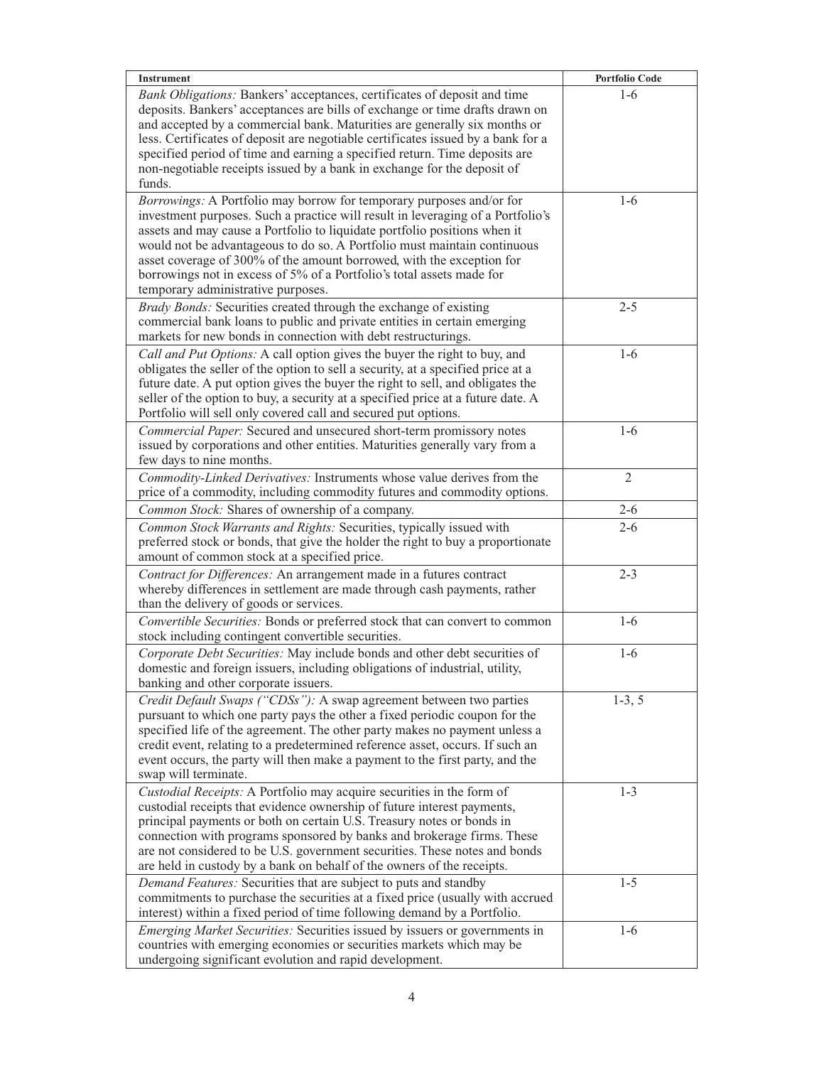| Instrument | Portfolio Code |
|---|---|
| *Bank Obligations:* Bankers' acceptances, certificates of deposit and time deposits. Bankers' acceptances are bills of exchange or time drafts drawn on and accepted by a commercial bank. Maturities are generally six months or less. Certificates of deposit are negotiable certificates issued by a bank for a specified period of time and earning a specified return. Time deposits are non-negotiable receipts issued by a bank in exchange for the deposit of funds. | 1-6 |
| *Borrowings:* A Portfolio may borrow for temporary purposes and/or for investment purposes. Such a practice will result in leveraging of a Portfolio's assets and may cause a Portfolio to liquidate portfolio positions when it would not be advantageous to do so. A Portfolio must maintain continuous asset coverage of 300% of the amount borrowed, with the exception for borrowings not in excess of 5% of a Portfolio's total assets made for temporary administrative purposes. | 1-6 |
| *Brady Bonds:* Securities created through the exchange of existing commercial bank loans to public and private entities in certain emerging markets for new bonds in connection with debt restructurings. | 2-5 |
| *Call and Put Options:* A call option gives the buyer the right to buy, and obligates the seller of the option to sell a security, at a specified price at a future date. A put option gives the buyer the right to sell, and obligates the seller of the option to buy, a security at a specified price at a future date. A Portfolio will sell only covered call and secured put options. | 1-6 |
| *Commercial Paper:* Secured and unsecured short-term promissory notes issued by corporations and other entities. Maturities generally vary from a few days to nine months. | 1-6 |
| *Commodity-Linked Derivatives:* Instruments whose value derives from the price of a commodity, including commodity futures and commodity options. | 2 |
| *Common Stock:* Shares of ownership of a company. | 2-6 |
| *Common Stock Warrants and Rights:* Securities, typically issued with preferred stock or bonds, that give the holder the right to buy a proportionate amount of common stock at a specified price. | 2-6 |
| *Contract for Differences:* An arrangement made in a futures contract whereby differences in settlement are made through cash payments, rather than the delivery of goods or services. | 2-3 |
| *Convertible Securities:* Bonds or preferred stock that can convert to common stock including contingent convertible securities. | 1-6 |
| *Corporate Debt Securities:* May include bonds and other debt securities of domestic and foreign issuers, including obligations of industrial, utility, banking and other corporate issuers. | 1-6 |
| *Credit Default Swaps ("CDSs"):* A swap agreement between two parties pursuant to which one party pays the other a fixed periodic coupon for the specified life of the agreement. The other party makes no payment unless a credit event, relating to a predetermined reference asset, occurs. If such an event occurs, the party will then make a payment to the first party, and the swap will terminate. | 1-3, 5 |
| *Custodial Receipts:* A Portfolio may acquire securities in the form of custodial receipts that evidence ownership of future interest payments, principal payments or both on certain U.S. Treasury notes or bonds in connection with programs sponsored by banks and brokerage firms. These are not considered to be U.S. government securities. These notes and bonds are held in custody by a bank on behalf of the owners of the receipts. | 1-3 |
| *Demand Features:* Securities that are subject to puts and standby commitments to purchase the securities at a fixed price (usually with accrued interest) within a fixed period of time following demand by a Portfolio. | 1-5 |
| *Emerging Market Securities:* Securities issued by issuers or governments in countries with emerging economies or securities markets which may be undergoing significant evolution and rapid development. | 1-6 |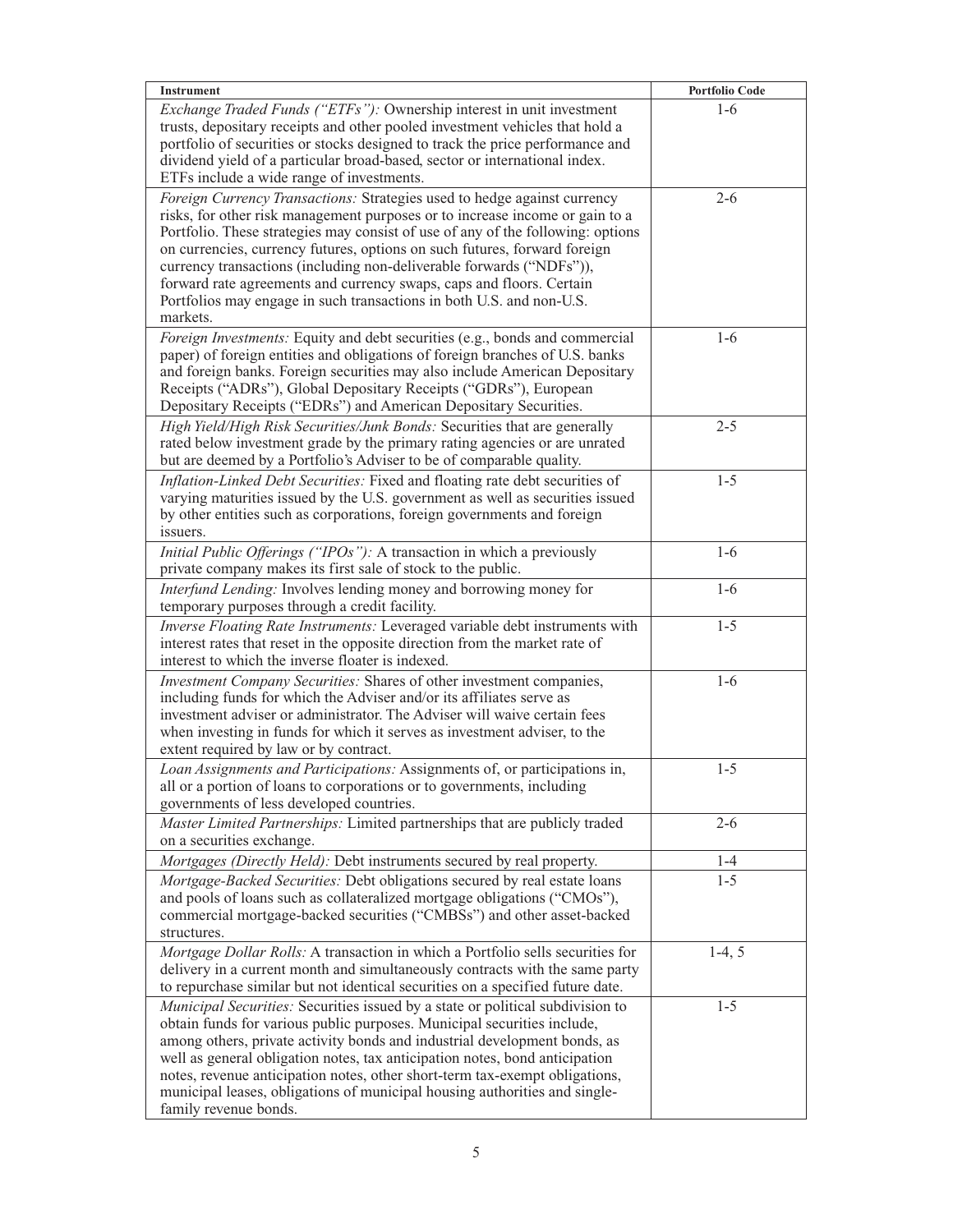| Instrument | Portfolio Code |
|---|---|
| *Exchange Traded Funds ("ETFs"):* Ownership interest in unit investment trusts, depositary receipts and other pooled investment vehicles that hold a portfolio of securities or stocks designed to track the price performance and dividend yield of a particular broad-based, sector or international index. ETFs include a wide range of investments. | 1-6 |
| *Foreign Currency Transactions:* Strategies used to hedge against currency risks, for other risk management purposes or to increase income or gain to a Portfolio. These strategies may consist of use of any of the following: options on currencies, currency futures, options on such futures, forward foreign currency transactions (including non-deliverable forwards ("NDFs")), forward rate agreements and currency swaps, caps and floors. Certain Portfolios may engage in such transactions in both U.S. and non-U.S. markets. | 2-6 |
| *Foreign Investments:* Equity and debt securities (e.g., bonds and commercial paper) of foreign entities and obligations of foreign branches of U.S. banks and foreign banks. Foreign securities may also include American Depositary Receipts ("ADRs"), Global Depositary Receipts ("GDRs"), European Depositary Receipts ("EDRs") and American Depositary Securities. | 1-6 |
| *High Yield/High Risk Securities/Junk Bonds:* Securities that are generally rated below investment grade by the primary rating agencies or are unrated but are deemed by a Portfolio's Adviser to be of comparable quality. | 2-5 |
| *Inflation-Linked Debt Securities:* Fixed and floating rate debt securities of varying maturities issued by the U.S. government as well as securities issued by other entities such as corporations, foreign governments and foreign issuers. | 1-5 |
| *Initial Public Offerings ("IPOs"):* A transaction in which a previously private company makes its first sale of stock to the public. | 1-6 |
| *Interfund Lending:* Involves lending money and borrowing money for temporary purposes through a credit facility. | 1-6 |
| *Inverse Floating Rate Instruments:* Leveraged variable debt instruments with interest rates that reset in the opposite direction from the market rate of interest to which the inverse floater is indexed. | 1-5 |
| *Investment Company Securities:* Shares of other investment companies, including funds for which the Adviser and/or its affiliates serve as investment adviser or administrator. The Adviser will waive certain fees when investing in funds for which it serves as investment adviser, to the extent required by law or by contract. | 1-6 |
| *Loan Assignments and Participations:* Assignments of, or participations in, all or a portion of loans to corporations or to governments, including governments of less developed countries. | 1-5 |
| *Master Limited Partnerships:* Limited partnerships that are publicly traded on a securities exchange. | 2-6 |
| *Mortgages (Directly Held):* Debt instruments secured by real property. | 1-4 |
| *Mortgage-Backed Securities:* Debt obligations secured by real estate loans and pools of loans such as collateralized mortgage obligations ("CMOs"), commercial mortgage-backed securities ("CMBSs") and other asset-backed structures. | 1-5 |
| *Mortgage Dollar Rolls:* A transaction in which a Portfolio sells securities for delivery in a current month and simultaneously contracts with the same party to repurchase similar but not identical securities on a specified future date. | 1-4, 5 |
| *Municipal Securities:* Securities issued by a state or political subdivision to obtain funds for various public purposes. Municipal securities include, among others, private activity bonds and industrial development bonds, as well as general obligation notes, tax anticipation notes, bond anticipation notes, revenue anticipation notes, other short-term tax-exempt obligations, municipal leases, obligations of municipal housing authorities and single-family revenue bonds. | 1-5 |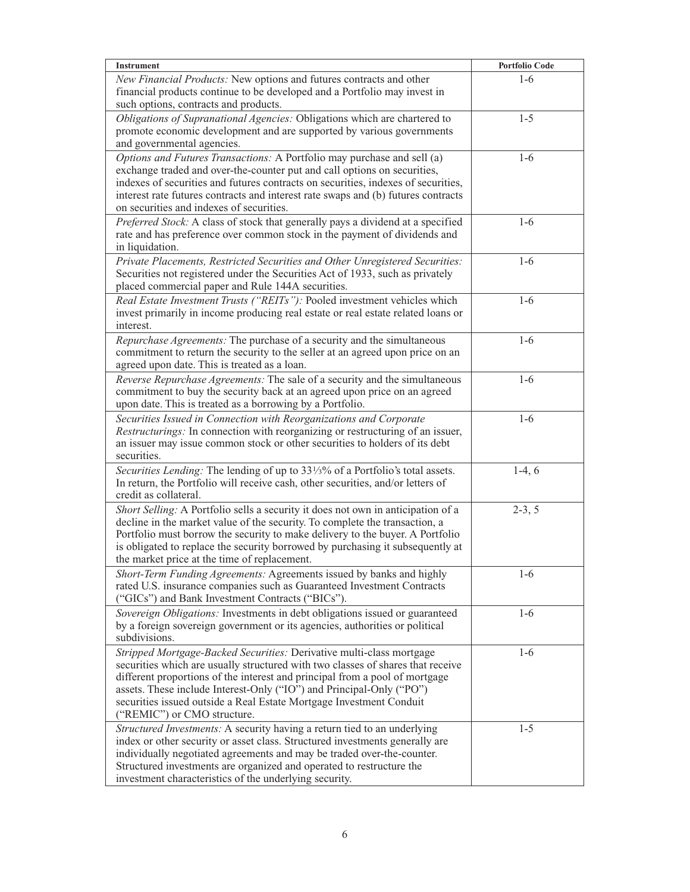| Instrument | Portfolio Code |
| --- | --- |
| *New Financial Products:* New options and futures contracts and other financial products continue to be developed and a Portfolio may invest in such options, contracts and products. | 1-6 |
| *Obligations of Supranational Agencies:* Obligations which are chartered to promote economic development and are supported by various governments and governmental agencies. | 1-5 |
| *Options and Futures Transactions:* A Portfolio may purchase and sell (a) exchange traded and over-the-counter put and call options on securities, indexes of securities and futures contracts on securities, indexes of securities, interest rate futures contracts and interest rate swaps and (b) futures contracts on securities and indexes of securities. | 1-6 |
| *Preferred Stock:* A class of stock that generally pays a dividend at a specified rate and has preference over common stock in the payment of dividends and in liquidation. | 1-6 |
| *Private Placements, Restricted Securities and Other Unregistered Securities:* Securities not registered under the Securities Act of 1933, such as privately placed commercial paper and Rule 144A securities. | 1-6 |
| *Real Estate Investment Trusts ("REITs"):* Pooled investment vehicles which invest primarily in income producing real estate or real estate related loans or interest. | 1-6 |
| *Repurchase Agreements:* The purchase of a security and the simultaneous commitment to return the security to the seller at an agreed upon price on an agreed upon date. This is treated as a loan. | 1-6 |
| *Reverse Repurchase Agreements:* The sale of a security and the simultaneous commitment to buy the security back at an agreed upon price on an agreed upon date. This is treated as a borrowing by a Portfolio. | 1-6 |
| *Securities Issued in Connection with Reorganizations and Corporate Restructurings:* In connection with reorganizing or restructuring of an issuer, an issuer may issue common stock or other securities to holders of its debt securities. | 1-6 |
| *Securities Lending:* The lending of up to 33⅓% of a Portfolio's total assets. In return, the Portfolio will receive cash, other securities, and/or letters of credit as collateral. | 1-4, 6 |
| *Short Selling:* A Portfolio sells a security it does not own in anticipation of a decline in the market value of the security. To complete the transaction, a Portfolio must borrow the security to make delivery to the buyer. A Portfolio is obligated to replace the security borrowed by purchasing it subsequently at the market price at the time of replacement. | 2-3, 5 |
| *Short-Term Funding Agreements:* Agreements issued by banks and highly rated U.S. insurance companies such as Guaranteed Investment Contracts ("GICs") and Bank Investment Contracts ("BICs"). | 1-6 |
| *Sovereign Obligations:* Investments in debt obligations issued or guaranteed by a foreign sovereign government or its agencies, authorities or political subdivisions. | 1-6 |
| *Stripped Mortgage-Backed Securities:* Derivative multi-class mortgage securities which are usually structured with two classes of shares that receive different proportions of the interest and principal from a pool of mortgage assets. These include Interest-Only ("IO") and Principal-Only ("PO") securities issued outside a Real Estate Mortgage Investment Conduit ("REMIC") or CMO structure. | 1-6 |
| *Structured Investments:* A security having a return tied to an underlying index or other security or asset class. Structured investments generally are individually negotiated agreements and may be traded over-the-counter. Structured investments are organized and operated to restructure the investment characteristics of the underlying security. | 1-5 |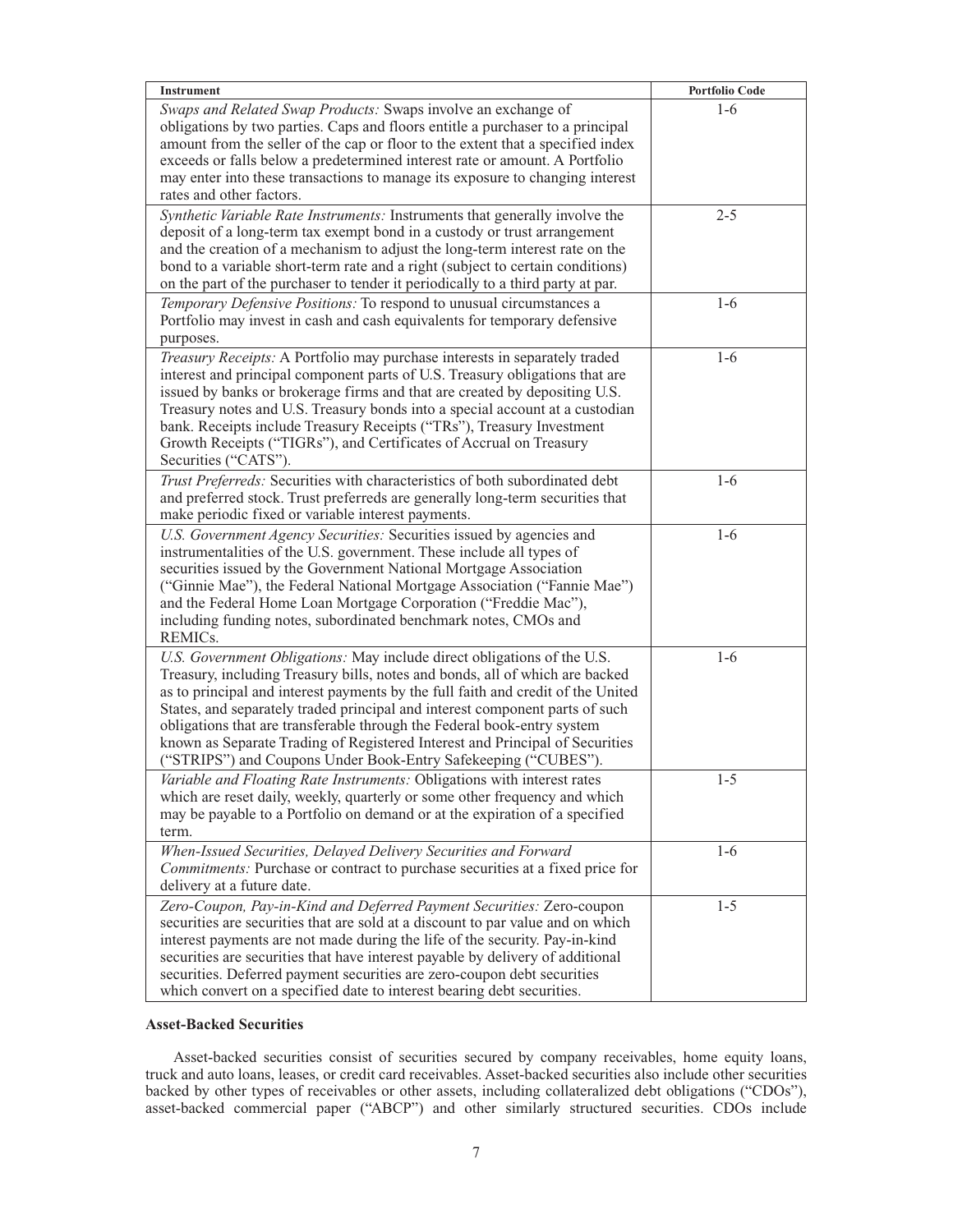| Instrument | Portfolio Code |
|---|---|
| *Swaps and Related Swap Products:* Swaps involve an exchange of obligations by two parties. Caps and floors entitle a purchaser to a principal amount from the seller of the cap or floor to the extent that a specified index exceeds or falls below a predetermined interest rate or amount. A Portfolio may enter into these transactions to manage its exposure to changing interest rates and other factors. | 1-6 |
| *Synthetic Variable Rate Instruments:* Instruments that generally involve the deposit of a long-term tax exempt bond in a custody or trust arrangement and the creation of a mechanism to adjust the long-term interest rate on the bond to a variable short-term rate and a right (subject to certain conditions) on the part of the purchaser to tender it periodically to a third party at par. | 2-5 |
| *Temporary Defensive Positions:* To respond to unusual circumstances a Portfolio may invest in cash and cash equivalents for temporary defensive purposes. | 1-6 |
| *Treasury Receipts:* A Portfolio may purchase interests in separately traded interest and principal component parts of U.S. Treasury obligations that are issued by banks or brokerage firms and that are created by depositing U.S. Treasury notes and U.S. Treasury bonds into a special account at a custodian bank. Receipts include Treasury Receipts ("TRs"), Treasury Investment Growth Receipts ("TIGRs"), and Certificates of Accrual on Treasury Securities ("CATS"). | 1-6 |
| *Trust Preferreds:* Securities with characteristics of both subordinated debt and preferred stock. Trust preferreds are generally long-term securities that make periodic fixed or variable interest payments. | 1-6 |
| *U.S. Government Agency Securities:* Securities issued by agencies and instrumentalities of the U.S. government. These include all types of securities issued by the Government National Mortgage Association ("Ginnie Mae"), the Federal National Mortgage Association ("Fannie Mae") and the Federal Home Loan Mortgage Corporation ("Freddie Mac"), including funding notes, subordinated benchmark notes, CMOs and REMICs. | 1-6 |
| *U.S. Government Obligations:* May include direct obligations of the U.S. Treasury, including Treasury bills, notes and bonds, all of which are backed as to principal and interest payments by the full faith and credit of the United States, and separately traded principal and interest component parts of such obligations that are transferable through the Federal book-entry system known as Separate Trading of Registered Interest and Principal of Securities ("STRIPS") and Coupons Under Book-Entry Safekeeping ("CUBES"). | 1-6 |
| *Variable and Floating Rate Instruments:* Obligations with interest rates which are reset daily, weekly, quarterly or some other frequency and which may be payable to a Portfolio on demand or at the expiration of a specified term. | 1-5 |
| *When-Issued Securities, Delayed Delivery Securities and Forward Commitments:* Purchase or contract to purchase securities at a fixed price for delivery at a future date. | 1-6 |
| *Zero-Coupon, Pay-in-Kind and Deferred Payment Securities:* Zero-coupon securities are securities that are sold at a discount to par value and on which interest payments are not made during the life of the security. Pay-in-kind securities are securities that have interest payable by delivery of additional securities. Deferred payment securities are zero-coupon debt securities which convert on a specified date to interest bearing debt securities. | 1-5 |

### Asset-Backed Securities

Asset-backed securities consist of securities secured by company receivables, home equity loans, truck and auto loans, leases, or credit card receivables. Asset-backed securities also include other securities backed by other types of receivables or other assets, including collateralized debt obligations ("CDOs"), asset-backed commercial paper ("ABCP") and other similarly structured securities. CDOs include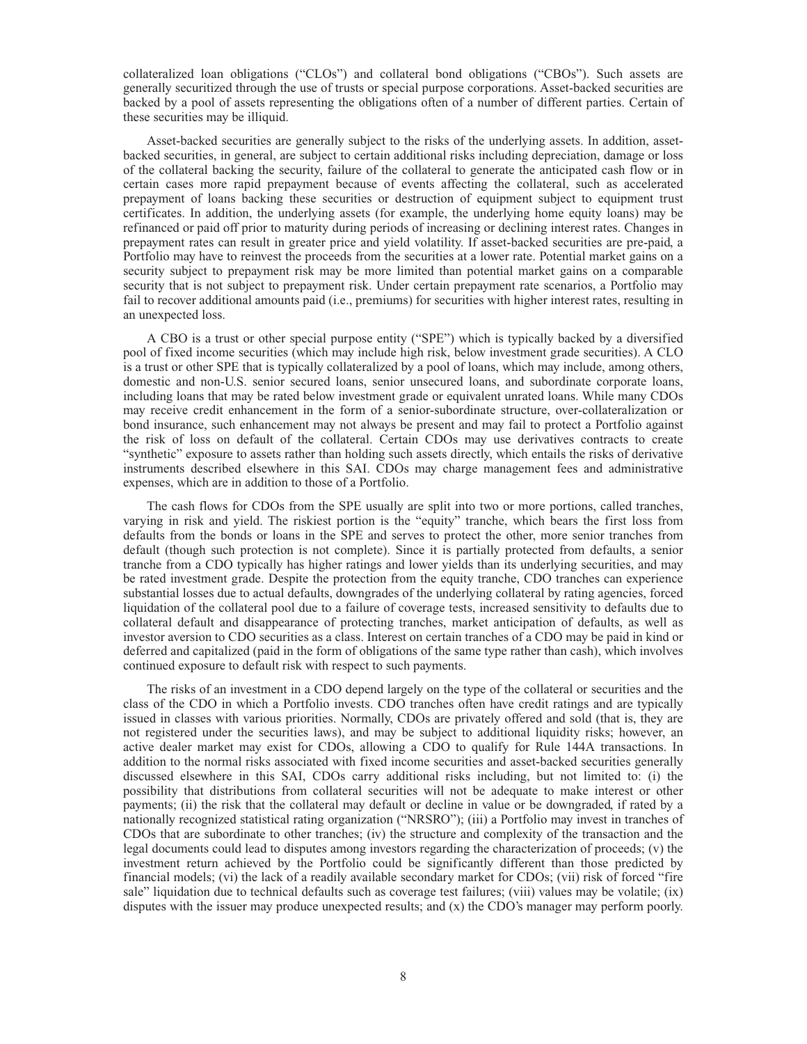collateralized loan obligations ("CLOs") and collateral bond obligations ("CBOs"). Such assets are generally securitized through the use of trusts or special purpose corporations. Asset-backed securities are backed by a pool of assets representing the obligations often of a number of different parties. Certain of these securities may be illiquid.

Asset-backed securities are generally subject to the risks of the underlying assets. In addition, asset-backed securities, in general, are subject to certain additional risks including depreciation, damage or loss of the collateral backing the security, failure of the collateral to generate the anticipated cash flow or in certain cases more rapid prepayment because of events affecting the collateral, such as accelerated prepayment of loans backing these securities or destruction of equipment subject to equipment trust certificates. In addition, the underlying assets (for example, the underlying home equity loans) may be refinanced or paid off prior to maturity during periods of increasing or declining interest rates. Changes in prepayment rates can result in greater price and yield volatility. If asset-backed securities are pre-paid, a Portfolio may have to reinvest the proceeds from the securities at a lower rate. Potential market gains on a security subject to prepayment risk may be more limited than potential market gains on a comparable security that is not subject to prepayment risk. Under certain prepayment rate scenarios, a Portfolio may fail to recover additional amounts paid (i.e., premiums) for securities with higher interest rates, resulting in an unexpected loss.

A CBO is a trust or other special purpose entity ("SPE") which is typically backed by a diversified pool of fixed income securities (which may include high risk, below investment grade securities). A CLO is a trust or other SPE that is typically collateralized by a pool of loans, which may include, among others, domestic and non-U.S. senior secured loans, senior unsecured loans, and subordinate corporate loans, including loans that may be rated below investment grade or equivalent unrated loans. While many CDOs may receive credit enhancement in the form of a senior-subordinate structure, over-collateralization or bond insurance, such enhancement may not always be present and may fail to protect a Portfolio against the risk of loss on default of the collateral. Certain CDOs may use derivatives contracts to create "synthetic" exposure to assets rather than holding such assets directly, which entails the risks of derivative instruments described elsewhere in this SAI. CDOs may charge management fees and administrative expenses, which are in addition to those of a Portfolio.

The cash flows for CDOs from the SPE usually are split into two or more portions, called tranches, varying in risk and yield. The riskiest portion is the "equity" tranche, which bears the first loss from defaults from the bonds or loans in the SPE and serves to protect the other, more senior tranches from default (though such protection is not complete). Since it is partially protected from defaults, a senior tranche from a CDO typically has higher ratings and lower yields than its underlying securities, and may be rated investment grade. Despite the protection from the equity tranche, CDO tranches can experience substantial losses due to actual defaults, downgrades of the underlying collateral by rating agencies, forced liquidation of the collateral pool due to a failure of coverage tests, increased sensitivity to defaults due to collateral default and disappearance of protecting tranches, market anticipation of defaults, as well as investor aversion to CDO securities as a class. Interest on certain tranches of a CDO may be paid in kind or deferred and capitalized (paid in the form of obligations of the same type rather than cash), which involves continued exposure to default risk with respect to such payments.

The risks of an investment in a CDO depend largely on the type of the collateral or securities and the class of the CDO in which a Portfolio invests. CDO tranches often have credit ratings and are typically issued in classes with various priorities. Normally, CDOs are privately offered and sold (that is, they are not registered under the securities laws), and may be subject to additional liquidity risks; however, an active dealer market may exist for CDOs, allowing a CDO to qualify for Rule 144A transactions. In addition to the normal risks associated with fixed income securities and asset-backed securities generally discussed elsewhere in this SAI, CDOs carry additional risks including, but not limited to: (i) the possibility that distributions from collateral securities will not be adequate to make interest or other payments; (ii) the risk that the collateral may default or decline in value or be downgraded, if rated by a nationally recognized statistical rating organization ("NRSRO"); (iii) a Portfolio may invest in tranches of CDOs that are subordinate to other tranches; (iv) the structure and complexity of the transaction and the legal documents could lead to disputes among investors regarding the characterization of proceeds; (v) the investment return achieved by the Portfolio could be significantly different than those predicted by financial models; (vi) the lack of a readily available secondary market for CDOs; (vii) risk of forced "fire sale" liquidation due to technical defaults such as coverage test failures; (viii) values may be volatile; (ix) disputes with the issuer may produce unexpected results; and (x) the CDO's manager may perform poorly.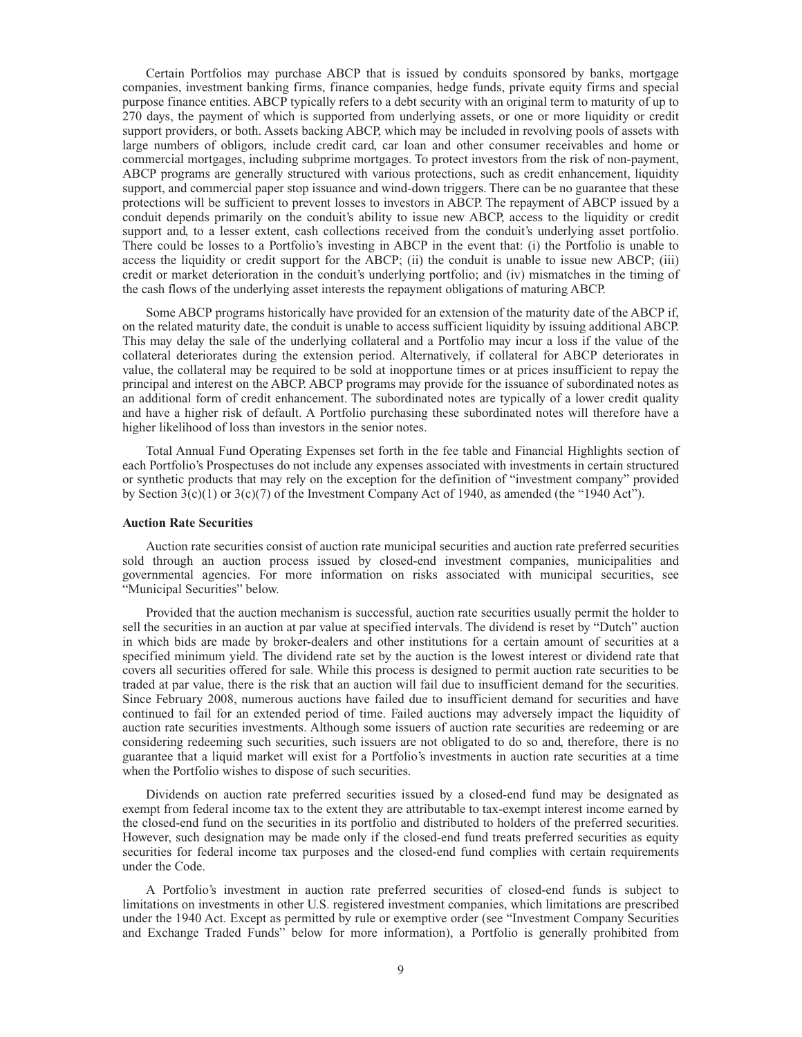Certain Portfolios may purchase ABCP that is issued by conduits sponsored by banks, mortgage companies, investment banking firms, finance companies, hedge funds, private equity firms and special purpose finance entities. ABCP typically refers to a debt security with an original term to maturity of up to 270 days, the payment of which is supported from underlying assets, or one or more liquidity or credit support providers, or both. Assets backing ABCP, which may be included in revolving pools of assets with large numbers of obligors, include credit card, car loan and other consumer receivables and home or commercial mortgages, including subprime mortgages. To protect investors from the risk of non-payment, ABCP programs are generally structured with various protections, such as credit enhancement, liquidity support, and commercial paper stop issuance and wind-down triggers. There can be no guarantee that these protections will be sufficient to prevent losses to investors in ABCP. The repayment of ABCP issued by a conduit depends primarily on the conduit's ability to issue new ABCP, access to the liquidity or credit support and, to a lesser extent, cash collections received from the conduit's underlying asset portfolio. There could be losses to a Portfolio's investing in ABCP in the event that: (i) the Portfolio is unable to access the liquidity or credit support for the ABCP; (ii) the conduit is unable to issue new ABCP; (iii) credit or market deterioration in the conduit's underlying portfolio; and (iv) mismatches in the timing of the cash flows of the underlying asset interests the repayment obligations of maturing ABCP.

Some ABCP programs historically have provided for an extension of the maturity date of the ABCP if, on the related maturity date, the conduit is unable to access sufficient liquidity by issuing additional ABCP. This may delay the sale of the underlying collateral and a Portfolio may incur a loss if the value of the collateral deteriorates during the extension period. Alternatively, if collateral for ABCP deteriorates in value, the collateral may be required to be sold at inopportune times or at prices insufficient to repay the principal and interest on the ABCP. ABCP programs may provide for the issuance of subordinated notes as an additional form of credit enhancement. The subordinated notes are typically of a lower credit quality and have a higher risk of default. A Portfolio purchasing these subordinated notes will therefore have a higher likelihood of loss than investors in the senior notes.

Total Annual Fund Operating Expenses set forth in the fee table and Financial Highlights section of each Portfolio's Prospectuses do not include any expenses associated with investments in certain structured or synthetic products that may rely on the exception for the definition of "investment company" provided by Section 3(c)(1) or 3(c)(7) of the Investment Company Act of 1940, as amended (the "1940 Act").

**Auction Rate Securities**

Auction rate securities consist of auction rate municipal securities and auction rate preferred securities sold through an auction process issued by closed-end investment companies, municipalities and governmental agencies. For more information on risks associated with municipal securities, see "Municipal Securities" below.

Provided that the auction mechanism is successful, auction rate securities usually permit the holder to sell the securities in an auction at par value at specified intervals. The dividend is reset by "Dutch" auction in which bids are made by broker-dealers and other institutions for a certain amount of securities at a specified minimum yield. The dividend rate set by the auction is the lowest interest or dividend rate that covers all securities offered for sale. While this process is designed to permit auction rate securities to be traded at par value, there is the risk that an auction will fail due to insufficient demand for the securities. Since February 2008, numerous auctions have failed due to insufficient demand for securities and have continued to fail for an extended period of time. Failed auctions may adversely impact the liquidity of auction rate securities investments. Although some issuers of auction rate securities are redeeming or are considering redeeming such securities, such issuers are not obligated to do so and, therefore, there is no guarantee that a liquid market will exist for a Portfolio's investments in auction rate securities at a time when the Portfolio wishes to dispose of such securities.

Dividends on auction rate preferred securities issued by a closed-end fund may be designated as exempt from federal income tax to the extent they are attributable to tax-exempt interest income earned by the closed-end fund on the securities in its portfolio and distributed to holders of the preferred securities. However, such designation may be made only if the closed-end fund treats preferred securities as equity securities for federal income tax purposes and the closed-end fund complies with certain requirements under the Code.

A Portfolio's investment in auction rate preferred securities of closed-end funds is subject to limitations on investments in other U.S. registered investment companies, which limitations are prescribed under the 1940 Act. Except as permitted by rule or exemptive order (see "Investment Company Securities and Exchange Traded Funds" below for more information), a Portfolio is generally prohibited from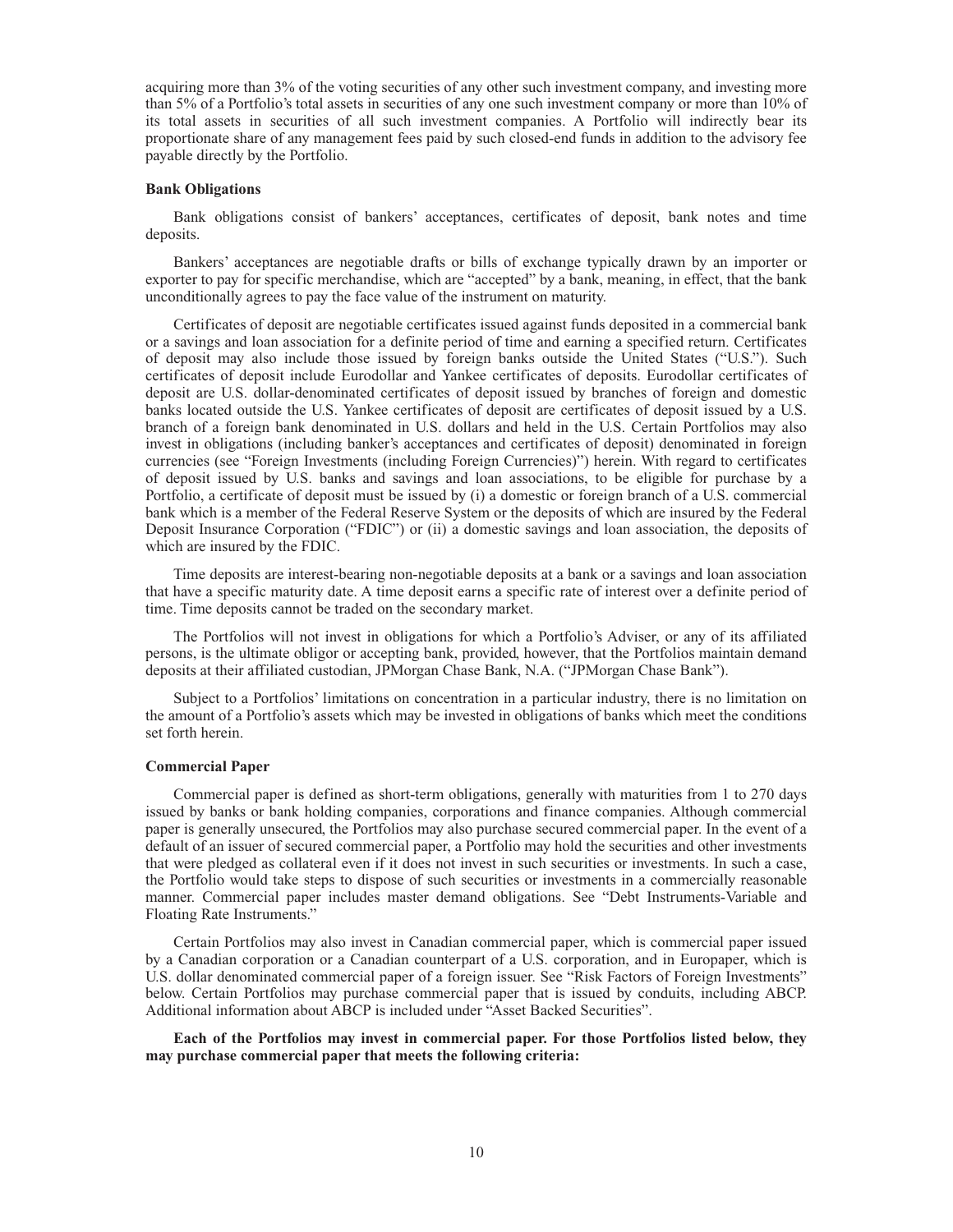acquiring more than 3% of the voting securities of any other such investment company, and investing more than 5% of a Portfolio's total assets in securities of any one such investment company or more than 10% of its total assets in securities of all such investment companies. A Portfolio will indirectly bear its proportionate share of any management fees paid by such closed-end funds in addition to the advisory fee payable directly by the Portfolio.

### Bank Obligations

Bank obligations consist of bankers' acceptances, certificates of deposit, bank notes and time deposits.

Bankers' acceptances are negotiable drafts or bills of exchange typically drawn by an importer or exporter to pay for specific merchandise, which are "accepted" by a bank, meaning, in effect, that the bank unconditionally agrees to pay the face value of the instrument on maturity.

Certificates of deposit are negotiable certificates issued against funds deposited in a commercial bank or a savings and loan association for a definite period of time and earning a specified return. Certificates of deposit may also include those issued by foreign banks outside the United States ("U.S."). Such certificates of deposit include Eurodollar and Yankee certificates of deposits. Eurodollar certificates of deposit are U.S. dollar-denominated certificates of deposit issued by branches of foreign and domestic banks located outside the U.S. Yankee certificates of deposit are certificates of deposit issued by a U.S. branch of a foreign bank denominated in U.S. dollars and held in the U.S. Certain Portfolios may also invest in obligations (including banker's acceptances and certificates of deposit) denominated in foreign currencies (see "Foreign Investments (including Foreign Currencies)") herein. With regard to certificates of deposit issued by U.S. banks and savings and loan associations, to be eligible for purchase by a Portfolio, a certificate of deposit must be issued by (i) a domestic or foreign branch of a U.S. commercial bank which is a member of the Federal Reserve System or the deposits of which are insured by the Federal Deposit Insurance Corporation ("FDIC") or (ii) a domestic savings and loan association, the deposits of which are insured by the FDIC.

Time deposits are interest-bearing non-negotiable deposits at a bank or a savings and loan association that have a specific maturity date. A time deposit earns a specific rate of interest over a definite period of time. Time deposits cannot be traded on the secondary market.

The Portfolios will not invest in obligations for which a Portfolio's Adviser, or any of its affiliated persons, is the ultimate obligor or accepting bank, provided, however, that the Portfolios maintain demand deposits at their affiliated custodian, JPMorgan Chase Bank, N.A. ("JPMorgan Chase Bank").

Subject to a Portfolios' limitations on concentration in a particular industry, there is no limitation on the amount of a Portfolio's assets which may be invested in obligations of banks which meet the conditions set forth herein.

### Commercial Paper

Commercial paper is defined as short-term obligations, generally with maturities from 1 to 270 days issued by banks or bank holding companies, corporations and finance companies. Although commercial paper is generally unsecured, the Portfolios may also purchase secured commercial paper. In the event of a default of an issuer of secured commercial paper, a Portfolio may hold the securities and other investments that were pledged as collateral even if it does not invest in such securities or investments. In such a case, the Portfolio would take steps to dispose of such securities or investments in a commercially reasonable manner. Commercial paper includes master demand obligations. See "Debt Instruments-Variable and Floating Rate Instruments."

Certain Portfolios may also invest in Canadian commercial paper, which is commercial paper issued by a Canadian corporation or a Canadian counterpart of a U.S. corporation, and in Europaper, which is U.S. dollar denominated commercial paper of a foreign issuer. See "Risk Factors of Foreign Investments" below. Certain Portfolios may purchase commercial paper that is issued by conduits, including ABCP. Additional information about ABCP is included under "Asset Backed Securities".

**Each of the Portfolios may invest in commercial paper. For those Portfolios listed below, they may purchase commercial paper that meets the following criteria:**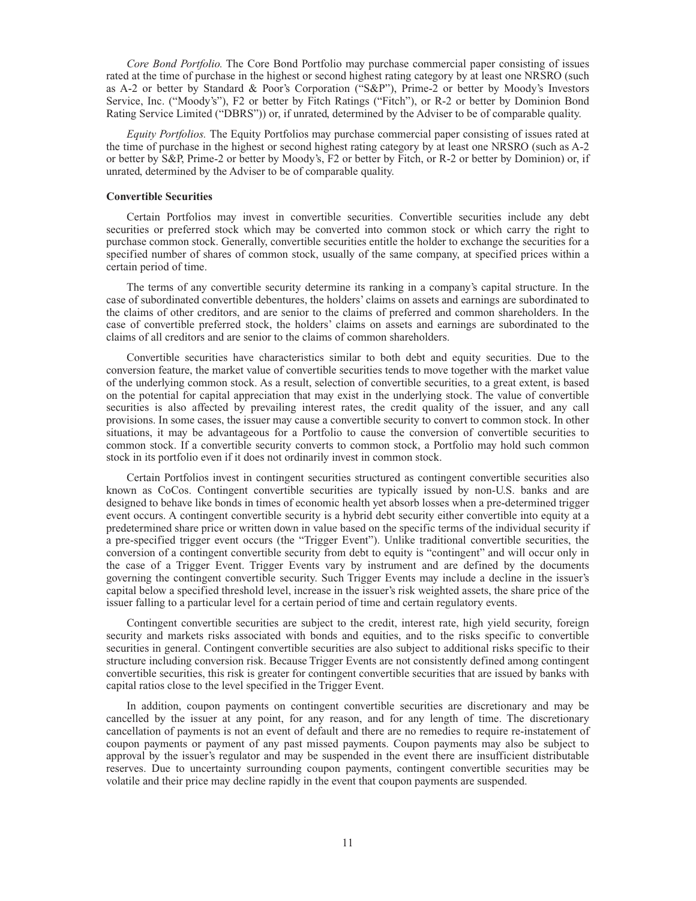*Core Bond Portfolio.* The Core Bond Portfolio may purchase commercial paper consisting of issues rated at the time of purchase in the highest or second highest rating category by at least one NRSRO (such as A-2 or better by Standard & Poor's Corporation ("S&P"), Prime-2 or better by Moody's Investors Service, Inc. ("Moody's"), F2 or better by Fitch Ratings ("Fitch"), or R-2 or better by Dominion Bond Rating Service Limited ("DBRS")) or, if unrated, determined by the Adviser to be of comparable quality.

*Equity Portfolios.* The Equity Portfolios may purchase commercial paper consisting of issues rated at the time of purchase in the highest or second highest rating category by at least one NRSRO (such as A-2 or better by S&P, Prime-2 or better by Moody's, F2 or better by Fitch, or R-2 or better by Dominion) or, if unrated, determined by the Adviser to be of comparable quality.

**Convertible Securities**

Certain Portfolios may invest in convertible securities. Convertible securities include any debt securities or preferred stock which may be converted into common stock or which carry the right to purchase common stock. Generally, convertible securities entitle the holder to exchange the securities for a specified number of shares of common stock, usually of the same company, at specified prices within a certain period of time.

The terms of any convertible security determine its ranking in a company's capital structure. In the case of subordinated convertible debentures, the holders' claims on assets and earnings are subordinated to the claims of other creditors, and are senior to the claims of preferred and common shareholders. In the case of convertible preferred stock, the holders' claims on assets and earnings are subordinated to the claims of all creditors and are senior to the claims of common shareholders.

Convertible securities have characteristics similar to both debt and equity securities. Due to the conversion feature, the market value of convertible securities tends to move together with the market value of the underlying common stock. As a result, selection of convertible securities, to a great extent, is based on the potential for capital appreciation that may exist in the underlying stock. The value of convertible securities is also affected by prevailing interest rates, the credit quality of the issuer, and any call provisions. In some cases, the issuer may cause a convertible security to convert to common stock. In other situations, it may be advantageous for a Portfolio to cause the conversion of convertible securities to common stock. If a convertible security converts to common stock, a Portfolio may hold such common stock in its portfolio even if it does not ordinarily invest in common stock.

Certain Portfolios invest in contingent securities structured as contingent convertible securities also known as CoCos. Contingent convertible securities are typically issued by non-U.S. banks and are designed to behave like bonds in times of economic health yet absorb losses when a pre-determined trigger event occurs. A contingent convertible security is a hybrid debt security either convertible into equity at a predetermined share price or written down in value based on the specific terms of the individual security if a pre-specified trigger event occurs (the "Trigger Event"). Unlike traditional convertible securities, the conversion of a contingent convertible security from debt to equity is "contingent" and will occur only in the case of a Trigger Event. Trigger Events vary by instrument and are defined by the documents governing the contingent convertible security. Such Trigger Events may include a decline in the issuer's capital below a specified threshold level, increase in the issuer's risk weighted assets, the share price of the issuer falling to a particular level for a certain period of time and certain regulatory events.

Contingent convertible securities are subject to the credit, interest rate, high yield security, foreign security and markets risks associated with bonds and equities, and to the risks specific to convertible securities in general. Contingent convertible securities are also subject to additional risks specific to their structure including conversion risk. Because Trigger Events are not consistently defined among contingent convertible securities, this risk is greater for contingent convertible securities that are issued by banks with capital ratios close to the level specified in the Trigger Event.

In addition, coupon payments on contingent convertible securities are discretionary and may be cancelled by the issuer at any point, for any reason, and for any length of time. The discretionary cancellation of payments is not an event of default and there are no remedies to require re-instatement of coupon payments or payment of any past missed payments. Coupon payments may also be subject to approval by the issuer's regulator and may be suspended in the event there are insufficient distributable reserves. Due to uncertainty surrounding coupon payments, contingent convertible securities may be volatile and their price may decline rapidly in the event that coupon payments are suspended.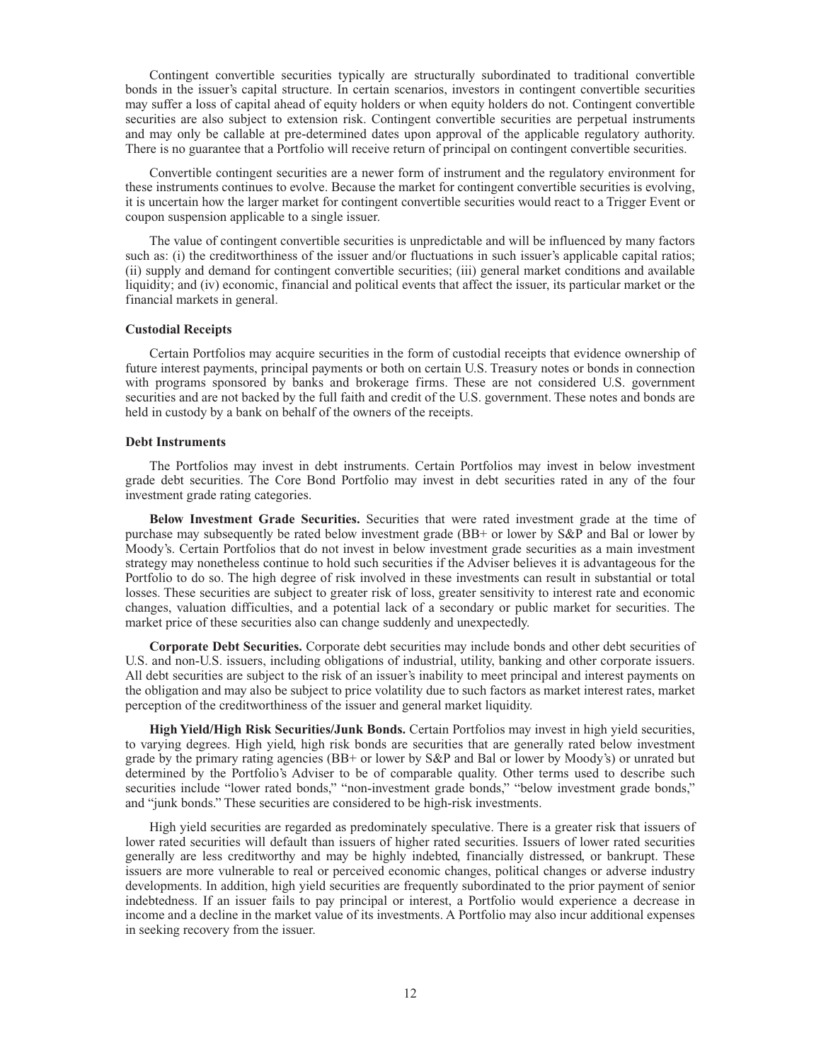Contingent convertible securities typically are structurally subordinated to traditional convertible bonds in the issuer's capital structure. In certain scenarios, investors in contingent convertible securities may suffer a loss of capital ahead of equity holders or when equity holders do not. Contingent convertible securities are also subject to extension risk. Contingent convertible securities are perpetual instruments and may only be callable at pre-determined dates upon approval of the applicable regulatory authority. There is no guarantee that a Portfolio will receive return of principal on contingent convertible securities.

Convertible contingent securities are a newer form of instrument and the regulatory environment for these instruments continues to evolve. Because the market for contingent convertible securities is evolving, it is uncertain how the larger market for contingent convertible securities would react to a Trigger Event or coupon suspension applicable to a single issuer.

The value of contingent convertible securities is unpredictable and will be influenced by many factors such as: (i) the creditworthiness of the issuer and/or fluctuations in such issuer's applicable capital ratios; (ii) supply and demand for contingent convertible securities; (iii) general market conditions and available liquidity; and (iv) economic, financial and political events that affect the issuer, its particular market or the financial markets in general.

### Custodial Receipts

Certain Portfolios may acquire securities in the form of custodial receipts that evidence ownership of future interest payments, principal payments or both on certain U.S. Treasury notes or bonds in connection with programs sponsored by banks and brokerage firms. These are not considered U.S. government securities and are not backed by the full faith and credit of the U.S. government. These notes and bonds are held in custody by a bank on behalf of the owners of the receipts.

### Debt Instruments

The Portfolios may invest in debt instruments. Certain Portfolios may invest in below investment grade debt securities. The Core Bond Portfolio may invest in debt securities rated in any of the four investment grade rating categories.

**Below Investment Grade Securities.** Securities that were rated investment grade at the time of purchase may subsequently be rated below investment grade (BB+ or lower by S&P and Ba1 or lower by Moody's. Certain Portfolios that do not invest in below investment grade securities as a main investment strategy may nonetheless continue to hold such securities if the Adviser believes it is advantageous for the Portfolio to do so. The high degree of risk involved in these investments can result in substantial or total losses. These securities are subject to greater risk of loss, greater sensitivity to interest rate and economic changes, valuation difficulties, and a potential lack of a secondary or public market for securities. The market price of these securities also can change suddenly and unexpectedly.

**Corporate Debt Securities.** Corporate debt securities may include bonds and other debt securities of U.S. and non-U.S. issuers, including obligations of industrial, utility, banking and other corporate issuers. All debt securities are subject to the risk of an issuer's inability to meet principal and interest payments on the obligation and may also be subject to price volatility due to such factors as market interest rates, market perception of the creditworthiness of the issuer and general market liquidity.

**High Yield/High Risk Securities/Junk Bonds.** Certain Portfolios may invest in high yield securities, to varying degrees. High yield, high risk bonds are securities that are generally rated below investment grade by the primary rating agencies (BB+ or lower by S&P and Ba1 or lower by Moody's) or unrated but determined by the Portfolio's Adviser to be of comparable quality. Other terms used to describe such securities include "lower rated bonds," "non-investment grade bonds," "below investment grade bonds," and "junk bonds." These securities are considered to be high-risk investments.

High yield securities are regarded as predominately speculative. There is a greater risk that issuers of lower rated securities will default than issuers of higher rated securities. Issuers of lower rated securities generally are less creditworthy and may be highly indebted, financially distressed, or bankrupt. These issuers are more vulnerable to real or perceived economic changes, political changes or adverse industry developments. In addition, high yield securities are frequently subordinated to the prior payment of senior indebtedness. If an issuer fails to pay principal or interest, a Portfolio would experience a decrease in income and a decline in the market value of its investments. A Portfolio may also incur additional expenses in seeking recovery from the issuer.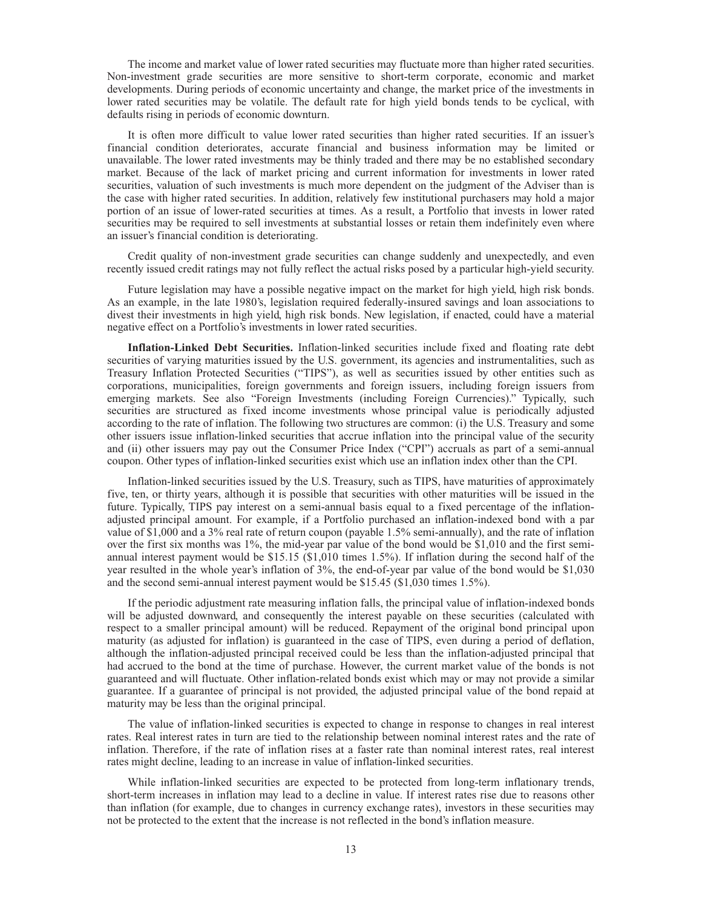The income and market value of lower rated securities may fluctuate more than higher rated securities. Non-investment grade securities are more sensitive to short-term corporate, economic and market developments. During periods of economic uncertainty and change, the market price of the investments in lower rated securities may be volatile. The default rate for high yield bonds tends to be cyclical, with defaults rising in periods of economic downturn.

It is often more difficult to value lower rated securities than higher rated securities. If an issuer's financial condition deteriorates, accurate financial and business information may be limited or unavailable. The lower rated investments may be thinly traded and there may be no established secondary market. Because of the lack of market pricing and current information for investments in lower rated securities, valuation of such investments is much more dependent on the judgment of the Adviser than is the case with higher rated securities. In addition, relatively few institutional purchasers may hold a major portion of an issue of lower-rated securities at times. As a result, a Portfolio that invests in lower rated securities may be required to sell investments at substantial losses or retain them indefinitely even where an issuer's financial condition is deteriorating.

Credit quality of non-investment grade securities can change suddenly and unexpectedly, and even recently issued credit ratings may not fully reflect the actual risks posed by a particular high-yield security.

Future legislation may have a possible negative impact on the market for high yield, high risk bonds. As an example, in the late 1980's, legislation required federally-insured savings and loan associations to divest their investments in high yield, high risk bonds. New legislation, if enacted, could have a material negative effect on a Portfolio's investments in lower rated securities.

**Inflation-Linked Debt Securities.** Inflation-linked securities include fixed and floating rate debt securities of varying maturities issued by the U.S. government, its agencies and instrumentalities, such as Treasury Inflation Protected Securities ("TIPS"), as well as securities issued by other entities such as corporations, municipalities, foreign governments and foreign issuers, including foreign issuers from emerging markets. See also "Foreign Investments (including Foreign Currencies)." Typically, such securities are structured as fixed income investments whose principal value is periodically adjusted according to the rate of inflation. The following two structures are common: (i) the U.S. Treasury and some other issuers issue inflation-linked securities that accrue inflation into the principal value of the security and (ii) other issuers may pay out the Consumer Price Index ("CPI") accruals as part of a semi-annual coupon. Other types of inflation-linked securities exist which use an inflation index other than the CPI.

Inflation-linked securities issued by the U.S. Treasury, such as TIPS, have maturities of approximately five, ten, or thirty years, although it is possible that securities with other maturities will be issued in the future. Typically, TIPS pay interest on a semi-annual basis equal to a fixed percentage of the inflation-adjusted principal amount. For example, if a Portfolio purchased an inflation-indexed bond with a par value of $1,000 and a 3% real rate of return coupon (payable 1.5% semi-annually), and the rate of inflation over the first six months was 1%, the mid-year par value of the bond would be $1,010 and the first semi-annual interest payment would be $15.15 ($1,010 times 1.5%). If inflation during the second half of the year resulted in the whole year's inflation of 3%, the end-of-year par value of the bond would be $1,030 and the second semi-annual interest payment would be $15.45 ($1,030 times 1.5%).

If the periodic adjustment rate measuring inflation falls, the principal value of inflation-indexed bonds will be adjusted downward, and consequently the interest payable on these securities (calculated with respect to a smaller principal amount) will be reduced. Repayment of the original bond principal upon maturity (as adjusted for inflation) is guaranteed in the case of TIPS, even during a period of deflation, although the inflation-adjusted principal received could be less than the inflation-adjusted principal that had accrued to the bond at the time of purchase. However, the current market value of the bonds is not guaranteed and will fluctuate. Other inflation-related bonds exist which may or may not provide a similar guarantee. If a guarantee of principal is not provided, the adjusted principal value of the bond repaid at maturity may be less than the original principal.

The value of inflation-linked securities is expected to change in response to changes in real interest rates. Real interest rates in turn are tied to the relationship between nominal interest rates and the rate of inflation. Therefore, if the rate of inflation rises at a faster rate than nominal interest rates, real interest rates might decline, leading to an increase in value of inflation-linked securities.

While inflation-linked securities are expected to be protected from long-term inflationary trends, short-term increases in inflation may lead to a decline in value. If interest rates rise due to reasons other than inflation (for example, due to changes in currency exchange rates), investors in these securities may not be protected to the extent that the increase is not reflected in the bond's inflation measure.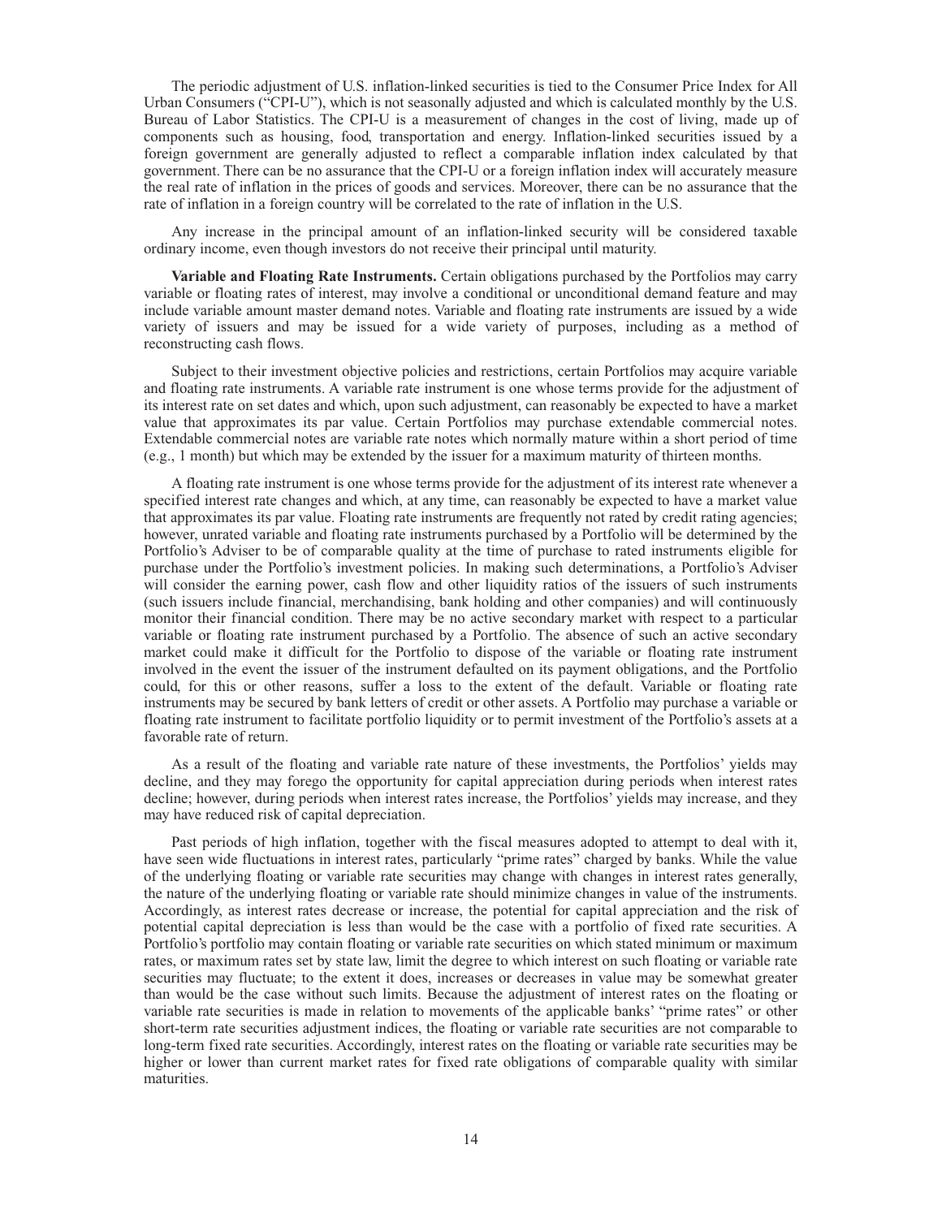The periodic adjustment of U.S. inflation-linked securities is tied to the Consumer Price Index for All Urban Consumers ("CPI-U"), which is not seasonally adjusted and which is calculated monthly by the U.S. Bureau of Labor Statistics. The CPI-U is a measurement of changes in the cost of living, made up of components such as housing, food, transportation and energy. Inflation-linked securities issued by a foreign government are generally adjusted to reflect a comparable inflation index calculated by that government. There can be no assurance that the CPI-U or a foreign inflation index will accurately measure the real rate of inflation in the prices of goods and services. Moreover, there can be no assurance that the rate of inflation in a foreign country will be correlated to the rate of inflation in the U.S.

Any increase in the principal amount of an inflation-linked security will be considered taxable ordinary income, even though investors do not receive their principal until maturity.

**Variable and Floating Rate Instruments.** Certain obligations purchased by the Portfolios may carry variable or floating rates of interest, may involve a conditional or unconditional demand feature and may include variable amount master demand notes. Variable and floating rate instruments are issued by a wide variety of issuers and may be issued for a wide variety of purposes, including as a method of reconstructing cash flows.

Subject to their investment objective policies and restrictions, certain Portfolios may acquire variable and floating rate instruments. A variable rate instrument is one whose terms provide for the adjustment of its interest rate on set dates and which, upon such adjustment, can reasonably be expected to have a market value that approximates its par value. Certain Portfolios may purchase extendable commercial notes. Extendable commercial notes are variable rate notes which normally mature within a short period of time (e.g., 1 month) but which may be extended by the issuer for a maximum maturity of thirteen months.

A floating rate instrument is one whose terms provide for the adjustment of its interest rate whenever a specified interest rate changes and which, at any time, can reasonably be expected to have a market value that approximates its par value. Floating rate instruments are frequently not rated by credit rating agencies; however, unrated variable and floating rate instruments purchased by a Portfolio will be determined by the Portfolio's Adviser to be of comparable quality at the time of purchase to rated instruments eligible for purchase under the Portfolio's investment policies. In making such determinations, a Portfolio's Adviser will consider the earning power, cash flow and other liquidity ratios of the issuers of such instruments (such issuers include financial, merchandising, bank holding and other companies) and will continuously monitor their financial condition. There may be no active secondary market with respect to a particular variable or floating rate instrument purchased by a Portfolio. The absence of such an active secondary market could make it difficult for the Portfolio to dispose of the variable or floating rate instrument involved in the event the issuer of the instrument defaulted on its payment obligations, and the Portfolio could, for this or other reasons, suffer a loss to the extent of the default. Variable or floating rate instruments may be secured by bank letters of credit or other assets. A Portfolio may purchase a variable or floating rate instrument to facilitate portfolio liquidity or to permit investment of the Portfolio's assets at a favorable rate of return.

As a result of the floating and variable rate nature of these investments, the Portfolios' yields may decline, and they may forego the opportunity for capital appreciation during periods when interest rates decline; however, during periods when interest rates increase, the Portfolios' yields may increase, and they may have reduced risk of capital depreciation.

Past periods of high inflation, together with the fiscal measures adopted to attempt to deal with it, have seen wide fluctuations in interest rates, particularly "prime rates" charged by banks. While the value of the underlying floating or variable rate securities may change with changes in interest rates generally, the nature of the underlying floating or variable rate should minimize changes in value of the instruments. Accordingly, as interest rates decrease or increase, the potential for capital appreciation and the risk of potential capital depreciation is less than would be the case with a portfolio of fixed rate securities. A Portfolio's portfolio may contain floating or variable rate securities on which stated minimum or maximum rates, or maximum rates set by state law, limit the degree to which interest on such floating or variable rate securities may fluctuate; to the extent it does, increases or decreases in value may be somewhat greater than would be the case without such limits. Because the adjustment of interest rates on the floating or variable rate securities is made in relation to movements of the applicable banks' "prime rates" or other short-term rate securities adjustment indices, the floating or variable rate securities are not comparable to long-term fixed rate securities. Accordingly, interest rates on the floating or variable rate securities may be higher or lower than current market rates for fixed rate obligations of comparable quality with similar maturities.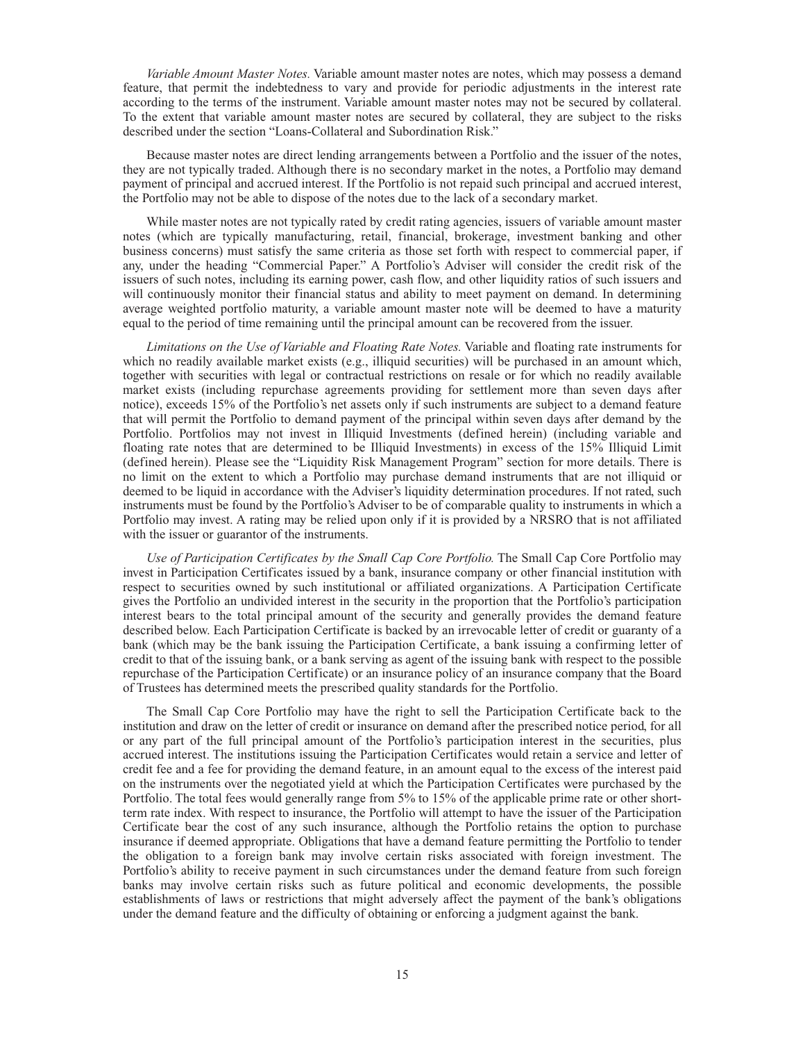*Variable Amount Master Notes.* Variable amount master notes are notes, which may possess a demand feature, that permit the indebtedness to vary and provide for periodic adjustments in the interest rate according to the terms of the instrument. Variable amount master notes may not be secured by collateral. To the extent that variable amount master notes are secured by collateral, they are subject to the risks described under the section "Loans-Collateral and Subordination Risk."

Because master notes are direct lending arrangements between a Portfolio and the issuer of the notes, they are not typically traded. Although there is no secondary market in the notes, a Portfolio may demand payment of principal and accrued interest. If the Portfolio is not repaid such principal and accrued interest, the Portfolio may not be able to dispose of the notes due to the lack of a secondary market.

While master notes are not typically rated by credit rating agencies, issuers of variable amount master notes (which are typically manufacturing, retail, financial, brokerage, investment banking and other business concerns) must satisfy the same criteria as those set forth with respect to commercial paper, if any, under the heading "Commercial Paper." A Portfolio's Adviser will consider the credit risk of the issuers of such notes, including its earning power, cash flow, and other liquidity ratios of such issuers and will continuously monitor their financial status and ability to meet payment on demand. In determining average weighted portfolio maturity, a variable amount master note will be deemed to have a maturity equal to the period of time remaining until the principal amount can be recovered from the issuer.

*Limitations on the Use of Variable and Floating Rate Notes.* Variable and floating rate instruments for which no readily available market exists (e.g., illiquid securities) will be purchased in an amount which, together with securities with legal or contractual restrictions on resale or for which no readily available market exists (including repurchase agreements providing for settlement more than seven days after notice), exceeds 15% of the Portfolio's net assets only if such instruments are subject to a demand feature that will permit the Portfolio to demand payment of the principal within seven days after demand by the Portfolio. Portfolios may not invest in Illiquid Investments (defined herein) (including variable and floating rate notes that are determined to be Illiquid Investments) in excess of the 15% Illiquid Limit (defined herein). Please see the "Liquidity Risk Management Program" section for more details. There is no limit on the extent to which a Portfolio may purchase demand instruments that are not illiquid or deemed to be liquid in accordance with the Adviser's liquidity determination procedures. If not rated, such instruments must be found by the Portfolio's Adviser to be of comparable quality to instruments in which a Portfolio may invest. A rating may be relied upon only if it is provided by a NRSRO that is not affiliated with the issuer or guarantor of the instruments.

*Use of Participation Certificates by the Small Cap Core Portfolio.* The Small Cap Core Portfolio may invest in Participation Certificates issued by a bank, insurance company or other financial institution with respect to securities owned by such institutional or affiliated organizations. A Participation Certificate gives the Portfolio an undivided interest in the security in the proportion that the Portfolio's participation interest bears to the total principal amount of the security and generally provides the demand feature described below. Each Participation Certificate is backed by an irrevocable letter of credit or guaranty of a bank (which may be the bank issuing the Participation Certificate, a bank issuing a confirming letter of credit to that of the issuing bank, or a bank serving as agent of the issuing bank with respect to the possible repurchase of the Participation Certificate) or an insurance policy of an insurance company that the Board of Trustees has determined meets the prescribed quality standards for the Portfolio.

The Small Cap Core Portfolio may have the right to sell the Participation Certificate back to the institution and draw on the letter of credit or insurance on demand after the prescribed notice period, for all or any part of the full principal amount of the Portfolio's participation interest in the securities, plus accrued interest. The institutions issuing the Participation Certificates would retain a service and letter of credit fee and a fee for providing the demand feature, in an amount equal to the excess of the interest paid on the instruments over the negotiated yield at which the Participation Certificates were purchased by the Portfolio. The total fees would generally range from 5% to 15% of the applicable prime rate or other short-term rate index. With respect to insurance, the Portfolio will attempt to have the issuer of the Participation Certificate bear the cost of any such insurance, although the Portfolio retains the option to purchase insurance if deemed appropriate. Obligations that have a demand feature permitting the Portfolio to tender the obligation to a foreign bank may involve certain risks associated with foreign investment. The Portfolio's ability to receive payment in such circumstances under the demand feature from such foreign banks may involve certain risks such as future political and economic developments, the possible establishments of laws or restrictions that might adversely affect the payment of the bank's obligations under the demand feature and the difficulty of obtaining or enforcing a judgment against the bank.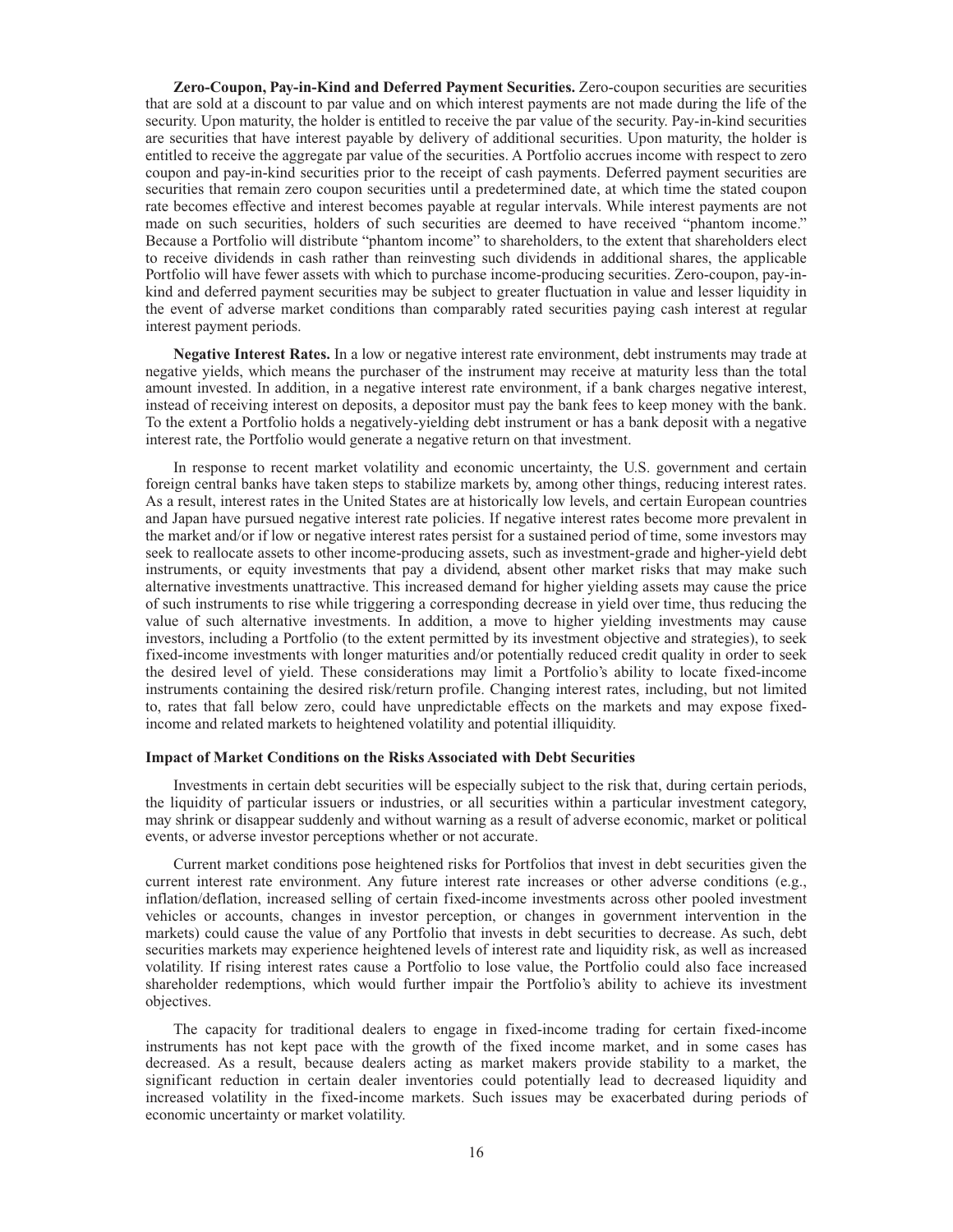**Zero-Coupon, Pay-in-Kind and Deferred Payment Securities.** Zero-coupon securities are securities that are sold at a discount to par value and on which interest payments are not made during the life of the security. Upon maturity, the holder is entitled to receive the par value of the security. Pay-in-kind securities are securities that have interest payable by delivery of additional securities. Upon maturity, the holder is entitled to receive the aggregate par value of the securities. A Portfolio accrues income with respect to zero coupon and pay-in-kind securities prior to the receipt of cash payments. Deferred payment securities are securities that remain zero coupon securities until a predetermined date, at which time the stated coupon rate becomes effective and interest becomes payable at regular intervals. While interest payments are not made on such securities, holders of such securities are deemed to have received "phantom income." Because a Portfolio will distribute "phantom income" to shareholders, to the extent that shareholders elect to receive dividends in cash rather than reinvesting such dividends in additional shares, the applicable Portfolio will have fewer assets with which to purchase income-producing securities. Zero-coupon, pay-in-kind and deferred payment securities may be subject to greater fluctuation in value and lesser liquidity in the event of adverse market conditions than comparably rated securities paying cash interest at regular interest payment periods.

**Negative Interest Rates.** In a low or negative interest rate environment, debt instruments may trade at negative yields, which means the purchaser of the instrument may receive at maturity less than the total amount invested. In addition, in a negative interest rate environment, if a bank charges negative interest, instead of receiving interest on deposits, a depositor must pay the bank fees to keep money with the bank. To the extent a Portfolio holds a negatively-yielding debt instrument or has a bank deposit with a negative interest rate, the Portfolio would generate a negative return on that investment.

In response to recent market volatility and economic uncertainty, the U.S. government and certain foreign central banks have taken steps to stabilize markets by, among other things, reducing interest rates. As a result, interest rates in the United States are at historically low levels, and certain European countries and Japan have pursued negative interest rate policies. If negative interest rates become more prevalent in the market and/or if low or negative interest rates persist for a sustained period of time, some investors may seek to reallocate assets to other income-producing assets, such as investment-grade and higher-yield debt instruments, or equity investments that pay a dividend, absent other market risks that may make such alternative investments unattractive. This increased demand for higher yielding assets may cause the price of such instruments to rise while triggering a corresponding decrease in yield over time, thus reducing the value of such alternative investments. In addition, a move to higher yielding investments may cause investors, including a Portfolio (to the extent permitted by its investment objective and strategies), to seek fixed-income investments with longer maturities and/or potentially reduced credit quality in order to seek the desired level of yield. These considerations may limit a Portfolio's ability to locate fixed-income instruments containing the desired risk/return profile. Changing interest rates, including, but not limited to, rates that fall below zero, could have unpredictable effects on the markets and may expose fixed-income and related markets to heightened volatility and potential illiquidity.

#### Impact of Market Conditions on the Risks Associated with Debt Securities

Investments in certain debt securities will be especially subject to the risk that, during certain periods, the liquidity of particular issuers or industries, or all securities within a particular investment category, may shrink or disappear suddenly and without warning as a result of adverse economic, market or political events, or adverse investor perceptions whether or not accurate.

Current market conditions pose heightened risks for Portfolios that invest in debt securities given the current interest rate environment. Any future interest rate increases or other adverse conditions (e.g., inflation/deflation, increased selling of certain fixed-income investments across other pooled investment vehicles or accounts, changes in investor perception, or changes in government intervention in the markets) could cause the value of any Portfolio that invests in debt securities to decrease. As such, debt securities markets may experience heightened levels of interest rate and liquidity risk, as well as increased volatility. If rising interest rates cause a Portfolio to lose value, the Portfolio could also face increased shareholder redemptions, which would further impair the Portfolio's ability to achieve its investment objectives.

The capacity for traditional dealers to engage in fixed-income trading for certain fixed-income instruments has not kept pace with the growth of the fixed income market, and in some cases has decreased. As a result, because dealers acting as market makers provide stability to a market, the significant reduction in certain dealer inventories could potentially lead to decreased liquidity and increased volatility in the fixed-income markets. Such issues may be exacerbated during periods of economic uncertainty or market volatility.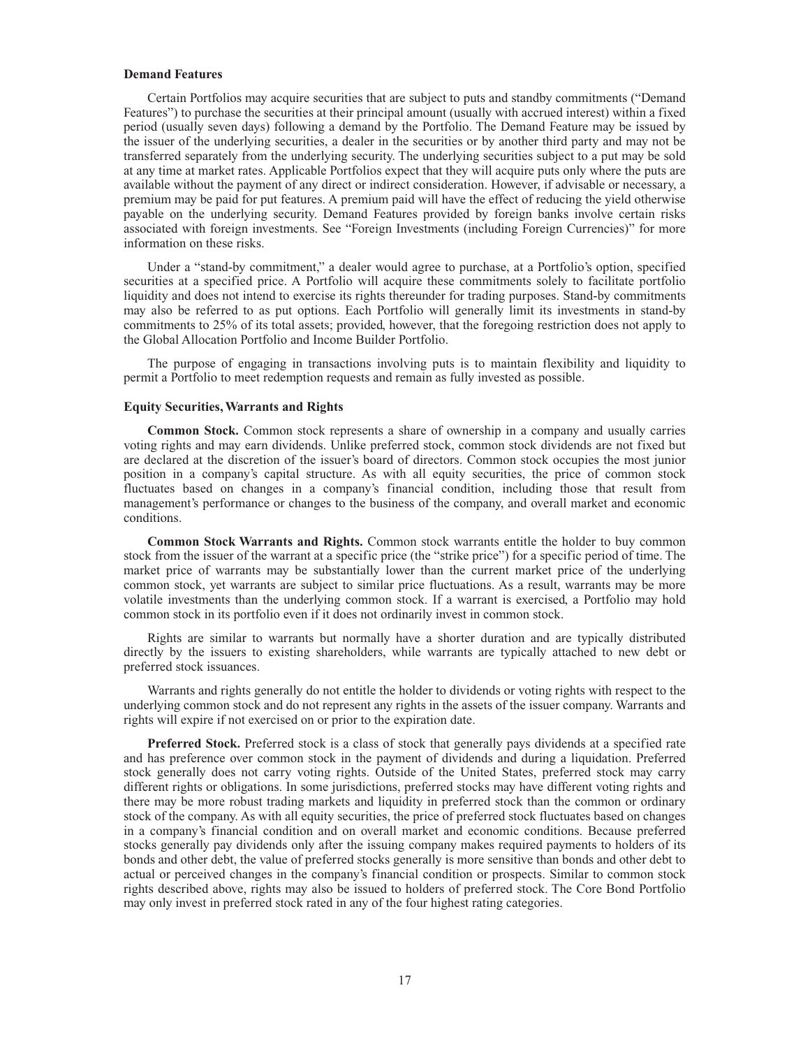**Demand Features**

Certain Portfolios may acquire securities that are subject to puts and standby commitments ("Demand Features") to purchase the securities at their principal amount (usually with accrued interest) within a fixed period (usually seven days) following a demand by the Portfolio. The Demand Feature may be issued by the issuer of the underlying securities, a dealer in the securities or by another third party and may not be transferred separately from the underlying security. The underlying securities subject to a put may be sold at any time at market rates. Applicable Portfolios expect that they will acquire puts only where the puts are available without the payment of any direct or indirect consideration. However, if advisable or necessary, a premium may be paid for put features. A premium paid will have the effect of reducing the yield otherwise payable on the underlying security. Demand Features provided by foreign banks involve certain risks associated with foreign investments. See "Foreign Investments (including Foreign Currencies)" for more information on these risks.

Under a "stand-by commitment," a dealer would agree to purchase, at a Portfolio's option, specified securities at a specified price. A Portfolio will acquire these commitments solely to facilitate portfolio liquidity and does not intend to exercise its rights thereunder for trading purposes. Stand-by commitments may also be referred to as put options. Each Portfolio will generally limit its investments in stand-by commitments to 25% of its total assets; provided, however, that the foregoing restriction does not apply to the Global Allocation Portfolio and Income Builder Portfolio.

The purpose of engaging in transactions involving puts is to maintain flexibility and liquidity to permit a Portfolio to meet redemption requests and remain as fully invested as possible.

**Equity Securities, Warrants and Rights**

**Common Stock.** Common stock represents a share of ownership in a company and usually carries voting rights and may earn dividends. Unlike preferred stock, common stock dividends are not fixed but are declared at the discretion of the issuer's board of directors. Common stock occupies the most junior position in a company's capital structure. As with all equity securities, the price of common stock fluctuates based on changes in a company's financial condition, including those that result from management's performance or changes to the business of the company, and overall market and economic conditions.

**Common Stock Warrants and Rights.** Common stock warrants entitle the holder to buy common stock from the issuer of the warrant at a specific price (the "strike price") for a specific period of time. The market price of warrants may be substantially lower than the current market price of the underlying common stock, yet warrants are subject to similar price fluctuations. As a result, warrants may be more volatile investments than the underlying common stock. If a warrant is exercised, a Portfolio may hold common stock in its portfolio even if it does not ordinarily invest in common stock.

Rights are similar to warrants but normally have a shorter duration and are typically distributed directly by the issuers to existing shareholders, while warrants are typically attached to new debt or preferred stock issuances.

Warrants and rights generally do not entitle the holder to dividends or voting rights with respect to the underlying common stock and do not represent any rights in the assets of the issuer company. Warrants and rights will expire if not exercised on or prior to the expiration date.

**Preferred Stock.** Preferred stock is a class of stock that generally pays dividends at a specified rate and has preference over common stock in the payment of dividends and during a liquidation. Preferred stock generally does not carry voting rights. Outside of the United States, preferred stock may carry different rights or obligations. In some jurisdictions, preferred stocks may have different voting rights and there may be more robust trading markets and liquidity in preferred stock than the common or ordinary stock of the company. As with all equity securities, the price of preferred stock fluctuates based on changes in a company's financial condition and on overall market and economic conditions. Because preferred stocks generally pay dividends only after the issuing company makes required payments to holders of its bonds and other debt, the value of preferred stocks generally is more sensitive than bonds and other debt to actual or perceived changes in the company's financial condition or prospects. Similar to common stock rights described above, rights may also be issued to holders of preferred stock. The Core Bond Portfolio may only invest in preferred stock rated in any of the four highest rating categories.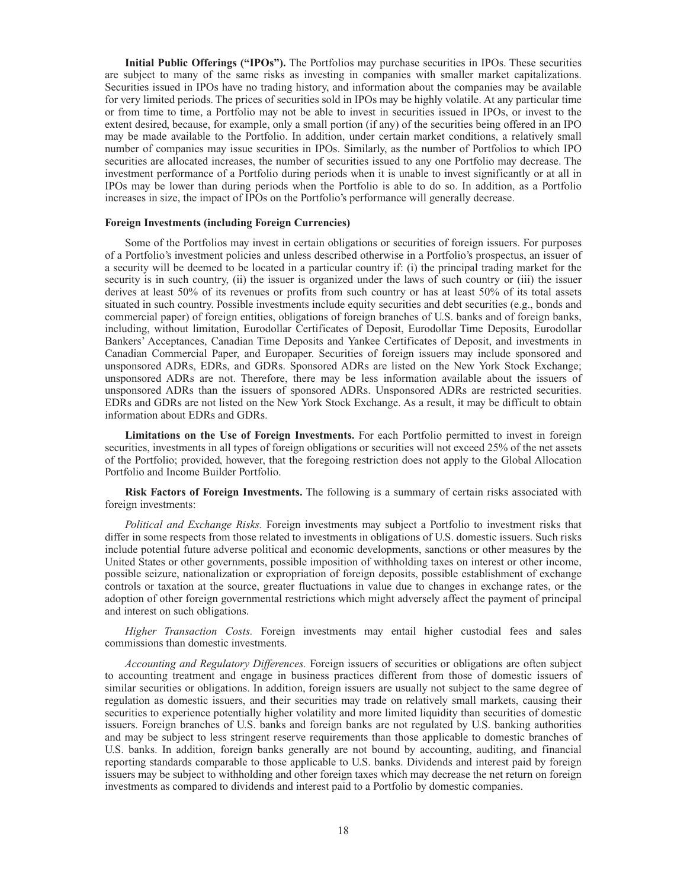**Initial Public Offerings ("IPOs").** The Portfolios may purchase securities in IPOs. These securities are subject to many of the same risks as investing in companies with smaller market capitalizations. Securities issued in IPOs have no trading history, and information about the companies may be available for very limited periods. The prices of securities sold in IPOs may be highly volatile. At any particular time or from time to time, a Portfolio may not be able to invest in securities issued in IPOs, or invest to the extent desired, because, for example, only a small portion (if any) of the securities being offered in an IPO may be made available to the Portfolio. In addition, under certain market conditions, a relatively small number of companies may issue securities in IPOs. Similarly, as the number of Portfolios to which IPO securities are allocated increases, the number of securities issued to any one Portfolio may decrease. The investment performance of a Portfolio during periods when it is unable to invest significantly or at all in IPOs may be lower than during periods when the Portfolio is able to do so. In addition, as a Portfolio increases in size, the impact of IPOs on the Portfolio's performance will generally decrease.

### Foreign Investments (including Foreign Currencies)

Some of the Portfolios may invest in certain obligations or securities of foreign issuers. For purposes of a Portfolio's investment policies and unless described otherwise in a Portfolio's prospectus, an issuer of a security will be deemed to be located in a particular country if: (i) the principal trading market for the security is in such country, (ii) the issuer is organized under the laws of such country or (iii) the issuer derives at least 50% of its revenues or profits from such country or has at least 50% of its total assets situated in such country. Possible investments include equity securities and debt securities (e.g., bonds and commercial paper) of foreign entities, obligations of foreign branches of U.S. banks and of foreign banks, including, without limitation, Eurodollar Certificates of Deposit, Eurodollar Time Deposits, Eurodollar Bankers' Acceptances, Canadian Time Deposits and Yankee Certificates of Deposit, and investments in Canadian Commercial Paper, and Europaper. Securities of foreign issuers may include sponsored and unsponsored ADRs, EDRs, and GDRs. Sponsored ADRs are listed on the New York Stock Exchange; unsponsored ADRs are not. Therefore, there may be less information available about the issuers of unsponsored ADRs than the issuers of sponsored ADRs. Unsponsored ADRs are restricted securities. EDRs and GDRs are not listed on the New York Stock Exchange. As a result, it may be difficult to obtain information about EDRs and GDRs.

**Limitations on the Use of Foreign Investments.** For each Portfolio permitted to invest in foreign securities, investments in all types of foreign obligations or securities will not exceed 25% of the net assets of the Portfolio; provided, however, that the foregoing restriction does not apply to the Global Allocation Portfolio and Income Builder Portfolio.

**Risk Factors of Foreign Investments.** The following is a summary of certain risks associated with foreign investments:

*Political and Exchange Risks.* Foreign investments may subject a Portfolio to investment risks that differ in some respects from those related to investments in obligations of U.S. domestic issuers. Such risks include potential future adverse political and economic developments, sanctions or other measures by the United States or other governments, possible imposition of withholding taxes on interest or other income, possible seizure, nationalization or expropriation of foreign deposits, possible establishment of exchange controls or taxation at the source, greater fluctuations in value due to changes in exchange rates, or the adoption of other foreign governmental restrictions which might adversely affect the payment of principal and interest on such obligations.

*Higher Transaction Costs.* Foreign investments may entail higher custodial fees and sales commissions than domestic investments.

*Accounting and Regulatory Differences.* Foreign issuers of securities or obligations are often subject to accounting treatment and engage in business practices different from those of domestic issuers of similar securities or obligations. In addition, foreign issuers are usually not subject to the same degree of regulation as domestic issuers, and their securities may trade on relatively small markets, causing their securities to experience potentially higher volatility and more limited liquidity than securities of domestic issuers. Foreign branches of U.S. banks and foreign banks are not regulated by U.S. banking authorities and may be subject to less stringent reserve requirements than those applicable to domestic branches of U.S. banks. In addition, foreign banks generally are not bound by accounting, auditing, and financial reporting standards comparable to those applicable to U.S. banks. Dividends and interest paid by foreign issuers may be subject to withholding and other foreign taxes which may decrease the net return on foreign investments as compared to dividends and interest paid to a Portfolio by domestic companies.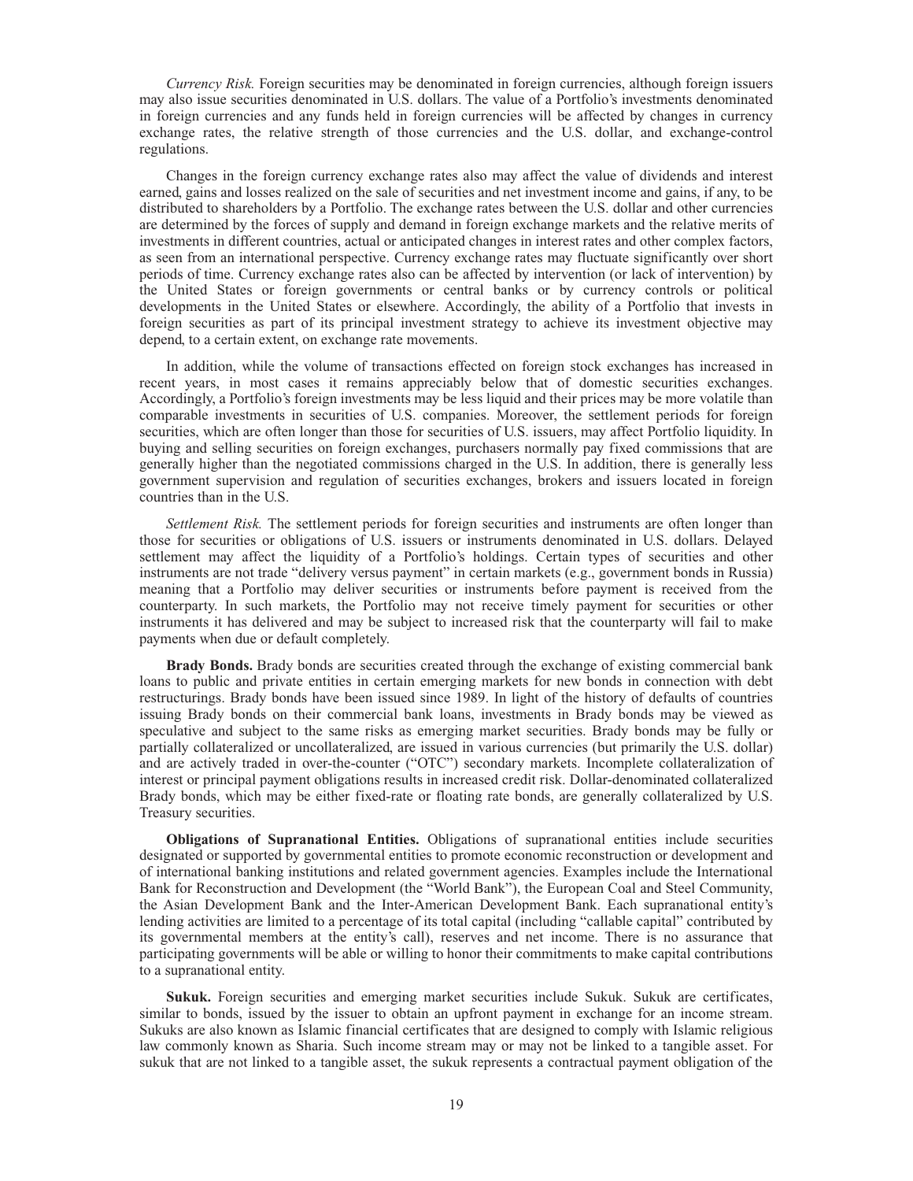*Currency Risk.* Foreign securities may be denominated in foreign currencies, although foreign issuers may also issue securities denominated in U.S. dollars. The value of a Portfolio's investments denominated in foreign currencies and any funds held in foreign currencies will be affected by changes in currency exchange rates, the relative strength of those currencies and the U.S. dollar, and exchange-control regulations.

Changes in the foreign currency exchange rates also may affect the value of dividends and interest earned, gains and losses realized on the sale of securities and net investment income and gains, if any, to be distributed to shareholders by a Portfolio. The exchange rates between the U.S. dollar and other currencies are determined by the forces of supply and demand in foreign exchange markets and the relative merits of investments in different countries, actual or anticipated changes in interest rates and other complex factors, as seen from an international perspective. Currency exchange rates may fluctuate significantly over short periods of time. Currency exchange rates also can be affected by intervention (or lack of intervention) by the United States or foreign governments or central banks or by currency controls or political developments in the United States or elsewhere. Accordingly, the ability of a Portfolio that invests in foreign securities as part of its principal investment strategy to achieve its investment objective may depend, to a certain extent, on exchange rate movements.

In addition, while the volume of transactions effected on foreign stock exchanges has increased in recent years, in most cases it remains appreciably below that of domestic securities exchanges. Accordingly, a Portfolio's foreign investments may be less liquid and their prices may be more volatile than comparable investments in securities of U.S. companies. Moreover, the settlement periods for foreign securities, which are often longer than those for securities of U.S. issuers, may affect Portfolio liquidity. In buying and selling securities on foreign exchanges, purchasers normally pay fixed commissions that are generally higher than the negotiated commissions charged in the U.S. In addition, there is generally less government supervision and regulation of securities exchanges, brokers and issuers located in foreign countries than in the U.S.

*Settlement Risk.* The settlement periods for foreign securities and instruments are often longer than those for securities or obligations of U.S. issuers or instruments denominated in U.S. dollars. Delayed settlement may affect the liquidity of a Portfolio's holdings. Certain types of securities and other instruments are not trade "delivery versus payment" in certain markets (e.g., government bonds in Russia) meaning that a Portfolio may deliver securities or instruments before payment is received from the counterparty. In such markets, the Portfolio may not receive timely payment for securities or other instruments it has delivered and may be subject to increased risk that the counterparty will fail to make payments when due or default completely.

**Brady Bonds.** Brady bonds are securities created through the exchange of existing commercial bank loans to public and private entities in certain emerging markets for new bonds in connection with debt restructurings. Brady bonds have been issued since 1989. In light of the history of defaults of countries issuing Brady bonds on their commercial bank loans, investments in Brady bonds may be viewed as speculative and subject to the same risks as emerging market securities. Brady bonds may be fully or partially collateralized or uncollateralized, are issued in various currencies (but primarily the U.S. dollar) and are actively traded in over-the-counter ("OTC") secondary markets. Incomplete collateralization of interest or principal payment obligations results in increased credit risk. Dollar-denominated collateralized Brady bonds, which may be either fixed-rate or floating rate bonds, are generally collateralized by U.S. Treasury securities.

**Obligations of Supranational Entities.** Obligations of supranational entities include securities designated or supported by governmental entities to promote economic reconstruction or development and of international banking institutions and related government agencies. Examples include the International Bank for Reconstruction and Development (the "World Bank"), the European Coal and Steel Community, the Asian Development Bank and the Inter-American Development Bank. Each supranational entity's lending activities are limited to a percentage of its total capital (including "callable capital" contributed by its governmental members at the entity's call), reserves and net income. There is no assurance that participating governments will be able or willing to honor their commitments to make capital contributions to a supranational entity.

**Sukuk.** Foreign securities and emerging market securities include Sukuk. Sukuk are certificates, similar to bonds, issued by the issuer to obtain an upfront payment in exchange for an income stream. Sukuks are also known as Islamic financial certificates that are designed to comply with Islamic religious law commonly known as Sharia. Such income stream may or may not be linked to a tangible asset. For sukuk that are not linked to a tangible asset, the sukuk represents a contractual payment obligation of the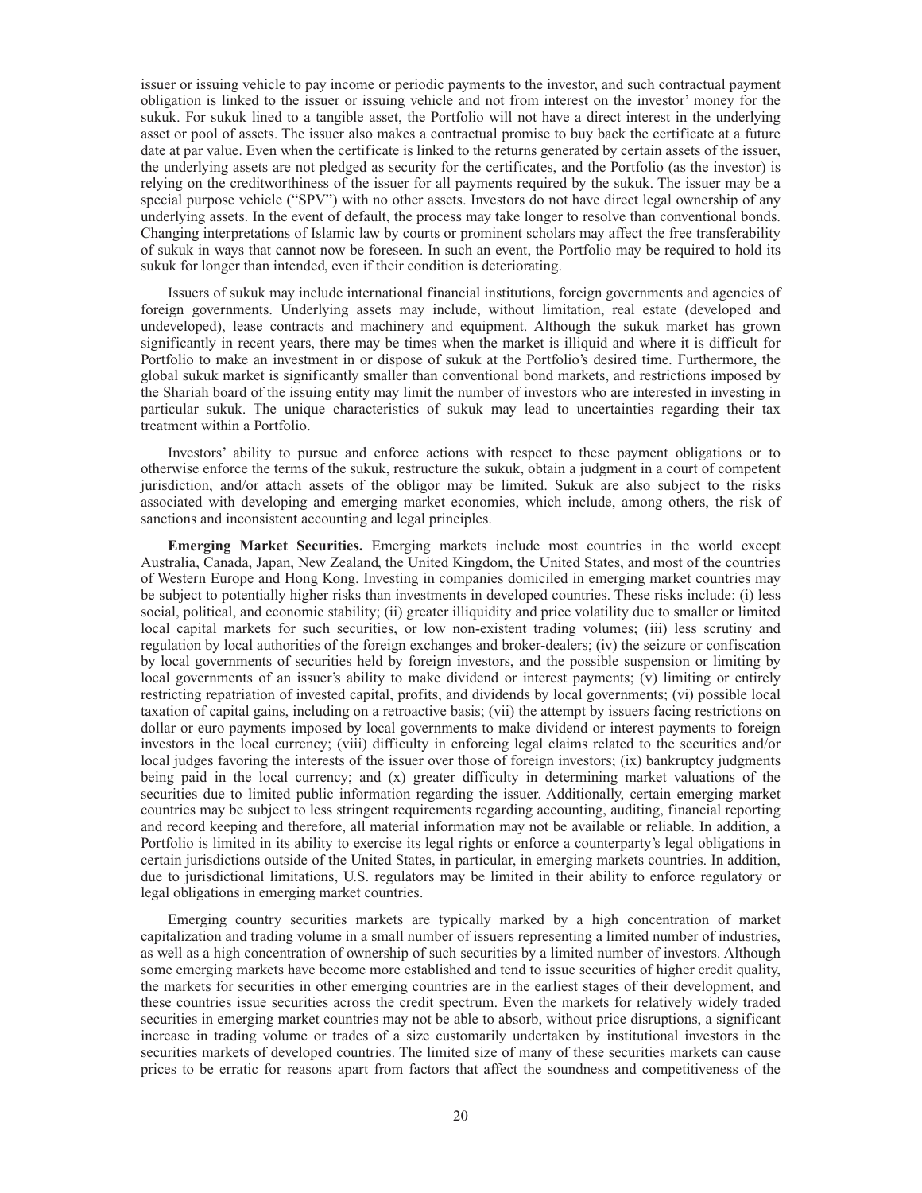issuer or issuing vehicle to pay income or periodic payments to the investor, and such contractual payment obligation is linked to the issuer or issuing vehicle and not from interest on the investor' money for the sukuk. For sukuk lined to a tangible asset, the Portfolio will not have a direct interest in the underlying asset or pool of assets. The issuer also makes a contractual promise to buy back the certificate at a future date at par value. Even when the certificate is linked to the returns generated by certain assets of the issuer, the underlying assets are not pledged as security for the certificates, and the Portfolio (as the investor) is relying on the creditworthiness of the issuer for all payments required by the sukuk. The issuer may be a special purpose vehicle ("SPV") with no other assets. Investors do not have direct legal ownership of any underlying assets. In the event of default, the process may take longer to resolve than conventional bonds. Changing interpretations of Islamic law by courts or prominent scholars may affect the free transferability of sukuk in ways that cannot now be foreseen. In such an event, the Portfolio may be required to hold its sukuk for longer than intended, even if their condition is deteriorating.

Issuers of sukuk may include international financial institutions, foreign governments and agencies of foreign governments. Underlying assets may include, without limitation, real estate (developed and undeveloped), lease contracts and machinery and equipment. Although the sukuk market has grown significantly in recent years, there may be times when the market is illiquid and where it is difficult for Portfolio to make an investment in or dispose of sukuk at the Portfolio's desired time. Furthermore, the global sukuk market is significantly smaller than conventional bond markets, and restrictions imposed by the Shariah board of the issuing entity may limit the number of investors who are interested in investing in particular sukuk. The unique characteristics of sukuk may lead to uncertainties regarding their tax treatment within a Portfolio.

Investors' ability to pursue and enforce actions with respect to these payment obligations or to otherwise enforce the terms of the sukuk, restructure the sukuk, obtain a judgment in a court of competent jurisdiction, and/or attach assets of the obligor may be limited. Sukuk are also subject to the risks associated with developing and emerging market economies, which include, among others, the risk of sanctions and inconsistent accounting and legal principles.

**Emerging Market Securities.** Emerging markets include most countries in the world except Australia, Canada, Japan, New Zealand, the United Kingdom, the United States, and most of the countries of Western Europe and Hong Kong. Investing in companies domiciled in emerging market countries may be subject to potentially higher risks than investments in developed countries. These risks include: (i) less social, political, and economic stability; (ii) greater illiquidity and price volatility due to smaller or limited local capital markets for such securities, or low non-existent trading volumes; (iii) less scrutiny and regulation by local authorities of the foreign exchanges and broker-dealers; (iv) the seizure or confiscation by local governments of securities held by foreign investors, and the possible suspension or limiting by local governments of an issuer's ability to make dividend or interest payments; (v) limiting or entirely restricting repatriation of invested capital, profits, and dividends by local governments; (vi) possible local taxation of capital gains, including on a retroactive basis; (vii) the attempt by issuers facing restrictions on dollar or euro payments imposed by local governments to make dividend or interest payments to foreign investors in the local currency; (viii) difficulty in enforcing legal claims related to the securities and/or local judges favoring the interests of the issuer over those of foreign investors; (ix) bankruptcy judgments being paid in the local currency; and (x) greater difficulty in determining market valuations of the securities due to limited public information regarding the issuer. Additionally, certain emerging market countries may be subject to less stringent requirements regarding accounting, auditing, financial reporting and record keeping and therefore, all material information may not be available or reliable. In addition, a Portfolio is limited in its ability to exercise its legal rights or enforce a counterparty's legal obligations in certain jurisdictions outside of the United States, in particular, in emerging markets countries. In addition, due to jurisdictional limitations, U.S. regulators may be limited in their ability to enforce regulatory or legal obligations in emerging market countries.

Emerging country securities markets are typically marked by a high concentration of market capitalization and trading volume in a small number of issuers representing a limited number of industries, as well as a high concentration of ownership of such securities by a limited number of investors. Although some emerging markets have become more established and tend to issue securities of higher credit quality, the markets for securities in other emerging countries are in the earliest stages of their development, and these countries issue securities across the credit spectrum. Even the markets for relatively widely traded securities in emerging market countries may not be able to absorb, without price disruptions, a significant increase in trading volume or trades of a size customarily undertaken by institutional investors in the securities markets of developed countries. The limited size of many of these securities markets can cause prices to be erratic for reasons apart from factors that affect the soundness and competitiveness of the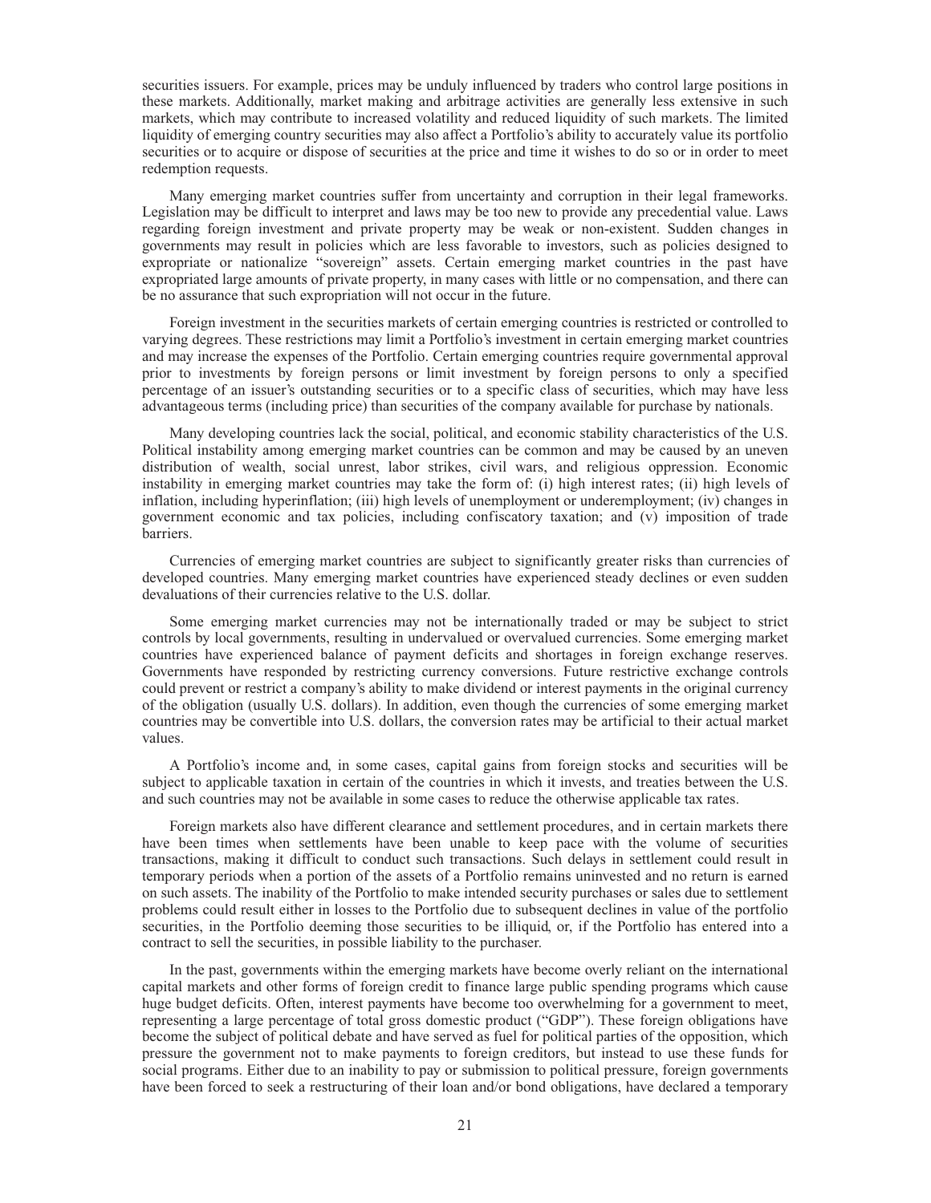securities issuers. For example, prices may be unduly influenced by traders who control large positions in these markets. Additionally, market making and arbitrage activities are generally less extensive in such markets, which may contribute to increased volatility and reduced liquidity of such markets. The limited liquidity of emerging country securities may also affect a Portfolio's ability to accurately value its portfolio securities or to acquire or dispose of securities at the price and time it wishes to do so or in order to meet redemption requests.

Many emerging market countries suffer from uncertainty and corruption in their legal frameworks. Legislation may be difficult to interpret and laws may be too new to provide any precedential value. Laws regarding foreign investment and private property may be weak or non-existent. Sudden changes in governments may result in policies which are less favorable to investors, such as policies designed to expropriate or nationalize "sovereign" assets. Certain emerging market countries in the past have expropriated large amounts of private property, in many cases with little or no compensation, and there can be no assurance that such expropriation will not occur in the future.

Foreign investment in the securities markets of certain emerging countries is restricted or controlled to varying degrees. These restrictions may limit a Portfolio's investment in certain emerging market countries and may increase the expenses of the Portfolio. Certain emerging countries require governmental approval prior to investments by foreign persons or limit investment by foreign persons to only a specified percentage of an issuer's outstanding securities or to a specific class of securities, which may have less advantageous terms (including price) than securities of the company available for purchase by nationals.

Many developing countries lack the social, political, and economic stability characteristics of the U.S. Political instability among emerging market countries can be common and may be caused by an uneven distribution of wealth, social unrest, labor strikes, civil wars, and religious oppression. Economic instability in emerging market countries may take the form of: (i) high interest rates; (ii) high levels of inflation, including hyperinflation; (iii) high levels of unemployment or underemployment; (iv) changes in government economic and tax policies, including confiscatory taxation; and (v) imposition of trade barriers.

Currencies of emerging market countries are subject to significantly greater risks than currencies of developed countries. Many emerging market countries have experienced steady declines or even sudden devaluations of their currencies relative to the U.S. dollar.

Some emerging market currencies may not be internationally traded or may be subject to strict controls by local governments, resulting in undervalued or overvalued currencies. Some emerging market countries have experienced balance of payment deficits and shortages in foreign exchange reserves. Governments have responded by restricting currency conversions. Future restrictive exchange controls could prevent or restrict a company's ability to make dividend or interest payments in the original currency of the obligation (usually U.S. dollars). In addition, even though the currencies of some emerging market countries may be convertible into U.S. dollars, the conversion rates may be artificial to their actual market values.

A Portfolio's income and, in some cases, capital gains from foreign stocks and securities will be subject to applicable taxation in certain of the countries in which it invests, and treaties between the U.S. and such countries may not be available in some cases to reduce the otherwise applicable tax rates.

Foreign markets also have different clearance and settlement procedures, and in certain markets there have been times when settlements have been unable to keep pace with the volume of securities transactions, making it difficult to conduct such transactions. Such delays in settlement could result in temporary periods when a portion of the assets of a Portfolio remains uninvested and no return is earned on such assets. The inability of the Portfolio to make intended security purchases or sales due to settlement problems could result either in losses to the Portfolio due to subsequent declines in value of the portfolio securities, in the Portfolio deeming those securities to be illiquid, or, if the Portfolio has entered into a contract to sell the securities, in possible liability to the purchaser.

In the past, governments within the emerging markets have become overly reliant on the international capital markets and other forms of foreign credit to finance large public spending programs which cause huge budget deficits. Often, interest payments have become too overwhelming for a government to meet, representing a large percentage of total gross domestic product ("GDP"). These foreign obligations have become the subject of political debate and have served as fuel for political parties of the opposition, which pressure the government not to make payments to foreign creditors, but instead to use these funds for social programs. Either due to an inability to pay or submission to political pressure, foreign governments have been forced to seek a restructuring of their loan and/or bond obligations, have declared a temporary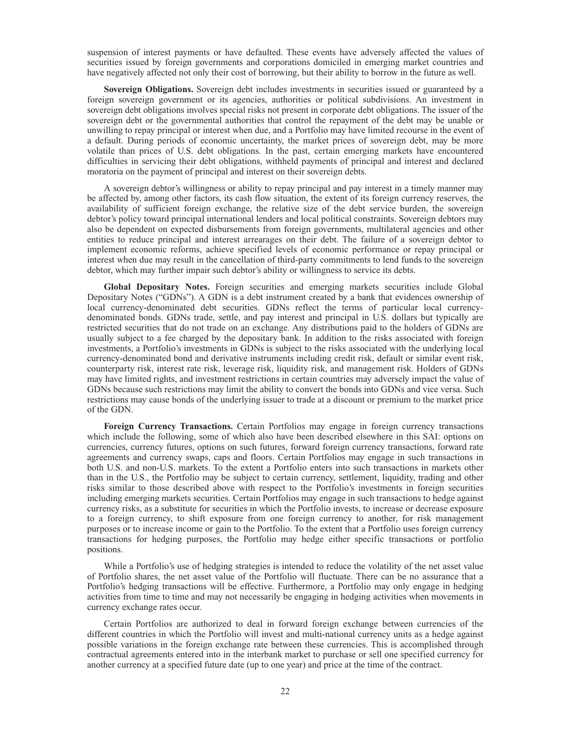suspension of interest payments or have defaulted. These events have adversely affected the values of securities issued by foreign governments and corporations domiciled in emerging market countries and have negatively affected not only their cost of borrowing, but their ability to borrow in the future as well.

**Sovereign Obligations.** Sovereign debt includes investments in securities issued or guaranteed by a foreign sovereign government or its agencies, authorities or political subdivisions. An investment in sovereign debt obligations involves special risks not present in corporate debt obligations. The issuer of the sovereign debt or the governmental authorities that control the repayment of the debt may be unable or unwilling to repay principal or interest when due, and a Portfolio may have limited recourse in the event of a default. During periods of economic uncertainty, the market prices of sovereign debt, may be more volatile than prices of U.S. debt obligations. In the past, certain emerging markets have encountered difficulties in servicing their debt obligations, withheld payments of principal and interest and declared moratoria on the payment of principal and interest on their sovereign debts.

A sovereign debtor's willingness or ability to repay principal and pay interest in a timely manner may be affected by, among other factors, its cash flow situation, the extent of its foreign currency reserves, the availability of sufficient foreign exchange, the relative size of the debt service burden, the sovereign debtor's policy toward principal international lenders and local political constraints. Sovereign debtors may also be dependent on expected disbursements from foreign governments, multilateral agencies and other entities to reduce principal and interest arrearages on their debt. The failure of a sovereign debtor to implement economic reforms, achieve specified levels of economic performance or repay principal or interest when due may result in the cancellation of third-party commitments to lend funds to the sovereign debtor, which may further impair such debtor's ability or willingness to service its debts.

**Global Depositary Notes.** Foreign securities and emerging markets securities include Global Depositary Notes ("GDNs"). A GDN is a debt instrument created by a bank that evidences ownership of local currency-denominated debt securities. GDNs reflect the terms of particular local currency-denominated bonds. GDNs trade, settle, and pay interest and principal in U.S. dollars but typically are restricted securities that do not trade on an exchange. Any distributions paid to the holders of GDNs are usually subject to a fee charged by the depositary bank. In addition to the risks associated with foreign investments, a Portfolio's investments in GDNs is subject to the risks associated with the underlying local currency-denominated bond and derivative instruments including credit risk, default or similar event risk, counterparty risk, interest rate risk, leverage risk, liquidity risk, and management risk. Holders of GDNs may have limited rights, and investment restrictions in certain countries may adversely impact the value of GDNs because such restrictions may limit the ability to convert the bonds into GDNs and vice versa. Such restrictions may cause bonds of the underlying issuer to trade at a discount or premium to the market price of the GDN.

**Foreign Currency Transactions.** Certain Portfolios may engage in foreign currency transactions which include the following, some of which also have been described elsewhere in this SAI: options on currencies, currency futures, options on such futures, forward foreign currency transactions, forward rate agreements and currency swaps, caps and floors. Certain Portfolios may engage in such transactions in both U.S. and non-U.S. markets. To the extent a Portfolio enters into such transactions in markets other than in the U.S., the Portfolio may be subject to certain currency, settlement, liquidity, trading and other risks similar to those described above with respect to the Portfolio's investments in foreign securities including emerging markets securities. Certain Portfolios may engage in such transactions to hedge against currency risks, as a substitute for securities in which the Portfolio invests, to increase or decrease exposure to a foreign currency, to shift exposure from one foreign currency to another, for risk management purposes or to increase income or gain to the Portfolio. To the extent that a Portfolio uses foreign currency transactions for hedging purposes, the Portfolio may hedge either specific transactions or portfolio positions.

While a Portfolio's use of hedging strategies is intended to reduce the volatility of the net asset value of Portfolio shares, the net asset value of the Portfolio will fluctuate. There can be no assurance that a Portfolio's hedging transactions will be effective. Furthermore, a Portfolio may only engage in hedging activities from time to time and may not necessarily be engaging in hedging activities when movements in currency exchange rates occur.

Certain Portfolios are authorized to deal in forward foreign exchange between currencies of the different countries in which the Portfolio will invest and multi-national currency units as a hedge against possible variations in the foreign exchange rate between these currencies. This is accomplished through contractual agreements entered into in the interbank market to purchase or sell one specified currency for another currency at a specified future date (up to one year) and price at the time of the contract.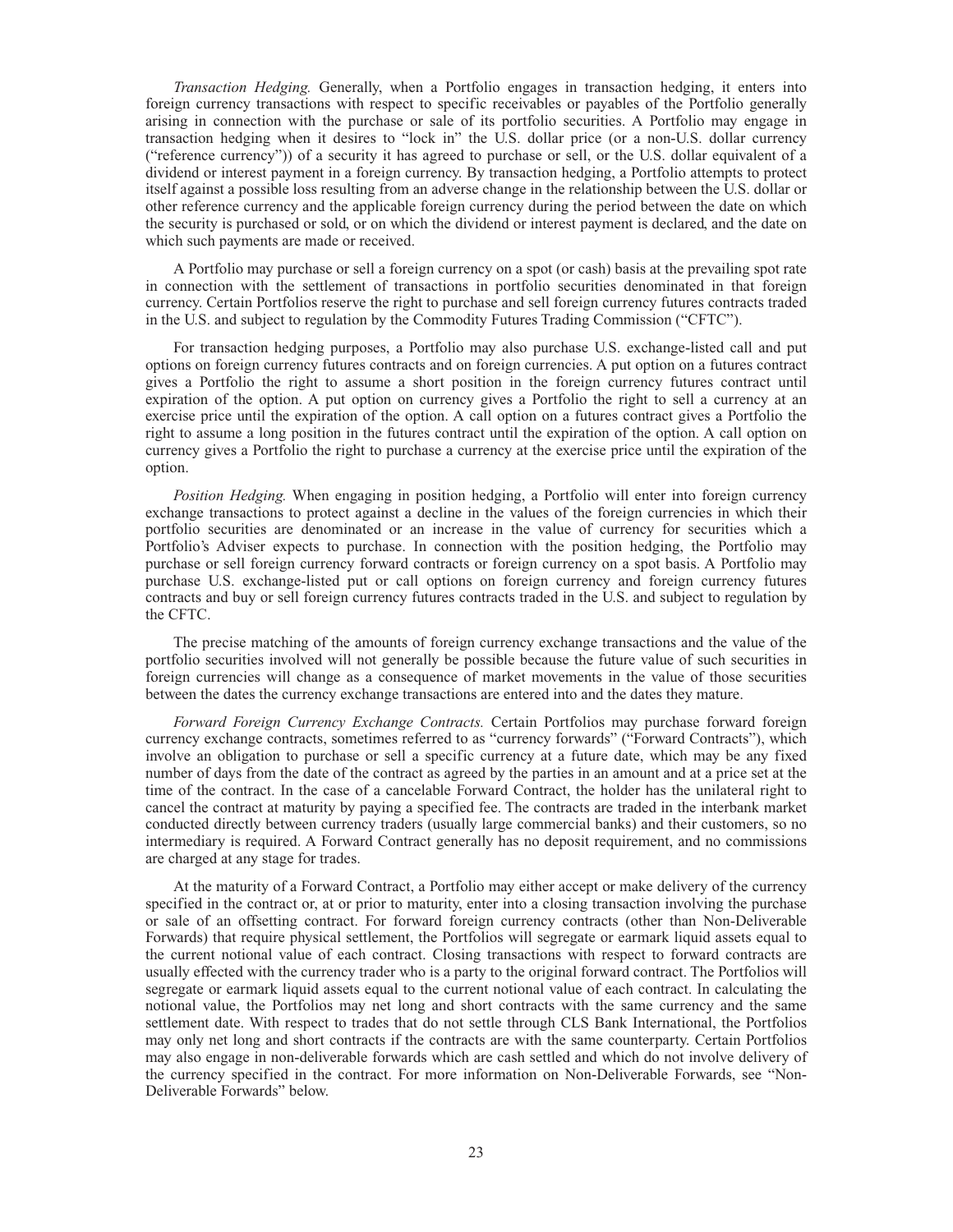*Transaction Hedging.* Generally, when a Portfolio engages in transaction hedging, it enters into foreign currency transactions with respect to specific receivables or payables of the Portfolio generally arising in connection with the purchase or sale of its portfolio securities. A Portfolio may engage in transaction hedging when it desires to "lock in" the U.S. dollar price (or a non-U.S. dollar currency ("reference currency")) of a security it has agreed to purchase or sell, or the U.S. dollar equivalent of a dividend or interest payment in a foreign currency. By transaction hedging, a Portfolio attempts to protect itself against a possible loss resulting from an adverse change in the relationship between the U.S. dollar or other reference currency and the applicable foreign currency during the period between the date on which the security is purchased or sold, or on which the dividend or interest payment is declared, and the date on which such payments are made or received.

A Portfolio may purchase or sell a foreign currency on a spot (or cash) basis at the prevailing spot rate in connection with the settlement of transactions in portfolio securities denominated in that foreign currency. Certain Portfolios reserve the right to purchase and sell foreign currency futures contracts traded in the U.S. and subject to regulation by the Commodity Futures Trading Commission ("CFTC").

For transaction hedging purposes, a Portfolio may also purchase U.S. exchange-listed call and put options on foreign currency futures contracts and on foreign currencies. A put option on a futures contract gives a Portfolio the right to assume a short position in the foreign currency futures contract until expiration of the option. A put option on currency gives a Portfolio the right to sell a currency at an exercise price until the expiration of the option. A call option on a futures contract gives a Portfolio the right to assume a long position in the futures contract until the expiration of the option. A call option on currency gives a Portfolio the right to purchase a currency at the exercise price until the expiration of the option.

*Position Hedging.* When engaging in position hedging, a Portfolio will enter into foreign currency exchange transactions to protect against a decline in the values of the foreign currencies in which their portfolio securities are denominated or an increase in the value of currency for securities which a Portfolio's Adviser expects to purchase. In connection with the position hedging, the Portfolio may purchase or sell foreign currency forward contracts or foreign currency on a spot basis. A Portfolio may purchase U.S. exchange-listed put or call options on foreign currency and foreign currency futures contracts and buy or sell foreign currency futures contracts traded in the U.S. and subject to regulation by the CFTC.

The precise matching of the amounts of foreign currency exchange transactions and the value of the portfolio securities involved will not generally be possible because the future value of such securities in foreign currencies will change as a consequence of market movements in the value of those securities between the dates the currency exchange transactions are entered into and the dates they mature.

*Forward Foreign Currency Exchange Contracts.* Certain Portfolios may purchase forward foreign currency exchange contracts, sometimes referred to as "currency forwards" ("Forward Contracts"), which involve an obligation to purchase or sell a specific currency at a future date, which may be any fixed number of days from the date of the contract as agreed by the parties in an amount and at a price set at the time of the contract. In the case of a cancelable Forward Contract, the holder has the unilateral right to cancel the contract at maturity by paying a specified fee. The contracts are traded in the interbank market conducted directly between currency traders (usually large commercial banks) and their customers, so no intermediary is required. A Forward Contract generally has no deposit requirement, and no commissions are charged at any stage for trades.

At the maturity of a Forward Contract, a Portfolio may either accept or make delivery of the currency specified in the contract or, at or prior to maturity, enter into a closing transaction involving the purchase or sale of an offsetting contract. For forward foreign currency contracts (other than Non-Deliverable Forwards) that require physical settlement, the Portfolios will segregate or earmark liquid assets equal to the current notional value of each contract. Closing transactions with respect to forward contracts are usually effected with the currency trader who is a party to the original forward contract. The Portfolios will segregate or earmark liquid assets equal to the current notional value of each contract. In calculating the notional value, the Portfolios may net long and short contracts with the same currency and the same settlement date. With respect to trades that do not settle through CLS Bank International, the Portfolios may only net long and short contracts if the contracts are with the same counterparty. Certain Portfolios may also engage in non-deliverable forwards which are cash settled and which do not involve delivery of the currency specified in the contract. For more information on Non-Deliverable Forwards, see "Non-Deliverable Forwards" below.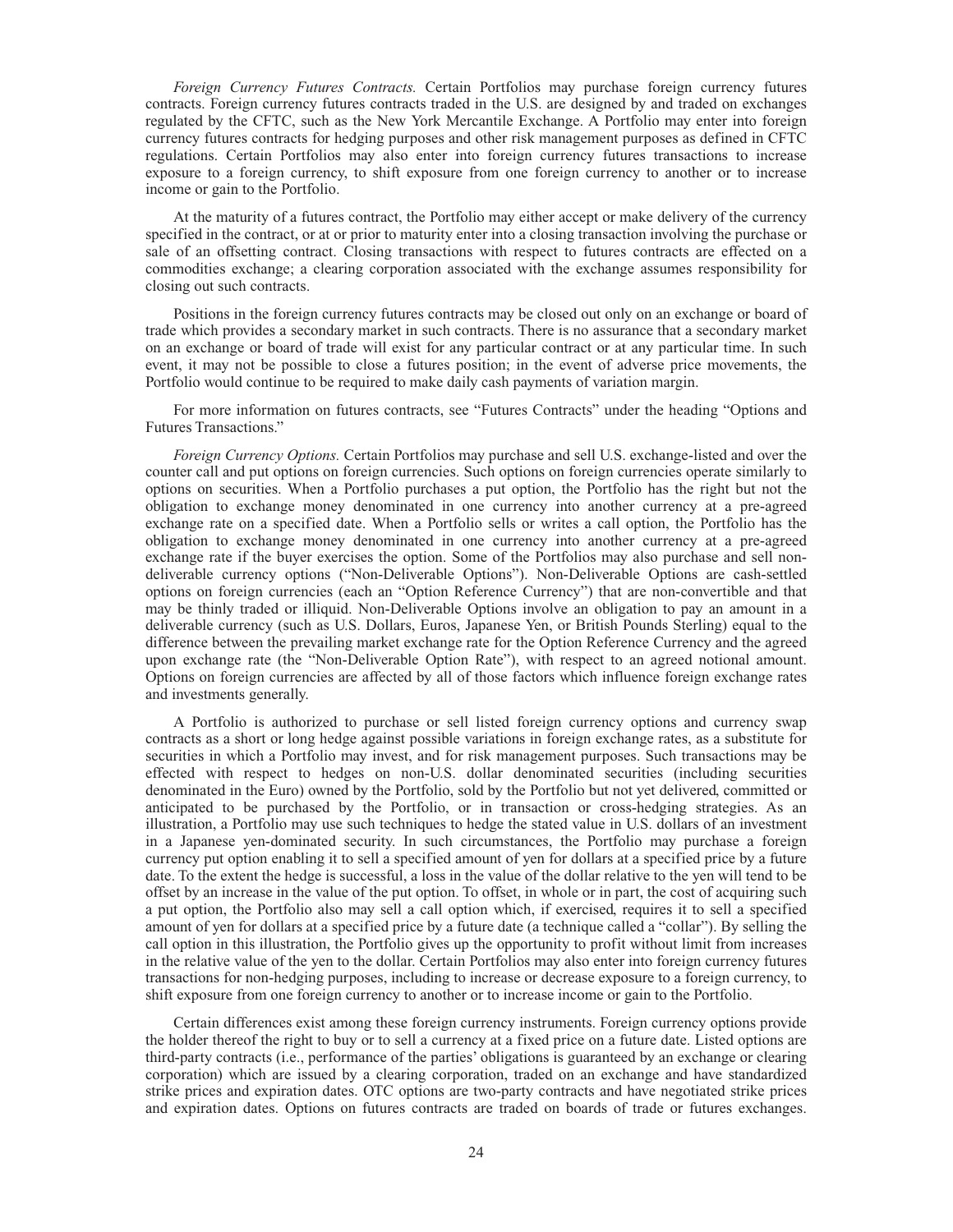*Foreign Currency Futures Contracts.* Certain Portfolios may purchase foreign currency futures contracts. Foreign currency futures contracts traded in the U.S. are designed by and traded on exchanges regulated by the CFTC, such as the New York Mercantile Exchange. A Portfolio may enter into foreign currency futures contracts for hedging purposes and other risk management purposes as defined in CFTC regulations. Certain Portfolios may also enter into foreign currency futures transactions to increase exposure to a foreign currency, to shift exposure from one foreign currency to another or to increase income or gain to the Portfolio.

At the maturity of a futures contract, the Portfolio may either accept or make delivery of the currency specified in the contract, or at or prior to maturity enter into a closing transaction involving the purchase or sale of an offsetting contract. Closing transactions with respect to futures contracts are effected on a commodities exchange; a clearing corporation associated with the exchange assumes responsibility for closing out such contracts.

Positions in the foreign currency futures contracts may be closed out only on an exchange or board of trade which provides a secondary market in such contracts. There is no assurance that a secondary market on an exchange or board of trade will exist for any particular contract or at any particular time. In such event, it may not be possible to close a futures position; in the event of adverse price movements, the Portfolio would continue to be required to make daily cash payments of variation margin.

For more information on futures contracts, see "Futures Contracts" under the heading "Options and Futures Transactions."

*Foreign Currency Options.* Certain Portfolios may purchase and sell U.S. exchange-listed and over the counter call and put options on foreign currencies. Such options on foreign currencies operate similarly to options on securities. When a Portfolio purchases a put option, the Portfolio has the right but not the obligation to exchange money denominated in one currency into another currency at a pre-agreed exchange rate on a specified date. When a Portfolio sells or writes a call option, the Portfolio has the obligation to exchange money denominated in one currency into another currency at a pre-agreed exchange rate if the buyer exercises the option. Some of the Portfolios may also purchase and sell non-deliverable currency options ("Non-Deliverable Options"). Non-Deliverable Options are cash-settled options on foreign currencies (each an "Option Reference Currency") that are non-convertible and that may be thinly traded or illiquid. Non-Deliverable Options involve an obligation to pay an amount in a deliverable currency (such as U.S. Dollars, Euros, Japanese Yen, or British Pounds Sterling) equal to the difference between the prevailing market exchange rate for the Option Reference Currency and the agreed upon exchange rate (the "Non-Deliverable Option Rate"), with respect to an agreed notional amount. Options on foreign currencies are affected by all of those factors which influence foreign exchange rates and investments generally.

A Portfolio is authorized to purchase or sell listed foreign currency options and currency swap contracts as a short or long hedge against possible variations in foreign exchange rates, as a substitute for securities in which a Portfolio may invest, and for risk management purposes. Such transactions may be effected with respect to hedges on non-U.S. dollar denominated securities (including securities denominated in the Euro) owned by the Portfolio, sold by the Portfolio but not yet delivered, committed or anticipated to be purchased by the Portfolio, or in transaction or cross-hedging strategies. As an illustration, a Portfolio may use such techniques to hedge the stated value in U.S. dollars of an investment in a Japanese yen-dominated security. In such circumstances, the Portfolio may purchase a foreign currency put option enabling it to sell a specified amount of yen for dollars at a specified price by a future date. To the extent the hedge is successful, a loss in the value of the dollar relative to the yen will tend to be offset by an increase in the value of the put option. To offset, in whole or in part, the cost of acquiring such a put option, the Portfolio also may sell a call option which, if exercised, requires it to sell a specified amount of yen for dollars at a specified price by a future date (a technique called a "collar"). By selling the call option in this illustration, the Portfolio gives up the opportunity to profit without limit from increases in the relative value of the yen to the dollar. Certain Portfolios may also enter into foreign currency futures transactions for non-hedging purposes, including to increase or decrease exposure to a foreign currency, to shift exposure from one foreign currency to another or to increase income or gain to the Portfolio.

Certain differences exist among these foreign currency instruments. Foreign currency options provide the holder thereof the right to buy or to sell a currency at a fixed price on a future date. Listed options are third-party contracts (i.e., performance of the parties' obligations is guaranteed by an exchange or clearing corporation) which are issued by a clearing corporation, traded on an exchange and have standardized strike prices and expiration dates. OTC options are two-party contracts and have negotiated strike prices and expiration dates. Options on futures contracts are traded on boards of trade or futures exchanges.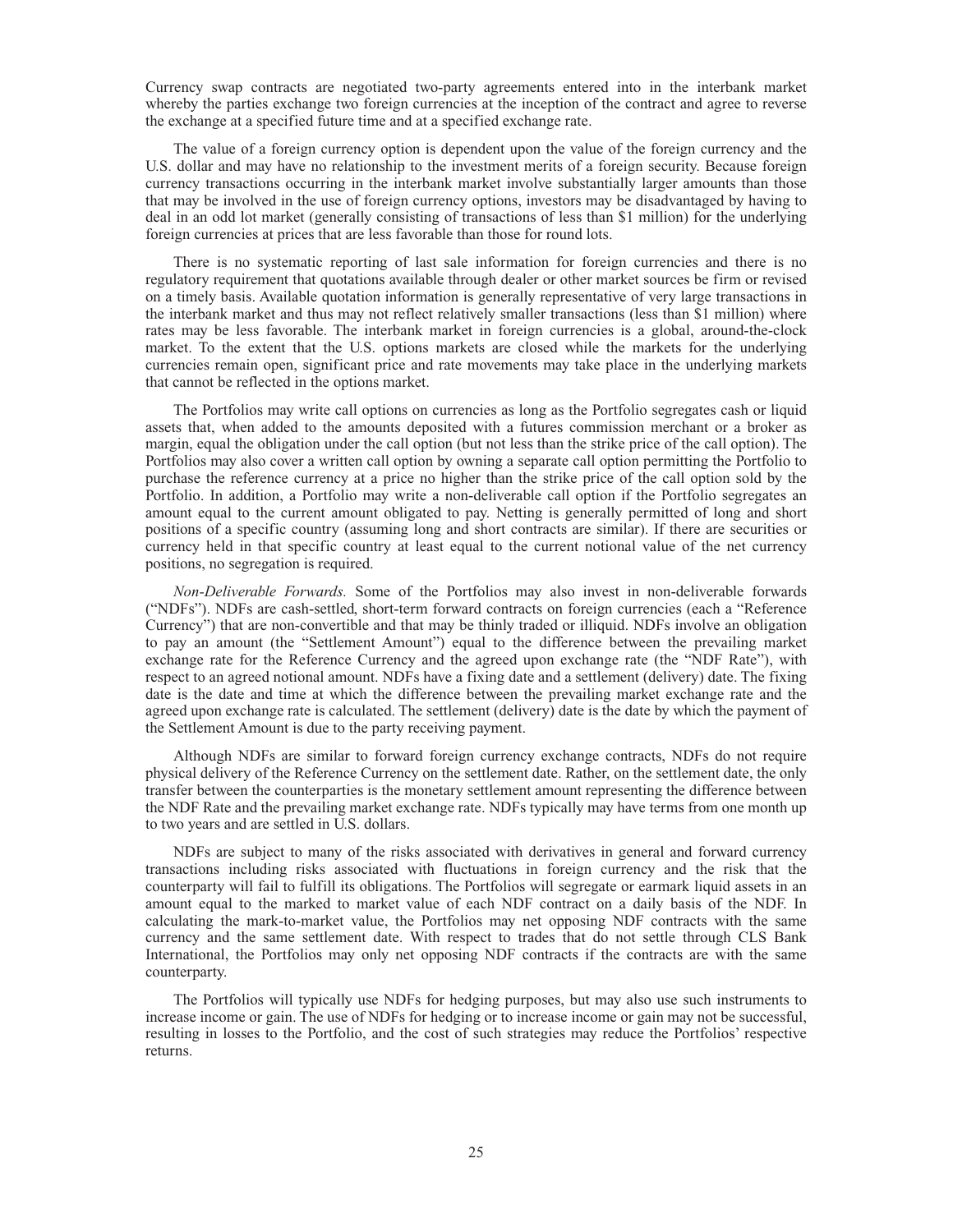Currency swap contracts are negotiated two-party agreements entered into in the interbank market whereby the parties exchange two foreign currencies at the inception of the contract and agree to reverse the exchange at a specified future time and at a specified exchange rate.

The value of a foreign currency option is dependent upon the value of the foreign currency and the U.S. dollar and may have no relationship to the investment merits of a foreign security. Because foreign currency transactions occurring in the interbank market involve substantially larger amounts than those that may be involved in the use of foreign currency options, investors may be disadvantaged by having to deal in an odd lot market (generally consisting of transactions of less than $1 million) for the underlying foreign currencies at prices that are less favorable than those for round lots.

There is no systematic reporting of last sale information for foreign currencies and there is no regulatory requirement that quotations available through dealer or other market sources be firm or revised on a timely basis. Available quotation information is generally representative of very large transactions in the interbank market and thus may not reflect relatively smaller transactions (less than $1 million) where rates may be less favorable. The interbank market in foreign currencies is a global, around-the-clock market. To the extent that the U.S. options markets are closed while the markets for the underlying currencies remain open, significant price and rate movements may take place in the underlying markets that cannot be reflected in the options market.

The Portfolios may write call options on currencies as long as the Portfolio segregates cash or liquid assets that, when added to the amounts deposited with a futures commission merchant or a broker as margin, equal the obligation under the call option (but not less than the strike price of the call option). The Portfolios may also cover a written call option by owning a separate call option permitting the Portfolio to purchase the reference currency at a price no higher than the strike price of the call option sold by the Portfolio. In addition, a Portfolio may write a non-deliverable call option if the Portfolio segregates an amount equal to the current amount obligated to pay. Netting is generally permitted of long and short positions of a specific country (assuming long and short contracts are similar). If there are securities or currency held in that specific country at least equal to the current notional value of the net currency positions, no segregation is required.

*Non-Deliverable Forwards.* Some of the Portfolios may also invest in non-deliverable forwards ("NDFs"). NDFs are cash-settled, short-term forward contracts on foreign currencies (each a "Reference Currency") that are non-convertible and that may be thinly traded or illiquid. NDFs involve an obligation to pay an amount (the "Settlement Amount") equal to the difference between the prevailing market exchange rate for the Reference Currency and the agreed upon exchange rate (the "NDF Rate"), with respect to an agreed notional amount. NDFs have a fixing date and a settlement (delivery) date. The fixing date is the date and time at which the difference between the prevailing market exchange rate and the agreed upon exchange rate is calculated. The settlement (delivery) date is the date by which the payment of the Settlement Amount is due to the party receiving payment.

Although NDFs are similar to forward foreign currency exchange contracts, NDFs do not require physical delivery of the Reference Currency on the settlement date. Rather, on the settlement date, the only transfer between the counterparties is the monetary settlement amount representing the difference between the NDF Rate and the prevailing market exchange rate. NDFs typically may have terms from one month up to two years and are settled in U.S. dollars.

NDFs are subject to many of the risks associated with derivatives in general and forward currency transactions including risks associated with fluctuations in foreign currency and the risk that the counterparty will fail to fulfill its obligations. The Portfolios will segregate or earmark liquid assets in an amount equal to the marked to market value of each NDF contract on a daily basis of the NDF. In calculating the mark-to-market value, the Portfolios may net opposing NDF contracts with the same currency and the same settlement date. With respect to trades that do not settle through CLS Bank International, the Portfolios may only net opposing NDF contracts if the contracts are with the same counterparty.

The Portfolios will typically use NDFs for hedging purposes, but may also use such instruments to increase income or gain. The use of NDFs for hedging or to increase income or gain may not be successful, resulting in losses to the Portfolio, and the cost of such strategies may reduce the Portfolios' respective returns.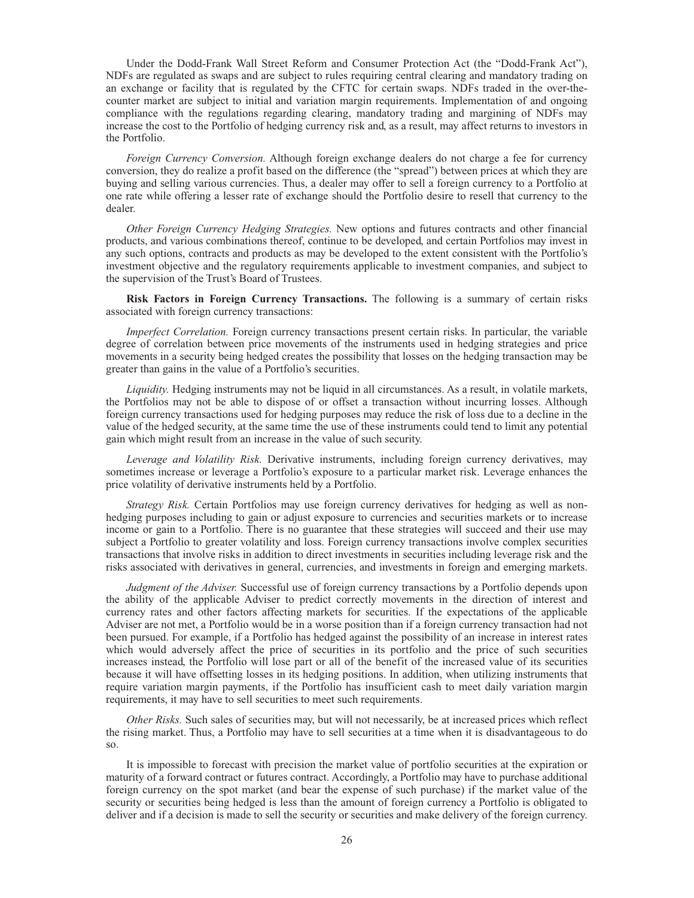Under the Dodd-Frank Wall Street Reform and Consumer Protection Act (the "Dodd-Frank Act"), NDFs are regulated as swaps and are subject to rules requiring central clearing and mandatory trading on an exchange or facility that is regulated by the CFTC for certain swaps. NDFs traded in the over-the-counter market are subject to initial and variation margin requirements. Implementation of and ongoing compliance with the regulations regarding clearing, mandatory trading and margining of NDFs may increase the cost to the Portfolio of hedging currency risk and, as a result, may affect returns to investors in the Portfolio.

*Foreign Currency Conversion.* Although foreign exchange dealers do not charge a fee for currency conversion, they do realize a profit based on the difference (the "spread") between prices at which they are buying and selling various currencies. Thus, a dealer may offer to sell a foreign currency to a Portfolio at one rate while offering a lesser rate of exchange should the Portfolio desire to resell that currency to the dealer.

*Other Foreign Currency Hedging Strategies.* New options and futures contracts and other financial products, and various combinations thereof, continue to be developed, and certain Portfolios may invest in any such options, contracts and products as may be developed to the extent consistent with the Portfolio's investment objective and the regulatory requirements applicable to investment companies, and subject to the supervision of the Trust's Board of Trustees.

**Risk Factors in Foreign Currency Transactions.** The following is a summary of certain risks associated with foreign currency transactions:

*Imperfect Correlation.* Foreign currency transactions present certain risks. In particular, the variable degree of correlation between price movements of the instruments used in hedging strategies and price movements in a security being hedged creates the possibility that losses on the hedging transaction may be greater than gains in the value of a Portfolio's securities.

*Liquidity.* Hedging instruments may not be liquid in all circumstances. As a result, in volatile markets, the Portfolios may not be able to dispose of or offset a transaction without incurring losses. Although foreign currency transactions used for hedging purposes may reduce the risk of loss due to a decline in the value of the hedged security, at the same time the use of these instruments could tend to limit any potential gain which might result from an increase in the value of such security.

*Leverage and Volatility Risk.* Derivative instruments, including foreign currency derivatives, may sometimes increase or leverage a Portfolio's exposure to a particular market risk. Leverage enhances the price volatility of derivative instruments held by a Portfolio.

*Strategy Risk.* Certain Portfolios may use foreign currency derivatives for hedging as well as non-hedging purposes including to gain or adjust exposure to currencies and securities markets or to increase income or gain to a Portfolio. There is no guarantee that these strategies will succeed and their use may subject a Portfolio to greater volatility and loss. Foreign currency transactions involve complex securities transactions that involve risks in addition to direct investments in securities including leverage risk and the risks associated with derivatives in general, currencies, and investments in foreign and emerging markets.

*Judgment of the Adviser.* Successful use of foreign currency transactions by a Portfolio depends upon the ability of the applicable Adviser to predict correctly movements in the direction of interest and currency rates and other factors affecting markets for securities. If the expectations of the applicable Adviser are not met, a Portfolio would be in a worse position than if a foreign currency transaction had not been pursued. For example, if a Portfolio has hedged against the possibility of an increase in interest rates which would adversely affect the price of securities in its portfolio and the price of such securities increases instead, the Portfolio will lose part or all of the benefit of the increased value of its securities because it will have offsetting losses in its hedging positions. In addition, when utilizing instruments that require variation margin payments, if the Portfolio has insufficient cash to meet daily variation margin requirements, it may have to sell securities to meet such requirements.

*Other Risks.* Such sales of securities may, but will not necessarily, be at increased prices which reflect the rising market. Thus, a Portfolio may have to sell securities at a time when it is disadvantageous to do so.

It is impossible to forecast with precision the market value of portfolio securities at the expiration or maturity of a forward contract or futures contract. Accordingly, a Portfolio may have to purchase additional foreign currency on the spot market (and bear the expense of such purchase) if the market value of the security or securities being hedged is less than the amount of foreign currency a Portfolio is obligated to deliver and if a decision is made to sell the security or securities and make delivery of the foreign currency.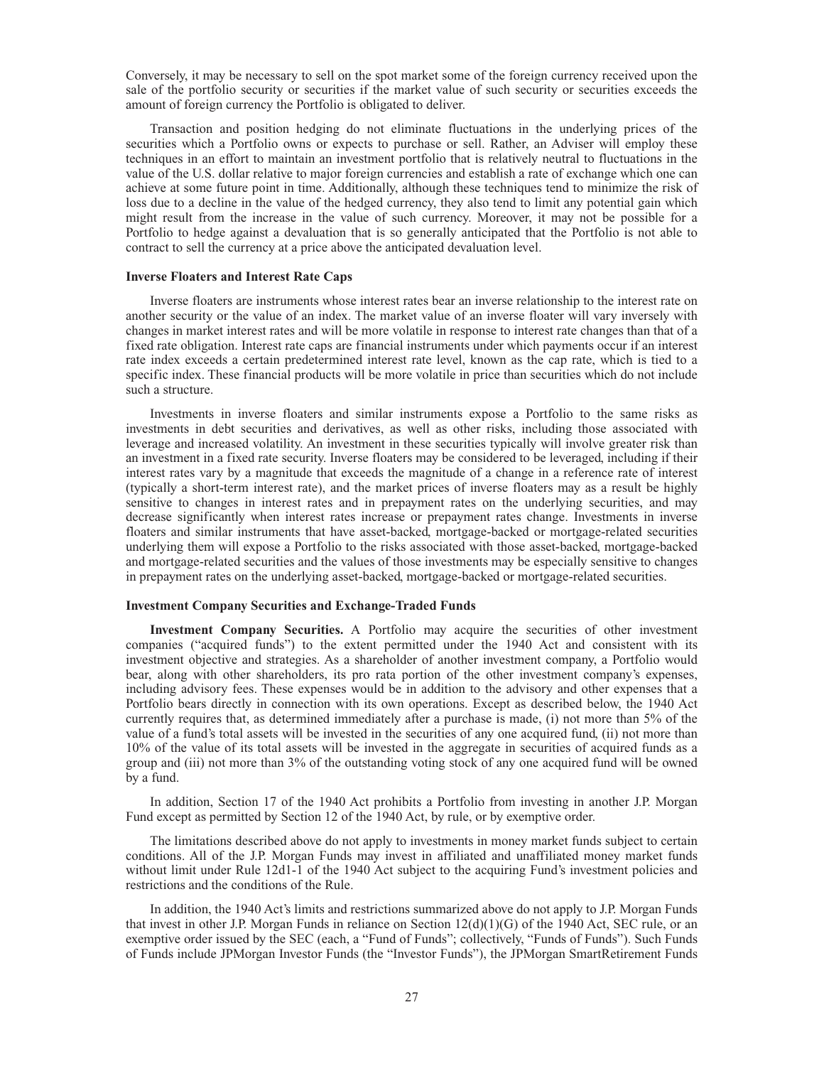Conversely, it may be necessary to sell on the spot market some of the foreign currency received upon the sale of the portfolio security or securities if the market value of such security or securities exceeds the amount of foreign currency the Portfolio is obligated to deliver.

Transaction and position hedging do not eliminate fluctuations in the underlying prices of the securities which a Portfolio owns or expects to purchase or sell. Rather, an Adviser will employ these techniques in an effort to maintain an investment portfolio that is relatively neutral to fluctuations in the value of the U.S. dollar relative to major foreign currencies and establish a rate of exchange which one can achieve at some future point in time. Additionally, although these techniques tend to minimize the risk of loss due to a decline in the value of the hedged currency, they also tend to limit any potential gain which might result from the increase in the value of such currency. Moreover, it may not be possible for a Portfolio to hedge against a devaluation that is so generally anticipated that the Portfolio is not able to contract to sell the currency at a price above the anticipated devaluation level.

### Inverse Floaters and Interest Rate Caps

Inverse floaters are instruments whose interest rates bear an inverse relationship to the interest rate on another security or the value of an index. The market value of an inverse floater will vary inversely with changes in market interest rates and will be more volatile in response to interest rate changes than that of a fixed rate obligation. Interest rate caps are financial instruments under which payments occur if an interest rate index exceeds a certain predetermined interest rate level, known as the cap rate, which is tied to a specific index. These financial products will be more volatile in price than securities which do not include such a structure.

Investments in inverse floaters and similar instruments expose a Portfolio to the same risks as investments in debt securities and derivatives, as well as other risks, including those associated with leverage and increased volatility. An investment in these securities typically will involve greater risk than an investment in a fixed rate security. Inverse floaters may be considered to be leveraged, including if their interest rates vary by a magnitude that exceeds the magnitude of a change in a reference rate of interest (typically a short-term interest rate), and the market prices of inverse floaters may as a result be highly sensitive to changes in interest rates and in prepayment rates on the underlying securities, and may decrease significantly when interest rates increase or prepayment rates change. Investments in inverse floaters and similar instruments that have asset-backed, mortgage-backed or mortgage-related securities underlying them will expose a Portfolio to the risks associated with those asset-backed, mortgage-backed and mortgage-related securities and the values of those investments may be especially sensitive to changes in prepayment rates on the underlying asset-backed, mortgage-backed or mortgage-related securities.

### Investment Company Securities and Exchange-Traded Funds

**Investment Company Securities.** A Portfolio may acquire the securities of other investment companies ("acquired funds") to the extent permitted under the 1940 Act and consistent with its investment objective and strategies. As a shareholder of another investment company, a Portfolio would bear, along with other shareholders, its pro rata portion of the other investment company's expenses, including advisory fees. These expenses would be in addition to the advisory and other expenses that a Portfolio bears directly in connection with its own operations. Except as described below, the 1940 Act currently requires that, as determined immediately after a purchase is made, (i) not more than 5% of the value of a fund's total assets will be invested in the securities of any one acquired fund, (ii) not more than 10% of the value of its total assets will be invested in the aggregate in securities of acquired funds as a group and (iii) not more than 3% of the outstanding voting stock of any one acquired fund will be owned by a fund.

In addition, Section 17 of the 1940 Act prohibits a Portfolio from investing in another J.P. Morgan Fund except as permitted by Section 12 of the 1940 Act, by rule, or by exemptive order.

The limitations described above do not apply to investments in money market funds subject to certain conditions. All of the J.P. Morgan Funds may invest in affiliated and unaffiliated money market funds without limit under Rule 12d1-1 of the 1940 Act subject to the acquiring Fund's investment policies and restrictions and the conditions of the Rule.

In addition, the 1940 Act's limits and restrictions summarized above do not apply to J.P. Morgan Funds that invest in other J.P. Morgan Funds in reliance on Section 12(d)(1)(G) of the 1940 Act, SEC rule, or an exemptive order issued by the SEC (each, a "Fund of Funds"; collectively, "Funds of Funds"). Such Funds of Funds include JPMorgan Investor Funds (the "Investor Funds"), the JPMorgan SmartRetirement Funds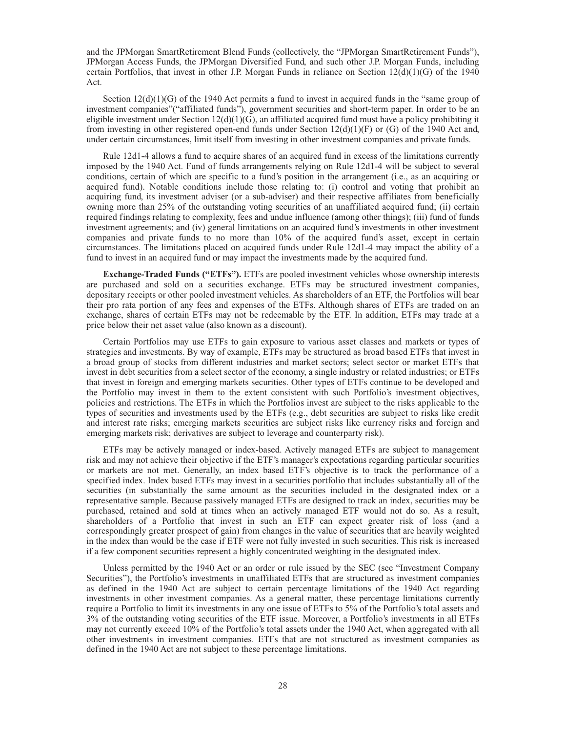and the JPMorgan SmartRetirement Blend Funds (collectively, the "JPMorgan SmartRetirement Funds"), JPMorgan Access Funds, the JPMorgan Diversified Fund, and such other J.P. Morgan Funds, including certain Portfolios, that invest in other J.P. Morgan Funds in reliance on Section 12(d)(1)(G) of the 1940 Act.

Section 12(d)(1)(G) of the 1940 Act permits a fund to invest in acquired funds in the "same group of investment companies"("affiliated funds"), government securities and short-term paper. In order to be an eligible investment under Section 12(d)(1)(G), an affiliated acquired fund must have a policy prohibiting it from investing in other registered open-end funds under Section 12(d)(1)(F) or (G) of the 1940 Act and, under certain circumstances, limit itself from investing in other investment companies and private funds.

Rule 12d1-4 allows a fund to acquire shares of an acquired fund in excess of the limitations currently imposed by the 1940 Act. Fund of funds arrangements relying on Rule 12d1-4 will be subject to several conditions, certain of which are specific to a fund's position in the arrangement (i.e., as an acquiring or acquired fund). Notable conditions include those relating to: (i) control and voting that prohibit an acquiring fund, its investment adviser (or a sub-adviser) and their respective affiliates from beneficially owning more than 25% of the outstanding voting securities of an unaffiliated acquired fund; (ii) certain required findings relating to complexity, fees and undue influence (among other things); (iii) fund of funds investment agreements; and (iv) general limitations on an acquired fund's investments in other investment companies and private funds to no more than 10% of the acquired fund's asset, except in certain circumstances. The limitations placed on acquired funds under Rule 12d1-4 may impact the ability of a fund to invest in an acquired fund or may impact the investments made by the acquired fund.

**Exchange-Traded Funds ("ETFs").** ETFs are pooled investment vehicles whose ownership interests are purchased and sold on a securities exchange. ETFs may be structured investment companies, depositary receipts or other pooled investment vehicles. As shareholders of an ETF, the Portfolios will bear their pro rata portion of any fees and expenses of the ETFs. Although shares of ETFs are traded on an exchange, shares of certain ETFs may not be redeemable by the ETF. In addition, ETFs may trade at a price below their net asset value (also known as a discount).

Certain Portfolios may use ETFs to gain exposure to various asset classes and markets or types of strategies and investments. By way of example, ETFs may be structured as broad based ETFs that invest in a broad group of stocks from different industries and market sectors; select sector or market ETFs that invest in debt securities from a select sector of the economy, a single industry or related industries; or ETFs that invest in foreign and emerging markets securities. Other types of ETFs continue to be developed and the Portfolio may invest in them to the extent consistent with such Portfolio's investment objectives, policies and restrictions. The ETFs in which the Portfolios invest are subject to the risks applicable to the types of securities and investments used by the ETFs (e.g., debt securities are subject to risks like credit and interest rate risks; emerging markets securities are subject risks like currency risks and foreign and emerging markets risk; derivatives are subject to leverage and counterparty risk).

ETFs may be actively managed or index-based. Actively managed ETFs are subject to management risk and may not achieve their objective if the ETF's manager's expectations regarding particular securities or markets are not met. Generally, an index based ETF's objective is to track the performance of a specified index. Index based ETFs may invest in a securities portfolio that includes substantially all of the securities (in substantially the same amount as the securities included in the designated index or a representative sample. Because passively managed ETFs are designed to track an index, securities may be purchased, retained and sold at times when an actively managed ETF would not do so. As a result, shareholders of a Portfolio that invest in such an ETF can expect greater risk of loss (and a correspondingly greater prospect of gain) from changes in the value of securities that are heavily weighted in the index than would be the case if ETF were not fully invested in such securities. This risk is increased if a few component securities represent a highly concentrated weighting in the designated index.

Unless permitted by the 1940 Act or an order or rule issued by the SEC (see "Investment Company Securities"), the Portfolio's investments in unaffiliated ETFs that are structured as investment companies as defined in the 1940 Act are subject to certain percentage limitations of the 1940 Act regarding investments in other investment companies. As a general matter, these percentage limitations currently require a Portfolio to limit its investments in any one issue of ETFs to 5% of the Portfolio's total assets and 3% of the outstanding voting securities of the ETF issue. Moreover, a Portfolio's investments in all ETFs may not currently exceed 10% of the Portfolio's total assets under the 1940 Act, when aggregated with all other investments in investment companies. ETFs that are not structured as investment companies as defined in the 1940 Act are not subject to these percentage limitations.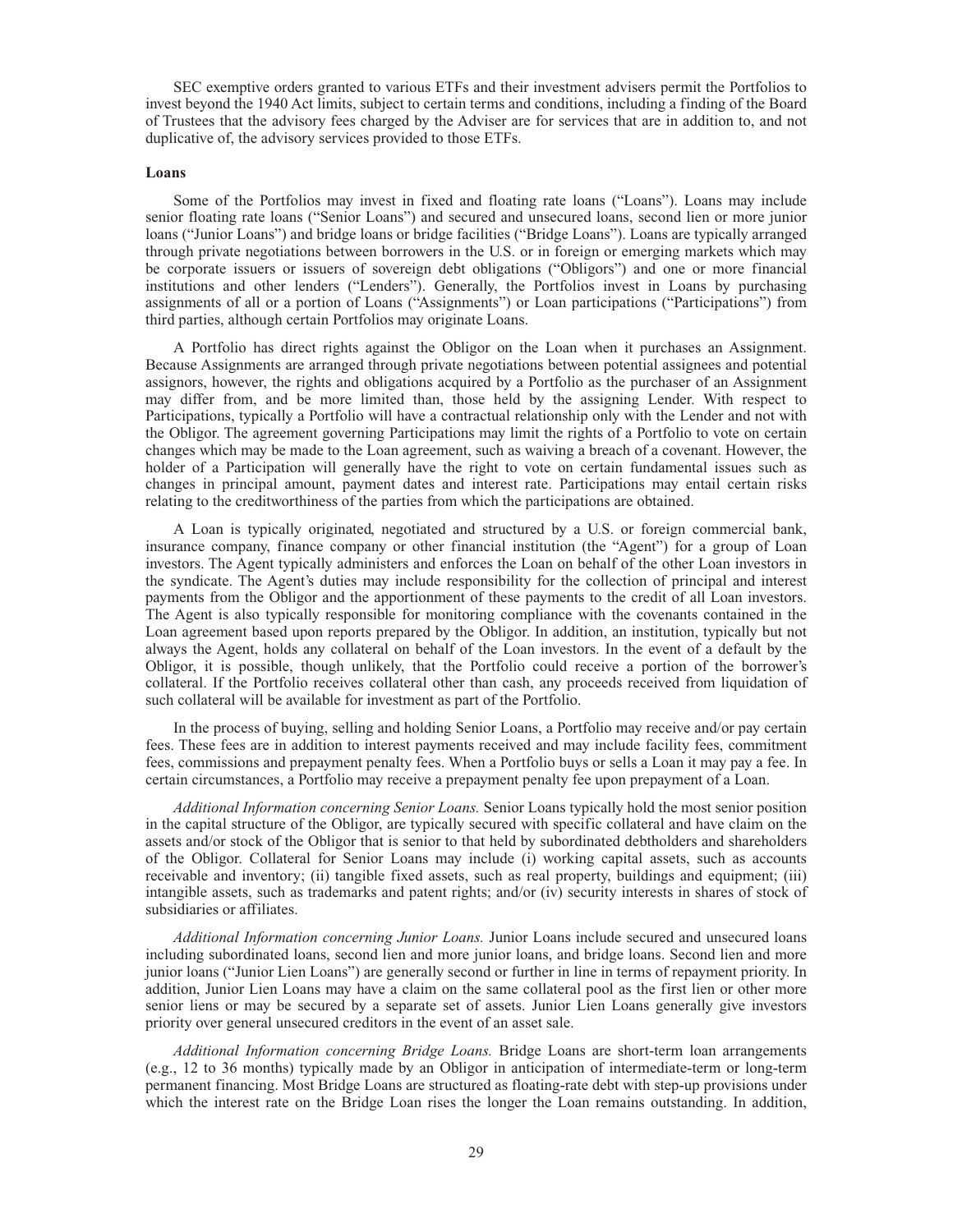SEC exemptive orders granted to various ETFs and their investment advisers permit the Portfolios to invest beyond the 1940 Act limits, subject to certain terms and conditions, including a finding of the Board of Trustees that the advisory fees charged by the Adviser are for services that are in addition to, and not duplicative of, the advisory services provided to those ETFs.

**Loans**

Some of the Portfolios may invest in fixed and floating rate loans ("Loans"). Loans may include senior floating rate loans ("Senior Loans") and secured and unsecured loans, second lien or more junior loans ("Junior Loans") and bridge loans or bridge facilities ("Bridge Loans"). Loans are typically arranged through private negotiations between borrowers in the U.S. or in foreign or emerging markets which may be corporate issuers or issuers of sovereign debt obligations ("Obligors") and one or more financial institutions and other lenders ("Lenders"). Generally, the Portfolios invest in Loans by purchasing assignments of all or a portion of Loans ("Assignments") or Loan participations ("Participations") from third parties, although certain Portfolios may originate Loans.

A Portfolio has direct rights against the Obligor on the Loan when it purchases an Assignment. Because Assignments are arranged through private negotiations between potential assignees and potential assignors, however, the rights and obligations acquired by a Portfolio as the purchaser of an Assignment may differ from, and be more limited than, those held by the assigning Lender. With respect to Participations, typically a Portfolio will have a contractual relationship only with the Lender and not with the Obligor. The agreement governing Participations may limit the rights of a Portfolio to vote on certain changes which may be made to the Loan agreement, such as waiving a breach of a covenant. However, the holder of a Participation will generally have the right to vote on certain fundamental issues such as changes in principal amount, payment dates and interest rate. Participations may entail certain risks relating to the creditworthiness of the parties from which the participations are obtained.

A Loan is typically originated, negotiated and structured by a U.S. or foreign commercial bank, insurance company, finance company or other financial institution (the "Agent") for a group of Loan investors. The Agent typically administers and enforces the Loan on behalf of the other Loan investors in the syndicate. The Agent's duties may include responsibility for the collection of principal and interest payments from the Obligor and the apportionment of these payments to the credit of all Loan investors. The Agent is also typically responsible for monitoring compliance with the covenants contained in the Loan agreement based upon reports prepared by the Obligor. In addition, an institution, typically but not always the Agent, holds any collateral on behalf of the Loan investors. In the event of a default by the Obligor, it is possible, though unlikely, that the Portfolio could receive a portion of the borrower's collateral. If the Portfolio receives collateral other than cash, any proceeds received from liquidation of such collateral will be available for investment as part of the Portfolio.

In the process of buying, selling and holding Senior Loans, a Portfolio may receive and/or pay certain fees. These fees are in addition to interest payments received and may include facility fees, commitment fees, commissions and prepayment penalty fees. When a Portfolio buys or sells a Loan it may pay a fee. In certain circumstances, a Portfolio may receive a prepayment penalty fee upon prepayment of a Loan.

*Additional Information concerning Senior Loans.* Senior Loans typically hold the most senior position in the capital structure of the Obligor, are typically secured with specific collateral and have claim on the assets and/or stock of the Obligor that is senior to that held by subordinated debtholders and shareholders of the Obligor. Collateral for Senior Loans may include (i) working capital assets, such as accounts receivable and inventory; (ii) tangible fixed assets, such as real property, buildings and equipment; (iii) intangible assets, such as trademarks and patent rights; and/or (iv) security interests in shares of stock of subsidiaries or affiliates.

*Additional Information concerning Junior Loans.* Junior Loans include secured and unsecured loans including subordinated loans, second lien and more junior loans, and bridge loans. Second lien and more junior loans ("Junior Lien Loans") are generally second or further in line in terms of repayment priority. In addition, Junior Lien Loans may have a claim on the same collateral pool as the first lien or other more senior liens or may be secured by a separate set of assets. Junior Lien Loans generally give investors priority over general unsecured creditors in the event of an asset sale.

*Additional Information concerning Bridge Loans.* Bridge Loans are short-term loan arrangements (e.g., 12 to 36 months) typically made by an Obligor in anticipation of intermediate-term or long-term permanent financing. Most Bridge Loans are structured as floating-rate debt with step-up provisions under which the interest rate on the Bridge Loan rises the longer the Loan remains outstanding. In addition,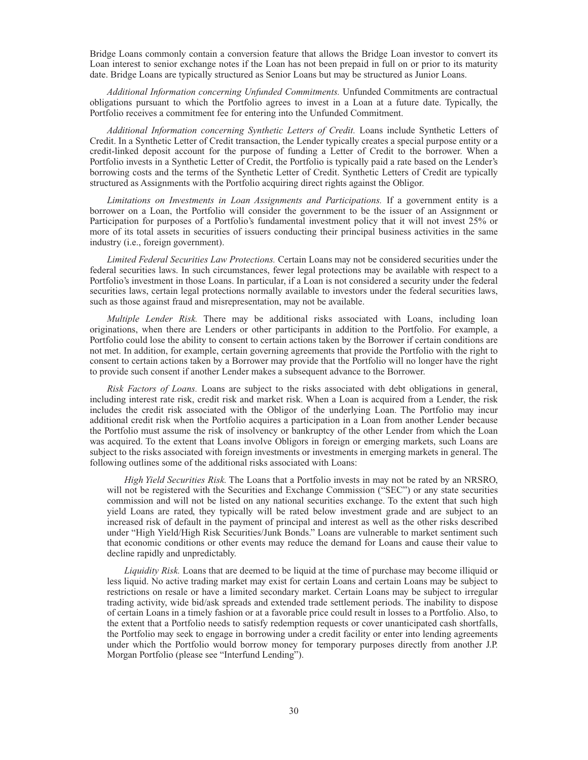Bridge Loans commonly contain a conversion feature that allows the Bridge Loan investor to convert its Loan interest to senior exchange notes if the Loan has not been prepaid in full on or prior to its maturity date. Bridge Loans are typically structured as Senior Loans but may be structured as Junior Loans.

*Additional Information concerning Unfunded Commitments.* Unfunded Commitments are contractual obligations pursuant to which the Portfolio agrees to invest in a Loan at a future date. Typically, the Portfolio receives a commitment fee for entering into the Unfunded Commitment.

*Additional Information concerning Synthetic Letters of Credit.* Loans include Synthetic Letters of Credit. In a Synthetic Letter of Credit transaction, the Lender typically creates a special purpose entity or a credit-linked deposit account for the purpose of funding a Letter of Credit to the borrower. When a Portfolio invests in a Synthetic Letter of Credit, the Portfolio is typically paid a rate based on the Lender's borrowing costs and the terms of the Synthetic Letter of Credit. Synthetic Letters of Credit are typically structured as Assignments with the Portfolio acquiring direct rights against the Obligor.

*Limitations on Investments in Loan Assignments and Participations.* If a government entity is a borrower on a Loan, the Portfolio will consider the government to be the issuer of an Assignment or Participation for purposes of a Portfolio's fundamental investment policy that it will not invest 25% or more of its total assets in securities of issuers conducting their principal business activities in the same industry (i.e., foreign government).

*Limited Federal Securities Law Protections.* Certain Loans may not be considered securities under the federal securities laws. In such circumstances, fewer legal protections may be available with respect to a Portfolio's investment in those Loans. In particular, if a Loan is not considered a security under the federal securities laws, certain legal protections normally available to investors under the federal securities laws, such as those against fraud and misrepresentation, may not be available.

*Multiple Lender Risk.* There may be additional risks associated with Loans, including loan originations, when there are Lenders or other participants in addition to the Portfolio. For example, a Portfolio could lose the ability to consent to certain actions taken by the Borrower if certain conditions are not met. In addition, for example, certain governing agreements that provide the Portfolio with the right to consent to certain actions taken by a Borrower may provide that the Portfolio will no longer have the right to provide such consent if another Lender makes a subsequent advance to the Borrower.

*Risk Factors of Loans.* Loans are subject to the risks associated with debt obligations in general, including interest rate risk, credit risk and market risk. When a Loan is acquired from a Lender, the risk includes the credit risk associated with the Obligor of the underlying Loan. The Portfolio may incur additional credit risk when the Portfolio acquires a participation in a Loan from another Lender because the Portfolio must assume the risk of insolvency or bankruptcy of the other Lender from which the Loan was acquired. To the extent that Loans involve Obligors in foreign or emerging markets, such Loans are subject to the risks associated with foreign investments or investments in emerging markets in general. The following outlines some of the additional risks associated with Loans:

*High Yield Securities Risk.* The Loans that a Portfolio invests in may not be rated by an NRSRO, will not be registered with the Securities and Exchange Commission ("SEC") or any state securities commission and will not be listed on any national securities exchange. To the extent that such high yield Loans are rated, they typically will be rated below investment grade and are subject to an increased risk of default in the payment of principal and interest as well as the other risks described under "High Yield/High Risk Securities/Junk Bonds." Loans are vulnerable to market sentiment such that economic conditions or other events may reduce the demand for Loans and cause their value to decline rapidly and unpredictably.

*Liquidity Risk.* Loans that are deemed to be liquid at the time of purchase may become illiquid or less liquid. No active trading market may exist for certain Loans and certain Loans may be subject to restrictions on resale or have a limited secondary market. Certain Loans may be subject to irregular trading activity, wide bid/ask spreads and extended trade settlement periods. The inability to dispose of certain Loans in a timely fashion or at a favorable price could result in losses to a Portfolio. Also, to the extent that a Portfolio needs to satisfy redemption requests or cover unanticipated cash shortfalls, the Portfolio may seek to engage in borrowing under a credit facility or enter into lending agreements under which the Portfolio would borrow money for temporary purposes directly from another J.P. Morgan Portfolio (please see "Interfund Lending").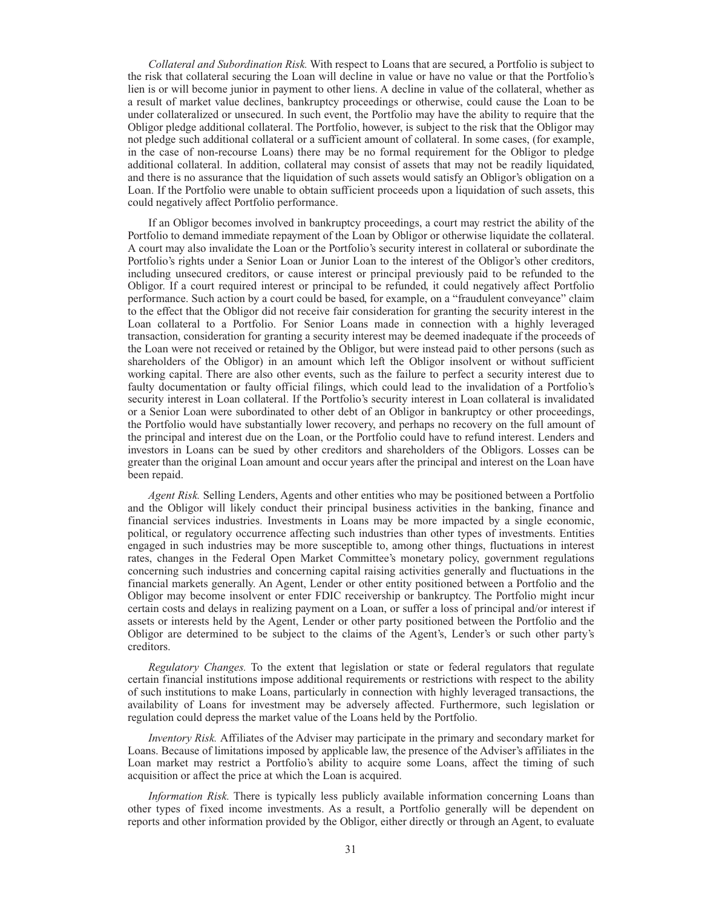*Collateral and Subordination Risk.* With respect to Loans that are secured, a Portfolio is subject to the risk that collateral securing the Loan will decline in value or have no value or that the Portfolio's lien is or will become junior in payment to other liens. A decline in value of the collateral, whether as a result of market value declines, bankruptcy proceedings or otherwise, could cause the Loan to be under collateralized or unsecured. In such event, the Portfolio may have the ability to require that the Obligor pledge additional collateral. The Portfolio, however, is subject to the risk that the Obligor may not pledge such additional collateral or a sufficient amount of collateral. In some cases, (for example, in the case of non-recourse Loans) there may be no formal requirement for the Obligor to pledge additional collateral. In addition, collateral may consist of assets that may not be readily liquidated, and there is no assurance that the liquidation of such assets would satisfy an Obligor's obligation on a Loan. If the Portfolio were unable to obtain sufficient proceeds upon a liquidation of such assets, this could negatively affect Portfolio performance.

If an Obligor becomes involved in bankruptcy proceedings, a court may restrict the ability of the Portfolio to demand immediate repayment of the Loan by Obligor or otherwise liquidate the collateral. A court may also invalidate the Loan or the Portfolio's security interest in collateral or subordinate the Portfolio's rights under a Senior Loan or Junior Loan to the interest of the Obligor's other creditors, including unsecured creditors, or cause interest or principal previously paid to be refunded to the Obligor. If a court required interest or principal to be refunded, it could negatively affect Portfolio performance. Such action by a court could be based, for example, on a "fraudulent conveyance" claim to the effect that the Obligor did not receive fair consideration for granting the security interest in the Loan collateral to a Portfolio. For Senior Loans made in connection with a highly leveraged transaction, consideration for granting a security interest may be deemed inadequate if the proceeds of the Loan were not received or retained by the Obligor, but were instead paid to other persons (such as shareholders of the Obligor) in an amount which left the Obligor insolvent or without sufficient working capital. There are also other events, such as the failure to perfect a security interest due to faulty documentation or faulty official filings, which could lead to the invalidation of a Portfolio's security interest in Loan collateral. If the Portfolio's security interest in Loan collateral is invalidated or a Senior Loan were subordinated to other debt of an Obligor in bankruptcy or other proceedings, the Portfolio would have substantially lower recovery, and perhaps no recovery on the full amount of the principal and interest due on the Loan, or the Portfolio could have to refund interest. Lenders and investors in Loans can be sued by other creditors and shareholders of the Obligors. Losses can be greater than the original Loan amount and occur years after the principal and interest on the Loan have been repaid.

*Agent Risk.* Selling Lenders, Agents and other entities who may be positioned between a Portfolio and the Obligor will likely conduct their principal business activities in the banking, finance and financial services industries. Investments in Loans may be more impacted by a single economic, political, or regulatory occurrence affecting such industries than other types of investments. Entities engaged in such industries may be more susceptible to, among other things, fluctuations in interest rates, changes in the Federal Open Market Committee's monetary policy, government regulations concerning such industries and concerning capital raising activities generally and fluctuations in the financial markets generally. An Agent, Lender or other entity positioned between a Portfolio and the Obligor may become insolvent or enter FDIC receivership or bankruptcy. The Portfolio might incur certain costs and delays in realizing payment on a Loan, or suffer a loss of principal and/or interest if assets or interests held by the Agent, Lender or other party positioned between the Portfolio and the Obligor are determined to be subject to the claims of the Agent's, Lender's or such other party's creditors.

*Regulatory Changes.* To the extent that legislation or state or federal regulators that regulate certain financial institutions impose additional requirements or restrictions with respect to the ability of such institutions to make Loans, particularly in connection with highly leveraged transactions, the availability of Loans for investment may be adversely affected. Furthermore, such legislation or regulation could depress the market value of the Loans held by the Portfolio.

*Inventory Risk.* Affiliates of the Adviser may participate in the primary and secondary market for Loans. Because of limitations imposed by applicable law, the presence of the Adviser's affiliates in the Loan market may restrict a Portfolio's ability to acquire some Loans, affect the timing of such acquisition or affect the price at which the Loan is acquired.

*Information Risk.* There is typically less publicly available information concerning Loans than other types of fixed income investments. As a result, a Portfolio generally will be dependent on reports and other information provided by the Obligor, either directly or through an Agent, to evaluate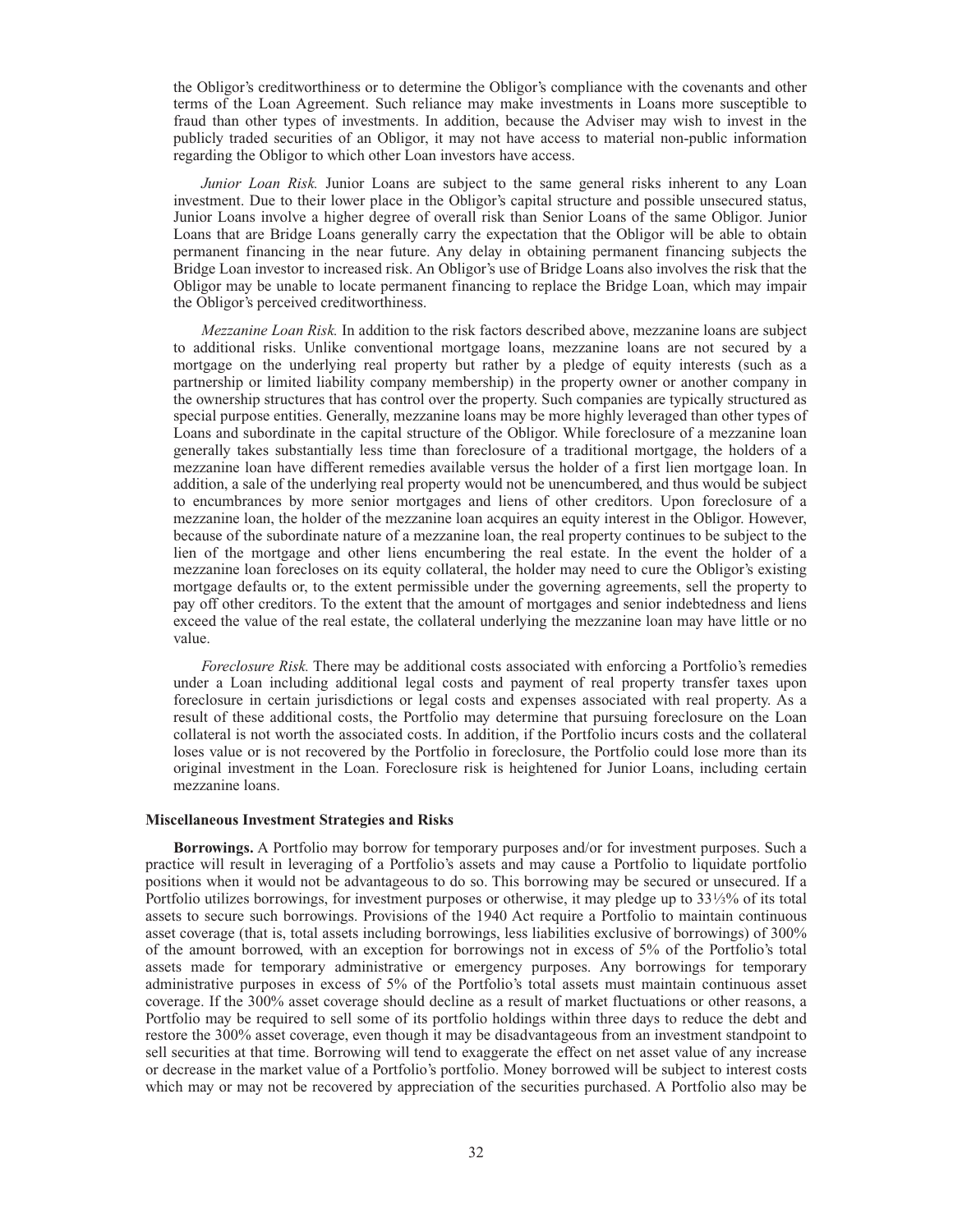the Obligor's creditworthiness or to determine the Obligor's compliance with the covenants and other terms of the Loan Agreement. Such reliance may make investments in Loans more susceptible to fraud than other types of investments. In addition, because the Adviser may wish to invest in the publicly traded securities of an Obligor, it may not have access to material non-public information regarding the Obligor to which other Loan investors have access.

*Junior Loan Risk.* Junior Loans are subject to the same general risks inherent to any Loan investment. Due to their lower place in the Obligor's capital structure and possible unsecured status, Junior Loans involve a higher degree of overall risk than Senior Loans of the same Obligor. Junior Loans that are Bridge Loans generally carry the expectation that the Obligor will be able to obtain permanent financing in the near future. Any delay in obtaining permanent financing subjects the Bridge Loan investor to increased risk. An Obligor's use of Bridge Loans also involves the risk that the Obligor may be unable to locate permanent financing to replace the Bridge Loan, which may impair the Obligor's perceived creditworthiness.

*Mezzanine Loan Risk.* In addition to the risk factors described above, mezzanine loans are subject to additional risks. Unlike conventional mortgage loans, mezzanine loans are not secured by a mortgage on the underlying real property but rather by a pledge of equity interests (such as a partnership or limited liability company membership) in the property owner or another company in the ownership structures that has control over the property. Such companies are typically structured as special purpose entities. Generally, mezzanine loans may be more highly leveraged than other types of Loans and subordinate in the capital structure of the Obligor. While foreclosure of a mezzanine loan generally takes substantially less time than foreclosure of a traditional mortgage, the holders of a mezzanine loan have different remedies available versus the holder of a first lien mortgage loan. In addition, a sale of the underlying real property would not be unencumbered, and thus would be subject to encumbrances by more senior mortgages and liens of other creditors. Upon foreclosure of a mezzanine loan, the holder of the mezzanine loan acquires an equity interest in the Obligor. However, because of the subordinate nature of a mezzanine loan, the real property continues to be subject to the lien of the mortgage and other liens encumbering the real estate. In the event the holder of a mezzanine loan forecloses on its equity collateral, the holder may need to cure the Obligor's existing mortgage defaults or, to the extent permissible under the governing agreements, sell the property to pay off other creditors. To the extent that the amount of mortgages and senior indebtedness and liens exceed the value of the real estate, the collateral underlying the mezzanine loan may have little or no value.

*Foreclosure Risk.* There may be additional costs associated with enforcing a Portfolio's remedies under a Loan including additional legal costs and payment of real property transfer taxes upon foreclosure in certain jurisdictions or legal costs and expenses associated with real property. As a result of these additional costs, the Portfolio may determine that pursuing foreclosure on the Loan collateral is not worth the associated costs. In addition, if the Portfolio incurs costs and the collateral loses value or is not recovered by the Portfolio in foreclosure, the Portfolio could lose more than its original investment in the Loan. Foreclosure risk is heightened for Junior Loans, including certain mezzanine loans.

### Miscellaneous Investment Strategies and Risks

**Borrowings.** A Portfolio may borrow for temporary purposes and/or for investment purposes. Such a practice will result in leveraging of a Portfolio's assets and may cause a Portfolio to liquidate portfolio positions when it would not be advantageous to do so. This borrowing may be secured or unsecured. If a Portfolio utilizes borrowings, for investment purposes or otherwise, it may pledge up to 33⅓% of its total assets to secure such borrowings. Provisions of the 1940 Act require a Portfolio to maintain continuous asset coverage (that is, total assets including borrowings, less liabilities exclusive of borrowings) of 300% of the amount borrowed, with an exception for borrowings not in excess of 5% of the Portfolio's total assets made for temporary administrative or emergency purposes. Any borrowings for temporary administrative purposes in excess of 5% of the Portfolio's total assets must maintain continuous asset coverage. If the 300% asset coverage should decline as a result of market fluctuations or other reasons, a Portfolio may be required to sell some of its portfolio holdings within three days to reduce the debt and restore the 300% asset coverage, even though it may be disadvantageous from an investment standpoint to sell securities at that time. Borrowing will tend to exaggerate the effect on net asset value of any increase or decrease in the market value of a Portfolio's portfolio. Money borrowed will be subject to interest costs which may or may not be recovered by appreciation of the securities purchased. A Portfolio also may be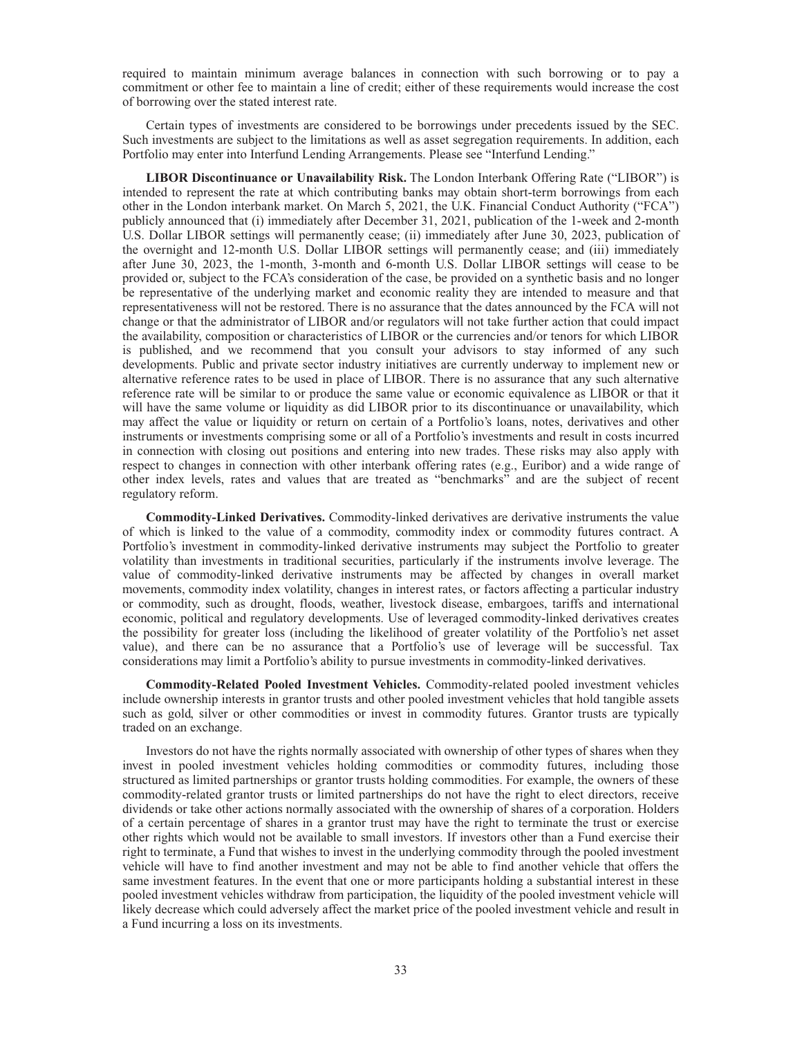required to maintain minimum average balances in connection with such borrowing or to pay a commitment or other fee to maintain a line of credit; either of these requirements would increase the cost of borrowing over the stated interest rate.

Certain types of investments are considered to be borrowings under precedents issued by the SEC. Such investments are subject to the limitations as well as asset segregation requirements. In addition, each Portfolio may enter into Interfund Lending Arrangements. Please see "Interfund Lending."

**LIBOR Discontinuance or Unavailability Risk.** The London Interbank Offering Rate ("LIBOR") is intended to represent the rate at which contributing banks may obtain short-term borrowings from each other in the London interbank market. On March 5, 2021, the U.K. Financial Conduct Authority ("FCA") publicly announced that (i) immediately after December 31, 2021, publication of the 1-week and 2-month U.S. Dollar LIBOR settings will permanently cease; (ii) immediately after June 30, 2023, publication of the overnight and 12-month U.S. Dollar LIBOR settings will permanently cease; and (iii) immediately after June 30, 2023, the 1-month, 3-month and 6-month U.S. Dollar LIBOR settings will cease to be provided or, subject to the FCA's consideration of the case, be provided on a synthetic basis and no longer be representative of the underlying market and economic reality they are intended to measure and that representativeness will not be restored. There is no assurance that the dates announced by the FCA will not change or that the administrator of LIBOR and/or regulators will not take further action that could impact the availability, composition or characteristics of LIBOR or the currencies and/or tenors for which LIBOR is published, and we recommend that you consult your advisors to stay informed of any such developments. Public and private sector industry initiatives are currently underway to implement new or alternative reference rates to be used in place of LIBOR. There is no assurance that any such alternative reference rate will be similar to or produce the same value or economic equivalence as LIBOR or that it will have the same volume or liquidity as did LIBOR prior to its discontinuance or unavailability, which may affect the value or liquidity or return on certain of a Portfolio's loans, notes, derivatives and other instruments or investments comprising some or all of a Portfolio's investments and result in costs incurred in connection with closing out positions and entering into new trades. These risks may also apply with respect to changes in connection with other interbank offering rates (e.g., Euribor) and a wide range of other index levels, rates and values that are treated as "benchmarks" and are the subject of recent regulatory reform.

**Commodity-Linked Derivatives.** Commodity-linked derivatives are derivative instruments the value of which is linked to the value of a commodity, commodity index or commodity futures contract. A Portfolio's investment in commodity-linked derivative instruments may subject the Portfolio to greater volatility than investments in traditional securities, particularly if the instruments involve leverage. The value of commodity-linked derivative instruments may be affected by changes in overall market movements, commodity index volatility, changes in interest rates, or factors affecting a particular industry or commodity, such as drought, floods, weather, livestock disease, embargoes, tariffs and international economic, political and regulatory developments. Use of leveraged commodity-linked derivatives creates the possibility for greater loss (including the likelihood of greater volatility of the Portfolio's net asset value), and there can be no assurance that a Portfolio's use of leverage will be successful. Tax considerations may limit a Portfolio's ability to pursue investments in commodity-linked derivatives.

**Commodity-Related Pooled Investment Vehicles.** Commodity-related pooled investment vehicles include ownership interests in grantor trusts and other pooled investment vehicles that hold tangible assets such as gold, silver or other commodities or invest in commodity futures. Grantor trusts are typically traded on an exchange.

Investors do not have the rights normally associated with ownership of other types of shares when they invest in pooled investment vehicles holding commodities or commodity futures, including those structured as limited partnerships or grantor trusts holding commodities. For example, the owners of these commodity-related grantor trusts or limited partnerships do not have the right to elect directors, receive dividends or take other actions normally associated with the ownership of shares of a corporation. Holders of a certain percentage of shares in a grantor trust may have the right to terminate the trust or exercise other rights which would not be available to small investors. If investors other than a Fund exercise their right to terminate, a Fund that wishes to invest in the underlying commodity through the pooled investment vehicle will have to find another investment and may not be able to find another vehicle that offers the same investment features. In the event that one or more participants holding a substantial interest in these pooled investment vehicles withdraw from participation, the liquidity of the pooled investment vehicle will likely decrease which could adversely affect the market price of the pooled investment vehicle and result in a Fund incurring a loss on its investments.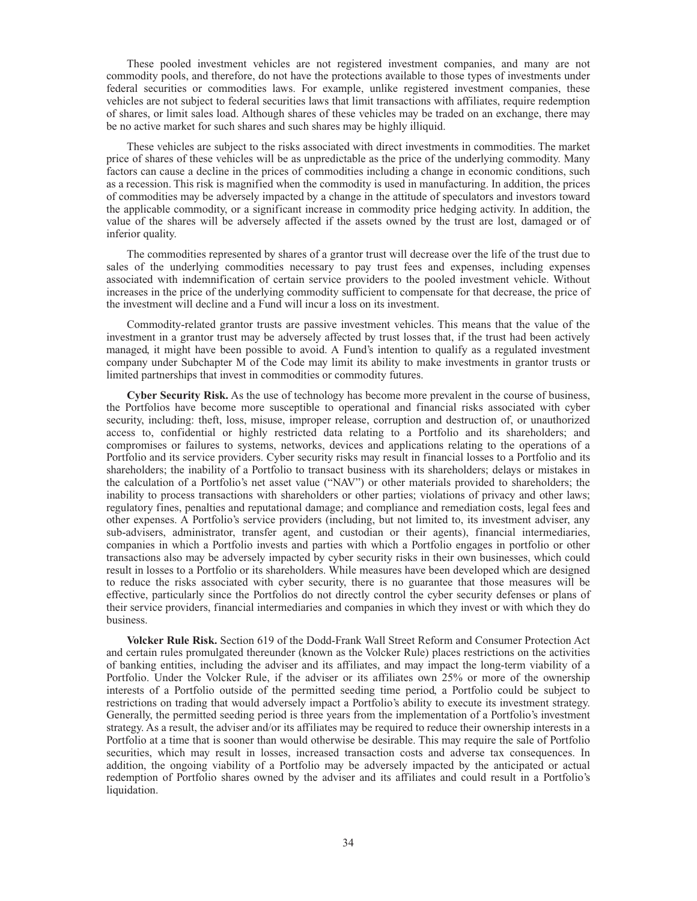These pooled investment vehicles are not registered investment companies, and many are not commodity pools, and therefore, do not have the protections available to those types of investments under federal securities or commodities laws. For example, unlike registered investment companies, these vehicles are not subject to federal securities laws that limit transactions with affiliates, require redemption of shares, or limit sales load. Although shares of these vehicles may be traded on an exchange, there may be no active market for such shares and such shares may be highly illiquid.

These vehicles are subject to the risks associated with direct investments in commodities. The market price of shares of these vehicles will be as unpredictable as the price of the underlying commodity. Many factors can cause a decline in the prices of commodities including a change in economic conditions, such as a recession. This risk is magnified when the commodity is used in manufacturing. In addition, the prices of commodities may be adversely impacted by a change in the attitude of speculators and investors toward the applicable commodity, or a significant increase in commodity price hedging activity. In addition, the value of the shares will be adversely affected if the assets owned by the trust are lost, damaged or of inferior quality.

The commodities represented by shares of a grantor trust will decrease over the life of the trust due to sales of the underlying commodities necessary to pay trust fees and expenses, including expenses associated with indemnification of certain service providers to the pooled investment vehicle. Without increases in the price of the underlying commodity sufficient to compensate for that decrease, the price of the investment will decline and a Fund will incur a loss on its investment.

Commodity-related grantor trusts are passive investment vehicles. This means that the value of the investment in a grantor trust may be adversely affected by trust losses that, if the trust had been actively managed, it might have been possible to avoid. A Fund's intention to qualify as a regulated investment company under Subchapter M of the Code may limit its ability to make investments in grantor trusts or limited partnerships that invest in commodities or commodity futures.

**Cyber Security Risk.** As the use of technology has become more prevalent in the course of business, the Portfolios have become more susceptible to operational and financial risks associated with cyber security, including: theft, loss, misuse, improper release, corruption and destruction of, or unauthorized access to, confidential or highly restricted data relating to a Portfolio and its shareholders; and compromises or failures to systems, networks, devices and applications relating to the operations of a Portfolio and its service providers. Cyber security risks may result in financial losses to a Portfolio and its shareholders; the inability of a Portfolio to transact business with its shareholders; delays or mistakes in the calculation of a Portfolio's net asset value ("NAV") or other materials provided to shareholders; the inability to process transactions with shareholders or other parties; violations of privacy and other laws; regulatory fines, penalties and reputational damage; and compliance and remediation costs, legal fees and other expenses. A Portfolio's service providers (including, but not limited to, its investment adviser, any sub-advisers, administrator, transfer agent, and custodian or their agents), financial intermediaries, companies in which a Portfolio invests and parties with which a Portfolio engages in portfolio or other transactions also may be adversely impacted by cyber security risks in their own businesses, which could result in losses to a Portfolio or its shareholders. While measures have been developed which are designed to reduce the risks associated with cyber security, there is no guarantee that those measures will be effective, particularly since the Portfolios do not directly control the cyber security defenses or plans of their service providers, financial intermediaries and companies in which they invest or with which they do business.

**Volcker Rule Risk.** Section 619 of the Dodd-Frank Wall Street Reform and Consumer Protection Act and certain rules promulgated thereunder (known as the Volcker Rule) places restrictions on the activities of banking entities, including the adviser and its affiliates, and may impact the long-term viability of a Portfolio. Under the Volcker Rule, if the adviser or its affiliates own 25% or more of the ownership interests of a Portfolio outside of the permitted seeding time period, a Portfolio could be subject to restrictions on trading that would adversely impact a Portfolio's ability to execute its investment strategy. Generally, the permitted seeding period is three years from the implementation of a Portfolio's investment strategy. As a result, the adviser and/or its affiliates may be required to reduce their ownership interests in a Portfolio at a time that is sooner than would otherwise be desirable. This may require the sale of Portfolio securities, which may result in losses, increased transaction costs and adverse tax consequences. In addition, the ongoing viability of a Portfolio may be adversely impacted by the anticipated or actual redemption of Portfolio shares owned by the adviser and its affiliates and could result in a Portfolio's liquidation.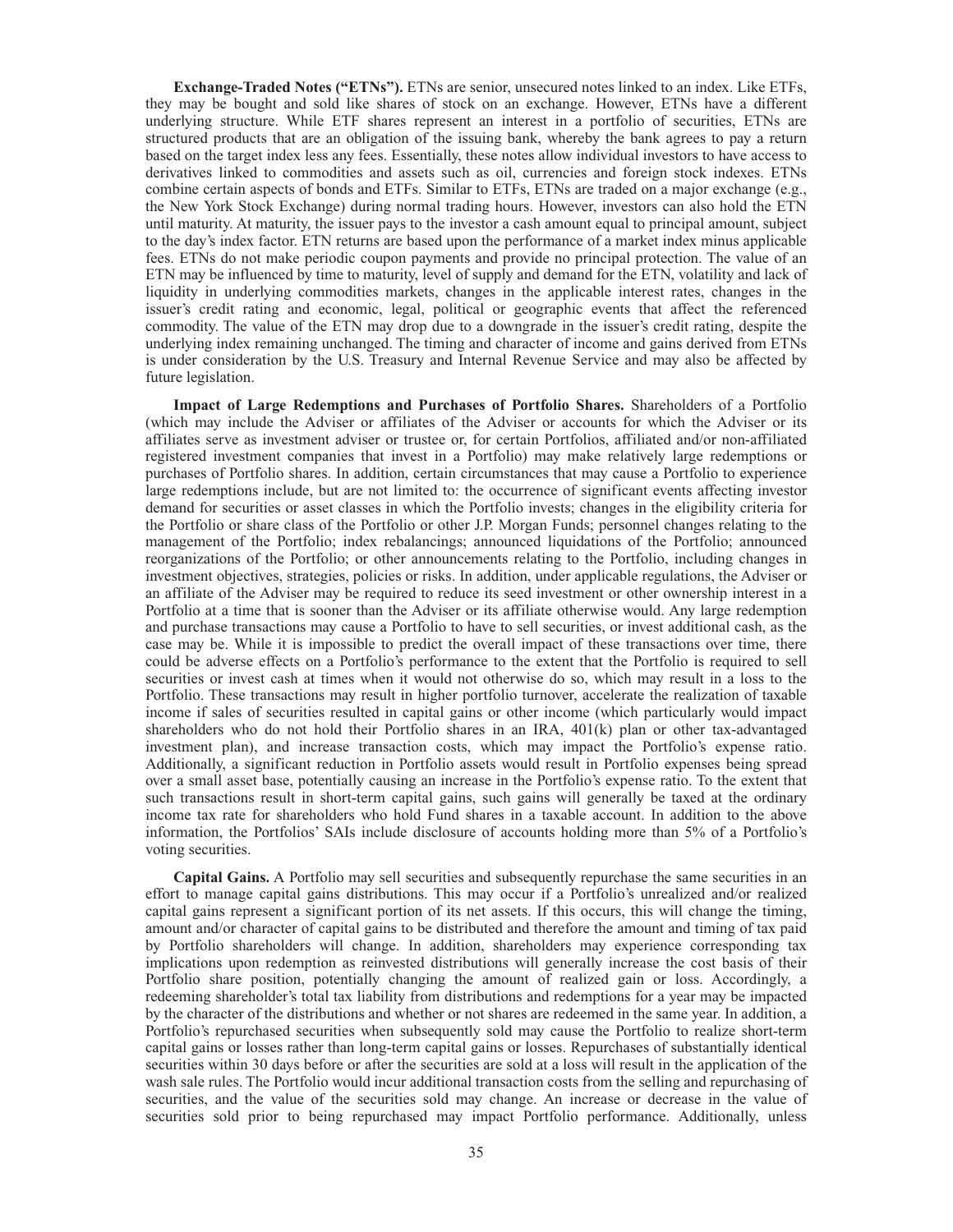**Exchange-Traded Notes ("ETNs").** ETNs are senior, unsecured notes linked to an index. Like ETFs, they may be bought and sold like shares of stock on an exchange. However, ETNs have a different underlying structure. While ETF shares represent an interest in a portfolio of securities, ETNs are structured products that are an obligation of the issuing bank, whereby the bank agrees to pay a return based on the target index less any fees. Essentially, these notes allow individual investors to have access to derivatives linked to commodities and assets such as oil, currencies and foreign stock indexes. ETNs combine certain aspects of bonds and ETFs. Similar to ETFs, ETNs are traded on a major exchange (e.g., the New York Stock Exchange) during normal trading hours. However, investors can also hold the ETN until maturity. At maturity, the issuer pays to the investor a cash amount equal to principal amount, subject to the day's index factor. ETN returns are based upon the performance of a market index minus applicable fees. ETNs do not make periodic coupon payments and provide no principal protection. The value of an ETN may be influenced by time to maturity, level of supply and demand for the ETN, volatility and lack of liquidity in underlying commodities markets, changes in the applicable interest rates, changes in the issuer's credit rating and economic, legal, political or geographic events that affect the referenced commodity. The value of the ETN may drop due to a downgrade in the issuer's credit rating, despite the underlying index remaining unchanged. The timing and character of income and gains derived from ETNs is under consideration by the U.S. Treasury and Internal Revenue Service and may also be affected by future legislation.

**Impact of Large Redemptions and Purchases of Portfolio Shares.** Shareholders of a Portfolio (which may include the Adviser or affiliates of the Adviser or accounts for which the Adviser or its affiliates serve as investment adviser or trustee or, for certain Portfolios, affiliated and/or non-affiliated registered investment companies that invest in a Portfolio) may make relatively large redemptions or purchases of Portfolio shares. In addition, certain circumstances that may cause a Portfolio to experience large redemptions include, but are not limited to: the occurrence of significant events affecting investor demand for securities or asset classes in which the Portfolio invests; changes in the eligibility criteria for the Portfolio or share class of the Portfolio or other J.P. Morgan Funds; personnel changes relating to the management of the Portfolio; index rebalancings; announced liquidations of the Portfolio; announced reorganizations of the Portfolio; or other announcements relating to the Portfolio, including changes in investment objectives, strategies, policies or risks. In addition, under applicable regulations, the Adviser or an affiliate of the Adviser may be required to reduce its seed investment or other ownership interest in a Portfolio at a time that is sooner than the Adviser or its affiliate otherwise would. Any large redemption and purchase transactions may cause a Portfolio to have to sell securities, or invest additional cash, as the case may be. While it is impossible to predict the overall impact of these transactions over time, there could be adverse effects on a Portfolio's performance to the extent that the Portfolio is required to sell securities or invest cash at times when it would not otherwise do so, which may result in a loss to the Portfolio. These transactions may result in higher portfolio turnover, accelerate the realization of taxable income if sales of securities resulted in capital gains or other income (which particularly would impact shareholders who do not hold their Portfolio shares in an IRA, 401(k) plan or other tax-advantaged investment plan), and increase transaction costs, which may impact the Portfolio's expense ratio. Additionally, a significant reduction in Portfolio assets would result in Portfolio expenses being spread over a small asset base, potentially causing an increase in the Portfolio's expense ratio. To the extent that such transactions result in short-term capital gains, such gains will generally be taxed at the ordinary income tax rate for shareholders who hold Fund shares in a taxable account. In addition to the above information, the Portfolios' SAIs include disclosure of accounts holding more than 5% of a Portfolio's voting securities.

**Capital Gains.** A Portfolio may sell securities and subsequently repurchase the same securities in an effort to manage capital gains distributions. This may occur if a Portfolio's unrealized and/or realized capital gains represent a significant portion of its net assets. If this occurs, this will change the timing, amount and/or character of capital gains to be distributed and therefore the amount and timing of tax paid by Portfolio shareholders will change. In addition, shareholders may experience corresponding tax implications upon redemption as reinvested distributions will generally increase the cost basis of their Portfolio share position, potentially changing the amount of realized gain or loss. Accordingly, a redeeming shareholder's total tax liability from distributions and redemptions for a year may be impacted by the character of the distributions and whether or not shares are redeemed in the same year. In addition, a Portfolio's repurchased securities when subsequently sold may cause the Portfolio to realize short-term capital gains or losses rather than long-term capital gains or losses. Repurchases of substantially identical securities within 30 days before or after the securities are sold at a loss will result in the application of the wash sale rules. The Portfolio would incur additional transaction costs from the selling and repurchasing of securities, and the value of the securities sold may change. An increase or decrease in the value of securities sold prior to being repurchased may impact Portfolio performance. Additionally, unless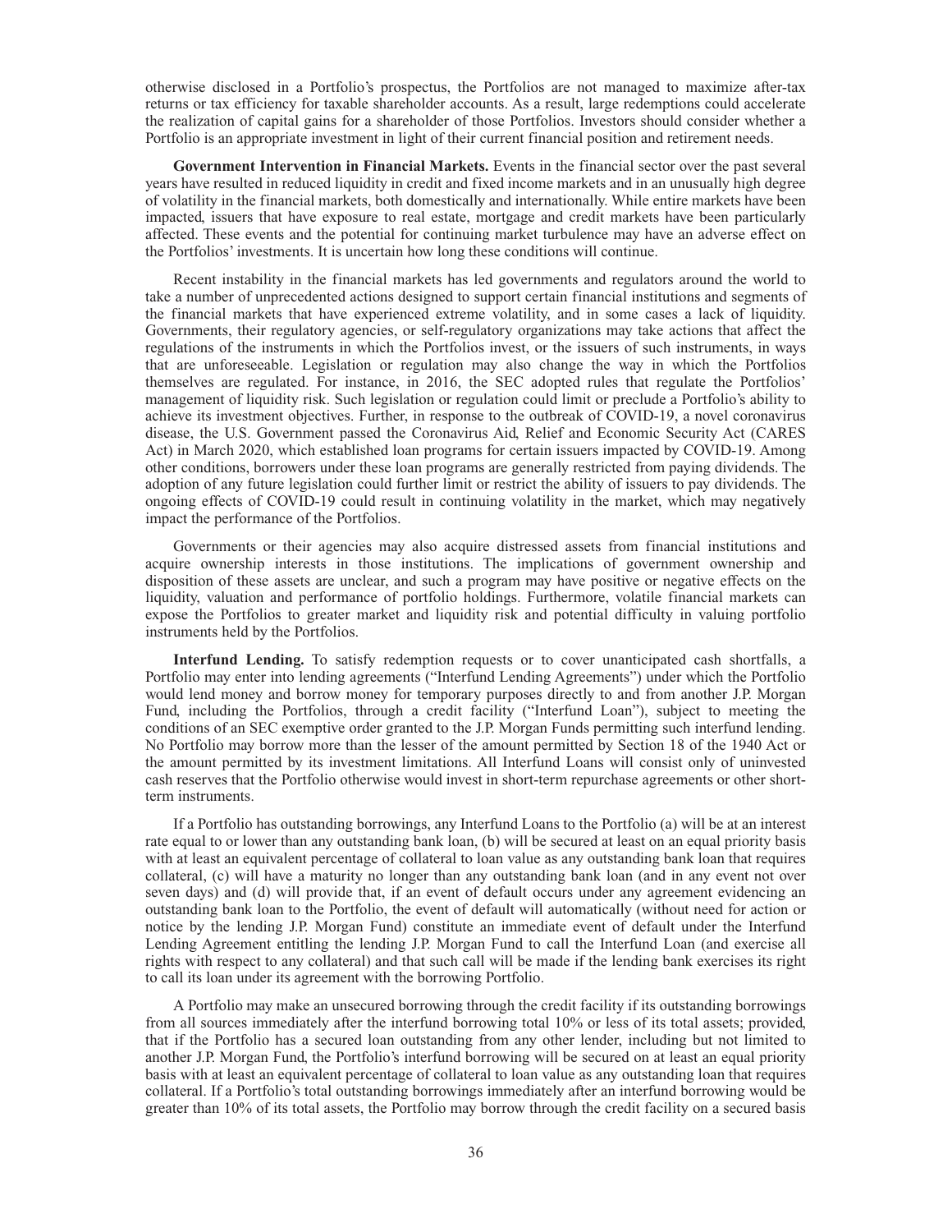otherwise disclosed in a Portfolio's prospectus, the Portfolios are not managed to maximize after-tax returns or tax efficiency for taxable shareholder accounts. As a result, large redemptions could accelerate the realization of capital gains for a shareholder of those Portfolios. Investors should consider whether a Portfolio is an appropriate investment in light of their current financial position and retirement needs.

**Government Intervention in Financial Markets.** Events in the financial sector over the past several years have resulted in reduced liquidity in credit and fixed income markets and in an unusually high degree of volatility in the financial markets, both domestically and internationally. While entire markets have been impacted, issuers that have exposure to real estate, mortgage and credit markets have been particularly affected. These events and the potential for continuing market turbulence may have an adverse effect on the Portfolios' investments. It is uncertain how long these conditions will continue.

Recent instability in the financial markets has led governments and regulators around the world to take a number of unprecedented actions designed to support certain financial institutions and segments of the financial markets that have experienced extreme volatility, and in some cases a lack of liquidity. Governments, their regulatory agencies, or self-regulatory organizations may take actions that affect the regulations of the instruments in which the Portfolios invest, or the issuers of such instruments, in ways that are unforeseeable. Legislation or regulation may also change the way in which the Portfolios themselves are regulated. For instance, in 2016, the SEC adopted rules that regulate the Portfolios' management of liquidity risk. Such legislation or regulation could limit or preclude a Portfolio's ability to achieve its investment objectives. Further, in response to the outbreak of COVID-19, a novel coronavirus disease, the U.S. Government passed the Coronavirus Aid, Relief and Economic Security Act (CARES Act) in March 2020, which established loan programs for certain issuers impacted by COVID-19. Among other conditions, borrowers under these loan programs are generally restricted from paying dividends. The adoption of any future legislation could further limit or restrict the ability of issuers to pay dividends. The ongoing effects of COVID-19 could result in continuing volatility in the market, which may negatively impact the performance of the Portfolios.

Governments or their agencies may also acquire distressed assets from financial institutions and acquire ownership interests in those institutions. The implications of government ownership and disposition of these assets are unclear, and such a program may have positive or negative effects on the liquidity, valuation and performance of portfolio holdings. Furthermore, volatile financial markets can expose the Portfolios to greater market and liquidity risk and potential difficulty in valuing portfolio instruments held by the Portfolios.

**Interfund Lending.** To satisfy redemption requests or to cover unanticipated cash shortfalls, a Portfolio may enter into lending agreements ("Interfund Lending Agreements") under which the Portfolio would lend money and borrow money for temporary purposes directly to and from another J.P. Morgan Fund, including the Portfolios, through a credit facility ("Interfund Loan"), subject to meeting the conditions of an SEC exemptive order granted to the J.P. Morgan Funds permitting such interfund lending. No Portfolio may borrow more than the lesser of the amount permitted by Section 18 of the 1940 Act or the amount permitted by its investment limitations. All Interfund Loans will consist only of uninvested cash reserves that the Portfolio otherwise would invest in short-term repurchase agreements or other short-term instruments.

If a Portfolio has outstanding borrowings, any Interfund Loans to the Portfolio (a) will be at an interest rate equal to or lower than any outstanding bank loan, (b) will be secured at least on an equal priority basis with at least an equivalent percentage of collateral to loan value as any outstanding bank loan that requires collateral, (c) will have a maturity no longer than any outstanding bank loan (and in any event not over seven days) and (d) will provide that, if an event of default occurs under any agreement evidencing an outstanding bank loan to the Portfolio, the event of default will automatically (without need for action or notice by the lending J.P. Morgan Fund) constitute an immediate event of default under the Interfund Lending Agreement entitling the lending J.P. Morgan Fund to call the Interfund Loan (and exercise all rights with respect to any collateral) and that such call will be made if the lending bank exercises its right to call its loan under its agreement with the borrowing Portfolio.

A Portfolio may make an unsecured borrowing through the credit facility if its outstanding borrowings from all sources immediately after the interfund borrowing total 10% or less of its total assets; provided, that if the Portfolio has a secured loan outstanding from any other lender, including but not limited to another J.P. Morgan Fund, the Portfolio's interfund borrowing will be secured on at least an equal priority basis with at least an equivalent percentage of collateral to loan value as any outstanding loan that requires collateral. If a Portfolio's total outstanding borrowings immediately after an interfund borrowing would be greater than 10% of its total assets, the Portfolio may borrow through the credit facility on a secured basis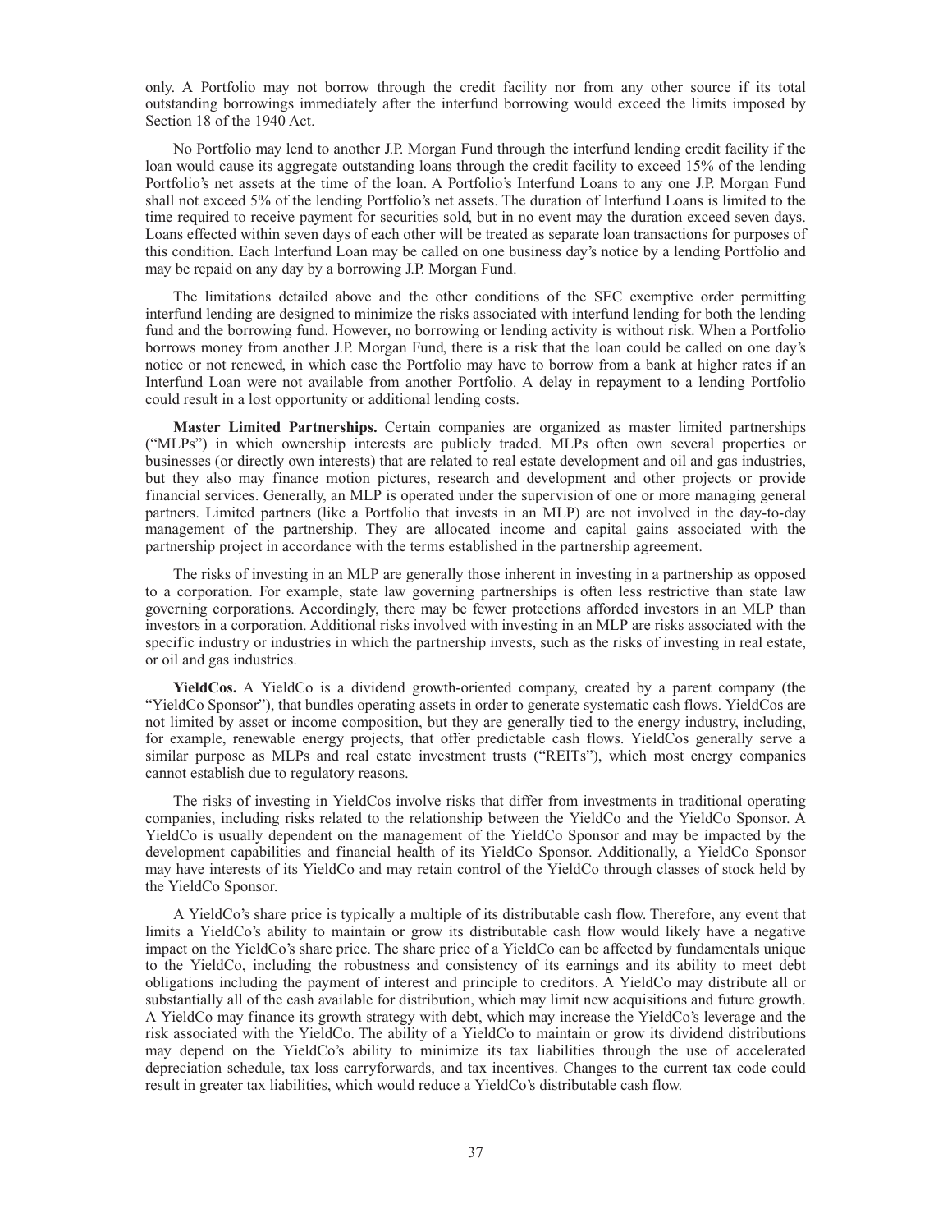only. A Portfolio may not borrow through the credit facility nor from any other source if its total outstanding borrowings immediately after the interfund borrowing would exceed the limits imposed by Section 18 of the 1940 Act.

No Portfolio may lend to another J.P. Morgan Fund through the interfund lending credit facility if the loan would cause its aggregate outstanding loans through the credit facility to exceed 15% of the lending Portfolio's net assets at the time of the loan. A Portfolio's Interfund Loans to any one J.P. Morgan Fund shall not exceed 5% of the lending Portfolio's net assets. The duration of Interfund Loans is limited to the time required to receive payment for securities sold, but in no event may the duration exceed seven days. Loans effected within seven days of each other will be treated as separate loan transactions for purposes of this condition. Each Interfund Loan may be called on one business day's notice by a lending Portfolio and may be repaid on any day by a borrowing J.P. Morgan Fund.

The limitations detailed above and the other conditions of the SEC exemptive order permitting interfund lending are designed to minimize the risks associated with interfund lending for both the lending fund and the borrowing fund. However, no borrowing or lending activity is without risk. When a Portfolio borrows money from another J.P. Morgan Fund, there is a risk that the loan could be called on one day's notice or not renewed, in which case the Portfolio may have to borrow from a bank at higher rates if an Interfund Loan were not available from another Portfolio. A delay in repayment to a lending Portfolio could result in a lost opportunity or additional lending costs.

**Master Limited Partnerships.** Certain companies are organized as master limited partnerships ("MLPs") in which ownership interests are publicly traded. MLPs often own several properties or businesses (or directly own interests) that are related to real estate development and oil and gas industries, but they also may finance motion pictures, research and development and other projects or provide financial services. Generally, an MLP is operated under the supervision of one or more managing general partners. Limited partners (like a Portfolio that invests in an MLP) are not involved in the day-to-day management of the partnership. They are allocated income and capital gains associated with the partnership project in accordance with the terms established in the partnership agreement.

The risks of investing in an MLP are generally those inherent in investing in a partnership as opposed to a corporation. For example, state law governing partnerships is often less restrictive than state law governing corporations. Accordingly, there may be fewer protections afforded investors in an MLP than investors in a corporation. Additional risks involved with investing in an MLP are risks associated with the specific industry or industries in which the partnership invests, such as the risks of investing in real estate, or oil and gas industries.

**YieldCos.** A YieldCo is a dividend growth-oriented company, created by a parent company (the "YieldCo Sponsor"), that bundles operating assets in order to generate systematic cash flows. YieldCos are not limited by asset or income composition, but they are generally tied to the energy industry, including, for example, renewable energy projects, that offer predictable cash flows. YieldCos generally serve a similar purpose as MLPs and real estate investment trusts ("REITs"), which most energy companies cannot establish due to regulatory reasons.

The risks of investing in YieldCos involve risks that differ from investments in traditional operating companies, including risks related to the relationship between the YieldCo and the YieldCo Sponsor. A YieldCo is usually dependent on the management of the YieldCo Sponsor and may be impacted by the development capabilities and financial health of its YieldCo Sponsor. Additionally, a YieldCo Sponsor may have interests of its YieldCo and may retain control of the YieldCo through classes of stock held by the YieldCo Sponsor.

A YieldCo's share price is typically a multiple of its distributable cash flow. Therefore, any event that limits a YieldCo's ability to maintain or grow its distributable cash flow would likely have a negative impact on the YieldCo's share price. The share price of a YieldCo can be affected by fundamentals unique to the YieldCo, including the robustness and consistency of its earnings and its ability to meet debt obligations including the payment of interest and principle to creditors. A YieldCo may distribute all or substantially all of the cash available for distribution, which may limit new acquisitions and future growth. A YieldCo may finance its growth strategy with debt, which may increase the YieldCo's leverage and the risk associated with the YieldCo. The ability of a YieldCo to maintain or grow its dividend distributions may depend on the YieldCo's ability to minimize its tax liabilities through the use of accelerated depreciation schedule, tax loss carryforwards, and tax incentives. Changes to the current tax code could result in greater tax liabilities, which would reduce a YieldCo's distributable cash flow.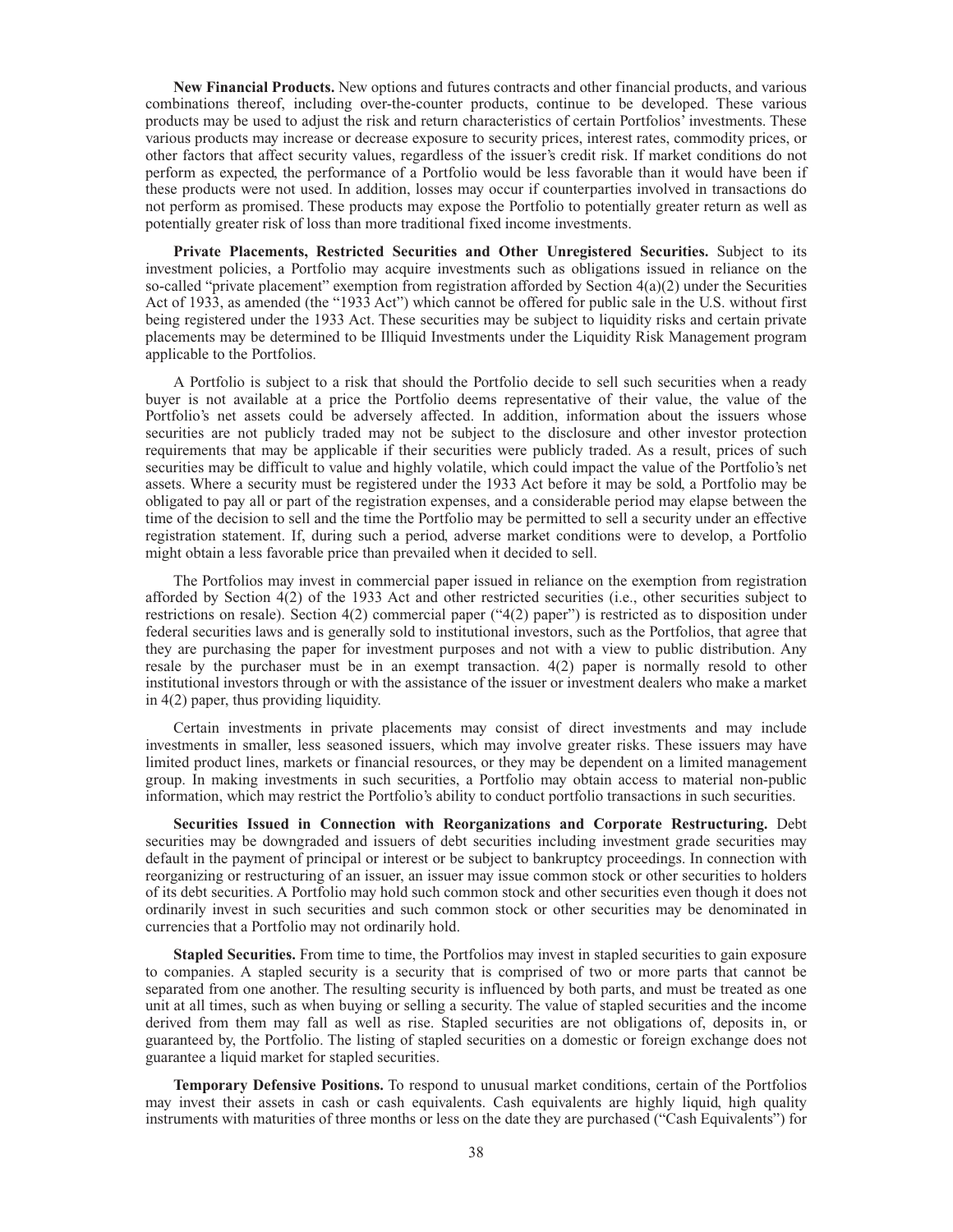**New Financial Products.** New options and futures contracts and other financial products, and various combinations thereof, including over-the-counter products, continue to be developed. These various products may be used to adjust the risk and return characteristics of certain Portfolios' investments. These various products may increase or decrease exposure to security prices, interest rates, commodity prices, or other factors that affect security values, regardless of the issuer's credit risk. If market conditions do not perform as expected, the performance of a Portfolio would be less favorable than it would have been if these products were not used. In addition, losses may occur if counterparties involved in transactions do not perform as promised. These products may expose the Portfolio to potentially greater return as well as potentially greater risk of loss than more traditional fixed income investments.

**Private Placements, Restricted Securities and Other Unregistered Securities.** Subject to its investment policies, a Portfolio may acquire investments such as obligations issued in reliance on the so-called "private placement" exemption from registration afforded by Section 4(a)(2) under the Securities Act of 1933, as amended (the "1933 Act") which cannot be offered for public sale in the U.S. without first being registered under the 1933 Act. These securities may be subject to liquidity risks and certain private placements may be determined to be Illiquid Investments under the Liquidity Risk Management program applicable to the Portfolios.

A Portfolio is subject to a risk that should the Portfolio decide to sell such securities when a ready buyer is not available at a price the Portfolio deems representative of their value, the value of the Portfolio's net assets could be adversely affected. In addition, information about the issuers whose securities are not publicly traded may not be subject to the disclosure and other investor protection requirements that may be applicable if their securities were publicly traded. As a result, prices of such securities may be difficult to value and highly volatile, which could impact the value of the Portfolio's net assets. Where a security must be registered under the 1933 Act before it may be sold, a Portfolio may be obligated to pay all or part of the registration expenses, and a considerable period may elapse between the time of the decision to sell and the time the Portfolio may be permitted to sell a security under an effective registration statement. If, during such a period, adverse market conditions were to develop, a Portfolio might obtain a less favorable price than prevailed when it decided to sell.

The Portfolios may invest in commercial paper issued in reliance on the exemption from registration afforded by Section 4(2) of the 1933 Act and other restricted securities (i.e., other securities subject to restrictions on resale). Section 4(2) commercial paper ("4(2) paper") is restricted as to disposition under federal securities laws and is generally sold to institutional investors, such as the Portfolios, that agree that they are purchasing the paper for investment purposes and not with a view to public distribution. Any resale by the purchaser must be in an exempt transaction. 4(2) paper is normally resold to other institutional investors through or with the assistance of the issuer or investment dealers who make a market in 4(2) paper, thus providing liquidity.

Certain investments in private placements may consist of direct investments and may include investments in smaller, less seasoned issuers, which may involve greater risks. These issuers may have limited product lines, markets or financial resources, or they may be dependent on a limited management group. In making investments in such securities, a Portfolio may obtain access to material non-public information, which may restrict the Portfolio's ability to conduct portfolio transactions in such securities.

**Securities Issued in Connection with Reorganizations and Corporate Restructuring.** Debt securities may be downgraded and issuers of debt securities including investment grade securities may default in the payment of principal or interest or be subject to bankruptcy proceedings. In connection with reorganizing or restructuring of an issuer, an issuer may issue common stock or other securities to holders of its debt securities. A Portfolio may hold such common stock and other securities even though it does not ordinarily invest in such securities and such common stock or other securities may be denominated in currencies that a Portfolio may not ordinarily hold.

**Stapled Securities.** From time to time, the Portfolios may invest in stapled securities to gain exposure to companies. A stapled security is a security that is comprised of two or more parts that cannot be separated from one another. The resulting security is influenced by both parts, and must be treated as one unit at all times, such as when buying or selling a security. The value of stapled securities and the income derived from them may fall as well as rise. Stapled securities are not obligations of, deposits in, or guaranteed by, the Portfolio. The listing of stapled securities on a domestic or foreign exchange does not guarantee a liquid market for stapled securities.

**Temporary Defensive Positions.** To respond to unusual market conditions, certain of the Portfolios may invest their assets in cash or cash equivalents. Cash equivalents are highly liquid, high quality instruments with maturities of three months or less on the date they are purchased ("Cash Equivalents") for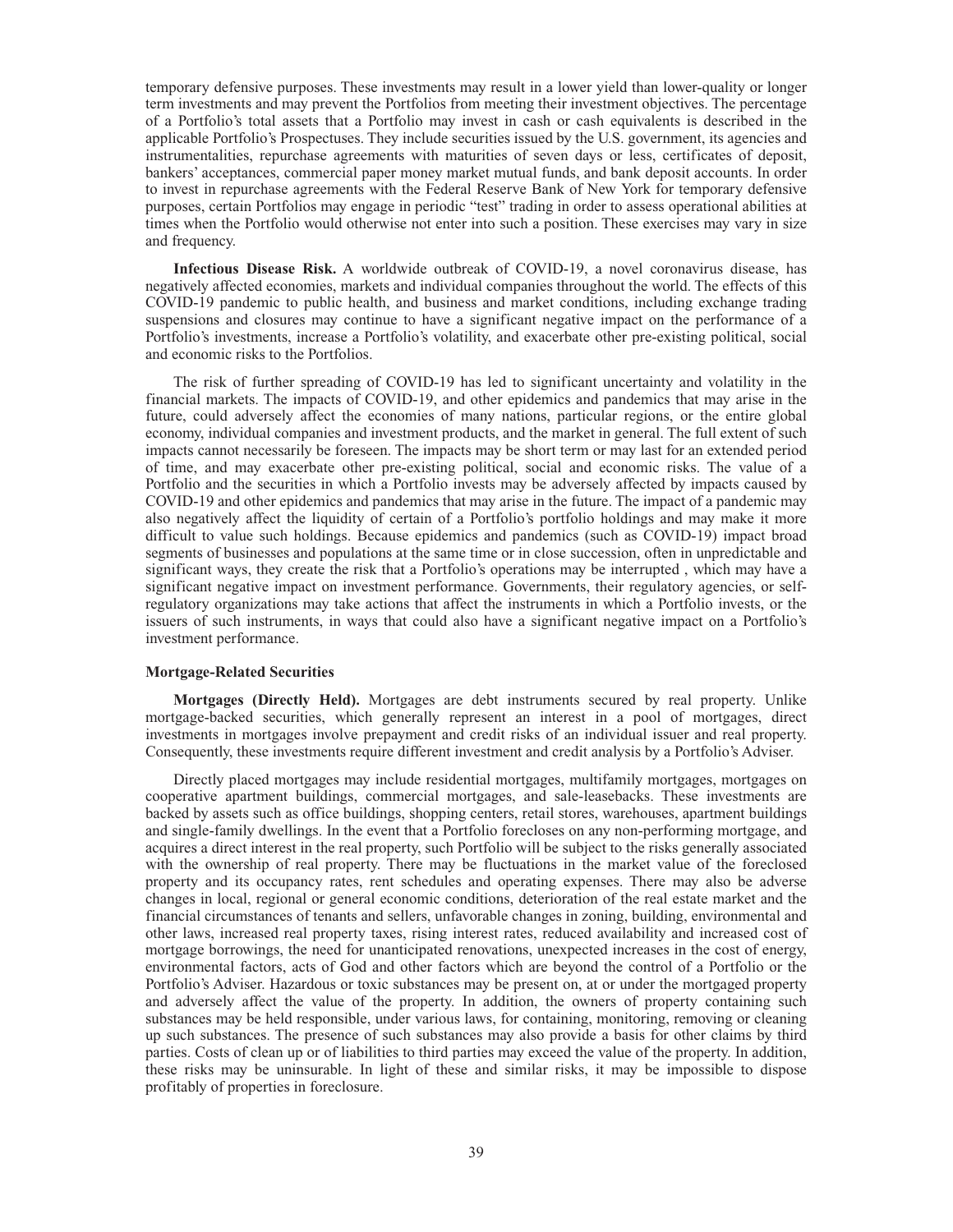temporary defensive purposes. These investments may result in a lower yield than lower-quality or longer term investments and may prevent the Portfolios from meeting their investment objectives. The percentage of a Portfolio's total assets that a Portfolio may invest in cash or cash equivalents is described in the applicable Portfolio's Prospectuses. They include securities issued by the U.S. government, its agencies and instrumentalities, repurchase agreements with maturities of seven days or less, certificates of deposit, bankers' acceptances, commercial paper money market mutual funds, and bank deposit accounts. In order to invest in repurchase agreements with the Federal Reserve Bank of New York for temporary defensive purposes, certain Portfolios may engage in periodic "test" trading in order to assess operational abilities at times when the Portfolio would otherwise not enter into such a position. These exercises may vary in size and frequency.

**Infectious Disease Risk.** A worldwide outbreak of COVID-19, a novel coronavirus disease, has negatively affected economies, markets and individual companies throughout the world. The effects of this COVID-19 pandemic to public health, and business and market conditions, including exchange trading suspensions and closures may continue to have a significant negative impact on the performance of a Portfolio's investments, increase a Portfolio's volatility, and exacerbate other pre-existing political, social and economic risks to the Portfolios.

The risk of further spreading of COVID-19 has led to significant uncertainty and volatility in the financial markets. The impacts of COVID-19, and other epidemics and pandemics that may arise in the future, could adversely affect the economies of many nations, particular regions, or the entire global economy, individual companies and investment products, and the market in general. The full extent of such impacts cannot necessarily be foreseen. The impacts may be short term or may last for an extended period of time, and may exacerbate other pre-existing political, social and economic risks. The value of a Portfolio and the securities in which a Portfolio invests may be adversely affected by impacts caused by COVID-19 and other epidemics and pandemics that may arise in the future. The impact of a pandemic may also negatively affect the liquidity of certain of a Portfolio's portfolio holdings and may make it more difficult to value such holdings. Because epidemics and pandemics (such as COVID-19) impact broad segments of businesses and populations at the same time or in close succession, often in unpredictable and significant ways, they create the risk that a Portfolio's operations may be interrupted , which may have a significant negative impact on investment performance. Governments, their regulatory agencies, or self-regulatory organizations may take actions that affect the instruments in which a Portfolio invests, or the issuers of such instruments, in ways that could also have a significant negative impact on a Portfolio's investment performance.

### Mortgage-Related Securities

**Mortgages (Directly Held).** Mortgages are debt instruments secured by real property. Unlike mortgage-backed securities, which generally represent an interest in a pool of mortgages, direct investments in mortgages involve prepayment and credit risks of an individual issuer and real property. Consequently, these investments require different investment and credit analysis by a Portfolio's Adviser.

Directly placed mortgages may include residential mortgages, multifamily mortgages, mortgages on cooperative apartment buildings, commercial mortgages, and sale-leasebacks. These investments are backed by assets such as office buildings, shopping centers, retail stores, warehouses, apartment buildings and single-family dwellings. In the event that a Portfolio forecloses on any non-performing mortgage, and acquires a direct interest in the real property, such Portfolio will be subject to the risks generally associated with the ownership of real property. There may be fluctuations in the market value of the foreclosed property and its occupancy rates, rent schedules and operating expenses. There may also be adverse changes in local, regional or general economic conditions, deterioration of the real estate market and the financial circumstances of tenants and sellers, unfavorable changes in zoning, building, environmental and other laws, increased real property taxes, rising interest rates, reduced availability and increased cost of mortgage borrowings, the need for unanticipated renovations, unexpected increases in the cost of energy, environmental factors, acts of God and other factors which are beyond the control of a Portfolio or the Portfolio's Adviser. Hazardous or toxic substances may be present on, at or under the mortgaged property and adversely affect the value of the property. In addition, the owners of property containing such substances may be held responsible, under various laws, for containing, monitoring, removing or cleaning up such substances. The presence of such substances may also provide a basis for other claims by third parties. Costs of clean up or of liabilities to third parties may exceed the value of the property. In addition, these risks may be uninsurable. In light of these and similar risks, it may be impossible to dispose profitably of properties in foreclosure.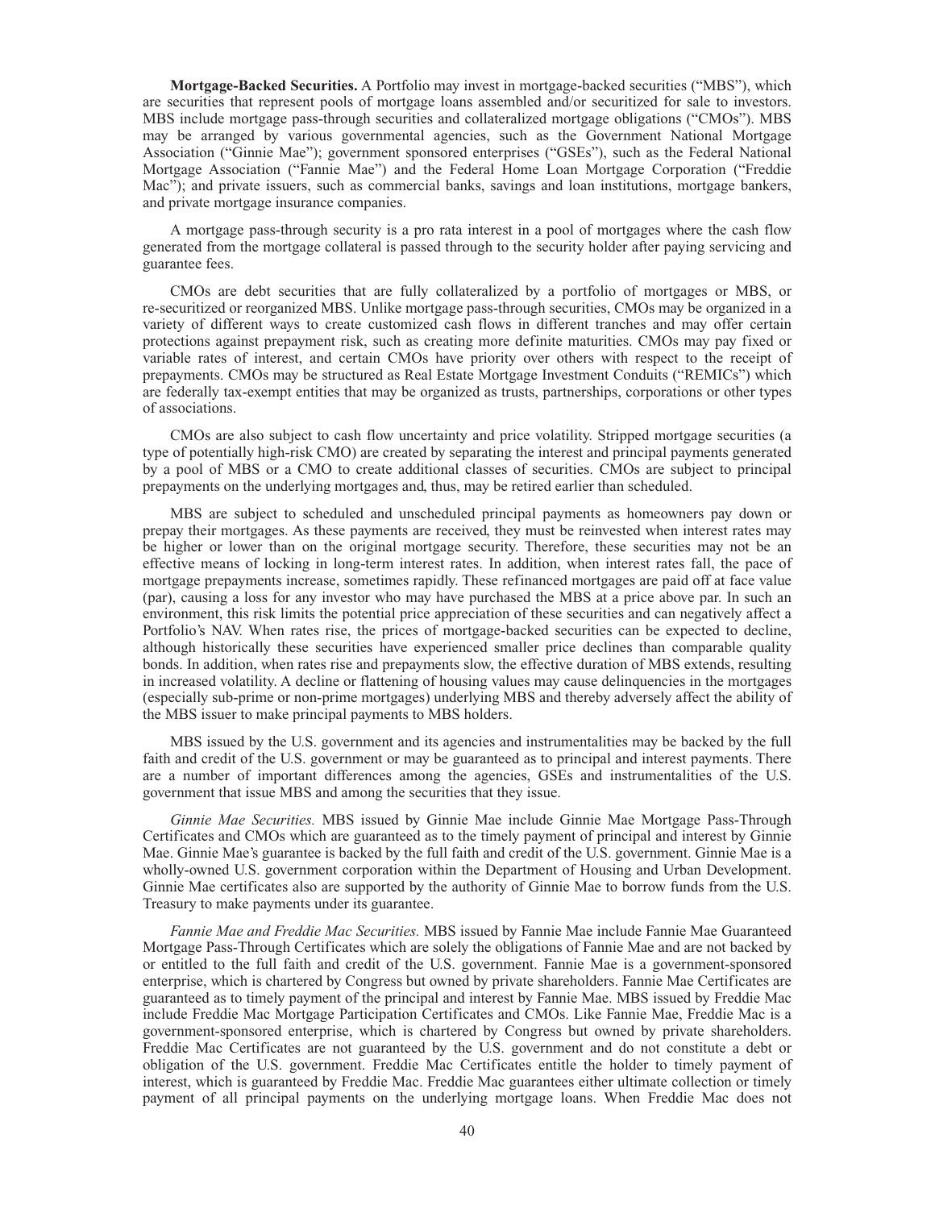**Mortgage-Backed Securities.** A Portfolio may invest in mortgage-backed securities ("MBS"), which are securities that represent pools of mortgage loans assembled and/or securitized for sale to investors. MBS include mortgage pass-through securities and collateralized mortgage obligations ("CMOs"). MBS may be arranged by various governmental agencies, such as the Government National Mortgage Association ("Ginnie Mae"); government sponsored enterprises ("GSEs"), such as the Federal National Mortgage Association ("Fannie Mae") and the Federal Home Loan Mortgage Corporation ("Freddie Mac"); and private issuers, such as commercial banks, savings and loan institutions, mortgage bankers, and private mortgage insurance companies.

A mortgage pass-through security is a pro rata interest in a pool of mortgages where the cash flow generated from the mortgage collateral is passed through to the security holder after paying servicing and guarantee fees.

CMOs are debt securities that are fully collateralized by a portfolio of mortgages or MBS, or re-securitized or reorganized MBS. Unlike mortgage pass-through securities, CMOs may be organized in a variety of different ways to create customized cash flows in different tranches and may offer certain protections against prepayment risk, such as creating more definite maturities. CMOs may pay fixed or variable rates of interest, and certain CMOs have priority over others with respect to the receipt of prepayments. CMOs may be structured as Real Estate Mortgage Investment Conduits ("REMICs") which are federally tax-exempt entities that may be organized as trusts, partnerships, corporations or other types of associations.

CMOs are also subject to cash flow uncertainty and price volatility. Stripped mortgage securities (a type of potentially high-risk CMO) are created by separating the interest and principal payments generated by a pool of MBS or a CMO to create additional classes of securities. CMOs are subject to principal prepayments on the underlying mortgages and, thus, may be retired earlier than scheduled.

MBS are subject to scheduled and unscheduled principal payments as homeowners pay down or prepay their mortgages. As these payments are received, they must be reinvested when interest rates may be higher or lower than on the original mortgage security. Therefore, these securities may not be an effective means of locking in long-term interest rates. In addition, when interest rates fall, the pace of mortgage prepayments increase, sometimes rapidly. These refinanced mortgages are paid off at face value (par), causing a loss for any investor who may have purchased the MBS at a price above par. In such an environment, this risk limits the potential price appreciation of these securities and can negatively affect a Portfolio's NAV. When rates rise, the prices of mortgage-backed securities can be expected to decline, although historically these securities have experienced smaller price declines than comparable quality bonds. In addition, when rates rise and prepayments slow, the effective duration of MBS extends, resulting in increased volatility. A decline or flattening of housing values may cause delinquencies in the mortgages (especially sub-prime or non-prime mortgages) underlying MBS and thereby adversely affect the ability of the MBS issuer to make principal payments to MBS holders.

MBS issued by the U.S. government and its agencies and instrumentalities may be backed by the full faith and credit of the U.S. government or may be guaranteed as to principal and interest payments. There are a number of important differences among the agencies, GSEs and instrumentalities of the U.S. government that issue MBS and among the securities that they issue.

*Ginnie Mae Securities.* MBS issued by Ginnie Mae include Ginnie Mae Mortgage Pass-Through Certificates and CMOs which are guaranteed as to the timely payment of principal and interest by Ginnie Mae. Ginnie Mae's guarantee is backed by the full faith and credit of the U.S. government. Ginnie Mae is a wholly-owned U.S. government corporation within the Department of Housing and Urban Development. Ginnie Mae certificates also are supported by the authority of Ginnie Mae to borrow funds from the U.S. Treasury to make payments under its guarantee.

*Fannie Mae and Freddie Mac Securities.* MBS issued by Fannie Mae include Fannie Mae Guaranteed Mortgage Pass-Through Certificates which are solely the obligations of Fannie Mae and are not backed by or entitled to the full faith and credit of the U.S. government. Fannie Mae is a government-sponsored enterprise, which is chartered by Congress but owned by private shareholders. Fannie Mae Certificates are guaranteed as to timely payment of the principal and interest by Fannie Mae. MBS issued by Freddie Mac include Freddie Mac Mortgage Participation Certificates and CMOs. Like Fannie Mae, Freddie Mac is a government-sponsored enterprise, which is chartered by Congress but owned by private shareholders. Freddie Mac Certificates are not guaranteed by the U.S. government and do not constitute a debt or obligation of the U.S. government. Freddie Mac Certificates entitle the holder to timely payment of interest, which is guaranteed by Freddie Mac. Freddie Mac guarantees either ultimate collection or timely payment of all principal payments on the underlying mortgage loans. When Freddie Mac does not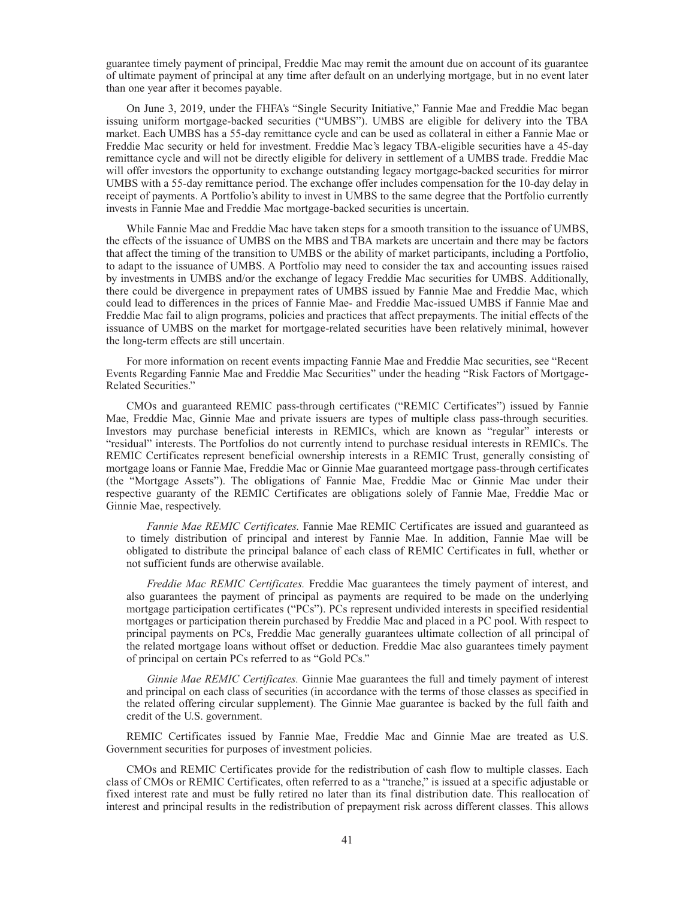guarantee timely payment of principal, Freddie Mac may remit the amount due on account of its guarantee of ultimate payment of principal at any time after default on an underlying mortgage, but in no event later than one year after it becomes payable.

On June 3, 2019, under the FHFA's "Single Security Initiative," Fannie Mae and Freddie Mac began issuing uniform mortgage-backed securities ("UMBS"). UMBS are eligible for delivery into the TBA market. Each UMBS has a 55-day remittance cycle and can be used as collateral in either a Fannie Mae or Freddie Mac security or held for investment. Freddie Mac's legacy TBA-eligible securities have a 45-day remittance cycle and will not be directly eligible for delivery in settlement of a UMBS trade. Freddie Mac will offer investors the opportunity to exchange outstanding legacy mortgage-backed securities for mirror UMBS with a 55-day remittance period. The exchange offer includes compensation for the 10-day delay in receipt of payments. A Portfolio's ability to invest in UMBS to the same degree that the Portfolio currently invests in Fannie Mae and Freddie Mac mortgage-backed securities is uncertain.

While Fannie Mae and Freddie Mac have taken steps for a smooth transition to the issuance of UMBS, the effects of the issuance of UMBS on the MBS and TBA markets are uncertain and there may be factors that affect the timing of the transition to UMBS or the ability of market participants, including a Portfolio, to adapt to the issuance of UMBS. A Portfolio may need to consider the tax and accounting issues raised by investments in UMBS and/or the exchange of legacy Freddie Mac securities for UMBS. Additionally, there could be divergence in prepayment rates of UMBS issued by Fannie Mae and Freddie Mac, which could lead to differences in the prices of Fannie Mae- and Freddie Mac-issued UMBS if Fannie Mae and Freddie Mac fail to align programs, policies and practices that affect prepayments. The initial effects of the issuance of UMBS on the market for mortgage-related securities have been relatively minimal, however the long-term effects are still uncertain.

For more information on recent events impacting Fannie Mae and Freddie Mac securities, see "Recent Events Regarding Fannie Mae and Freddie Mac Securities" under the heading "Risk Factors of Mortgage-Related Securities."

CMOs and guaranteed REMIC pass-through certificates ("REMIC Certificates") issued by Fannie Mae, Freddie Mac, Ginnie Mae and private issuers are types of multiple class pass-through securities. Investors may purchase beneficial interests in REMICs, which are known as "regular" interests or "residual" interests. The Portfolios do not currently intend to purchase residual interests in REMICs. The REMIC Certificates represent beneficial ownership interests in a REMIC Trust, generally consisting of mortgage loans or Fannie Mae, Freddie Mac or Ginnie Mae guaranteed mortgage pass-through certificates (the "Mortgage Assets"). The obligations of Fannie Mae, Freddie Mac or Ginnie Mae under their respective guaranty of the REMIC Certificates are obligations solely of Fannie Mae, Freddie Mac or Ginnie Mae, respectively.

*Fannie Mae REMIC Certificates.* Fannie Mae REMIC Certificates are issued and guaranteed as to timely distribution of principal and interest by Fannie Mae. In addition, Fannie Mae will be obligated to distribute the principal balance of each class of REMIC Certificates in full, whether or not sufficient funds are otherwise available.

*Freddie Mac REMIC Certificates.* Freddie Mac guarantees the timely payment of interest, and also guarantees the payment of principal as payments are required to be made on the underlying mortgage participation certificates ("PCs"). PCs represent undivided interests in specified residential mortgages or participation therein purchased by Freddie Mac and placed in a PC pool. With respect to principal payments on PCs, Freddie Mac generally guarantees ultimate collection of all principal of the related mortgage loans without offset or deduction. Freddie Mac also guarantees timely payment of principal on certain PCs referred to as "Gold PCs."

*Ginnie Mae REMIC Certificates.* Ginnie Mae guarantees the full and timely payment of interest and principal on each class of securities (in accordance with the terms of those classes as specified in the related offering circular supplement). The Ginnie Mae guarantee is backed by the full faith and credit of the U.S. government.

REMIC Certificates issued by Fannie Mae, Freddie Mac and Ginnie Mae are treated as U.S. Government securities for purposes of investment policies.

CMOs and REMIC Certificates provide for the redistribution of cash flow to multiple classes. Each class of CMOs or REMIC Certificates, often referred to as a "tranche," is issued at a specific adjustable or fixed interest rate and must be fully retired no later than its final distribution date. This reallocation of interest and principal results in the redistribution of prepayment risk across different classes. This allows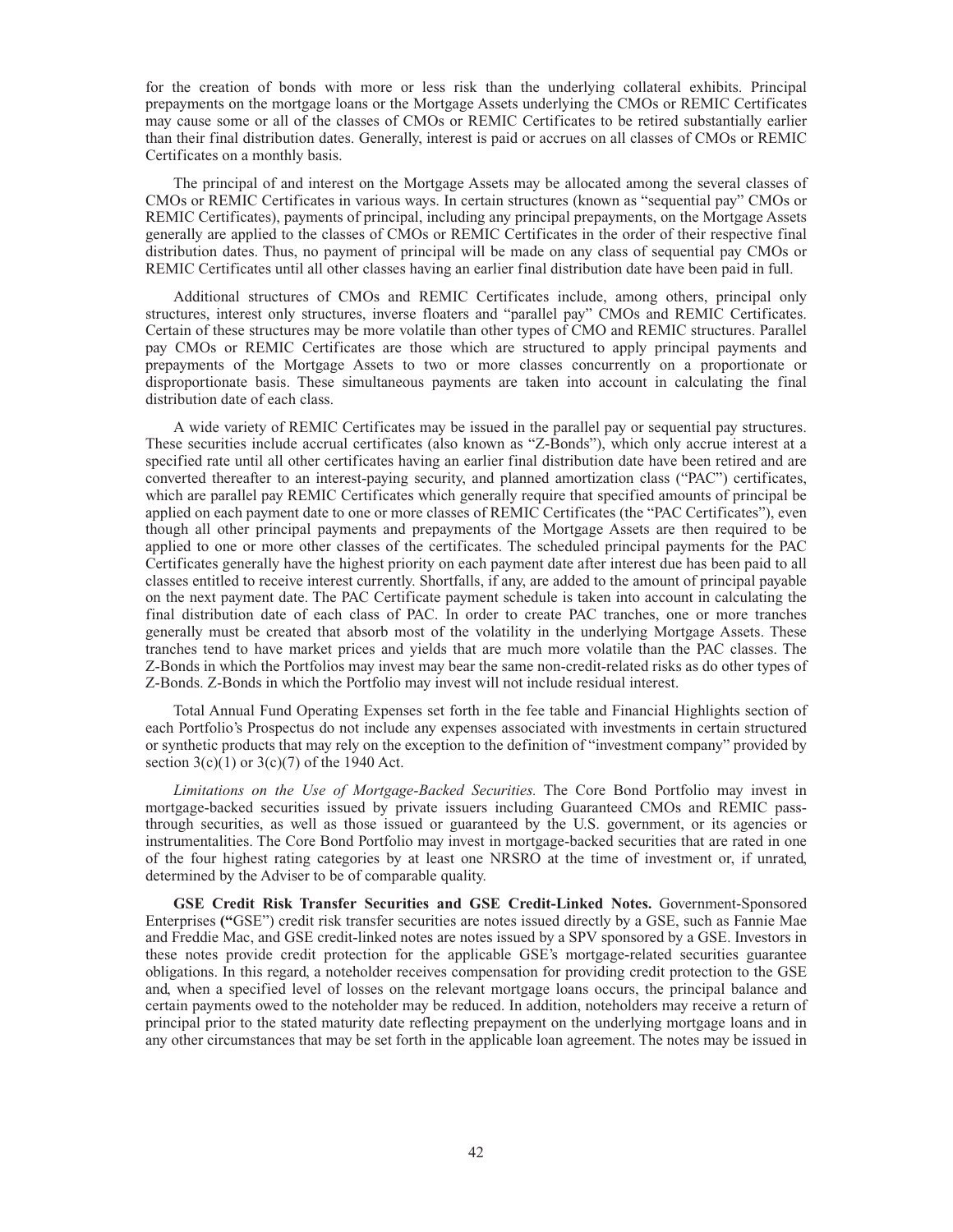for the creation of bonds with more or less risk than the underlying collateral exhibits. Principal prepayments on the mortgage loans or the Mortgage Assets underlying the CMOs or REMIC Certificates may cause some or all of the classes of CMOs or REMIC Certificates to be retired substantially earlier than their final distribution dates. Generally, interest is paid or accrues on all classes of CMOs or REMIC Certificates on a monthly basis.

The principal of and interest on the Mortgage Assets may be allocated among the several classes of CMOs or REMIC Certificates in various ways. In certain structures (known as "sequential pay" CMOs or REMIC Certificates), payments of principal, including any principal prepayments, on the Mortgage Assets generally are applied to the classes of CMOs or REMIC Certificates in the order of their respective final distribution dates. Thus, no payment of principal will be made on any class of sequential pay CMOs or REMIC Certificates until all other classes having an earlier final distribution date have been paid in full.

Additional structures of CMOs and REMIC Certificates include, among others, principal only structures, interest only structures, inverse floaters and "parallel pay" CMOs and REMIC Certificates. Certain of these structures may be more volatile than other types of CMO and REMIC structures. Parallel pay CMOs or REMIC Certificates are those which are structured to apply principal payments and prepayments of the Mortgage Assets to two or more classes concurrently on a proportionate or disproportionate basis. These simultaneous payments are taken into account in calculating the final distribution date of each class.

A wide variety of REMIC Certificates may be issued in the parallel pay or sequential pay structures. These securities include accrual certificates (also known as "Z-Bonds"), which only accrue interest at a specified rate until all other certificates having an earlier final distribution date have been retired and are converted thereafter to an interest-paying security, and planned amortization class ("PAC") certificates, which are parallel pay REMIC Certificates which generally require that specified amounts of principal be applied on each payment date to one or more classes of REMIC Certificates (the "PAC Certificates"), even though all other principal payments and prepayments of the Mortgage Assets are then required to be applied to one or more other classes of the certificates. The scheduled principal payments for the PAC Certificates generally have the highest priority on each payment date after interest due has been paid to all classes entitled to receive interest currently. Shortfalls, if any, are added to the amount of principal payable on the next payment date. The PAC Certificate payment schedule is taken into account in calculating the final distribution date of each class of PAC. In order to create PAC tranches, one or more tranches generally must be created that absorb most of the volatility in the underlying Mortgage Assets. These tranches tend to have market prices and yields that are much more volatile than the PAC classes. The Z-Bonds in which the Portfolios may invest may bear the same non-credit-related risks as do other types of Z-Bonds. Z-Bonds in which the Portfolio may invest will not include residual interest.

Total Annual Fund Operating Expenses set forth in the fee table and Financial Highlights section of each Portfolio's Prospectus do not include any expenses associated with investments in certain structured or synthetic products that may rely on the exception to the definition of "investment company" provided by section 3(c)(1) or 3(c)(7) of the 1940 Act.

*Limitations on the Use of Mortgage-Backed Securities.* The Core Bond Portfolio may invest in mortgage-backed securities issued by private issuers including Guaranteed CMOs and REMIC pass-through securities, as well as those issued or guaranteed by the U.S. government, or its agencies or instrumentalities. The Core Bond Portfolio may invest in mortgage-backed securities that are rated in one of the four highest rating categories by at least one NRSRO at the time of investment or, if unrated, determined by the Adviser to be of comparable quality.

**GSE Credit Risk Transfer Securities and GSE Credit-Linked Notes.** Government-Sponsored Enterprises ("GSE") credit risk transfer securities are notes issued directly by a GSE, such as Fannie Mae and Freddie Mac, and GSE credit-linked notes are notes issued by a SPV sponsored by a GSE. Investors in these notes provide credit protection for the applicable GSE's mortgage-related securities guarantee obligations. In this regard, a noteholder receives compensation for providing credit protection to the GSE and, when a specified level of losses on the relevant mortgage loans occurs, the principal balance and certain payments owed to the noteholder may be reduced. In addition, noteholders may receive a return of principal prior to the stated maturity date reflecting prepayment on the underlying mortgage loans and in any other circumstances that may be set forth in the applicable loan agreement. The notes may be issued in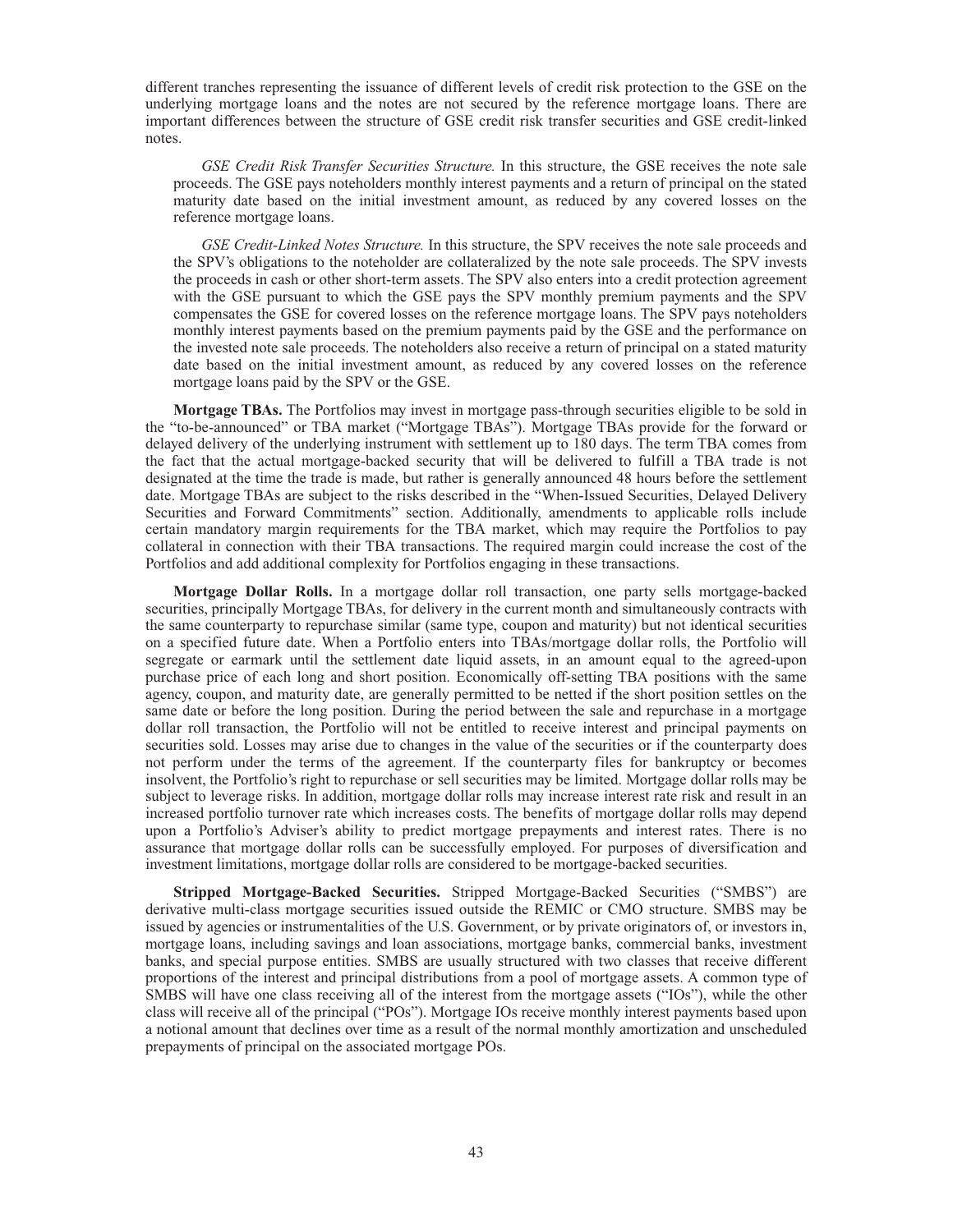different tranches representing the issuance of different levels of credit risk protection to the GSE on the underlying mortgage loans and the notes are not secured by the reference mortgage loans. There are important differences between the structure of GSE credit risk transfer securities and GSE credit-linked notes.

*GSE Credit Risk Transfer Securities Structure.* In this structure, the GSE receives the note sale proceeds. The GSE pays noteholders monthly interest payments and a return of principal on the stated maturity date based on the initial investment amount, as reduced by any covered losses on the reference mortgage loans.

*GSE Credit-Linked Notes Structure.* In this structure, the SPV receives the note sale proceeds and the SPV's obligations to the noteholder are collateralized by the note sale proceeds. The SPV invests the proceeds in cash or other short-term assets. The SPV also enters into a credit protection agreement with the GSE pursuant to which the GSE pays the SPV monthly premium payments and the SPV compensates the GSE for covered losses on the reference mortgage loans. The SPV pays noteholders monthly interest payments based on the premium payments paid by the GSE and the performance on the invested note sale proceeds. The noteholders also receive a return of principal on a stated maturity date based on the initial investment amount, as reduced by any covered losses on the reference mortgage loans paid by the SPV or the GSE.

**Mortgage TBAs.** The Portfolios may invest in mortgage pass-through securities eligible to be sold in the "to-be-announced" or TBA market ("Mortgage TBAs"). Mortgage TBAs provide for the forward or delayed delivery of the underlying instrument with settlement up to 180 days. The term TBA comes from the fact that the actual mortgage-backed security that will be delivered to fulfill a TBA trade is not designated at the time the trade is made, but rather is generally announced 48 hours before the settlement date. Mortgage TBAs are subject to the risks described in the "When-Issued Securities, Delayed Delivery Securities and Forward Commitments" section. Additionally, amendments to applicable rolls include certain mandatory margin requirements for the TBA market, which may require the Portfolios to pay collateral in connection with their TBA transactions. The required margin could increase the cost of the Portfolios and add additional complexity for Portfolios engaging in these transactions.

**Mortgage Dollar Rolls.** In a mortgage dollar roll transaction, one party sells mortgage-backed securities, principally Mortgage TBAs, for delivery in the current month and simultaneously contracts with the same counterparty to repurchase similar (same type, coupon and maturity) but not identical securities on a specified future date. When a Portfolio enters into TBAs/mortgage dollar rolls, the Portfolio will segregate or earmark until the settlement date liquid assets, in an amount equal to the agreed-upon purchase price of each long and short position. Economically off-setting TBA positions with the same agency, coupon, and maturity date, are generally permitted to be netted if the short position settles on the same date or before the long position. During the period between the sale and repurchase in a mortgage dollar roll transaction, the Portfolio will not be entitled to receive interest and principal payments on securities sold. Losses may arise due to changes in the value of the securities or if the counterparty does not perform under the terms of the agreement. If the counterparty files for bankruptcy or becomes insolvent, the Portfolio's right to repurchase or sell securities may be limited. Mortgage dollar rolls may be subject to leverage risks. In addition, mortgage dollar rolls may increase interest rate risk and result in an increased portfolio turnover rate which increases costs. The benefits of mortgage dollar rolls may depend upon a Portfolio's Adviser's ability to predict mortgage prepayments and interest rates. There is no assurance that mortgage dollar rolls can be successfully employed. For purposes of diversification and investment limitations, mortgage dollar rolls are considered to be mortgage-backed securities.

**Stripped Mortgage-Backed Securities.** Stripped Mortgage-Backed Securities ("SMBS") are derivative multi-class mortgage securities issued outside the REMIC or CMO structure. SMBS may be issued by agencies or instrumentalities of the U.S. Government, or by private originators of, or investors in, mortgage loans, including savings and loan associations, mortgage banks, commercial banks, investment banks, and special purpose entities. SMBS are usually structured with two classes that receive different proportions of the interest and principal distributions from a pool of mortgage assets. A common type of SMBS will have one class receiving all of the interest from the mortgage assets ("IOs"), while the other class will receive all of the principal ("POs"). Mortgage IOs receive monthly interest payments based upon a notional amount that declines over time as a result of the normal monthly amortization and unscheduled prepayments of principal on the associated mortgage POs.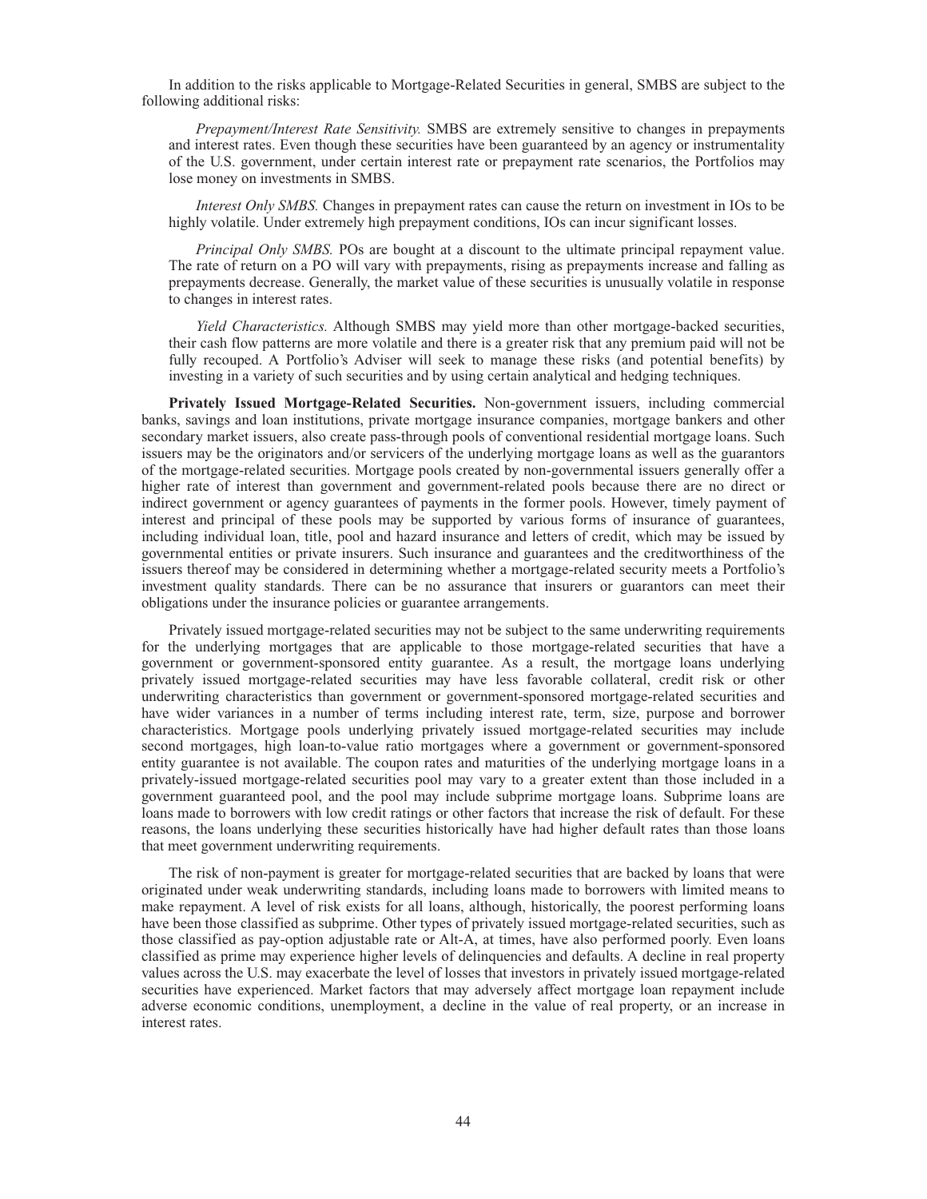In addition to the risks applicable to Mortgage-Related Securities in general, SMBS are subject to the following additional risks:

*Prepayment/Interest Rate Sensitivity.* SMBS are extremely sensitive to changes in prepayments and interest rates. Even though these securities have been guaranteed by an agency or instrumentality of the U.S. government, under certain interest rate or prepayment rate scenarios, the Portfolios may lose money on investments in SMBS.

*Interest Only SMBS.* Changes in prepayment rates can cause the return on investment in IOs to be highly volatile. Under extremely high prepayment conditions, IOs can incur significant losses.

*Principal Only SMBS.* POs are bought at a discount to the ultimate principal repayment value. The rate of return on a PO will vary with prepayments, rising as prepayments increase and falling as prepayments decrease. Generally, the market value of these securities is unusually volatile in response to changes in interest rates.

*Yield Characteristics.* Although SMBS may yield more than other mortgage-backed securities, their cash flow patterns are more volatile and there is a greater risk that any premium paid will not be fully recouped. A Portfolio's Adviser will seek to manage these risks (and potential benefits) by investing in a variety of such securities and by using certain analytical and hedging techniques.

**Privately Issued Mortgage-Related Securities.** Non-government issuers, including commercial banks, savings and loan institutions, private mortgage insurance companies, mortgage bankers and other secondary market issuers, also create pass-through pools of conventional residential mortgage loans. Such issuers may be the originators and/or servicers of the underlying mortgage loans as well as the guarantors of the mortgage-related securities. Mortgage pools created by non-governmental issuers generally offer a higher rate of interest than government and government-related pools because there are no direct or indirect government or agency guarantees of payments in the former pools. However, timely payment of interest and principal of these pools may be supported by various forms of insurance of guarantees, including individual loan, title, pool and hazard insurance and letters of credit, which may be issued by governmental entities or private insurers. Such insurance and guarantees and the creditworthiness of the issuers thereof may be considered in determining whether a mortgage-related security meets a Portfolio's investment quality standards. There can be no assurance that insurers or guarantors can meet their obligations under the insurance policies or guarantee arrangements.

Privately issued mortgage-related securities may not be subject to the same underwriting requirements for the underlying mortgages that are applicable to those mortgage-related securities that have a government or government-sponsored entity guarantee. As a result, the mortgage loans underlying privately issued mortgage-related securities may have less favorable collateral, credit risk or other underwriting characteristics than government or government-sponsored mortgage-related securities and have wider variances in a number of terms including interest rate, term, size, purpose and borrower characteristics. Mortgage pools underlying privately issued mortgage-related securities may include second mortgages, high loan-to-value ratio mortgages where a government or government-sponsored entity guarantee is not available. The coupon rates and maturities of the underlying mortgage loans in a privately-issued mortgage-related securities pool may vary to a greater extent than those included in a government guaranteed pool, and the pool may include subprime mortgage loans. Subprime loans are loans made to borrowers with low credit ratings or other factors that increase the risk of default. For these reasons, the loans underlying these securities historically have had higher default rates than those loans that meet government underwriting requirements.

The risk of non-payment is greater for mortgage-related securities that are backed by loans that were originated under weak underwriting standards, including loans made to borrowers with limited means to make repayment. A level of risk exists for all loans, although, historically, the poorest performing loans have been those classified as subprime. Other types of privately issued mortgage-related securities, such as those classified as pay-option adjustable rate or Alt-A, at times, have also performed poorly. Even loans classified as prime may experience higher levels of delinquencies and defaults. A decline in real property values across the U.S. may exacerbate the level of losses that investors in privately issued mortgage-related securities have experienced. Market factors that may adversely affect mortgage loan repayment include adverse economic conditions, unemployment, a decline in the value of real property, or an increase in interest rates.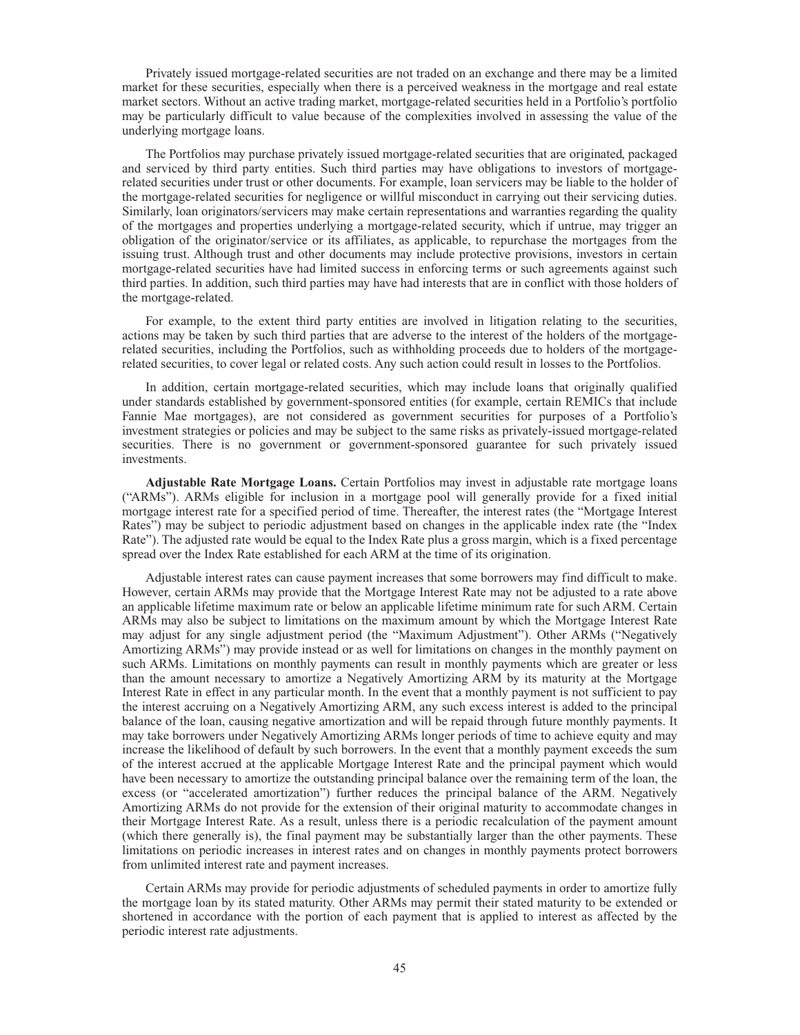Privately issued mortgage-related securities are not traded on an exchange and there may be a limited market for these securities, especially when there is a perceived weakness in the mortgage and real estate market sectors. Without an active trading market, mortgage-related securities held in a Portfolio's portfolio may be particularly difficult to value because of the complexities involved in assessing the value of the underlying mortgage loans.

The Portfolios may purchase privately issued mortgage-related securities that are originated, packaged and serviced by third party entities. Such third parties may have obligations to investors of mortgage-related securities under trust or other documents. For example, loan servicers may be liable to the holder of the mortgage-related securities for negligence or willful misconduct in carrying out their servicing duties. Similarly, loan originators/servicers may make certain representations and warranties regarding the quality of the mortgages and properties underlying a mortgage-related security, which if untrue, may trigger an obligation of the originator/service or its affiliates, as applicable, to repurchase the mortgages from the issuing trust. Although trust and other documents may include protective provisions, investors in certain mortgage-related securities have had limited success in enforcing terms or such agreements against such third parties. In addition, such third parties may have had interests that are in conflict with those holders of the mortgage-related.

For example, to the extent third party entities are involved in litigation relating to the securities, actions may be taken by such third parties that are adverse to the interest of the holders of the mortgage-related securities, including the Portfolios, such as withholding proceeds due to holders of the mortgage-related securities, to cover legal or related costs. Any such action could result in losses to the Portfolios.

In addition, certain mortgage-related securities, which may include loans that originally qualified under standards established by government-sponsored entities (for example, certain REMICs that include Fannie Mae mortgages), are not considered as government securities for purposes of a Portfolio's investment strategies or policies and may be subject to the same risks as privately-issued mortgage-related securities. There is no government or government-sponsored guarantee for such privately issued investments.

**Adjustable Rate Mortgage Loans.** Certain Portfolios may invest in adjustable rate mortgage loans ("ARMs"). ARMs eligible for inclusion in a mortgage pool will generally provide for a fixed initial mortgage interest rate for a specified period of time. Thereafter, the interest rates (the "Mortgage Interest Rates") may be subject to periodic adjustment based on changes in the applicable index rate (the "Index Rate"). The adjusted rate would be equal to the Index Rate plus a gross margin, which is a fixed percentage spread over the Index Rate established for each ARM at the time of its origination.

Adjustable interest rates can cause payment increases that some borrowers may find difficult to make. However, certain ARMs may provide that the Mortgage Interest Rate may not be adjusted to a rate above an applicable lifetime maximum rate or below an applicable lifetime minimum rate for such ARM. Certain ARMs may also be subject to limitations on the maximum amount by which the Mortgage Interest Rate may adjust for any single adjustment period (the "Maximum Adjustment"). Other ARMs ("Negatively Amortizing ARMs") may provide instead or as well for limitations on changes in the monthly payment on such ARMs. Limitations on monthly payments can result in monthly payments which are greater or less than the amount necessary to amortize a Negatively Amortizing ARM by its maturity at the Mortgage Interest Rate in effect in any particular month. In the event that a monthly payment is not sufficient to pay the interest accruing on a Negatively Amortizing ARM, any such excess interest is added to the principal balance of the loan, causing negative amortization and will be repaid through future monthly payments. It may take borrowers under Negatively Amortizing ARMs longer periods of time to achieve equity and may increase the likelihood of default by such borrowers. In the event that a monthly payment exceeds the sum of the interest accrued at the applicable Mortgage Interest Rate and the principal payment which would have been necessary to amortize the outstanding principal balance over the remaining term of the loan, the excess (or "accelerated amortization") further reduces the principal balance of the ARM. Negatively Amortizing ARMs do not provide for the extension of their original maturity to accommodate changes in their Mortgage Interest Rate. As a result, unless there is a periodic recalculation of the payment amount (which there generally is), the final payment may be substantially larger than the other payments. These limitations on periodic increases in interest rates and on changes in monthly payments protect borrowers from unlimited interest rate and payment increases.

Certain ARMs may provide for periodic adjustments of scheduled payments in order to amortize fully the mortgage loan by its stated maturity. Other ARMs may permit their stated maturity to be extended or shortened in accordance with the portion of each payment that is applied to interest as affected by the periodic interest rate adjustments.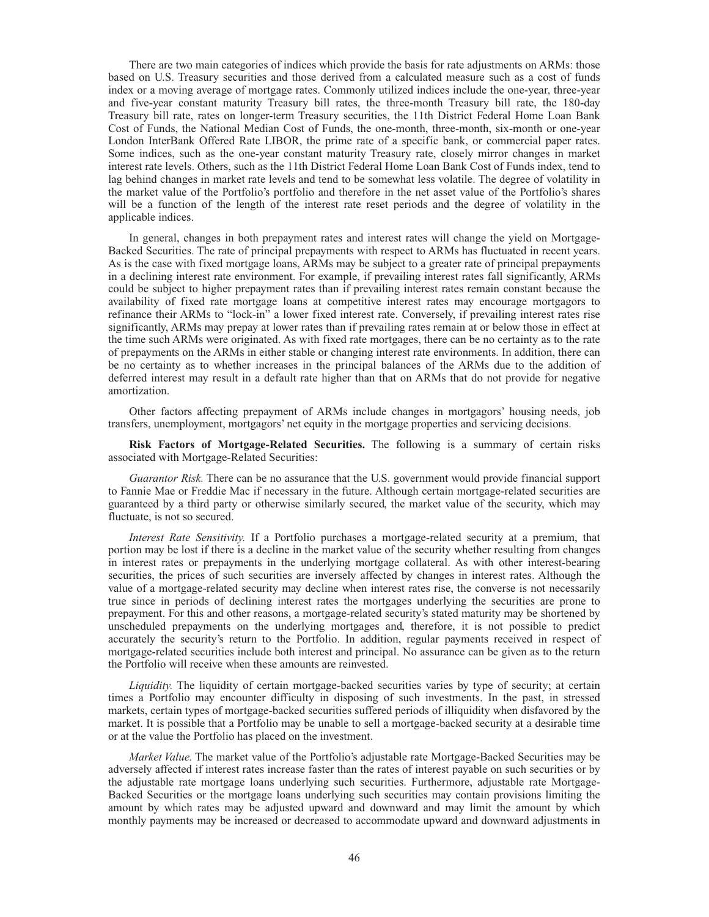There are two main categories of indices which provide the basis for rate adjustments on ARMs: those based on U.S. Treasury securities and those derived from a calculated measure such as a cost of funds index or a moving average of mortgage rates. Commonly utilized indices include the one-year, three-year and five-year constant maturity Treasury bill rates, the three-month Treasury bill rate, the 180-day Treasury bill rate, rates on longer-term Treasury securities, the 11th District Federal Home Loan Bank Cost of Funds, the National Median Cost of Funds, the one-month, three-month, six-month or one-year London InterBank Offered Rate LIBOR, the prime rate of a specific bank, or commercial paper rates. Some indices, such as the one-year constant maturity Treasury rate, closely mirror changes in market interest rate levels. Others, such as the 11th District Federal Home Loan Bank Cost of Funds index, tend to lag behind changes in market rate levels and tend to be somewhat less volatile. The degree of volatility in the market value of the Portfolio's portfolio and therefore in the net asset value of the Portfolio's shares will be a function of the length of the interest rate reset periods and the degree of volatility in the applicable indices.

In general, changes in both prepayment rates and interest rates will change the yield on Mortgage-Backed Securities. The rate of principal prepayments with respect to ARMs has fluctuated in recent years. As is the case with fixed mortgage loans, ARMs may be subject to a greater rate of principal prepayments in a declining interest rate environment. For example, if prevailing interest rates fall significantly, ARMs could be subject to higher prepayment rates than if prevailing interest rates remain constant because the availability of fixed rate mortgage loans at competitive interest rates may encourage mortgagors to refinance their ARMs to "lock-in" a lower fixed interest rate. Conversely, if prevailing interest rates rise significantly, ARMs may prepay at lower rates than if prevailing rates remain at or below those in effect at the time such ARMs were originated. As with fixed rate mortgages, there can be no certainty as to the rate of prepayments on the ARMs in either stable or changing interest rate environments. In addition, there can be no certainty as to whether increases in the principal balances of the ARMs due to the addition of deferred interest may result in a default rate higher than that on ARMs that do not provide for negative amortization.

Other factors affecting prepayment of ARMs include changes in mortgagors' housing needs, job transfers, unemployment, mortgagors' net equity in the mortgage properties and servicing decisions.

**Risk Factors of Mortgage-Related Securities.** The following is a summary of certain risks associated with Mortgage-Related Securities:

*Guarantor Risk.* There can be no assurance that the U.S. government would provide financial support to Fannie Mae or Freddie Mac if necessary in the future. Although certain mortgage-related securities are guaranteed by a third party or otherwise similarly secured, the market value of the security, which may fluctuate, is not so secured.

*Interest Rate Sensitivity.* If a Portfolio purchases a mortgage-related security at a premium, that portion may be lost if there is a decline in the market value of the security whether resulting from changes in interest rates or prepayments in the underlying mortgage collateral. As with other interest-bearing securities, the prices of such securities are inversely affected by changes in interest rates. Although the value of a mortgage-related security may decline when interest rates rise, the converse is not necessarily true since in periods of declining interest rates the mortgages underlying the securities are prone to prepayment. For this and other reasons, a mortgage-related security's stated maturity may be shortened by unscheduled prepayments on the underlying mortgages and, therefore, it is not possible to predict accurately the security's return to the Portfolio. In addition, regular payments received in respect of mortgage-related securities include both interest and principal. No assurance can be given as to the return the Portfolio will receive when these amounts are reinvested.

*Liquidity.* The liquidity of certain mortgage-backed securities varies by type of security; at certain times a Portfolio may encounter difficulty in disposing of such investments. In the past, in stressed markets, certain types of mortgage-backed securities suffered periods of illiquidity when disfavored by the market. It is possible that a Portfolio may be unable to sell a mortgage-backed security at a desirable time or at the value the Portfolio has placed on the investment.

*Market Value.* The market value of the Portfolio's adjustable rate Mortgage-Backed Securities may be adversely affected if interest rates increase faster than the rates of interest payable on such securities or by the adjustable rate mortgage loans underlying such securities. Furthermore, adjustable rate Mortgage-Backed Securities or the mortgage loans underlying such securities may contain provisions limiting the amount by which rates may be adjusted upward and downward and may limit the amount by which monthly payments may be increased or decreased to accommodate upward and downward adjustments in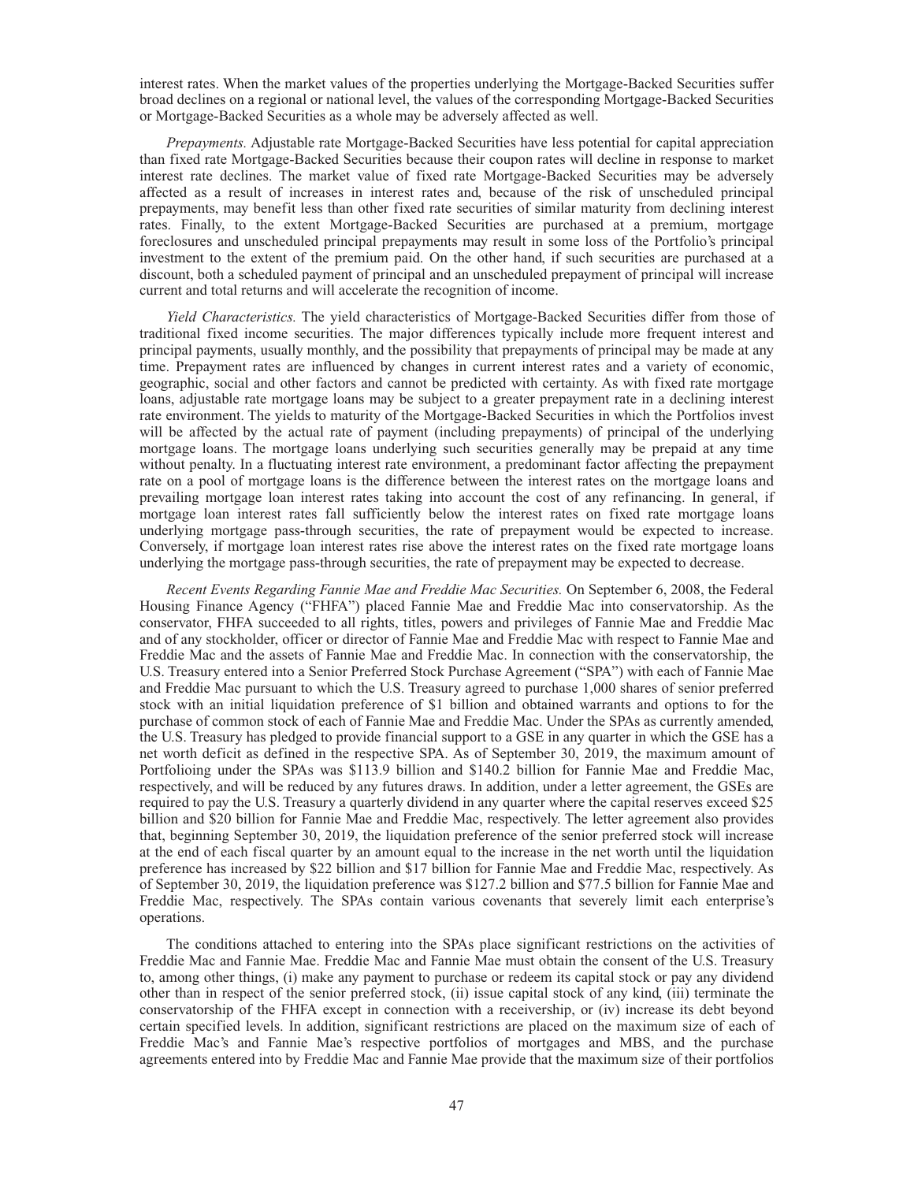interest rates. When the market values of the properties underlying the Mortgage-Backed Securities suffer broad declines on a regional or national level, the values of the corresponding Mortgage-Backed Securities or Mortgage-Backed Securities as a whole may be adversely affected as well.

*Prepayments.* Adjustable rate Mortgage-Backed Securities have less potential for capital appreciation than fixed rate Mortgage-Backed Securities because their coupon rates will decline in response to market interest rate declines. The market value of fixed rate Mortgage-Backed Securities may be adversely affected as a result of increases in interest rates and, because of the risk of unscheduled principal prepayments, may benefit less than other fixed rate securities of similar maturity from declining interest rates. Finally, to the extent Mortgage-Backed Securities are purchased at a premium, mortgage foreclosures and unscheduled principal prepayments may result in some loss of the Portfolio's principal investment to the extent of the premium paid. On the other hand, if such securities are purchased at a discount, both a scheduled payment of principal and an unscheduled prepayment of principal will increase current and total returns and will accelerate the recognition of income.

*Yield Characteristics.* The yield characteristics of Mortgage-Backed Securities differ from those of traditional fixed income securities. The major differences typically include more frequent interest and principal payments, usually monthly, and the possibility that prepayments of principal may be made at any time. Prepayment rates are influenced by changes in current interest rates and a variety of economic, geographic, social and other factors and cannot be predicted with certainty. As with fixed rate mortgage loans, adjustable rate mortgage loans may be subject to a greater prepayment rate in a declining interest rate environment. The yields to maturity of the Mortgage-Backed Securities in which the Portfolios invest will be affected by the actual rate of payment (including prepayments) of principal of the underlying mortgage loans. The mortgage loans underlying such securities generally may be prepaid at any time without penalty. In a fluctuating interest rate environment, a predominant factor affecting the prepayment rate on a pool of mortgage loans is the difference between the interest rates on the mortgage loans and prevailing mortgage loan interest rates taking into account the cost of any refinancing. In general, if mortgage loan interest rates fall sufficiently below the interest rates on fixed rate mortgage loans underlying mortgage pass-through securities, the rate of prepayment would be expected to increase. Conversely, if mortgage loan interest rates rise above the interest rates on the fixed rate mortgage loans underlying the mortgage pass-through securities, the rate of prepayment may be expected to decrease.

*Recent Events Regarding Fannie Mae and Freddie Mac Securities.* On September 6, 2008, the Federal Housing Finance Agency ("FHFA") placed Fannie Mae and Freddie Mac into conservatorship. As the conservator, FHFA succeeded to all rights, titles, powers and privileges of Fannie Mae and Freddie Mac and of any stockholder, officer or director of Fannie Mae and Freddie Mac with respect to Fannie Mae and Freddie Mac and the assets of Fannie Mae and Freddie Mac. In connection with the conservatorship, the U.S. Treasury entered into a Senior Preferred Stock Purchase Agreement ("SPA") with each of Fannie Mae and Freddie Mac pursuant to which the U.S. Treasury agreed to purchase 1,000 shares of senior preferred stock with an initial liquidation preference of $1 billion and obtained warrants and options to for the purchase of common stock of each of Fannie Mae and Freddie Mac. Under the SPAs as currently amended, the U.S. Treasury has pledged to provide financial support to a GSE in any quarter in which the GSE has a net worth deficit as defined in the respective SPA. As of September 30, 2019, the maximum amount of Portfolioing under the SPAs was $113.9 billion and $140.2 billion for Fannie Mae and Freddie Mac, respectively, and will be reduced by any futures draws. In addition, under a letter agreement, the GSEs are required to pay the U.S. Treasury a quarterly dividend in any quarter where the capital reserves exceed $25 billion and $20 billion for Fannie Mae and Freddie Mac, respectively. The letter agreement also provides that, beginning September 30, 2019, the liquidation preference of the senior preferred stock will increase at the end of each fiscal quarter by an amount equal to the increase in the net worth until the liquidation preference has increased by $22 billion and $17 billion for Fannie Mae and Freddie Mac, respectively. As of September 30, 2019, the liquidation preference was $127.2 billion and $77.5 billion for Fannie Mae and Freddie Mac, respectively. The SPAs contain various covenants that severely limit each enterprise's operations.

The conditions attached to entering into the SPAs place significant restrictions on the activities of Freddie Mac and Fannie Mae. Freddie Mac and Fannie Mae must obtain the consent of the U.S. Treasury to, among other things, (i) make any payment to purchase or redeem its capital stock or pay any dividend other than in respect of the senior preferred stock, (ii) issue capital stock of any kind, (iii) terminate the conservatorship of the FHFA except in connection with a receivership, or (iv) increase its debt beyond certain specified levels. In addition, significant restrictions are placed on the maximum size of each of Freddie Mac's and Fannie Mae's respective portfolios of mortgages and MBS, and the purchase agreements entered into by Freddie Mac and Fannie Mae provide that the maximum size of their portfolios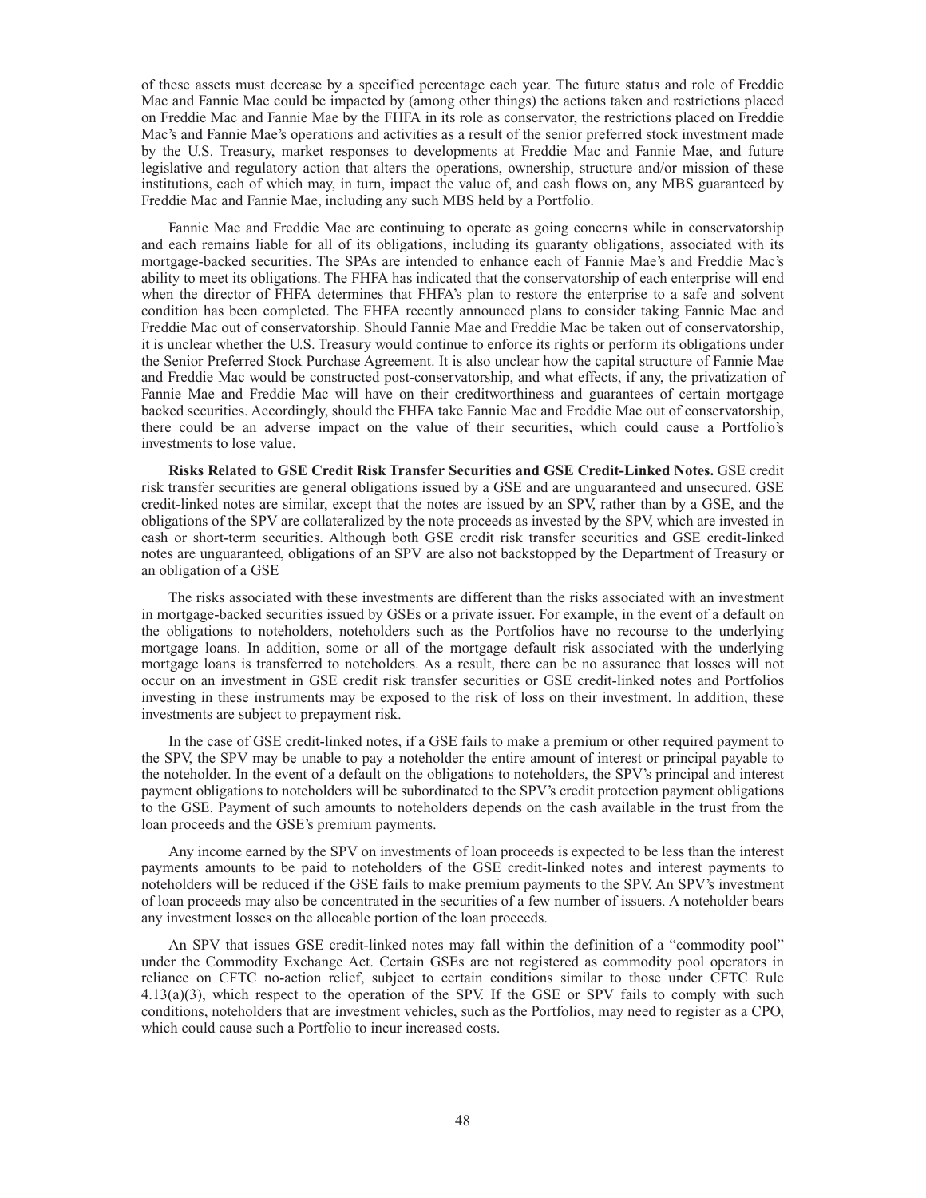of these assets must decrease by a specified percentage each year. The future status and role of Freddie Mac and Fannie Mae could be impacted by (among other things) the actions taken and restrictions placed on Freddie Mac and Fannie Mae by the FHFA in its role as conservator, the restrictions placed on Freddie Mac's and Fannie Mae's operations and activities as a result of the senior preferred stock investment made by the U.S. Treasury, market responses to developments at Freddie Mac and Fannie Mae, and future legislative and regulatory action that alters the operations, ownership, structure and/or mission of these institutions, each of which may, in turn, impact the value of, and cash flows on, any MBS guaranteed by Freddie Mac and Fannie Mae, including any such MBS held by a Portfolio.

Fannie Mae and Freddie Mac are continuing to operate as going concerns while in conservatorship and each remains liable for all of its obligations, including its guaranty obligations, associated with its mortgage-backed securities. The SPAs are intended to enhance each of Fannie Mae's and Freddie Mac's ability to meet its obligations. The FHFA has indicated that the conservatorship of each enterprise will end when the director of FHFA determines that FHFA's plan to restore the enterprise to a safe and solvent condition has been completed. The FHFA recently announced plans to consider taking Fannie Mae and Freddie Mac out of conservatorship. Should Fannie Mae and Freddie Mac be taken out of conservatorship, it is unclear whether the U.S. Treasury would continue to enforce its rights or perform its obligations under the Senior Preferred Stock Purchase Agreement. It is also unclear how the capital structure of Fannie Mae and Freddie Mac would be constructed post-conservatorship, and what effects, if any, the privatization of Fannie Mae and Freddie Mac will have on their creditworthiness and guarantees of certain mortgage backed securities. Accordingly, should the FHFA take Fannie Mae and Freddie Mac out of conservatorship, there could be an adverse impact on the value of their securities, which could cause a Portfolio's investments to lose value.

**Risks Related to GSE Credit Risk Transfer Securities and GSE Credit-Linked Notes.** GSE credit risk transfer securities are general obligations issued by a GSE and are unguaranteed and unsecured. GSE credit-linked notes are similar, except that the notes are issued by an SPV, rather than by a GSE, and the obligations of the SPV are collateralized by the note proceeds as invested by the SPV, which are invested in cash or short-term securities. Although both GSE credit risk transfer securities and GSE credit-linked notes are unguaranteed, obligations of an SPV are also not backstopped by the Department of Treasury or an obligation of a GSE

The risks associated with these investments are different than the risks associated with an investment in mortgage-backed securities issued by GSEs or a private issuer. For example, in the event of a default on the obligations to noteholders, noteholders such as the Portfolios have no recourse to the underlying mortgage loans. In addition, some or all of the mortgage default risk associated with the underlying mortgage loans is transferred to noteholders. As a result, there can be no assurance that losses will not occur on an investment in GSE credit risk transfer securities or GSE credit-linked notes and Portfolios investing in these instruments may be exposed to the risk of loss on their investment. In addition, these investments are subject to prepayment risk.

In the case of GSE credit-linked notes, if a GSE fails to make a premium or other required payment to the SPV, the SPV may be unable to pay a noteholder the entire amount of interest or principal payable to the noteholder. In the event of a default on the obligations to noteholders, the SPV's principal and interest payment obligations to noteholders will be subordinated to the SPV's credit protection payment obligations to the GSE. Payment of such amounts to noteholders depends on the cash available in the trust from the loan proceeds and the GSE's premium payments.

Any income earned by the SPV on investments of loan proceeds is expected to be less than the interest payments amounts to be paid to noteholders of the GSE credit-linked notes and interest payments to noteholders will be reduced if the GSE fails to make premium payments to the SPV. An SPV's investment of loan proceeds may also be concentrated in the securities of a few number of issuers. A noteholder bears any investment losses on the allocable portion of the loan proceeds.

An SPV that issues GSE credit-linked notes may fall within the definition of a "commodity pool" under the Commodity Exchange Act. Certain GSEs are not registered as commodity pool operators in reliance on CFTC no-action relief, subject to certain conditions similar to those under CFTC Rule 4.13(a)(3), which respect to the operation of the SPV. If the GSE or SPV fails to comply with such conditions, noteholders that are investment vehicles, such as the Portfolios, may need to register as a CPO, which could cause such a Portfolio to incur increased costs.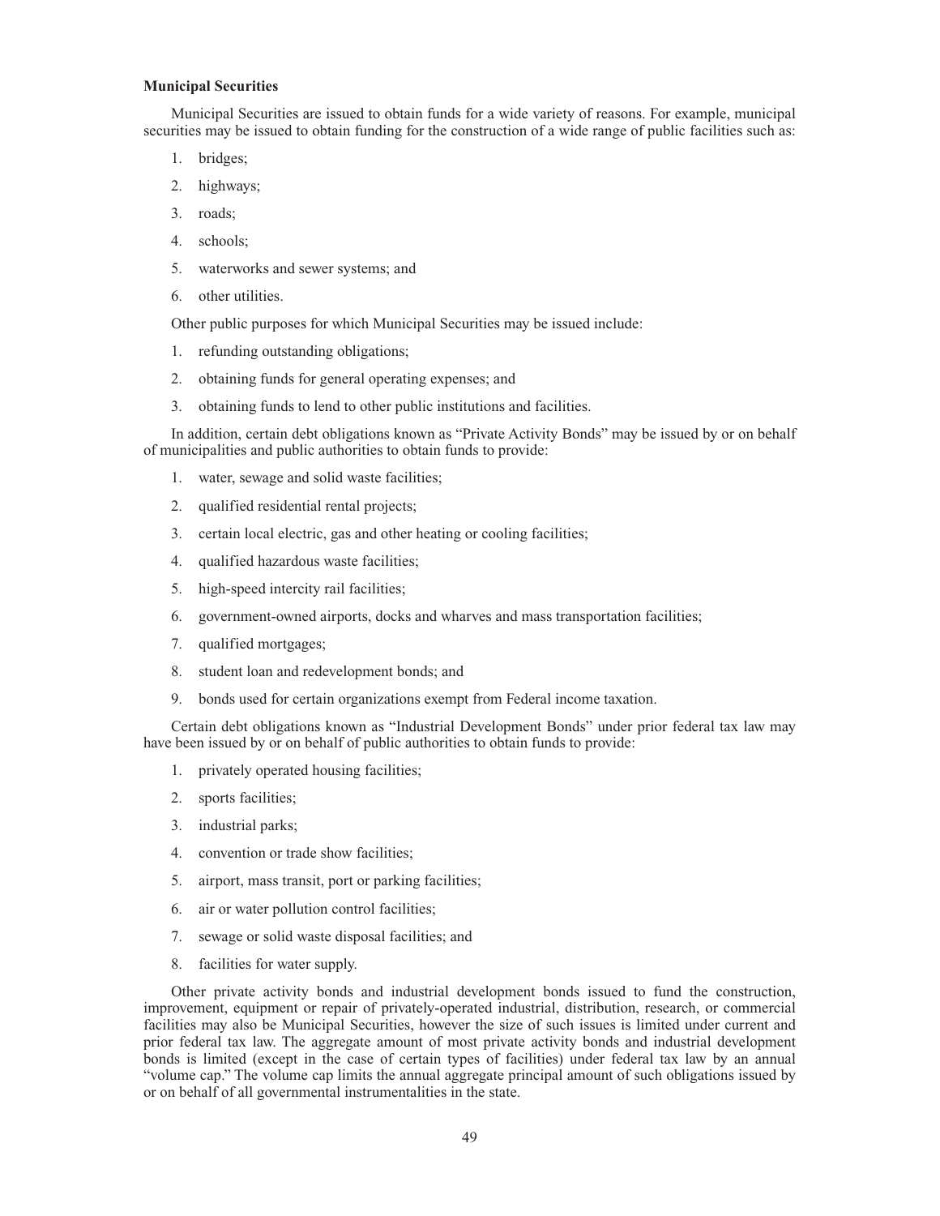**Municipal Securities**

Municipal Securities are issued to obtain funds for a wide variety of reasons. For example, municipal securities may be issued to obtain funding for the construction of a wide range of public facilities such as:

1. bridges;
2. highways;
3. roads;
4. schools;
5. waterworks and sewer systems; and
6. other utilities.

Other public purposes for which Municipal Securities may be issued include:

1. refunding outstanding obligations;
2. obtaining funds for general operating expenses; and
3. obtaining funds to lend to other public institutions and facilities.

In addition, certain debt obligations known as "Private Activity Bonds" may be issued by or on behalf of municipalities and public authorities to obtain funds to provide:

1. water, sewage and solid waste facilities;
2. qualified residential rental projects;
3. certain local electric, gas and other heating or cooling facilities;
4. qualified hazardous waste facilities;
5. high-speed intercity rail facilities;
6. government-owned airports, docks and wharves and mass transportation facilities;
7. qualified mortgages;
8. student loan and redevelopment bonds; and
9. bonds used for certain organizations exempt from Federal income taxation.

Certain debt obligations known as "Industrial Development Bonds" under prior federal tax law may have been issued by or on behalf of public authorities to obtain funds to provide:

1. privately operated housing facilities;
2. sports facilities;
3. industrial parks;
4. convention or trade show facilities;
5. airport, mass transit, port or parking facilities;
6. air or water pollution control facilities;
7. sewage or solid waste disposal facilities; and
8. facilities for water supply.

Other private activity bonds and industrial development bonds issued to fund the construction, improvement, equipment or repair of privately-operated industrial, distribution, research, or commercial facilities may also be Municipal Securities, however the size of such issues is limited under current and prior federal tax law. The aggregate amount of most private activity bonds and industrial development bonds is limited (except in the case of certain types of facilities) under federal tax law by an annual "volume cap." The volume cap limits the annual aggregate principal amount of such obligations issued by or on behalf of all governmental instrumentalities in the state.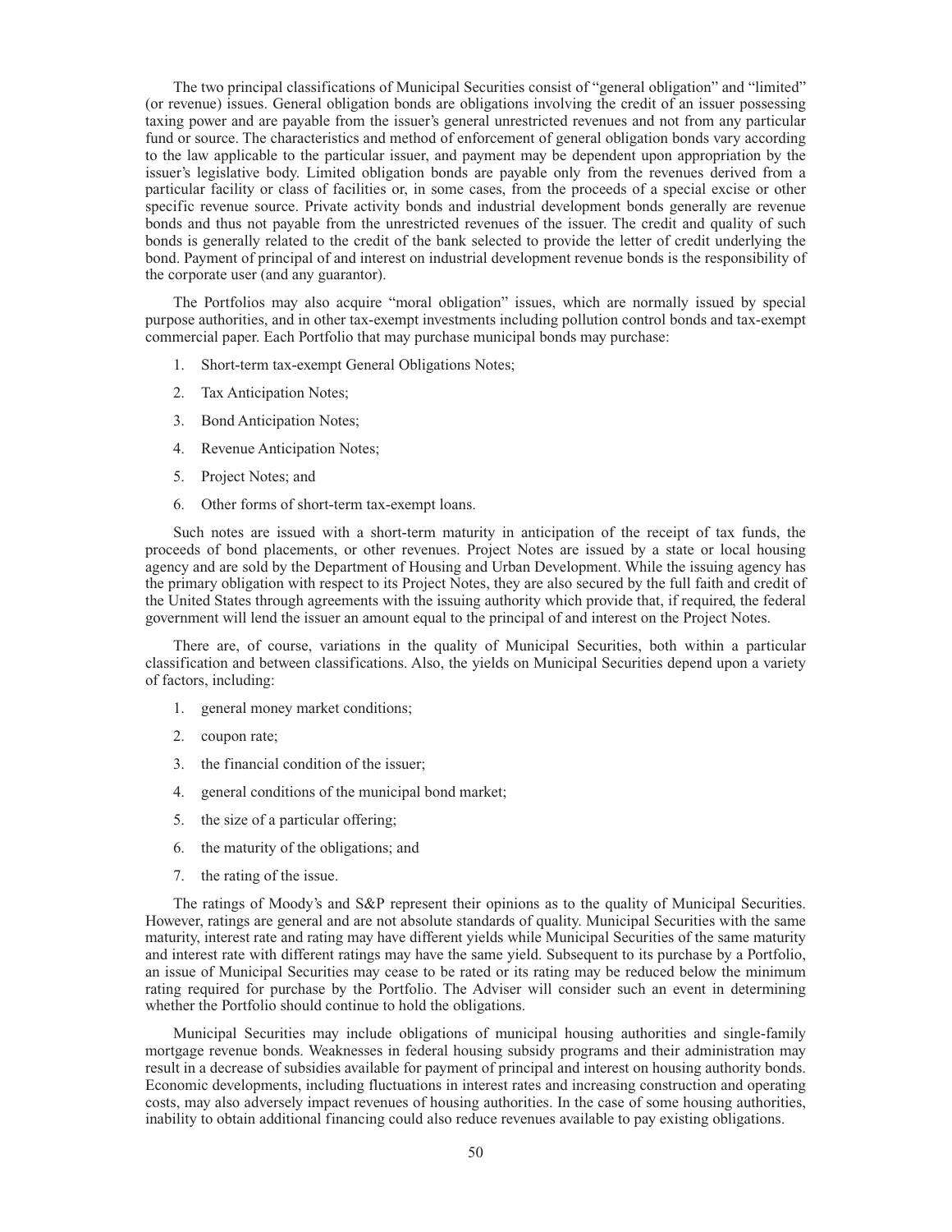The two principal classifications of Municipal Securities consist of "general obligation" and "limited" (or revenue) issues. General obligation bonds are obligations involving the credit of an issuer possessing taxing power and are payable from the issuer's general unrestricted revenues and not from any particular fund or source. The characteristics and method of enforcement of general obligation bonds vary according to the law applicable to the particular issuer, and payment may be dependent upon appropriation by the issuer's legislative body. Limited obligation bonds are payable only from the revenues derived from a particular facility or class of facilities or, in some cases, from the proceeds of a special excise or other specific revenue source. Private activity bonds and industrial development bonds generally are revenue bonds and thus not payable from the unrestricted revenues of the issuer. The credit and quality of such bonds is generally related to the credit of the bank selected to provide the letter of credit underlying the bond. Payment of principal of and interest on industrial development revenue bonds is the responsibility of the corporate user (and any guarantor).

The Portfolios may also acquire "moral obligation" issues, which are normally issued by special purpose authorities, and in other tax-exempt investments including pollution control bonds and tax-exempt commercial paper. Each Portfolio that may purchase municipal bonds may purchase:

1. Short-term tax-exempt General Obligations Notes;
2. Tax Anticipation Notes;
3. Bond Anticipation Notes;
4. Revenue Anticipation Notes;
5. Project Notes; and
6. Other forms of short-term tax-exempt loans.

Such notes are issued with a short-term maturity in anticipation of the receipt of tax funds, the proceeds of bond placements, or other revenues. Project Notes are issued by a state or local housing agency and are sold by the Department of Housing and Urban Development. While the issuing agency has the primary obligation with respect to its Project Notes, they are also secured by the full faith and credit of the United States through agreements with the issuing authority which provide that, if required, the federal government will lend the issuer an amount equal to the principal of and interest on the Project Notes.

There are, of course, variations in the quality of Municipal Securities, both within a particular classification and between classifications. Also, the yields on Municipal Securities depend upon a variety of factors, including:

1. general money market conditions;
2. coupon rate;
3. the financial condition of the issuer;
4. general conditions of the municipal bond market;
5. the size of a particular offering;
6. the maturity of the obligations; and
7. the rating of the issue.

The ratings of Moody's and S&P represent their opinions as to the quality of Municipal Securities. However, ratings are general and are not absolute standards of quality. Municipal Securities with the same maturity, interest rate and rating may have different yields while Municipal Securities of the same maturity and interest rate with different ratings may have the same yield. Subsequent to its purchase by a Portfolio, an issue of Municipal Securities may cease to be rated or its rating may be reduced below the minimum rating required for purchase by the Portfolio. The Adviser will consider such an event in determining whether the Portfolio should continue to hold the obligations.

Municipal Securities may include obligations of municipal housing authorities and single-family mortgage revenue bonds. Weaknesses in federal housing subsidy programs and their administration may result in a decrease of subsidies available for payment of principal and interest on housing authority bonds. Economic developments, including fluctuations in interest rates and increasing construction and operating costs, may also adversely impact revenues of housing authorities. In the case of some housing authorities, inability to obtain additional financing could also reduce revenues available to pay existing obligations.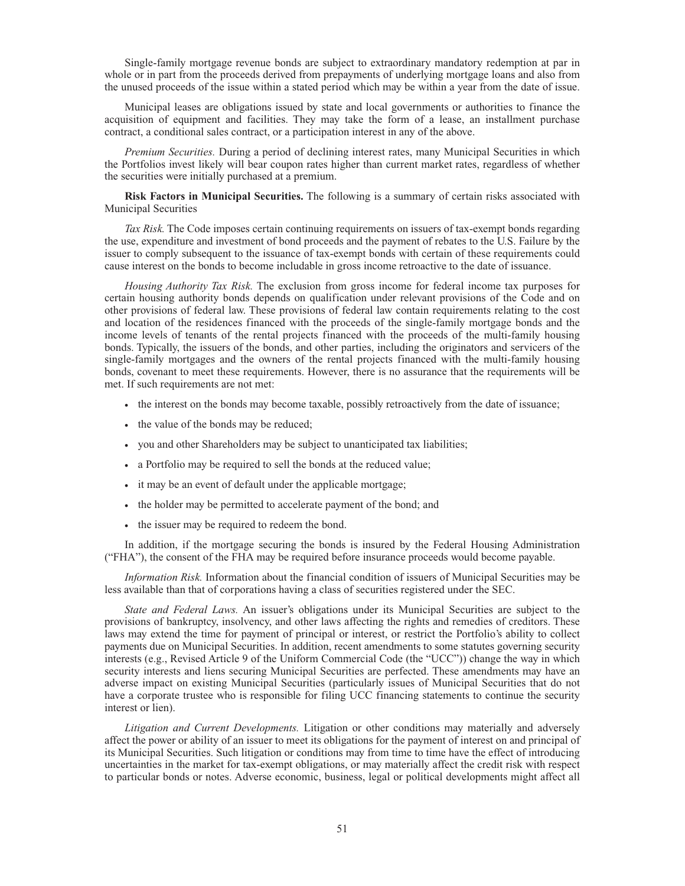Single-family mortgage revenue bonds are subject to extraordinary mandatory redemption at par in whole or in part from the proceeds derived from prepayments of underlying mortgage loans and also from the unused proceeds of the issue within a stated period which may be within a year from the date of issue.

Municipal leases are obligations issued by state and local governments or authorities to finance the acquisition of equipment and facilities. They may take the form of a lease, an installment purchase contract, a conditional sales contract, or a participation interest in any of the above.

*Premium Securities.* During a period of declining interest rates, many Municipal Securities in which the Portfolios invest likely will bear coupon rates higher than current market rates, regardless of whether the securities were initially purchased at a premium.

**Risk Factors in Municipal Securities.** The following is a summary of certain risks associated with Municipal Securities

*Tax Risk.* The Code imposes certain continuing requirements on issuers of tax-exempt bonds regarding the use, expenditure and investment of bond proceeds and the payment of rebates to the U.S. Failure by the issuer to comply subsequent to the issuance of tax-exempt bonds with certain of these requirements could cause interest on the bonds to become includable in gross income retroactive to the date of issuance.

*Housing Authority Tax Risk.* The exclusion from gross income for federal income tax purposes for certain housing authority bonds depends on qualification under relevant provisions of the Code and on other provisions of federal law. These provisions of federal law contain requirements relating to the cost and location of the residences financed with the proceeds of the single-family mortgage bonds and the income levels of tenants of the rental projects financed with the proceeds of the multi-family housing bonds. Typically, the issuers of the bonds, and other parties, including the originators and servicers of the single-family mortgages and the owners of the rental projects financed with the multi-family housing bonds, covenant to meet these requirements. However, there is no assurance that the requirements will be met. If such requirements are not met:

- the interest on the bonds may become taxable, possibly retroactively from the date of issuance;
- the value of the bonds may be reduced;
- you and other Shareholders may be subject to unanticipated tax liabilities;
- a Portfolio may be required to sell the bonds at the reduced value;
- it may be an event of default under the applicable mortgage;
- the holder may be permitted to accelerate payment of the bond; and
- the issuer may be required to redeem the bond.

In addition, if the mortgage securing the bonds is insured by the Federal Housing Administration ("FHA"), the consent of the FHA may be required before insurance proceeds would become payable.

*Information Risk.* Information about the financial condition of issuers of Municipal Securities may be less available than that of corporations having a class of securities registered under the SEC.

*State and Federal Laws.* An issuer's obligations under its Municipal Securities are subject to the provisions of bankruptcy, insolvency, and other laws affecting the rights and remedies of creditors. These laws may extend the time for payment of principal or interest, or restrict the Portfolio's ability to collect payments due on Municipal Securities. In addition, recent amendments to some statutes governing security interests (e.g., Revised Article 9 of the Uniform Commercial Code (the "UCC")) change the way in which security interests and liens securing Municipal Securities are perfected. These amendments may have an adverse impact on existing Municipal Securities (particularly issues of Municipal Securities that do not have a corporate trustee who is responsible for filing UCC financing statements to continue the security interest or lien).

*Litigation and Current Developments.* Litigation or other conditions may materially and adversely affect the power or ability of an issuer to meet its obligations for the payment of interest on and principal of its Municipal Securities. Such litigation or conditions may from time to time have the effect of introducing uncertainties in the market for tax-exempt obligations, or may materially affect the credit risk with respect to particular bonds or notes. Adverse economic, business, legal or political developments might affect all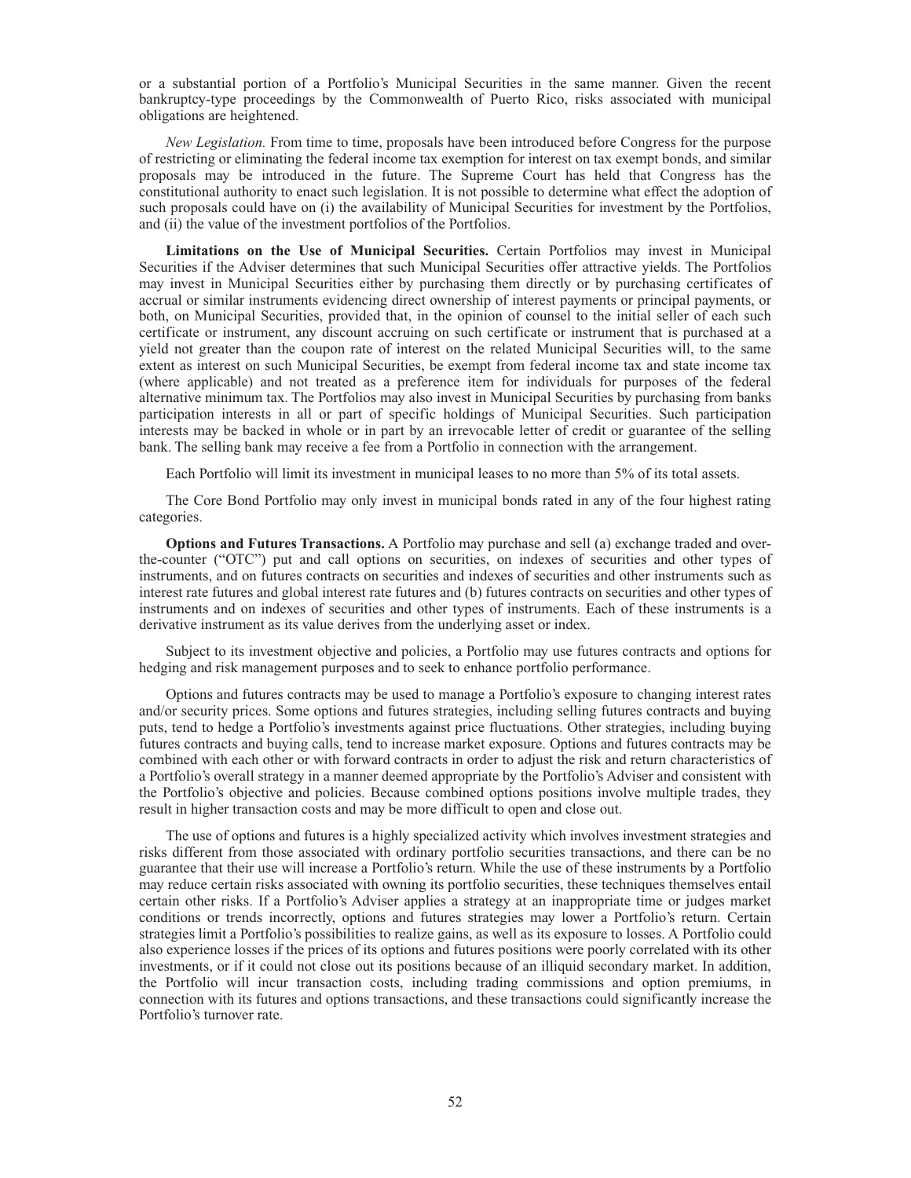or a substantial portion of a Portfolio's Municipal Securities in the same manner. Given the recent bankruptcy-type proceedings by the Commonwealth of Puerto Rico, risks associated with municipal obligations are heightened.

*New Legislation.* From time to time, proposals have been introduced before Congress for the purpose of restricting or eliminating the federal income tax exemption for interest on tax exempt bonds, and similar proposals may be introduced in the future. The Supreme Court has held that Congress has the constitutional authority to enact such legislation. It is not possible to determine what effect the adoption of such proposals could have on (i) the availability of Municipal Securities for investment by the Portfolios, and (ii) the value of the investment portfolios of the Portfolios.

**Limitations on the Use of Municipal Securities.** Certain Portfolios may invest in Municipal Securities if the Adviser determines that such Municipal Securities offer attractive yields. The Portfolios may invest in Municipal Securities either by purchasing them directly or by purchasing certificates of accrual or similar instruments evidencing direct ownership of interest payments or principal payments, or both, on Municipal Securities, provided that, in the opinion of counsel to the initial seller of each such certificate or instrument, any discount accruing on such certificate or instrument that is purchased at a yield not greater than the coupon rate of interest on the related Municipal Securities will, to the same extent as interest on such Municipal Securities, be exempt from federal income tax and state income tax (where applicable) and not treated as a preference item for individuals for purposes of the federal alternative minimum tax. The Portfolios may also invest in Municipal Securities by purchasing from banks participation interests in all or part of specific holdings of Municipal Securities. Such participation interests may be backed in whole or in part by an irrevocable letter of credit or guarantee of the selling bank. The selling bank may receive a fee from a Portfolio in connection with the arrangement.

Each Portfolio will limit its investment in municipal leases to no more than 5% of its total assets.

The Core Bond Portfolio may only invest in municipal bonds rated in any of the four highest rating categories.

**Options and Futures Transactions.** A Portfolio may purchase and sell (a) exchange traded and over-the-counter ("OTC") put and call options on securities, on indexes of securities and other types of instruments, and on futures contracts on securities and indexes of securities and other instruments such as interest rate futures and global interest rate futures and (b) futures contracts on securities and other types of instruments and on indexes of securities and other types of instruments. Each of these instruments is a derivative instrument as its value derives from the underlying asset or index.

Subject to its investment objective and policies, a Portfolio may use futures contracts and options for hedging and risk management purposes and to seek to enhance portfolio performance.

Options and futures contracts may be used to manage a Portfolio's exposure to changing interest rates and/or security prices. Some options and futures strategies, including selling futures contracts and buying puts, tend to hedge a Portfolio's investments against price fluctuations. Other strategies, including buying futures contracts and buying calls, tend to increase market exposure. Options and futures contracts may be combined with each other or with forward contracts in order to adjust the risk and return characteristics of a Portfolio's overall strategy in a manner deemed appropriate by the Portfolio's Adviser and consistent with the Portfolio's objective and policies. Because combined options positions involve multiple trades, they result in higher transaction costs and may be more difficult to open and close out.

The use of options and futures is a highly specialized activity which involves investment strategies and risks different from those associated with ordinary portfolio securities transactions, and there can be no guarantee that their use will increase a Portfolio's return. While the use of these instruments by a Portfolio may reduce certain risks associated with owning its portfolio securities, these techniques themselves entail certain other risks. If a Portfolio's Adviser applies a strategy at an inappropriate time or judges market conditions or trends incorrectly, options and futures strategies may lower a Portfolio's return. Certain strategies limit a Portfolio's possibilities to realize gains, as well as its exposure to losses. A Portfolio could also experience losses if the prices of its options and futures positions were poorly correlated with its other investments, or if it could not close out its positions because of an illiquid secondary market. In addition, the Portfolio will incur transaction costs, including trading commissions and option premiums, in connection with its futures and options transactions, and these transactions could significantly increase the Portfolio's turnover rate.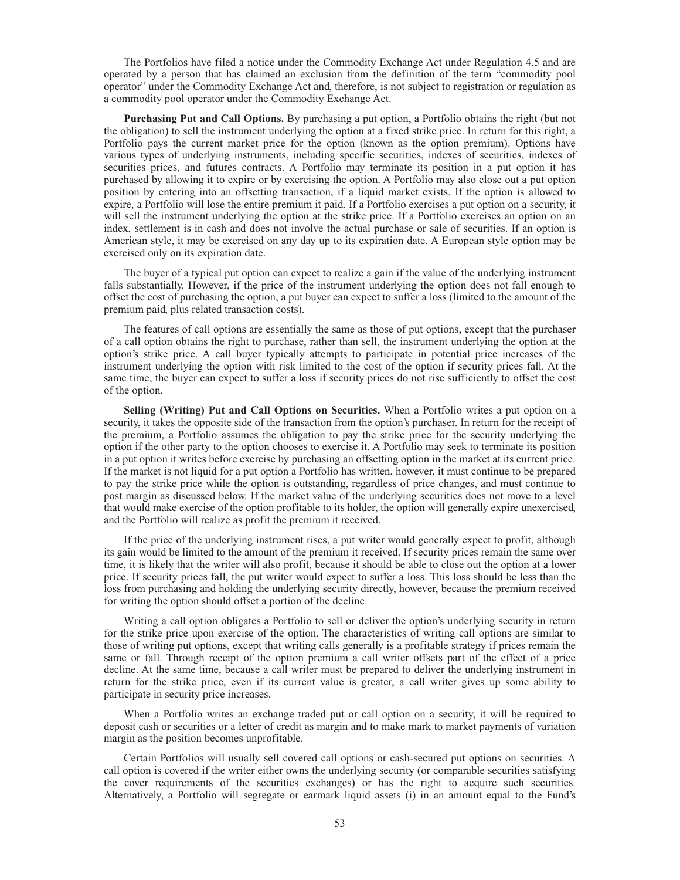The Portfolios have filed a notice under the Commodity Exchange Act under Regulation 4.5 and are operated by a person that has claimed an exclusion from the definition of the term "commodity pool operator" under the Commodity Exchange Act and, therefore, is not subject to registration or regulation as a commodity pool operator under the Commodity Exchange Act.

**Purchasing Put and Call Options.** By purchasing a put option, a Portfolio obtains the right (but not the obligation) to sell the instrument underlying the option at a fixed strike price. In return for this right, a Portfolio pays the current market price for the option (known as the option premium). Options have various types of underlying instruments, including specific securities, indexes of securities, indexes of securities prices, and futures contracts. A Portfolio may terminate its position in a put option it has purchased by allowing it to expire or by exercising the option. A Portfolio may also close out a put option position by entering into an offsetting transaction, if a liquid market exists. If the option is allowed to expire, a Portfolio will lose the entire premium it paid. If a Portfolio exercises a put option on a security, it will sell the instrument underlying the option at the strike price. If a Portfolio exercises an option on an index, settlement is in cash and does not involve the actual purchase or sale of securities. If an option is American style, it may be exercised on any day up to its expiration date. A European style option may be exercised only on its expiration date.

The buyer of a typical put option can expect to realize a gain if the value of the underlying instrument falls substantially. However, if the price of the instrument underlying the option does not fall enough to offset the cost of purchasing the option, a put buyer can expect to suffer a loss (limited to the amount of the premium paid, plus related transaction costs).

The features of call options are essentially the same as those of put options, except that the purchaser of a call option obtains the right to purchase, rather than sell, the instrument underlying the option at the option's strike price. A call buyer typically attempts to participate in potential price increases of the instrument underlying the option with risk limited to the cost of the option if security prices fall. At the same time, the buyer can expect to suffer a loss if security prices do not rise sufficiently to offset the cost of the option.

**Selling (Writing) Put and Call Options on Securities.** When a Portfolio writes a put option on a security, it takes the opposite side of the transaction from the option's purchaser. In return for the receipt of the premium, a Portfolio assumes the obligation to pay the strike price for the security underlying the option if the other party to the option chooses to exercise it. A Portfolio may seek to terminate its position in a put option it writes before exercise by purchasing an offsetting option in the market at its current price. If the market is not liquid for a put option a Portfolio has written, however, it must continue to be prepared to pay the strike price while the option is outstanding, regardless of price changes, and must continue to post margin as discussed below. If the market value of the underlying securities does not move to a level that would make exercise of the option profitable to its holder, the option will generally expire unexercised, and the Portfolio will realize as profit the premium it received.

If the price of the underlying instrument rises, a put writer would generally expect to profit, although its gain would be limited to the amount of the premium it received. If security prices remain the same over time, it is likely that the writer will also profit, because it should be able to close out the option at a lower price. If security prices fall, the put writer would expect to suffer a loss. This loss should be less than the loss from purchasing and holding the underlying security directly, however, because the premium received for writing the option should offset a portion of the decline.

Writing a call option obligates a Portfolio to sell or deliver the option's underlying security in return for the strike price upon exercise of the option. The characteristics of writing call options are similar to those of writing put options, except that writing calls generally is a profitable strategy if prices remain the same or fall. Through receipt of the option premium a call writer offsets part of the effect of a price decline. At the same time, because a call writer must be prepared to deliver the underlying instrument in return for the strike price, even if its current value is greater, a call writer gives up some ability to participate in security price increases.

When a Portfolio writes an exchange traded put or call option on a security, it will be required to deposit cash or securities or a letter of credit as margin and to make mark to market payments of variation margin as the position becomes unprofitable.

Certain Portfolios will usually sell covered call options or cash-secured put options on securities. A call option is covered if the writer either owns the underlying security (or comparable securities satisfying the cover requirements of the securities exchanges) or has the right to acquire such securities. Alternatively, a Portfolio will segregate or earmark liquid assets (i) in an amount equal to the Fund's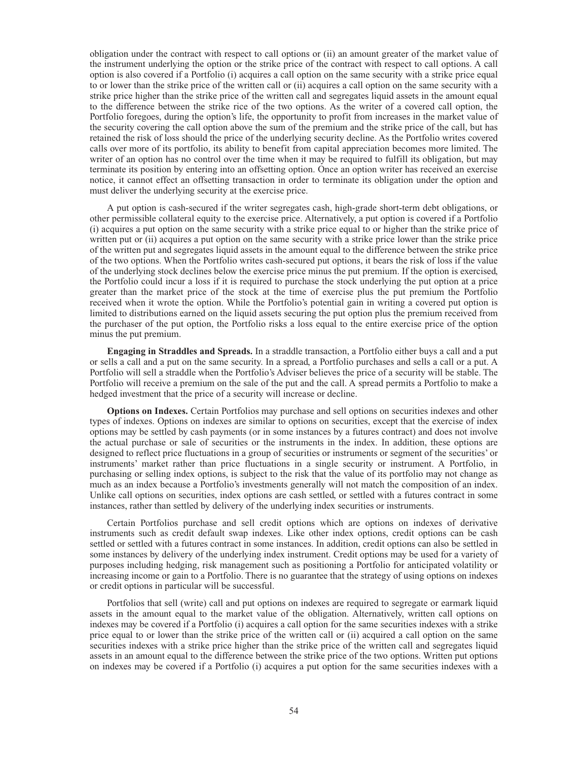obligation under the contract with respect to call options or (ii) an amount greater of the market value of the instrument underlying the option or the strike price of the contract with respect to call options. A call option is also covered if a Portfolio (i) acquires a call option on the same security with a strike price equal to or lower than the strike price of the written call or (ii) acquires a call option on the same security with a strike price higher than the strike price of the written call and segregates liquid assets in the amount equal to the difference between the strike rice of the two options. As the writer of a covered call option, the Portfolio foregoes, during the option's life, the opportunity to profit from increases in the market value of the security covering the call option above the sum of the premium and the strike price of the call, but has retained the risk of loss should the price of the underlying security decline. As the Portfolio writes covered calls over more of its portfolio, its ability to benefit from capital appreciation becomes more limited. The writer of an option has no control over the time when it may be required to fulfill its obligation, but may terminate its position by entering into an offsetting option. Once an option writer has received an exercise notice, it cannot effect an offsetting transaction in order to terminate its obligation under the option and must deliver the underlying security at the exercise price.

A put option is cash-secured if the writer segregates cash, high-grade short-term debt obligations, or other permissible collateral equity to the exercise price. Alternatively, a put option is covered if a Portfolio (i) acquires a put option on the same security with a strike price equal to or higher than the strike price of written put or (ii) acquires a put option on the same security with a strike price lower than the strike price of the written put and segregates liquid assets in the amount equal to the difference between the strike price of the two options. When the Portfolio writes cash-secured put options, it bears the risk of loss if the value of the underlying stock declines below the exercise price minus the put premium. If the option is exercised, the Portfolio could incur a loss if it is required to purchase the stock underlying the put option at a price greater than the market price of the stock at the time of exercise plus the put premium the Portfolio received when it wrote the option. While the Portfolio's potential gain in writing a covered put option is limited to distributions earned on the liquid assets securing the put option plus the premium received from the purchaser of the put option, the Portfolio risks a loss equal to the entire exercise price of the option minus the put premium.

**Engaging in Straddles and Spreads.** In a straddle transaction, a Portfolio either buys a call and a put or sells a call and a put on the same security. In a spread, a Portfolio purchases and sells a call or a put. A Portfolio will sell a straddle when the Portfolio's Adviser believes the price of a security will be stable. The Portfolio will receive a premium on the sale of the put and the call. A spread permits a Portfolio to make a hedged investment that the price of a security will increase or decline.

**Options on Indexes.** Certain Portfolios may purchase and sell options on securities indexes and other types of indexes. Options on indexes are similar to options on securities, except that the exercise of index options may be settled by cash payments (or in some instances by a futures contract) and does not involve the actual purchase or sale of securities or the instruments in the index. In addition, these options are designed to reflect price fluctuations in a group of securities or instruments or segment of the securities' or instruments' market rather than price fluctuations in a single security or instrument. A Portfolio, in purchasing or selling index options, is subject to the risk that the value of its portfolio may not change as much as an index because a Portfolio's investments generally will not match the composition of an index. Unlike call options on securities, index options are cash settled, or settled with a futures contract in some instances, rather than settled by delivery of the underlying index securities or instruments.

Certain Portfolios purchase and sell credit options which are options on indexes of derivative instruments such as credit default swap indexes. Like other index options, credit options can be cash settled or settled with a futures contract in some instances. In addition, credit options can also be settled in some instances by delivery of the underlying index instrument. Credit options may be used for a variety of purposes including hedging, risk management such as positioning a Portfolio for anticipated volatility or increasing income or gain to a Portfolio. There is no guarantee that the strategy of using options on indexes or credit options in particular will be successful.

Portfolios that sell (write) call and put options on indexes are required to segregate or earmark liquid assets in the amount equal to the market value of the obligation. Alternatively, written call options on indexes may be covered if a Portfolio (i) acquires a call option for the same securities indexes with a strike price equal to or lower than the strike price of the written call or (ii) acquired a call option on the same securities indexes with a strike price higher than the strike price of the written call and segregates liquid assets in an amount equal to the difference between the strike price of the two options. Written put options on indexes may be covered if a Portfolio (i) acquires a put option for the same securities indexes with a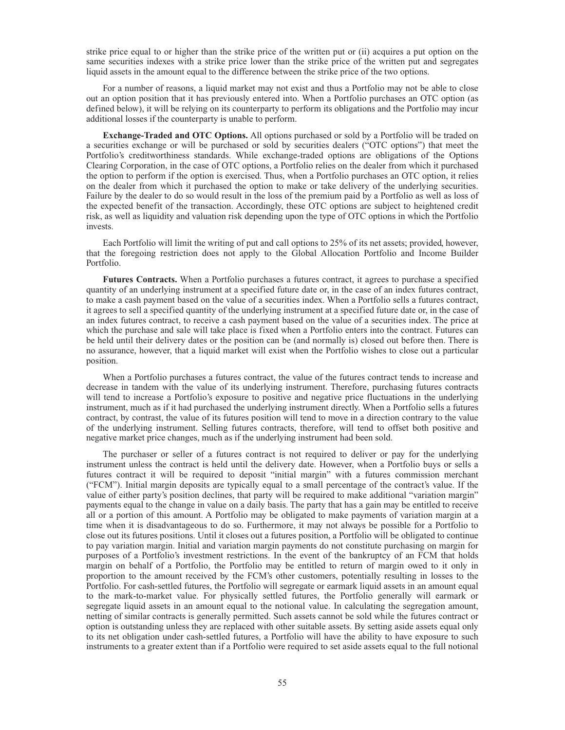strike price equal to or higher than the strike price of the written put or (ii) acquires a put option on the same securities indexes with a strike price lower than the strike price of the written put and segregates liquid assets in the amount equal to the difference between the strike price of the two options.

For a number of reasons, a liquid market may not exist and thus a Portfolio may not be able to close out an option position that it has previously entered into. When a Portfolio purchases an OTC option (as defined below), it will be relying on its counterparty to perform its obligations and the Portfolio may incur additional losses if the counterparty is unable to perform.

**Exchange-Traded and OTC Options.** All options purchased or sold by a Portfolio will be traded on a securities exchange or will be purchased or sold by securities dealers ("OTC options") that meet the Portfolio's creditworthiness standards. While exchange-traded options are obligations of the Options Clearing Corporation, in the case of OTC options, a Portfolio relies on the dealer from which it purchased the option to perform if the option is exercised. Thus, when a Portfolio purchases an OTC option, it relies on the dealer from which it purchased the option to make or take delivery of the underlying securities. Failure by the dealer to do so would result in the loss of the premium paid by a Portfolio as well as loss of the expected benefit of the transaction. Accordingly, these OTC options are subject to heightened credit risk, as well as liquidity and valuation risk depending upon the type of OTC options in which the Portfolio invests.

Each Portfolio will limit the writing of put and call options to 25% of its net assets; provided, however, that the foregoing restriction does not apply to the Global Allocation Portfolio and Income Builder Portfolio.

**Futures Contracts.** When a Portfolio purchases a futures contract, it agrees to purchase a specified quantity of an underlying instrument at a specified future date or, in the case of an index futures contract, to make a cash payment based on the value of a securities index. When a Portfolio sells a futures contract, it agrees to sell a specified quantity of the underlying instrument at a specified future date or, in the case of an index futures contract, to receive a cash payment based on the value of a securities index. The price at which the purchase and sale will take place is fixed when a Portfolio enters into the contract. Futures can be held until their delivery dates or the position can be (and normally is) closed out before then. There is no assurance, however, that a liquid market will exist when the Portfolio wishes to close out a particular position.

When a Portfolio purchases a futures contract, the value of the futures contract tends to increase and decrease in tandem with the value of its underlying instrument. Therefore, purchasing futures contracts will tend to increase a Portfolio's exposure to positive and negative price fluctuations in the underlying instrument, much as if it had purchased the underlying instrument directly. When a Portfolio sells a futures contract, by contrast, the value of its futures position will tend to move in a direction contrary to the value of the underlying instrument. Selling futures contracts, therefore, will tend to offset both positive and negative market price changes, much as if the underlying instrument had been sold.

The purchaser or seller of a futures contract is not required to deliver or pay for the underlying instrument unless the contract is held until the delivery date. However, when a Portfolio buys or sells a futures contract it will be required to deposit "initial margin" with a futures commission merchant ("FCM"). Initial margin deposits are typically equal to a small percentage of the contract's value. If the value of either party's position declines, that party will be required to make additional "variation margin" payments equal to the change in value on a daily basis. The party that has a gain may be entitled to receive all or a portion of this amount. A Portfolio may be obligated to make payments of variation margin at a time when it is disadvantageous to do so. Furthermore, it may not always be possible for a Portfolio to close out its futures positions. Until it closes out a futures position, a Portfolio will be obligated to continue to pay variation margin. Initial and variation margin payments do not constitute purchasing on margin for purposes of a Portfolio's investment restrictions. In the event of the bankruptcy of an FCM that holds margin on behalf of a Portfolio, the Portfolio may be entitled to return of margin owed to it only in proportion to the amount received by the FCM's other customers, potentially resulting in losses to the Portfolio. For cash-settled futures, the Portfolio will segregate or earmark liquid assets in an amount equal to the mark-to-market value. For physically settled futures, the Portfolio generally will earmark or segregate liquid assets in an amount equal to the notional value. In calculating the segregation amount, netting of similar contracts is generally permitted. Such assets cannot be sold while the futures contract or option is outstanding unless they are replaced with other suitable assets. By setting aside assets equal only to its net obligation under cash-settled futures, a Portfolio will have the ability to have exposure to such instruments to a greater extent than if a Portfolio were required to set aside assets equal to the full notional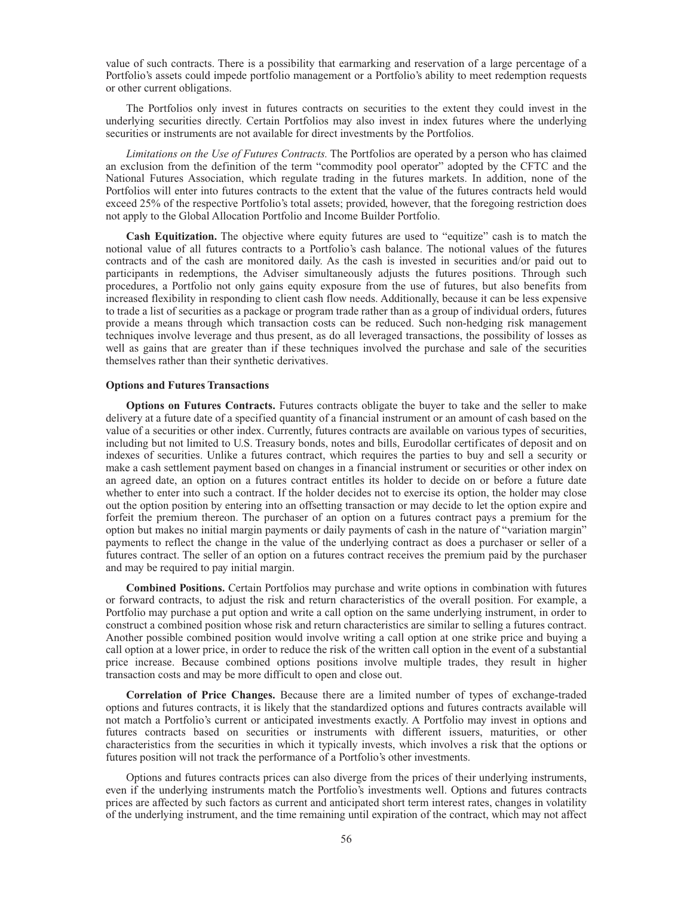value of such contracts. There is a possibility that earmarking and reservation of a large percentage of a Portfolio's assets could impede portfolio management or a Portfolio's ability to meet redemption requests or other current obligations.

The Portfolios only invest in futures contracts on securities to the extent they could invest in the underlying securities directly. Certain Portfolios may also invest in index futures where the underlying securities or instruments are not available for direct investments by the Portfolios.

*Limitations on the Use of Futures Contracts.* The Portfolios are operated by a person who has claimed an exclusion from the definition of the term "commodity pool operator" adopted by the CFTC and the National Futures Association, which regulate trading in the futures markets. In addition, none of the Portfolios will enter into futures contracts to the extent that the value of the futures contracts held would exceed 25% of the respective Portfolio's total assets; provided, however, that the foregoing restriction does not apply to the Global Allocation Portfolio and Income Builder Portfolio.

**Cash Equitization.** The objective where equity futures are used to "equitize" cash is to match the notional value of all futures contracts to a Portfolio's cash balance. The notional values of the futures contracts and of the cash are monitored daily. As the cash is invested in securities and/or paid out to participants in redemptions, the Adviser simultaneously adjusts the futures positions. Through such procedures, a Portfolio not only gains equity exposure from the use of futures, but also benefits from increased flexibility in responding to client cash flow needs. Additionally, because it can be less expensive to trade a list of securities as a package or program trade rather than as a group of individual orders, futures provide a means through which transaction costs can be reduced. Such non-hedging risk management techniques involve leverage and thus present, as do all leveraged transactions, the possibility of losses as well as gains that are greater than if these techniques involved the purchase and sale of the securities themselves rather than their synthetic derivatives.

**Options and Futures Transactions**

**Options on Futures Contracts.** Futures contracts obligate the buyer to take and the seller to make delivery at a future date of a specified quantity of a financial instrument or an amount of cash based on the value of a securities or other index. Currently, futures contracts are available on various types of securities, including but not limited to U.S. Treasury bonds, notes and bills, Eurodollar certificates of deposit and on indexes of securities. Unlike a futures contract, which requires the parties to buy and sell a security or make a cash settlement payment based on changes in a financial instrument or securities or other index on an agreed date, an option on a futures contract entitles its holder to decide on or before a future date whether to enter into such a contract. If the holder decides not to exercise its option, the holder may close out the option position by entering into an offsetting transaction or may decide to let the option expire and forfeit the premium thereon. The purchaser of an option on a futures contract pays a premium for the option but makes no initial margin payments or daily payments of cash in the nature of "variation margin" payments to reflect the change in the value of the underlying contract as does a purchaser or seller of a futures contract. The seller of an option on a futures contract receives the premium paid by the purchaser and may be required to pay initial margin.

**Combined Positions.** Certain Portfolios may purchase and write options in combination with futures or forward contracts, to adjust the risk and return characteristics of the overall position. For example, a Portfolio may purchase a put option and write a call option on the same underlying instrument, in order to construct a combined position whose risk and return characteristics are similar to selling a futures contract. Another possible combined position would involve writing a call option at one strike price and buying a call option at a lower price, in order to reduce the risk of the written call option in the event of a substantial price increase. Because combined options positions involve multiple trades, they result in higher transaction costs and may be more difficult to open and close out.

**Correlation of Price Changes.** Because there are a limited number of types of exchange-traded options and futures contracts, it is likely that the standardized options and futures contracts available will not match a Portfolio's current or anticipated investments exactly. A Portfolio may invest in options and futures contracts based on securities or instruments with different issuers, maturities, or other characteristics from the securities in which it typically invests, which involves a risk that the options or futures position will not track the performance of a Portfolio's other investments.

Options and futures contracts prices can also diverge from the prices of their underlying instruments, even if the underlying instruments match the Portfolio's investments well. Options and futures contracts prices are affected by such factors as current and anticipated short term interest rates, changes in volatility of the underlying instrument, and the time remaining until expiration of the contract, which may not affect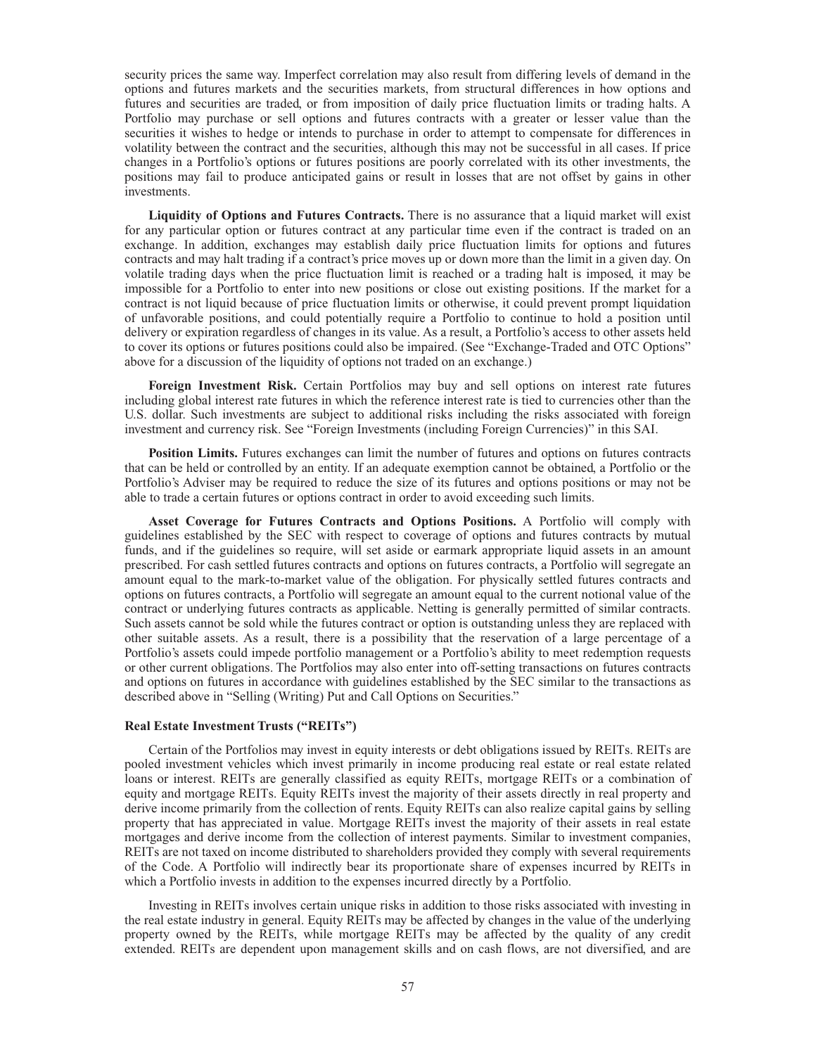security prices the same way. Imperfect correlation may also result from differing levels of demand in the options and futures markets and the securities markets, from structural differences in how options and futures and securities are traded, or from imposition of daily price fluctuation limits or trading halts. A Portfolio may purchase or sell options and futures contracts with a greater or lesser value than the securities it wishes to hedge or intends to purchase in order to attempt to compensate for differences in volatility between the contract and the securities, although this may not be successful in all cases. If price changes in a Portfolio's options or futures positions are poorly correlated with its other investments, the positions may fail to produce anticipated gains or result in losses that are not offset by gains in other investments.

**Liquidity of Options and Futures Contracts.** There is no assurance that a liquid market will exist for any particular option or futures contract at any particular time even if the contract is traded on an exchange. In addition, exchanges may establish daily price fluctuation limits for options and futures contracts and may halt trading if a contract's price moves up or down more than the limit in a given day. On volatile trading days when the price fluctuation limit is reached or a trading halt is imposed, it may be impossible for a Portfolio to enter into new positions or close out existing positions. If the market for a contract is not liquid because of price fluctuation limits or otherwise, it could prevent prompt liquidation of unfavorable positions, and could potentially require a Portfolio to continue to hold a position until delivery or expiration regardless of changes in its value. As a result, a Portfolio's access to other assets held to cover its options or futures positions could also be impaired. (See "Exchange-Traded and OTC Options" above for a discussion of the liquidity of options not traded on an exchange.)

**Foreign Investment Risk.** Certain Portfolios may buy and sell options on interest rate futures including global interest rate futures in which the reference interest rate is tied to currencies other than the U.S. dollar. Such investments are subject to additional risks including the risks associated with foreign investment and currency risk. See "Foreign Investments (including Foreign Currencies)" in this SAI.

**Position Limits.** Futures exchanges can limit the number of futures and options on futures contracts that can be held or controlled by an entity. If an adequate exemption cannot be obtained, a Portfolio or the Portfolio's Adviser may be required to reduce the size of its futures and options positions or may not be able to trade a certain futures or options contract in order to avoid exceeding such limits.

**Asset Coverage for Futures Contracts and Options Positions.** A Portfolio will comply with guidelines established by the SEC with respect to coverage of options and futures contracts by mutual funds, and if the guidelines so require, will set aside or earmark appropriate liquid assets in an amount prescribed. For cash settled futures contracts and options on futures contracts, a Portfolio will segregate an amount equal to the mark-to-market value of the obligation. For physically settled futures contracts and options on futures contracts, a Portfolio will segregate an amount equal to the current notional value of the contract or underlying futures contracts as applicable. Netting is generally permitted of similar contracts. Such assets cannot be sold while the futures contract or option is outstanding unless they are replaced with other suitable assets. As a result, there is a possibility that the reservation of a large percentage of a Portfolio's assets could impede portfolio management or a Portfolio's ability to meet redemption requests or other current obligations. The Portfolios may also enter into off-setting transactions on futures contracts and options on futures in accordance with guidelines established by the SEC similar to the transactions as described above in "Selling (Writing) Put and Call Options on Securities."

### Real Estate Investment Trusts ("REITs")

Certain of the Portfolios may invest in equity interests or debt obligations issued by REITs. REITs are pooled investment vehicles which invest primarily in income producing real estate or real estate related loans or interest. REITs are generally classified as equity REITs, mortgage REITs or a combination of equity and mortgage REITs. Equity REITs invest the majority of their assets directly in real property and derive income primarily from the collection of rents. Equity REITs can also realize capital gains by selling property that has appreciated in value. Mortgage REITs invest the majority of their assets in real estate mortgages and derive income from the collection of interest payments. Similar to investment companies, REITs are not taxed on income distributed to shareholders provided they comply with several requirements of the Code. A Portfolio will indirectly bear its proportionate share of expenses incurred by REITs in which a Portfolio invests in addition to the expenses incurred directly by a Portfolio.

Investing in REITs involves certain unique risks in addition to those risks associated with investing in the real estate industry in general. Equity REITs may be affected by changes in the value of the underlying property owned by the REITs, while mortgage REITs may be affected by the quality of any credit extended. REITs are dependent upon management skills and on cash flows, are not diversified, and are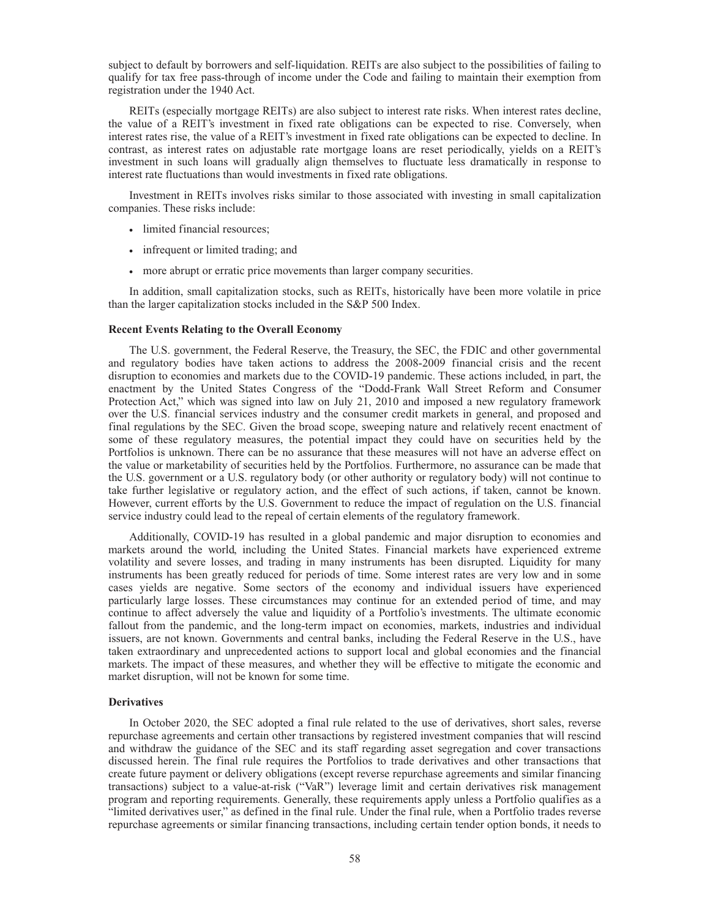subject to default by borrowers and self-liquidation. REITs are also subject to the possibilities of failing to qualify for tax free pass-through of income under the Code and failing to maintain their exemption from registration under the 1940 Act.

REITs (especially mortgage REITs) are also subject to interest rate risks. When interest rates decline, the value of a REIT's investment in fixed rate obligations can be expected to rise. Conversely, when interest rates rise, the value of a REIT's investment in fixed rate obligations can be expected to decline. In contrast, as interest rates on adjustable rate mortgage loans are reset periodically, yields on a REIT's investment in such loans will gradually align themselves to fluctuate less dramatically in response to interest rate fluctuations than would investments in fixed rate obligations.

Investment in REITs involves risks similar to those associated with investing in small capitalization companies. These risks include:

- limited financial resources;
- infrequent or limited trading; and
- more abrupt or erratic price movements than larger company securities.

In addition, small capitalization stocks, such as REITs, historically have been more volatile in price than the larger capitalization stocks included in the S&P 500 Index.

**Recent Events Relating to the Overall Economy**

The U.S. government, the Federal Reserve, the Treasury, the SEC, the FDIC and other governmental and regulatory bodies have taken actions to address the 2008-2009 financial crisis and the recent disruption to economies and markets due to the COVID-19 pandemic. These actions included, in part, the enactment by the United States Congress of the "Dodd-Frank Wall Street Reform and Consumer Protection Act," which was signed into law on July 21, 2010 and imposed a new regulatory framework over the U.S. financial services industry and the consumer credit markets in general, and proposed and final regulations by the SEC. Given the broad scope, sweeping nature and relatively recent enactment of some of these regulatory measures, the potential impact they could have on securities held by the Portfolios is unknown. There can be no assurance that these measures will not have an adverse effect on the value or marketability of securities held by the Portfolios. Furthermore, no assurance can be made that the U.S. government or a U.S. regulatory body (or other authority or regulatory body) will not continue to take further legislative or regulatory action, and the effect of such actions, if taken, cannot be known. However, current efforts by the U.S. Government to reduce the impact of regulation on the U.S. financial service industry could lead to the repeal of certain elements of the regulatory framework.

Additionally, COVID-19 has resulted in a global pandemic and major disruption to economies and markets around the world, including the United States. Financial markets have experienced extreme volatility and severe losses, and trading in many instruments has been disrupted. Liquidity for many instruments has been greatly reduced for periods of time. Some interest rates are very low and in some cases yields are negative. Some sectors of the economy and individual issuers have experienced particularly large losses. These circumstances may continue for an extended period of time, and may continue to affect adversely the value and liquidity of a Portfolio's investments. The ultimate economic fallout from the pandemic, and the long-term impact on economies, markets, industries and individual issuers, are not known. Governments and central banks, including the Federal Reserve in the U.S., have taken extraordinary and unprecedented actions to support local and global economies and the financial markets. The impact of these measures, and whether they will be effective to mitigate the economic and market disruption, will not be known for some time.

**Derivatives**

In October 2020, the SEC adopted a final rule related to the use of derivatives, short sales, reverse repurchase agreements and certain other transactions by registered investment companies that will rescind and withdraw the guidance of the SEC and its staff regarding asset segregation and cover transactions discussed herein. The final rule requires the Portfolios to trade derivatives and other transactions that create future payment or delivery obligations (except reverse repurchase agreements and similar financing transactions) subject to a value-at-risk ("VaR") leverage limit and certain derivatives risk management program and reporting requirements. Generally, these requirements apply unless a Portfolio qualifies as a "limited derivatives user," as defined in the final rule. Under the final rule, when a Portfolio trades reverse repurchase agreements or similar financing transactions, including certain tender option bonds, it needs to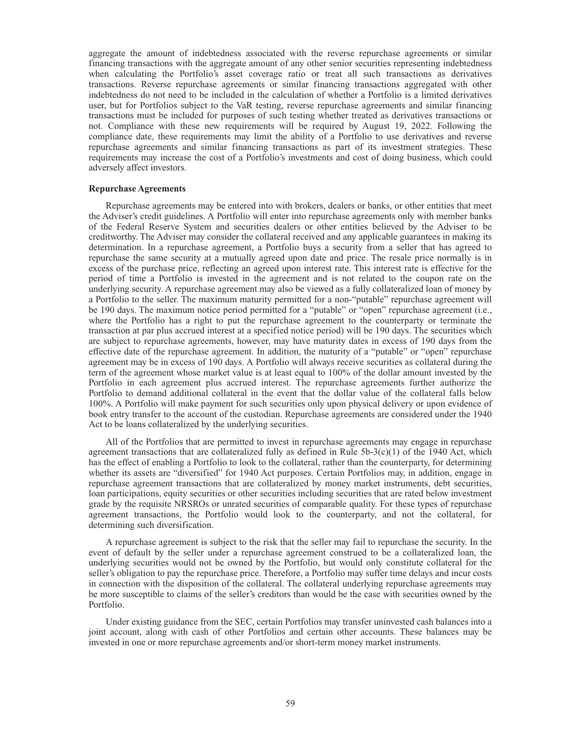aggregate the amount of indebtedness associated with the reverse repurchase agreements or similar financing transactions with the aggregate amount of any other senior securities representing indebtedness when calculating the Portfolio's asset coverage ratio or treat all such transactions as derivatives transactions. Reverse repurchase agreements or similar financing transactions aggregated with other indebtedness do not need to be included in the calculation of whether a Portfolio is a limited derivatives user, but for Portfolios subject to the VaR testing, reverse repurchase agreements and similar financing transactions must be included for purposes of such testing whether treated as derivatives transactions or not. Compliance with these new requirements will be required by August 19, 2022. Following the compliance date, these requirements may limit the ability of a Portfolio to use derivatives and reverse repurchase agreements and similar financing transactions as part of its investment strategies. These requirements may increase the cost of a Portfolio's investments and cost of doing business, which could adversely affect investors.

**Repurchase Agreements**

Repurchase agreements may be entered into with brokers, dealers or banks, or other entities that meet the Adviser's credit guidelines. A Portfolio will enter into repurchase agreements only with member banks of the Federal Reserve System and securities dealers or other entities believed by the Adviser to be creditworthy. The Adviser may consider the collateral received and any applicable guarantees in making its determination. In a repurchase agreement, a Portfolio buys a security from a seller that has agreed to repurchase the same security at a mutually agreed upon date and price. The resale price normally is in excess of the purchase price, reflecting an agreed upon interest rate. This interest rate is effective for the period of time a Portfolio is invested in the agreement and is not related to the coupon rate on the underlying security. A repurchase agreement may also be viewed as a fully collateralized loan of money by a Portfolio to the seller. The maximum maturity permitted for a non-"putable" repurchase agreement will be 190 days. The maximum notice period permitted for a "putable" or "open" repurchase agreement (i.e., where the Portfolio has a right to put the repurchase agreement to the counterparty or terminate the transaction at par plus accrued interest at a specified notice period) will be 190 days. The securities which are subject to repurchase agreements, however, may have maturity dates in excess of 190 days from the effective date of the repurchase agreement. In addition, the maturity of a "putable" or "open" repurchase agreement may be in excess of 190 days. A Portfolio will always receive securities as collateral during the term of the agreement whose market value is at least equal to 100% of the dollar amount invested by the Portfolio in each agreement plus accrued interest. The repurchase agreements further authorize the Portfolio to demand additional collateral in the event that the dollar value of the collateral falls below 100%. A Portfolio will make payment for such securities only upon physical delivery or upon evidence of book entry transfer to the account of the custodian. Repurchase agreements are considered under the 1940 Act to be loans collateralized by the underlying securities.

All of the Portfolios that are permitted to invest in repurchase agreements may engage in repurchase agreement transactions that are collateralized fully as defined in Rule 5b-3(c)(1) of the 1940 Act, which has the effect of enabling a Portfolio to look to the collateral, rather than the counterparty, for determining whether its assets are "diversified" for 1940 Act purposes. Certain Portfolios may, in addition, engage in repurchase agreement transactions that are collateralized by money market instruments, debt securities, loan participations, equity securities or other securities including securities that are rated below investment grade by the requisite NRSROs or unrated securities of comparable quality. For these types of repurchase agreement transactions, the Portfolio would look to the counterparty, and not the collateral, for determining such diversification.

A repurchase agreement is subject to the risk that the seller may fail to repurchase the security. In the event of default by the seller under a repurchase agreement construed to be a collateralized loan, the underlying securities would not be owned by the Portfolio, but would only constitute collateral for the seller's obligation to pay the repurchase price. Therefore, a Portfolio may suffer time delays and incur costs in connection with the disposition of the collateral. The collateral underlying repurchase agreements may be more susceptible to claims of the seller's creditors than would be the case with securities owned by the Portfolio.

Under existing guidance from the SEC, certain Portfolios may transfer uninvested cash balances into a joint account, along with cash of other Portfolios and certain other accounts. These balances may be invested in one or more repurchase agreements and/or short-term money market instruments.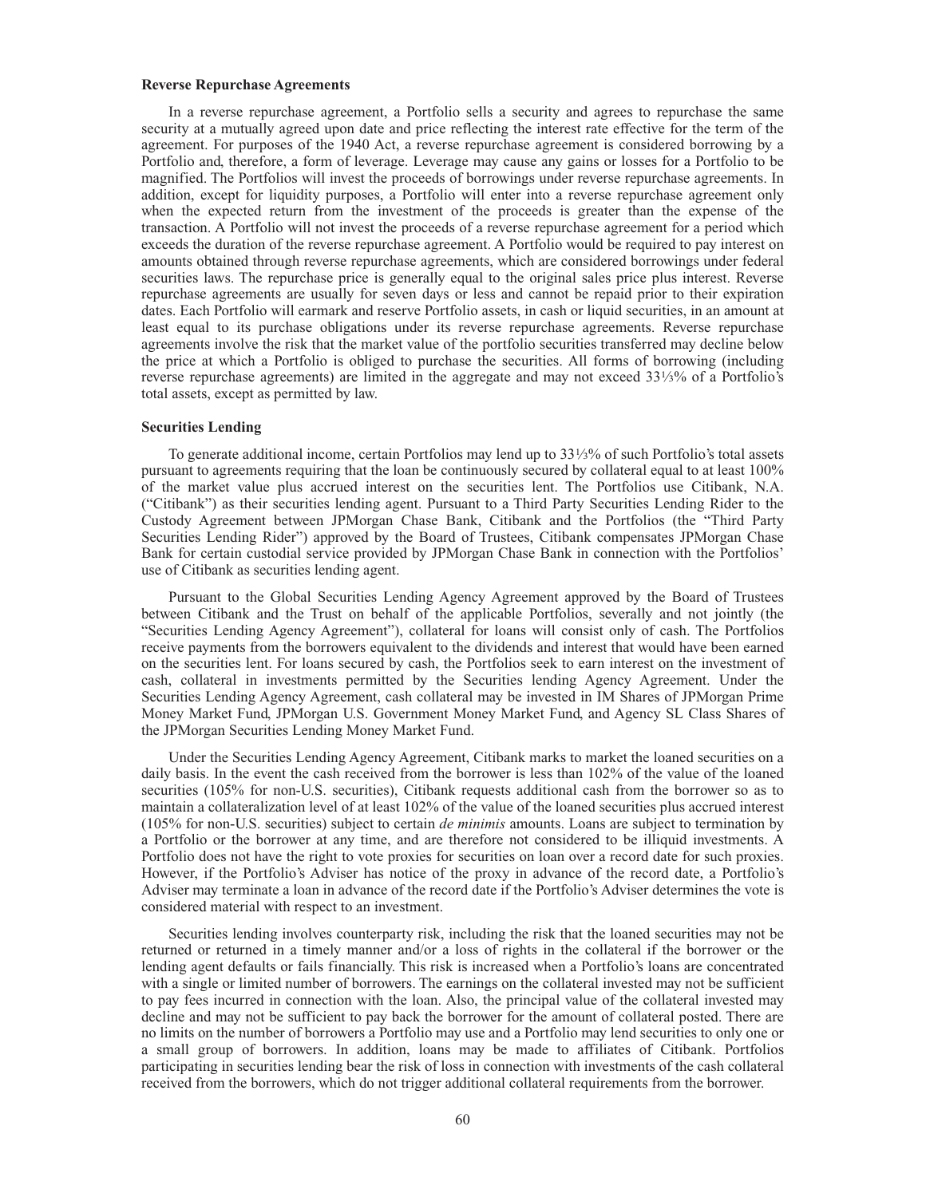**Reverse Repurchase Agreements**

In a reverse repurchase agreement, a Portfolio sells a security and agrees to repurchase the same security at a mutually agreed upon date and price reflecting the interest rate effective for the term of the agreement. For purposes of the 1940 Act, a reverse repurchase agreement is considered borrowing by a Portfolio and, therefore, a form of leverage. Leverage may cause any gains or losses for a Portfolio to be magnified. The Portfolios will invest the proceeds of borrowings under reverse repurchase agreements. In addition, except for liquidity purposes, a Portfolio will enter into a reverse repurchase agreement only when the expected return from the investment of the proceeds is greater than the expense of the transaction. A Portfolio will not invest the proceeds of a reverse repurchase agreement for a period which exceeds the duration of the reverse repurchase agreement. A Portfolio would be required to pay interest on amounts obtained through reverse repurchase agreements, which are considered borrowings under federal securities laws. The repurchase price is generally equal to the original sales price plus interest. Reverse repurchase agreements are usually for seven days or less and cannot be repaid prior to their expiration dates. Each Portfolio will earmark and reserve Portfolio assets, in cash or liquid securities, in an amount at least equal to its purchase obligations under its reverse repurchase agreements. Reverse repurchase agreements involve the risk that the market value of the portfolio securities transferred may decline below the price at which a Portfolio is obliged to purchase the securities. All forms of borrowing (including reverse repurchase agreements) are limited in the aggregate and may not exceed 33⅓% of a Portfolio's total assets, except as permitted by law.

**Securities Lending**

To generate additional income, certain Portfolios may lend up to 33⅓% of such Portfolio's total assets pursuant to agreements requiring that the loan be continuously secured by collateral equal to at least 100% of the market value plus accrued interest on the securities lent. The Portfolios use Citibank, N.A. ("Citibank") as their securities lending agent. Pursuant to a Third Party Securities Lending Rider to the Custody Agreement between JPMorgan Chase Bank, Citibank and the Portfolios (the "Third Party Securities Lending Rider") approved by the Board of Trustees, Citibank compensates JPMorgan Chase Bank for certain custodial service provided by JPMorgan Chase Bank in connection with the Portfolios' use of Citibank as securities lending agent.

Pursuant to the Global Securities Lending Agency Agreement approved by the Board of Trustees between Citibank and the Trust on behalf of the applicable Portfolios, severally and not jointly (the "Securities Lending Agency Agreement"), collateral for loans will consist only of cash. The Portfolios receive payments from the borrowers equivalent to the dividends and interest that would have been earned on the securities lent. For loans secured by cash, the Portfolios seek to earn interest on the investment of cash, collateral in investments permitted by the Securities lending Agency Agreement. Under the Securities Lending Agency Agreement, cash collateral may be invested in IM Shares of JPMorgan Prime Money Market Fund, JPMorgan U.S. Government Money Market Fund, and Agency SL Class Shares of the JPMorgan Securities Lending Money Market Fund.

Under the Securities Lending Agency Agreement, Citibank marks to market the loaned securities on a daily basis. In the event the cash received from the borrower is less than 102% of the value of the loaned securities (105% for non-U.S. securities), Citibank requests additional cash from the borrower so as to maintain a collateralization level of at least 102% of the value of the loaned securities plus accrued interest (105% for non-U.S. securities) subject to certain *de minimis* amounts. Loans are subject to termination by a Portfolio or the borrower at any time, and are therefore not considered to be illiquid investments. A Portfolio does not have the right to vote proxies for securities on loan over a record date for such proxies. However, if the Portfolio's Adviser has notice of the proxy in advance of the record date, a Portfolio's Adviser may terminate a loan in advance of the record date if the Portfolio's Adviser determines the vote is considered material with respect to an investment.

Securities lending involves counterparty risk, including the risk that the loaned securities may not be returned or returned in a timely manner and/or a loss of rights in the collateral if the borrower or the lending agent defaults or fails financially. This risk is increased when a Portfolio's loans are concentrated with a single or limited number of borrowers. The earnings on the collateral invested may not be sufficient to pay fees incurred in connection with the loan. Also, the principal value of the collateral invested may decline and may not be sufficient to pay back the borrower for the amount of collateral posted. There are no limits on the number of borrowers a Portfolio may use and a Portfolio may lend securities to only one or a small group of borrowers. In addition, loans may be made to affiliates of Citibank. Portfolios participating in securities lending bear the risk of loss in connection with investments of the cash collateral received from the borrowers, which do not trigger additional collateral requirements from the borrower.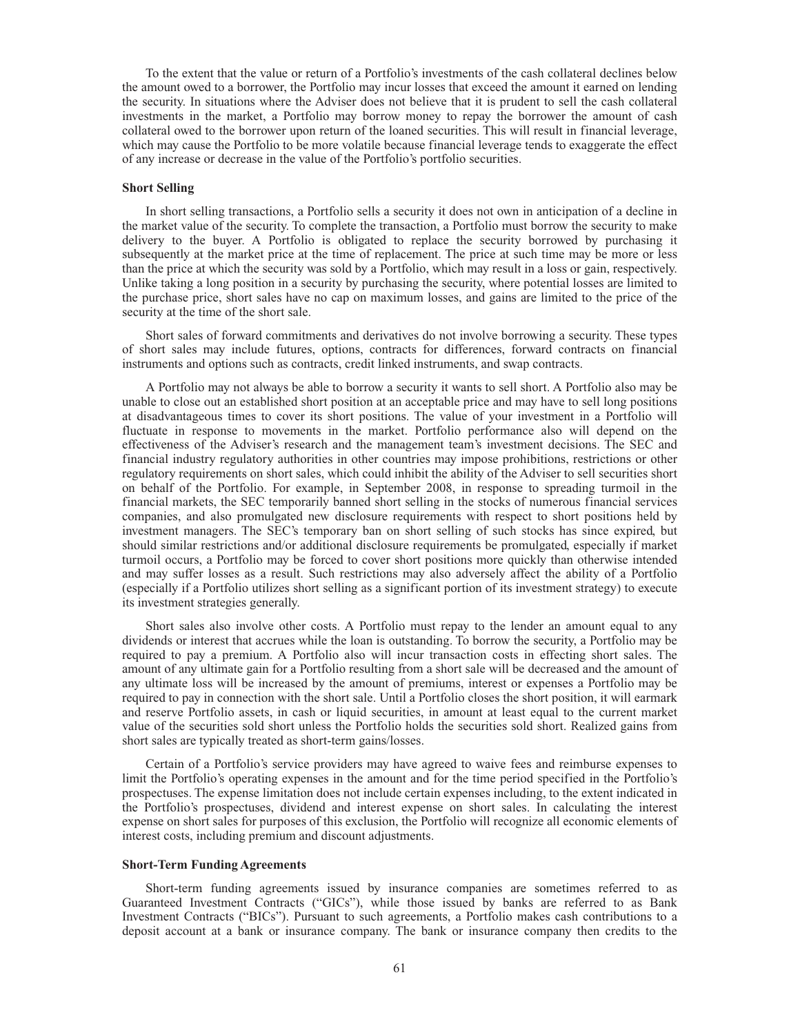To the extent that the value or return of a Portfolio's investments of the cash collateral declines below the amount owed to a borrower, the Portfolio may incur losses that exceed the amount it earned on lending the security. In situations where the Adviser does not believe that it is prudent to sell the cash collateral investments in the market, a Portfolio may borrow money to repay the borrower the amount of cash collateral owed to the borrower upon return of the loaned securities. This will result in financial leverage, which may cause the Portfolio to be more volatile because financial leverage tends to exaggerate the effect of any increase or decrease in the value of the Portfolio's portfolio securities.

### Short Selling

In short selling transactions, a Portfolio sells a security it does not own in anticipation of a decline in the market value of the security. To complete the transaction, a Portfolio must borrow the security to make delivery to the buyer. A Portfolio is obligated to replace the security borrowed by purchasing it subsequently at the market price at the time of replacement. The price at such time may be more or less than the price at which the security was sold by a Portfolio, which may result in a loss or gain, respectively. Unlike taking a long position in a security by purchasing the security, where potential losses are limited to the purchase price, short sales have no cap on maximum losses, and gains are limited to the price of the security at the time of the short sale.

Short sales of forward commitments and derivatives do not involve borrowing a security. These types of short sales may include futures, options, contracts for differences, forward contracts on financial instruments and options such as contracts, credit linked instruments, and swap contracts.

A Portfolio may not always be able to borrow a security it wants to sell short. A Portfolio also may be unable to close out an established short position at an acceptable price and may have to sell long positions at disadvantageous times to cover its short positions. The value of your investment in a Portfolio will fluctuate in response to movements in the market. Portfolio performance also will depend on the effectiveness of the Adviser's research and the management team's investment decisions. The SEC and financial industry regulatory authorities in other countries may impose prohibitions, restrictions or other regulatory requirements on short sales, which could inhibit the ability of the Adviser to sell securities short on behalf of the Portfolio. For example, in September 2008, in response to spreading turmoil in the financial markets, the SEC temporarily banned short selling in the stocks of numerous financial services companies, and also promulgated new disclosure requirements with respect to short positions held by investment managers. The SEC's temporary ban on short selling of such stocks has since expired, but should similar restrictions and/or additional disclosure requirements be promulgated, especially if market turmoil occurs, a Portfolio may be forced to cover short positions more quickly than otherwise intended and may suffer losses as a result. Such restrictions may also adversely affect the ability of a Portfolio (especially if a Portfolio utilizes short selling as a significant portion of its investment strategy) to execute its investment strategies generally.

Short sales also involve other costs. A Portfolio must repay to the lender an amount equal to any dividends or interest that accrues while the loan is outstanding. To borrow the security, a Portfolio may be required to pay a premium. A Portfolio also will incur transaction costs in effecting short sales. The amount of any ultimate gain for a Portfolio resulting from a short sale will be decreased and the amount of any ultimate loss will be increased by the amount of premiums, interest or expenses a Portfolio may be required to pay in connection with the short sale. Until a Portfolio closes the short position, it will earmark and reserve Portfolio assets, in cash or liquid securities, in amount at least equal to the current market value of the securities sold short unless the Portfolio holds the securities sold short. Realized gains from short sales are typically treated as short-term gains/losses.

Certain of a Portfolio's service providers may have agreed to waive fees and reimburse expenses to limit the Portfolio's operating expenses in the amount and for the time period specified in the Portfolio's prospectuses. The expense limitation does not include certain expenses including, to the extent indicated in the Portfolio's prospectuses, dividend and interest expense on short sales. In calculating the interest expense on short sales for purposes of this exclusion, the Portfolio will recognize all economic elements of interest costs, including premium and discount adjustments.

### Short-Term Funding Agreements

Short-term funding agreements issued by insurance companies are sometimes referred to as Guaranteed Investment Contracts ("GICs"), while those issued by banks are referred to as Bank Investment Contracts ("BICs"). Pursuant to such agreements, a Portfolio makes cash contributions to a deposit account at a bank or insurance company. The bank or insurance company then credits to the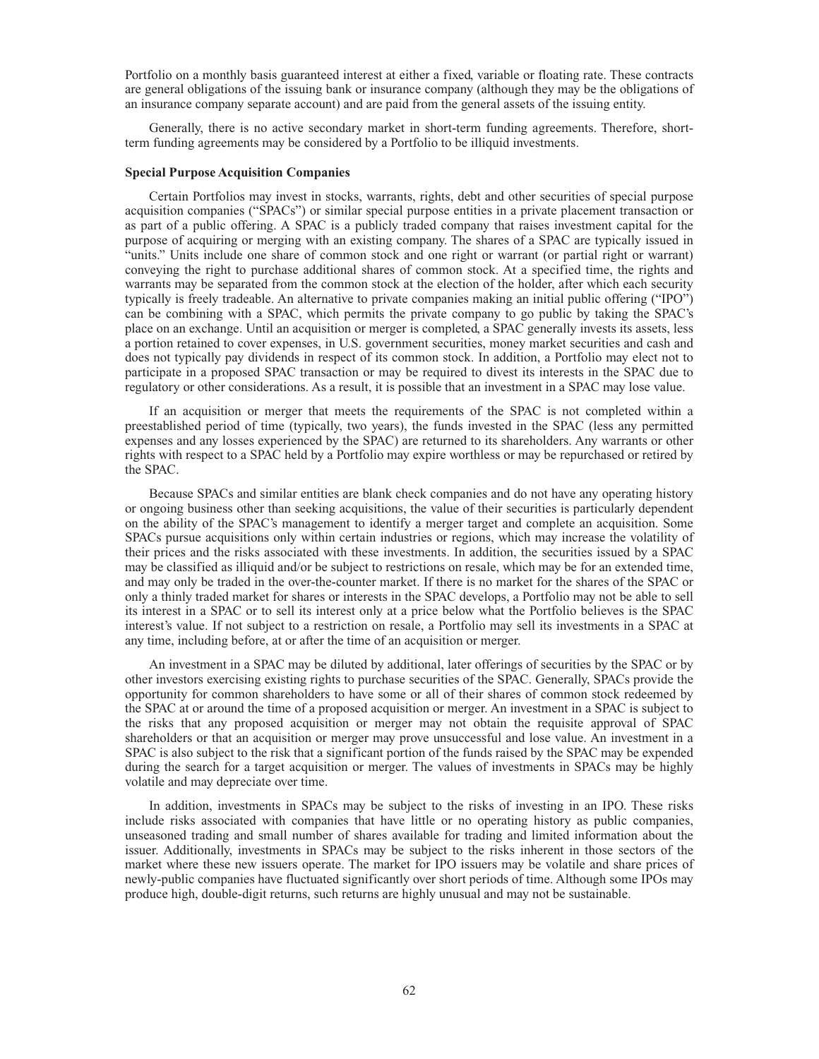Portfolio on a monthly basis guaranteed interest at either a fixed, variable or floating rate. These contracts are general obligations of the issuing bank or insurance company (although they may be the obligations of an insurance company separate account) and are paid from the general assets of the issuing entity.

Generally, there is no active secondary market in short-term funding agreements. Therefore, short-term funding agreements may be considered by a Portfolio to be illiquid investments.

**Special Purpose Acquisition Companies**

Certain Portfolios may invest in stocks, warrants, rights, debt and other securities of special purpose acquisition companies ("SPACs") or similar special purpose entities in a private placement transaction or as part of a public offering. A SPAC is a publicly traded company that raises investment capital for the purpose of acquiring or merging with an existing company. The shares of a SPAC are typically issued in "units." Units include one share of common stock and one right or warrant (or partial right or warrant) conveying the right to purchase additional shares of common stock. At a specified time, the rights and warrants may be separated from the common stock at the election of the holder, after which each security typically is freely tradeable. An alternative to private companies making an initial public offering ("IPO") can be combining with a SPAC, which permits the private company to go public by taking the SPAC's place on an exchange. Until an acquisition or merger is completed, a SPAC generally invests its assets, less a portion retained to cover expenses, in U.S. government securities, money market securities and cash and does not typically pay dividends in respect of its common stock. In addition, a Portfolio may elect not to participate in a proposed SPAC transaction or may be required to divest its interests in the SPAC due to regulatory or other considerations. As a result, it is possible that an investment in a SPAC may lose value.

If an acquisition or merger that meets the requirements of the SPAC is not completed within a preestablished period of time (typically, two years), the funds invested in the SPAC (less any permitted expenses and any losses experienced by the SPAC) are returned to its shareholders. Any warrants or other rights with respect to a SPAC held by a Portfolio may expire worthless or may be repurchased or retired by the SPAC.

Because SPACs and similar entities are blank check companies and do not have any operating history or ongoing business other than seeking acquisitions, the value of their securities is particularly dependent on the ability of the SPAC's management to identify a merger target and complete an acquisition. Some SPACs pursue acquisitions only within certain industries or regions, which may increase the volatility of their prices and the risks associated with these investments. In addition, the securities issued by a SPAC may be classified as illiquid and/or be subject to restrictions on resale, which may be for an extended time, and may only be traded in the over-the-counter market. If there is no market for the shares of the SPAC or only a thinly traded market for shares or interests in the SPAC develops, a Portfolio may not be able to sell its interest in a SPAC or to sell its interest only at a price below what the Portfolio believes is the SPAC interest's value. If not subject to a restriction on resale, a Portfolio may sell its investments in a SPAC at any time, including before, at or after the time of an acquisition or merger.

An investment in a SPAC may be diluted by additional, later offerings of securities by the SPAC or by other investors exercising existing rights to purchase securities of the SPAC. Generally, SPACs provide the opportunity for common shareholders to have some or all of their shares of common stock redeemed by the SPAC at or around the time of a proposed acquisition or merger. An investment in a SPAC is subject to the risks that any proposed acquisition or merger may not obtain the requisite approval of SPAC shareholders or that an acquisition or merger may prove unsuccessful and lose value. An investment in a SPAC is also subject to the risk that a significant portion of the funds raised by the SPAC may be expended during the search for a target acquisition or merger. The values of investments in SPACs may be highly volatile and may depreciate over time.

In addition, investments in SPACs may be subject to the risks of investing in an IPO. These risks include risks associated with companies that have little or no operating history as public companies, unseasoned trading and small number of shares available for trading and limited information about the issuer. Additionally, investments in SPACs may be subject to the risks inherent in those sectors of the market where these new issuers operate. The market for IPO issuers may be volatile and share prices of newly-public companies have fluctuated significantly over short periods of time. Although some IPOs may produce high, double-digit returns, such returns are highly unusual and may not be sustainable.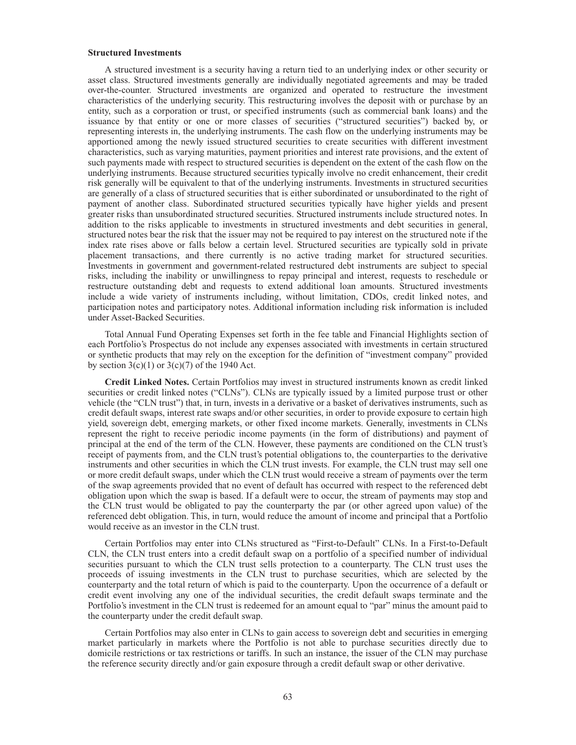**Structured Investments**

A structured investment is a security having a return tied to an underlying index or other security or asset class. Structured investments generally are individually negotiated agreements and may be traded over-the-counter. Structured investments are organized and operated to restructure the investment characteristics of the underlying security. This restructuring involves the deposit with or purchase by an entity, such as a corporation or trust, or specified instruments (such as commercial bank loans) and the issuance by that entity or one or more classes of securities ("structured securities") backed by, or representing interests in, the underlying instruments. The cash flow on the underlying instruments may be apportioned among the newly issued structured securities to create securities with different investment characteristics, such as varying maturities, payment priorities and interest rate provisions, and the extent of such payments made with respect to structured securities is dependent on the extent of the cash flow on the underlying instruments. Because structured securities typically involve no credit enhancement, their credit risk generally will be equivalent to that of the underlying instruments. Investments in structured securities are generally of a class of structured securities that is either subordinated or unsubordinated to the right of payment of another class. Subordinated structured securities typically have higher yields and present greater risks than unsubordinated structured securities. Structured instruments include structured notes. In addition to the risks applicable to investments in structured investments and debt securities in general, structured notes bear the risk that the issuer may not be required to pay interest on the structured note if the index rate rises above or falls below a certain level. Structured securities are typically sold in private placement transactions, and there currently is no active trading market for structured securities. Investments in government and government-related restructured debt instruments are subject to special risks, including the inability or unwillingness to repay principal and interest, requests to reschedule or restructure outstanding debt and requests to extend additional loan amounts. Structured investments include a wide variety of instruments including, without limitation, CDOs, credit linked notes, and participation notes and participatory notes. Additional information including risk information is included under Asset-Backed Securities.

Total Annual Fund Operating Expenses set forth in the fee table and Financial Highlights section of each Portfolio's Prospectus do not include any expenses associated with investments in certain structured or synthetic products that may rely on the exception for the definition of "investment company" provided by section 3(c)(1) or 3(c)(7) of the 1940 Act.

**Credit Linked Notes.** Certain Portfolios may invest in structured instruments known as credit linked securities or credit linked notes ("CLNs"). CLNs are typically issued by a limited purpose trust or other vehicle (the "CLN trust") that, in turn, invests in a derivative or a basket of derivatives instruments, such as credit default swaps, interest rate swaps and/or other securities, in order to provide exposure to certain high yield, sovereign debt, emerging markets, or other fixed income markets. Generally, investments in CLNs represent the right to receive periodic income payments (in the form of distributions) and payment of principal at the end of the term of the CLN. However, these payments are conditioned on the CLN trust's receipt of payments from, and the CLN trust's potential obligations to, the counterparties to the derivative instruments and other securities in which the CLN trust invests. For example, the CLN trust may sell one or more credit default swaps, under which the CLN trust would receive a stream of payments over the term of the swap agreements provided that no event of default has occurred with respect to the referenced debt obligation upon which the swap is based. If a default were to occur, the stream of payments may stop and the CLN trust would be obligated to pay the counterparty the par (or other agreed upon value) of the referenced debt obligation. This, in turn, would reduce the amount of income and principal that a Portfolio would receive as an investor in the CLN trust.

Certain Portfolios may enter into CLNs structured as "First-to-Default" CLNs. In a First-to-Default CLN, the CLN trust enters into a credit default swap on a portfolio of a specified number of individual securities pursuant to which the CLN trust sells protection to a counterparty. The CLN trust uses the proceeds of issuing investments in the CLN trust to purchase securities, which are selected by the counterparty and the total return of which is paid to the counterparty. Upon the occurrence of a default or credit event involving any one of the individual securities, the credit default swaps terminate and the Portfolio's investment in the CLN trust is redeemed for an amount equal to "par" minus the amount paid to the counterparty under the credit default swap.

Certain Portfolios may also enter in CLNs to gain access to sovereign debt and securities in emerging market particularly in markets where the Portfolio is not able to purchase securities directly due to domicile restrictions or tax restrictions or tariffs. In such an instance, the issuer of the CLN may purchase the reference security directly and/or gain exposure through a credit default swap or other derivative.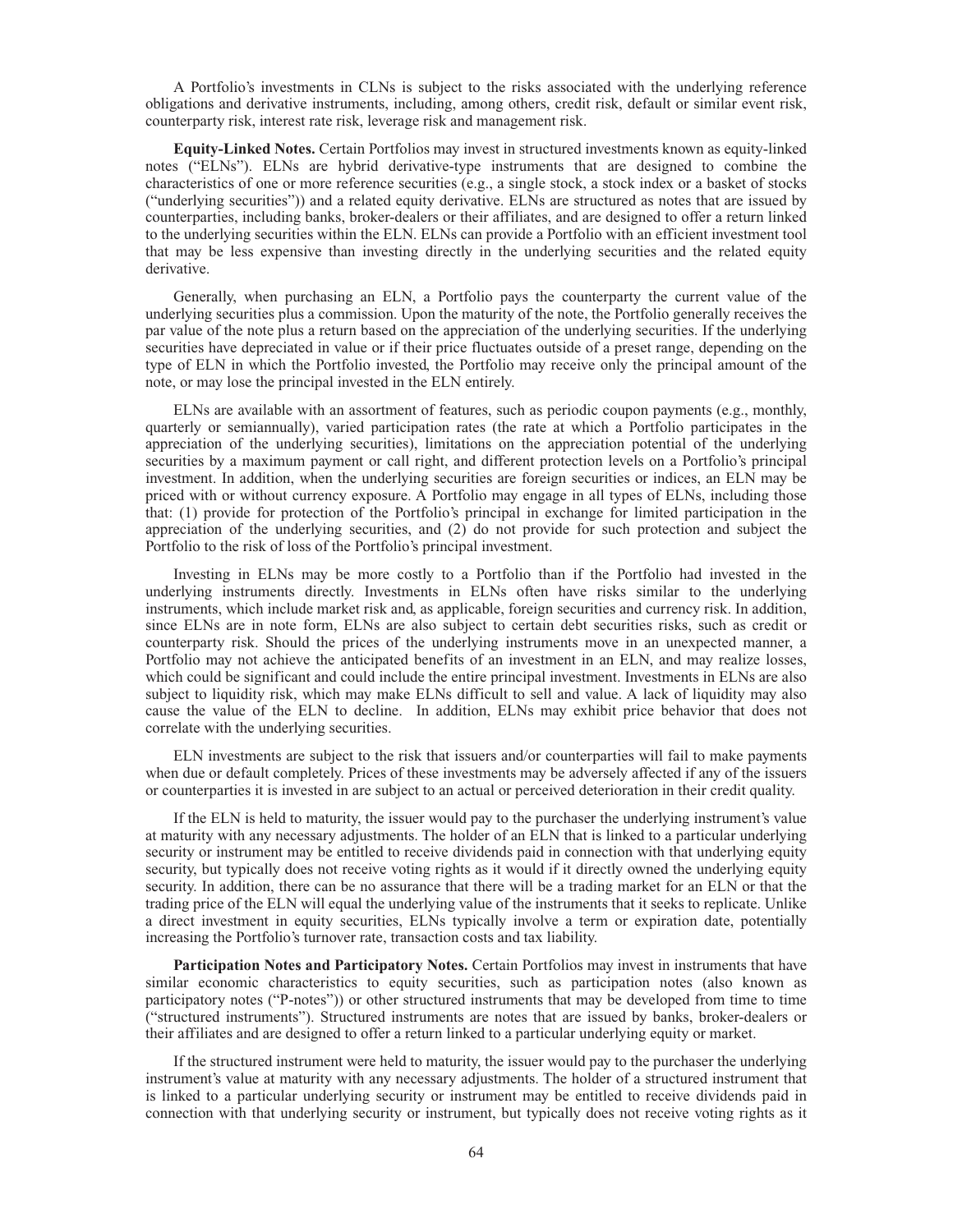A Portfolio's investments in CLNs is subject to the risks associated with the underlying reference obligations and derivative instruments, including, among others, credit risk, default or similar event risk, counterparty risk, interest rate risk, leverage risk and management risk.

**Equity-Linked Notes.** Certain Portfolios may invest in structured investments known as equity-linked notes ("ELNs"). ELNs are hybrid derivative-type instruments that are designed to combine the characteristics of one or more reference securities (e.g., a single stock, a stock index or a basket of stocks ("underlying securities")) and a related equity derivative. ELNs are structured as notes that are issued by counterparties, including banks, broker-dealers or their affiliates, and are designed to offer a return linked to the underlying securities within the ELN. ELNs can provide a Portfolio with an efficient investment tool that may be less expensive than investing directly in the underlying securities and the related equity derivative.

Generally, when purchasing an ELN, a Portfolio pays the counterparty the current value of the underlying securities plus a commission. Upon the maturity of the note, the Portfolio generally receives the par value of the note plus a return based on the appreciation of the underlying securities. If the underlying securities have depreciated in value or if their price fluctuates outside of a preset range, depending on the type of ELN in which the Portfolio invested, the Portfolio may receive only the principal amount of the note, or may lose the principal invested in the ELN entirely.

ELNs are available with an assortment of features, such as periodic coupon payments (e.g., monthly, quarterly or semiannually), varied participation rates (the rate at which a Portfolio participates in the appreciation of the underlying securities), limitations on the appreciation potential of the underlying securities by a maximum payment or call right, and different protection levels on a Portfolio's principal investment. In addition, when the underlying securities are foreign securities or indices, an ELN may be priced with or without currency exposure. A Portfolio may engage in all types of ELNs, including those that: (1) provide for protection of the Portfolio's principal in exchange for limited participation in the appreciation of the underlying securities, and (2) do not provide for such protection and subject the Portfolio to the risk of loss of the Portfolio's principal investment.

Investing in ELNs may be more costly to a Portfolio than if the Portfolio had invested in the underlying instruments directly. Investments in ELNs often have risks similar to the underlying instruments, which include market risk and, as applicable, foreign securities and currency risk. In addition, since ELNs are in note form, ELNs are also subject to certain debt securities risks, such as credit or counterparty risk. Should the prices of the underlying instruments move in an unexpected manner, a Portfolio may not achieve the anticipated benefits of an investment in an ELN, and may realize losses, which could be significant and could include the entire principal investment. Investments in ELNs are also subject to liquidity risk, which may make ELNs difficult to sell and value. A lack of liquidity may also cause the value of the ELN to decline. In addition, ELNs may exhibit price behavior that does not correlate with the underlying securities.

ELN investments are subject to the risk that issuers and/or counterparties will fail to make payments when due or default completely. Prices of these investments may be adversely affected if any of the issuers or counterparties it is invested in are subject to an actual or perceived deterioration in their credit quality.

If the ELN is held to maturity, the issuer would pay to the purchaser the underlying instrument's value at maturity with any necessary adjustments. The holder of an ELN that is linked to a particular underlying security or instrument may be entitled to receive dividends paid in connection with that underlying equity security, but typically does not receive voting rights as it would if it directly owned the underlying equity security. In addition, there can be no assurance that there will be a trading market for an ELN or that the trading price of the ELN will equal the underlying value of the instruments that it seeks to replicate. Unlike a direct investment in equity securities, ELNs typically involve a term or expiration date, potentially increasing the Portfolio's turnover rate, transaction costs and tax liability.

**Participation Notes and Participatory Notes.** Certain Portfolios may invest in instruments that have similar economic characteristics to equity securities, such as participation notes (also known as participatory notes ("P-notes")) or other structured instruments that may be developed from time to time ("structured instruments"). Structured instruments are notes that are issued by banks, broker-dealers or their affiliates and are designed to offer a return linked to a particular underlying equity or market.

If the structured instrument were held to maturity, the issuer would pay to the purchaser the underlying instrument's value at maturity with any necessary adjustments. The holder of a structured instrument that is linked to a particular underlying security or instrument may be entitled to receive dividends paid in connection with that underlying security or instrument, but typically does not receive voting rights as it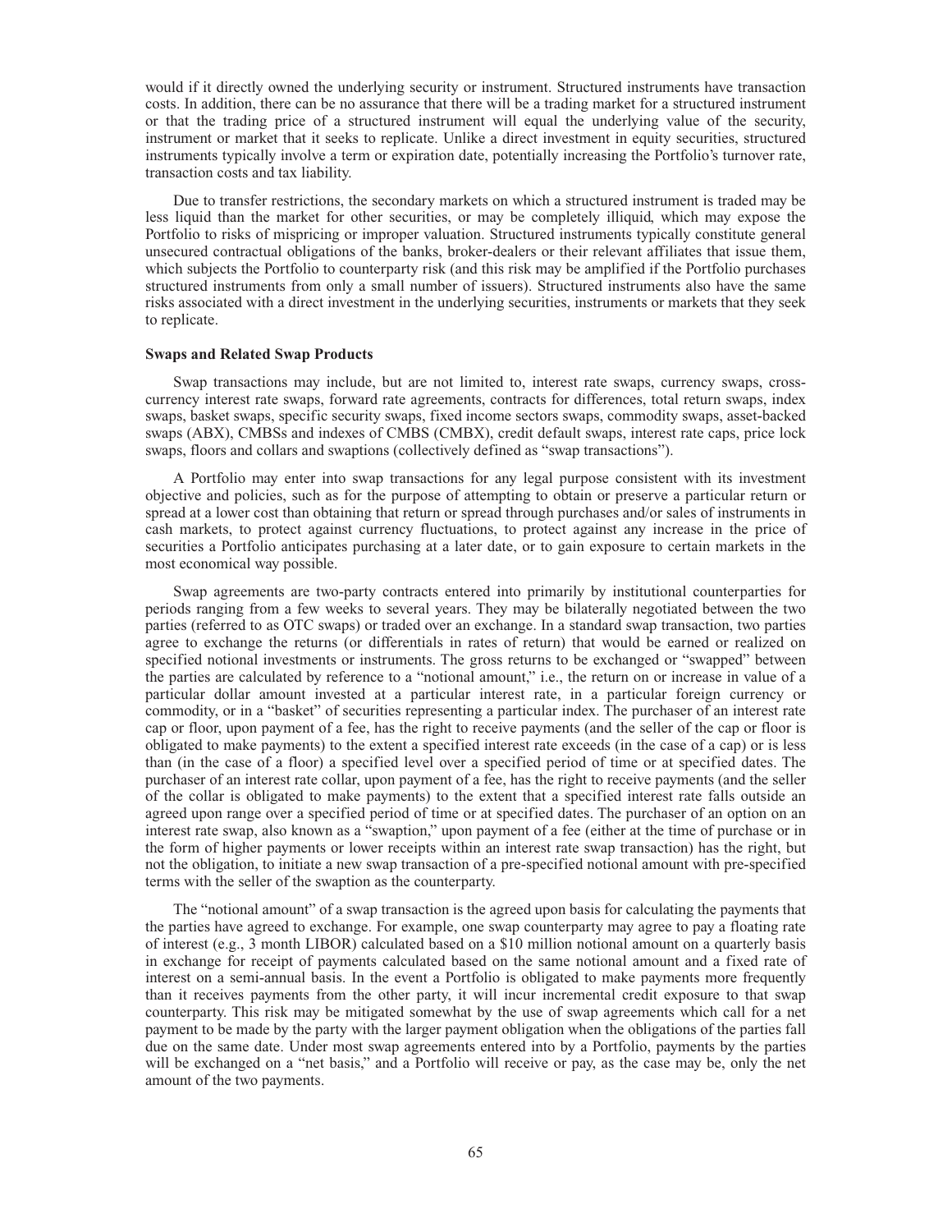would if it directly owned the underlying security or instrument. Structured instruments have transaction costs. In addition, there can be no assurance that there will be a trading market for a structured instrument or that the trading price of a structured instrument will equal the underlying value of the security, instrument or market that it seeks to replicate. Unlike a direct investment in equity securities, structured instruments typically involve a term or expiration date, potentially increasing the Portfolio's turnover rate, transaction costs and tax liability.

Due to transfer restrictions, the secondary markets on which a structured instrument is traded may be less liquid than the market for other securities, or may be completely illiquid, which may expose the Portfolio to risks of mispricing or improper valuation. Structured instruments typically constitute general unsecured contractual obligations of the banks, broker-dealers or their relevant affiliates that issue them, which subjects the Portfolio to counterparty risk (and this risk may be amplified if the Portfolio purchases structured instruments from only a small number of issuers). Structured instruments also have the same risks associated with a direct investment in the underlying securities, instruments or markets that they seek to replicate.

**Swaps and Related Swap Products**

Swap transactions may include, but are not limited to, interest rate swaps, currency swaps, cross-currency interest rate swaps, forward rate agreements, contracts for differences, total return swaps, index swaps, basket swaps, specific security swaps, fixed income sectors swaps, commodity swaps, asset-backed swaps (ABX), CMBSs and indexes of CMBS (CMBX), credit default swaps, interest rate caps, price lock swaps, floors and collars and swaptions (collectively defined as "swap transactions").

A Portfolio may enter into swap transactions for any legal purpose consistent with its investment objective and policies, such as for the purpose of attempting to obtain or preserve a particular return or spread at a lower cost than obtaining that return or spread through purchases and/or sales of instruments in cash markets, to protect against currency fluctuations, to protect against any increase in the price of securities a Portfolio anticipates purchasing at a later date, or to gain exposure to certain markets in the most economical way possible.

Swap agreements are two-party contracts entered into primarily by institutional counterparties for periods ranging from a few weeks to several years. They may be bilaterally negotiated between the two parties (referred to as OTC swaps) or traded over an exchange. In a standard swap transaction, two parties agree to exchange the returns (or differentials in rates of return) that would be earned or realized on specified notional investments or instruments. The gross returns to be exchanged or "swapped" between the parties are calculated by reference to a "notional amount," i.e., the return on or increase in value of a particular dollar amount invested at a particular interest rate, in a particular foreign currency or commodity, or in a "basket" of securities representing a particular index. The purchaser of an interest rate cap or floor, upon payment of a fee, has the right to receive payments (and the seller of the cap or floor is obligated to make payments) to the extent a specified interest rate exceeds (in the case of a cap) or is less than (in the case of a floor) a specified level over a specified period of time or at specified dates. The purchaser of an interest rate collar, upon payment of a fee, has the right to receive payments (and the seller of the collar is obligated to make payments) to the extent that a specified interest rate falls outside an agreed upon range over a specified period of time or at specified dates. The purchaser of an option on an interest rate swap, also known as a "swaption," upon payment of a fee (either at the time of purchase or in the form of higher payments or lower receipts within an interest rate swap transaction) has the right, but not the obligation, to initiate a new swap transaction of a pre-specified notional amount with pre-specified terms with the seller of the swaption as the counterparty.

The "notional amount" of a swap transaction is the agreed upon basis for calculating the payments that the parties have agreed to exchange. For example, one swap counterparty may agree to pay a floating rate of interest (e.g., 3 month LIBOR) calculated based on a $10 million notional amount on a quarterly basis in exchange for receipt of payments calculated based on the same notional amount and a fixed rate of interest on a semi-annual basis. In the event a Portfolio is obligated to make payments more frequently than it receives payments from the other party, it will incur incremental credit exposure to that swap counterparty. This risk may be mitigated somewhat by the use of swap agreements which call for a net payment to be made by the party with the larger payment obligation when the obligations of the parties fall due on the same date. Under most swap agreements entered into by a Portfolio, payments by the parties will be exchanged on a "net basis," and a Portfolio will receive or pay, as the case may be, only the net amount of the two payments.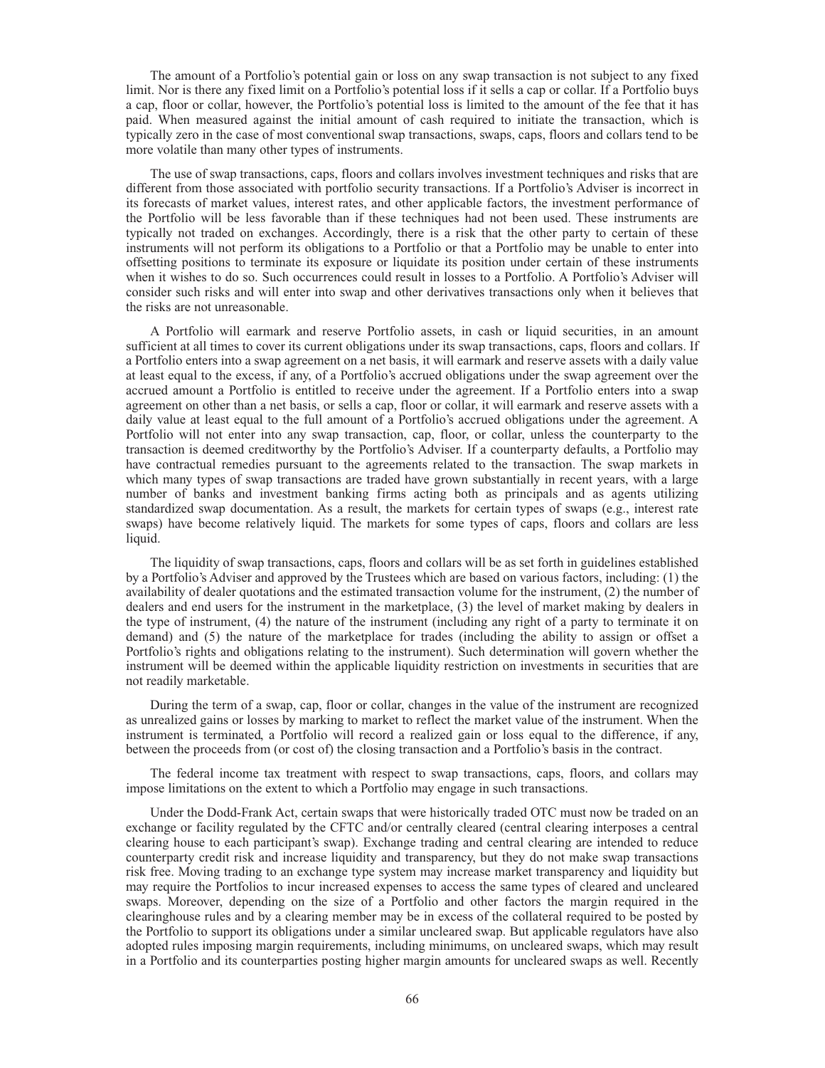The amount of a Portfolio's potential gain or loss on any swap transaction is not subject to any fixed limit. Nor is there any fixed limit on a Portfolio's potential loss if it sells a cap or collar. If a Portfolio buys a cap, floor or collar, however, the Portfolio's potential loss is limited to the amount of the fee that it has paid. When measured against the initial amount of cash required to initiate the transaction, which is typically zero in the case of most conventional swap transactions, swaps, caps, floors and collars tend to be more volatile than many other types of instruments.

The use of swap transactions, caps, floors and collars involves investment techniques and risks that are different from those associated with portfolio security transactions. If a Portfolio's Adviser is incorrect in its forecasts of market values, interest rates, and other applicable factors, the investment performance of the Portfolio will be less favorable than if these techniques had not been used. These instruments are typically not traded on exchanges. Accordingly, there is a risk that the other party to certain of these instruments will not perform its obligations to a Portfolio or that a Portfolio may be unable to enter into offsetting positions to terminate its exposure or liquidate its position under certain of these instruments when it wishes to do so. Such occurrences could result in losses to a Portfolio. A Portfolio's Adviser will consider such risks and will enter into swap and other derivatives transactions only when it believes that the risks are not unreasonable.

A Portfolio will earmark and reserve Portfolio assets, in cash or liquid securities, in an amount sufficient at all times to cover its current obligations under its swap transactions, caps, floors and collars. If a Portfolio enters into a swap agreement on a net basis, it will earmark and reserve assets with a daily value at least equal to the excess, if any, of a Portfolio's accrued obligations under the swap agreement over the accrued amount a Portfolio is entitled to receive under the agreement. If a Portfolio enters into a swap agreement on other than a net basis, or sells a cap, floor or collar, it will earmark and reserve assets with a daily value at least equal to the full amount of a Portfolio's accrued obligations under the agreement. A Portfolio will not enter into any swap transaction, cap, floor, or collar, unless the counterparty to the transaction is deemed creditworthy by the Portfolio's Adviser. If a counterparty defaults, a Portfolio may have contractual remedies pursuant to the agreements related to the transaction. The swap markets in which many types of swap transactions are traded have grown substantially in recent years, with a large number of banks and investment banking firms acting both as principals and as agents utilizing standardized swap documentation. As a result, the markets for certain types of swaps (e.g., interest rate swaps) have become relatively liquid. The markets for some types of caps, floors and collars are less liquid.

The liquidity of swap transactions, caps, floors and collars will be as set forth in guidelines established by a Portfolio's Adviser and approved by the Trustees which are based on various factors, including: (1) the availability of dealer quotations and the estimated transaction volume for the instrument, (2) the number of dealers and end users for the instrument in the marketplace, (3) the level of market making by dealers in the type of instrument, (4) the nature of the instrument (including any right of a party to terminate it on demand) and (5) the nature of the marketplace for trades (including the ability to assign or offset a Portfolio's rights and obligations relating to the instrument). Such determination will govern whether the instrument will be deemed within the applicable liquidity restriction on investments in securities that are not readily marketable.

During the term of a swap, cap, floor or collar, changes in the value of the instrument are recognized as unrealized gains or losses by marking to market to reflect the market value of the instrument. When the instrument is terminated, a Portfolio will record a realized gain or loss equal to the difference, if any, between the proceeds from (or cost of) the closing transaction and a Portfolio's basis in the contract.

The federal income tax treatment with respect to swap transactions, caps, floors, and collars may impose limitations on the extent to which a Portfolio may engage in such transactions.

Under the Dodd-Frank Act, certain swaps that were historically traded OTC must now be traded on an exchange or facility regulated by the CFTC and/or centrally cleared (central clearing interposes a central clearing house to each participant's swap). Exchange trading and central clearing are intended to reduce counterparty credit risk and increase liquidity and transparency, but they do not make swap transactions risk free. Moving trading to an exchange type system may increase market transparency and liquidity but may require the Portfolios to incur increased expenses to access the same types of cleared and uncleared swaps. Moreover, depending on the size of a Portfolio and other factors the margin required in the clearinghouse rules and by a clearing member may be in excess of the collateral required to be posted by the Portfolio to support its obligations under a similar uncleared swap. But applicable regulators have also adopted rules imposing margin requirements, including minimums, on uncleared swaps, which may result in a Portfolio and its counterparties posting higher margin amounts for uncleared swaps as well. Recently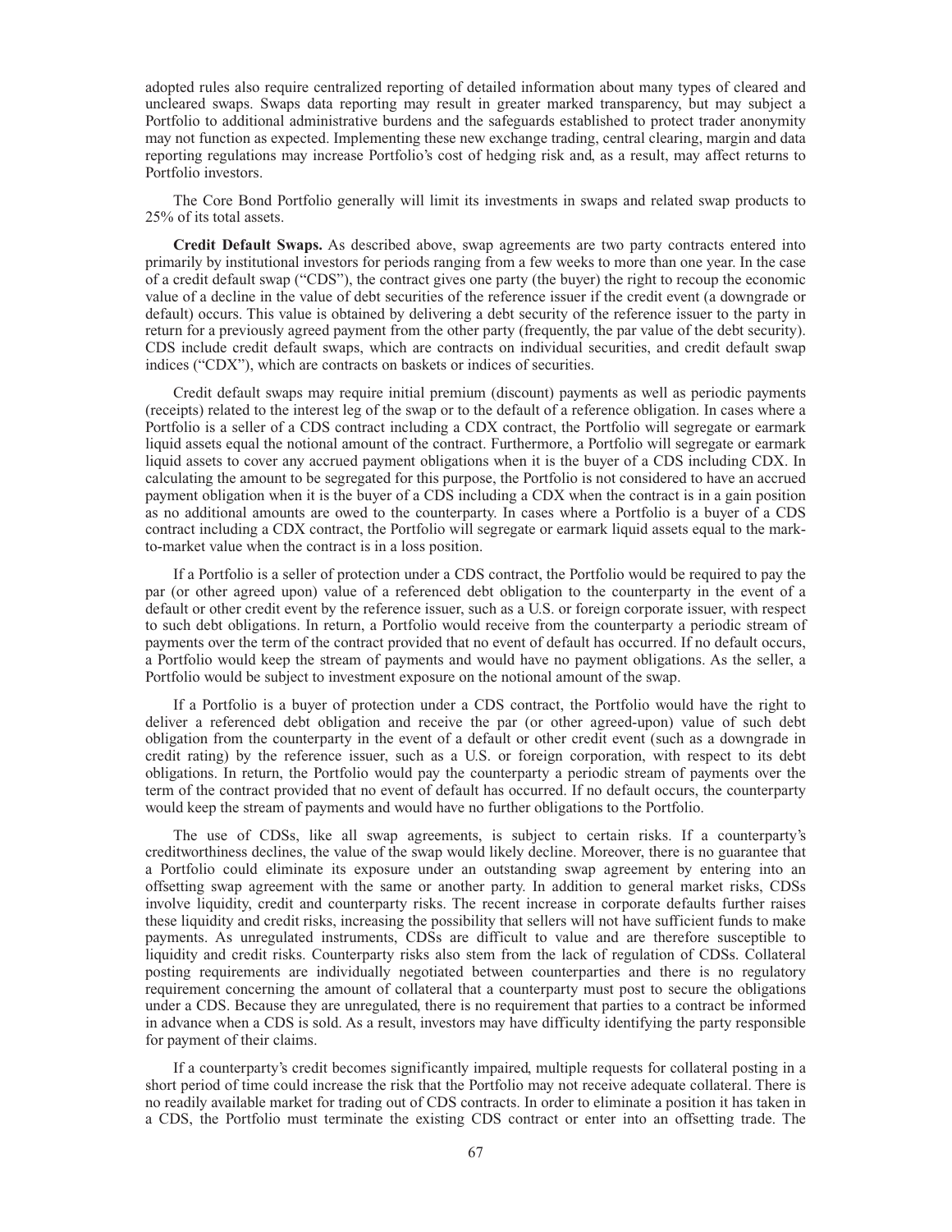adopted rules also require centralized reporting of detailed information about many types of cleared and uncleared swaps. Swaps data reporting may result in greater marked transparency, but may subject a Portfolio to additional administrative burdens and the safeguards established to protect trader anonymity may not function as expected. Implementing these new exchange trading, central clearing, margin and data reporting regulations may increase Portfolio's cost of hedging risk and, as a result, may affect returns to Portfolio investors.

The Core Bond Portfolio generally will limit its investments in swaps and related swap products to 25% of its total assets.

**Credit Default Swaps.** As described above, swap agreements are two party contracts entered into primarily by institutional investors for periods ranging from a few weeks to more than one year. In the case of a credit default swap ("CDS"), the contract gives one party (the buyer) the right to recoup the economic value of a decline in the value of debt securities of the reference issuer if the credit event (a downgrade or default) occurs. This value is obtained by delivering a debt security of the reference issuer to the party in return for a previously agreed payment from the other party (frequently, the par value of the debt security). CDS include credit default swaps, which are contracts on individual securities, and credit default swap indices ("CDX"), which are contracts on baskets or indices of securities.

Credit default swaps may require initial premium (discount) payments as well as periodic payments (receipts) related to the interest leg of the swap or to the default of a reference obligation. In cases where a Portfolio is a seller of a CDS contract including a CDX contract, the Portfolio will segregate or earmark liquid assets equal the notional amount of the contract. Furthermore, a Portfolio will segregate or earmark liquid assets to cover any accrued payment obligations when it is the buyer of a CDS including CDX. In calculating the amount to be segregated for this purpose, the Portfolio is not considered to have an accrued payment obligation when it is the buyer of a CDS including a CDX when the contract is in a gain position as no additional amounts are owed to the counterparty. In cases where a Portfolio is a buyer of a CDS contract including a CDX contract, the Portfolio will segregate or earmark liquid assets equal to the mark-to-market value when the contract is in a loss position.

If a Portfolio is a seller of protection under a CDS contract, the Portfolio would be required to pay the par (or other agreed upon) value of a referenced debt obligation to the counterparty in the event of a default or other credit event by the reference issuer, such as a U.S. or foreign corporate issuer, with respect to such debt obligations. In return, a Portfolio would receive from the counterparty a periodic stream of payments over the term of the contract provided that no event of default has occurred. If no default occurs, a Portfolio would keep the stream of payments and would have no payment obligations. As the seller, a Portfolio would be subject to investment exposure on the notional amount of the swap.

If a Portfolio is a buyer of protection under a CDS contract, the Portfolio would have the right to deliver a referenced debt obligation and receive the par (or other agreed-upon) value of such debt obligation from the counterparty in the event of a default or other credit event (such as a downgrade in credit rating) by the reference issuer, such as a U.S. or foreign corporation, with respect to its debt obligations. In return, the Portfolio would pay the counterparty a periodic stream of payments over the term of the contract provided that no event of default has occurred. If no default occurs, the counterparty would keep the stream of payments and would have no further obligations to the Portfolio.

The use of CDSs, like all swap agreements, is subject to certain risks. If a counterparty's creditworthiness declines, the value of the swap would likely decline. Moreover, there is no guarantee that a Portfolio could eliminate its exposure under an outstanding swap agreement by entering into an offsetting swap agreement with the same or another party. In addition to general market risks, CDSs involve liquidity, credit and counterparty risks. The recent increase in corporate defaults further raises these liquidity and credit risks, increasing the possibility that sellers will not have sufficient funds to make payments. As unregulated instruments, CDSs are difficult to value and are therefore susceptible to liquidity and credit risks. Counterparty risks also stem from the lack of regulation of CDSs. Collateral posting requirements are individually negotiated between counterparties and there is no regulatory requirement concerning the amount of collateral that a counterparty must post to secure the obligations under a CDS. Because they are unregulated, there is no requirement that parties to a contract be informed in advance when a CDS is sold. As a result, investors may have difficulty identifying the party responsible for payment of their claims.

If a counterparty's credit becomes significantly impaired, multiple requests for collateral posting in a short period of time could increase the risk that the Portfolio may not receive adequate collateral. There is no readily available market for trading out of CDS contracts. In order to eliminate a position it has taken in a CDS, the Portfolio must terminate the existing CDS contract or enter into an offsetting trade. The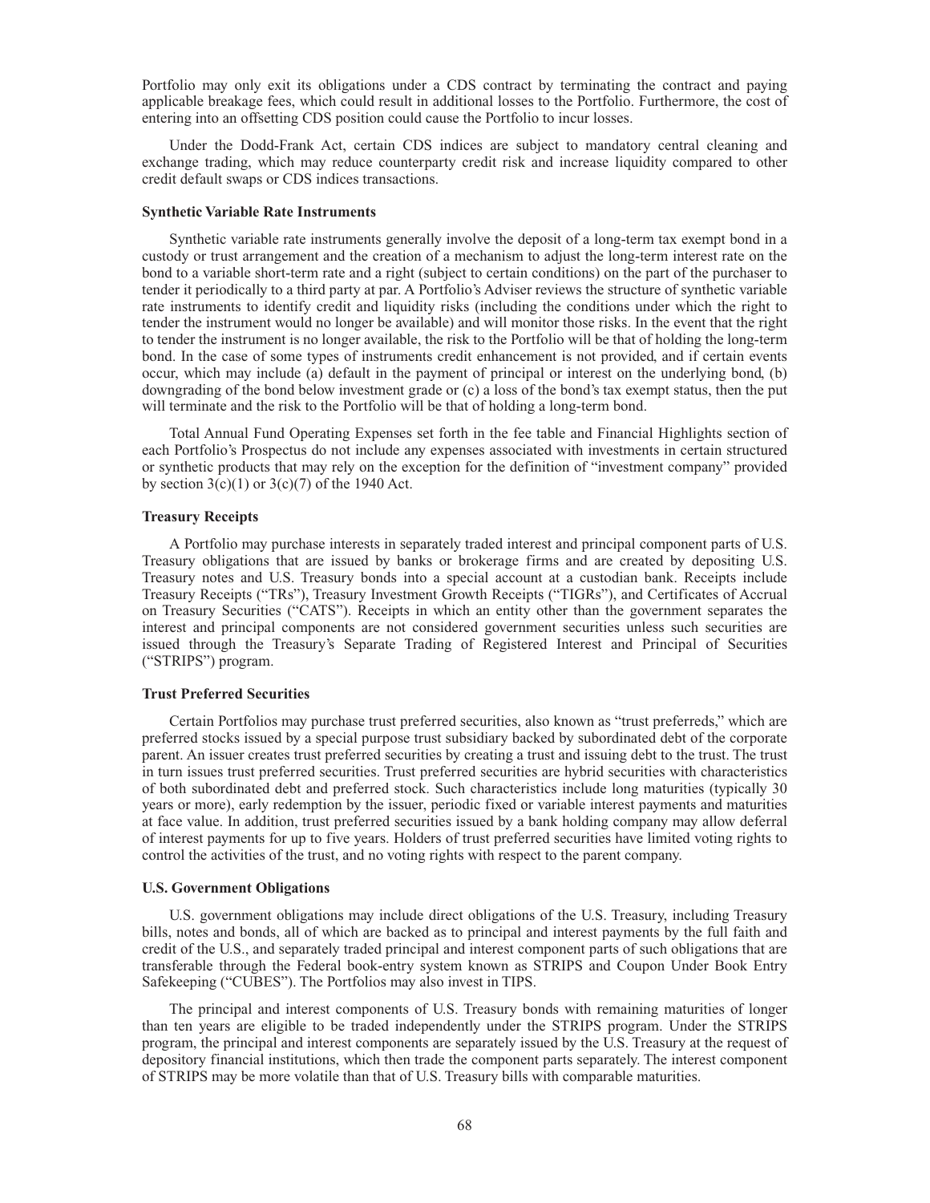Portfolio may only exit its obligations under a CDS contract by terminating the contract and paying applicable breakage fees, which could result in additional losses to the Portfolio. Furthermore, the cost of entering into an offsetting CDS position could cause the Portfolio to incur losses.

Under the Dodd-Frank Act, certain CDS indices are subject to mandatory central cleaning and exchange trading, which may reduce counterparty credit risk and increase liquidity compared to other credit default swaps or CDS indices transactions.

#### Synthetic Variable Rate Instruments

Synthetic variable rate instruments generally involve the deposit of a long-term tax exempt bond in a custody or trust arrangement and the creation of a mechanism to adjust the long-term interest rate on the bond to a variable short-term rate and a right (subject to certain conditions) on the part of the purchaser to tender it periodically to a third party at par. A Portfolio's Adviser reviews the structure of synthetic variable rate instruments to identify credit and liquidity risks (including the conditions under which the right to tender the instrument would no longer be available) and will monitor those risks. In the event that the right to tender the instrument is no longer available, the risk to the Portfolio will be that of holding the long-term bond. In the case of some types of instruments credit enhancement is not provided, and if certain events occur, which may include (a) default in the payment of principal or interest on the underlying bond, (b) downgrading of the bond below investment grade or (c) a loss of the bond's tax exempt status, then the put will terminate and the risk to the Portfolio will be that of holding a long-term bond.

Total Annual Fund Operating Expenses set forth in the fee table and Financial Highlights section of each Portfolio's Prospectus do not include any expenses associated with investments in certain structured or synthetic products that may rely on the exception for the definition of "investment company" provided by section 3(c)(1) or 3(c)(7) of the 1940 Act.

#### Treasury Receipts

A Portfolio may purchase interests in separately traded interest and principal component parts of U.S. Treasury obligations that are issued by banks or brokerage firms and are created by depositing U.S. Treasury notes and U.S. Treasury bonds into a special account at a custodian bank. Receipts include Treasury Receipts ("TRs"), Treasury Investment Growth Receipts ("TIGRs"), and Certificates of Accrual on Treasury Securities ("CATS"). Receipts in which an entity other than the government separates the interest and principal components are not considered government securities unless such securities are issued through the Treasury's Separate Trading of Registered Interest and Principal of Securities ("STRIPS") program.

#### Trust Preferred Securities

Certain Portfolios may purchase trust preferred securities, also known as "trust preferreds," which are preferred stocks issued by a special purpose trust subsidiary backed by subordinated debt of the corporate parent. An issuer creates trust preferred securities by creating a trust and issuing debt to the trust. The trust in turn issues trust preferred securities. Trust preferred securities are hybrid securities with characteristics of both subordinated debt and preferred stock. Such characteristics include long maturities (typically 30 years or more), early redemption by the issuer, periodic fixed or variable interest payments and maturities at face value. In addition, trust preferred securities issued by a bank holding company may allow deferral of interest payments for up to five years. Holders of trust preferred securities have limited voting rights to control the activities of the trust, and no voting rights with respect to the parent company.

#### U.S. Government Obligations

U.S. government obligations may include direct obligations of the U.S. Treasury, including Treasury bills, notes and bonds, all of which are backed as to principal and interest payments by the full faith and credit of the U.S., and separately traded principal and interest component parts of such obligations that are transferable through the Federal book-entry system known as STRIPS and Coupon Under Book Entry Safekeeping ("CUBES"). The Portfolios may also invest in TIPS.

The principal and interest components of U.S. Treasury bonds with remaining maturities of longer than ten years are eligible to be traded independently under the STRIPS program. Under the STRIPS program, the principal and interest components are separately issued by the U.S. Treasury at the request of depository financial institutions, which then trade the component parts separately. The interest component of STRIPS may be more volatile than that of U.S. Treasury bills with comparable maturities.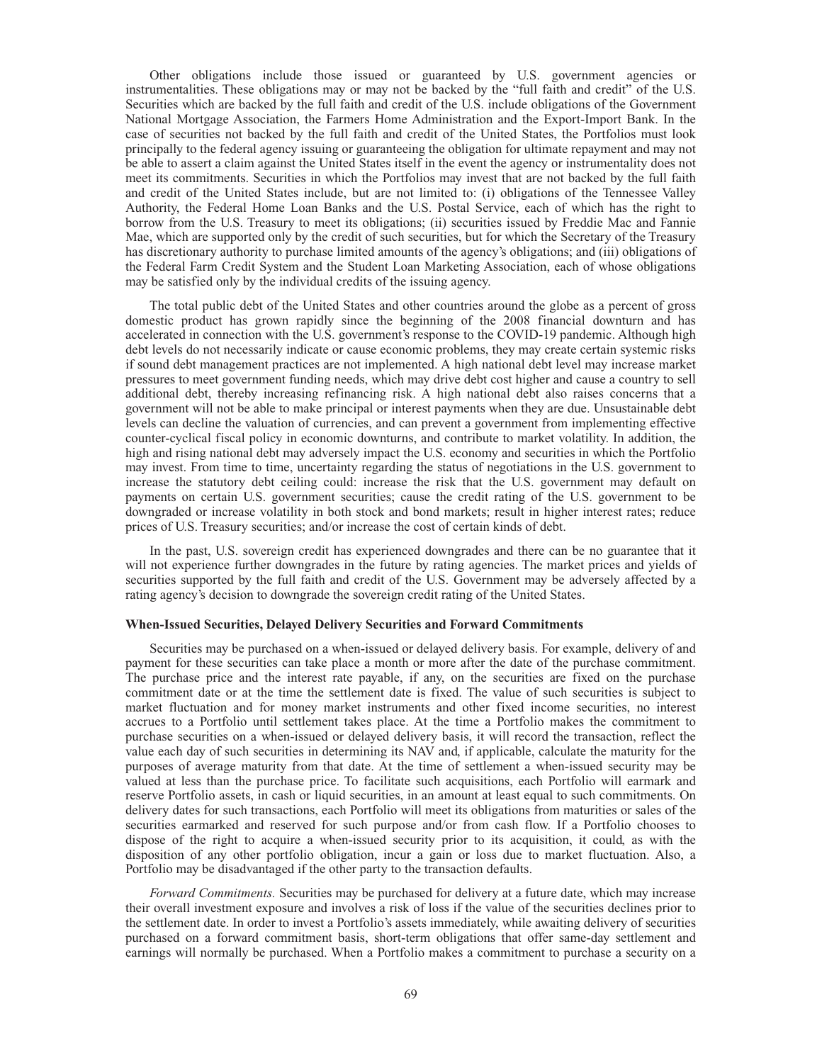Other obligations include those issued or guaranteed by U.S. government agencies or instrumentalities. These obligations may or may not be backed by the "full faith and credit" of the U.S. Securities which are backed by the full faith and credit of the U.S. include obligations of the Government National Mortgage Association, the Farmers Home Administration and the Export-Import Bank. In the case of securities not backed by the full faith and credit of the United States, the Portfolios must look principally to the federal agency issuing or guaranteeing the obligation for ultimate repayment and may not be able to assert a claim against the United States itself in the event the agency or instrumentality does not meet its commitments. Securities in which the Portfolios may invest that are not backed by the full faith and credit of the United States include, but are not limited to: (i) obligations of the Tennessee Valley Authority, the Federal Home Loan Banks and the U.S. Postal Service, each of which has the right to borrow from the U.S. Treasury to meet its obligations; (ii) securities issued by Freddie Mac and Fannie Mae, which are supported only by the credit of such securities, but for which the Secretary of the Treasury has discretionary authority to purchase limited amounts of the agency's obligations; and (iii) obligations of the Federal Farm Credit System and the Student Loan Marketing Association, each of whose obligations may be satisfied only by the individual credits of the issuing agency.

The total public debt of the United States and other countries around the globe as a percent of gross domestic product has grown rapidly since the beginning of the 2008 financial downturn and has accelerated in connection with the U.S. government's response to the COVID-19 pandemic. Although high debt levels do not necessarily indicate or cause economic problems, they may create certain systemic risks if sound debt management practices are not implemented. A high national debt level may increase market pressures to meet government funding needs, which may drive debt cost higher and cause a country to sell additional debt, thereby increasing refinancing risk. A high national debt also raises concerns that a government will not be able to make principal or interest payments when they are due. Unsustainable debt levels can decline the valuation of currencies, and can prevent a government from implementing effective counter-cyclical fiscal policy in economic downturns, and contribute to market volatility. In addition, the high and rising national debt may adversely impact the U.S. economy and securities in which the Portfolio may invest. From time to time, uncertainty regarding the status of negotiations in the U.S. government to increase the statutory debt ceiling could: increase the risk that the U.S. government may default on payments on certain U.S. government securities; cause the credit rating of the U.S. government to be downgraded or increase volatility in both stock and bond markets; result in higher interest rates; reduce prices of U.S. Treasury securities; and/or increase the cost of certain kinds of debt.

In the past, U.S. sovereign credit has experienced downgrades and there can be no guarantee that it will not experience further downgrades in the future by rating agencies. The market prices and yields of securities supported by the full faith and credit of the U.S. Government may be adversely affected by a rating agency's decision to downgrade the sovereign credit rating of the United States.

**When-Issued Securities, Delayed Delivery Securities and Forward Commitments**

Securities may be purchased on a when-issued or delayed delivery basis. For example, delivery of and payment for these securities can take place a month or more after the date of the purchase commitment. The purchase price and the interest rate payable, if any, on the securities are fixed on the purchase commitment date or at the time the settlement date is fixed. The value of such securities is subject to market fluctuation and for money market instruments and other fixed income securities, no interest accrues to a Portfolio until settlement takes place. At the time a Portfolio makes the commitment to purchase securities on a when-issued or delayed delivery basis, it will record the transaction, reflect the value each day of such securities in determining its NAV and, if applicable, calculate the maturity for the purposes of average maturity from that date. At the time of settlement a when-issued security may be valued at less than the purchase price. To facilitate such acquisitions, each Portfolio will earmark and reserve Portfolio assets, in cash or liquid securities, in an amount at least equal to such commitments. On delivery dates for such transactions, each Portfolio will meet its obligations from maturities or sales of the securities earmarked and reserved for such purpose and/or from cash flow. If a Portfolio chooses to dispose of the right to acquire a when-issued security prior to its acquisition, it could, as with the disposition of any other portfolio obligation, incur a gain or loss due to market fluctuation. Also, a Portfolio may be disadvantaged if the other party to the transaction defaults.

*Forward Commitments.* Securities may be purchased for delivery at a future date, which may increase their overall investment exposure and involves a risk of loss if the value of the securities declines prior to the settlement date. In order to invest a Portfolio's assets immediately, while awaiting delivery of securities purchased on a forward commitment basis, short-term obligations that offer same-day settlement and earnings will normally be purchased. When a Portfolio makes a commitment to purchase a security on a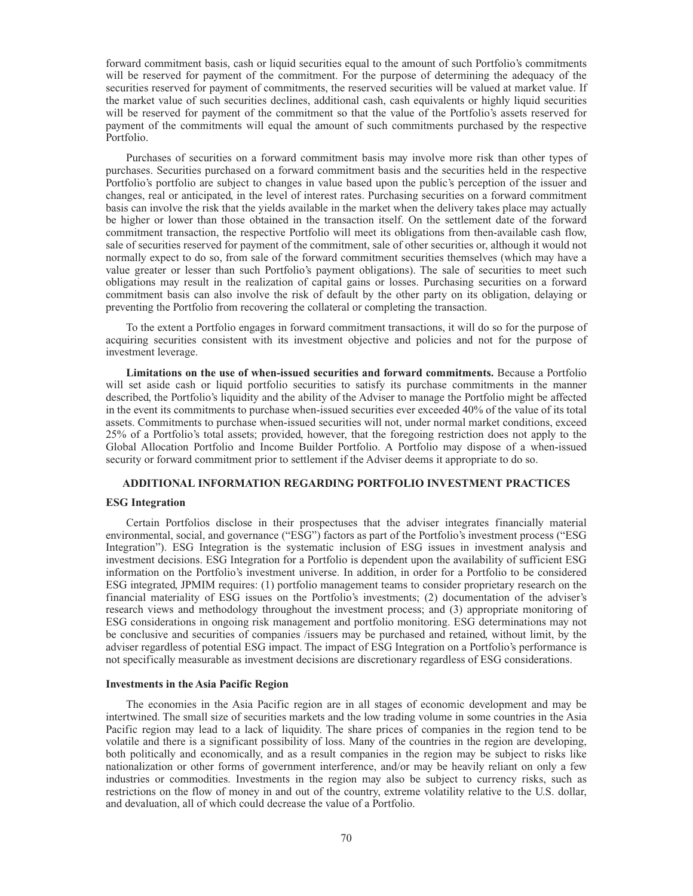forward commitment basis, cash or liquid securities equal to the amount of such Portfolio's commitments will be reserved for payment of the commitment. For the purpose of determining the adequacy of the securities reserved for payment of commitments, the reserved securities will be valued at market value. If the market value of such securities declines, additional cash, cash equivalents or highly liquid securities will be reserved for payment of the commitment so that the value of the Portfolio's assets reserved for payment of the commitments will equal the amount of such commitments purchased by the respective Portfolio.

Purchases of securities on a forward commitment basis may involve more risk than other types of purchases. Securities purchased on a forward commitment basis and the securities held in the respective Portfolio's portfolio are subject to changes in value based upon the public's perception of the issuer and changes, real or anticipated, in the level of interest rates. Purchasing securities on a forward commitment basis can involve the risk that the yields available in the market when the delivery takes place may actually be higher or lower than those obtained in the transaction itself. On the settlement date of the forward commitment transaction, the respective Portfolio will meet its obligations from then-available cash flow, sale of securities reserved for payment of the commitment, sale of other securities or, although it would not normally expect to do so, from sale of the forward commitment securities themselves (which may have a value greater or lesser than such Portfolio's payment obligations). The sale of securities to meet such obligations may result in the realization of capital gains or losses. Purchasing securities on a forward commitment basis can also involve the risk of default by the other party on its obligation, delaying or preventing the Portfolio from recovering the collateral or completing the transaction.

To the extent a Portfolio engages in forward commitment transactions, it will do so for the purpose of acquiring securities consistent with its investment objective and policies and not for the purpose of investment leverage.

**Limitations on the use of when-issued securities and forward commitments.** Because a Portfolio will set aside cash or liquid portfolio securities to satisfy its purchase commitments in the manner described, the Portfolio's liquidity and the ability of the Adviser to manage the Portfolio might be affected in the event its commitments to purchase when-issued securities ever exceeded 40% of the value of its total assets. Commitments to purchase when-issued securities will not, under normal market conditions, exceed 25% of a Portfolio's total assets; provided, however, that the foregoing restriction does not apply to the Global Allocation Portfolio and Income Builder Portfolio. A Portfolio may dispose of a when-issued security or forward commitment prior to settlement if the Adviser deems it appropriate to do so.

## ADDITIONAL INFORMATION REGARDING PORTFOLIO INVESTMENT PRACTICES

### ESG Integration

Certain Portfolios disclose in their prospectuses that the adviser integrates financially material environmental, social, and governance ("ESG") factors as part of the Portfolio's investment process ("ESG Integration"). ESG Integration is the systematic inclusion of ESG issues in investment analysis and investment decisions. ESG Integration for a Portfolio is dependent upon the availability of sufficient ESG information on the Portfolio's investment universe. In addition, in order for a Portfolio to be considered ESG integrated, JPMIM requires: (1) portfolio management teams to consider proprietary research on the financial materiality of ESG issues on the Portfolio's investments; (2) documentation of the adviser's research views and methodology throughout the investment process; and (3) appropriate monitoring of ESG considerations in ongoing risk management and portfolio monitoring. ESG determinations may not be conclusive and securities of companies /issuers may be purchased and retained, without limit, by the adviser regardless of potential ESG impact. The impact of ESG Integration on a Portfolio's performance is not specifically measurable as investment decisions are discretionary regardless of ESG considerations.

### Investments in the Asia Pacific Region

The economies in the Asia Pacific region are in all stages of economic development and may be intertwined. The small size of securities markets and the low trading volume in some countries in the Asia Pacific region may lead to a lack of liquidity. The share prices of companies in the region tend to be volatile and there is a significant possibility of loss. Many of the countries in the region are developing, both politically and economically, and as a result companies in the region may be subject to risks like nationalization or other forms of government interference, and/or may be heavily reliant on only a few industries or commodities. Investments in the region may also be subject to currency risks, such as restrictions on the flow of money in and out of the country, extreme volatility relative to the U.S. dollar, and devaluation, all of which could decrease the value of a Portfolio.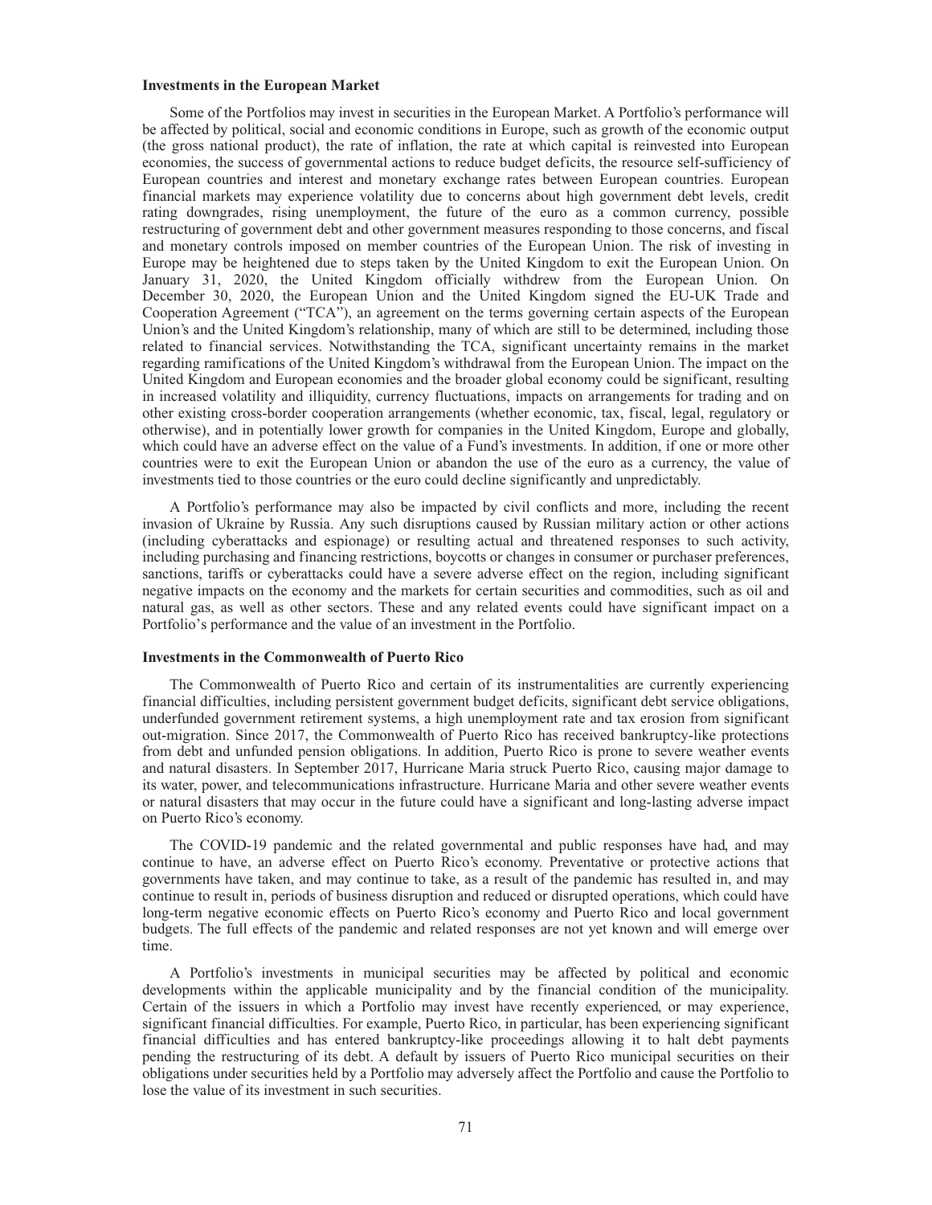**Investments in the European Market**

Some of the Portfolios may invest in securities in the European Market. A Portfolio's performance will be affected by political, social and economic conditions in Europe, such as growth of the economic output (the gross national product), the rate of inflation, the rate at which capital is reinvested into European economies, the success of governmental actions to reduce budget deficits, the resource self-sufficiency of European countries and interest and monetary exchange rates between European countries. European financial markets may experience volatility due to concerns about high government debt levels, credit rating downgrades, rising unemployment, the future of the euro as a common currency, possible restructuring of government debt and other government measures responding to those concerns, and fiscal and monetary controls imposed on member countries of the European Union. The risk of investing in Europe may be heightened due to steps taken by the United Kingdom to exit the European Union. On January 31, 2020, the United Kingdom officially withdrew from the European Union. On December 30, 2020, the European Union and the United Kingdom signed the EU-UK Trade and Cooperation Agreement ("TCA"), an agreement on the terms governing certain aspects of the European Union's and the United Kingdom's relationship, many of which are still to be determined, including those related to financial services. Notwithstanding the TCA, significant uncertainty remains in the market regarding ramifications of the United Kingdom's withdrawal from the European Union. The impact on the United Kingdom and European economies and the broader global economy could be significant, resulting in increased volatility and illiquidity, currency fluctuations, impacts on arrangements for trading and on other existing cross-border cooperation arrangements (whether economic, tax, fiscal, legal, regulatory or otherwise), and in potentially lower growth for companies in the United Kingdom, Europe and globally, which could have an adverse effect on the value of a Fund's investments. In addition, if one or more other countries were to exit the European Union or abandon the use of the euro as a currency, the value of investments tied to those countries or the euro could decline significantly and unpredictably.

A Portfolio's performance may also be impacted by civil conflicts and more, including the recent invasion of Ukraine by Russia. Any such disruptions caused by Russian military action or other actions (including cyberattacks and espionage) or resulting actual and threatened responses to such activity, including purchasing and financing restrictions, boycotts or changes in consumer or purchaser preferences, sanctions, tariffs or cyberattacks could have a severe adverse effect on the region, including significant negative impacts on the economy and the markets for certain securities and commodities, such as oil and natural gas, as well as other sectors. These and any related events could have significant impact on a Portfolio's performance and the value of an investment in the Portfolio.

**Investments in the Commonwealth of Puerto Rico**

The Commonwealth of Puerto Rico and certain of its instrumentalities are currently experiencing financial difficulties, including persistent government budget deficits, significant debt service obligations, underfunded government retirement systems, a high unemployment rate and tax erosion from significant out-migration. Since 2017, the Commonwealth of Puerto Rico has received bankruptcy-like protections from debt and unfunded pension obligations. In addition, Puerto Rico is prone to severe weather events and natural disasters. In September 2017, Hurricane Maria struck Puerto Rico, causing major damage to its water, power, and telecommunications infrastructure. Hurricane Maria and other severe weather events or natural disasters that may occur in the future could have a significant and long-lasting adverse impact on Puerto Rico's economy.

The COVID-19 pandemic and the related governmental and public responses have had, and may continue to have, an adverse effect on Puerto Rico's economy. Preventative or protective actions that governments have taken, and may continue to take, as a result of the pandemic has resulted in, and may continue to result in, periods of business disruption and reduced or disrupted operations, which could have long-term negative economic effects on Puerto Rico's economy and Puerto Rico and local government budgets. The full effects of the pandemic and related responses are not yet known and will emerge over time.

A Portfolio's investments in municipal securities may be affected by political and economic developments within the applicable municipality and by the financial condition of the municipality. Certain of the issuers in which a Portfolio may invest have recently experienced, or may experience, significant financial difficulties. For example, Puerto Rico, in particular, has been experiencing significant financial difficulties and has entered bankruptcy-like proceedings allowing it to halt debt payments pending the restructuring of its debt. A default by issuers of Puerto Rico municipal securities on their obligations under securities held by a Portfolio may adversely affect the Portfolio and cause the Portfolio to lose the value of its investment in such securities.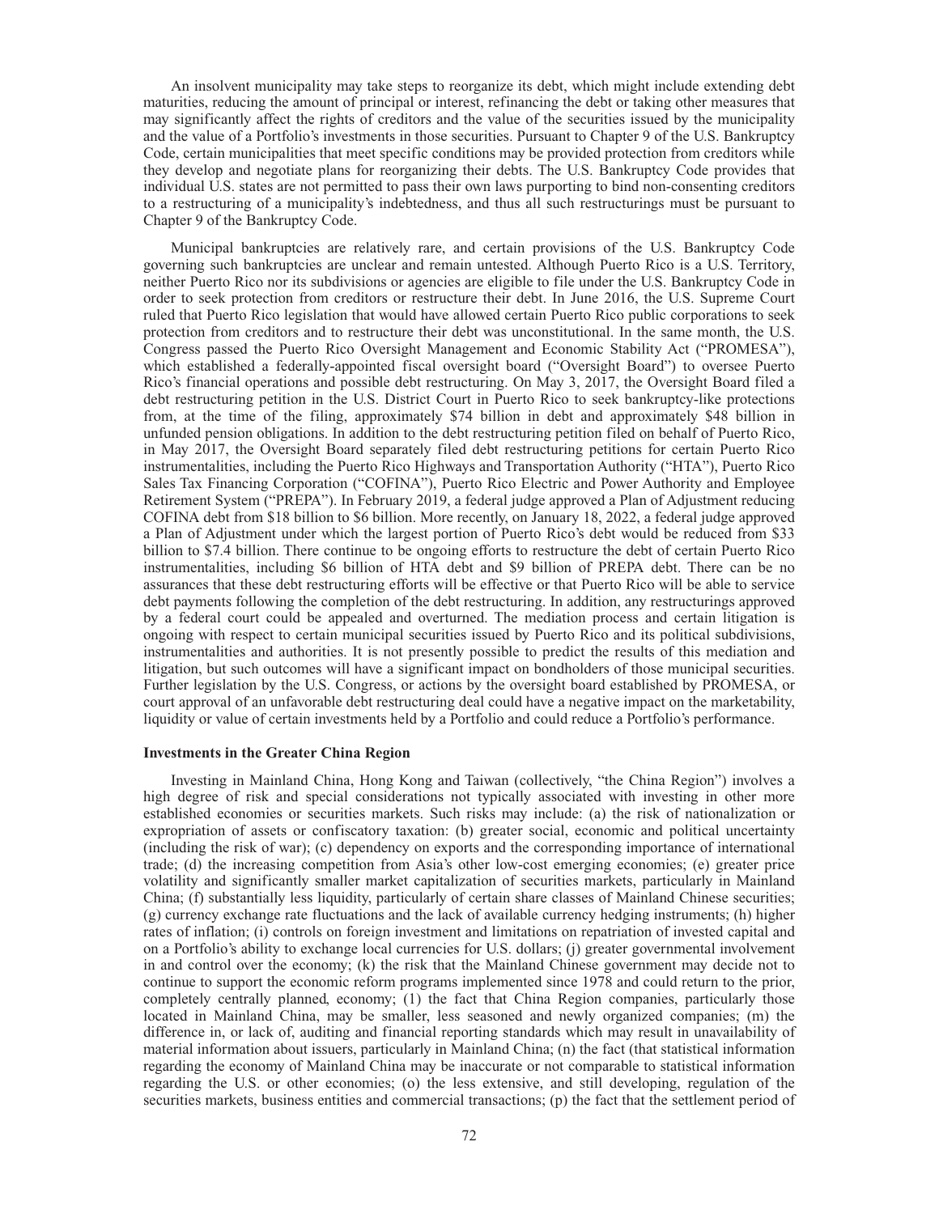An insolvent municipality may take steps to reorganize its debt, which might include extending debt maturities, reducing the amount of principal or interest, refinancing the debt or taking other measures that may significantly affect the rights of creditors and the value of the securities issued by the municipality and the value of a Portfolio's investments in those securities. Pursuant to Chapter 9 of the U.S. Bankruptcy Code, certain municipalities that meet specific conditions may be provided protection from creditors while they develop and negotiate plans for reorganizing their debts. The U.S. Bankruptcy Code provides that individual U.S. states are not permitted to pass their own laws purporting to bind non-consenting creditors to a restructuring of a municipality's indebtedness, and thus all such restructurings must be pursuant to Chapter 9 of the Bankruptcy Code.

Municipal bankruptcies are relatively rare, and certain provisions of the U.S. Bankruptcy Code governing such bankruptcies are unclear and remain untested. Although Puerto Rico is a U.S. Territory, neither Puerto Rico nor its subdivisions or agencies are eligible to file under the U.S. Bankruptcy Code in order to seek protection from creditors or restructure their debt. In June 2016, the U.S. Supreme Court ruled that Puerto Rico legislation that would have allowed certain Puerto Rico public corporations to seek protection from creditors and to restructure their debt was unconstitutional. In the same month, the U.S. Congress passed the Puerto Rico Oversight Management and Economic Stability Act ("PROMESA"), which established a federally-appointed fiscal oversight board ("Oversight Board") to oversee Puerto Rico's financial operations and possible debt restructuring. On May 3, 2017, the Oversight Board filed a debt restructuring petition in the U.S. District Court in Puerto Rico to seek bankruptcy-like protections from, at the time of the filing, approximately $74 billion in debt and approximately $48 billion in unfunded pension obligations. In addition to the debt restructuring petition filed on behalf of Puerto Rico, in May 2017, the Oversight Board separately filed debt restructuring petitions for certain Puerto Rico instrumentalities, including the Puerto Rico Highways and Transportation Authority ("HTA"), Puerto Rico Sales Tax Financing Corporation ("COFINA"), Puerto Rico Electric and Power Authority and Employee Retirement System ("PREPA"). In February 2019, a federal judge approved a Plan of Adjustment reducing COFINA debt from $18 billion to $6 billion. More recently, on January 18, 2022, a federal judge approved a Plan of Adjustment under which the largest portion of Puerto Rico's debt would be reduced from $33 billion to $7.4 billion. There continue to be ongoing efforts to restructure the debt of certain Puerto Rico instrumentalities, including $6 billion of HTA debt and $9 billion of PREPA debt. There can be no assurances that these debt restructuring efforts will be effective or that Puerto Rico will be able to service debt payments following the completion of the debt restructuring. In addition, any restructurings approved by a federal court could be appealed and overturned. The mediation process and certain litigation is ongoing with respect to certain municipal securities issued by Puerto Rico and its political subdivisions, instrumentalities and authorities. It is not presently possible to predict the results of this mediation and litigation, but such outcomes will have a significant impact on bondholders of those municipal securities. Further legislation by the U.S. Congress, or actions by the oversight board established by PROMESA, or court approval of an unfavorable debt restructuring deal could have a negative impact on the marketability, liquidity or value of certain investments held by a Portfolio and could reduce a Portfolio's performance.

**Investments in the Greater China Region**

Investing in Mainland China, Hong Kong and Taiwan (collectively, "the China Region") involves a high degree of risk and special considerations not typically associated with investing in other more established economies or securities markets. Such risks may include: (a) the risk of nationalization or expropriation of assets or confiscatory taxation: (b) greater social, economic and political uncertainty (including the risk of war); (c) dependency on exports and the corresponding importance of international trade; (d) the increasing competition from Asia's other low-cost emerging economies; (e) greater price volatility and significantly smaller market capitalization of securities markets, particularly in Mainland China; (f) substantially less liquidity, particularly of certain share classes of Mainland Chinese securities; (g) currency exchange rate fluctuations and the lack of available currency hedging instruments; (h) higher rates of inflation; (i) controls on foreign investment and limitations on repatriation of invested capital and on a Portfolio's ability to exchange local currencies for U.S. dollars; (j) greater governmental involvement in and control over the economy; (k) the risk that the Mainland Chinese government may decide not to continue to support the economic reform programs implemented since 1978 and could return to the prior, completely centrally planned, economy; (1) the fact that China Region companies, particularly those located in Mainland China, may be smaller, less seasoned and newly organized companies; (m) the difference in, or lack of, auditing and financial reporting standards which may result in unavailability of material information about issuers, particularly in Mainland China; (n) the fact (that statistical information regarding the economy of Mainland China may be inaccurate or not comparable to statistical information regarding the U.S. or other economies; (o) the less extensive, and still developing, regulation of the securities markets, business entities and commercial transactions; (p) the fact that the settlement period of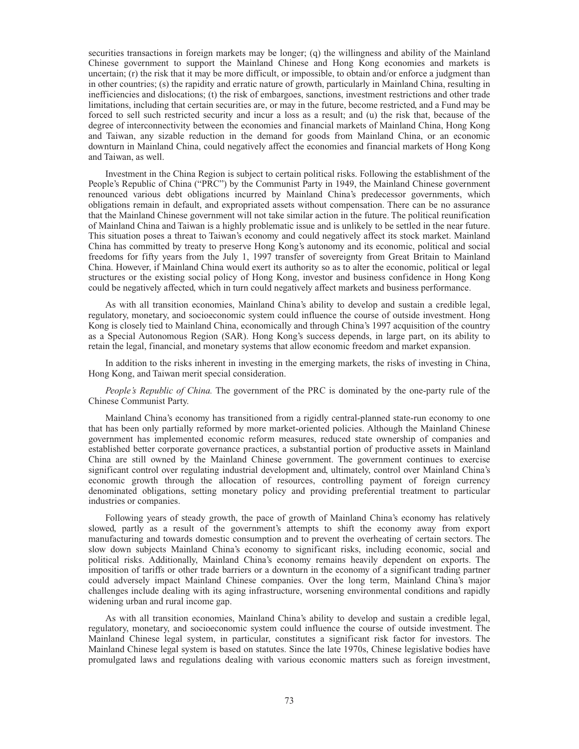securities transactions in foreign markets may be longer; (q) the willingness and ability of the Mainland Chinese government to support the Mainland Chinese and Hong Kong economies and markets is uncertain; (r) the risk that it may be more difficult, or impossible, to obtain and/or enforce a judgment than in other countries; (s) the rapidity and erratic nature of growth, particularly in Mainland China, resulting in inefficiencies and dislocations; (t) the risk of embargoes, sanctions, investment restrictions and other trade limitations, including that certain securities are, or may in the future, become restricted, and a Fund may be forced to sell such restricted security and incur a loss as a result; and (u) the risk that, because of the degree of interconnectivity between the economies and financial markets of Mainland China, Hong Kong and Taiwan, any sizable reduction in the demand for goods from Mainland China, or an economic downturn in Mainland China, could negatively affect the economies and financial markets of Hong Kong and Taiwan, as well.

Investment in the China Region is subject to certain political risks. Following the establishment of the People's Republic of China ("PRC") by the Communist Party in 1949, the Mainland Chinese government renounced various debt obligations incurred by Mainland China's predecessor governments, which obligations remain in default, and expropriated assets without compensation. There can be no assurance that the Mainland Chinese government will not take similar action in the future. The political reunification of Mainland China and Taiwan is a highly problematic issue and is unlikely to be settled in the near future. This situation poses a threat to Taiwan's economy and could negatively affect its stock market. Mainland China has committed by treaty to preserve Hong Kong's autonomy and its economic, political and social freedoms for fifty years from the July 1, 1997 transfer of sovereignty from Great Britain to Mainland China. However, if Mainland China would exert its authority so as to alter the economic, political or legal structures or the existing social policy of Hong Kong, investor and business confidence in Hong Kong could be negatively affected, which in turn could negatively affect markets and business performance.

As with all transition economies, Mainland China's ability to develop and sustain a credible legal, regulatory, monetary, and socioeconomic system could influence the course of outside investment. Hong Kong is closely tied to Mainland China, economically and through China's 1997 acquisition of the country as a Special Autonomous Region (SAR). Hong Kong's success depends, in large part, on its ability to retain the legal, financial, and monetary systems that allow economic freedom and market expansion.

In addition to the risks inherent in investing in the emerging markets, the risks of investing in China, Hong Kong, and Taiwan merit special consideration.

*People's Republic of China.* The government of the PRC is dominated by the one-party rule of the Chinese Communist Party.

Mainland China's economy has transitioned from a rigidly central-planned state-run economy to one that has been only partially reformed by more market-oriented policies. Although the Mainland Chinese government has implemented economic reform measures, reduced state ownership of companies and established better corporate governance practices, a substantial portion of productive assets in Mainland China are still owned by the Mainland Chinese government. The government continues to exercise significant control over regulating industrial development and, ultimately, control over Mainland China's economic growth through the allocation of resources, controlling payment of foreign currency denominated obligations, setting monetary policy and providing preferential treatment to particular industries or companies.

Following years of steady growth, the pace of growth of Mainland China's economy has relatively slowed, partly as a result of the government's attempts to shift the economy away from export manufacturing and towards domestic consumption and to prevent the overheating of certain sectors. The slow down subjects Mainland China's economy to significant risks, including economic, social and political risks. Additionally, Mainland China's economy remains heavily dependent on exports. The imposition of tariffs or other trade barriers or a downturn in the economy of a significant trading partner could adversely impact Mainland Chinese companies. Over the long term, Mainland China's major challenges include dealing with its aging infrastructure, worsening environmental conditions and rapidly widening urban and rural income gap.

As with all transition economies, Mainland China's ability to develop and sustain a credible legal, regulatory, monetary, and socioeconomic system could influence the course of outside investment. The Mainland Chinese legal system, in particular, constitutes a significant risk factor for investors. The Mainland Chinese legal system is based on statutes. Since the late 1970s, Chinese legislative bodies have promulgated laws and regulations dealing with various economic matters such as foreign investment,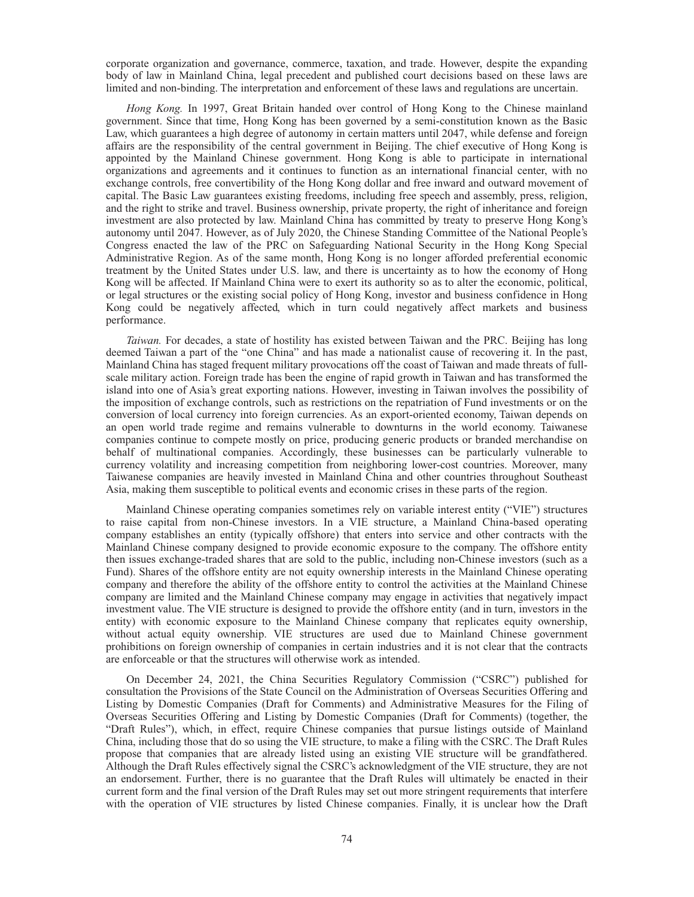corporate organization and governance, commerce, taxation, and trade. However, despite the expanding body of law in Mainland China, legal precedent and published court decisions based on these laws are limited and non-binding. The interpretation and enforcement of these laws and regulations are uncertain.

*Hong Kong.* In 1997, Great Britain handed over control of Hong Kong to the Chinese mainland government. Since that time, Hong Kong has been governed by a semi-constitution known as the Basic Law, which guarantees a high degree of autonomy in certain matters until 2047, while defense and foreign affairs are the responsibility of the central government in Beijing. The chief executive of Hong Kong is appointed by the Mainland Chinese government. Hong Kong is able to participate in international organizations and agreements and it continues to function as an international financial center, with no exchange controls, free convertibility of the Hong Kong dollar and free inward and outward movement of capital. The Basic Law guarantees existing freedoms, including free speech and assembly, press, religion, and the right to strike and travel. Business ownership, private property, the right of inheritance and foreign investment are also protected by law. Mainland China has committed by treaty to preserve Hong Kong's autonomy until 2047. However, as of July 2020, the Chinese Standing Committee of the National People's Congress enacted the law of the PRC on Safeguarding National Security in the Hong Kong Special Administrative Region. As of the same month, Hong Kong is no longer afforded preferential economic treatment by the United States under U.S. law, and there is uncertainty as to how the economy of Hong Kong will be affected. If Mainland China were to exert its authority so as to alter the economic, political, or legal structures or the existing social policy of Hong Kong, investor and business confidence in Hong Kong could be negatively affected, which in turn could negatively affect markets and business performance.

*Taiwan.* For decades, a state of hostility has existed between Taiwan and the PRC. Beijing has long deemed Taiwan a part of the "one China" and has made a nationalist cause of recovering it. In the past, Mainland China has staged frequent military provocations off the coast of Taiwan and made threats of full-scale military action. Foreign trade has been the engine of rapid growth in Taiwan and has transformed the island into one of Asia's great exporting nations. However, investing in Taiwan involves the possibility of the imposition of exchange controls, such as restrictions on the repatriation of Fund investments or on the conversion of local currency into foreign currencies. As an export-oriented economy, Taiwan depends on an open world trade regime and remains vulnerable to downturns in the world economy. Taiwanese companies continue to compete mostly on price, producing generic products or branded merchandise on behalf of multinational companies. Accordingly, these businesses can be particularly vulnerable to currency volatility and increasing competition from neighboring lower-cost countries. Moreover, many Taiwanese companies are heavily invested in Mainland China and other countries throughout Southeast Asia, making them susceptible to political events and economic crises in these parts of the region.

Mainland Chinese operating companies sometimes rely on variable interest entity ("VIE") structures to raise capital from non-Chinese investors. In a VIE structure, a Mainland China-based operating company establishes an entity (typically offshore) that enters into service and other contracts with the Mainland Chinese company designed to provide economic exposure to the company. The offshore entity then issues exchange-traded shares that are sold to the public, including non-Chinese investors (such as a Fund). Shares of the offshore entity are not equity ownership interests in the Mainland Chinese operating company and therefore the ability of the offshore entity to control the activities at the Mainland Chinese company are limited and the Mainland Chinese company may engage in activities that negatively impact investment value. The VIE structure is designed to provide the offshore entity (and in turn, investors in the entity) with economic exposure to the Mainland Chinese company that replicates equity ownership, without actual equity ownership. VIE structures are used due to Mainland Chinese government prohibitions on foreign ownership of companies in certain industries and it is not clear that the contracts are enforceable or that the structures will otherwise work as intended.

On December 24, 2021, the China Securities Regulatory Commission ("CSRC") published for consultation the Provisions of the State Council on the Administration of Overseas Securities Offering and Listing by Domestic Companies (Draft for Comments) and Administrative Measures for the Filing of Overseas Securities Offering and Listing by Domestic Companies (Draft for Comments) (together, the "Draft Rules"), which, in effect, require Chinese companies that pursue listings outside of Mainland China, including those that do so using the VIE structure, to make a filing with the CSRC. The Draft Rules propose that companies that are already listed using an existing VIE structure will be grandfathered. Although the Draft Rules effectively signal the CSRC's acknowledgment of the VIE structure, they are not an endorsement. Further, there is no guarantee that the Draft Rules will ultimately be enacted in their current form and the final version of the Draft Rules may set out more stringent requirements that interfere with the operation of VIE structures by listed Chinese companies. Finally, it is unclear how the Draft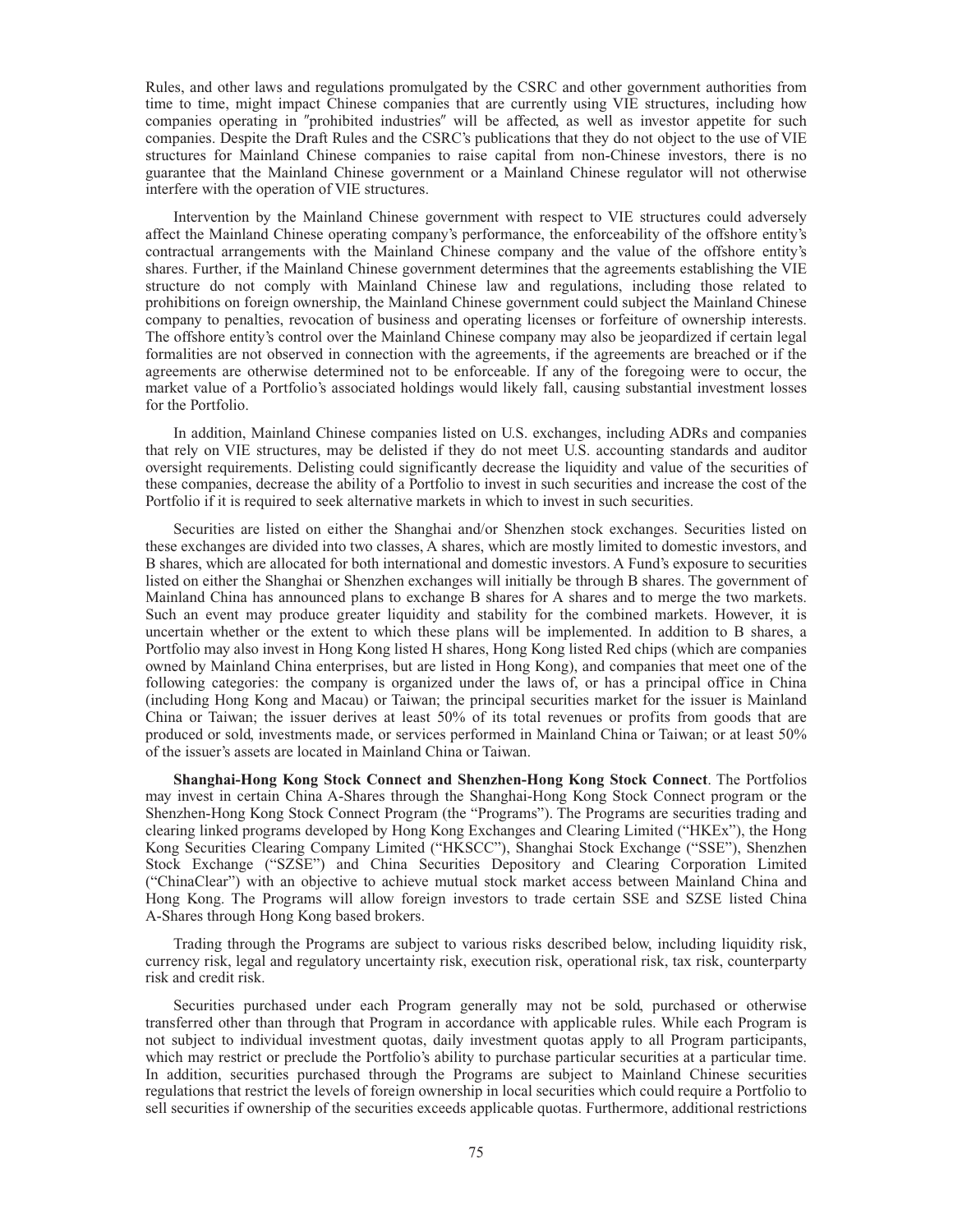Rules, and other laws and regulations promulgated by the CSRC and other government authorities from time to time, might impact Chinese companies that are currently using VIE structures, including how companies operating in "prohibited industries" will be affected, as well as investor appetite for such companies. Despite the Draft Rules and the CSRC's publications that they do not object to the use of VIE structures for Mainland Chinese companies to raise capital from non-Chinese investors, there is no guarantee that the Mainland Chinese government or a Mainland Chinese regulator will not otherwise interfere with the operation of VIE structures.

Intervention by the Mainland Chinese government with respect to VIE structures could adversely affect the Mainland Chinese operating company's performance, the enforceability of the offshore entity's contractual arrangements with the Mainland Chinese company and the value of the offshore entity's shares. Further, if the Mainland Chinese government determines that the agreements establishing the VIE structure do not comply with Mainland Chinese law and regulations, including those related to prohibitions on foreign ownership, the Mainland Chinese government could subject the Mainland Chinese company to penalties, revocation of business and operating licenses or forfeiture of ownership interests. The offshore entity's control over the Mainland Chinese company may also be jeopardized if certain legal formalities are not observed in connection with the agreements, if the agreements are breached or if the agreements are otherwise determined not to be enforceable. If any of the foregoing were to occur, the market value of a Portfolio's associated holdings would likely fall, causing substantial investment losses for the Portfolio.

In addition, Mainland Chinese companies listed on U.S. exchanges, including ADRs and companies that rely on VIE structures, may be delisted if they do not meet U.S. accounting standards and auditor oversight requirements. Delisting could significantly decrease the liquidity and value of the securities of these companies, decrease the ability of a Portfolio to invest in such securities and increase the cost of the Portfolio if it is required to seek alternative markets in which to invest in such securities.

Securities are listed on either the Shanghai and/or Shenzhen stock exchanges. Securities listed on these exchanges are divided into two classes, A shares, which are mostly limited to domestic investors, and B shares, which are allocated for both international and domestic investors. A Fund's exposure to securities listed on either the Shanghai or Shenzhen exchanges will initially be through B shares. The government of Mainland China has announced plans to exchange B shares for A shares and to merge the two markets. Such an event may produce greater liquidity and stability for the combined markets. However, it is uncertain whether or the extent to which these plans will be implemented. In addition to B shares, a Portfolio may also invest in Hong Kong listed H shares, Hong Kong listed Red chips (which are companies owned by Mainland China enterprises, but are listed in Hong Kong), and companies that meet one of the following categories: the company is organized under the laws of, or has a principal office in China (including Hong Kong and Macau) or Taiwan; the principal securities market for the issuer is Mainland China or Taiwan; the issuer derives at least 50% of its total revenues or profits from goods that are produced or sold, investments made, or services performed in Mainland China or Taiwan; or at least 50% of the issuer's assets are located in Mainland China or Taiwan.

**Shanghai-Hong Kong Stock Connect and Shenzhen-Hong Kong Stock Connect**. The Portfolios may invest in certain China A-Shares through the Shanghai-Hong Kong Stock Connect program or the Shenzhen-Hong Kong Stock Connect Program (the "Programs"). The Programs are securities trading and clearing linked programs developed by Hong Kong Exchanges and Clearing Limited ("HKEx"), the Hong Kong Securities Clearing Company Limited ("HKSCC"), Shanghai Stock Exchange ("SSE"), Shenzhen Stock Exchange ("SZSE") and China Securities Depository and Clearing Corporation Limited ("ChinaClear") with an objective to achieve mutual stock market access between Mainland China and Hong Kong. The Programs will allow foreign investors to trade certain SSE and SZSE listed China A-Shares through Hong Kong based brokers.

Trading through the Programs are subject to various risks described below, including liquidity risk, currency risk, legal and regulatory uncertainty risk, execution risk, operational risk, tax risk, counterparty risk and credit risk.

Securities purchased under each Program generally may not be sold, purchased or otherwise transferred other than through that Program in accordance with applicable rules. While each Program is not subject to individual investment quotas, daily investment quotas apply to all Program participants, which may restrict or preclude the Portfolio's ability to purchase particular securities at a particular time. In addition, securities purchased through the Programs are subject to Mainland Chinese securities regulations that restrict the levels of foreign ownership in local securities which could require a Portfolio to sell securities if ownership of the securities exceeds applicable quotas. Furthermore, additional restrictions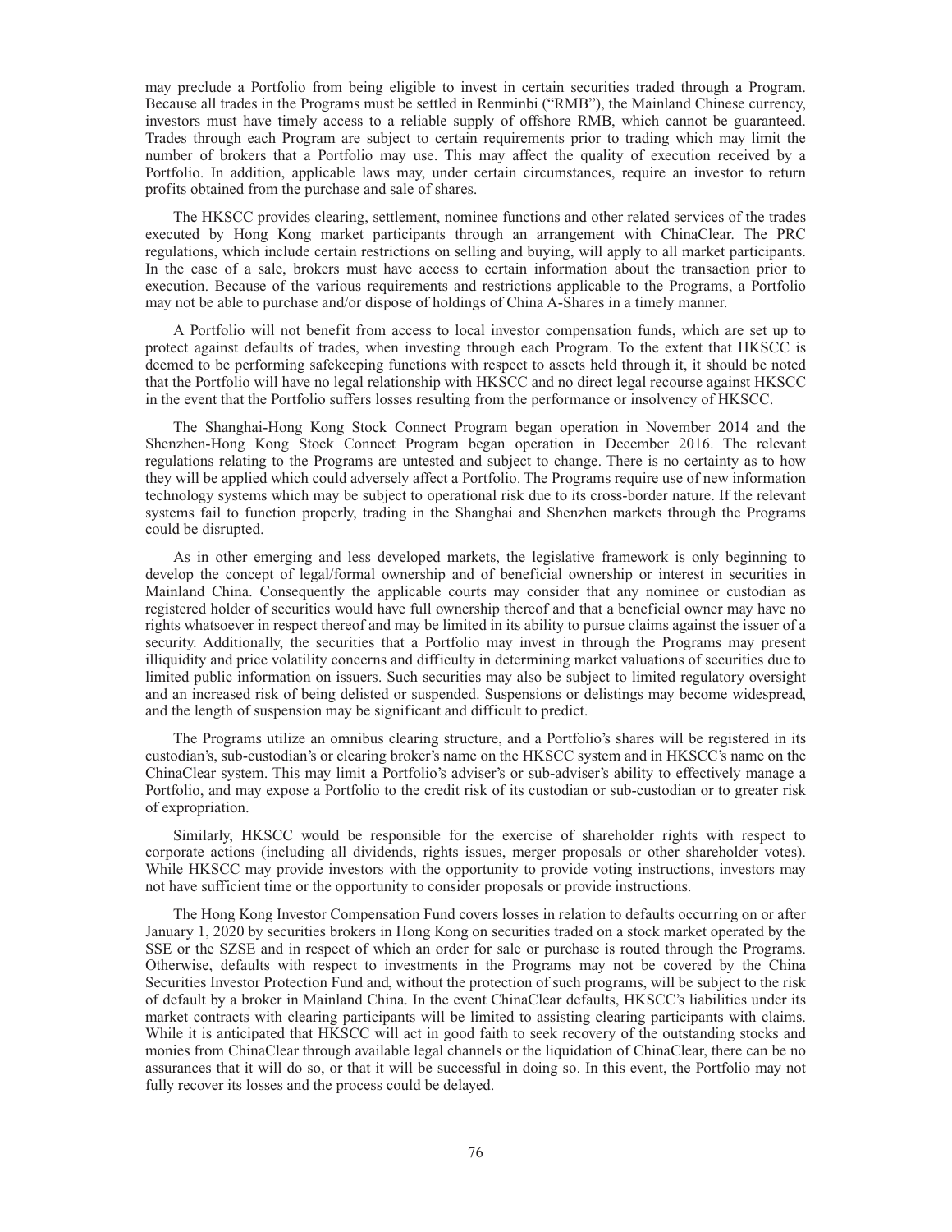may preclude a Portfolio from being eligible to invest in certain securities traded through a Program. Because all trades in the Programs must be settled in Renminbi ("RMB"), the Mainland Chinese currency, investors must have timely access to a reliable supply of offshore RMB, which cannot be guaranteed. Trades through each Program are subject to certain requirements prior to trading which may limit the number of brokers that a Portfolio may use. This may affect the quality of execution received by a Portfolio. In addition, applicable laws may, under certain circumstances, require an investor to return profits obtained from the purchase and sale of shares.

The HKSCC provides clearing, settlement, nominee functions and other related services of the trades executed by Hong Kong market participants through an arrangement with ChinaClear. The PRC regulations, which include certain restrictions on selling and buying, will apply to all market participants. In the case of a sale, brokers must have access to certain information about the transaction prior to execution. Because of the various requirements and restrictions applicable to the Programs, a Portfolio may not be able to purchase and/or dispose of holdings of China A-Shares in a timely manner.

A Portfolio will not benefit from access to local investor compensation funds, which are set up to protect against defaults of trades, when investing through each Program. To the extent that HKSCC is deemed to be performing safekeeping functions with respect to assets held through it, it should be noted that the Portfolio will have no legal relationship with HKSCC and no direct legal recourse against HKSCC in the event that the Portfolio suffers losses resulting from the performance or insolvency of HKSCC.

The Shanghai-Hong Kong Stock Connect Program began operation in November 2014 and the Shenzhen-Hong Kong Stock Connect Program began operation in December 2016. The relevant regulations relating to the Programs are untested and subject to change. There is no certainty as to how they will be applied which could adversely affect a Portfolio. The Programs require use of new information technology systems which may be subject to operational risk due to its cross-border nature. If the relevant systems fail to function properly, trading in the Shanghai and Shenzhen markets through the Programs could be disrupted.

As in other emerging and less developed markets, the legislative framework is only beginning to develop the concept of legal/formal ownership and of beneficial ownership or interest in securities in Mainland China. Consequently the applicable courts may consider that any nominee or custodian as registered holder of securities would have full ownership thereof and that a beneficial owner may have no rights whatsoever in respect thereof and may be limited in its ability to pursue claims against the issuer of a security. Additionally, the securities that a Portfolio may invest in through the Programs may present illiquidity and price volatility concerns and difficulty in determining market valuations of securities due to limited public information on issuers. Such securities may also be subject to limited regulatory oversight and an increased risk of being delisted or suspended. Suspensions or delistings may become widespread, and the length of suspension may be significant and difficult to predict.

The Programs utilize an omnibus clearing structure, and a Portfolio's shares will be registered in its custodian's, sub-custodian's or clearing broker's name on the HKSCC system and in HKSCC's name on the ChinaClear system. This may limit a Portfolio's adviser's or sub-adviser's ability to effectively manage a Portfolio, and may expose a Portfolio to the credit risk of its custodian or sub-custodian or to greater risk of expropriation.

Similarly, HKSCC would be responsible for the exercise of shareholder rights with respect to corporate actions (including all dividends, rights issues, merger proposals or other shareholder votes). While HKSCC may provide investors with the opportunity to provide voting instructions, investors may not have sufficient time or the opportunity to consider proposals or provide instructions.

The Hong Kong Investor Compensation Fund covers losses in relation to defaults occurring on or after January 1, 2020 by securities brokers in Hong Kong on securities traded on a stock market operated by the SSE or the SZSE and in respect of which an order for sale or purchase is routed through the Programs. Otherwise, defaults with respect to investments in the Programs may not be covered by the China Securities Investor Protection Fund and, without the protection of such programs, will be subject to the risk of default by a broker in Mainland China. In the event ChinaClear defaults, HKSCC's liabilities under its market contracts with clearing participants will be limited to assisting clearing participants with claims. While it is anticipated that HKSCC will act in good faith to seek recovery of the outstanding stocks and monies from ChinaClear through available legal channels or the liquidation of ChinaClear, there can be no assurances that it will do so, or that it will be successful in doing so. In this event, the Portfolio may not fully recover its losses and the process could be delayed.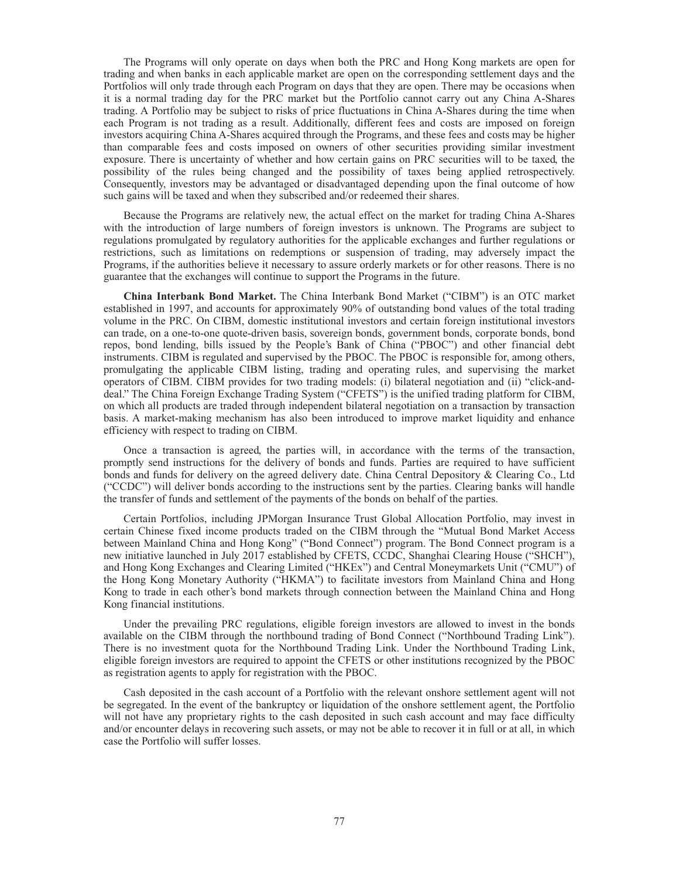The Programs will only operate on days when both the PRC and Hong Kong markets are open for trading and when banks in each applicable market are open on the corresponding settlement days and the Portfolios will only trade through each Program on days that they are open. There may be occasions when it is a normal trading day for the PRC market but the Portfolio cannot carry out any China A-Shares trading. A Portfolio may be subject to risks of price fluctuations in China A-Shares during the time when each Program is not trading as a result. Additionally, different fees and costs are imposed on foreign investors acquiring China A-Shares acquired through the Programs, and these fees and costs may be higher than comparable fees and costs imposed on owners of other securities providing similar investment exposure. There is uncertainty of whether and how certain gains on PRC securities will to be taxed, the possibility of the rules being changed and the possibility of taxes being applied retrospectively. Consequently, investors may be advantaged or disadvantaged depending upon the final outcome of how such gains will be taxed and when they subscribed and/or redeemed their shares.

Because the Programs are relatively new, the actual effect on the market for trading China A-Shares with the introduction of large numbers of foreign investors is unknown. The Programs are subject to regulations promulgated by regulatory authorities for the applicable exchanges and further regulations or restrictions, such as limitations on redemptions or suspension of trading, may adversely impact the Programs, if the authorities believe it necessary to assure orderly markets or for other reasons. There is no guarantee that the exchanges will continue to support the Programs in the future.

**China Interbank Bond Market.** The China Interbank Bond Market ("CIBM") is an OTC market established in 1997, and accounts for approximately 90% of outstanding bond values of the total trading volume in the PRC. On CIBM, domestic institutional investors and certain foreign institutional investors can trade, on a one-to-one quote-driven basis, sovereign bonds, government bonds, corporate bonds, bond repos, bond lending, bills issued by the People's Bank of China ("PBOC") and other financial debt instruments. CIBM is regulated and supervised by the PBOC. The PBOC is responsible for, among others, promulgating the applicable CIBM listing, trading and operating rules, and supervising the market operators of CIBM. CIBM provides for two trading models: (i) bilateral negotiation and (ii) "click-and-deal." The China Foreign Exchange Trading System ("CFETS") is the unified trading platform for CIBM, on which all products are traded through independent bilateral negotiation on a transaction by transaction basis. A market-making mechanism has also been introduced to improve market liquidity and enhance efficiency with respect to trading on CIBM.

Once a transaction is agreed, the parties will, in accordance with the terms of the transaction, promptly send instructions for the delivery of bonds and funds. Parties are required to have sufficient bonds and funds for delivery on the agreed delivery date. China Central Depository & Clearing Co., Ltd ("CCDC") will deliver bonds according to the instructions sent by the parties. Clearing banks will handle the transfer of funds and settlement of the payments of the bonds on behalf of the parties.

Certain Portfolios, including JPMorgan Insurance Trust Global Allocation Portfolio, may invest in certain Chinese fixed income products traded on the CIBM through the "Mutual Bond Market Access between Mainland China and Hong Kong" ("Bond Connect") program. The Bond Connect program is a new initiative launched in July 2017 established by CFETS, CCDC, Shanghai Clearing House ("SHCH"), and Hong Kong Exchanges and Clearing Limited ("HKEx") and Central Moneymarkets Unit ("CMU") of the Hong Kong Monetary Authority ("HKMA") to facilitate investors from Mainland China and Hong Kong to trade in each other's bond markets through connection between the Mainland China and Hong Kong financial institutions.

Under the prevailing PRC regulations, eligible foreign investors are allowed to invest in the bonds available on the CIBM through the northbound trading of Bond Connect ("Northbound Trading Link"). There is no investment quota for the Northbound Trading Link. Under the Northbound Trading Link, eligible foreign investors are required to appoint the CFETS or other institutions recognized by the PBOC as registration agents to apply for registration with the PBOC.

Cash deposited in the cash account of a Portfolio with the relevant onshore settlement agent will not be segregated. In the event of the bankruptcy or liquidation of the onshore settlement agent, the Portfolio will not have any proprietary rights to the cash deposited in such cash account and may face difficulty and/or encounter delays in recovering such assets, or may not be able to recover it in full or at all, in which case the Portfolio will suffer losses.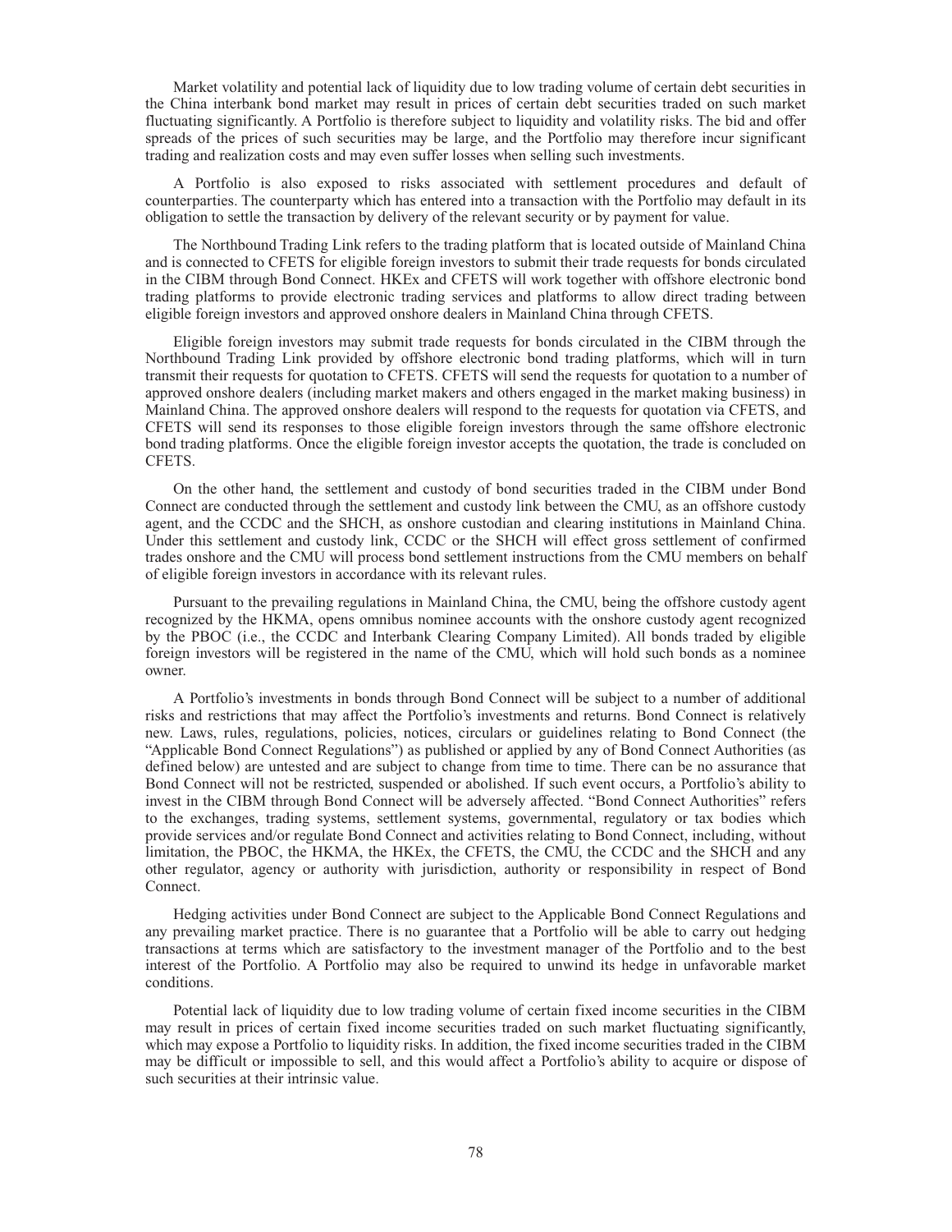Market volatility and potential lack of liquidity due to low trading volume of certain debt securities in the China interbank bond market may result in prices of certain debt securities traded on such market fluctuating significantly. A Portfolio is therefore subject to liquidity and volatility risks. The bid and offer spreads of the prices of such securities may be large, and the Portfolio may therefore incur significant trading and realization costs and may even suffer losses when selling such investments.

A Portfolio is also exposed to risks associated with settlement procedures and default of counterparties. The counterparty which has entered into a transaction with the Portfolio may default in its obligation to settle the transaction by delivery of the relevant security or by payment for value.

The Northbound Trading Link refers to the trading platform that is located outside of Mainland China and is connected to CFETS for eligible foreign investors to submit their trade requests for bonds circulated in the CIBM through Bond Connect. HKEx and CFETS will work together with offshore electronic bond trading platforms to provide electronic trading services and platforms to allow direct trading between eligible foreign investors and approved onshore dealers in Mainland China through CFETS.

Eligible foreign investors may submit trade requests for bonds circulated in the CIBM through the Northbound Trading Link provided by offshore electronic bond trading platforms, which will in turn transmit their requests for quotation to CFETS. CFETS will send the requests for quotation to a number of approved onshore dealers (including market makers and others engaged in the market making business) in Mainland China. The approved onshore dealers will respond to the requests for quotation via CFETS, and CFETS will send its responses to those eligible foreign investors through the same offshore electronic bond trading platforms. Once the eligible foreign investor accepts the quotation, the trade is concluded on CFETS.

On the other hand, the settlement and custody of bond securities traded in the CIBM under Bond Connect are conducted through the settlement and custody link between the CMU, as an offshore custody agent, and the CCDC and the SHCH, as onshore custodian and clearing institutions in Mainland China. Under this settlement and custody link, CCDC or the SHCH will effect gross settlement of confirmed trades onshore and the CMU will process bond settlement instructions from the CMU members on behalf of eligible foreign investors in accordance with its relevant rules.

Pursuant to the prevailing regulations in Mainland China, the CMU, being the offshore custody agent recognized by the HKMA, opens omnibus nominee accounts with the onshore custody agent recognized by the PBOC (i.e., the CCDC and Interbank Clearing Company Limited). All bonds traded by eligible foreign investors will be registered in the name of the CMU, which will hold such bonds as a nominee owner.

A Portfolio's investments in bonds through Bond Connect will be subject to a number of additional risks and restrictions that may affect the Portfolio's investments and returns. Bond Connect is relatively new. Laws, rules, regulations, policies, notices, circulars or guidelines relating to Bond Connect (the "Applicable Bond Connect Regulations") as published or applied by any of Bond Connect Authorities (as defined below) are untested and are subject to change from time to time. There can be no assurance that Bond Connect will not be restricted, suspended or abolished. If such event occurs, a Portfolio's ability to invest in the CIBM through Bond Connect will be adversely affected. "Bond Connect Authorities" refers to the exchanges, trading systems, settlement systems, governmental, regulatory or tax bodies which provide services and/or regulate Bond Connect and activities relating to Bond Connect, including, without limitation, the PBOC, the HKMA, the HKEx, the CFETS, the CMU, the CCDC and the SHCH and any other regulator, agency or authority with jurisdiction, authority or responsibility in respect of Bond Connect.

Hedging activities under Bond Connect are subject to the Applicable Bond Connect Regulations and any prevailing market practice. There is no guarantee that a Portfolio will be able to carry out hedging transactions at terms which are satisfactory to the investment manager of the Portfolio and to the best interest of the Portfolio. A Portfolio may also be required to unwind its hedge in unfavorable market conditions.

Potential lack of liquidity due to low trading volume of certain fixed income securities in the CIBM may result in prices of certain fixed income securities traded on such market fluctuating significantly, which may expose a Portfolio to liquidity risks. In addition, the fixed income securities traded in the CIBM may be difficult or impossible to sell, and this would affect a Portfolio's ability to acquire or dispose of such securities at their intrinsic value.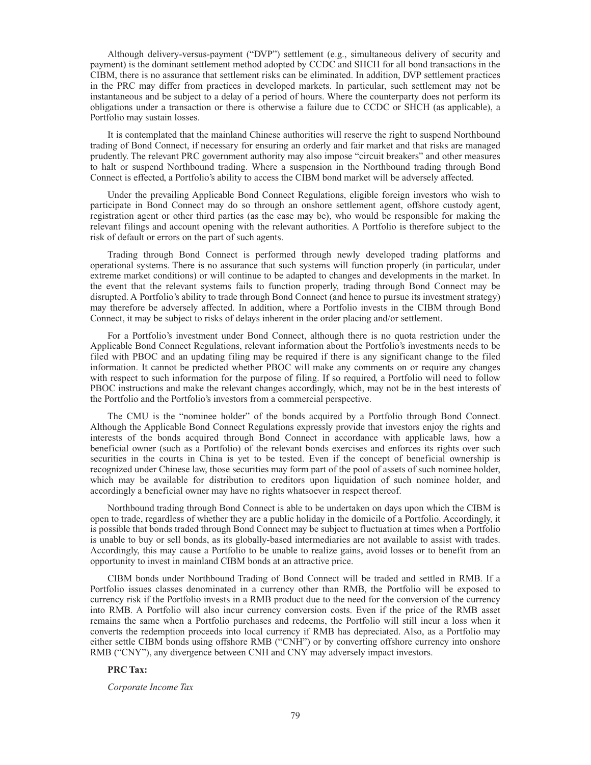Although delivery-versus-payment ("DVP") settlement (e.g., simultaneous delivery of security and payment) is the dominant settlement method adopted by CCDC and SHCH for all bond transactions in the CIBM, there is no assurance that settlement risks can be eliminated. In addition, DVP settlement practices in the PRC may differ from practices in developed markets. In particular, such settlement may not be instantaneous and be subject to a delay of a period of hours. Where the counterparty does not perform its obligations under a transaction or there is otherwise a failure due to CCDC or SHCH (as applicable), a Portfolio may sustain losses.

It is contemplated that the mainland Chinese authorities will reserve the right to suspend Northbound trading of Bond Connect, if necessary for ensuring an orderly and fair market and that risks are managed prudently. The relevant PRC government authority may also impose "circuit breakers" and other measures to halt or suspend Northbound trading. Where a suspension in the Northbound trading through Bond Connect is effected, a Portfolio's ability to access the CIBM bond market will be adversely affected.

Under the prevailing Applicable Bond Connect Regulations, eligible foreign investors who wish to participate in Bond Connect may do so through an onshore settlement agent, offshore custody agent, registration agent or other third parties (as the case may be), who would be responsible for making the relevant filings and account opening with the relevant authorities. A Portfolio is therefore subject to the risk of default or errors on the part of such agents.

Trading through Bond Connect is performed through newly developed trading platforms and operational systems. There is no assurance that such systems will function properly (in particular, under extreme market conditions) or will continue to be adapted to changes and developments in the market. In the event that the relevant systems fails to function properly, trading through Bond Connect may be disrupted. A Portfolio's ability to trade through Bond Connect (and hence to pursue its investment strategy) may therefore be adversely affected. In addition, where a Portfolio invests in the CIBM through Bond Connect, it may be subject to risks of delays inherent in the order placing and/or settlement.

For a Portfolio's investment under Bond Connect, although there is no quota restriction under the Applicable Bond Connect Regulations, relevant information about the Portfolio's investments needs to be filed with PBOC and an updating filing may be required if there is any significant change to the filed information. It cannot be predicted whether PBOC will make any comments on or require any changes with respect to such information for the purpose of filing. If so required, a Portfolio will need to follow PBOC instructions and make the relevant changes accordingly, which, may not be in the best interests of the Portfolio and the Portfolio's investors from a commercial perspective.

The CMU is the "nominee holder" of the bonds acquired by a Portfolio through Bond Connect. Although the Applicable Bond Connect Regulations expressly provide that investors enjoy the rights and interests of the bonds acquired through Bond Connect in accordance with applicable laws, how a beneficial owner (such as a Portfolio) of the relevant bonds exercises and enforces its rights over such securities in the courts in China is yet to be tested. Even if the concept of beneficial ownership is recognized under Chinese law, those securities may form part of the pool of assets of such nominee holder, which may be available for distribution to creditors upon liquidation of such nominee holder, and accordingly a beneficial owner may have no rights whatsoever in respect thereof.

Northbound trading through Bond Connect is able to be undertaken on days upon which the CIBM is open to trade, regardless of whether they are a public holiday in the domicile of a Portfolio. Accordingly, it is possible that bonds traded through Bond Connect may be subject to fluctuation at times when a Portfolio is unable to buy or sell bonds, as its globally-based intermediaries are not available to assist with trades. Accordingly, this may cause a Portfolio to be unable to realize gains, avoid losses or to benefit from an opportunity to invest in mainland CIBM bonds at an attractive price.

CIBM bonds under Northbound Trading of Bond Connect will be traded and settled in RMB. If a Portfolio issues classes denominated in a currency other than RMB, the Portfolio will be exposed to currency risk if the Portfolio invests in a RMB product due to the need for the conversion of the currency into RMB. A Portfolio will also incur currency conversion costs. Even if the price of the RMB asset remains the same when a Portfolio purchases and redeems, the Portfolio will still incur a loss when it converts the redemption proceeds into local currency if RMB has depreciated. Also, as a Portfolio may either settle CIBM bonds using offshore RMB ("CNH") or by converting offshore currency into onshore RMB ("CNY"), any divergence between CNH and CNY may adversely impact investors.

**PRC Tax:**

*Corporate Income Tax*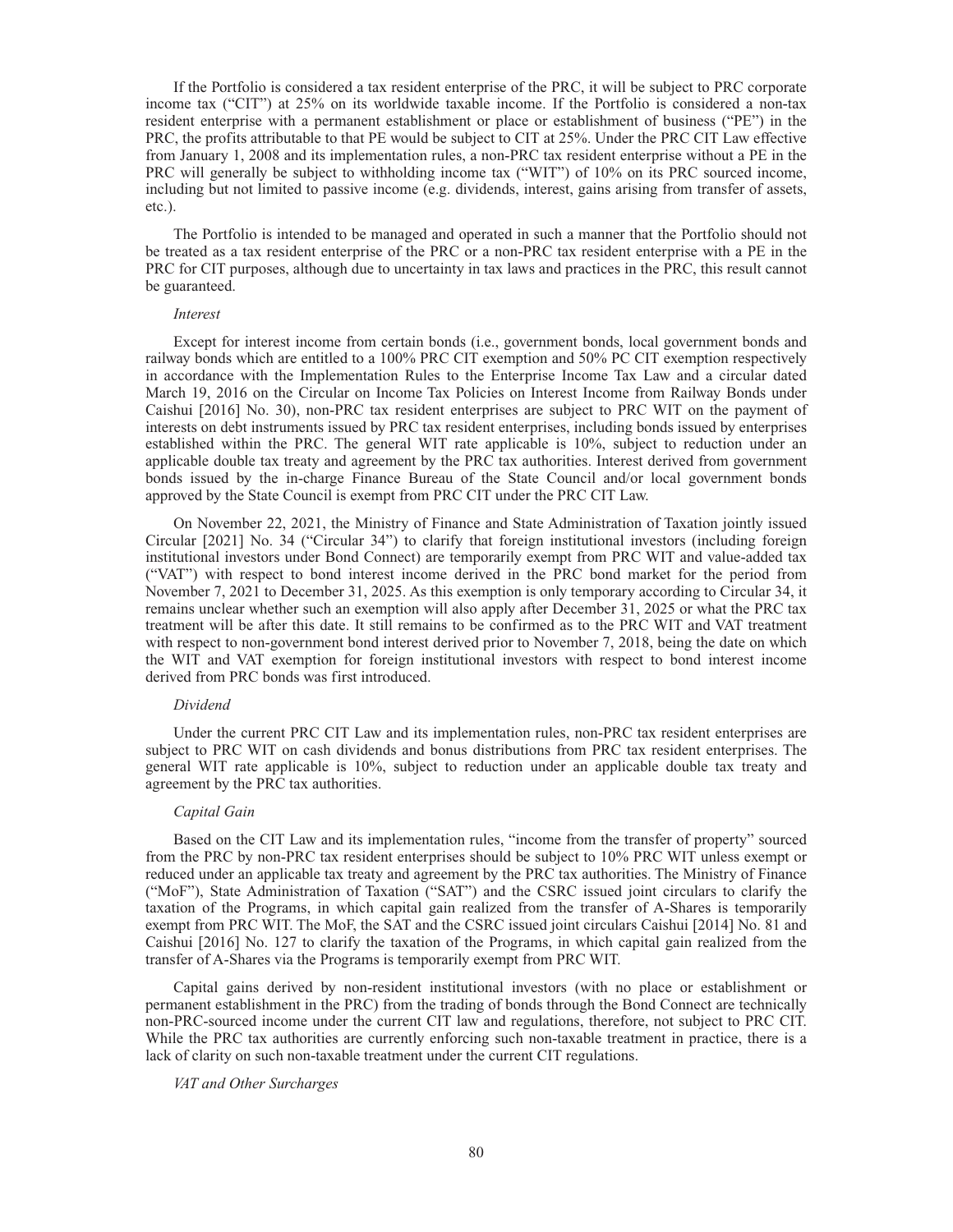If the Portfolio is considered a tax resident enterprise of the PRC, it will be subject to PRC corporate income tax ("CIT") at 25% on its worldwide taxable income. If the Portfolio is considered a non-tax resident enterprise with a permanent establishment or place or establishment of business ("PE") in the PRC, the profits attributable to that PE would be subject to CIT at 25%. Under the PRC CIT Law effective from January 1, 2008 and its implementation rules, a non-PRC tax resident enterprise without a PE in the PRC will generally be subject to withholding income tax ("WIT") of 10% on its PRC sourced income, including but not limited to passive income (e.g. dividends, interest, gains arising from transfer of assets, etc.).

The Portfolio is intended to be managed and operated in such a manner that the Portfolio should not be treated as a tax resident enterprise of the PRC or a non-PRC tax resident enterprise with a PE in the PRC for CIT purposes, although due to uncertainty in tax laws and practices in the PRC, this result cannot be guaranteed.

*Interest*

Except for interest income from certain bonds (i.e., government bonds, local government bonds and railway bonds which are entitled to a 100% PRC CIT exemption and 50% PC CIT exemption respectively in accordance with the Implementation Rules to the Enterprise Income Tax Law and a circular dated March 19, 2016 on the Circular on Income Tax Policies on Interest Income from Railway Bonds under Caishui [2016] No. 30), non-PRC tax resident enterprises are subject to PRC WIT on the payment of interests on debt instruments issued by PRC tax resident enterprises, including bonds issued by enterprises established within the PRC. The general WIT rate applicable is 10%, subject to reduction under an applicable double tax treaty and agreement by the PRC tax authorities. Interest derived from government bonds issued by the in-charge Finance Bureau of the State Council and/or local government bonds approved by the State Council is exempt from PRC CIT under the PRC CIT Law.

On November 22, 2021, the Ministry of Finance and State Administration of Taxation jointly issued Circular [2021] No. 34 ("Circular 34") to clarify that foreign institutional investors (including foreign institutional investors under Bond Connect) are temporarily exempt from PRC WIT and value-added tax ("VAT") with respect to bond interest income derived in the PRC bond market for the period from November 7, 2021 to December 31, 2025. As this exemption is only temporary according to Circular 34, it remains unclear whether such an exemption will also apply after December 31, 2025 or what the PRC tax treatment will be after this date. It still remains to be confirmed as to the PRC WIT and VAT treatment with respect to non-government bond interest derived prior to November 7, 2018, being the date on which the WIT and VAT exemption for foreign institutional investors with respect to bond interest income derived from PRC bonds was first introduced.

*Dividend*

Under the current PRC CIT Law and its implementation rules, non-PRC tax resident enterprises are subject to PRC WIT on cash dividends and bonus distributions from PRC tax resident enterprises. The general WIT rate applicable is 10%, subject to reduction under an applicable double tax treaty and agreement by the PRC tax authorities.

*Capital Gain*

Based on the CIT Law and its implementation rules, "income from the transfer of property" sourced from the PRC by non-PRC tax resident enterprises should be subject to 10% PRC WIT unless exempt or reduced under an applicable tax treaty and agreement by the PRC tax authorities. The Ministry of Finance ("MoF"), State Administration of Taxation ("SAT") and the CSRC issued joint circulars to clarify the taxation of the Programs, in which capital gain realized from the transfer of A-Shares is temporarily exempt from PRC WIT. The MoF, the SAT and the CSRC issued joint circulars Caishui [2014] No. 81 and Caishui [2016] No. 127 to clarify the taxation of the Programs, in which capital gain realized from the transfer of A-Shares via the Programs is temporarily exempt from PRC WIT.

Capital gains derived by non-resident institutional investors (with no place or establishment or permanent establishment in the PRC) from the trading of bonds through the Bond Connect are technically non-PRC-sourced income under the current CIT law and regulations, therefore, not subject to PRC CIT. While the PRC tax authorities are currently enforcing such non-taxable treatment in practice, there is a lack of clarity on such non-taxable treatment under the current CIT regulations.

*VAT and Other Surcharges*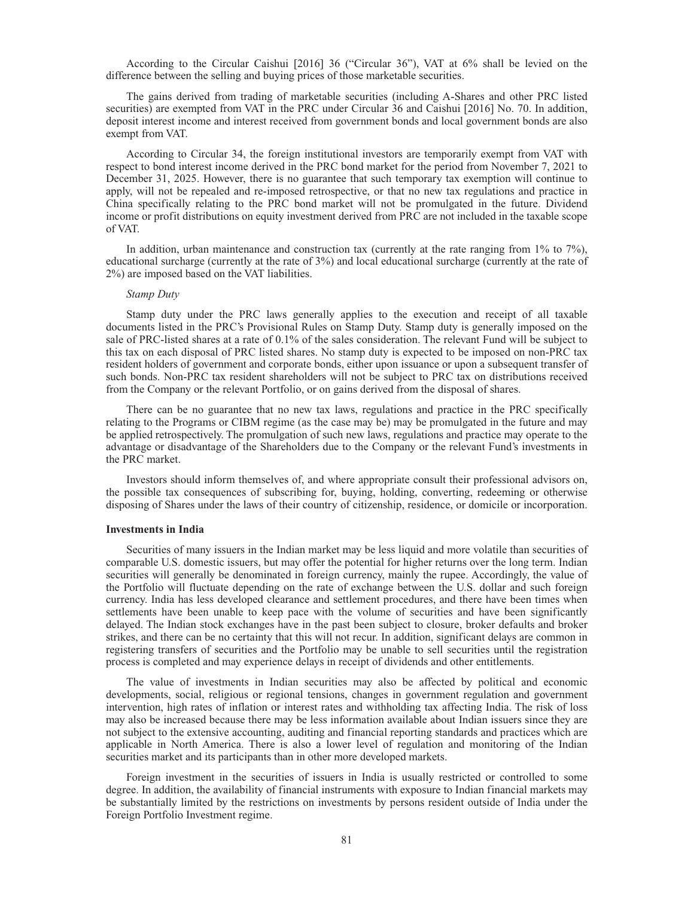According to the Circular Caishui [2016] 36 ("Circular 36"), VAT at 6% shall be levied on the difference between the selling and buying prices of those marketable securities.

The gains derived from trading of marketable securities (including A-Shares and other PRC listed securities) are exempted from VAT in the PRC under Circular 36 and Caishui [2016] No. 70. In addition, deposit interest income and interest received from government bonds and local government bonds are also exempt from VAT.

According to Circular 34, the foreign institutional investors are temporarily exempt from VAT with respect to bond interest income derived in the PRC bond market for the period from November 7, 2021 to December 31, 2025. However, there is no guarantee that such temporary tax exemption will continue to apply, will not be repealed and re-imposed retrospective, or that no new tax regulations and practice in China specifically relating to the PRC bond market will not be promulgated in the future. Dividend income or profit distributions on equity investment derived from PRC are not included in the taxable scope of VAT.

In addition, urban maintenance and construction tax (currently at the rate ranging from 1% to 7%), educational surcharge (currently at the rate of 3%) and local educational surcharge (currently at the rate of 2%) are imposed based on the VAT liabilities.

*Stamp Duty*

Stamp duty under the PRC laws generally applies to the execution and receipt of all taxable documents listed in the PRC's Provisional Rules on Stamp Duty. Stamp duty is generally imposed on the sale of PRC-listed shares at a rate of 0.1% of the sales consideration. The relevant Fund will be subject to this tax on each disposal of PRC listed shares. No stamp duty is expected to be imposed on non-PRC tax resident holders of government and corporate bonds, either upon issuance or upon a subsequent transfer of such bonds. Non-PRC tax resident shareholders will not be subject to PRC tax on distributions received from the Company or the relevant Portfolio, or on gains derived from the disposal of shares.

There can be no guarantee that no new tax laws, regulations and practice in the PRC specifically relating to the Programs or CIBM regime (as the case may be) may be promulgated in the future and may be applied retrospectively. The promulgation of such new laws, regulations and practice may operate to the advantage or disadvantage of the Shareholders due to the Company or the relevant Fund's investments in the PRC market.

Investors should inform themselves of, and where appropriate consult their professional advisors on, the possible tax consequences of subscribing for, buying, holding, converting, redeeming or otherwise disposing of Shares under the laws of their country of citizenship, residence, or domicile or incorporation.

**Investments in India**

Securities of many issuers in the Indian market may be less liquid and more volatile than securities of comparable U.S. domestic issuers, but may offer the potential for higher returns over the long term. Indian securities will generally be denominated in foreign currency, mainly the rupee. Accordingly, the value of the Portfolio will fluctuate depending on the rate of exchange between the U.S. dollar and such foreign currency. India has less developed clearance and settlement procedures, and there have been times when settlements have been unable to keep pace with the volume of securities and have been significantly delayed. The Indian stock exchanges have in the past been subject to closure, broker defaults and broker strikes, and there can be no certainty that this will not recur. In addition, significant delays are common in registering transfers of securities and the Portfolio may be unable to sell securities until the registration process is completed and may experience delays in receipt of dividends and other entitlements.

The value of investments in Indian securities may also be affected by political and economic developments, social, religious or regional tensions, changes in government regulation and government intervention, high rates of inflation or interest rates and withholding tax affecting India. The risk of loss may also be increased because there may be less information available about Indian issuers since they are not subject to the extensive accounting, auditing and financial reporting standards and practices which are applicable in North America. There is also a lower level of regulation and monitoring of the Indian securities market and its participants than in other more developed markets.

Foreign investment in the securities of issuers in India is usually restricted or controlled to some degree. In addition, the availability of financial instruments with exposure to Indian financial markets may be substantially limited by the restrictions on investments by persons resident outside of India under the Foreign Portfolio Investment regime.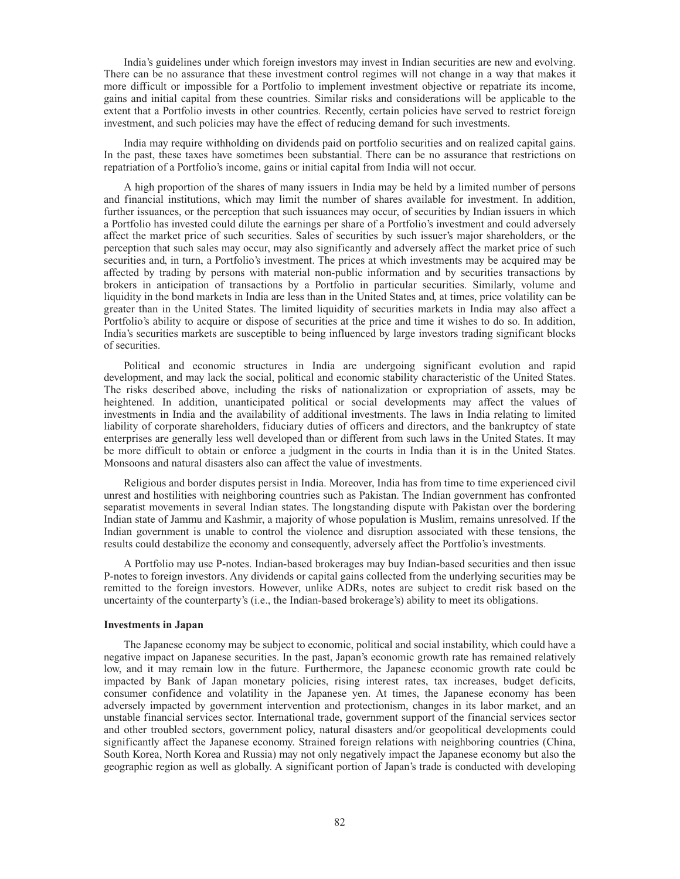India's guidelines under which foreign investors may invest in Indian securities are new and evolving. There can be no assurance that these investment control regimes will not change in a way that makes it more difficult or impossible for a Portfolio to implement investment objective or repatriate its income, gains and initial capital from these countries. Similar risks and considerations will be applicable to the extent that a Portfolio invests in other countries. Recently, certain policies have served to restrict foreign investment, and such policies may have the effect of reducing demand for such investments.

India may require withholding on dividends paid on portfolio securities and on realized capital gains. In the past, these taxes have sometimes been substantial. There can be no assurance that restrictions on repatriation of a Portfolio's income, gains or initial capital from India will not occur.

A high proportion of the shares of many issuers in India may be held by a limited number of persons and financial institutions, which may limit the number of shares available for investment. In addition, further issuances, or the perception that such issuances may occur, of securities by Indian issuers in which a Portfolio has invested could dilute the earnings per share of a Portfolio's investment and could adversely affect the market price of such securities. Sales of securities by such issuer's major shareholders, or the perception that such sales may occur, may also significantly and adversely affect the market price of such securities and, in turn, a Portfolio's investment. The prices at which investments may be acquired may be affected by trading by persons with material non-public information and by securities transactions by brokers in anticipation of transactions by a Portfolio in particular securities. Similarly, volume and liquidity in the bond markets in India are less than in the United States and, at times, price volatility can be greater than in the United States. The limited liquidity of securities markets in India may also affect a Portfolio's ability to acquire or dispose of securities at the price and time it wishes to do so. In addition, India's securities markets are susceptible to being influenced by large investors trading significant blocks of securities.

Political and economic structures in India are undergoing significant evolution and rapid development, and may lack the social, political and economic stability characteristic of the United States. The risks described above, including the risks of nationalization or expropriation of assets, may be heightened. In addition, unanticipated political or social developments may affect the values of investments in India and the availability of additional investments. The laws in India relating to limited liability of corporate shareholders, fiduciary duties of officers and directors, and the bankruptcy of state enterprises are generally less well developed than or different from such laws in the United States. It may be more difficult to obtain or enforce a judgment in the courts in India than it is in the United States. Monsoons and natural disasters also can affect the value of investments.

Religious and border disputes persist in India. Moreover, India has from time to time experienced civil unrest and hostilities with neighboring countries such as Pakistan. The Indian government has confronted separatist movements in several Indian states. The longstanding dispute with Pakistan over the bordering Indian state of Jammu and Kashmir, a majority of whose population is Muslim, remains unresolved. If the Indian government is unable to control the violence and disruption associated with these tensions, the results could destabilize the economy and consequently, adversely affect the Portfolio's investments.

A Portfolio may use P-notes. Indian-based brokerages may buy Indian-based securities and then issue P-notes to foreign investors. Any dividends or capital gains collected from the underlying securities may be remitted to the foreign investors. However, unlike ADRs, notes are subject to credit risk based on the uncertainty of the counterparty's (i.e., the Indian-based brokerage's) ability to meet its obligations.

**Investments in Japan**

The Japanese economy may be subject to economic, political and social instability, which could have a negative impact on Japanese securities. In the past, Japan's economic growth rate has remained relatively low, and it may remain low in the future. Furthermore, the Japanese economic growth rate could be impacted by Bank of Japan monetary policies, rising interest rates, tax increases, budget deficits, consumer confidence and volatility in the Japanese yen. At times, the Japanese economy has been adversely impacted by government intervention and protectionism, changes in its labor market, and an unstable financial services sector. International trade, government support of the financial services sector and other troubled sectors, government policy, natural disasters and/or geopolitical developments could significantly affect the Japanese economy. Strained foreign relations with neighboring countries (China, South Korea, North Korea and Russia) may not only negatively impact the Japanese economy but also the geographic region as well as globally. A significant portion of Japan's trade is conducted with developing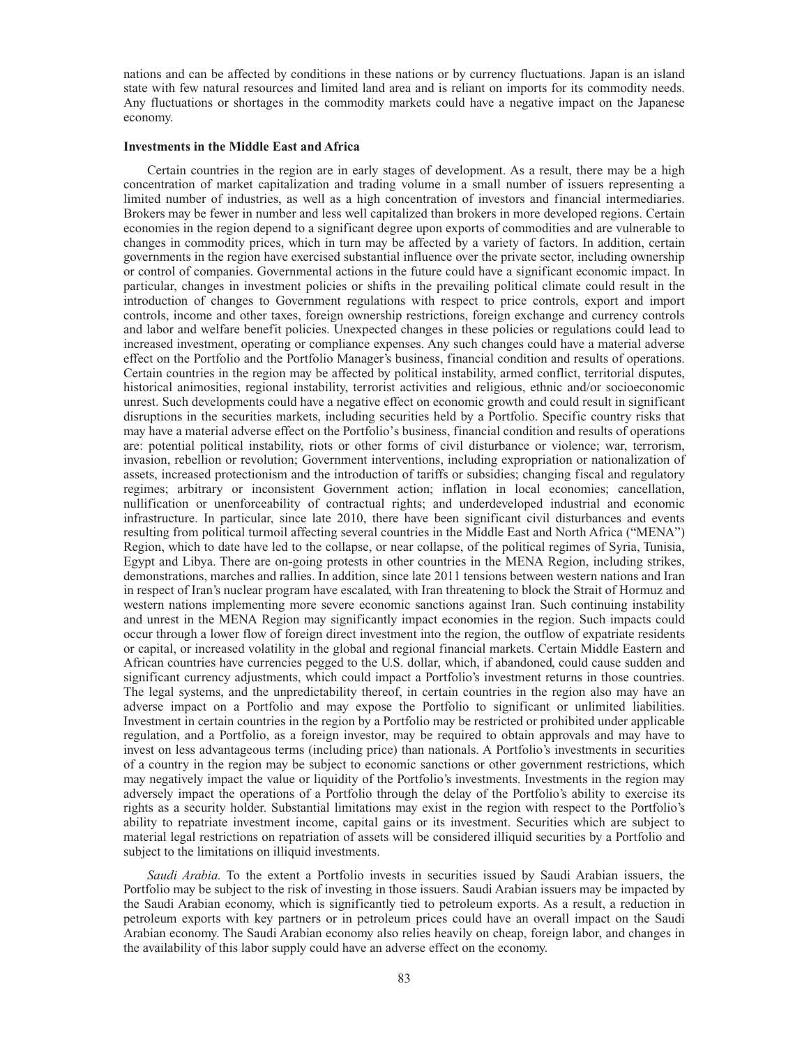nations and can be affected by conditions in these nations or by currency fluctuations. Japan is an island state with few natural resources and limited land area and is reliant on imports for its commodity needs. Any fluctuations or shortages in the commodity markets could have a negative impact on the Japanese economy.

**Investments in the Middle East and Africa**

Certain countries in the region are in early stages of development. As a result, there may be a high concentration of market capitalization and trading volume in a small number of issuers representing a limited number of industries, as well as a high concentration of investors and financial intermediaries. Brokers may be fewer in number and less well capitalized than brokers in more developed regions. Certain economies in the region depend to a significant degree upon exports of commodities and are vulnerable to changes in commodity prices, which in turn may be affected by a variety of factors. In addition, certain governments in the region have exercised substantial influence over the private sector, including ownership or control of companies. Governmental actions in the future could have a significant economic impact. In particular, changes in investment policies or shifts in the prevailing political climate could result in the introduction of changes to Government regulations with respect to price controls, export and import controls, income and other taxes, foreign ownership restrictions, foreign exchange and currency controls and labor and welfare benefit policies. Unexpected changes in these policies or regulations could lead to increased investment, operating or compliance expenses. Any such changes could have a material adverse effect on the Portfolio and the Portfolio Manager's business, financial condition and results of operations. Certain countries in the region may be affected by political instability, armed conflict, territorial disputes, historical animosities, regional instability, terrorist activities and religious, ethnic and/or socioeconomic unrest. Such developments could have a negative effect on economic growth and could result in significant disruptions in the securities markets, including securities held by a Portfolio. Specific country risks that may have a material adverse effect on the Portfolio's business, financial condition and results of operations are: potential political instability, riots or other forms of civil disturbance or violence; war, terrorism, invasion, rebellion or revolution; Government interventions, including expropriation or nationalization of assets, increased protectionism and the introduction of tariffs or subsidies; changing fiscal and regulatory regimes; arbitrary or inconsistent Government action; inflation in local economies; cancellation, nullification or unenforceability of contractual rights; and underdeveloped industrial and economic infrastructure. In particular, since late 2010, there have been significant civil disturbances and events resulting from political turmoil affecting several countries in the Middle East and North Africa ("MENA") Region, which to date have led to the collapse, or near collapse, of the political regimes of Syria, Tunisia, Egypt and Libya. There are on-going protests in other countries in the MENA Region, including strikes, demonstrations, marches and rallies. In addition, since late 2011 tensions between western nations and Iran in respect of Iran's nuclear program have escalated, with Iran threatening to block the Strait of Hormuz and western nations implementing more severe economic sanctions against Iran. Such continuing instability and unrest in the MENA Region may significantly impact economies in the region. Such impacts could occur through a lower flow of foreign direct investment into the region, the outflow of expatriate residents or capital, or increased volatility in the global and regional financial markets. Certain Middle Eastern and African countries have currencies pegged to the U.S. dollar, which, if abandoned, could cause sudden and significant currency adjustments, which could impact a Portfolio's investment returns in those countries. The legal systems, and the unpredictability thereof, in certain countries in the region also may have an adverse impact on a Portfolio and may expose the Portfolio to significant or unlimited liabilities. Investment in certain countries in the region by a Portfolio may be restricted or prohibited under applicable regulation, and a Portfolio, as a foreign investor, may be required to obtain approvals and may have to invest on less advantageous terms (including price) than nationals. A Portfolio's investments in securities of a country in the region may be subject to economic sanctions or other government restrictions, which may negatively impact the value or liquidity of the Portfolio's investments. Investments in the region may adversely impact the operations of a Portfolio through the delay of the Portfolio's ability to exercise its rights as a security holder. Substantial limitations may exist in the region with respect to the Portfolio's ability to repatriate investment income, capital gains or its investment. Securities which are subject to material legal restrictions on repatriation of assets will be considered illiquid securities by a Portfolio and subject to the limitations on illiquid investments.

*Saudi Arabia.* To the extent a Portfolio invests in securities issued by Saudi Arabian issuers, the Portfolio may be subject to the risk of investing in those issuers. Saudi Arabian issuers may be impacted by the Saudi Arabian economy, which is significantly tied to petroleum exports. As a result, a reduction in petroleum exports with key partners or in petroleum prices could have an overall impact on the Saudi Arabian economy. The Saudi Arabian economy also relies heavily on cheap, foreign labor, and changes in the availability of this labor supply could have an adverse effect on the economy.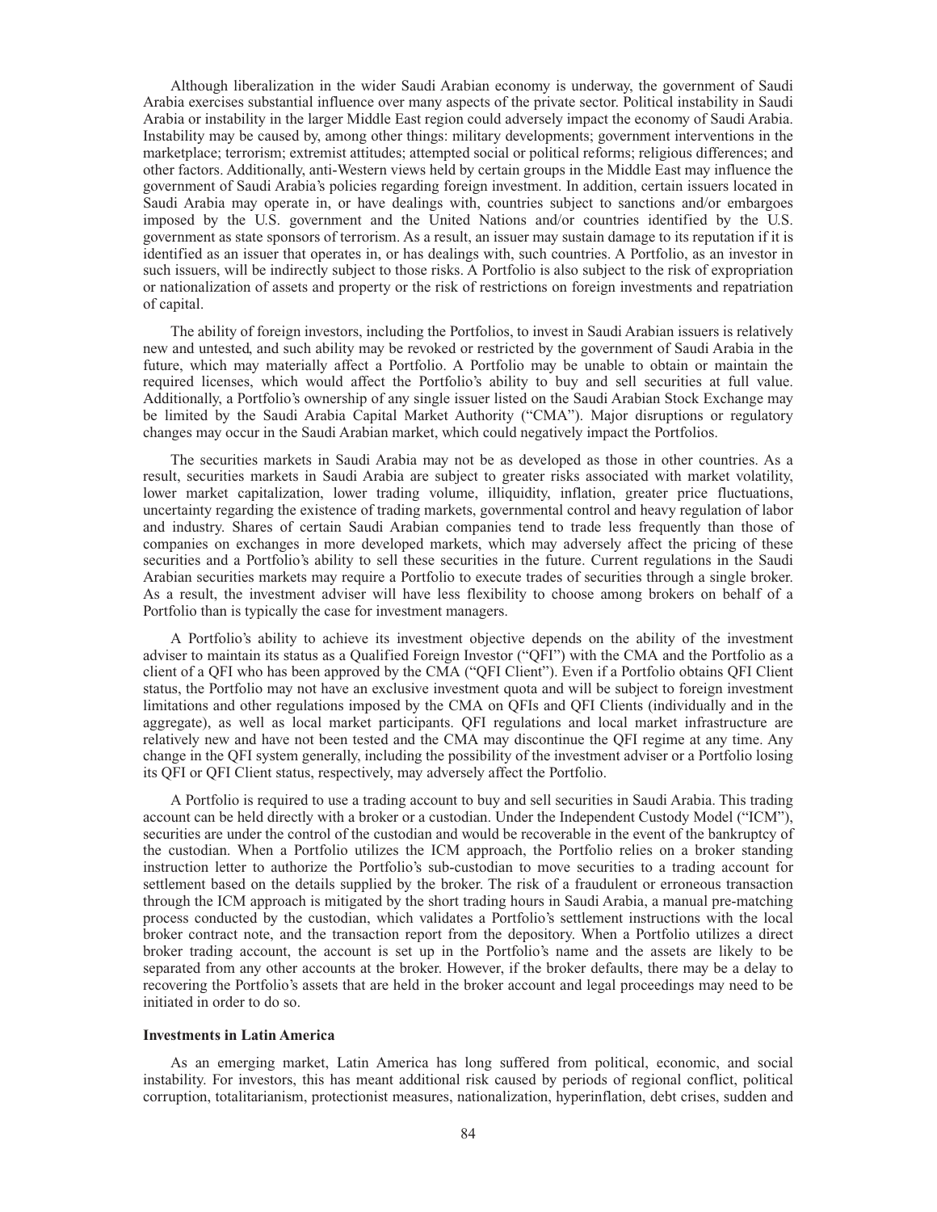Although liberalization in the wider Saudi Arabian economy is underway, the government of Saudi Arabia exercises substantial influence over many aspects of the private sector. Political instability in Saudi Arabia or instability in the larger Middle East region could adversely impact the economy of Saudi Arabia. Instability may be caused by, among other things: military developments; government interventions in the marketplace; terrorism; extremist attitudes; attempted social or political reforms; religious differences; and other factors. Additionally, anti-Western views held by certain groups in the Middle East may influence the government of Saudi Arabia's policies regarding foreign investment. In addition, certain issuers located in Saudi Arabia may operate in, or have dealings with, countries subject to sanctions and/or embargoes imposed by the U.S. government and the United Nations and/or countries identified by the U.S. government as state sponsors of terrorism. As a result, an issuer may sustain damage to its reputation if it is identified as an issuer that operates in, or has dealings with, such countries. A Portfolio, as an investor in such issuers, will be indirectly subject to those risks. A Portfolio is also subject to the risk of expropriation or nationalization of assets and property or the risk of restrictions on foreign investments and repatriation of capital.

The ability of foreign investors, including the Portfolios, to invest in Saudi Arabian issuers is relatively new and untested, and such ability may be revoked or restricted by the government of Saudi Arabia in the future, which may materially affect a Portfolio. A Portfolio may be unable to obtain or maintain the required licenses, which would affect the Portfolio's ability to buy and sell securities at full value. Additionally, a Portfolio's ownership of any single issuer listed on the Saudi Arabian Stock Exchange may be limited by the Saudi Arabia Capital Market Authority ("CMA"). Major disruptions or regulatory changes may occur in the Saudi Arabian market, which could negatively impact the Portfolios.

The securities markets in Saudi Arabia may not be as developed as those in other countries. As a result, securities markets in Saudi Arabia are subject to greater risks associated with market volatility, lower market capitalization, lower trading volume, illiquidity, inflation, greater price fluctuations, uncertainty regarding the existence of trading markets, governmental control and heavy regulation of labor and industry. Shares of certain Saudi Arabian companies tend to trade less frequently than those of companies on exchanges in more developed markets, which may adversely affect the pricing of these securities and a Portfolio's ability to sell these securities in the future. Current regulations in the Saudi Arabian securities markets may require a Portfolio to execute trades of securities through a single broker. As a result, the investment adviser will have less flexibility to choose among brokers on behalf of a Portfolio than is typically the case for investment managers.

A Portfolio's ability to achieve its investment objective depends on the ability of the investment adviser to maintain its status as a Qualified Foreign Investor ("QFI") with the CMA and the Portfolio as a client of a QFI who has been approved by the CMA ("QFI Client"). Even if a Portfolio obtains QFI Client status, the Portfolio may not have an exclusive investment quota and will be subject to foreign investment limitations and other regulations imposed by the CMA on QFIs and QFI Clients (individually and in the aggregate), as well as local market participants. QFI regulations and local market infrastructure are relatively new and have not been tested and the CMA may discontinue the QFI regime at any time. Any change in the QFI system generally, including the possibility of the investment adviser or a Portfolio losing its QFI or QFI Client status, respectively, may adversely affect the Portfolio.

A Portfolio is required to use a trading account to buy and sell securities in Saudi Arabia. This trading account can be held directly with a broker or a custodian. Under the Independent Custody Model ("ICM"), securities are under the control of the custodian and would be recoverable in the event of the bankruptcy of the custodian. When a Portfolio utilizes the ICM approach, the Portfolio relies on a broker standing instruction letter to authorize the Portfolio's sub-custodian to move securities to a trading account for settlement based on the details supplied by the broker. The risk of a fraudulent or erroneous transaction through the ICM approach is mitigated by the short trading hours in Saudi Arabia, a manual pre-matching process conducted by the custodian, which validates a Portfolio's settlement instructions with the local broker contract note, and the transaction report from the depository. When a Portfolio utilizes a direct broker trading account, the account is set up in the Portfolio's name and the assets are likely to be separated from any other accounts at the broker. However, if the broker defaults, there may be a delay to recovering the Portfolio's assets that are held in the broker account and legal proceedings may need to be initiated in order to do so.

**Investments in Latin America**

As an emerging market, Latin America has long suffered from political, economic, and social instability. For investors, this has meant additional risk caused by periods of regional conflict, political corruption, totalitarianism, protectionist measures, nationalization, hyperinflation, debt crises, sudden and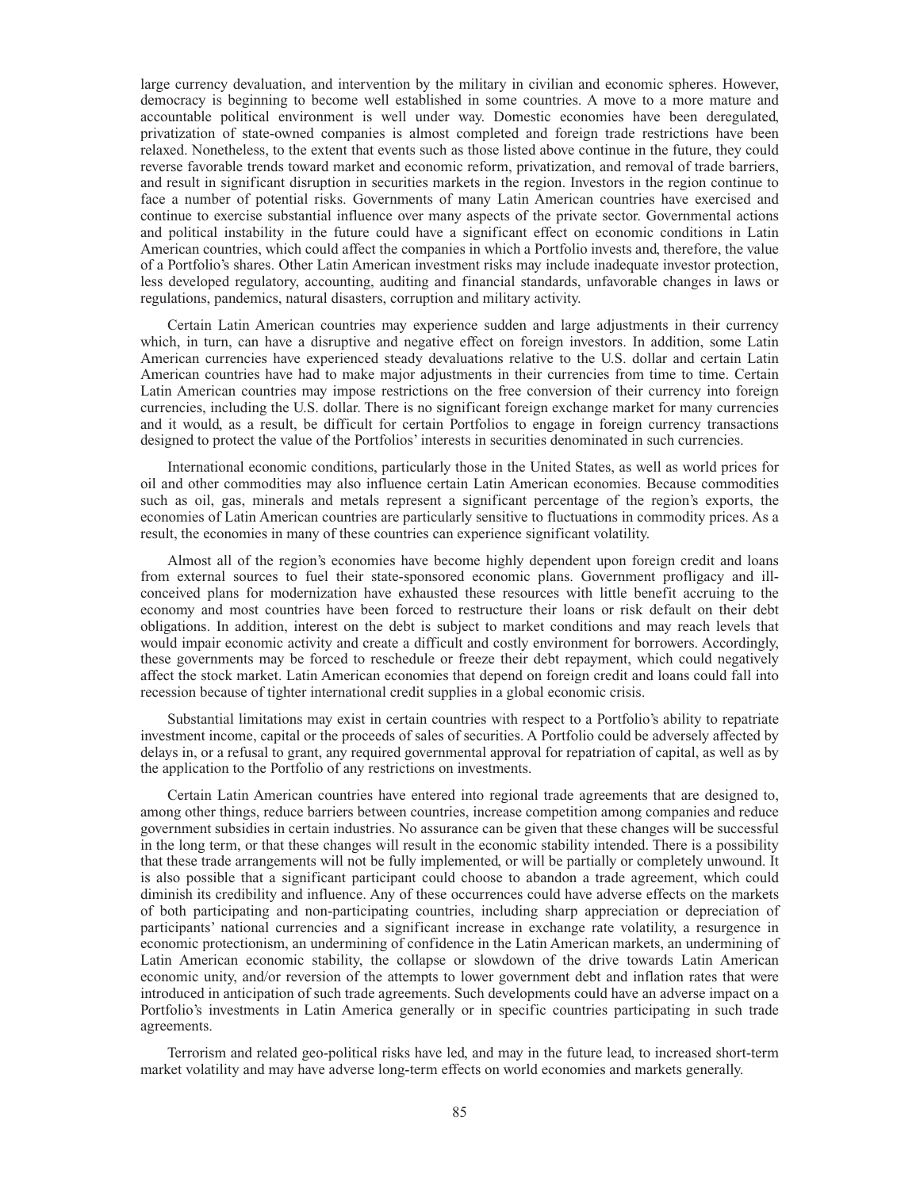large currency devaluation, and intervention by the military in civilian and economic spheres. However, democracy is beginning to become well established in some countries. A move to a more mature and accountable political environment is well under way. Domestic economies have been deregulated, privatization of state-owned companies is almost completed and foreign trade restrictions have been relaxed. Nonetheless, to the extent that events such as those listed above continue in the future, they could reverse favorable trends toward market and economic reform, privatization, and removal of trade barriers, and result in significant disruption in securities markets in the region. Investors in the region continue to face a number of potential risks. Governments of many Latin American countries have exercised and continue to exercise substantial influence over many aspects of the private sector. Governmental actions and political instability in the future could have a significant effect on economic conditions in Latin American countries, which could affect the companies in which a Portfolio invests and, therefore, the value of a Portfolio's shares. Other Latin American investment risks may include inadequate investor protection, less developed regulatory, accounting, auditing and financial standards, unfavorable changes in laws or regulations, pandemics, natural disasters, corruption and military activity.

Certain Latin American countries may experience sudden and large adjustments in their currency which, in turn, can have a disruptive and negative effect on foreign investors. In addition, some Latin American currencies have experienced steady devaluations relative to the U.S. dollar and certain Latin American countries have had to make major adjustments in their currencies from time to time. Certain Latin American countries may impose restrictions on the free conversion of their currency into foreign currencies, including the U.S. dollar. There is no significant foreign exchange market for many currencies and it would, as a result, be difficult for certain Portfolios to engage in foreign currency transactions designed to protect the value of the Portfolios' interests in securities denominated in such currencies.

International economic conditions, particularly those in the United States, as well as world prices for oil and other commodities may also influence certain Latin American economies. Because commodities such as oil, gas, minerals and metals represent a significant percentage of the region's exports, the economies of Latin American countries are particularly sensitive to fluctuations in commodity prices. As a result, the economies in many of these countries can experience significant volatility.

Almost all of the region's economies have become highly dependent upon foreign credit and loans from external sources to fuel their state-sponsored economic plans. Government profligacy and ill-conceived plans for modernization have exhausted these resources with little benefit accruing to the economy and most countries have been forced to restructure their loans or risk default on their debt obligations. In addition, interest on the debt is subject to market conditions and may reach levels that would impair economic activity and create a difficult and costly environment for borrowers. Accordingly, these governments may be forced to reschedule or freeze their debt repayment, which could negatively affect the stock market. Latin American economies that depend on foreign credit and loans could fall into recession because of tighter international credit supplies in a global economic crisis.

Substantial limitations may exist in certain countries with respect to a Portfolio's ability to repatriate investment income, capital or the proceeds of sales of securities. A Portfolio could be adversely affected by delays in, or a refusal to grant, any required governmental approval for repatriation of capital, as well as by the application to the Portfolio of any restrictions on investments.

Certain Latin American countries have entered into regional trade agreements that are designed to, among other things, reduce barriers between countries, increase competition among companies and reduce government subsidies in certain industries. No assurance can be given that these changes will be successful in the long term, or that these changes will result in the economic stability intended. There is a possibility that these trade arrangements will not be fully implemented, or will be partially or completely unwound. It is also possible that a significant participant could choose to abandon a trade agreement, which could diminish its credibility and influence. Any of these occurrences could have adverse effects on the markets of both participating and non-participating countries, including sharp appreciation or depreciation of participants' national currencies and a significant increase in exchange rate volatility, a resurgence in economic protectionism, an undermining of confidence in the Latin American markets, an undermining of Latin American economic stability, the collapse or slowdown of the drive towards Latin American economic unity, and/or reversion of the attempts to lower government debt and inflation rates that were introduced in anticipation of such trade agreements. Such developments could have an adverse impact on a Portfolio's investments in Latin America generally or in specific countries participating in such trade agreements.

Terrorism and related geo-political risks have led, and may in the future lead, to increased short-term market volatility and may have adverse long-term effects on world economies and markets generally.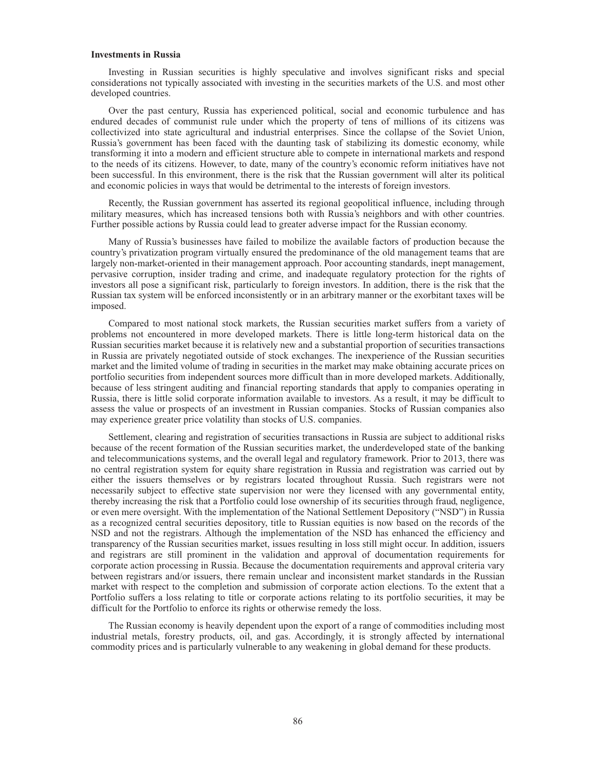### Investments in Russia

Investing in Russian securities is highly speculative and involves significant risks and special considerations not typically associated with investing in the securities markets of the U.S. and most other developed countries.

Over the past century, Russia has experienced political, social and economic turbulence and has endured decades of communist rule under which the property of tens of millions of its citizens was collectivized into state agricultural and industrial enterprises. Since the collapse of the Soviet Union, Russia's government has been faced with the daunting task of stabilizing its domestic economy, while transforming it into a modern and efficient structure able to compete in international markets and respond to the needs of its citizens. However, to date, many of the country's economic reform initiatives have not been successful. In this environment, there is the risk that the Russian government will alter its political and economic policies in ways that would be detrimental to the interests of foreign investors.

Recently, the Russian government has asserted its regional geopolitical influence, including through military measures, which has increased tensions both with Russia's neighbors and with other countries. Further possible actions by Russia could lead to greater adverse impact for the Russian economy.

Many of Russia's businesses have failed to mobilize the available factors of production because the country's privatization program virtually ensured the predominance of the old management teams that are largely non-market-oriented in their management approach. Poor accounting standards, inept management, pervasive corruption, insider trading and crime, and inadequate regulatory protection for the rights of investors all pose a significant risk, particularly to foreign investors. In addition, there is the risk that the Russian tax system will be enforced inconsistently or in an arbitrary manner or the exorbitant taxes will be imposed.

Compared to most national stock markets, the Russian securities market suffers from a variety of problems not encountered in more developed markets. There is little long-term historical data on the Russian securities market because it is relatively new and a substantial proportion of securities transactions in Russia are privately negotiated outside of stock exchanges. The inexperience of the Russian securities market and the limited volume of trading in securities in the market may make obtaining accurate prices on portfolio securities from independent sources more difficult than in more developed markets. Additionally, because of less stringent auditing and financial reporting standards that apply to companies operating in Russia, there is little solid corporate information available to investors. As a result, it may be difficult to assess the value or prospects of an investment in Russian companies. Stocks of Russian companies also may experience greater price volatility than stocks of U.S. companies.

Settlement, clearing and registration of securities transactions in Russia are subject to additional risks because of the recent formation of the Russian securities market, the underdeveloped state of the banking and telecommunications systems, and the overall legal and regulatory framework. Prior to 2013, there was no central registration system for equity share registration in Russia and registration was carried out by either the issuers themselves or by registrars located throughout Russia. Such registrars were not necessarily subject to effective state supervision nor were they licensed with any governmental entity, thereby increasing the risk that a Portfolio could lose ownership of its securities through fraud, negligence, or even mere oversight. With the implementation of the National Settlement Depository ("NSD") in Russia as a recognized central securities depository, title to Russian equities is now based on the records of the NSD and not the registrars. Although the implementation of the NSD has enhanced the efficiency and transparency of the Russian securities market, issues resulting in loss still might occur. In addition, issuers and registrars are still prominent in the validation and approval of documentation requirements for corporate action processing in Russia. Because the documentation requirements and approval criteria vary between registrars and/or issuers, there remain unclear and inconsistent market standards in the Russian market with respect to the completion and submission of corporate action elections. To the extent that a Portfolio suffers a loss relating to title or corporate actions relating to its portfolio securities, it may be difficult for the Portfolio to enforce its rights or otherwise remedy the loss.

The Russian economy is heavily dependent upon the export of a range of commodities including most industrial metals, forestry products, oil, and gas. Accordingly, it is strongly affected by international commodity prices and is particularly vulnerable to any weakening in global demand for these products.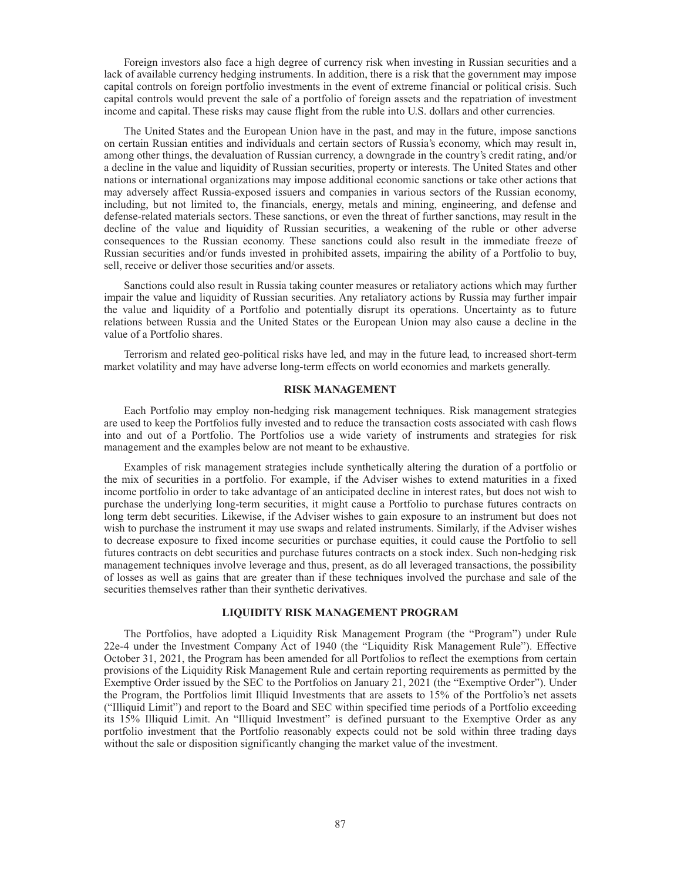Foreign investors also face a high degree of currency risk when investing in Russian securities and a lack of available currency hedging instruments. In addition, there is a risk that the government may impose capital controls on foreign portfolio investments in the event of extreme financial or political crisis. Such capital controls would prevent the sale of a portfolio of foreign assets and the repatriation of investment income and capital. These risks may cause flight from the ruble into U.S. dollars and other currencies.

The United States and the European Union have in the past, and may in the future, impose sanctions on certain Russian entities and individuals and certain sectors of Russia's economy, which may result in, among other things, the devaluation of Russian currency, a downgrade in the country's credit rating, and/or a decline in the value and liquidity of Russian securities, property or interests. The United States and other nations or international organizations may impose additional economic sanctions or take other actions that may adversely affect Russia-exposed issuers and companies in various sectors of the Russian economy, including, but not limited to, the financials, energy, metals and mining, engineering, and defense and defense-related materials sectors. These sanctions, or even the threat of further sanctions, may result in the decline of the value and liquidity of Russian securities, a weakening of the ruble or other adverse consequences to the Russian economy. These sanctions could also result in the immediate freeze of Russian securities and/or funds invested in prohibited assets, impairing the ability of a Portfolio to buy, sell, receive or deliver those securities and/or assets.

Sanctions could also result in Russia taking counter measures or retaliatory actions which may further impair the value and liquidity of Russian securities. Any retaliatory actions by Russia may further impair the value and liquidity of a Portfolio and potentially disrupt its operations. Uncertainty as to future relations between Russia and the United States or the European Union may also cause a decline in the value of a Portfolio shares.

Terrorism and related geo-political risks have led, and may in the future lead, to increased short-term market volatility and may have adverse long-term effects on world economies and markets generally.

## RISK MANAGEMENT

Each Portfolio may employ non-hedging risk management techniques. Risk management strategies are used to keep the Portfolios fully invested and to reduce the transaction costs associated with cash flows into and out of a Portfolio. The Portfolios use a wide variety of instruments and strategies for risk management and the examples below are not meant to be exhaustive.

Examples of risk management strategies include synthetically altering the duration of a portfolio or the mix of securities in a portfolio. For example, if the Adviser wishes to extend maturities in a fixed income portfolio in order to take advantage of an anticipated decline in interest rates, but does not wish to purchase the underlying long-term securities, it might cause a Portfolio to purchase futures contracts on long term debt securities. Likewise, if the Adviser wishes to gain exposure to an instrument but does not wish to purchase the instrument it may use swaps and related instruments. Similarly, if the Adviser wishes to decrease exposure to fixed income securities or purchase equities, it could cause the Portfolio to sell futures contracts on debt securities and purchase futures contracts on a stock index. Such non-hedging risk management techniques involve leverage and thus, present, as do all leveraged transactions, the possibility of losses as well as gains that are greater than if these techniques involved the purchase and sale of the securities themselves rather than their synthetic derivatives.

## LIQUIDITY RISK MANAGEMENT PROGRAM

The Portfolios, have adopted a Liquidity Risk Management Program (the "Program") under Rule 22e-4 under the Investment Company Act of 1940 (the "Liquidity Risk Management Rule"). Effective October 31, 2021, the Program has been amended for all Portfolios to reflect the exemptions from certain provisions of the Liquidity Risk Management Rule and certain reporting requirements as permitted by the Exemptive Order issued by the SEC to the Portfolios on January 21, 2021 (the "Exemptive Order"). Under the Program, the Portfolios limit Illiquid Investments that are assets to 15% of the Portfolio's net assets ("Illiquid Limit") and report to the Board and SEC within specified time periods of a Portfolio exceeding its 15% Illiquid Limit. An "Illiquid Investment" is defined pursuant to the Exemptive Order as any portfolio investment that the Portfolio reasonably expects could not be sold within three trading days without the sale or disposition significantly changing the market value of the investment.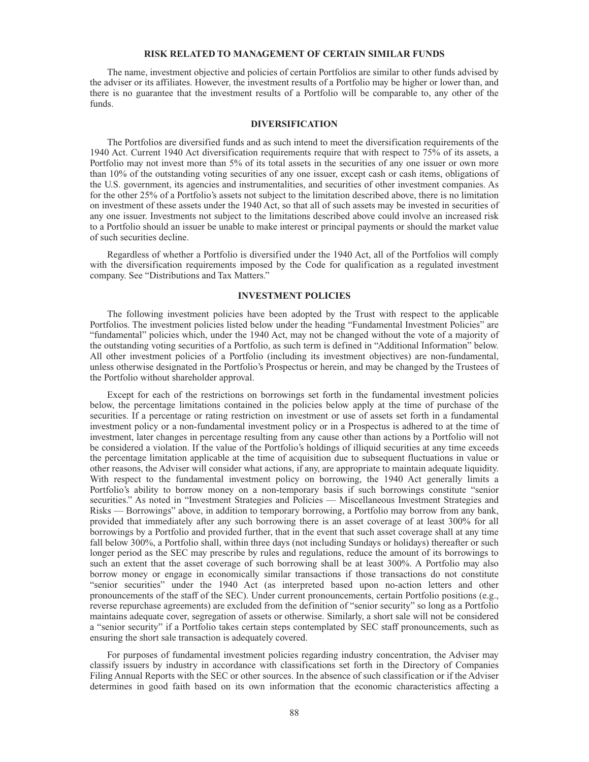## RISK RELATED TO MANAGEMENT OF CERTAIN SIMILAR FUNDS

The name, investment objective and policies of certain Portfolios are similar to other funds advised by the adviser or its affiliates. However, the investment results of a Portfolio may be higher or lower than, and there is no guarantee that the investment results of a Portfolio will be comparable to, any other of the funds.

## DIVERSIFICATION

The Portfolios are diversified funds and as such intend to meet the diversification requirements of the 1940 Act. Current 1940 Act diversification requirements require that with respect to 75% of its assets, a Portfolio may not invest more than 5% of its total assets in the securities of any one issuer or own more than 10% of the outstanding voting securities of any one issuer, except cash or cash items, obligations of the U.S. government, its agencies and instrumentalities, and securities of other investment companies. As for the other 25% of a Portfolio's assets not subject to the limitation described above, there is no limitation on investment of these assets under the 1940 Act, so that all of such assets may be invested in securities of any one issuer. Investments not subject to the limitations described above could involve an increased risk to a Portfolio should an issuer be unable to make interest or principal payments or should the market value of such securities decline.

Regardless of whether a Portfolio is diversified under the 1940 Act, all of the Portfolios will comply with the diversification requirements imposed by the Code for qualification as a regulated investment company. See "Distributions and Tax Matters."

## INVESTMENT POLICIES

The following investment policies have been adopted by the Trust with respect to the applicable Portfolios. The investment policies listed below under the heading "Fundamental Investment Policies" are "fundamental" policies which, under the 1940 Act, may not be changed without the vote of a majority of the outstanding voting securities of a Portfolio, as such term is defined in "Additional Information" below. All other investment policies of a Portfolio (including its investment objectives) are non-fundamental, unless otherwise designated in the Portfolio's Prospectus or herein, and may be changed by the Trustees of the Portfolio without shareholder approval.

Except for each of the restrictions on borrowings set forth in the fundamental investment policies below, the percentage limitations contained in the policies below apply at the time of purchase of the securities. If a percentage or rating restriction on investment or use of assets set forth in a fundamental investment policy or a non-fundamental investment policy or in a Prospectus is adhered to at the time of investment, later changes in percentage resulting from any cause other than actions by a Portfolio will not be considered a violation. If the value of the Portfolio's holdings of illiquid securities at any time exceeds the percentage limitation applicable at the time of acquisition due to subsequent fluctuations in value or other reasons, the Adviser will consider what actions, if any, are appropriate to maintain adequate liquidity. With respect to the fundamental investment policy on borrowing, the 1940 Act generally limits a Portfolio's ability to borrow money on a non-temporary basis if such borrowings constitute "senior securities." As noted in "Investment Strategies and Policies — Miscellaneous Investment Strategies and Risks — Borrowings" above, in addition to temporary borrowing, a Portfolio may borrow from any bank, provided that immediately after any such borrowing there is an asset coverage of at least 300% for all borrowings by a Portfolio and provided further, that in the event that such asset coverage shall at any time fall below 300%, a Portfolio shall, within three days (not including Sundays or holidays) thereafter or such longer period as the SEC may prescribe by rules and regulations, reduce the amount of its borrowings to such an extent that the asset coverage of such borrowing shall be at least 300%. A Portfolio may also borrow money or engage in economically similar transactions if those transactions do not constitute "senior securities" under the 1940 Act (as interpreted based upon no-action letters and other pronouncements of the staff of the SEC). Under current pronouncements, certain Portfolio positions (e.g., reverse repurchase agreements) are excluded from the definition of "senior security" so long as a Portfolio maintains adequate cover, segregation of assets or otherwise. Similarly, a short sale will not be considered a "senior security" if a Portfolio takes certain steps contemplated by SEC staff pronouncements, such as ensuring the short sale transaction is adequately covered.

For purposes of fundamental investment policies regarding industry concentration, the Adviser may classify issuers by industry in accordance with classifications set forth in the Directory of Companies Filing Annual Reports with the SEC or other sources. In the absence of such classification or if the Adviser determines in good faith based on its own information that the economic characteristics affecting a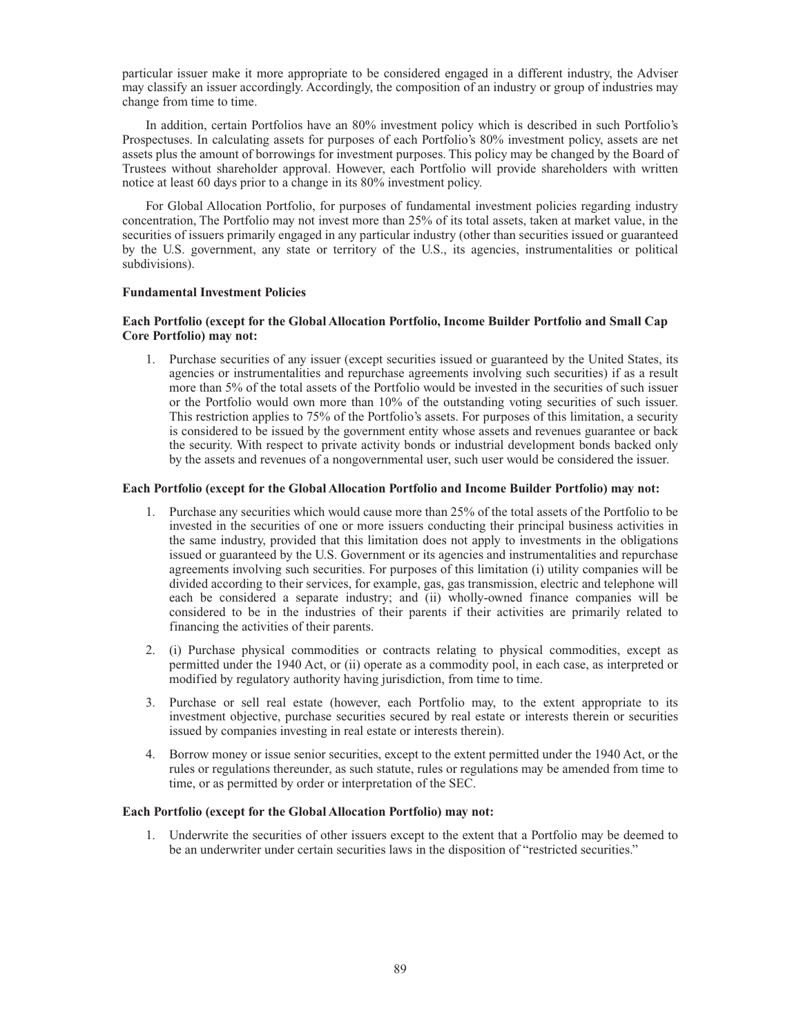particular issuer make it more appropriate to be considered engaged in a different industry, the Adviser may classify an issuer accordingly. Accordingly, the composition of an industry or group of industries may change from time to time.

In addition, certain Portfolios have an 80% investment policy which is described in such Portfolio's Prospectuses. In calculating assets for purposes of each Portfolio's 80% investment policy, assets are net assets plus the amount of borrowings for investment purposes. This policy may be changed by the Board of Trustees without shareholder approval. However, each Portfolio will provide shareholders with written notice at least 60 days prior to a change in its 80% investment policy.

For Global Allocation Portfolio, for purposes of fundamental investment policies regarding industry concentration, The Portfolio may not invest more than 25% of its total assets, taken at market value, in the securities of issuers primarily engaged in any particular industry (other than securities issued or guaranteed by the U.S. government, any state or territory of the U.S., its agencies, instrumentalities or political subdivisions).

**Fundamental Investment Policies**

**Each Portfolio (except for the Global Allocation Portfolio, Income Builder Portfolio and Small Cap Core Portfolio) may not:**

1. Purchase securities of any issuer (except securities issued or guaranteed by the United States, its agencies or instrumentalities and repurchase agreements involving such securities) if as a result more than 5% of the total assets of the Portfolio would be invested in the securities of such issuer or the Portfolio would own more than 10% of the outstanding voting securities of such issuer. This restriction applies to 75% of the Portfolio's assets. For purposes of this limitation, a security is considered to be issued by the government entity whose assets and revenues guarantee or back the security. With respect to private activity bonds or industrial development bonds backed only by the assets and revenues of a nongovernmental user, such user would be considered the issuer.

**Each Portfolio (except for the Global Allocation Portfolio and Income Builder Portfolio) may not:**

1. Purchase any securities which would cause more than 25% of the total assets of the Portfolio to be invested in the securities of one or more issuers conducting their principal business activities in the same industry, provided that this limitation does not apply to investments in the obligations issued or guaranteed by the U.S. Government or its agencies and instrumentalities and repurchase agreements involving such securities. For purposes of this limitation (i) utility companies will be divided according to their services, for example, gas, gas transmission, electric and telephone will each be considered a separate industry; and (ii) wholly-owned finance companies will be considered to be in the industries of their parents if their activities are primarily related to financing the activities of their parents.

2. (i) Purchase physical commodities or contracts relating to physical commodities, except as permitted under the 1940 Act, or (ii) operate as a commodity pool, in each case, as interpreted or modified by regulatory authority having jurisdiction, from time to time.

3. Purchase or sell real estate (however, each Portfolio may, to the extent appropriate to its investment objective, purchase securities secured by real estate or interests therein or securities issued by companies investing in real estate or interests therein).

4. Borrow money or issue senior securities, except to the extent permitted under the 1940 Act, or the rules or regulations thereunder, as such statute, rules or regulations may be amended from time to time, or as permitted by order or interpretation of the SEC.

**Each Portfolio (except for the Global Allocation Portfolio) may not:**

1. Underwrite the securities of other issuers except to the extent that a Portfolio may be deemed to be an underwriter under certain securities laws in the disposition of "restricted securities."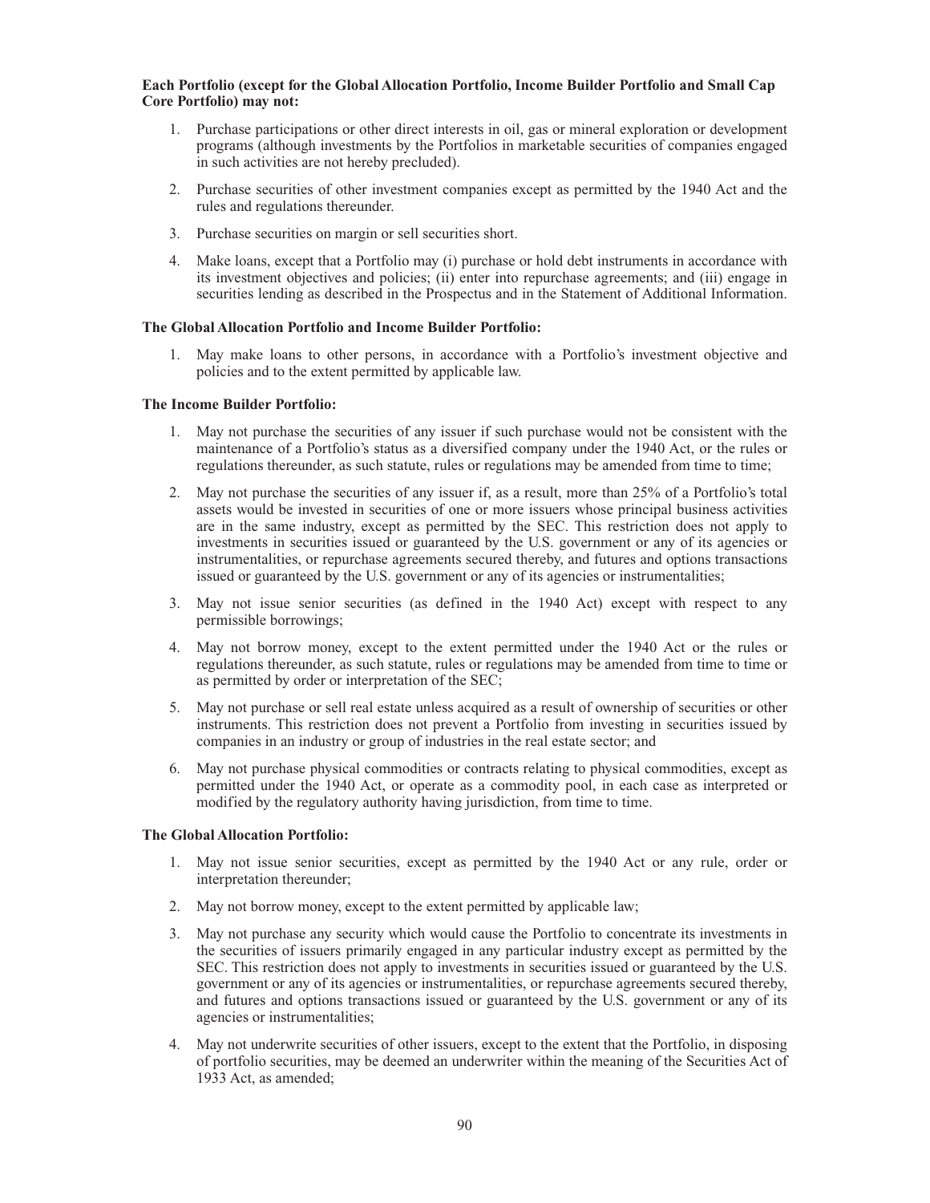**Each Portfolio (except for the Global Allocation Portfolio, Income Builder Portfolio and Small Cap Core Portfolio) may not:**

1. Purchase participations or other direct interests in oil, gas or mineral exploration or development programs (although investments by the Portfolios in marketable securities of companies engaged in such activities are not hereby precluded).
2. Purchase securities of other investment companies except as permitted by the 1940 Act and the rules and regulations thereunder.
3. Purchase securities on margin or sell securities short.
4. Make loans, except that a Portfolio may (i) purchase or hold debt instruments in accordance with its investment objectives and policies; (ii) enter into repurchase agreements; and (iii) engage in securities lending as described in the Prospectus and in the Statement of Additional Information.

**The Global Allocation Portfolio and Income Builder Portfolio:**

1. May make loans to other persons, in accordance with a Portfolio's investment objective and policies and to the extent permitted by applicable law.

**The Income Builder Portfolio:**

1. May not purchase the securities of any issuer if such purchase would not be consistent with the maintenance of a Portfolio's status as a diversified company under the 1940 Act, or the rules or regulations thereunder, as such statute, rules or regulations may be amended from time to time;
2. May not purchase the securities of any issuer if, as a result, more than 25% of a Portfolio's total assets would be invested in securities of one or more issuers whose principal business activities are in the same industry, except as permitted by the SEC. This restriction does not apply to investments in securities issued or guaranteed by the U.S. government or any of its agencies or instrumentalities, or repurchase agreements secured thereby, and futures and options transactions issued or guaranteed by the U.S. government or any of its agencies or instrumentalities;
3. May not issue senior securities (as defined in the 1940 Act) except with respect to any permissible borrowings;
4. May not borrow money, except to the extent permitted under the 1940 Act or the rules or regulations thereunder, as such statute, rules or regulations may be amended from time to time or as permitted by order or interpretation of the SEC;
5. May not purchase or sell real estate unless acquired as a result of ownership of securities or other instruments. This restriction does not prevent a Portfolio from investing in securities issued by companies in an industry or group of industries in the real estate sector; and
6. May not purchase physical commodities or contracts relating to physical commodities, except as permitted under the 1940 Act, or operate as a commodity pool, in each case as interpreted or modified by the regulatory authority having jurisdiction, from time to time.

**The Global Allocation Portfolio:**

1. May not issue senior securities, except as permitted by the 1940 Act or any rule, order or interpretation thereunder;
2. May not borrow money, except to the extent permitted by applicable law;
3. May not purchase any security which would cause the Portfolio to concentrate its investments in the securities of issuers primarily engaged in any particular industry except as permitted by the SEC. This restriction does not apply to investments in securities issued or guaranteed by the U.S. government or any of its agencies or instrumentalities, or repurchase agreements secured thereby, and futures and options transactions issued or guaranteed by the U.S. government or any of its agencies or instrumentalities;
4. May not underwrite securities of other issuers, except to the extent that the Portfolio, in disposing of portfolio securities, may be deemed an underwriter within the meaning of the Securities Act of 1933 Act, as amended;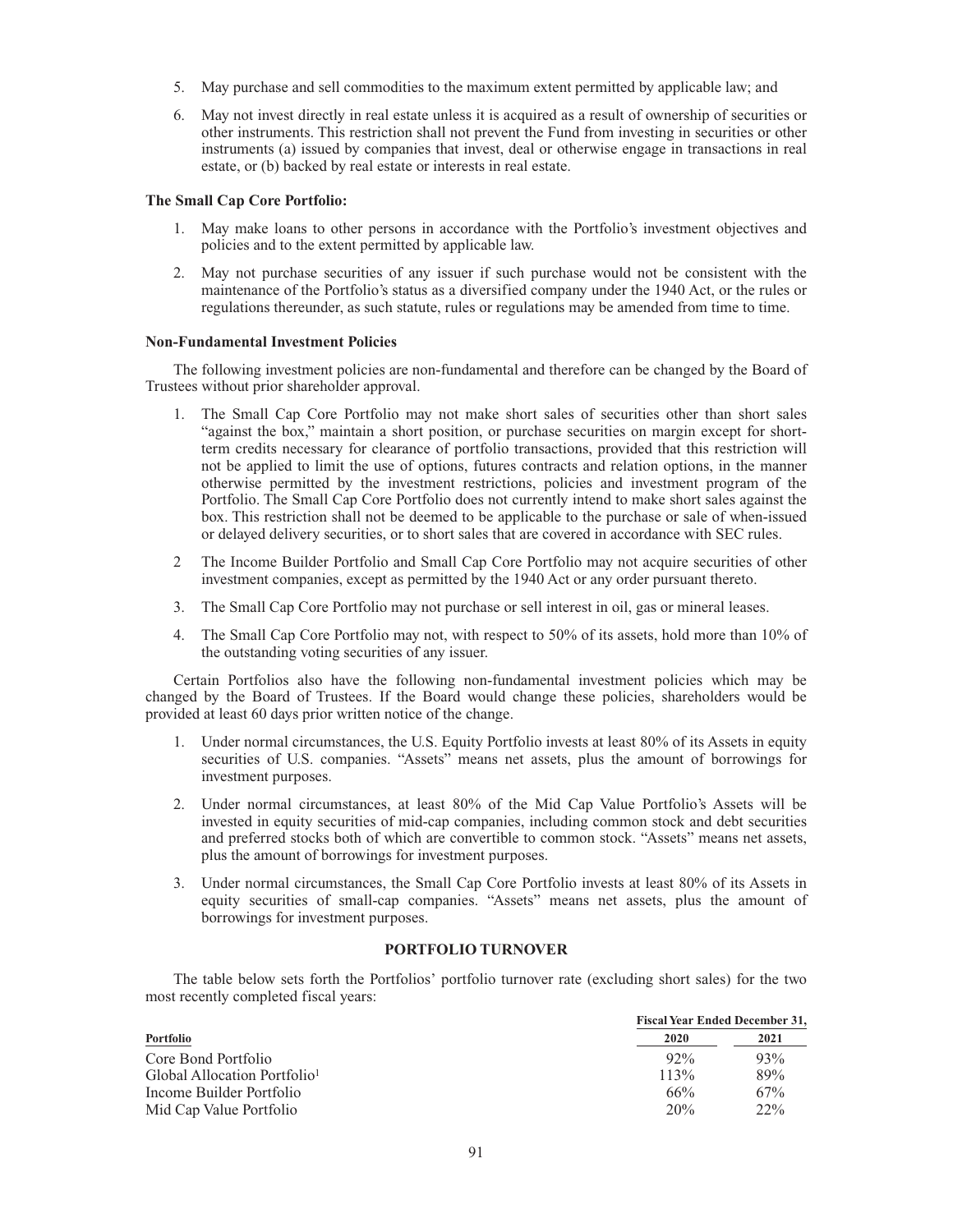5. May purchase and sell commodities to the maximum extent permitted by applicable law; and

6. May not invest directly in real estate unless it is acquired as a result of ownership of securities or other instruments. This restriction shall not prevent the Fund from investing in securities or other instruments (a) issued by companies that invest, deal or otherwise engage in transactions in real estate, or (b) backed by real estate or interests in real estate.

**The Small Cap Core Portfolio:**

1. May make loans to other persons in accordance with the Portfolio's investment objectives and policies and to the extent permitted by applicable law.

2. May not purchase securities of any issuer if such purchase would not be consistent with the maintenance of the Portfolio's status as a diversified company under the 1940 Act, or the rules or regulations thereunder, as such statute, rules or regulations may be amended from time to time.

**Non-Fundamental Investment Policies**

The following investment policies are non-fundamental and therefore can be changed by the Board of Trustees without prior shareholder approval.

1. The Small Cap Core Portfolio may not make short sales of securities other than short sales "against the box," maintain a short position, or purchase securities on margin except for short-term credits necessary for clearance of portfolio transactions, provided that this restriction will not be applied to limit the use of options, futures contracts and relation options, in the manner otherwise permitted by the investment restrictions, policies and investment program of the Portfolio. The Small Cap Core Portfolio does not currently intend to make short sales against the box. This restriction shall not be deemed to be applicable to the purchase or sale of when-issued or delayed delivery securities, or to short sales that are covered in accordance with SEC rules.

2. The Income Builder Portfolio and Small Cap Core Portfolio may not acquire securities of other investment companies, except as permitted by the 1940 Act or any order pursuant thereto.

3. The Small Cap Core Portfolio may not purchase or sell interest in oil, gas or mineral leases.

4. The Small Cap Core Portfolio may not, with respect to 50% of its assets, hold more than 10% of the outstanding voting securities of any issuer.

Certain Portfolios also have the following non-fundamental investment policies which may be changed by the Board of Trustees. If the Board would change these policies, shareholders would be provided at least 60 days prior written notice of the change.

1. Under normal circumstances, the U.S. Equity Portfolio invests at least 80% of its Assets in equity securities of U.S. companies. "Assets" means net assets, plus the amount of borrowings for investment purposes.

2. Under normal circumstances, at least 80% of the Mid Cap Value Portfolio's Assets will be invested in equity securities of mid-cap companies, including common stock and debt securities and preferred stocks both of which are convertible to common stock. "Assets" means net assets, plus the amount of borrowings for investment purposes.

3. Under normal circumstances, the Small Cap Core Portfolio invests at least 80% of its Assets in equity securities of small-cap companies. "Assets" means net assets, plus the amount of borrowings for investment purposes.

## PORTFOLIO TURNOVER

The table below sets forth the Portfolios' portfolio turnover rate (excluding short sales) for the two most recently completed fiscal years:

| | Fiscal Year Ended December 31, | |
|---|---|---|
| **Portfolio** | **2020** | **2021** |
| Core Bond Portfolio | 92% | 93% |
| Global Allocation Portfolio[1] | 113% | 89% |
| Income Builder Portfolio | 66% | 67% |
| Mid Cap Value Portfolio | 20% | 22% |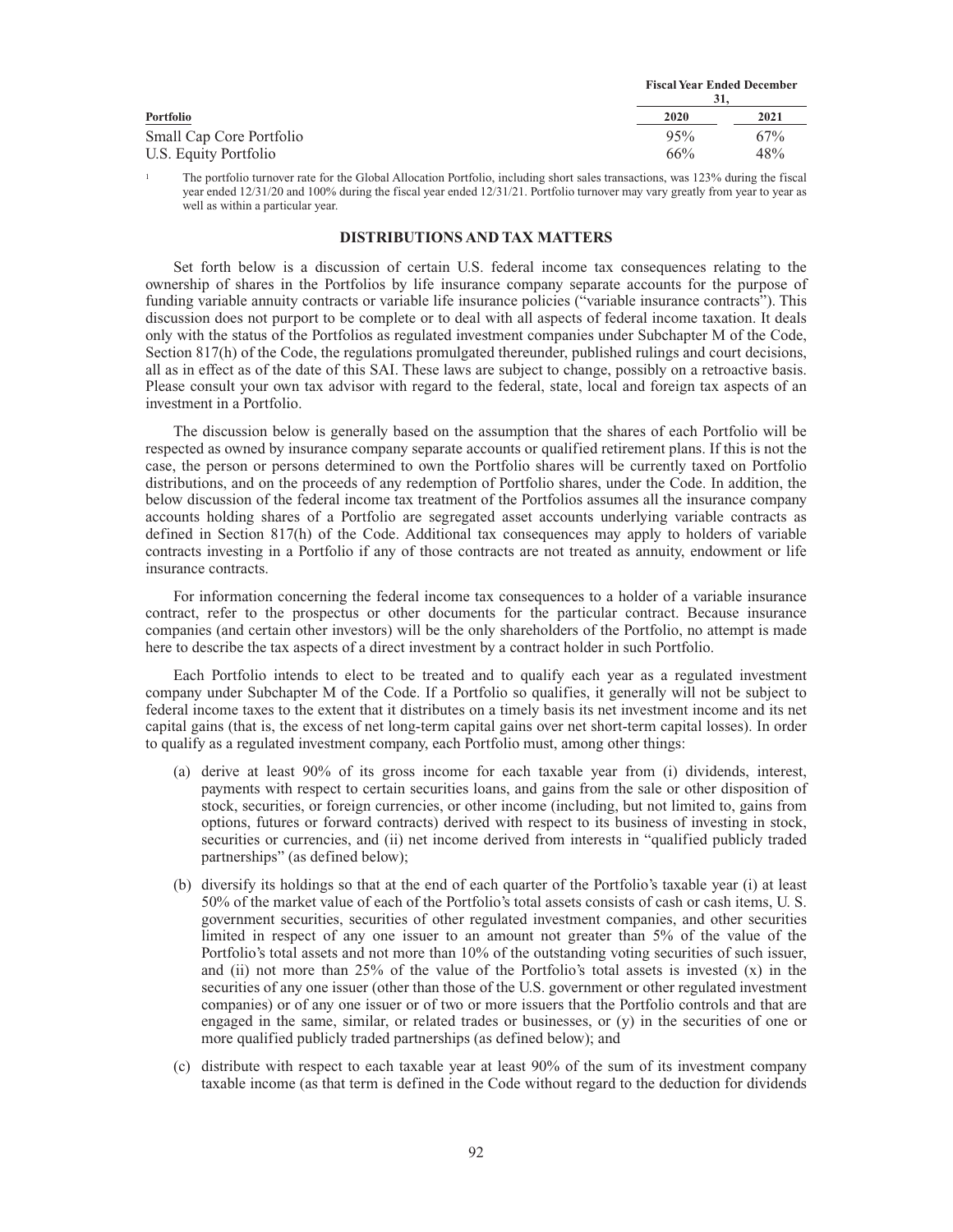| Portfolio | Fiscal Year Ended December 31, | |
|---|---|---|
| | 2020 | 2021 |
| Small Cap Core Portfolio | 95% | 67% |
| U.S. Equity Portfolio | 66% | 48% |

[1] The portfolio turnover rate for the Global Allocation Portfolio, including short sales transactions, was 123% during the fiscal year ended 12/31/20 and 100% during the fiscal year ended 12/31/21. Portfolio turnover may vary greatly from year to year as well as within a particular year.

## DISTRIBUTIONS AND TAX MATTERS

Set forth below is a discussion of certain U.S. federal income tax consequences relating to the ownership of shares in the Portfolios by life insurance company separate accounts for the purpose of funding variable annuity contracts or variable life insurance policies ("variable insurance contracts"). This discussion does not purport to be complete or to deal with all aspects of federal income taxation. It deals only with the status of the Portfolios as regulated investment companies under Subchapter M of the Code, Section 817(h) of the Code, the regulations promulgated thereunder, published rulings and court decisions, all as in effect as of the date of this SAI. These laws are subject to change, possibly on a retroactive basis. Please consult your own tax advisor with regard to the federal, state, local and foreign tax aspects of an investment in a Portfolio.

The discussion below is generally based on the assumption that the shares of each Portfolio will be respected as owned by insurance company separate accounts or qualified retirement plans. If this is not the case, the person or persons determined to own the Portfolio shares will be currently taxed on Portfolio distributions, and on the proceeds of any redemption of Portfolio shares, under the Code. In addition, the below discussion of the federal income tax treatment of the Portfolios assumes all the insurance company accounts holding shares of a Portfolio are segregated asset accounts underlying variable contracts as defined in Section 817(h) of the Code. Additional tax consequences may apply to holders of variable contracts investing in a Portfolio if any of those contracts are not treated as annuity, endowment or life insurance contracts.

For information concerning the federal income tax consequences to a holder of a variable insurance contract, refer to the prospectus or other documents for the particular contract. Because insurance companies (and certain other investors) will be the only shareholders of the Portfolio, no attempt is made here to describe the tax aspects of a direct investment by a contract holder in such Portfolio.

Each Portfolio intends to elect to be treated and to qualify each year as a regulated investment company under Subchapter M of the Code. If a Portfolio so qualifies, it generally will not be subject to federal income taxes to the extent that it distributes on a timely basis its net investment income and its net capital gains (that is, the excess of net long-term capital gains over net short-term capital losses). In order to qualify as a regulated investment company, each Portfolio must, among other things:

(a) derive at least 90% of its gross income for each taxable year from (i) dividends, interest, payments with respect to certain securities loans, and gains from the sale or other disposition of stock, securities, or foreign currencies, or other income (including, but not limited to, gains from options, futures or forward contracts) derived with respect to its business of investing in stock, securities or currencies, and (ii) net income derived from interests in "qualified publicly traded partnerships" (as defined below);

(b) diversify its holdings so that at the end of each quarter of the Portfolio's taxable year (i) at least 50% of the market value of each of the Portfolio's total assets consists of cash or cash items, U. S. government securities, securities of other regulated investment companies, and other securities limited in respect of any one issuer to an amount not greater than 5% of the value of the Portfolio's total assets and not more than 10% of the outstanding voting securities of such issuer, and (ii) not more than 25% of the value of the Portfolio's total assets is invested (x) in the securities of any one issuer (other than those of the U.S. government or other regulated investment companies) or of any one issuer or of two or more issuers that the Portfolio controls and that are engaged in the same, similar, or related trades or businesses, or (y) in the securities of one or more qualified publicly traded partnerships (as defined below); and

(c) distribute with respect to each taxable year at least 90% of the sum of its investment company taxable income (as that term is defined in the Code without regard to the deduction for dividends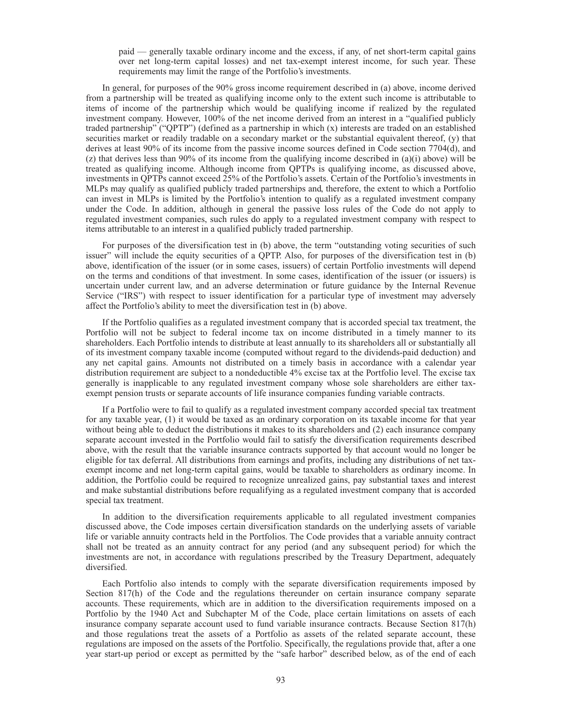paid — generally taxable ordinary income and the excess, if any, of net short-term capital gains over net long-term capital losses) and net tax-exempt interest income, for such year. These requirements may limit the range of the Portfolio's investments.

In general, for purposes of the 90% gross income requirement described in (a) above, income derived from a partnership will be treated as qualifying income only to the extent such income is attributable to items of income of the partnership which would be qualifying income if realized by the regulated investment company. However, 100% of the net income derived from an interest in a "qualified publicly traded partnership" ("QPTP") (defined as a partnership in which (x) interests are traded on an established securities market or readily tradable on a secondary market or the substantial equivalent thereof, (y) that derives at least 90% of its income from the passive income sources defined in Code section 7704(d), and (z) that derives less than 90% of its income from the qualifying income described in (a)(i) above) will be treated as qualifying income. Although income from QPTPs is qualifying income, as discussed above, investments in QPTPs cannot exceed 25% of the Portfolio's assets. Certain of the Portfolio's investments in MLPs may qualify as qualified publicly traded partnerships and, therefore, the extent to which a Portfolio can invest in MLPs is limited by the Portfolio's intention to qualify as a regulated investment company under the Code. In addition, although in general the passive loss rules of the Code do not apply to regulated investment companies, such rules do apply to a regulated investment company with respect to items attributable to an interest in a qualified publicly traded partnership.

For purposes of the diversification test in (b) above, the term "outstanding voting securities of such issuer" will include the equity securities of a QPTP. Also, for purposes of the diversification test in (b) above, identification of the issuer (or in some cases, issuers) of certain Portfolio investments will depend on the terms and conditions of that investment. In some cases, identification of the issuer (or issuers) is uncertain under current law, and an adverse determination or future guidance by the Internal Revenue Service ("IRS") with respect to issuer identification for a particular type of investment may adversely affect the Portfolio's ability to meet the diversification test in (b) above.

If the Portfolio qualifies as a regulated investment company that is accorded special tax treatment, the Portfolio will not be subject to federal income tax on income distributed in a timely manner to its shareholders. Each Portfolio intends to distribute at least annually to its shareholders all or substantially all of its investment company taxable income (computed without regard to the dividends-paid deduction) and any net capital gains. Amounts not distributed on a timely basis in accordance with a calendar year distribution requirement are subject to a nondeductible 4% excise tax at the Portfolio level. The excise tax generally is inapplicable to any regulated investment company whose sole shareholders are either tax-exempt pension trusts or separate accounts of life insurance companies funding variable contracts.

If a Portfolio were to fail to qualify as a regulated investment company accorded special tax treatment for any taxable year, (1) it would be taxed as an ordinary corporation on its taxable income for that year without being able to deduct the distributions it makes to its shareholders and (2) each insurance company separate account invested in the Portfolio would fail to satisfy the diversification requirements described above, with the result that the variable insurance contracts supported by that account would no longer be eligible for tax deferral. All distributions from earnings and profits, including any distributions of net tax-exempt income and net long-term capital gains, would be taxable to shareholders as ordinary income. In addition, the Portfolio could be required to recognize unrealized gains, pay substantial taxes and interest and make substantial distributions before requalifying as a regulated investment company that is accorded special tax treatment.

In addition to the diversification requirements applicable to all regulated investment companies discussed above, the Code imposes certain diversification standards on the underlying assets of variable life or variable annuity contracts held in the Portfolios. The Code provides that a variable annuity contract shall not be treated as an annuity contract for any period (and any subsequent period) for which the investments are not, in accordance with regulations prescribed by the Treasury Department, adequately diversified.

Each Portfolio also intends to comply with the separate diversification requirements imposed by Section 817(h) of the Code and the regulations thereunder on certain insurance company separate accounts. These requirements, which are in addition to the diversification requirements imposed on a Portfolio by the 1940 Act and Subchapter M of the Code, place certain limitations on assets of each insurance company separate account used to fund variable insurance contracts. Because Section 817(h) and those regulations treat the assets of a Portfolio as assets of the related separate account, these regulations are imposed on the assets of the Portfolio. Specifically, the regulations provide that, after a one year start-up period or except as permitted by the "safe harbor" described below, as of the end of each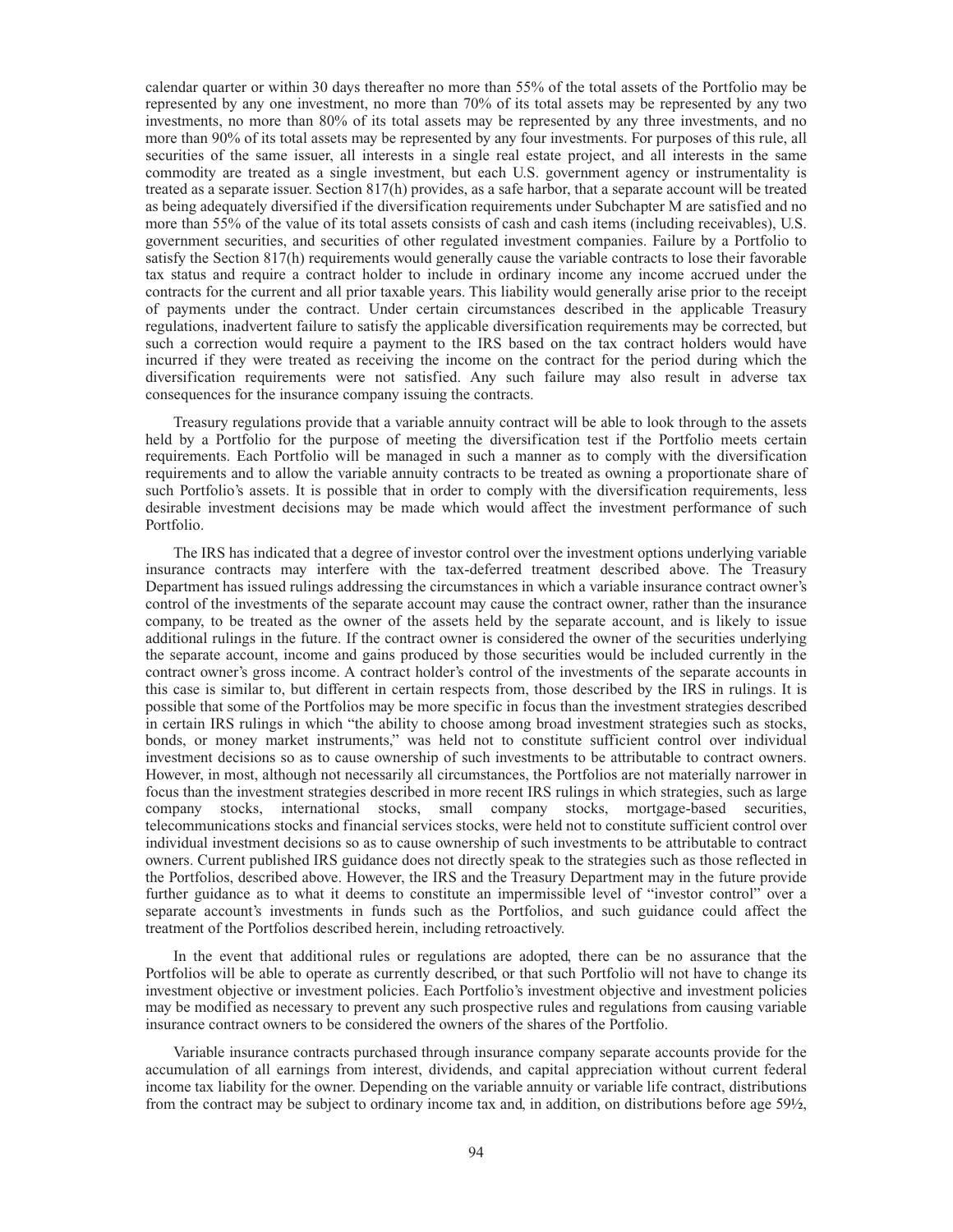calendar quarter or within 30 days thereafter no more than 55% of the total assets of the Portfolio may be represented by any one investment, no more than 70% of its total assets may be represented by any two investments, no more than 80% of its total assets may be represented by any three investments, and no more than 90% of its total assets may be represented by any four investments. For purposes of this rule, all securities of the same issuer, all interests in a single real estate project, and all interests in the same commodity are treated as a single investment, but each U.S. government agency or instrumentality is treated as a separate issuer. Section 817(h) provides, as a safe harbor, that a separate account will be treated as being adequately diversified if the diversification requirements under Subchapter M are satisfied and no more than 55% of the value of its total assets consists of cash and cash items (including receivables), U.S. government securities, and securities of other regulated investment companies. Failure by a Portfolio to satisfy the Section 817(h) requirements would generally cause the variable contracts to lose their favorable tax status and require a contract holder to include in ordinary income any income accrued under the contracts for the current and all prior taxable years. This liability would generally arise prior to the receipt of payments under the contract. Under certain circumstances described in the applicable Treasury regulations, inadvertent failure to satisfy the applicable diversification requirements may be corrected, but such a correction would require a payment to the IRS based on the tax contract holders would have incurred if they were treated as receiving the income on the contract for the period during which the diversification requirements were not satisfied. Any such failure may also result in adverse tax consequences for the insurance company issuing the contracts.

Treasury regulations provide that a variable annuity contract will be able to look through to the assets held by a Portfolio for the purpose of meeting the diversification test if the Portfolio meets certain requirements. Each Portfolio will be managed in such a manner as to comply with the diversification requirements and to allow the variable annuity contracts to be treated as owning a proportionate share of such Portfolio's assets. It is possible that in order to comply with the diversification requirements, less desirable investment decisions may be made which would affect the investment performance of such Portfolio.

The IRS has indicated that a degree of investor control over the investment options underlying variable insurance contracts may interfere with the tax-deferred treatment described above. The Treasury Department has issued rulings addressing the circumstances in which a variable insurance contract owner's control of the investments of the separate account may cause the contract owner, rather than the insurance company, to be treated as the owner of the assets held by the separate account, and is likely to issue additional rulings in the future. If the contract owner is considered the owner of the securities underlying the separate account, income and gains produced by those securities would be included currently in the contract owner's gross income. A contract holder's control of the investments of the separate accounts in this case is similar to, but different in certain respects from, those described by the IRS in rulings. It is possible that some of the Portfolios may be more specific in focus than the investment strategies described in certain IRS rulings in which "the ability to choose among broad investment strategies such as stocks, bonds, or money market instruments," was held not to constitute sufficient control over individual investment decisions so as to cause ownership of such investments to be attributable to contract owners. However, in most, although not necessarily all circumstances, the Portfolios are not materially narrower in focus than the investment strategies described in more recent IRS rulings in which strategies, such as large company stocks, international stocks, small company stocks, mortgage-based securities, telecommunications stocks and financial services stocks, were held not to constitute sufficient control over individual investment decisions so as to cause ownership of such investments to be attributable to contract owners. Current published IRS guidance does not directly speak to the strategies such as those reflected in the Portfolios, described above. However, the IRS and the Treasury Department may in the future provide further guidance as to what it deems to constitute an impermissible level of "investor control" over a separate account's investments in funds such as the Portfolios, and such guidance could affect the treatment of the Portfolios described herein, including retroactively.

In the event that additional rules or regulations are adopted, there can be no assurance that the Portfolios will be able to operate as currently described, or that such Portfolio will not have to change its investment objective or investment policies. Each Portfolio's investment objective and investment policies may be modified as necessary to prevent any such prospective rules and regulations from causing variable insurance contract owners to be considered the owners of the shares of the Portfolio.

Variable insurance contracts purchased through insurance company separate accounts provide for the accumulation of all earnings from interest, dividends, and capital appreciation without current federal income tax liability for the owner. Depending on the variable annuity or variable life contract, distributions from the contract may be subject to ordinary income tax and, in addition, on distributions before age 59½,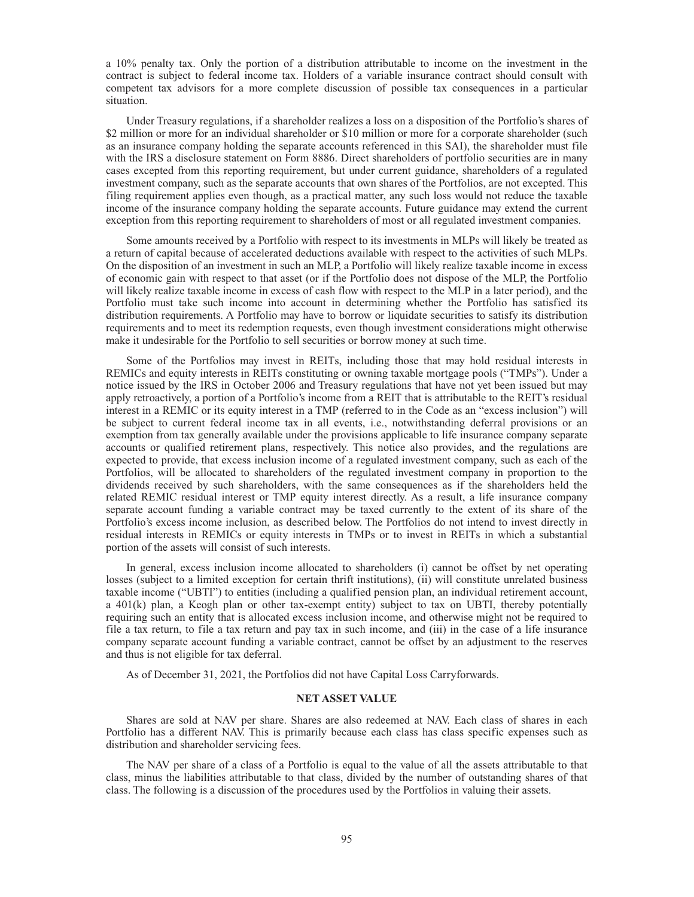a 10% penalty tax. Only the portion of a distribution attributable to income on the investment in the contract is subject to federal income tax. Holders of a variable insurance contract should consult with competent tax advisors for a more complete discussion of possible tax consequences in a particular situation.

Under Treasury regulations, if a shareholder realizes a loss on a disposition of the Portfolio's shares of $2 million or more for an individual shareholder or $10 million or more for a corporate shareholder (such as an insurance company holding the separate accounts referenced in this SAI), the shareholder must file with the IRS a disclosure statement on Form 8886. Direct shareholders of portfolio securities are in many cases excepted from this reporting requirement, but under current guidance, shareholders of a regulated investment company, such as the separate accounts that own shares of the Portfolios, are not excepted. This filing requirement applies even though, as a practical matter, any such loss would not reduce the taxable income of the insurance company holding the separate accounts. Future guidance may extend the current exception from this reporting requirement to shareholders of most or all regulated investment companies.

Some amounts received by a Portfolio with respect to its investments in MLPs will likely be treated as a return of capital because of accelerated deductions available with respect to the activities of such MLPs. On the disposition of an investment in such an MLP, a Portfolio will likely realize taxable income in excess of economic gain with respect to that asset (or if the Portfolio does not dispose of the MLP, the Portfolio will likely realize taxable income in excess of cash flow with respect to the MLP in a later period), and the Portfolio must take such income into account in determining whether the Portfolio has satisfied its distribution requirements. A Portfolio may have to borrow or liquidate securities to satisfy its distribution requirements and to meet its redemption requests, even though investment considerations might otherwise make it undesirable for the Portfolio to sell securities or borrow money at such time.

Some of the Portfolios may invest in REITs, including those that may hold residual interests in REMICs and equity interests in REITs constituting or owning taxable mortgage pools ("TMPs"). Under a notice issued by the IRS in October 2006 and Treasury regulations that have not yet been issued but may apply retroactively, a portion of a Portfolio's income from a REIT that is attributable to the REIT's residual interest in a REMIC or its equity interest in a TMP (referred to in the Code as an "excess inclusion") will be subject to current federal income tax in all events, i.e., notwithstanding deferral provisions or an exemption from tax generally available under the provisions applicable to life insurance company separate accounts or qualified retirement plans, respectively. This notice also provides, and the regulations are expected to provide, that excess inclusion income of a regulated investment company, such as each of the Portfolios, will be allocated to shareholders of the regulated investment company in proportion to the dividends received by such shareholders, with the same consequences as if the shareholders held the related REMIC residual interest or TMP equity interest directly. As a result, a life insurance company separate account funding a variable contract may be taxed currently to the extent of its share of the Portfolio's excess income inclusion, as described below. The Portfolios do not intend to invest directly in residual interests in REMICs or equity interests in TMPs or to invest in REITs in which a substantial portion of the assets will consist of such interests.

In general, excess inclusion income allocated to shareholders (i) cannot be offset by net operating losses (subject to a limited exception for certain thrift institutions), (ii) will constitute unrelated business taxable income ("UBTI") to entities (including a qualified pension plan, an individual retirement account, a 401(k) plan, a Keogh plan or other tax-exempt entity) subject to tax on UBTI, thereby potentially requiring such an entity that is allocated excess inclusion income, and otherwise might not be required to file a tax return, to file a tax return and pay tax in such income, and (iii) in the case of a life insurance company separate account funding a variable contract, cannot be offset by an adjustment to the reserves and thus is not eligible for tax deferral.

As of December 31, 2021, the Portfolios did not have Capital Loss Carryforwards.

## NET ASSET VALUE

Shares are sold at NAV per share. Shares are also redeemed at NAV. Each class of shares in each Portfolio has a different NAV. This is primarily because each class has class specific expenses such as distribution and shareholder servicing fees.

The NAV per share of a class of a Portfolio is equal to the value of all the assets attributable to that class, minus the liabilities attributable to that class, divided by the number of outstanding shares of that class. The following is a discussion of the procedures used by the Portfolios in valuing their assets.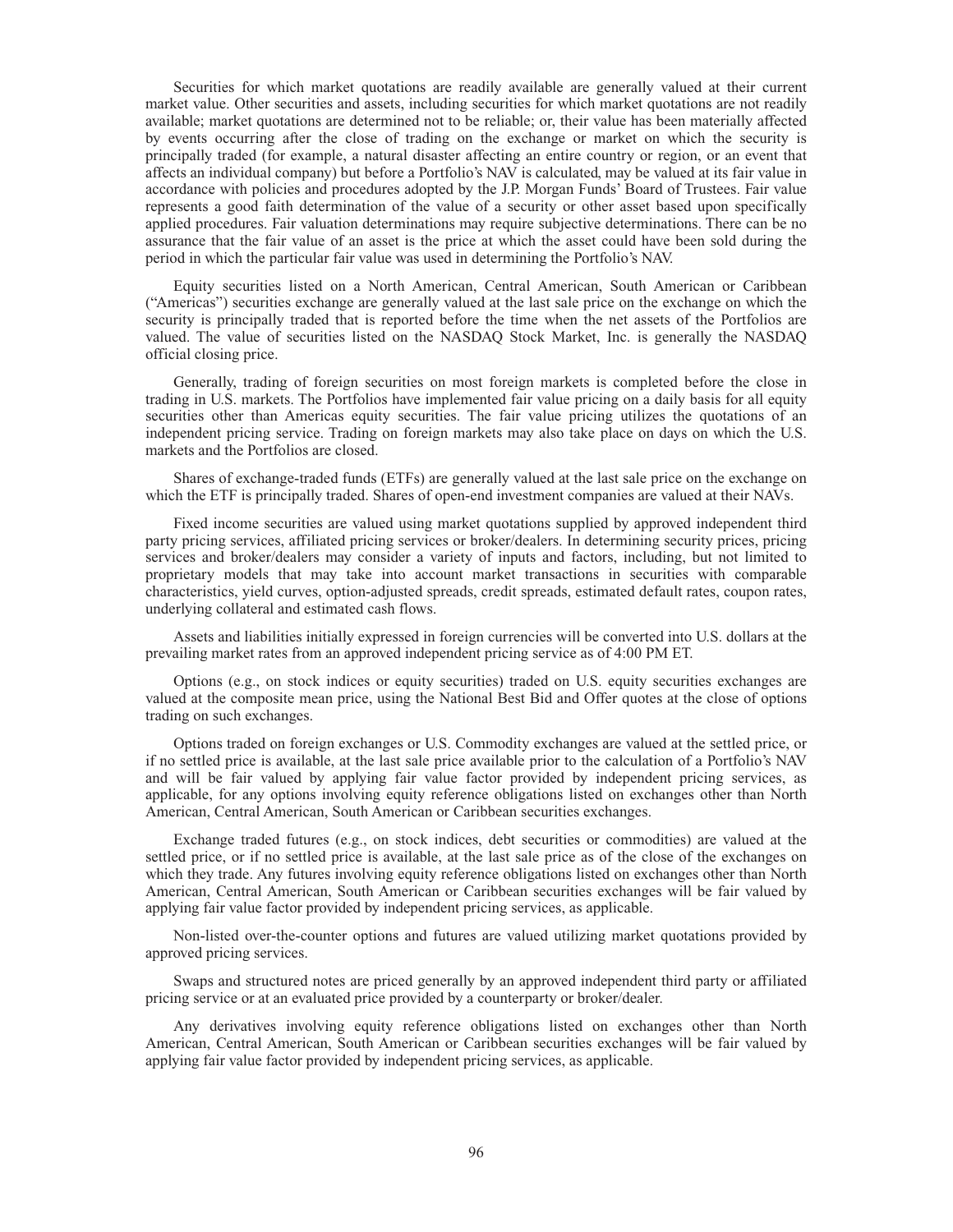Securities for which market quotations are readily available are generally valued at their current market value. Other securities and assets, including securities for which market quotations are not readily available; market quotations are determined not to be reliable; or, their value has been materially affected by events occurring after the close of trading on the exchange or market on which the security is principally traded (for example, a natural disaster affecting an entire country or region, or an event that affects an individual company) but before a Portfolio's NAV is calculated, may be valued at its fair value in accordance with policies and procedures adopted by the J.P. Morgan Funds' Board of Trustees. Fair value represents a good faith determination of the value of a security or other asset based upon specifically applied procedures. Fair valuation determinations may require subjective determinations. There can be no assurance that the fair value of an asset is the price at which the asset could have been sold during the period in which the particular fair value was used in determining the Portfolio's NAV.

Equity securities listed on a North American, Central American, South American or Caribbean ("Americas") securities exchange are generally valued at the last sale price on the exchange on which the security is principally traded that is reported before the time when the net assets of the Portfolios are valued. The value of securities listed on the NASDAQ Stock Market, Inc. is generally the NASDAQ official closing price.

Generally, trading of foreign securities on most foreign markets is completed before the close in trading in U.S. markets. The Portfolios have implemented fair value pricing on a daily basis for all equity securities other than Americas equity securities. The fair value pricing utilizes the quotations of an independent pricing service. Trading on foreign markets may also take place on days on which the U.S. markets and the Portfolios are closed.

Shares of exchange-traded funds (ETFs) are generally valued at the last sale price on the exchange on which the ETF is principally traded. Shares of open-end investment companies are valued at their NAVs.

Fixed income securities are valued using market quotations supplied by approved independent third party pricing services, affiliated pricing services or broker/dealers. In determining security prices, pricing services and broker/dealers may consider a variety of inputs and factors, including, but not limited to proprietary models that may take into account market transactions in securities with comparable characteristics, yield curves, option-adjusted spreads, credit spreads, estimated default rates, coupon rates, underlying collateral and estimated cash flows.

Assets and liabilities initially expressed in foreign currencies will be converted into U.S. dollars at the prevailing market rates from an approved independent pricing service as of 4:00 PM ET.

Options (e.g., on stock indices or equity securities) traded on U.S. equity securities exchanges are valued at the composite mean price, using the National Best Bid and Offer quotes at the close of options trading on such exchanges.

Options traded on foreign exchanges or U.S. Commodity exchanges are valued at the settled price, or if no settled price is available, at the last sale price available prior to the calculation of a Portfolio's NAV and will be fair valued by applying fair value factor provided by independent pricing services, as applicable, for any options involving equity reference obligations listed on exchanges other than North American, Central American, South American or Caribbean securities exchanges.

Exchange traded futures (e.g., on stock indices, debt securities or commodities) are valued at the settled price, or if no settled price is available, at the last sale price as of the close of the exchanges on which they trade. Any futures involving equity reference obligations listed on exchanges other than North American, Central American, South American or Caribbean securities exchanges will be fair valued by applying fair value factor provided by independent pricing services, as applicable.

Non-listed over-the-counter options and futures are valued utilizing market quotations provided by approved pricing services.

Swaps and structured notes are priced generally by an approved independent third party or affiliated pricing service or at an evaluated price provided by a counterparty or broker/dealer.

Any derivatives involving equity reference obligations listed on exchanges other than North American, Central American, South American or Caribbean securities exchanges will be fair valued by applying fair value factor provided by independent pricing services, as applicable.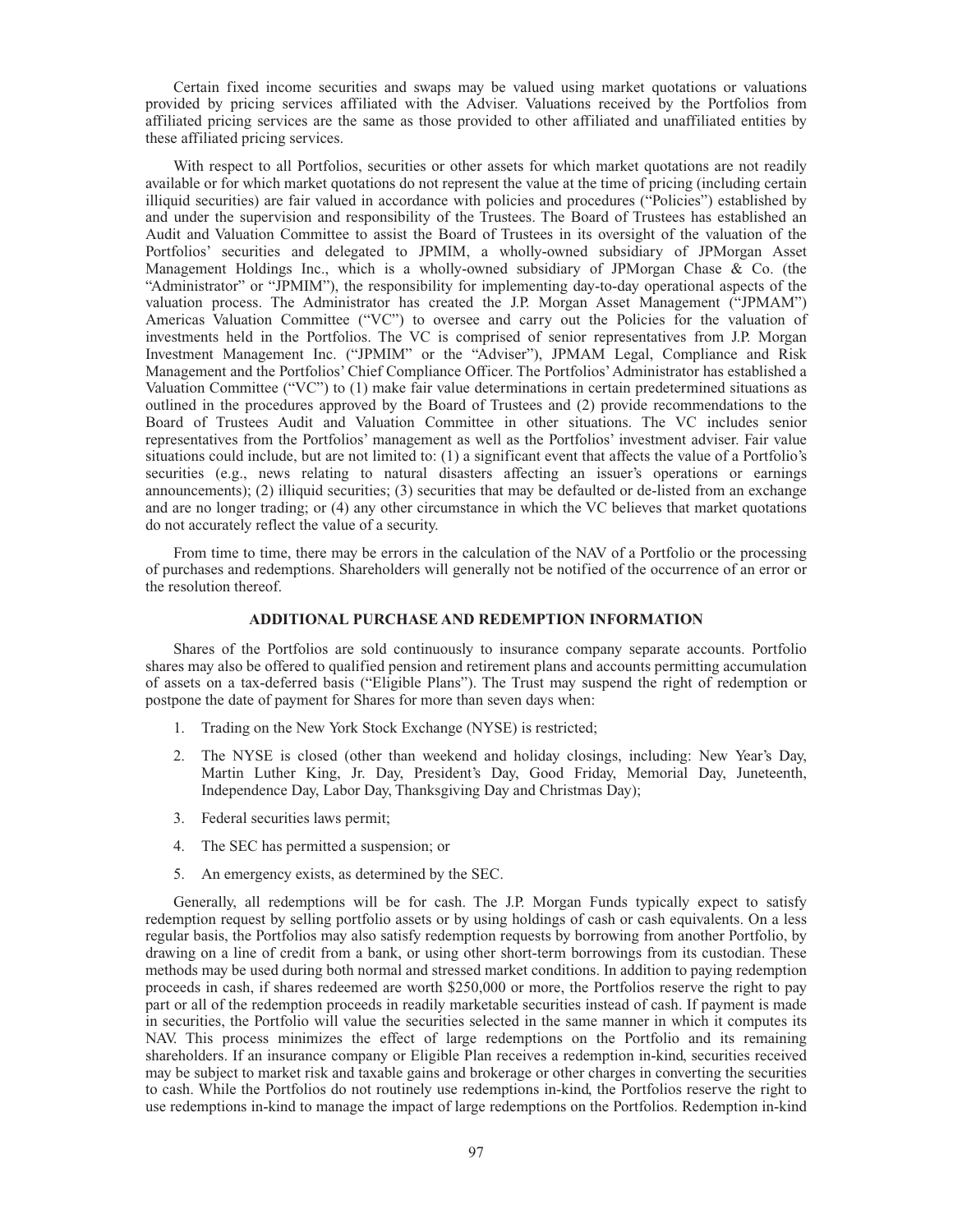Certain fixed income securities and swaps may be valued using market quotations or valuations provided by pricing services affiliated with the Adviser. Valuations received by the Portfolios from affiliated pricing services are the same as those provided to other affiliated and unaffiliated entities by these affiliated pricing services.

With respect to all Portfolios, securities or other assets for which market quotations are not readily available or for which market quotations do not represent the value at the time of pricing (including certain illiquid securities) are fair valued in accordance with policies and procedures ("Policies") established by and under the supervision and responsibility of the Trustees. The Board of Trustees has established an Audit and Valuation Committee to assist the Board of Trustees in its oversight of the valuation of the Portfolios' securities and delegated to JPMIM, a wholly-owned subsidiary of JPMorgan Asset Management Holdings Inc., which is a wholly-owned subsidiary of JPMorgan Chase & Co. (the "Administrator" or "JPMIM"), the responsibility for implementing day-to-day operational aspects of the valuation process. The Administrator has created the J.P. Morgan Asset Management ("JPMAM") Americas Valuation Committee ("VC") to oversee and carry out the Policies for the valuation of investments held in the Portfolios. The VC is comprised of senior representatives from J.P. Morgan Investment Management Inc. ("JPMIM" or the "Adviser"), JPMAM Legal, Compliance and Risk Management and the Portfolios' Chief Compliance Officer. The Portfolios' Administrator has established a Valuation Committee ("VC") to (1) make fair value determinations in certain predetermined situations as outlined in the procedures approved by the Board of Trustees and (2) provide recommendations to the Board of Trustees Audit and Valuation Committee in other situations. The VC includes senior representatives from the Portfolios' management as well as the Portfolios' investment adviser. Fair value situations could include, but are not limited to: (1) a significant event that affects the value of a Portfolio's securities (e.g., news relating to natural disasters affecting an issuer's operations or earnings announcements); (2) illiquid securities; (3) securities that may be defaulted or de-listed from an exchange and are no longer trading; or (4) any other circumstance in which the VC believes that market quotations do not accurately reflect the value of a security.

From time to time, there may be errors in the calculation of the NAV of a Portfolio or the processing of purchases and redemptions. Shareholders will generally not be notified of the occurrence of an error or the resolution thereof.

## ADDITIONAL PURCHASE AND REDEMPTION INFORMATION

Shares of the Portfolios are sold continuously to insurance company separate accounts. Portfolio shares may also be offered to qualified pension and retirement plans and accounts permitting accumulation of assets on a tax-deferred basis ("Eligible Plans"). The Trust may suspend the right of redemption or postpone the date of payment for Shares for more than seven days when:

1. Trading on the New York Stock Exchange (NYSE) is restricted;
2. The NYSE is closed (other than weekend and holiday closings, including: New Year's Day, Martin Luther King, Jr. Day, President's Day, Good Friday, Memorial Day, Juneteenth, Independence Day, Labor Day, Thanksgiving Day and Christmas Day);
3. Federal securities laws permit;
4. The SEC has permitted a suspension; or
5. An emergency exists, as determined by the SEC.

Generally, all redemptions will be for cash. The J.P. Morgan Funds typically expect to satisfy redemption request by selling portfolio assets or by using holdings of cash or cash equivalents. On a less regular basis, the Portfolios may also satisfy redemption requests by borrowing from another Portfolio, by drawing on a line of credit from a bank, or using other short-term borrowings from its custodian. These methods may be used during both normal and stressed market conditions. In addition to paying redemption proceeds in cash, if shares redeemed are worth $250,000 or more, the Portfolios reserve the right to pay part or all of the redemption proceeds in readily marketable securities instead of cash. If payment is made in securities, the Portfolio will value the securities selected in the same manner in which it computes its NAV. This process minimizes the effect of large redemptions on the Portfolio and its remaining shareholders. If an insurance company or Eligible Plan receives a redemption in-kind, securities received may be subject to market risk and taxable gains and brokerage or other charges in converting the securities to cash. While the Portfolios do not routinely use redemptions in-kind, the Portfolios reserve the right to use redemptions in-kind to manage the impact of large redemptions on the Portfolios. Redemption in-kind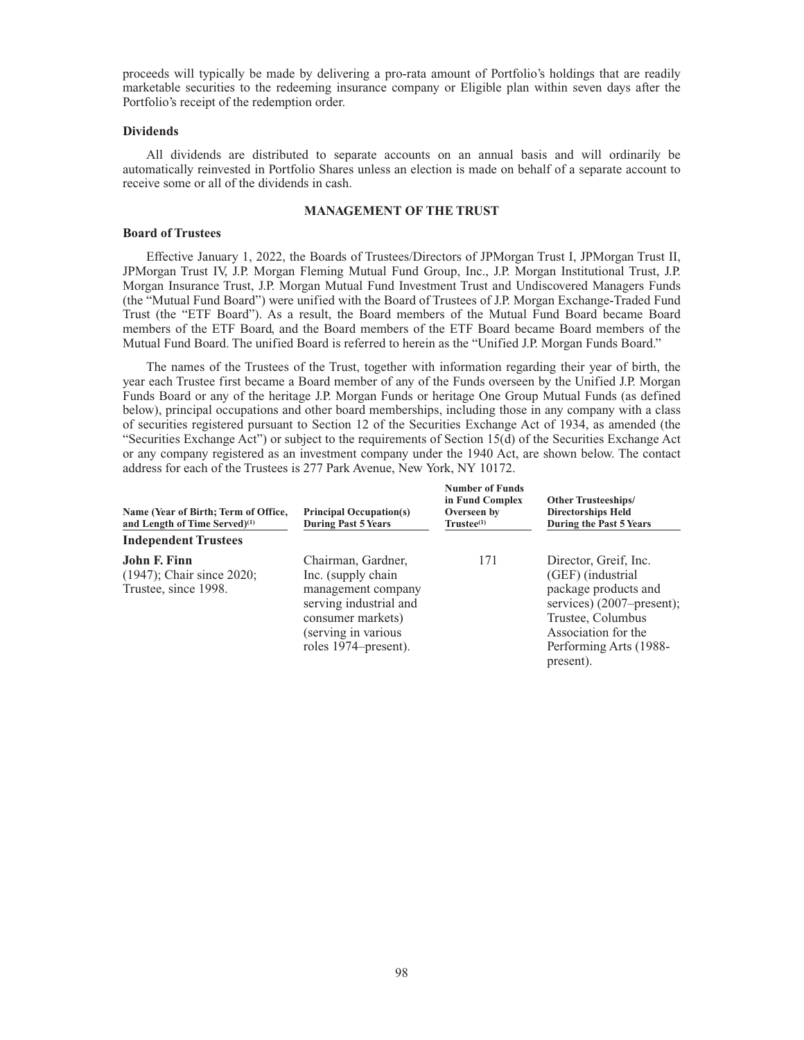proceeds will typically be made by delivering a pro-rata amount of Portfolio's holdings that are readily marketable securities to the redeeming insurance company or Eligible plan within seven days after the Portfolio's receipt of the redemption order.

### Dividends

All dividends are distributed to separate accounts on an annual basis and will ordinarily be automatically reinvested in Portfolio Shares unless an election is made on behalf of a separate account to receive some or all of the dividends in cash.

## MANAGEMENT OF THE TRUST

### Board of Trustees

Effective January 1, 2022, the Boards of Trustees/Directors of JPMorgan Trust I, JPMorgan Trust II, JPMorgan Trust IV, J.P. Morgan Fleming Mutual Fund Group, Inc., J.P. Morgan Institutional Trust, J.P. Morgan Insurance Trust, J.P. Morgan Mutual Fund Investment Trust and Undiscovered Managers Funds (the "Mutual Fund Board") were unified with the Board of Trustees of J.P. Morgan Exchange-Traded Fund Trust (the "ETF Board"). As a result, the Board members of the Mutual Fund Board became Board members of the ETF Board, and the Board members of the ETF Board became Board members of the Mutual Fund Board. The unified Board is referred to herein as the "Unified J.P. Morgan Funds Board."

The names of the Trustees of the Trust, together with information regarding their year of birth, the year each Trustee first became a Board member of any of the Funds overseen by the Unified J.P. Morgan Funds Board or any of the heritage J.P. Morgan Funds or heritage One Group Mutual Funds (as defined below), principal occupations and other board memberships, including those in any company with a class of securities registered pursuant to Section 12 of the Securities Exchange Act of 1934, as amended (the "Securities Exchange Act") or subject to the requirements of Section 15(d) of the Securities Exchange Act or any company registered as an investment company under the 1940 Act, are shown below. The contact address for each of the Trustees is 277 Park Avenue, New York, NY 10172.

| Name (Year of Birth; Term of Office, and Length of Time Served)[1] | Principal Occupation(s) During Past 5 Years | Number of Funds in Fund Complex Overseen by Trustee[1] | Other Trusteeships/ Directorships Held During the Past 5 Years |
|---|---|---|---|
| **Independent Trustees** | | | |
| **John F. Finn** (1947); Chair since 2020; Trustee, since 1998. | Chairman, Gardner, Inc. (supply chain management company serving industrial and consumer markets) (serving in various roles 1974–present). | 171 | Director, Greif, Inc. (GEF) (industrial package products and services) (2007–present); Trustee, Columbus Association for the Performing Arts (1988-present). |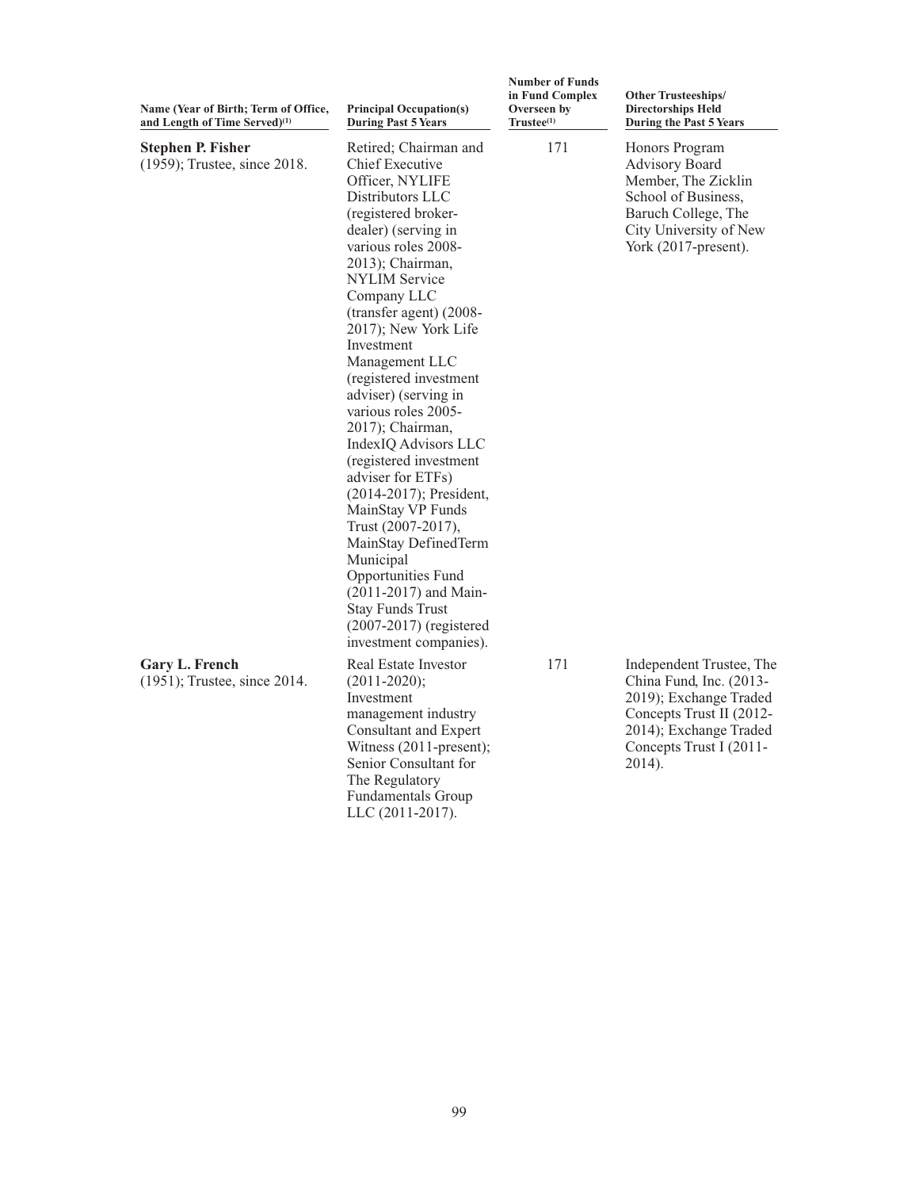| Name (Year of Birth; Term of Office, and Length of Time Served)[(1)] | Principal Occupation(s) During Past 5 Years | Number of Funds in Fund Complex Overseen by Trustee[(1)] | Other Trusteeships/ Directorships Held During the Past 5 Years |
|---|---|---|---|
| **Stephen P. Fisher** (1959); Trustee, since 2018. | Retired; Chairman and Chief Executive Officer, NYLIFE Distributors LLC (registered broker-dealer) (serving in various roles 2008-2013); Chairman, NYLIM Service Company LLC (transfer agent) (2008-2017); New York Life Investment Management LLC (registered investment adviser) (serving in various roles 2005-2017); Chairman, IndexIQ Advisors LLC (registered investment adviser for ETFs) (2014-2017); President, MainStay VP Funds Trust (2007-2017), MainStay DefinedTerm Municipal Opportunities Fund (2011-2017) and Main-Stay Funds Trust (2007-2017) (registered investment companies). | 171 | Honors Program Advisory Board Member, The Zicklin School of Business, Baruch College, The City University of New York (2017-present). |
| **Gary L. French** (1951); Trustee, since 2014. | Real Estate Investor (2011-2020); Investment management industry Consultant and Expert Witness (2011-present); Senior Consultant for The Regulatory Fundamentals Group LLC (2011-2017). | 171 | Independent Trustee, The China Fund, Inc. (2013-2019); Exchange Traded Concepts Trust II (2012-2014); Exchange Traded Concepts Trust I (2011-2014). |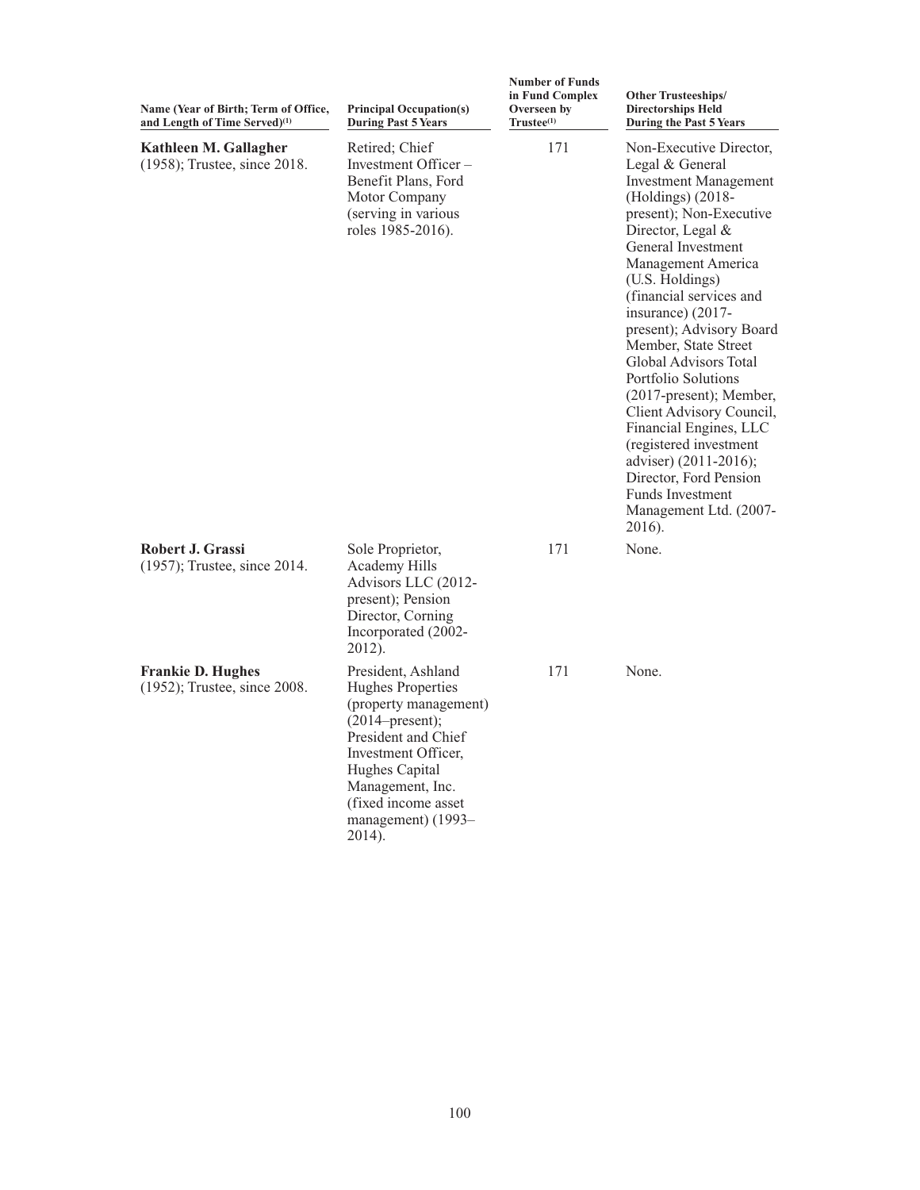| Name (Year of Birth; Term of Office, and Length of Time Served)[1] | Principal Occupation(s) During Past 5 Years | Number of Funds in Fund Complex Overseen by Trustee[1] | Other Trusteeships/ Directorships Held During the Past 5 Years |
|---|---|---|---|
| **Kathleen M. Gallagher** (1958); Trustee, since 2018. | Retired; Chief Investment Officer – Benefit Plans, Ford Motor Company (serving in various roles 1985-2016). | 171 | Non-Executive Director, Legal & General Investment Management (Holdings) (2018-present); Non-Executive Director, Legal & General Investment Management America (U.S. Holdings) (financial services and insurance) (2017-present); Advisory Board Member, State Street Global Advisors Total Portfolio Solutions (2017-present); Member, Client Advisory Council, Financial Engines, LLC (registered investment adviser) (2011-2016); Director, Ford Pension Funds Investment Management Ltd. (2007-2016). |
| **Robert J. Grassi** (1957); Trustee, since 2014. | Sole Proprietor, Academy Hills Advisors LLC (2012-present); Pension Director, Corning Incorporated (2002-2012). | 171 | None. |
| **Frankie D. Hughes** (1952); Trustee, since 2008. | President, Ashland Hughes Properties (property management) (2014–present); President and Chief Investment Officer, Hughes Capital Management, Inc. (fixed income asset management) (1993–2014). | 171 | None. |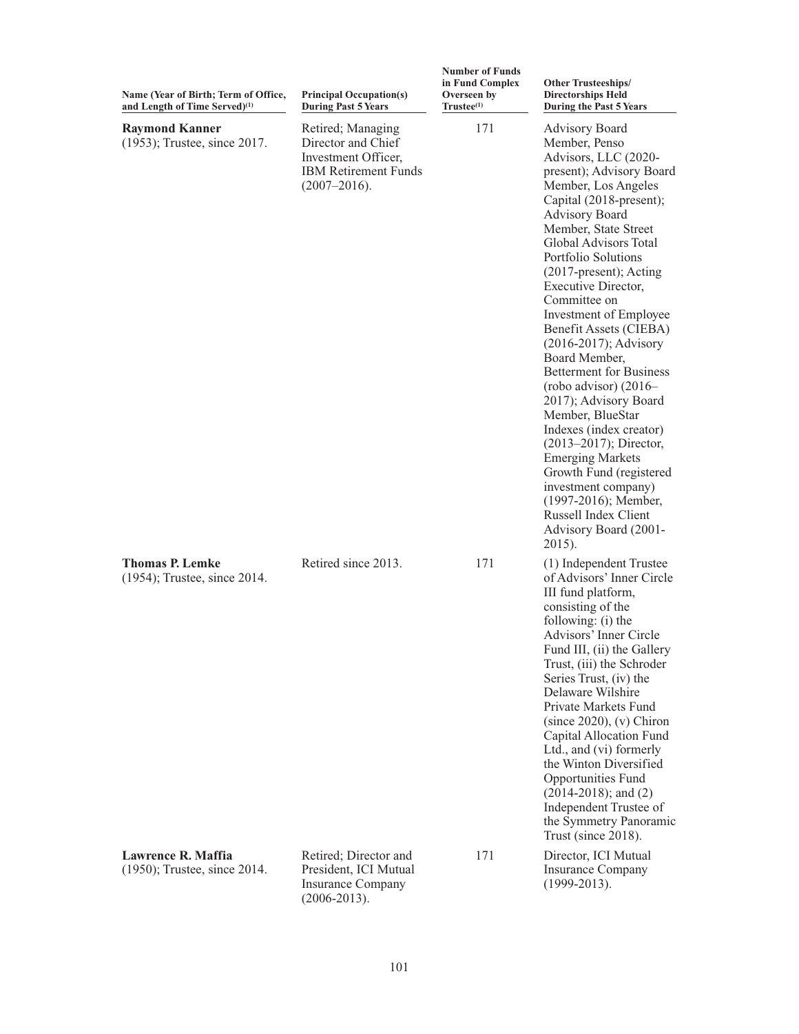| Name (Year of Birth; Term of Office, and Length of Time Served)[(1)] | Principal Occupation(s) During Past 5 Years | Number of Funds in Fund Complex Overseen by Trustee[(1)] | Other Trusteeships/ Directorships Held During the Past 5 Years |
|---|---|---|---|
| **Raymond Kanner** (1953); Trustee, since 2017. | Retired; Managing Director and Chief Investment Officer, IBM Retirement Funds (2007–2016). | 171 | Advisory Board Member, Penso Advisors, LLC (2020-present); Advisory Board Member, Los Angeles Capital (2018-present); Advisory Board Member, State Street Global Advisors Total Portfolio Solutions (2017-present); Acting Executive Director, Committee on Investment of Employee Benefit Assets (CIEBA) (2016-2017); Advisory Board Member, Betterment for Business (robo advisor) (2016–2017); Advisory Board Member, BlueStar Indexes (index creator) (2013–2017); Director, Emerging Markets Growth Fund (registered investment company) (1997-2016); Member, Russell Index Client Advisory Board (2001-2015). |
| **Thomas P. Lemke** (1954); Trustee, since 2014. | Retired since 2013. | 171 | (1) Independent Trustee of Advisors' Inner Circle III fund platform, consisting of the following: (i) the Advisors' Inner Circle Fund III, (ii) the Gallery Trust, (iii) the Schroder Series Trust, (iv) the Delaware Wilshire Private Markets Fund (since 2020), (v) Chiron Capital Allocation Fund Ltd., and (vi) formerly the Winton Diversified Opportunities Fund (2014-2018); and (2) Independent Trustee of the Symmetry Panoramic Trust (since 2018). |
| **Lawrence R. Maffia** (1950); Trustee, since 2014. | Retired; Director and President, ICI Mutual Insurance Company (2006-2013). | 171 | Director, ICI Mutual Insurance Company (1999-2013). |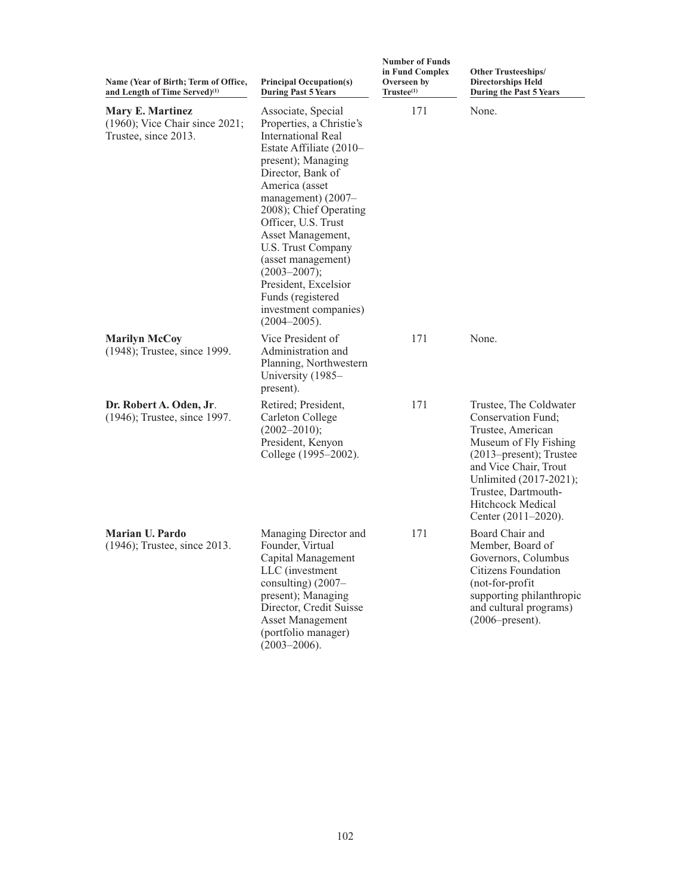| Name (Year of Birth; Term of Office, and Length of Time Served)[1] | Principal Occupation(s) During Past 5 Years | Number of Funds in Fund Complex Overseen by Trustee[1] | Other Trusteeships/ Directorships Held During the Past 5 Years |
|---|---|---|---|
| **Mary E. Martinez** (1960); Vice Chair since 2021; Trustee, since 2013. | Associate, Special Properties, a Christie's International Real Estate Affiliate (2010–present); Managing Director, Bank of America (asset management) (2007–2008); Chief Operating Officer, U.S. Trust Asset Management, U.S. Trust Company (asset management) (2003–2007); President, Excelsior Funds (registered investment companies) (2004–2005). | 171 | None. |
| **Marilyn McCoy** (1948); Trustee, since 1999. | Vice President of Administration and Planning, Northwestern University (1985–present). | 171 | None. |
| **Dr. Robert A. Oden, Jr**. (1946); Trustee, since 1997. | Retired; President, Carleton College (2002–2010); President, Kenyon College (1995–2002). | 171 | Trustee, The Coldwater Conservation Fund; Trustee, American Museum of Fly Fishing (2013–present); Trustee and Vice Chair, Trout Unlimited (2017-2021); Trustee, Dartmouth-Hitchcock Medical Center (2011–2020). |
| **Marian U. Pardo** (1946); Trustee, since 2013. | Managing Director and Founder, Virtual Capital Management LLC (investment consulting) (2007–present); Managing Director, Credit Suisse Asset Management (portfolio manager) (2003–2006). | 171 | Board Chair and Member, Board of Governors, Columbus Citizens Foundation (not-for-profit supporting philanthropic and cultural programs) (2006–present). |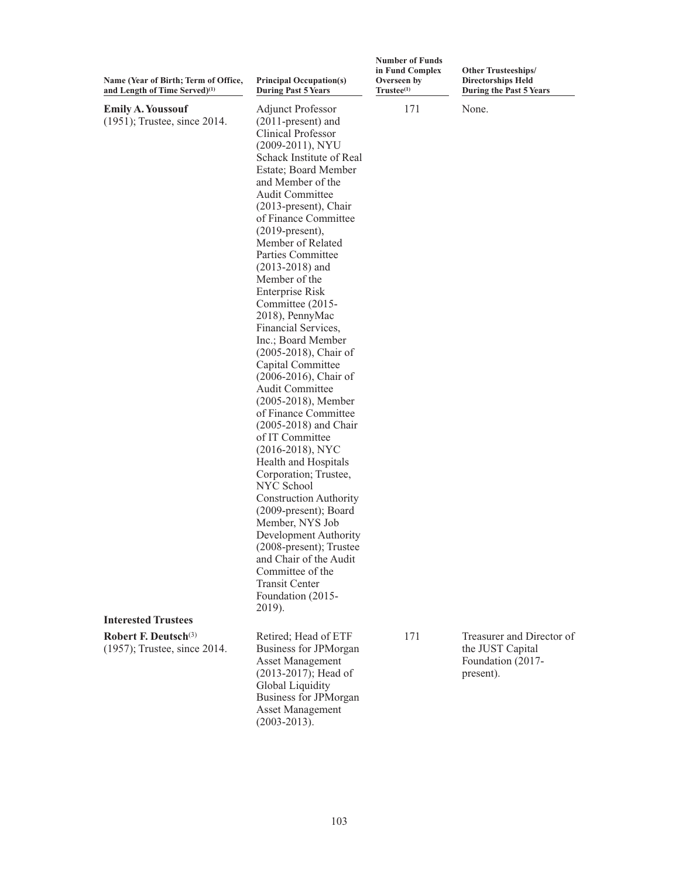| Name (Year of Birth; Term of Office, and Length of Time Served)[1] | Principal Occupation(s) During Past 5 Years | Number of Funds in Fund Complex Overseen by Trustee[1] | Other Trusteeships/ Directorships Held During the Past 5 Years |
|---|---|---|---|
| **Emily A. Youssouf** (1951); Trustee, since 2014. | Adjunct Professor (2011-present) and Clinical Professor (2009-2011), NYU Schack Institute of Real Estate; Board Member and Member of the Audit Committee (2013-present), Chair of Finance Committee (2019-present), Member of Related Parties Committee (2013-2018) and Member of the Enterprise Risk Committee (2015-2018), PennyMac Financial Services, Inc.; Board Member (2005-2018), Chair of Capital Committee (2006-2016), Chair of Audit Committee (2005-2018), Member of Finance Committee (2005-2018) and Chair of IT Committee (2016-2018), NYC Health and Hospitals Corporation; Trustee, NYC School Construction Authority (2009-present); Board Member, NYS Job Development Authority (2008-present); Trustee and Chair of the Audit Committee of the Transit Center Foundation (2015-2019). | 171 | None. |
| **Interested Trustees** | | | |
| **Robert F. Deutsch**[3] (1957); Trustee, since 2014. | Retired; Head of ETF Business for JPMorgan Asset Management (2013-2017); Head of Global Liquidity Business for JPMorgan Asset Management (2003-2013). | 171 | Treasurer and Director of the JUST Capital Foundation (2017-present). |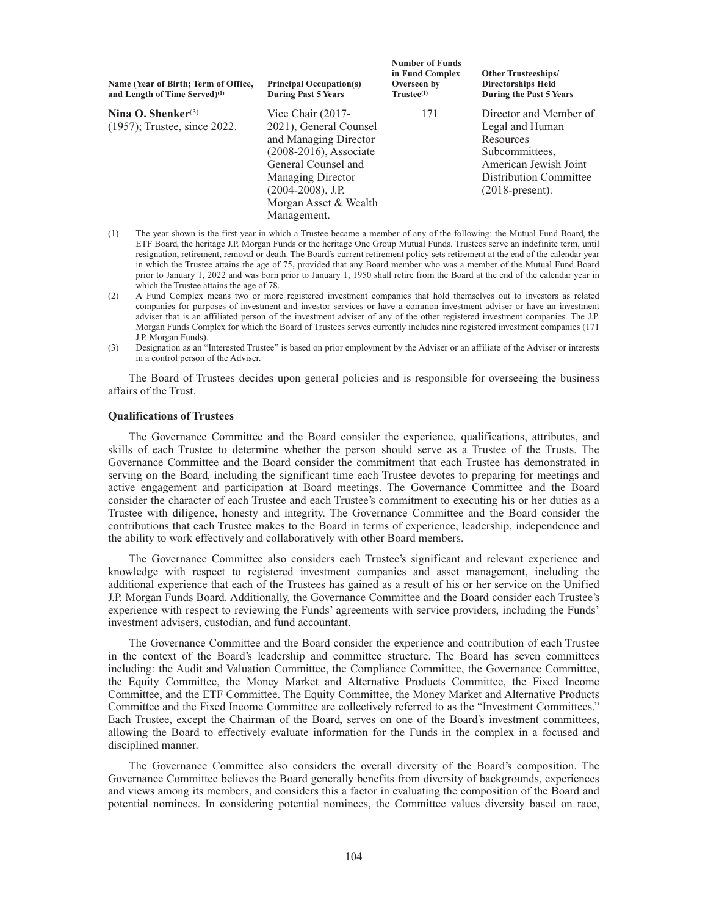| Name (Year of Birth; Term of Office, and Length of Time Served)[(1)] | Principal Occupation(s) During Past 5 Years | Number of Funds in Fund Complex Overseen by Trustee[(1)] | Other Trusteeships/ Directorships Held During the Past 5 Years |
|---|---|---|---|
| **Nina O. Shenker**[(3)] (1957); Trustee, since 2022. | Vice Chair (2017-2021), General Counsel and Managing Director (2008-2016), Associate General Counsel and Managing Director (2004-2008), J.P. Morgan Asset & Wealth Management. | 171 | Director and Member of Legal and Human Resources Subcommittees, American Jewish Joint Distribution Committee (2018-present). |

(1) The year shown is the first year in which a Trustee became a member of any of the following: the Mutual Fund Board, the ETF Board, the heritage J.P. Morgan Funds or the heritage One Group Mutual Funds. Trustees serve an indefinite term, until resignation, retirement, removal or death. The Board's current retirement policy sets retirement at the end of the calendar year in which the Trustee attains the age of 75, provided that any Board member who was a member of the Mutual Fund Board prior to January 1, 2022 and was born prior to January 1, 1950 shall retire from the Board at the end of the calendar year in which the Trustee attains the age of 78.

(2) A Fund Complex means two or more registered investment companies that hold themselves out to investors as related companies for purposes of investment and investor services or have a common investment adviser or have an investment adviser that is an affiliated person of the investment adviser of any of the other registered investment companies. The J.P. Morgan Funds Complex for which the Board of Trustees serves currently includes nine registered investment companies (171 J.P. Morgan Funds).

(3) Designation as an "Interested Trustee" is based on prior employment by the Adviser or an affiliate of the Adviser or interests in a control person of the Adviser.

The Board of Trustees decides upon general policies and is responsible for overseeing the business affairs of the Trust.

**Qualifications of Trustees**

The Governance Committee and the Board consider the experience, qualifications, attributes, and skills of each Trustee to determine whether the person should serve as a Trustee of the Trusts. The Governance Committee and the Board consider the commitment that each Trustee has demonstrated in serving on the Board, including the significant time each Trustee devotes to preparing for meetings and active engagement and participation at Board meetings. The Governance Committee and the Board consider the character of each Trustee and each Trustee's commitment to executing his or her duties as a Trustee with diligence, honesty and integrity. The Governance Committee and the Board consider the contributions that each Trustee makes to the Board in terms of experience, leadership, independence and the ability to work effectively and collaboratively with other Board members.

The Governance Committee also considers each Trustee's significant and relevant experience and knowledge with respect to registered investment companies and asset management, including the additional experience that each of the Trustees has gained as a result of his or her service on the Unified J.P. Morgan Funds Board. Additionally, the Governance Committee and the Board consider each Trustee's experience with respect to reviewing the Funds' agreements with service providers, including the Funds' investment advisers, custodian, and fund accountant.

The Governance Committee and the Board consider the experience and contribution of each Trustee in the context of the Board's leadership and committee structure. The Board has seven committees including: the Audit and Valuation Committee, the Compliance Committee, the Governance Committee, the Equity Committee, the Money Market and Alternative Products Committee, the Fixed Income Committee, and the ETF Committee. The Equity Committee, the Money Market and Alternative Products Committee and the Fixed Income Committee are collectively referred to as the "Investment Committees." Each Trustee, except the Chairman of the Board, serves on one of the Board's investment committees, allowing the Board to effectively evaluate information for the Funds in the complex in a focused and disciplined manner.

The Governance Committee also considers the overall diversity of the Board's composition. The Governance Committee believes the Board generally benefits from diversity of backgrounds, experiences and views among its members, and considers this a factor in evaluating the composition of the Board and potential nominees. In considering potential nominees, the Committee values diversity based on race,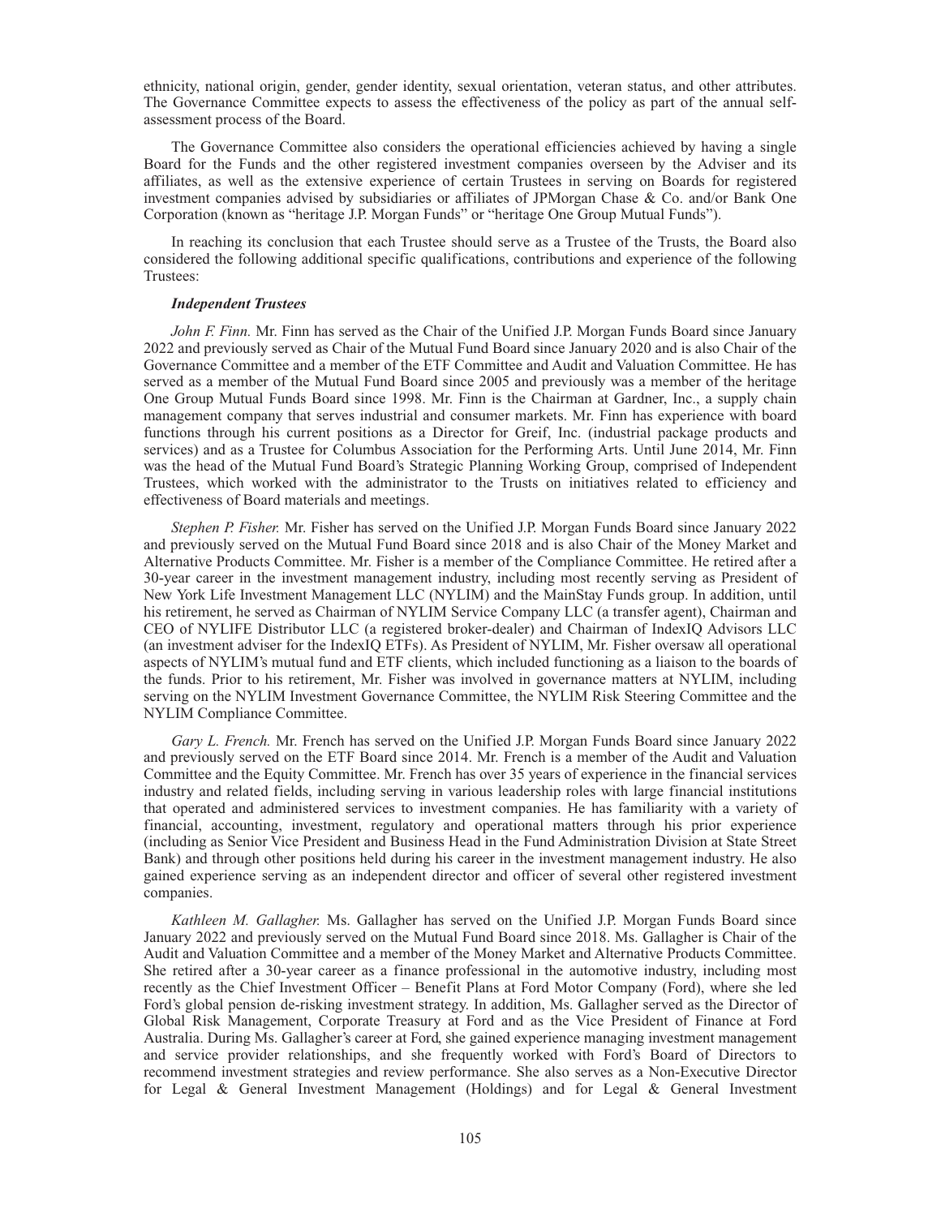ethnicity, national origin, gender, gender identity, sexual orientation, veteran status, and other attributes. The Governance Committee expects to assess the effectiveness of the policy as part of the annual self-assessment process of the Board.

The Governance Committee also considers the operational efficiencies achieved by having a single Board for the Funds and the other registered investment companies overseen by the Adviser and its affiliates, as well as the extensive experience of certain Trustees in serving on Boards for registered investment companies advised by subsidiaries or affiliates of JPMorgan Chase & Co. and/or Bank One Corporation (known as "heritage J.P. Morgan Funds" or "heritage One Group Mutual Funds").

In reaching its conclusion that each Trustee should serve as a Trustee of the Trusts, the Board also considered the following additional specific qualifications, contributions and experience of the following Trustees:

***Independent Trustees***

*John F. Finn.* Mr. Finn has served as the Chair of the Unified J.P. Morgan Funds Board since January 2022 and previously served as Chair of the Mutual Fund Board since January 2020 and is also Chair of the Governance Committee and a member of the ETF Committee and Audit and Valuation Committee. He has served as a member of the Mutual Fund Board since 2005 and previously was a member of the heritage One Group Mutual Funds Board since 1998. Mr. Finn is the Chairman at Gardner, Inc., a supply chain management company that serves industrial and consumer markets. Mr. Finn has experience with board functions through his current positions as a Director for Greif, Inc. (industrial package products and services) and as a Trustee for Columbus Association for the Performing Arts. Until June 2014, Mr. Finn was the head of the Mutual Fund Board's Strategic Planning Working Group, comprised of Independent Trustees, which worked with the administrator to the Trusts on initiatives related to efficiency and effectiveness of Board materials and meetings.

*Stephen P. Fisher.* Mr. Fisher has served on the Unified J.P. Morgan Funds Board since January 2022 and previously served on the Mutual Fund Board since 2018 and is also Chair of the Money Market and Alternative Products Committee. Mr. Fisher is a member of the Compliance Committee. He retired after a 30-year career in the investment management industry, including most recently serving as President of New York Life Investment Management LLC (NYLIM) and the MainStay Funds group. In addition, until his retirement, he served as Chairman of NYLIM Service Company LLC (a transfer agent), Chairman and CEO of NYLIFE Distributor LLC (a registered broker-dealer) and Chairman of IndexIQ Advisors LLC (an investment adviser for the IndexIQ ETFs). As President of NYLIM, Mr. Fisher oversaw all operational aspects of NYLIM's mutual fund and ETF clients, which included functioning as a liaison to the boards of the funds. Prior to his retirement, Mr. Fisher was involved in governance matters at NYLIM, including serving on the NYLIM Investment Governance Committee, the NYLIM Risk Steering Committee and the NYLIM Compliance Committee.

*Gary L. French.* Mr. French has served on the Unified J.P. Morgan Funds Board since January 2022 and previously served on the ETF Board since 2014. Mr. French is a member of the Audit and Valuation Committee and the Equity Committee. Mr. French has over 35 years of experience in the financial services industry and related fields, including serving in various leadership roles with large financial institutions that operated and administered services to investment companies. He has familiarity with a variety of financial, accounting, investment, regulatory and operational matters through his prior experience (including as Senior Vice President and Business Head in the Fund Administration Division at State Street Bank) and through other positions held during his career in the investment management industry. He also gained experience serving as an independent director and officer of several other registered investment companies.

*Kathleen M. Gallagher.* Ms. Gallagher has served on the Unified J.P. Morgan Funds Board since January 2022 and previously served on the Mutual Fund Board since 2018. Ms. Gallagher is Chair of the Audit and Valuation Committee and a member of the Money Market and Alternative Products Committee. She retired after a 30-year career as a finance professional in the automotive industry, including most recently as the Chief Investment Officer – Benefit Plans at Ford Motor Company (Ford), where she led Ford's global pension de-risking investment strategy. In addition, Ms. Gallagher served as the Director of Global Risk Management, Corporate Treasury at Ford and as the Vice President of Finance at Ford Australia. During Ms. Gallagher's career at Ford, she gained experience managing investment management and service provider relationships, and she frequently worked with Ford's Board of Directors to recommend investment strategies and review performance. She also serves as a Non-Executive Director for Legal & General Investment Management (Holdings) and for Legal & General Investment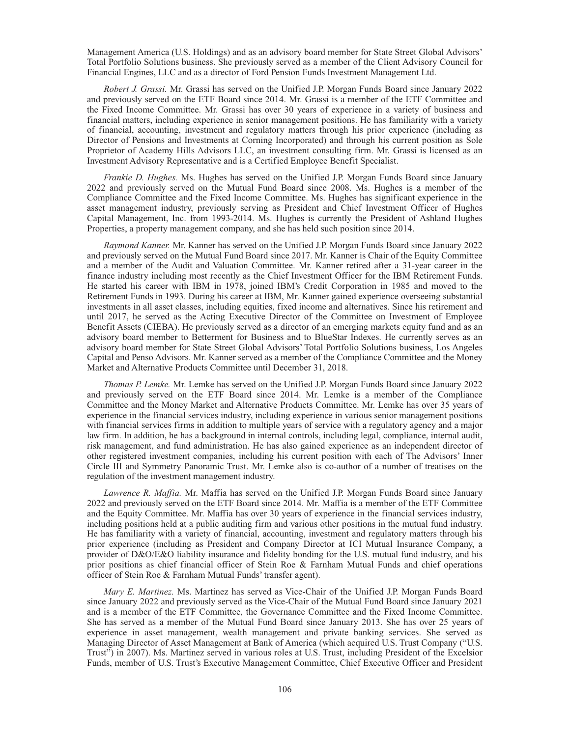Management America (U.S. Holdings) and as an advisory board member for State Street Global Advisors' Total Portfolio Solutions business. She previously served as a member of the Client Advisory Council for Financial Engines, LLC and as a director of Ford Pension Funds Investment Management Ltd.

*Robert J. Grassi.* Mr. Grassi has served on the Unified J.P. Morgan Funds Board since January 2022 and previously served on the ETF Board since 2014. Mr. Grassi is a member of the ETF Committee and the Fixed Income Committee. Mr. Grassi has over 30 years of experience in a variety of business and financial matters, including experience in senior management positions. He has familiarity with a variety of financial, accounting, investment and regulatory matters through his prior experience (including as Director of Pensions and Investments at Corning Incorporated) and through his current position as Sole Proprietor of Academy Hills Advisors LLC, an investment consulting firm. Mr. Grassi is licensed as an Investment Advisory Representative and is a Certified Employee Benefit Specialist.

*Frankie D. Hughes.* Ms. Hughes has served on the Unified J.P. Morgan Funds Board since January 2022 and previously served on the Mutual Fund Board since 2008. Ms. Hughes is a member of the Compliance Committee and the Fixed Income Committee. Ms. Hughes has significant experience in the asset management industry, previously serving as President and Chief Investment Officer of Hughes Capital Management, Inc. from 1993-2014. Ms. Hughes is currently the President of Ashland Hughes Properties, a property management company, and she has held such position since 2014.

*Raymond Kanner.* Mr. Kanner has served on the Unified J.P. Morgan Funds Board since January 2022 and previously served on the Mutual Fund Board since 2017. Mr. Kanner is Chair of the Equity Committee and a member of the Audit and Valuation Committee. Mr. Kanner retired after a 31-year career in the finance industry including most recently as the Chief Investment Officer for the IBM Retirement Funds. He started his career with IBM in 1978, joined IBM's Credit Corporation in 1985 and moved to the Retirement Funds in 1993. During his career at IBM, Mr. Kanner gained experience overseeing substantial investments in all asset classes, including equities, fixed income and alternatives. Since his retirement and until 2017, he served as the Acting Executive Director of the Committee on Investment of Employee Benefit Assets (CIEBA). He previously served as a director of an emerging markets equity fund and as an advisory board member to Betterment for Business and to BlueStar Indexes. He currently serves as an advisory board member for State Street Global Advisors' Total Portfolio Solutions business, Los Angeles Capital and Penso Advisors. Mr. Kanner served as a member of the Compliance Committee and the Money Market and Alternative Products Committee until December 31, 2018.

*Thomas P. Lemke.* Mr. Lemke has served on the Unified J.P. Morgan Funds Board since January 2022 and previously served on the ETF Board since 2014. Mr. Lemke is a member of the Compliance Committee and the Money Market and Alternative Products Committee. Mr. Lemke has over 35 years of experience in the financial services industry, including experience in various senior management positions with financial services firms in addition to multiple years of service with a regulatory agency and a major law firm. In addition, he has a background in internal controls, including legal, compliance, internal audit, risk management, and fund administration. He has also gained experience as an independent director of other registered investment companies, including his current position with each of The Advisors' Inner Circle III and Symmetry Panoramic Trust. Mr. Lemke also is co-author of a number of treatises on the regulation of the investment management industry.

*Lawrence R. Maffia.* Mr. Maffia has served on the Unified J.P. Morgan Funds Board since January 2022 and previously served on the ETF Board since 2014. Mr. Maffia is a member of the ETF Committee and the Equity Committee. Mr. Maffia has over 30 years of experience in the financial services industry, including positions held at a public auditing firm and various other positions in the mutual fund industry. He has familiarity with a variety of financial, accounting, investment and regulatory matters through his prior experience (including as President and Company Director at ICI Mutual Insurance Company, a provider of D&O/E&O liability insurance and fidelity bonding for the U.S. mutual fund industry, and his prior positions as chief financial officer of Stein Roe & Farnham Mutual Funds and chief operations officer of Stein Roe & Farnham Mutual Funds' transfer agent).

*Mary E. Martinez.* Ms. Martinez has served as Vice-Chair of the Unified J.P. Morgan Funds Board since January 2022 and previously served as the Vice-Chair of the Mutual Fund Board since January 2021 and is a member of the ETF Committee, the Governance Committee and the Fixed Income Committee. She has served as a member of the Mutual Fund Board since January 2013. She has over 25 years of experience in asset management, wealth management and private banking services. She served as Managing Director of Asset Management at Bank of America (which acquired U.S. Trust Company ("U.S. Trust") in 2007). Ms. Martinez served in various roles at U.S. Trust, including President of the Excelsior Funds, member of U.S. Trust's Executive Management Committee, Chief Executive Officer and President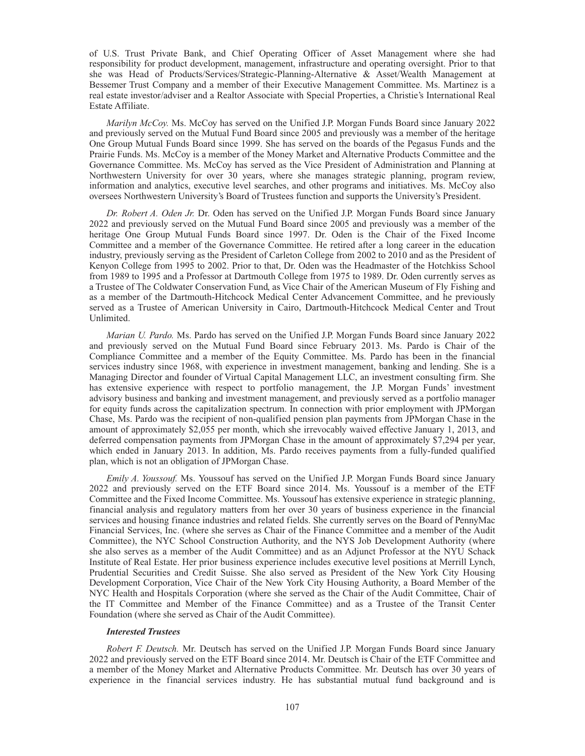of U.S. Trust Private Bank, and Chief Operating Officer of Asset Management where she had responsibility for product development, management, infrastructure and operating oversight. Prior to that she was Head of Products/Services/Strategic-Planning-Alternative & Asset/Wealth Management at Bessemer Trust Company and a member of their Executive Management Committee. Ms. Martinez is a real estate investor/adviser and a Realtor Associate with Special Properties, a Christie's International Real Estate Affiliate.

*Marilyn McCoy.* Ms. McCoy has served on the Unified J.P. Morgan Funds Board since January 2022 and previously served on the Mutual Fund Board since 2005 and previously was a member of the heritage One Group Mutual Funds Board since 1999. She has served on the boards of the Pegasus Funds and the Prairie Funds. Ms. McCoy is a member of the Money Market and Alternative Products Committee and the Governance Committee. Ms. McCoy has served as the Vice President of Administration and Planning at Northwestern University for over 30 years, where she manages strategic planning, program review, information and analytics, executive level searches, and other programs and initiatives. Ms. McCoy also oversees Northwestern University's Board of Trustees function and supports the University's President.

*Dr. Robert A. Oden Jr.* Dr. Oden has served on the Unified J.P. Morgan Funds Board since January 2022 and previously served on the Mutual Fund Board since 2005 and previously was a member of the heritage One Group Mutual Funds Board since 1997. Dr. Oden is the Chair of the Fixed Income Committee and a member of the Governance Committee. He retired after a long career in the education industry, previously serving as the President of Carleton College from 2002 to 2010 and as the President of Kenyon College from 1995 to 2002. Prior to that, Dr. Oden was the Headmaster of the Hotchkiss School from 1989 to 1995 and a Professor at Dartmouth College from 1975 to 1989. Dr. Oden currently serves as a Trustee of The Coldwater Conservation Fund, as Vice Chair of the American Museum of Fly Fishing and as a member of the Dartmouth-Hitchcock Medical Center Advancement Committee, and he previously served as a Trustee of American University in Cairo, Dartmouth-Hitchcock Medical Center and Trout Unlimited.

*Marian U. Pardo.* Ms. Pardo has served on the Unified J.P. Morgan Funds Board since January 2022 and previously served on the Mutual Fund Board since February 2013. Ms. Pardo is Chair of the Compliance Committee and a member of the Equity Committee. Ms. Pardo has been in the financial services industry since 1968, with experience in investment management, banking and lending. She is a Managing Director and founder of Virtual Capital Management LLC, an investment consulting firm. She has extensive experience with respect to portfolio management, the J.P. Morgan Funds' investment advisory business and banking and investment management, and previously served as a portfolio manager for equity funds across the capitalization spectrum. In connection with prior employment with JPMorgan Chase, Ms. Pardo was the recipient of non-qualified pension plan payments from JPMorgan Chase in the amount of approximately $2,055 per month, which she irrevocably waived effective January 1, 2013, and deferred compensation payments from JPMorgan Chase in the amount of approximately $7,294 per year, which ended in January 2013. In addition, Ms. Pardo receives payments from a fully-funded qualified plan, which is not an obligation of JPMorgan Chase.

*Emily A. Youssouf.* Ms. Youssouf has served on the Unified J.P. Morgan Funds Board since January 2022 and previously served on the ETF Board since 2014. Ms. Youssouf is a member of the ETF Committee and the Fixed Income Committee. Ms. Youssouf has extensive experience in strategic planning, financial analysis and regulatory matters from her over 30 years of business experience in the financial services and housing finance industries and related fields. She currently serves on the Board of PennyMac Financial Services, Inc. (where she serves as Chair of the Finance Committee and a member of the Audit Committee), the NYC School Construction Authority, and the NYS Job Development Authority (where she also serves as a member of the Audit Committee) and as an Adjunct Professor at the NYU Schack Institute of Real Estate. Her prior business experience includes executive level positions at Merrill Lynch, Prudential Securities and Credit Suisse. She also served as President of the New York City Housing Development Corporation, Vice Chair of the New York City Housing Authority, a Board Member of the NYC Health and Hospitals Corporation (where she served as the Chair of the Audit Committee, Chair of the IT Committee and Member of the Finance Committee) and as a Trustee of the Transit Center Foundation (where she served as Chair of the Audit Committee).

***Interested Trustees***

*Robert F. Deutsch.* Mr. Deutsch has served on the Unified J.P. Morgan Funds Board since January 2022 and previously served on the ETF Board since 2014. Mr. Deutsch is Chair of the ETF Committee and a member of the Money Market and Alternative Products Committee. Mr. Deutsch has over 30 years of experience in the financial services industry. He has substantial mutual fund background and is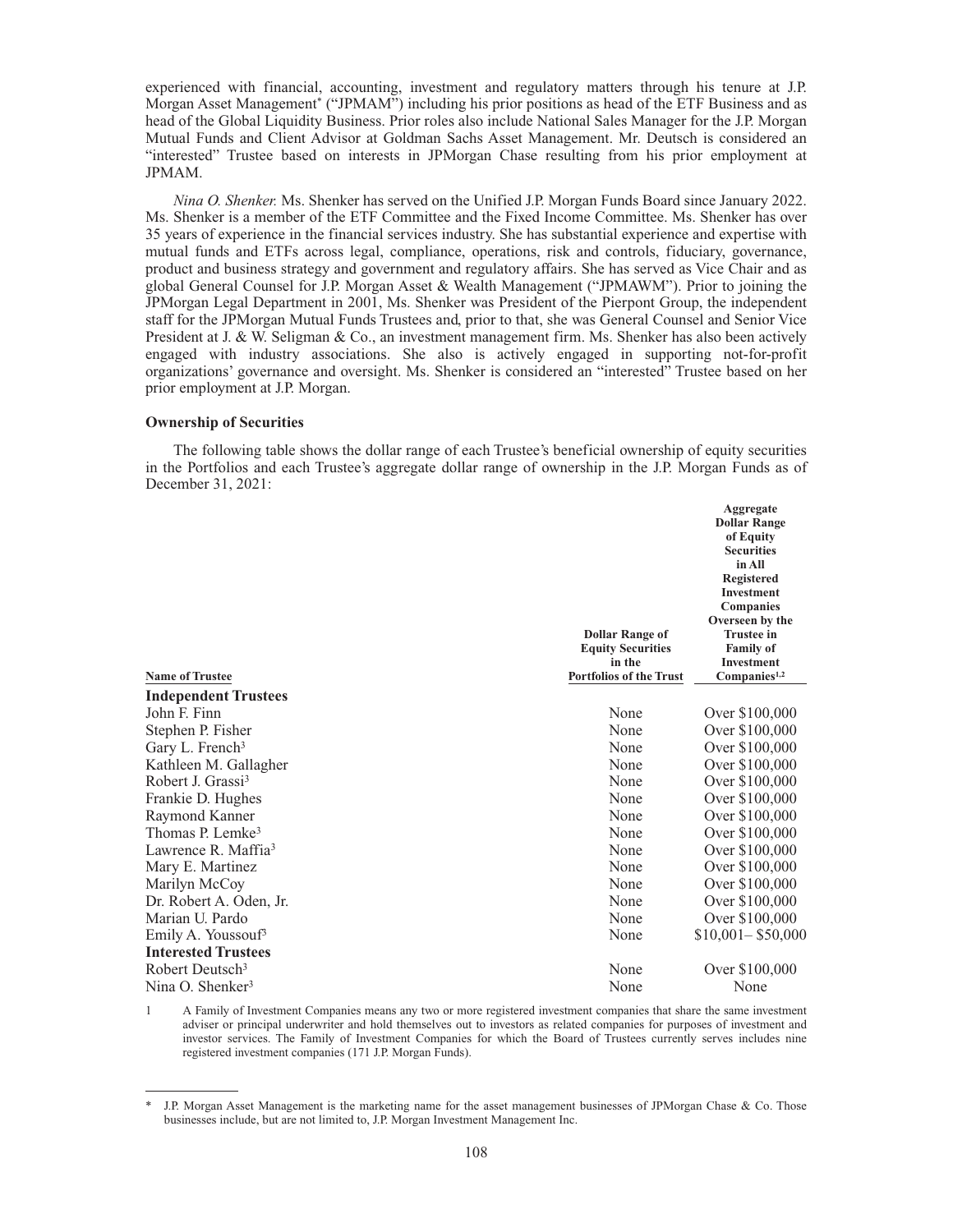experienced with financial, accounting, investment and regulatory matters through his tenure at J.P. Morgan Asset Management* ("JPMAM") including his prior positions as head of the ETF Business and as head of the Global Liquidity Business. Prior roles also include National Sales Manager for the J.P. Morgan Mutual Funds and Client Advisor at Goldman Sachs Asset Management. Mr. Deutsch is considered an "interested" Trustee based on interests in JPMorgan Chase resulting from his prior employment at JPMAM.

*Nina O. Shenker.* Ms. Shenker has served on the Unified J.P. Morgan Funds Board since January 2022. Ms. Shenker is a member of the ETF Committee and the Fixed Income Committee. Ms. Shenker has over 35 years of experience in the financial services industry. She has substantial experience and expertise with mutual funds and ETFs across legal, compliance, operations, risk and controls, fiduciary, governance, product and business strategy and government and regulatory affairs. She has served as Vice Chair and as global General Counsel for J.P. Morgan Asset & Wealth Management ("JPMAWM"). Prior to joining the JPMorgan Legal Department in 2001, Ms. Shenker was President of the Pierpont Group, the independent staff for the JPMorgan Mutual Funds Trustees and, prior to that, she was General Counsel and Senior Vice President at J. & W. Seligman & Co., an investment management firm. Ms. Shenker has also been actively engaged with industry associations. She also is actively engaged in supporting not-for-profit organizations' governance and oversight. Ms. Shenker is considered an "interested" Trustee based on her prior employment at J.P. Morgan.

**Ownership of Securities**

The following table shows the dollar range of each Trustee's beneficial ownership of equity securities in the Portfolios and each Trustee's aggregate dollar range of ownership in the J.P. Morgan Funds as of December 31, 2021:

| Name of Trustee | Dollar Range of Equity Securities in the Portfolios of the Trust | Aggregate Dollar Range of Equity Securities in All Registered Investment Companies Overseen by the Trustee in Family of Investment Companies[1,2] |
|---|---|---|
| **Independent Trustees** | | |
| John F. Finn | None | Over $100,000 |
| Stephen P. Fisher | None | Over $100,000 |
| Gary L. French[3] | None | Over $100,000 |
| Kathleen M. Gallagher | None | Over $100,000 |
| Robert J. Grassi[3] | None | Over $100,000 |
| Frankie D. Hughes | None | Over $100,000 |
| Raymond Kanner | None | Over $100,000 |
| Thomas P. Lemke[3] | None | Over $100,000 |
| Lawrence R. Maffia[3] | None | Over $100,000 |
| Mary E. Martinez | None | Over $100,000 |
| Marilyn McCoy | None | Over $100,000 |
| Dr. Robert A. Oden, Jr. | None | Over $100,000 |
| Marian U. Pardo | None | Over $100,000 |
| Emily A. Youssouf[3] | None | $10,001– $50,000 |
| **Interested Trustees** | | |
| Robert Deutsch[3] | None | Over $100,000 |
| Nina O. Shenker[3] | None | None |

1 A Family of Investment Companies means any two or more registered investment companies that share the same investment adviser or principal underwriter and hold themselves out to investors as related companies for purposes of investment and investor services. The Family of Investment Companies for which the Board of Trustees currently serves includes nine registered investment companies (171 J.P. Morgan Funds).

\* J.P. Morgan Asset Management is the marketing name for the asset management businesses of JPMorgan Chase & Co. Those businesses include, but are not limited to, J.P. Morgan Investment Management Inc.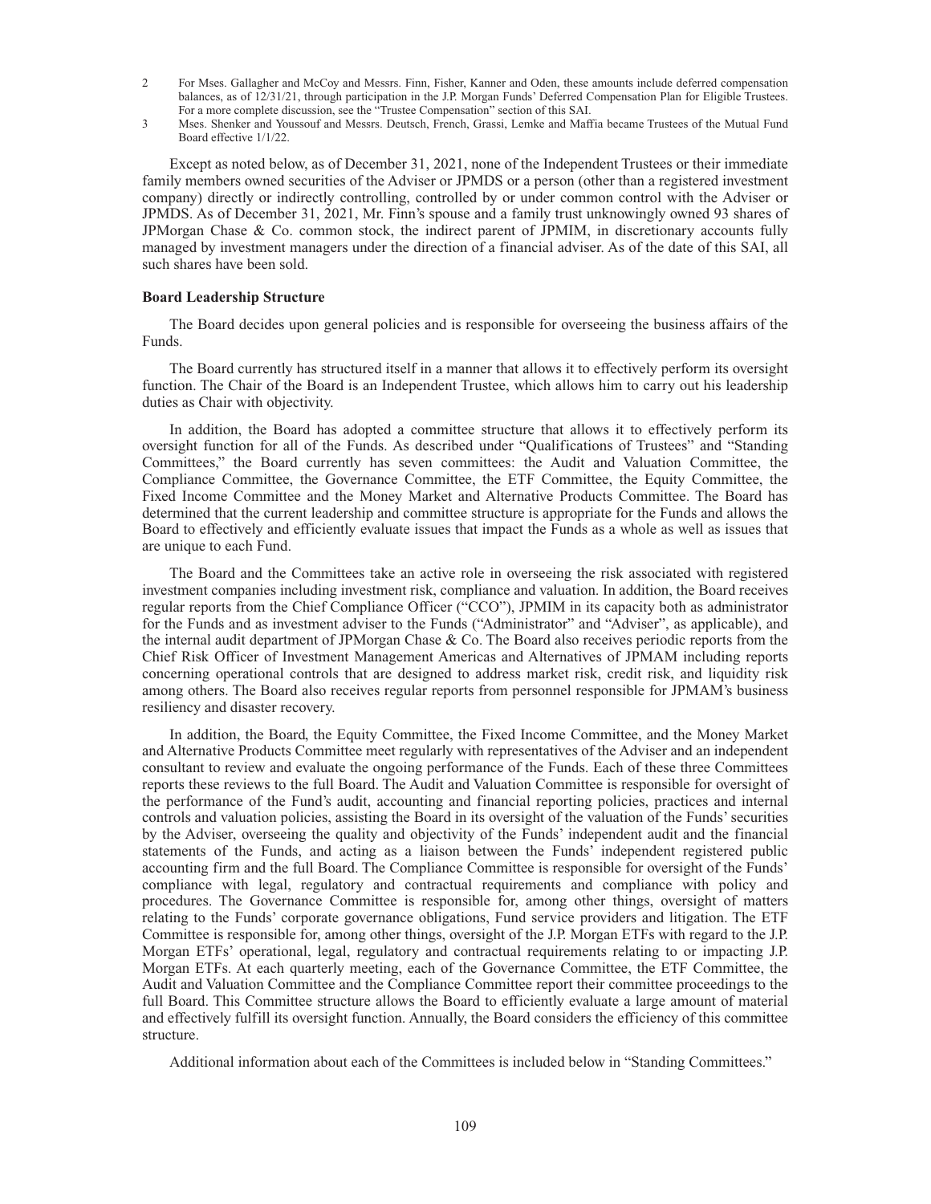2 For Mses. Gallagher and McCoy and Messrs. Finn, Fisher, Kanner and Oden, these amounts include deferred compensation balances, as of 12/31/21, through participation in the J.P. Morgan Funds' Deferred Compensation Plan for Eligible Trustees. For a more complete discussion, see the "Trustee Compensation" section of this SAI.

3 Mses. Shenker and Youssouf and Messrs. Deutsch, French, Grassi, Lemke and Maffia became Trustees of the Mutual Fund Board effective 1/1/22.

Except as noted below, as of December 31, 2021, none of the Independent Trustees or their immediate family members owned securities of the Adviser or JPMDS or a person (other than a registered investment company) directly or indirectly controlling, controlled by or under common control with the Adviser or JPMDS. As of December 31, 2021, Mr. Finn's spouse and a family trust unknowingly owned 93 shares of JPMorgan Chase & Co. common stock, the indirect parent of JPMIM, in discretionary accounts fully managed by investment managers under the direction of a financial adviser. As of the date of this SAI, all such shares have been sold.

**Board Leadership Structure**

The Board decides upon general policies and is responsible for overseeing the business affairs of the Funds.

The Board currently has structured itself in a manner that allows it to effectively perform its oversight function. The Chair of the Board is an Independent Trustee, which allows him to carry out his leadership duties as Chair with objectivity.

In addition, the Board has adopted a committee structure that allows it to effectively perform its oversight function for all of the Funds. As described under "Qualifications of Trustees" and "Standing Committees," the Board currently has seven committees: the Audit and Valuation Committee, the Compliance Committee, the Governance Committee, the ETF Committee, the Equity Committee, the Fixed Income Committee and the Money Market and Alternative Products Committee. The Board has determined that the current leadership and committee structure is appropriate for the Funds and allows the Board to effectively and efficiently evaluate issues that impact the Funds as a whole as well as issues that are unique to each Fund.

The Board and the Committees take an active role in overseeing the risk associated with registered investment companies including investment risk, compliance and valuation. In addition, the Board receives regular reports from the Chief Compliance Officer ("CCO"), JPMIM in its capacity both as administrator for the Funds and as investment adviser to the Funds ("Administrator" and "Adviser", as applicable), and the internal audit department of JPMorgan Chase & Co. The Board also receives periodic reports from the Chief Risk Officer of Investment Management Americas and Alternatives of JPMAM including reports concerning operational controls that are designed to address market risk, credit risk, and liquidity risk among others. The Board also receives regular reports from personnel responsible for JPMAM's business resiliency and disaster recovery.

In addition, the Board, the Equity Committee, the Fixed Income Committee, and the Money Market and Alternative Products Committee meet regularly with representatives of the Adviser and an independent consultant to review and evaluate the ongoing performance of the Funds. Each of these three Committees reports these reviews to the full Board. The Audit and Valuation Committee is responsible for oversight of the performance of the Fund's audit, accounting and financial reporting policies, practices and internal controls and valuation policies, assisting the Board in its oversight of the valuation of the Funds' securities by the Adviser, overseeing the quality and objectivity of the Funds' independent audit and the financial statements of the Funds, and acting as a liaison between the Funds' independent registered public accounting firm and the full Board. The Compliance Committee is responsible for oversight of the Funds' compliance with legal, regulatory and contractual requirements and compliance with policy and procedures. The Governance Committee is responsible for, among other things, oversight of matters relating to the Funds' corporate governance obligations, Fund service providers and litigation. The ETF Committee is responsible for, among other things, oversight of the J.P. Morgan ETFs with regard to the J.P. Morgan ETFs' operational, legal, regulatory and contractual requirements relating to or impacting J.P. Morgan ETFs. At each quarterly meeting, each of the Governance Committee, the ETF Committee, the Audit and Valuation Committee and the Compliance Committee report their committee proceedings to the full Board. This Committee structure allows the Board to efficiently evaluate a large amount of material and effectively fulfill its oversight function. Annually, the Board considers the efficiency of this committee structure.

Additional information about each of the Committees is included below in "Standing Committees."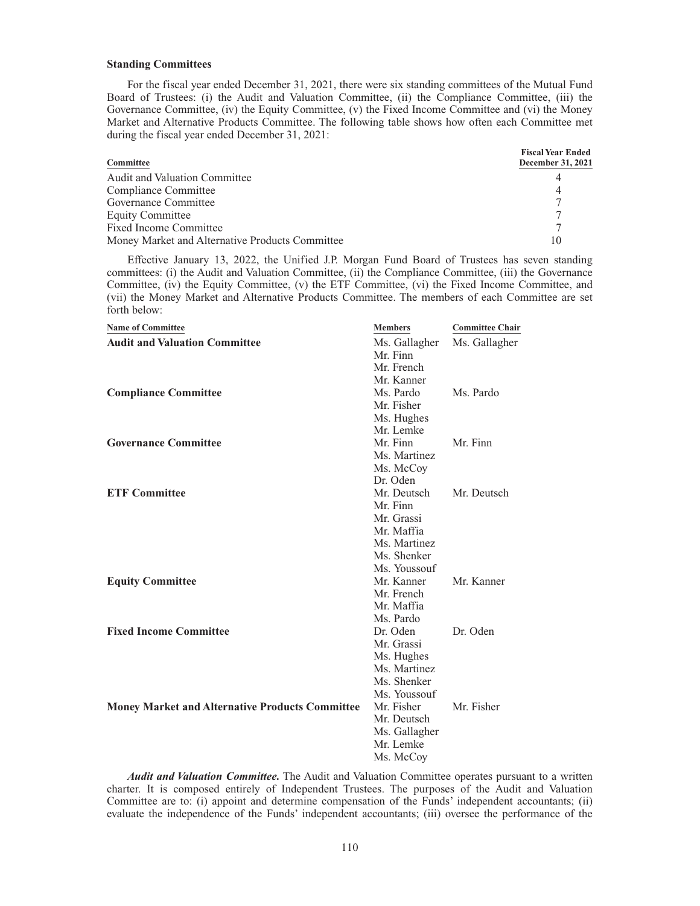**Standing Committees**

For the fiscal year ended December 31, 2021, there were six standing committees of the Mutual Fund Board of Trustees: (i) the Audit and Valuation Committee, (ii) the Compliance Committee, (iii) the Governance Committee, (iv) the Equity Committee, (v) the Fixed Income Committee and (vi) the Money Market and Alternative Products Committee. The following table shows how often each Committee met during the fiscal year ended December 31, 2021:

| Committee | Fiscal Year Ended December 31, 2021 |
|---|---|
| Audit and Valuation Committee | 4 |
| Compliance Committee | 4 |
| Governance Committee | 7 |
| Equity Committee | 7 |
| Fixed Income Committee | 7 |
| Money Market and Alternative Products Committee | 10 |

Effective January 13, 2022, the Unified J.P. Morgan Fund Board of Trustees has seven standing committees: (i) the Audit and Valuation Committee, (ii) the Compliance Committee, (iii) the Governance Committee, (iv) the Equity Committee, (v) the ETF Committee, (vi) the Fixed Income Committee, and (vii) the Money Market and Alternative Products Committee. The members of each Committee are set forth below:

| Name of Committee | Members | Committee Chair |
|---|---|---|
| **Audit and Valuation Committee** | Ms. Gallagher | Ms. Gallagher |
| | Mr. Finn | |
| | Mr. French | |
| | Mr. Kanner | |
| **Compliance Committee** | Ms. Pardo | Ms. Pardo |
| | Mr. Fisher | |
| | Ms. Hughes | |
| | Mr. Lemke | |
| **Governance Committee** | Mr. Finn | Mr. Finn |
| | Ms. Martinez | |
| | Ms. McCoy | |
| | Dr. Oden | |
| **ETF Committee** | Mr. Deutsch | Mr. Deutsch |
| | Mr. Finn | |
| | Mr. Grassi | |
| | Mr. Maffia | |
| | Ms. Martinez | |
| | Ms. Shenker | |
| | Ms. Youssouf | |
| **Equity Committee** | Mr. Kanner | Mr. Kanner |
| | Mr. French | |
| | Mr. Maffia | |
| | Ms. Pardo | |
| **Fixed Income Committee** | Dr. Oden | Dr. Oden |
| | Mr. Grassi | |
| | Ms. Hughes | |
| | Ms. Martinez | |
| | Ms. Shenker | |
| | Ms. Youssouf | |
| **Money Market and Alternative Products Committee** | Mr. Fisher | Mr. Fisher |
| | Mr. Deutsch | |
| | Ms. Gallagher | |
| | Mr. Lemke | |
| | Ms. McCoy | |

***Audit and Valuation Committee.*** The Audit and Valuation Committee operates pursuant to a written charter. It is composed entirely of Independent Trustees. The purposes of the Audit and Valuation Committee are to: (i) appoint and determine compensation of the Funds' independent accountants; (ii) evaluate the independence of the Funds' independent accountants; (iii) oversee the performance of the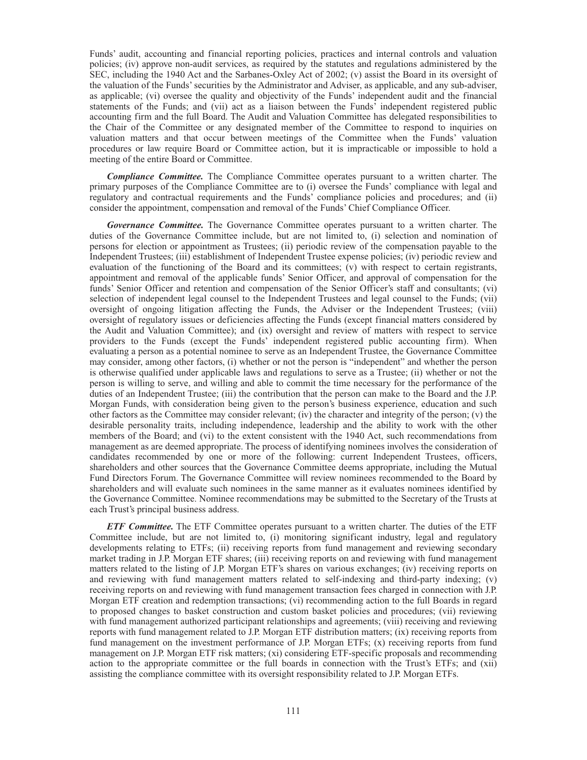Funds' audit, accounting and financial reporting policies, practices and internal controls and valuation policies; (iv) approve non-audit services, as required by the statutes and regulations administered by the SEC, including the 1940 Act and the Sarbanes-Oxley Act of 2002; (v) assist the Board in its oversight of the valuation of the Funds' securities by the Administrator and Adviser, as applicable, and any sub-adviser, as applicable; (vi) oversee the quality and objectivity of the Funds' independent audit and the financial statements of the Funds; and (vii) act as a liaison between the Funds' independent registered public accounting firm and the full Board. The Audit and Valuation Committee has delegated responsibilities to the Chair of the Committee or any designated member of the Committee to respond to inquiries on valuation matters and that occur between meetings of the Committee when the Funds' valuation procedures or law require Board or Committee action, but it is impracticable or impossible to hold a meeting of the entire Board or Committee.

***Compliance Committee.*** The Compliance Committee operates pursuant to a written charter. The primary purposes of the Compliance Committee are to (i) oversee the Funds' compliance with legal and regulatory and contractual requirements and the Funds' compliance policies and procedures; and (ii) consider the appointment, compensation and removal of the Funds' Chief Compliance Officer.

***Governance Committee.*** The Governance Committee operates pursuant to a written charter. The duties of the Governance Committee include, but are not limited to, (i) selection and nomination of persons for election or appointment as Trustees; (ii) periodic review of the compensation payable to the Independent Trustees; (iii) establishment of Independent Trustee expense policies; (iv) periodic review and evaluation of the functioning of the Board and its committees; (v) with respect to certain registrants, appointment and removal of the applicable funds' Senior Officer, and approval of compensation for the funds' Senior Officer and retention and compensation of the Senior Officer's staff and consultants; (vi) selection of independent legal counsel to the Independent Trustees and legal counsel to the Funds; (vii) oversight of ongoing litigation affecting the Funds, the Adviser or the Independent Trustees; (viii) oversight of regulatory issues or deficiencies affecting the Funds (except financial matters considered by the Audit and Valuation Committee); and (ix) oversight and review of matters with respect to service providers to the Funds (except the Funds' independent registered public accounting firm). When evaluating a person as a potential nominee to serve as an Independent Trustee, the Governance Committee may consider, among other factors, (i) whether or not the person is "independent" and whether the person is otherwise qualified under applicable laws and regulations to serve as a Trustee; (ii) whether or not the person is willing to serve, and willing and able to commit the time necessary for the performance of the duties of an Independent Trustee; (iii) the contribution that the person can make to the Board and the J.P. Morgan Funds, with consideration being given to the person's business experience, education and such other factors as the Committee may consider relevant; (iv) the character and integrity of the person; (v) the desirable personality traits, including independence, leadership and the ability to work with the other members of the Board; and (vi) to the extent consistent with the 1940 Act, such recommendations from management as are deemed appropriate. The process of identifying nominees involves the consideration of candidates recommended by one or more of the following: current Independent Trustees, officers, shareholders and other sources that the Governance Committee deems appropriate, including the Mutual Fund Directors Forum. The Governance Committee will review nominees recommended to the Board by shareholders and will evaluate such nominees in the same manner as it evaluates nominees identified by the Governance Committee. Nominee recommendations may be submitted to the Secretary of the Trusts at each Trust's principal business address.

***ETF Committee.*** The ETF Committee operates pursuant to a written charter. The duties of the ETF Committee include, but are not limited to, (i) monitoring significant industry, legal and regulatory developments relating to ETFs; (ii) receiving reports from fund management and reviewing secondary market trading in J.P. Morgan ETF shares; (iii) receiving reports on and reviewing with fund management matters related to the listing of J.P. Morgan ETF's shares on various exchanges; (iv) receiving reports on and reviewing with fund management matters related to self-indexing and third-party indexing; (v) receiving reports on and reviewing with fund management transaction fees charged in connection with J.P. Morgan ETF creation and redemption transactions; (vi) recommending action to the full Boards in regard to proposed changes to basket construction and custom basket policies and procedures; (vii) reviewing with fund management authorized participant relationships and agreements; (viii) receiving and reviewing reports with fund management related to J.P. Morgan ETF distribution matters; (ix) receiving reports from fund management on the investment performance of J.P. Morgan ETFs; (x) receiving reports from fund management on J.P. Morgan ETF risk matters; (xi) considering ETF-specific proposals and recommending action to the appropriate committee or the full boards in connection with the Trust's ETFs; and (xii) assisting the compliance committee with its oversight responsibility related to J.P. Morgan ETFs.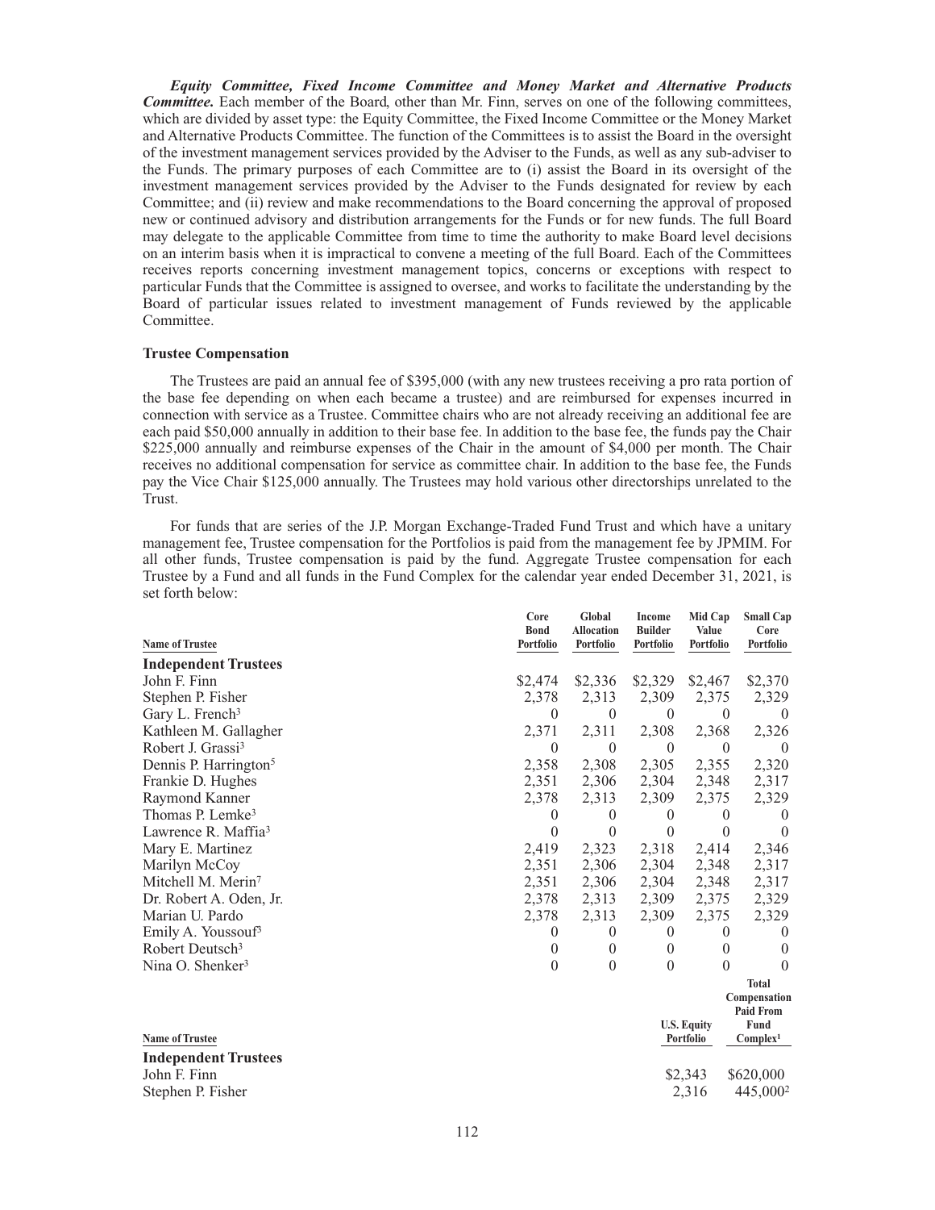***Equity Committee, Fixed Income Committee and Money Market and Alternative Products Committee.*** Each member of the Board, other than Mr. Finn, serves on one of the following committees, which are divided by asset type: the Equity Committee, the Fixed Income Committee or the Money Market and Alternative Products Committee. The function of the Committees is to assist the Board in the oversight of the investment management services provided by the Adviser to the Funds, as well as any sub-adviser to the Funds. The primary purposes of each Committee are to (i) assist the Board in its oversight of the investment management services provided by the Adviser to the Funds designated for review by each Committee; and (ii) review and make recommendations to the Board concerning the approval of proposed new or continued advisory and distribution arrangements for the Funds or for new funds. The full Board may delegate to the applicable Committee from time to time the authority to make Board level decisions on an interim basis when it is impractical to convene a meeting of the full Board. Each of the Committees receives reports concerning investment management topics, concerns or exceptions with respect to particular Funds that the Committee is assigned to oversee, and works to facilitate the understanding by the Board of particular issues related to investment management of Funds reviewed by the applicable Committee.

**Trustee Compensation**

The Trustees are paid an annual fee of $395,000 (with any new trustees receiving a pro rata portion of the base fee depending on when each became a trustee) and are reimbursed for expenses incurred in connection with service as a Trustee. Committee chairs who are not already receiving an additional fee are each paid $50,000 annually in addition to their base fee. In addition to the base fee, the funds pay the Chair $225,000 annually and reimburse expenses of the Chair in the amount of $4,000 per month. The Chair receives no additional compensation for service as committee chair. In addition to the base fee, the Funds pay the Vice Chair $125,000 annually. The Trustees may hold various other directorships unrelated to the Trust.

For funds that are series of the J.P. Morgan Exchange-Traded Fund Trust and which have a unitary management fee, Trustee compensation for the Portfolios is paid from the management fee by JPMIM. For all other funds, Trustee compensation is paid by the fund. Aggregate Trustee compensation for each Trustee by a Fund and all funds in the Fund Complex for the calendar year ended December 31, 2021, is set forth below:

| Name of Trustee | Core Bond Portfolio | Global Allocation Portfolio | Income Builder Portfolio | Mid Cap Value Portfolio | Small Cap Core Portfolio |
|---|---|---|---|---|---|
| **Independent Trustees** | | | | | |
| John F. Finn | $2,474 | $2,336 | $2,329 | $2,467 | $2,370 |
| Stephen P. Fisher | 2,378 | 2,313 | 2,309 | 2,375 | 2,329 |
| Gary L. French[3] | 0 | 0 | 0 | 0 | 0 |
| Kathleen M. Gallagher | 2,371 | 2,311 | 2,308 | 2,368 | 2,326 |
| Robert J. Grassi[3] | 0 | 0 | 0 | 0 | 0 |
| Dennis P. Harrington[5] | 2,358 | 2,308 | 2,305 | 2,355 | 2,320 |
| Frankie D. Hughes | 2,351 | 2,306 | 2,304 | 2,348 | 2,317 |
| Raymond Kanner | 2,378 | 2,313 | 2,309 | 2,375 | 2,329 |
| Thomas P. Lemke[3] | 0 | 0 | 0 | 0 | 0 |
| Lawrence R. Maffia[3] | 0 | 0 | 0 | 0 | 0 |
| Mary E. Martinez | 2,419 | 2,323 | 2,318 | 2,414 | 2,346 |
| Marilyn McCoy | 2,351 | 2,306 | 2,304 | 2,348 | 2,317 |
| Mitchell M. Merin[7] | 2,351 | 2,306 | 2,304 | 2,348 | 2,317 |
| Dr. Robert A. Oden, Jr. | 2,378 | 2,313 | 2,309 | 2,375 | 2,329 |
| Marian U. Pardo | 2,378 | 2,313 | 2,309 | 2,375 | 2,329 |
| Emily A. Youssouf[3] | 0 | 0 | 0 | 0 | 0 |
| Robert Deutsch[3] | 0 | 0 | 0 | 0 | 0 |
| Nina O. Shenker[3] | 0 | 0 | 0 | 0 | 0 |

| Name of Trustee | U.S. Equity Portfolio | Total Compensation Paid From Fund Complex[1] |
|---|---|---|
| **Independent Trustees** | | |
| John F. Finn | $2,343 | $620,000 |
| Stephen P. Fisher | 2,316 | 445,000[2] |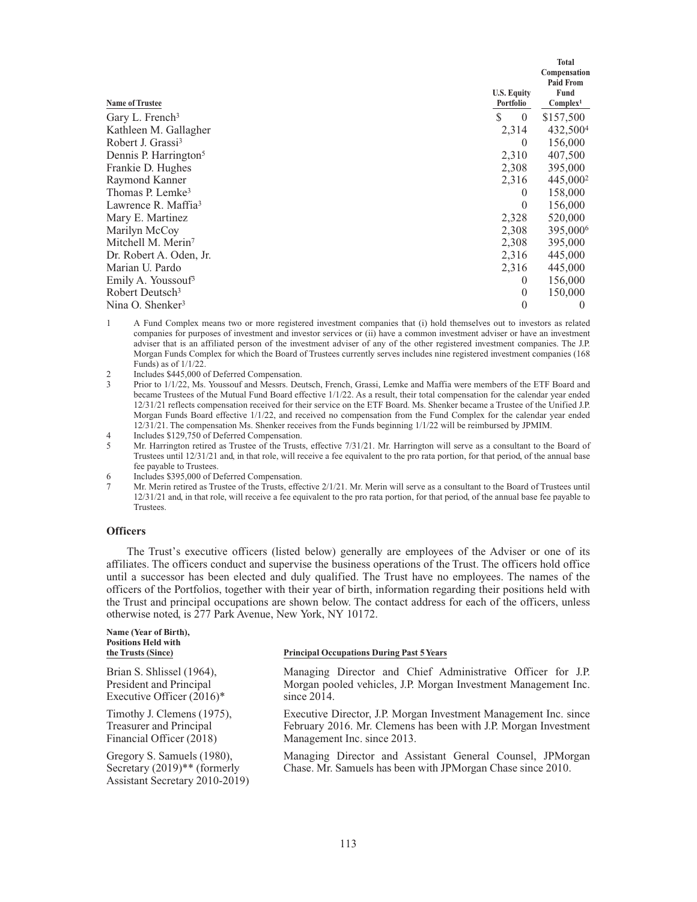| Name of Trustee | U.S. Equity Portfolio | Total Compensation Paid From Fund Complex[1] |
| --- | --- | --- |
| Gary L. French[3] | $ 0 | $157,500 |
| Kathleen M. Gallagher | 2,314 | 432,500[4] |
| Robert J. Grassi[3] | 0 | 156,000 |
| Dennis P. Harrington[5] | 2,310 | 407,500 |
| Frankie D. Hughes | 2,308 | 395,000 |
| Raymond Kanner | 2,316 | 445,000[2] |
| Thomas P. Lemke[3] | 0 | 158,000 |
| Lawrence R. Maffia[3] | 0 | 156,000 |
| Mary E. Martinez | 2,328 | 520,000 |
| Marilyn McCoy | 2,308 | 395,000[6] |
| Mitchell M. Merin[7] | 2,308 | 395,000 |
| Dr. Robert A. Oden, Jr. | 2,316 | 445,000 |
| Marian U. Pardo | 2,316 | 445,000 |
| Emily A. Youssouf[3] | 0 | 156,000 |
| Robert Deutsch[3] | 0 | 150,000 |
| Nina O. Shenker[3] | 0 | 0 |

1 A Fund Complex means two or more registered investment companies that (i) hold themselves out to investors as related companies for purposes of investment and investor services or (ii) have a common investment adviser or have an investment adviser that is an affiliated person of the investment adviser of any of the other registered investment companies. The J.P. Morgan Funds Complex for which the Board of Trustees currently serves includes nine registered investment companies (168 Funds) as of 1/1/22.

2 Includes $445,000 of Deferred Compensation.

3 Prior to 1/1/22, Ms. Youssouf and Messrs. Deutsch, French, Grassi, Lemke and Maffia were members of the ETF Board and became Trustees of the Mutual Fund Board effective 1/1/22. As a result, their total compensation for the calendar year ended 12/31/21 reflects compensation received for their service on the ETF Board. Ms. Shenker became a Trustee of the Unified J.P. Morgan Funds Board effective 1/1/22, and received no compensation from the Fund Complex for the calendar year ended 12/31/21. The compensation Ms. Shenker receives from the Funds beginning 1/1/22 will be reimbursed by JPMIM.

4 Includes $129,750 of Deferred Compensation.

5 Mr. Harrington retired as Trustee of the Trusts, effective 7/31/21. Mr. Harrington will serve as a consultant to the Board of Trustees until 12/31/21 and, in that role, will receive a fee equivalent to the pro rata portion, for that period, of the annual base fee payable to Trustees.

6 Includes $395,000 of Deferred Compensation.

7 Mr. Merin retired as Trustee of the Trusts, effective 2/1/21. Mr. Merin will serve as a consultant to the Board of Trustees until 12/31/21 and, in that role, will receive a fee equivalent to the pro rata portion, for that period, of the annual base fee payable to Trustees.

### Officers

The Trust's executive officers (listed below) generally are employees of the Adviser or one of its affiliates. The officers conduct and supervise the business operations of the Trust. The officers hold office until a successor has been elected and duly qualified. The Trust have no employees. The names of the officers of the Portfolios, together with their year of birth, information regarding their positions held with the Trust and principal occupations are shown below. The contact address for each of the officers, unless otherwise noted, is 277 Park Avenue, New York, NY 10172.

| Name (Year of Birth), Positions Held with the Trusts (Since) | Principal Occupations During Past 5 Years |
| --- | --- |
| Brian S. Shlissel (1964), President and Principal Executive Officer (2016)* | Managing Director and Chief Administrative Officer for J.P. Morgan pooled vehicles, J.P. Morgan Investment Management Inc. since 2014. |
| Timothy J. Clemens (1975), Treasurer and Principal Financial Officer (2018) | Executive Director, J.P. Morgan Investment Management Inc. since February 2016. Mr. Clemens has been with J.P. Morgan Investment Management Inc. since 2013. |
| Gregory S. Samuels (1980), Secretary (2019)** (formerly Assistant Secretary 2010-2019) | Managing Director and Assistant General Counsel, JPMorgan Chase. Mr. Samuels has been with JPMorgan Chase since 2010. |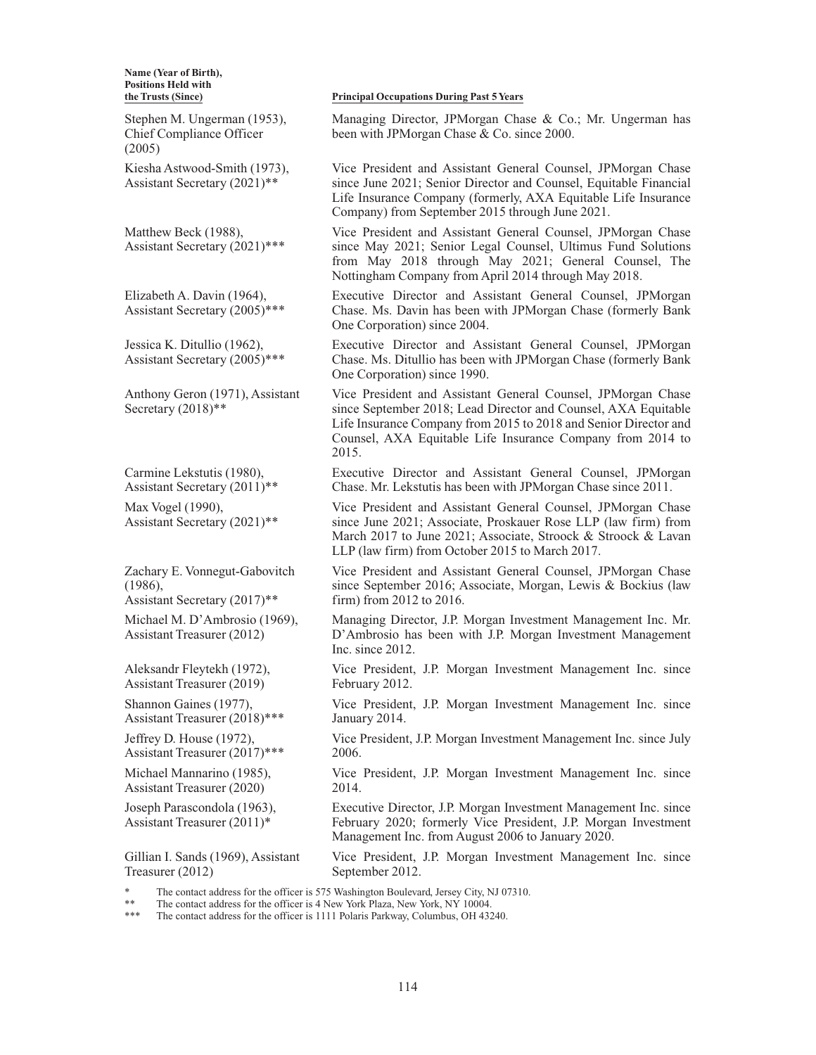| Name (Year of Birth), Positions Held with the Trusts (Since) | Principal Occupations During Past 5 Years |
|---|---|
| Stephen M. Ungerman (1953), Chief Compliance Officer (2005) | Managing Director, JPMorgan Chase & Co.; Mr. Ungerman has been with JPMorgan Chase & Co. since 2000. |
| Kiesha Astwood-Smith (1973), Assistant Secretary (2021)** | Vice President and Assistant General Counsel, JPMorgan Chase since June 2021; Senior Director and Counsel, Equitable Financial Life Insurance Company (formerly, AXA Equitable Life Insurance Company) from September 2015 through June 2021. |
| Matthew Beck (1988), Assistant Secretary (2021)*** | Vice President and Assistant General Counsel, JPMorgan Chase since May 2021; Senior Legal Counsel, Ultimus Fund Solutions from May 2018 through May 2021; General Counsel, The Nottingham Company from April 2014 through May 2018. |
| Elizabeth A. Davin (1964), Assistant Secretary (2005)*** | Executive Director and Assistant General Counsel, JPMorgan Chase. Ms. Davin has been with JPMorgan Chase (formerly Bank One Corporation) since 2004. |
| Jessica K. Ditullio (1962), Assistant Secretary (2005)*** | Executive Director and Assistant General Counsel, JPMorgan Chase. Ms. Ditullio has been with JPMorgan Chase (formerly Bank One Corporation) since 1990. |
| Anthony Geron (1971), Assistant Secretary (2018)** | Vice President and Assistant General Counsel, JPMorgan Chase since September 2018; Lead Director and Counsel, AXA Equitable Life Insurance Company from 2015 to 2018 and Senior Director and Counsel, AXA Equitable Life Insurance Company from 2014 to 2015. |
| Carmine Lekstutis (1980), Assistant Secretary (2011)** | Executive Director and Assistant General Counsel, JPMorgan Chase. Mr. Lekstutis has been with JPMorgan Chase since 2011. |
| Max Vogel (1990), Assistant Secretary (2021)** | Vice President and Assistant General Counsel, JPMorgan Chase since June 2021; Associate, Proskauer Rose LLP (law firm) from March 2017 to June 2021; Associate, Stroock & Stroock & Lavan LLP (law firm) from October 2015 to March 2017. |
| Zachary E. Vonnegut-Gabovitch (1986), Assistant Secretary (2017)** | Vice President and Assistant General Counsel, JPMorgan Chase since September 2016; Associate, Morgan, Lewis & Bockius (law firm) from 2012 to 2016. |
| Michael M. D'Ambrosio (1969), Assistant Treasurer (2012) | Managing Director, J.P. Morgan Investment Management Inc. Mr. D'Ambrosio has been with J.P. Morgan Investment Management Inc. since 2012. |
| Aleksandr Fleytekh (1972), Assistant Treasurer (2019) | Vice President, J.P. Morgan Investment Management Inc. since February 2012. |
| Shannon Gaines (1977), Assistant Treasurer (2018)*** | Vice President, J.P. Morgan Investment Management Inc. since January 2014. |
| Jeffrey D. House (1972), Assistant Treasurer (2017)*** | Vice President, J.P. Morgan Investment Management Inc. since July 2006. |
| Michael Mannarino (1985), Assistant Treasurer (2020) | Vice President, J.P. Morgan Investment Management Inc. since 2014. |
| Joseph Parascondola (1963), Assistant Treasurer (2011)* | Executive Director, J.P. Morgan Investment Management Inc. since February 2020; formerly Vice President, J.P. Morgan Investment Management Inc. from August 2006 to January 2020. |
| Gillian I. Sands (1969), Assistant Treasurer (2012) | Vice President, J.P. Morgan Investment Management Inc. since September 2012. |

\* The contact address for the officer is 575 Washington Boulevard, Jersey City, NJ 07310.

** The contact address for the officer is 4 New York Plaza, New York, NY 10004.

*** The contact address for the officer is 1111 Polaris Parkway, Columbus, OH 43240.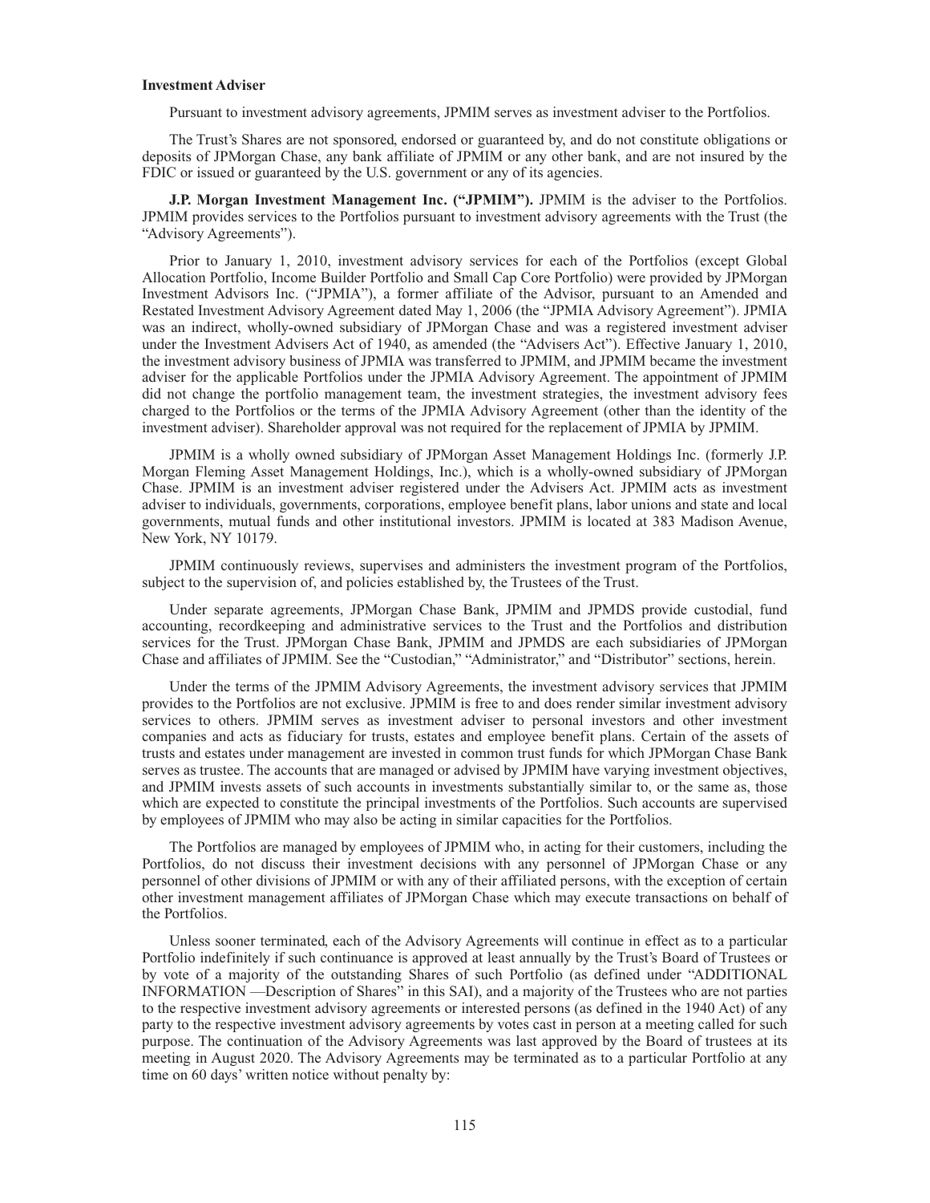**Investment Adviser**

Pursuant to investment advisory agreements, JPMIM serves as investment adviser to the Portfolios.

The Trust's Shares are not sponsored, endorsed or guaranteed by, and do not constitute obligations or deposits of JPMorgan Chase, any bank affiliate of JPMIM or any other bank, and are not insured by the FDIC or issued or guaranteed by the U.S. government or any of its agencies.

**J.P. Morgan Investment Management Inc. ("JPMIM").** JPMIM is the adviser to the Portfolios. JPMIM provides services to the Portfolios pursuant to investment advisory agreements with the Trust (the "Advisory Agreements").

Prior to January 1, 2010, investment advisory services for each of the Portfolios (except Global Allocation Portfolio, Income Builder Portfolio and Small Cap Core Portfolio) were provided by JPMorgan Investment Advisors Inc. ("JPMIA"), a former affiliate of the Advisor, pursuant to an Amended and Restated Investment Advisory Agreement dated May 1, 2006 (the "JPMIA Advisory Agreement"). JPMIA was an indirect, wholly-owned subsidiary of JPMorgan Chase and was a registered investment adviser under the Investment Advisers Act of 1940, as amended (the "Advisers Act"). Effective January 1, 2010, the investment advisory business of JPMIA was transferred to JPMIM, and JPMIM became the investment adviser for the applicable Portfolios under the JPMIA Advisory Agreement. The appointment of JPMIM did not change the portfolio management team, the investment strategies, the investment advisory fees charged to the Portfolios or the terms of the JPMIA Advisory Agreement (other than the identity of the investment adviser). Shareholder approval was not required for the replacement of JPMIA by JPMIM.

JPMIM is a wholly owned subsidiary of JPMorgan Asset Management Holdings Inc. (formerly J.P. Morgan Fleming Asset Management Holdings, Inc.), which is a wholly-owned subsidiary of JPMorgan Chase. JPMIM is an investment adviser registered under the Advisers Act. JPMIM acts as investment adviser to individuals, governments, corporations, employee benefit plans, labor unions and state and local governments, mutual funds and other institutional investors. JPMIM is located at 383 Madison Avenue, New York, NY 10179.

JPMIM continuously reviews, supervises and administers the investment program of the Portfolios, subject to the supervision of, and policies established by, the Trustees of the Trust.

Under separate agreements, JPMorgan Chase Bank, JPMIM and JPMDS provide custodial, fund accounting, recordkeeping and administrative services to the Trust and the Portfolios and distribution services for the Trust. JPMorgan Chase Bank, JPMIM and JPMDS are each subsidiaries of JPMorgan Chase and affiliates of JPMIM. See the "Custodian," "Administrator," and "Distributor" sections, herein.

Under the terms of the JPMIM Advisory Agreements, the investment advisory services that JPMIM provides to the Portfolios are not exclusive. JPMIM is free to and does render similar investment advisory services to others. JPMIM serves as investment adviser to personal investors and other investment companies and acts as fiduciary for trusts, estates and employee benefit plans. Certain of the assets of trusts and estates under management are invested in common trust funds for which JPMorgan Chase Bank serves as trustee. The accounts that are managed or advised by JPMIM have varying investment objectives, and JPMIM invests assets of such accounts in investments substantially similar to, or the same as, those which are expected to constitute the principal investments of the Portfolios. Such accounts are supervised by employees of JPMIM who may also be acting in similar capacities for the Portfolios.

The Portfolios are managed by employees of JPMIM who, in acting for their customers, including the Portfolios, do not discuss their investment decisions with any personnel of JPMorgan Chase or any personnel of other divisions of JPMIM or with any of their affiliated persons, with the exception of certain other investment management affiliates of JPMorgan Chase which may execute transactions on behalf of the Portfolios.

Unless sooner terminated, each of the Advisory Agreements will continue in effect as to a particular Portfolio indefinitely if such continuance is approved at least annually by the Trust's Board of Trustees or by vote of a majority of the outstanding Shares of such Portfolio (as defined under "ADDITIONAL INFORMATION —Description of Shares" in this SAI), and a majority of the Trustees who are not parties to the respective investment advisory agreements or interested persons (as defined in the 1940 Act) of any party to the respective investment advisory agreements by votes cast in person at a meeting called for such purpose. The continuation of the Advisory Agreements was last approved by the Board of trustees at its meeting in August 2020. The Advisory Agreements may be terminated as to a particular Portfolio at any time on 60 days' written notice without penalty by: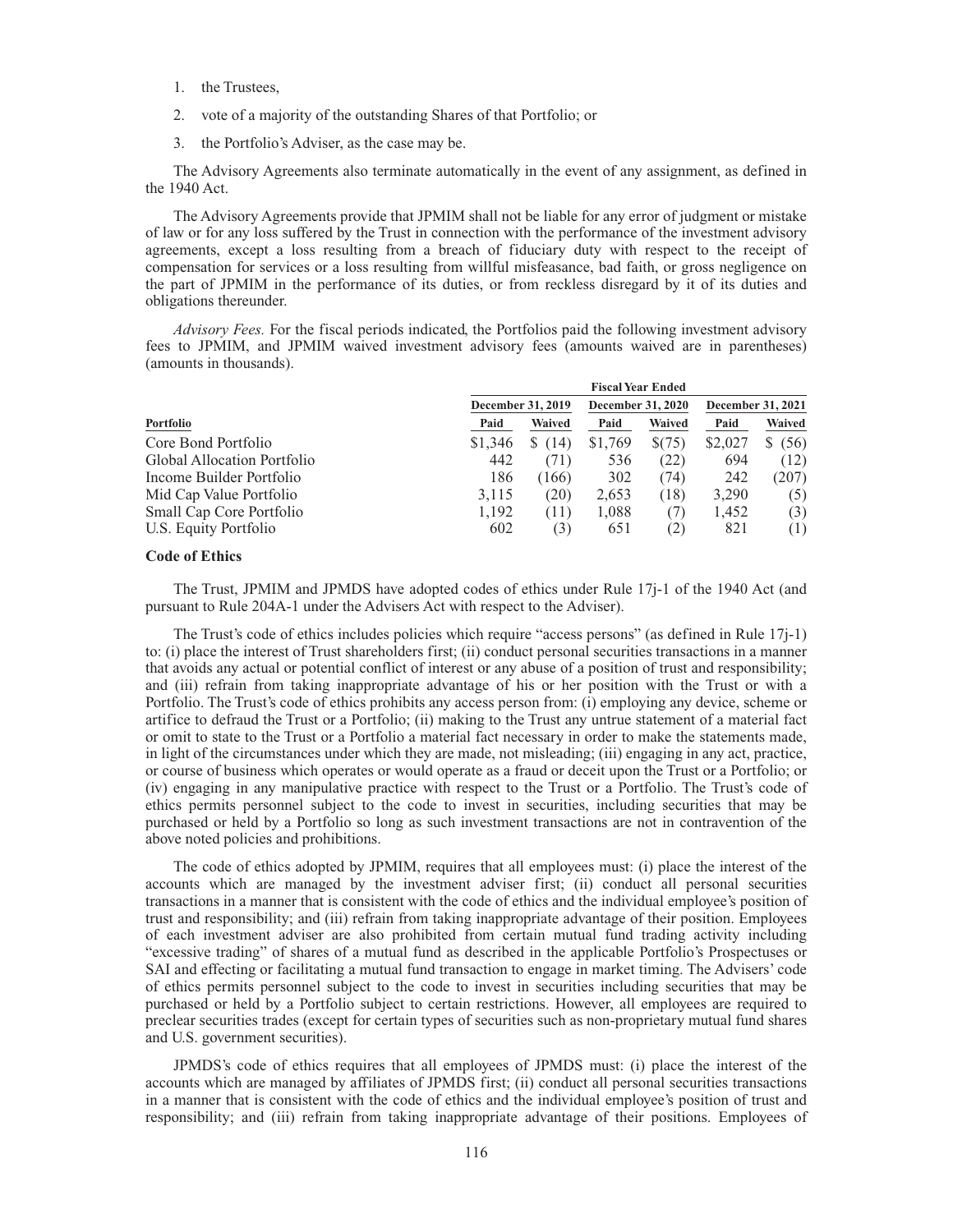1. the Trustees,
2. vote of a majority of the outstanding Shares of that Portfolio; or
3. the Portfolio's Adviser, as the case may be.

The Advisory Agreements also terminate automatically in the event of any assignment, as defined in the 1940 Act.

The Advisory Agreements provide that JPMIM shall not be liable for any error of judgment or mistake of law or for any loss suffered by the Trust in connection with the performance of the investment advisory agreements, except a loss resulting from a breach of fiduciary duty with respect to the receipt of compensation for services or a loss resulting from willful misfeasance, bad faith, or gross negligence on the part of JPMIM in the performance of its duties, or from reckless disregard by it of its duties and obligations thereunder.

*Advisory Fees.* For the fiscal periods indicated, the Portfolios paid the following investment advisory fees to JPMIM, and JPMIM waived investment advisory fees (amounts waived are in parentheses) (amounts in thousands).

| | Fiscal Year Ended | | | | | |
|---|---|---|---|---|---|---|
| | December 31, 2019 | | December 31, 2020 | | December 31, 2021 | |
| **Portfolio** | **Paid** | **Waived** | **Paid** | **Waived** | **Paid** | **Waived** |
| Core Bond Portfolio | $1,346 | $ (14) | $1,769 | $(75) | $2,027 | $ (56) |
| Global Allocation Portfolio | 442 | (71) | 536 | (22) | 694 | (12) |
| Income Builder Portfolio | 186 | (166) | 302 | (74) | 242 | (207) |
| Mid Cap Value Portfolio | 3,115 | (20) | 2,653 | (18) | 3,290 | (5) |
| Small Cap Core Portfolio | 1,192 | (11) | 1,088 | (7) | 1,452 | (3) |
| U.S. Equity Portfolio | 602 | (3) | 651 | (2) | 821 | (1) |

### Code of Ethics

The Trust, JPMIM and JPMDS have adopted codes of ethics under Rule 17j-1 of the 1940 Act (and pursuant to Rule 204A-1 under the Advisers Act with respect to the Adviser).

The Trust's code of ethics includes policies which require "access persons" (as defined in Rule 17j-1) to: (i) place the interest of Trust shareholders first; (ii) conduct personal securities transactions in a manner that is consistent with the code of ethics and avoids any actual or potential conflict of interest or any abuse of a position of trust and responsibility; and (iii) refrain from taking inappropriate advantage of his or her position with the Trust or with a Portfolio. The Trust's code of ethics prohibits any access person from: (i) employing any device, scheme or artifice to defraud the Trust or a Portfolio; (ii) making to the Trust any untrue statement of a material fact or omit to state to the Trust or a Portfolio a material fact necessary in order to make the statements made, in light of the circumstances under which they are made, not misleading; (iii) engaging in any act, practice, or course of business which operates or would operate as a fraud or deceit upon the Trust or a Portfolio; or (iv) engaging in any manipulative practice with respect to the Trust or a Portfolio. The Trust's code of ethics permits personnel subject to the code to invest in securities, including securities that may be purchased or held by a Portfolio so long as such investment transactions are not in contravention of the above noted policies and prohibitions.

The code of ethics adopted by JPMIM, requires that all employees must: (i) place the interest of the accounts which are managed by the investment adviser first; (ii) conduct all personal securities transactions in a manner that is consistent with the code of ethics and the individual employee's position of trust and responsibility; and (iii) refrain from taking inappropriate advantage of their position. Employees of each investment adviser are also prohibited from certain mutual fund trading activity including "excessive trading" of shares of a mutual fund as described in the applicable Portfolio's Prospectuses or SAI and effecting or facilitating a mutual fund transaction to engage in market timing. The Advisers' code of ethics permits personnel subject to the code to invest in securities including securities that may be purchased or held by a Portfolio subject to certain restrictions. However, all employees are required to preclear securities trades (except for certain types of securities such as non-proprietary mutual fund shares and U.S. government securities).

JPMDS's code of ethics requires that all employees of JPMDS must: (i) place the interest of the accounts which are managed by affiliates of JPMDS first; (ii) conduct all personal securities transactions in a manner that is consistent with the code of ethics and the individual employee's position of trust and responsibility; and (iii) refrain from taking inappropriate advantage of their positions. Employees of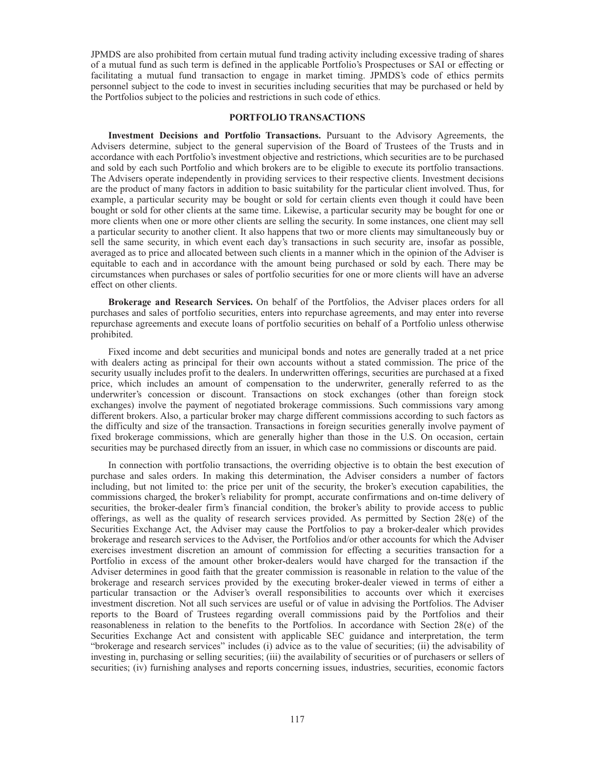JPMDS are also prohibited from certain mutual fund trading activity including excessive trading of shares of a mutual fund as such term is defined in the applicable Portfolio's Prospectuses or SAI or effecting or facilitating a mutual fund transaction to engage in market timing. JPMDS's code of ethics permits personnel subject to the code to invest in securities including securities that may be purchased or held by the Portfolios subject to the policies and restrictions in such code of ethics.

## PORTFOLIO TRANSACTIONS

**Investment Decisions and Portfolio Transactions.** Pursuant to the Advisory Agreements, the Advisers determine, subject to the general supervision of the Board of Trustees of the Trusts and in accordance with each Portfolio's investment objective and restrictions, which securities are to be purchased and sold by each such Portfolio and which brokers are to be eligible to execute its portfolio transactions. The Advisers operate independently in providing services to their respective clients. Investment decisions are the product of many factors in addition to basic suitability for the particular client involved. Thus, for example, a particular security may be bought or sold for certain clients even though it could have been bought or sold for other clients at the same time. Likewise, a particular security may be bought for one or more clients when one or more other clients are selling the security. In some instances, one client may sell a particular security to another client. It also happens that two or more clients may simultaneously buy or sell the same security, in which event each day's transactions in such security are, insofar as possible, averaged as to price and allocated between such clients in a manner which in the opinion of the Adviser is equitable to each and in accordance with the amount being purchased or sold by each. There may be circumstances when purchases or sales of portfolio securities for one or more clients will have an adverse effect on other clients.

**Brokerage and Research Services.** On behalf of the Portfolios, the Adviser places orders for all purchases and sales of portfolio securities, enters into repurchase agreements, and may enter into reverse repurchase agreements and execute loans of portfolio securities on behalf of a Portfolio unless otherwise prohibited.

Fixed income and debt securities and municipal bonds and notes are generally traded at a net price with dealers acting as principal for their own accounts without a stated commission. The price of the security usually includes profit to the dealers. In underwritten offerings, securities are purchased at a fixed price, which includes an amount of compensation to the underwriter, generally referred to as the underwriter's concession or discount. Transactions on stock exchanges (other than foreign stock exchanges) involve the payment of negotiated brokerage commissions. Such commissions vary among different brokers. Also, a particular broker may charge different commissions according to such factors as the difficulty and size of the transaction. Transactions in foreign securities generally involve payment of fixed brokerage commissions, which are generally higher than those in the U.S. On occasion, certain securities may be purchased directly from an issuer, in which case no commissions or discounts are paid.

In connection with portfolio transactions, the overriding objective is to obtain the best execution of purchase and sales orders. In making this determination, the Adviser considers a number of factors including, but not limited to: the price per unit of the security, the broker's execution capabilities, the commissions charged, the broker's reliability for prompt, accurate confirmations and on-time delivery of securities, the broker-dealer firm's financial condition, the broker's ability to provide access to public offerings, as well as the quality of research services provided. As permitted by Section 28(e) of the Securities Exchange Act, the Adviser may cause the Portfolios to pay a broker-dealer which provides brokerage and research services to the Adviser, the Portfolios and/or other accounts for which the Adviser exercises investment discretion an amount of commission for effecting a securities transaction for a Portfolio in excess of the amount other broker-dealers would have charged for the transaction if the Adviser determines in good faith that the greater commission is reasonable in relation to the value of the brokerage and research services provided by the executing broker-dealer viewed in terms of either a particular transaction or the Adviser's overall responsibilities to accounts over which it exercises investment discretion. Not all such services are useful or of value in advising the Portfolios. The Adviser reports to the Board of Trustees regarding overall commissions paid by the Portfolios and their reasonableness in relation to the benefits to the Portfolios. In accordance with Section 28(e) of the Securities Exchange Act and consistent with applicable SEC guidance and interpretation, the term "brokerage and research services" includes (i) advice as to the value of securities; (ii) the advisability of investing in, purchasing or selling securities; (iii) the availability of securities or of purchasers or sellers of securities; (iv) furnishing analyses and reports concerning issues, industries, securities, economic factors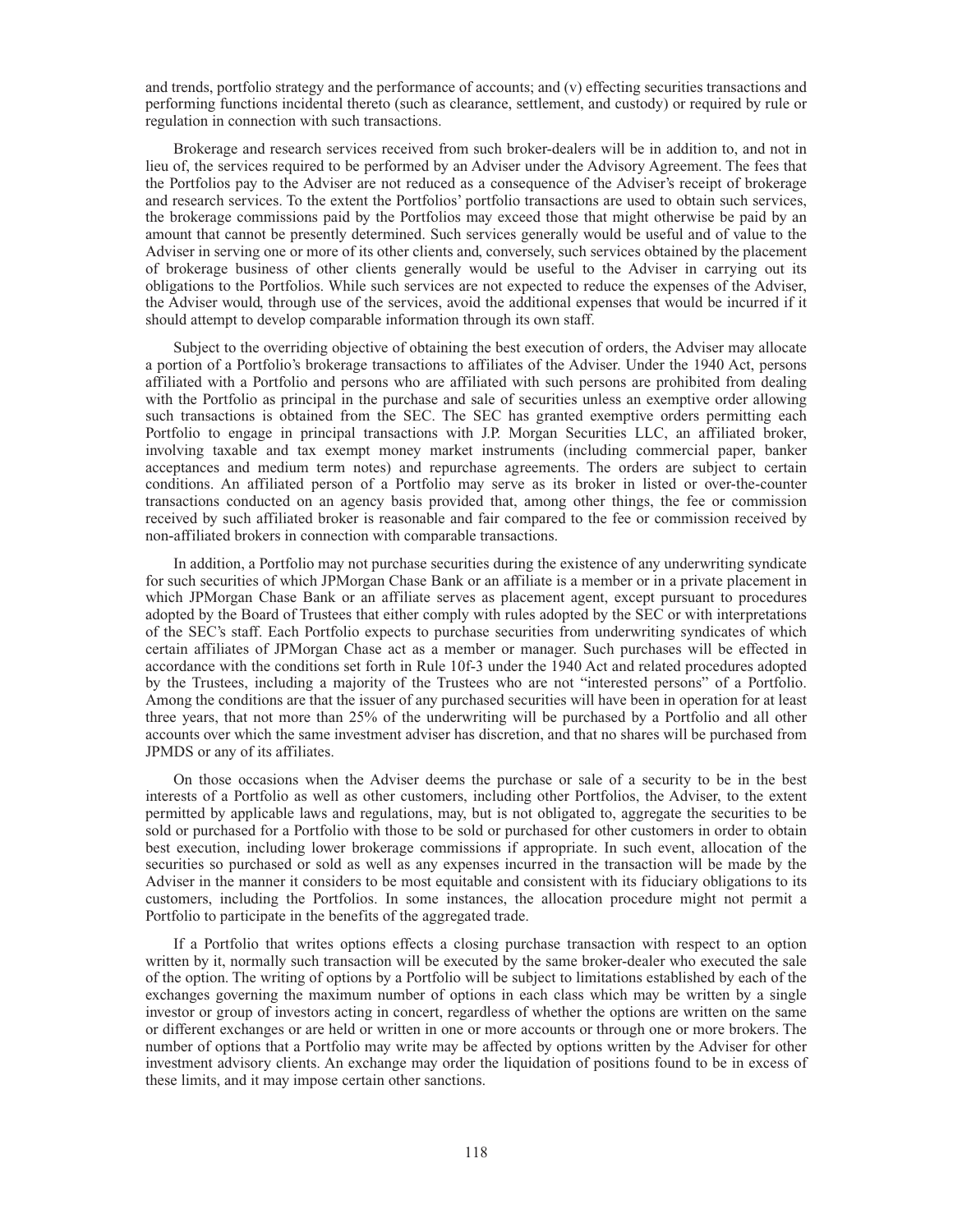and trends, portfolio strategy and the performance of accounts; and (v) effecting securities transactions and performing functions incidental thereto (such as clearance, settlement, and custody) or required by rule or regulation in connection with such transactions.

Brokerage and research services received from such broker-dealers will be in addition to, and not in lieu of, the services required to be performed by an Adviser under the Advisory Agreement. The fees that the Portfolios pay to the Adviser are not reduced as a consequence of the Adviser's receipt of brokerage and research services. To the extent the Portfolios' portfolio transactions are used to obtain such services, the brokerage commissions paid by the Portfolios may exceed those that might otherwise be paid by an amount that cannot be presently determined. Such services generally would be useful and of value to the Adviser in serving one or more of its other clients and, conversely, such services obtained by the placement of brokerage business of other clients generally would be useful to the Adviser in carrying out its obligations to the Portfolios. While such services are not expected to reduce the expenses of the Adviser, the Adviser would, through use of the services, avoid the additional expenses that would be incurred if it should attempt to develop comparable information through its own staff.

Subject to the overriding objective of obtaining the best execution of orders, the Adviser may allocate a portion of a Portfolio's brokerage transactions to affiliates of the Adviser. Under the 1940 Act, persons affiliated with a Portfolio and persons who are affiliated with such persons are prohibited from dealing with the Portfolio as principal in the purchase and sale of securities unless an exemptive order allowing such transactions is obtained from the SEC. The SEC has granted exemptive orders permitting each Portfolio to engage in principal transactions with J.P. Morgan Securities LLC, an affiliated broker, involving taxable and tax exempt money market instruments (including commercial paper, banker acceptances and medium term notes) and repurchase agreements. The orders are subject to certain conditions. An affiliated person of a Portfolio may serve as its broker in listed or over-the-counter transactions conducted on an agency basis provided that, among other things, the fee or commission received by such affiliated broker is reasonable and fair compared to the fee or commission received by non-affiliated brokers in connection with comparable transactions.

In addition, a Portfolio may not purchase securities during the existence of any underwriting syndicate for such securities of which JPMorgan Chase Bank or an affiliate is a member or in a private placement in which JPMorgan Chase Bank or an affiliate serves as placement agent, except pursuant to procedures adopted by the Board of Trustees that either comply with rules adopted by the SEC or with interpretations of the SEC's staff. Each Portfolio expects to purchase securities from underwriting syndicates of which certain affiliates of JPMorgan Chase act as a member or manager. Such purchases will be effected in accordance with the conditions set forth in Rule 10f-3 under the 1940 Act and related procedures adopted by the Trustees, including a majority of the Trustees who are not "interested persons" of a Portfolio. Among the conditions are that the issuer of any purchased securities will have been in operation for at least three years, that not more than 25% of the underwriting will be purchased by a Portfolio and all other accounts over which the same investment adviser has discretion, and that no shares will be purchased from JPMDS or any of its affiliates.

On those occasions when the Adviser deems the purchase or sale of a security to be in the best interests of a Portfolio as well as other customers, including other Portfolios, the Adviser, to the extent permitted by applicable laws and regulations, may, but is not obligated to, aggregate the securities to be sold or purchased for a Portfolio with those to be sold or purchased for other customers in order to obtain best execution, including lower brokerage commissions if appropriate. In such event, allocation of the securities so purchased or sold as well as any expenses incurred in the transaction will be made by the Adviser in the manner it considers to be most equitable and consistent with its fiduciary obligations to its customers, including the Portfolios. In some instances, the allocation procedure might not permit a Portfolio to participate in the benefits of the aggregated trade.

If a Portfolio that writes options effects a closing purchase transaction with respect to an option written by it, normally such transaction will be executed by the same broker-dealer who executed the sale of the option. The writing of options by a Portfolio will be subject to limitations established by each of the exchanges governing the maximum number of options in each class which may be written by a single investor or group of investors acting in concert, regardless of whether the options are written on the same or different exchanges or are held or written in one or more accounts or through one or more brokers. The number of options that a Portfolio may write may be affected by options written by the Adviser for other investment advisory clients. An exchange may order the liquidation of positions found to be in excess of these limits, and it may impose certain other sanctions.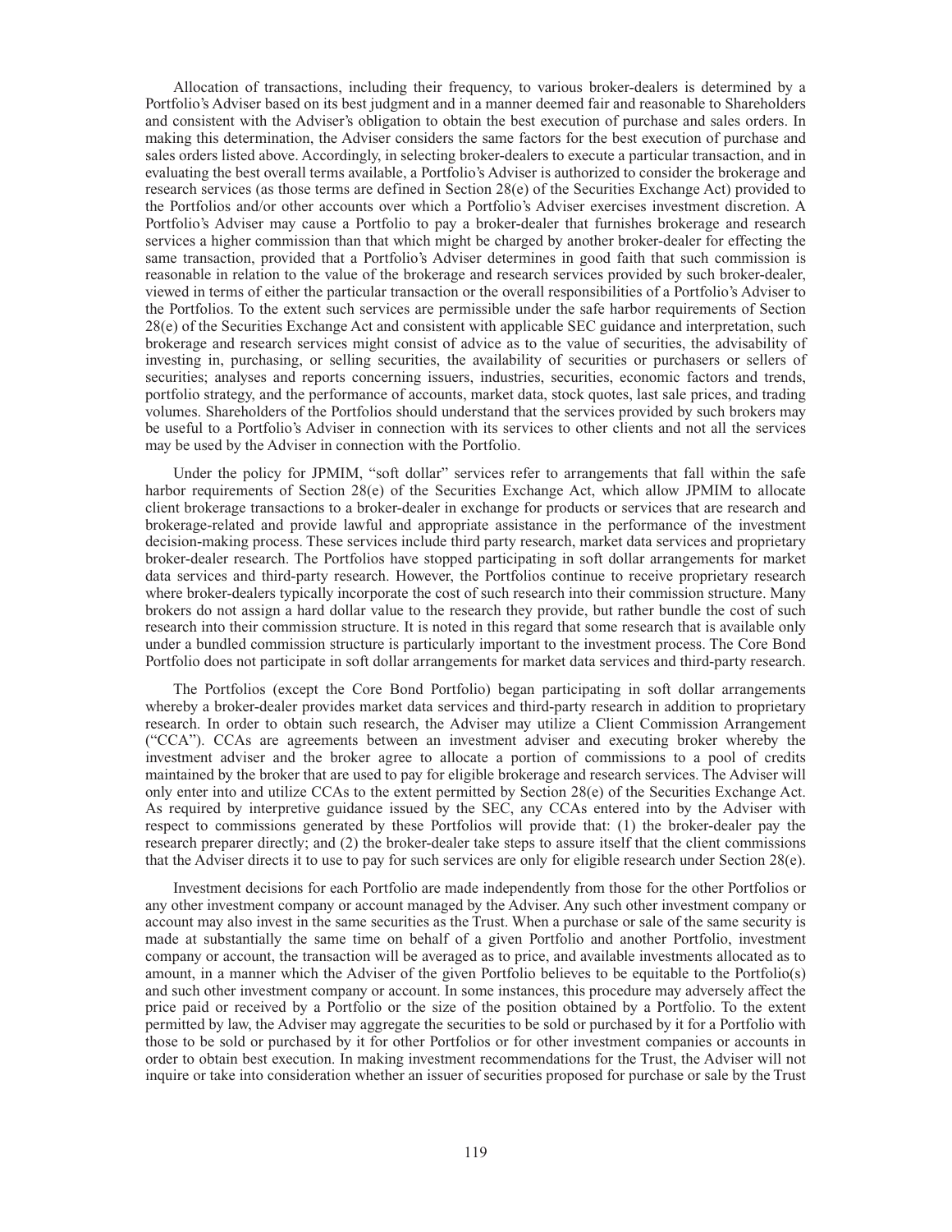Allocation of transactions, including their frequency, to various broker-dealers is determined by a Portfolio's Adviser based on its best judgment and in a manner deemed fair and reasonable to Shareholders and consistent with the Adviser's obligation to obtain the best execution of purchase and sales orders. In making this determination, the Adviser considers the same factors for the best execution of purchase and sales orders listed above. Accordingly, in selecting broker-dealers to execute a particular transaction, and in evaluating the best overall terms available, a Portfolio's Adviser is authorized to consider the brokerage and research services (as those terms are defined in Section 28(e) of the Securities Exchange Act) provided to the Portfolios and/or other accounts over which a Portfolio's Adviser exercises investment discretion. A Portfolio's Adviser may cause a Portfolio to pay a broker-dealer that furnishes brokerage and research services a higher commission than that which might be charged by another broker-dealer for effecting the same transaction, provided that a Portfolio's Adviser determines in good faith that such commission is reasonable in relation to the value of the brokerage and research services provided by such broker-dealer, viewed in terms of either the particular transaction or the overall responsibilities of a Portfolio's Adviser to the Portfolios. To the extent such services are permissible under the safe harbor requirements of Section 28(e) of the Securities Exchange Act and consistent with applicable SEC guidance and interpretation, such brokerage and research services might consist of advice as to the value of securities, the advisability of investing in, purchasing, or selling securities, the availability of securities or purchasers or sellers of securities; analyses and reports concerning issuers, industries, securities, economic factors and trends, portfolio strategy, and the performance of accounts, market data, stock quotes, last sale prices, and trading volumes. Shareholders of the Portfolios should understand that the services provided by such brokers may be useful to a Portfolio's Adviser in connection with its services to other clients and not all the services may be used by the Adviser in connection with the Portfolio.

Under the policy for JPMIM, "soft dollar" services refer to arrangements that fall within the safe harbor requirements of Section 28(e) of the Securities Exchange Act, which allow JPMIM to allocate client brokerage transactions to a broker-dealer in exchange for products or services that are research and brokerage-related and provide lawful and appropriate assistance in the performance of the investment decision-making process. These services include third party research, market data services and proprietary broker-dealer research. The Portfolios have stopped participating in soft dollar arrangements for market data services and third-party research. However, the Portfolios continue to receive proprietary research where broker-dealers typically incorporate the cost of such research into their commission structure. Many brokers do not assign a hard dollar value to the research they provide, but rather bundle the cost of such research into their commission structure. It is noted in this regard that some research that is available only under a bundled commission structure is particularly important to the investment process. The Core Bond Portfolio does not participate in soft dollar arrangements for market data services and third-party research.

The Portfolios (except the Core Bond Portfolio) began participating in soft dollar arrangements whereby a broker-dealer provides market data services and third-party research in addition to proprietary research. In order to obtain such research, the Adviser may utilize a Client Commission Arrangement ("CCA"). CCAs are agreements between an investment adviser and executing broker whereby the investment adviser and the broker agree to allocate a portion of commissions to a pool of credits maintained by the broker that are used to pay for eligible brokerage and research services. The Adviser will only enter into and utilize CCAs to the extent permitted by Section 28(e) of the Securities Exchange Act. As required by interpretive guidance issued by the SEC, any CCAs entered into by the Adviser with respect to commissions generated by these Portfolios will provide that: (1) the broker-dealer pay the research preparer directly; and (2) the broker-dealer take steps to assure itself that the client commissions that the Adviser directs it to use to pay for such services are only for eligible research under Section 28(e).

Investment decisions for each Portfolio are made independently from those for the other Portfolios or any other investment company or account managed by the Adviser. Any such other investment company or account may also invest in the same securities as the Trust. When a purchase or sale of the same security is made at substantially the same time on behalf of a given Portfolio and another Portfolio, investment company or account, the transaction will be averaged as to price, and available investments allocated as to amount, in a manner which the Adviser of the given Portfolio believes to be equitable to the Portfolio(s) and such other investment company or account. In some instances, this procedure may adversely affect the price paid or received by a Portfolio or the size of the position obtained by a Portfolio. To the extent permitted by law, the Adviser may aggregate the securities to be sold or purchased by it for a Portfolio with those to be sold or purchased by it for other Portfolios or for other investment companies or accounts in order to obtain best execution. In making investment recommendations for the Trust, the Adviser will not inquire or take into consideration whether an issuer of securities proposed for purchase or sale by the Trust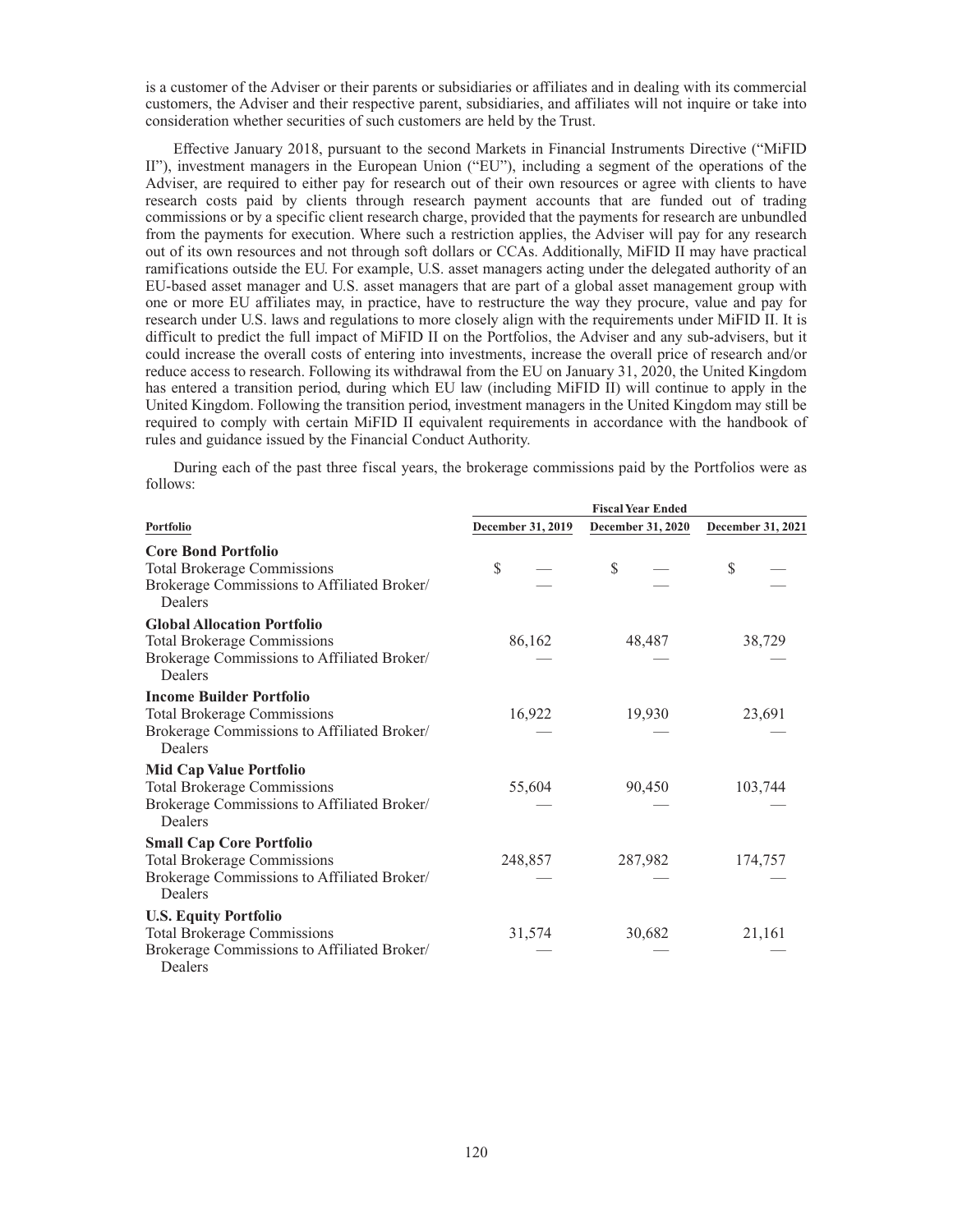is a customer of the Adviser or their parents or subsidiaries or affiliates and in dealing with its commercial customers, the Adviser and their respective parent, subsidiaries, and affiliates will not inquire or take into consideration whether securities of such customers are held by the Trust.

Effective January 2018, pursuant to the second Markets in Financial Instruments Directive ("MiFID II"), investment managers in the European Union ("EU"), including a segment of the operations of the Adviser, are required to either pay for research out of their own resources or agree with clients to have research costs paid by clients through research payment accounts that are funded out of trading commissions or by a specific client research charge, provided that the payments for research are unbundled from the payments for execution. Where such a restriction applies, the Adviser will pay for any research out of its own resources and not through soft dollars or CCAs. Additionally, MiFID II may have practical ramifications outside the EU. For example, U.S. asset managers acting under the delegated authority of an EU-based asset manager and U.S. asset managers that are part of a global asset management group with one or more EU affiliates may, in practice, have to restructure the way they procure, value and pay for research under U.S. laws and regulations to more closely align with the requirements under MiFID II. It is difficult to predict the full impact of MiFID II on the Portfolios, the Adviser and any sub-advisers, but it could increase the overall costs of entering into investments, increase the overall price of research and/or reduce access to research. Following its withdrawal from the EU on January 31, 2020, the United Kingdom has entered a transition period, during which EU law (including MiFID II) will continue to apply in the United Kingdom. Following the transition period, investment managers in the United Kingdom may still be required to comply with certain MiFID II equivalent requirements in accordance with the handbook of rules and guidance issued by the Financial Conduct Authority.

During each of the past three fiscal years, the brokerage commissions paid by the Portfolios were as follows:

| | Fiscal Year Ended | | |
|---|---|---|---|
| Portfolio | December 31, 2019 | December 31, 2020 | December 31, 2021 |
| **Core Bond Portfolio** | | | |
| Total Brokerage Commissions | $ — | $ — | $ — |
| Brokerage Commissions to Affiliated Broker/ Dealers | — | — | — |
| **Global Allocation Portfolio** | | | |
| Total Brokerage Commissions | 86,162 | 48,487 | 38,729 |
| Brokerage Commissions to Affiliated Broker/ Dealers | — | — | — |
| **Income Builder Portfolio** | | | |
| Total Brokerage Commissions | 16,922 | 19,930 | 23,691 |
| Brokerage Commissions to Affiliated Broker/ Dealers | — | — | — |
| **Mid Cap Value Portfolio** | | | |
| Total Brokerage Commissions | 55,604 | 90,450 | 103,744 |
| Brokerage Commissions to Affiliated Broker/ Dealers | — | — | — |
| **Small Cap Core Portfolio** | | | |
| Total Brokerage Commissions | 248,857 | 287,982 | 174,757 |
| Brokerage Commissions to Affiliated Broker/ Dealers | — | — | — |
| **U.S. Equity Portfolio** | | | |
| Total Brokerage Commissions | 31,574 | 30,682 | 21,161 |
| Brokerage Commissions to Affiliated Broker/ Dealers | — | — | — |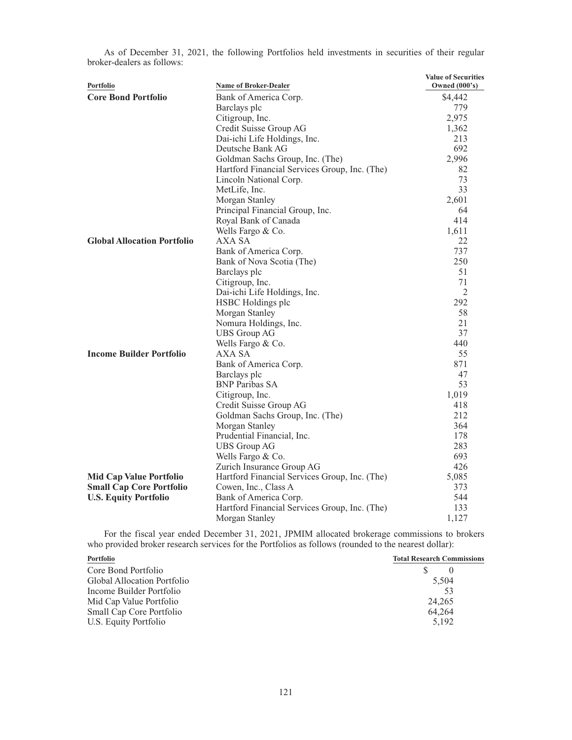As of December 31, 2021, the following Portfolios held investments in securities of their regular broker-dealers as follows:

| Portfolio | Name of Broker-Dealer | Value of Securities Owned (000's) |
|---|---|---|
| **Core Bond Portfolio** | Bank of America Corp. | $4,442 |
| | Barclays plc | 779 |
| | Citigroup, Inc. | 2,975 |
| | Credit Suisse Group AG | 1,362 |
| | Dai-ichi Life Holdings, Inc. | 213 |
| | Deutsche Bank AG | 692 |
| | Goldman Sachs Group, Inc. (The) | 2,996 |
| | Hartford Financial Services Group, Inc. (The) | 82 |
| | Lincoln National Corp. | 73 |
| | MetLife, Inc. | 33 |
| | Morgan Stanley | 2,601 |
| | Principal Financial Group, Inc. | 64 |
| | Royal Bank of Canada | 414 |
| | Wells Fargo & Co. | 1,611 |
| **Global Allocation Portfolio** | AXA SA | 22 |
| | Bank of America Corp. | 737 |
| | Bank of Nova Scotia (The) | 250 |
| | Barclays plc | 51 |
| | Citigroup, Inc. | 71 |
| | Dai-ichi Life Holdings, Inc. | 2 |
| | HSBC Holdings plc | 292 |
| | Morgan Stanley | 58 |
| | Nomura Holdings, Inc. | 21 |
| | UBS Group AG | 37 |
| | Wells Fargo & Co. | 440 |
| **Income Builder Portfolio** | AXA SA | 55 |
| | Bank of America Corp. | 871 |
| | Barclays plc | 47 |
| | BNP Paribas SA | 53 |
| | Citigroup, Inc. | 1,019 |
| | Credit Suisse Group AG | 418 |
| | Goldman Sachs Group, Inc. (The) | 212 |
| | Morgan Stanley | 364 |
| | Prudential Financial, Inc. | 178 |
| | UBS Group AG | 283 |
| | Wells Fargo & Co. | 693 |
| | Zurich Insurance Group AG | 426 |
| **Mid Cap Value Portfolio** | Hartford Financial Services Group, Inc. (The) | 5,085 |
| **Small Cap Core Portfolio** | Cowen, Inc., Class A | 373 |
| **U.S. Equity Portfolio** | Bank of America Corp. | 544 |
| | Hartford Financial Services Group, Inc. (The) | 133 |
| | Morgan Stanley | 1,127 |

For the fiscal year ended December 31, 2021, JPMIM allocated brokerage commissions to brokers who provided broker research services for the Portfolios as follows (rounded to the nearest dollar):

| Portfolio | Total Research Commissions |
|---|---|
| Core Bond Portfolio | $ 0 |
| Global Allocation Portfolio | 5,504 |
| Income Builder Portfolio | 53 |
| Mid Cap Value Portfolio | 24,265 |
| Small Cap Core Portfolio | 64,264 |
| U.S. Equity Portfolio | 5,192 |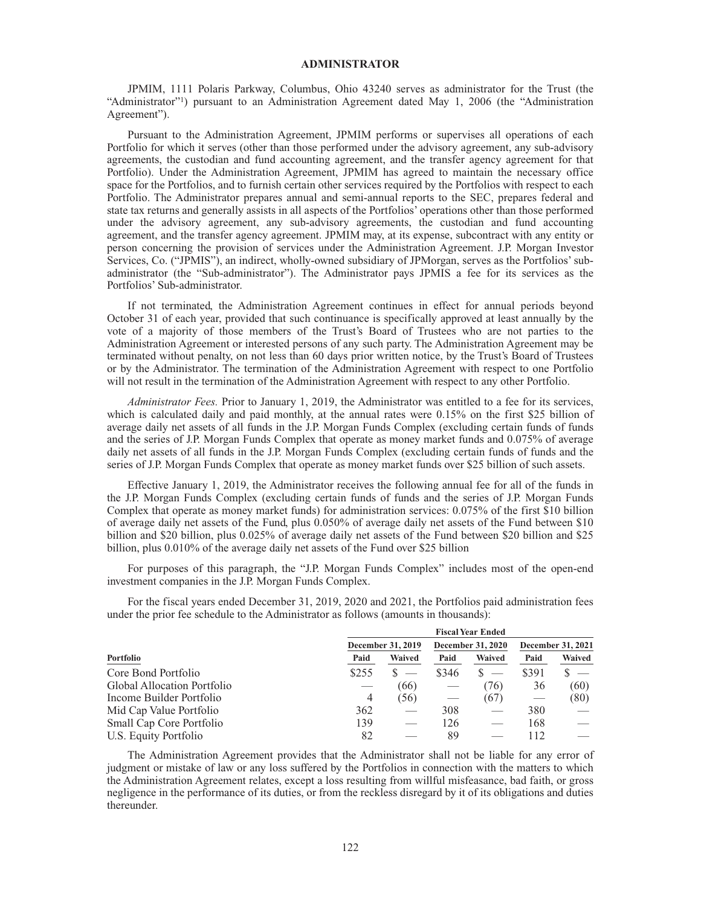## ADMINISTRATOR

JPMIM, 1111 Polaris Parkway, Columbus, Ohio 43240 serves as administrator for the Trust (the "Administrator"[1]) pursuant to an Administration Agreement dated May 1, 2006 (the "Administration Agreement").

Pursuant to the Administration Agreement, JPMIM performs or supervises all operations of each Portfolio for which it serves (other than those performed under the advisory agreement, any sub-advisory agreements, the custodian and fund accounting agreement, and the transfer agency agreement for that Portfolio). Under the Administration Agreement, JPMIM has agreed to maintain the necessary office space for the Portfolios, and to furnish certain other services required by the Portfolios with respect to each Portfolio. The Administrator prepares annual and semi-annual reports to the SEC, prepares federal and state tax returns and generally assists in all aspects of the Portfolios' operations other than those performed under the advisory agreement, any sub-advisory agreements, the custodian and fund accounting agreement, and the transfer agency agreement. JPMIM may, at its expense, subcontract with any entity or person concerning the provision of services under the Administration Agreement. J.P. Morgan Investor Services, Co. ("JPMIS"), an indirect, wholly-owned subsidiary of JPMorgan, serves as the Portfolios' sub-administrator (the "Sub-administrator"). The Administrator pays JPMIS a fee for its services as the Portfolios' Sub-administrator.

If not terminated, the Administration Agreement continues in effect for annual periods beyond October 31 of each year, provided that such continuance is specifically approved at least annually by the vote of a majority of those members of the Trust's Board of Trustees who are not parties to the Administration Agreement or interested persons of any such party. The Administration Agreement may be terminated without penalty, on not less than 60 days prior written notice, by the Trust's Board of Trustees or by the Administrator. The termination of the Administration Agreement with respect to one Portfolio will not result in the termination of the Administration Agreement with respect to any other Portfolio.

*Administrator Fees.* Prior to January 1, 2019, the Administrator was entitled to a fee for its services, which is calculated daily and paid monthly, at the annual rates were 0.15% on the first \$25 billion of average daily net assets of all funds in the J.P. Morgan Funds Complex (excluding certain funds of funds and the series of J.P. Morgan Funds Complex that operate as money market funds and 0.075% of average daily net assets of all funds in the J.P. Morgan Funds Complex (excluding certain funds of funds and the series of J.P. Morgan Funds Complex that operate as money market funds over \$25 billion of such assets.

Effective January 1, 2019, the Administrator receives the following annual fee for all of the funds in the J.P. Morgan Funds Complex (excluding certain funds of funds and the series of J.P. Morgan Funds Complex that operate as money market funds) for administration services: 0.075% of the first \$10 billion of average daily net assets of the Fund, plus 0.050% of average daily net assets of the Fund between \$10 billion and \$20 billion, plus 0.025% of average daily net assets of the Fund between \$20 billion and \$25 billion, plus 0.010% of the average daily net assets of the Fund over \$25 billion

For purposes of this paragraph, the "J.P. Morgan Funds Complex" includes most of the open-end investment companies in the J.P. Morgan Funds Complex.

For the fiscal years ended December 31, 2019, 2020 and 2021, the Portfolios paid administration fees under the prior fee schedule to the Administrator as follows (amounts in thousands):

| | Fiscal Year Ended | | | | | |
|---|---|---|---|---|---|---|
| | December 31, 2019 | | December 31, 2020 | | December 31, 2021 | |
| Portfolio | Paid | Waived | Paid | Waived | Paid | Waived |
| Core Bond Portfolio | \$255 | \$ — | \$346 | \$ — | \$391 | \$ — |
| Global Allocation Portfolio | — | (66) | — | (76) | 36 | (60) |
| Income Builder Portfolio | 4 | (56) | — | (67) | — | (80) |
| Mid Cap Value Portfolio | 362 | — | 308 | — | 380 | — |
| Small Cap Core Portfolio | 139 | — | 126 | — | 168 | — |
| U.S. Equity Portfolio | 82 | — | 89 | — | 112 | — |

The Administration Agreement provides that the Administrator shall not be liable for any error of judgment or mistake of law or any loss suffered by the Portfolios in connection with the matters to which the Administration Agreement relates, except a loss resulting from willful misfeasance, bad faith, or gross negligence in the performance of its duties, or from the reckless disregard by it of its obligations and duties thereunder.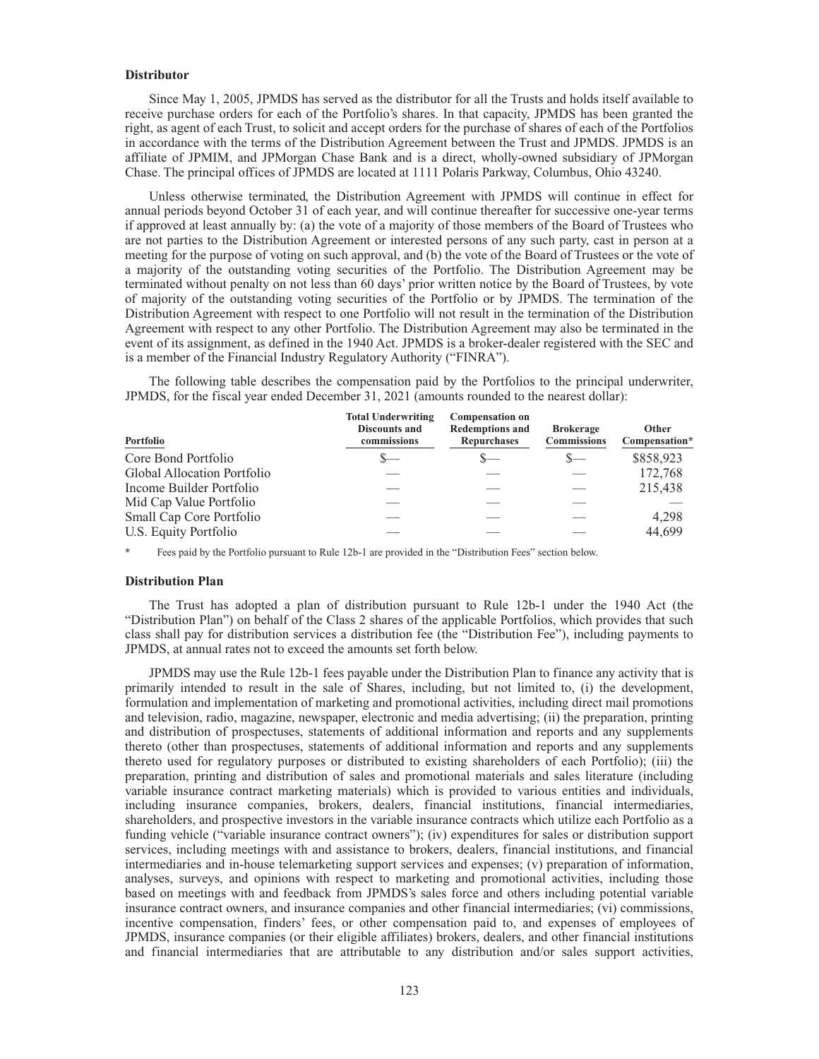### Distributor

Since May 1, 2005, JPMDS has served as the distributor for all the Trusts and holds itself available to receive purchase orders for each of the Portfolio's shares. In that capacity, JPMDS has been granted the right, as agent of each Trust, to solicit and accept orders for the purchase of shares of each of the Portfolios in accordance with the terms of the Distribution Agreement between the Trust and JPMDS. JPMDS is an affiliate of JPMIM, and JPMorgan Chase Bank and is a direct, wholly-owned subsidiary of JPMorgan Chase. The principal offices of JPMDS are located at 1111 Polaris Parkway, Columbus, Ohio 43240.

Unless otherwise terminated, the Distribution Agreement with JPMDS will continue in effect for annual periods beyond October 31 of each year, and will continue thereafter for successive one-year terms if approved at least annually by: (a) the vote of a majority of those members of the Board of Trustees who are not parties to the Distribution Agreement or interested persons of any such party, cast in person at a meeting for the purpose of voting on such approval, and (b) the vote of the Board of Trustees or the vote of a majority of the outstanding voting securities of the Portfolio. The Distribution Agreement may be terminated without penalty on not less than 60 days' prior written notice by the Board of Trustees, by vote of majority of the outstanding voting securities of the Portfolio or by JPMDS. The termination of the Distribution Agreement with respect to one Portfolio will not result in the termination of the Distribution Agreement with respect to any other Portfolio. The Distribution Agreement may also be terminated in the event of its assignment, as defined in the 1940 Act. JPMDS is a broker-dealer registered with the SEC and is a member of the Financial Industry Regulatory Authority ("FINRA").

The following table describes the compensation paid by the Portfolios to the principal underwriter, JPMDS, for the fiscal year ended December 31, 2021 (amounts rounded to the nearest dollar):

| Portfolio | Total Underwriting Discounts and commissions | Compensation on Redemptions and Repurchases | Brokerage Commissions | Other Compensation* |
|---|---|---|---|---|
| Core Bond Portfolio | $— | $— | $— | $858,923 |
| Global Allocation Portfolio | — | — | — | 172,768 |
| Income Builder Portfolio | — | — | — | 215,438 |
| Mid Cap Value Portfolio | — | — | — | — |
| Small Cap Core Portfolio | — | — | — | 4,298 |
| U.S. Equity Portfolio | — | — | — | 44,699 |

\* Fees paid by the Portfolio pursuant to Rule 12b-1 are provided in the "Distribution Fees" section below.

### Distribution Plan

The Trust has adopted a plan of distribution pursuant to Rule 12b-1 under the 1940 Act (the "Distribution Plan") on behalf of the Class 2 shares of the applicable Portfolios, which provides that such class shall pay for distribution services a distribution fee (the "Distribution Fee"), including payments to JPMDS, at annual rates not to exceed the amounts set forth below.

JPMDS may use the Rule 12b-1 fees payable under the Distribution Plan to finance any activity that is primarily intended to result in the sale of Shares, including, but not limited to, (i) the development, formulation and implementation of marketing and promotional activities, including direct mail promotions and television, radio, magazine, newspaper, electronic and media advertising; (ii) the preparation, printing and distribution of prospectuses, statements of additional information and reports and any supplements thereto (other than prospectuses, statements of additional information and reports and any supplements thereto used for regulatory purposes or distributed to existing shareholders of each Portfolio); (iii) the preparation, printing and distribution of sales and promotional materials and sales literature (including variable insurance contract marketing materials) which is provided to various entities and individuals, including insurance companies, brokers, dealers, financial institutions, financial intermediaries, shareholders, and prospective investors in the variable insurance contracts which utilize each Portfolio as a funding vehicle ("variable insurance contract owners"); (iv) expenditures for sales or distribution support services, including meetings with and assistance to brokers, dealers, financial institutions, and financial intermediaries and in-house telemarketing support services and expenses; (v) preparation of information, analyses, surveys, and opinions with respect to marketing and promotional activities, including those based on meetings with and feedback from JPMDS's sales force and others including potential variable insurance contract owners, and insurance companies and other financial intermediaries; (vi) commissions, incentive compensation, finders' fees, or other compensation paid to, and expenses of employees of JPMDS, insurance companies (or their eligible affiliates) brokers, dealers, and other financial institutions and financial intermediaries that are attributable to any distribution and/or sales support activities,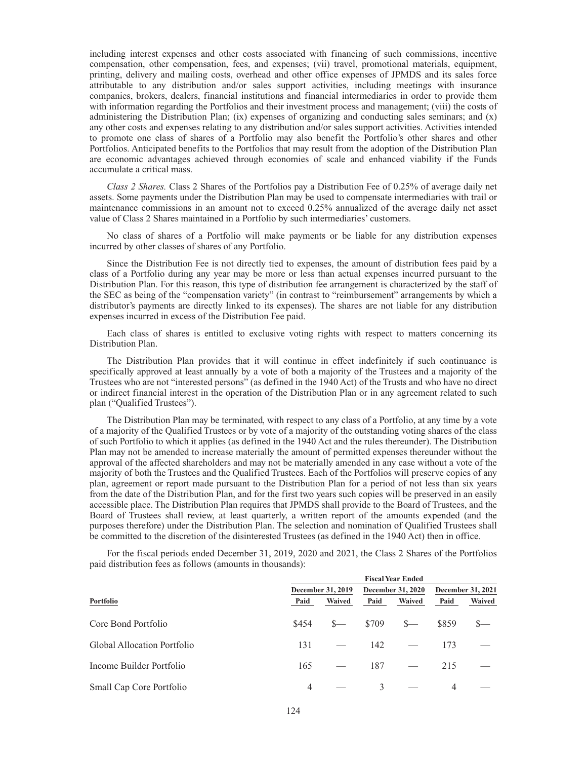including interest expenses and other costs associated with financing of such commissions, incentive compensation, other compensation, fees, and expenses; (vii) travel, promotional materials, equipment, printing, delivery and mailing costs, overhead and other office expenses of JPMDS and its sales force attributable to any distribution and/or sales support activities, including meetings with insurance companies, brokers, dealers, financial institutions and financial intermediaries in order to provide them with information regarding the Portfolios and their investment process and management; (viii) the costs of administering the Distribution Plan; (ix) expenses of organizing and conducting sales seminars; and (x) any other costs and expenses relating to any distribution and/or sales support activities. Activities intended to promote one class of shares of a Portfolio may also benefit the Portfolio's other shares and other Portfolios. Anticipated benefits to the Portfolios that may result from the adoption of the Distribution Plan are economic advantages achieved through economies of scale and enhanced viability if the Funds accumulate a critical mass.

*Class 2 Shares.* Class 2 Shares of the Portfolios pay a Distribution Fee of 0.25% of average daily net assets. Some payments under the Distribution Plan may be used to compensate intermediaries with trail or maintenance commissions in an amount not to exceed 0.25% annualized of the average daily net asset value of Class 2 Shares maintained in a Portfolio by such intermediaries' customers.

No class of shares of a Portfolio will make payments or be liable for any distribution expenses incurred by other classes of shares of any Portfolio.

Since the Distribution Fee is not directly tied to expenses, the amount of distribution fees paid by a class of a Portfolio during any year may be more or less than actual expenses incurred pursuant to the Distribution Plan. For this reason, this type of distribution fee arrangement is characterized by the staff of the SEC as being of the "compensation variety" (in contrast to "reimbursement" arrangements by which a distributor's payments are directly linked to its expenses). The shares are not liable for any distribution expenses incurred in excess of the Distribution Fee paid.

Each class of shares is entitled to exclusive voting rights with respect to matters concerning its Distribution Plan.

The Distribution Plan provides that it will continue in effect indefinitely if such continuance is specifically approved at least annually by a vote of both a majority of the Trustees and a majority of the Trustees who are not "interested persons" (as defined in the 1940 Act) of the Trusts and who have no direct or indirect financial interest in the operation of the Distribution Plan or in any agreement related to such plan ("Qualified Trustees").

The Distribution Plan may be terminated, with respect to any class of a Portfolio, at any time by a vote of a majority of the Qualified Trustees or by vote of a majority of the outstanding voting shares of the class of such Portfolio to which it applies (as defined in the 1940 Act and the rules thereunder). The Distribution Plan may not be amended to increase materially the amount of permitted expenses thereunder without the approval of the affected shareholders and may not be materially amended in any case without a vote of the majority of both the Trustees and the Qualified Trustees. Each of the Portfolios will preserve copies of any plan, agreement or report made pursuant to the Distribution Plan for a period of not less than six years from the date of the Distribution Plan, and for the first two years such copies will be preserved in an easily accessible place. The Distribution Plan requires that JPMDS shall provide to the Board of Trustees, and the Board of Trustees shall review, at least quarterly, a written report of the amounts expended (and the purposes therefore) under the Distribution Plan. The selection and nomination of Qualified Trustees shall be committed to the discretion of the disinterested Trustees (as defined in the 1940 Act) then in office.

For the fiscal periods ended December 31, 2019, 2020 and 2021, the Class 2 Shares of the Portfolios paid distribution fees as follows (amounts in thousands):

| | Fiscal Year Ended | | | | | |
|---|---|---|---|---|---|---|
| | December 31, 2019 | | December 31, 2020 | | December 31, 2021 | |
| Portfolio | Paid | Waived | Paid | Waived | Paid | Waived |
| Core Bond Portfolio | $454 | $— | $709 | $— | $859 | $— |
| Global Allocation Portfolio | 131 | — | 142 | — | 173 | — |
| Income Builder Portfolio | 165 | — | 187 | — | 215 | — |
| Small Cap Core Portfolio | 4 | — | 3 | — | 4 | — |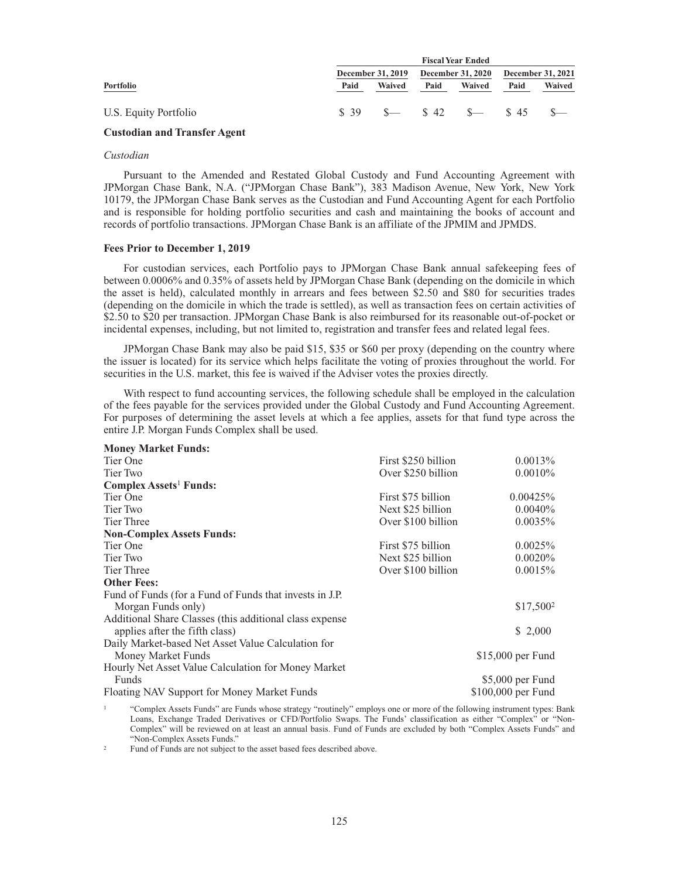| | Fiscal Year Ended | | | | | |
|---|---|---|---|---|---|---|
| | December 31, 2019 | | December 31, 2020 | | December 31, 2021 | |
| Portfolio | Paid | Waived | Paid | Waived | Paid | Waived |
| U.S. Equity Portfolio | $ 39 | $— | $ 42 | $— | $ 45 | $— |

**Custodian and Transfer Agent**

*Custodian*

Pursuant to the Amended and Restated Global Custody and Fund Accounting Agreement with JPMorgan Chase Bank, N.A. ("JPMorgan Chase Bank"), 383 Madison Avenue, New York, New York 10179, the JPMorgan Chase Bank serves as the Custodian and Fund Accounting Agent for each Portfolio and is responsible for holding portfolio securities and cash and maintaining the books of account and records of portfolio transactions. JPMorgan Chase Bank is an affiliate of the JPMIM and JPMDS.

**Fees Prior to December 1, 2019**

For custodian services, each Portfolio pays to JPMorgan Chase Bank annual safekeeping fees of between 0.0006% and 0.35% of assets held by JPMorgan Chase Bank (depending on the domicile in which the asset is held), calculated monthly in arrears and fees between $2.50 and $80 for securities trades (depending on the domicile in which the trade is settled), as well as transaction fees on certain activities of $2.50 to $20 per transaction. JPMorgan Chase Bank is also reimbursed for its reasonable out-of-pocket or incidental expenses, including, but not limited to, registration and transfer fees and related legal fees.

JPMorgan Chase Bank may also be paid $15, $35 or $60 per proxy (depending on the country where the issuer is located) for its service which helps facilitate the voting of proxies throughout the world. For securities in the U.S. market, this fee is waived if the Adviser votes the proxies directly.

With respect to fund accounting services, the following schedule shall be employed in the calculation of the fees payable for the services provided under the Global Custody and Fund Accounting Agreement. For purposes of determining the asset levels at which a fee applies, assets for that fund type across the entire J.P. Morgan Funds Complex shall be used.

| | | |
|---|---|---|
| **Money Market Funds:** | | |
| Tier One | First $250 billion | 0.0013% |
| Tier Two | Over $250 billion | 0.0010% |
| **Complex Assets[1] Funds:** | | |
| Tier One | First $75 billion | 0.00425% |
| Tier Two | Next $25 billion | 0.0040% |
| Tier Three | Over $100 billion | 0.0035% |
| **Non-Complex Assets Funds:** | | |
| Tier One | First $75 billion | 0.0025% |
| Tier Two | Next $25 billion | 0.0020% |
| Tier Three | Over $100 billion | 0.0015% |
| **Other Fees:** | | |
| Fund of Funds (for a Fund of Funds that invests in J.P. Morgan Funds only) | | $17,500[2] |
| Additional Share Classes (this additional class expense applies after the fifth class) | | $ 2,000 |
| Daily Market-based Net Asset Value Calculation for Money Market Funds | | $15,000 per Fund |
| Hourly Net Asset Value Calculation for Money Market Funds | | $5,000 per Fund |
| Floating NAV Support for Money Market Funds | | $100,000 per Fund |

[1] "Complex Assets Funds" are Funds whose strategy "routinely" employs one or more of the following instrument types: Bank Loans, Exchange Traded Derivatives or CFD/Portfolio Swaps. The Funds' classification as either "Complex" or "Non-Complex" will be reviewed on at least an annual basis. Fund of Funds are excluded by both "Complex Assets Funds" and "Non-Complex Assets Funds."

[2] Fund of Funds are not subject to the asset based fees described above.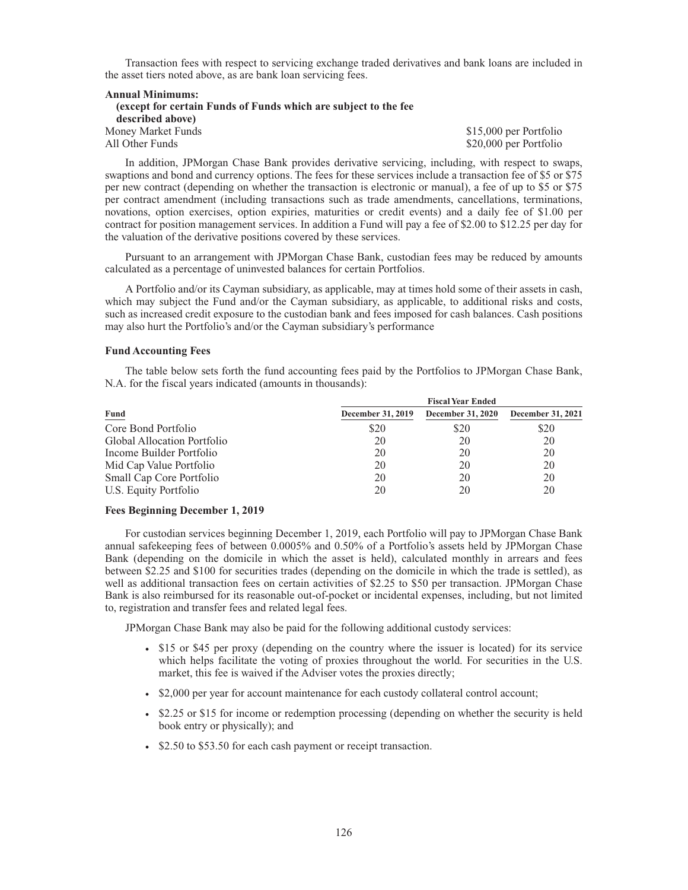Transaction fees with respect to servicing exchange traded derivatives and bank loans are included in the asset tiers noted above, as are bank loan servicing fees.

**Annual Minimums:**
**(except for certain Funds of Funds which are subject to the fee described above)**

| | |
|---|---|
| Money Market Funds | $15,000 per Portfolio |
| All Other Funds | $20,000 per Portfolio |

In addition, JPMorgan Chase Bank provides derivative servicing, including, with respect to swaps, swaptions and bond and currency options. The fees for these services include a transaction fee of $5 or $75 per new contract (depending on whether the transaction is electronic or manual), a fee of up to $5 or $75 per contract amendment (including transactions such as trade amendments, cancellations, terminations, novations, option exercises, option expiries, maturities or credit events) and a daily fee of $1.00 per contract for position management services. In addition a Fund will pay a fee of $2.00 to $12.25 per day for the valuation of the derivative positions covered by these services.

Pursuant to an arrangement with JPMorgan Chase Bank, custodian fees may be reduced by amounts calculated as a percentage of uninvested balances for certain Portfolios.

A Portfolio and/or its Cayman subsidiary, as applicable, may at times hold some of their assets in cash, which may subject the Fund and/or the Cayman subsidiary, as applicable, to additional risks and costs, such as increased credit exposure to the custodian bank and fees imposed for cash balances. Cash positions may also hurt the Portfolio's and/or the Cayman subsidiary's performance

**Fund Accounting Fees**

The table below sets forth the fund accounting fees paid by the Portfolios to JPMorgan Chase Bank, N.A. for the fiscal years indicated (amounts in thousands):

| | Fiscal Year Ended | | |
|---|---|---|---|
| Fund | December 31, 2019 | December 31, 2020 | December 31, 2021 |
| Core Bond Portfolio | $20 | $20 | $20 |
| Global Allocation Portfolio | 20 | 20 | 20 |
| Income Builder Portfolio | 20 | 20 | 20 |
| Mid Cap Value Portfolio | 20 | 20 | 20 |
| Small Cap Core Portfolio | 20 | 20 | 20 |
| U.S. Equity Portfolio | 20 | 20 | 20 |

**Fees Beginning December 1, 2019**

For custodian services beginning December 1, 2019, each Portfolio will pay to JPMorgan Chase Bank annual safekeeping fees of between 0.0005% and 0.50% of a Portfolio's assets held by JPMorgan Chase Bank (depending on the domicile in which the asset is held), calculated monthly in arrears and fees between $2.25 and $100 for securities trades (depending on the domicile in which the trade is settled), as well as additional transaction fees on certain activities of $2.25 to $50 per transaction. JPMorgan Chase Bank is also reimbursed for its reasonable out-of-pocket or incidental expenses, including, but not limited to, registration and transfer fees and related legal fees.

JPMorgan Chase Bank may also be paid for the following additional custody services:

- $15 or $45 per proxy (depending on the country where the issuer is located) for its service which helps facilitate the voting of proxies throughout the world. For securities in the U.S. market, this fee is waived if the Adviser votes the proxies directly;
- $2,000 per year for account maintenance for each custody collateral control account;
- $2.25 or $15 for income or redemption processing (depending on whether the security is held book entry or physically); and
- $2.50 to $53.50 for each cash payment or receipt transaction.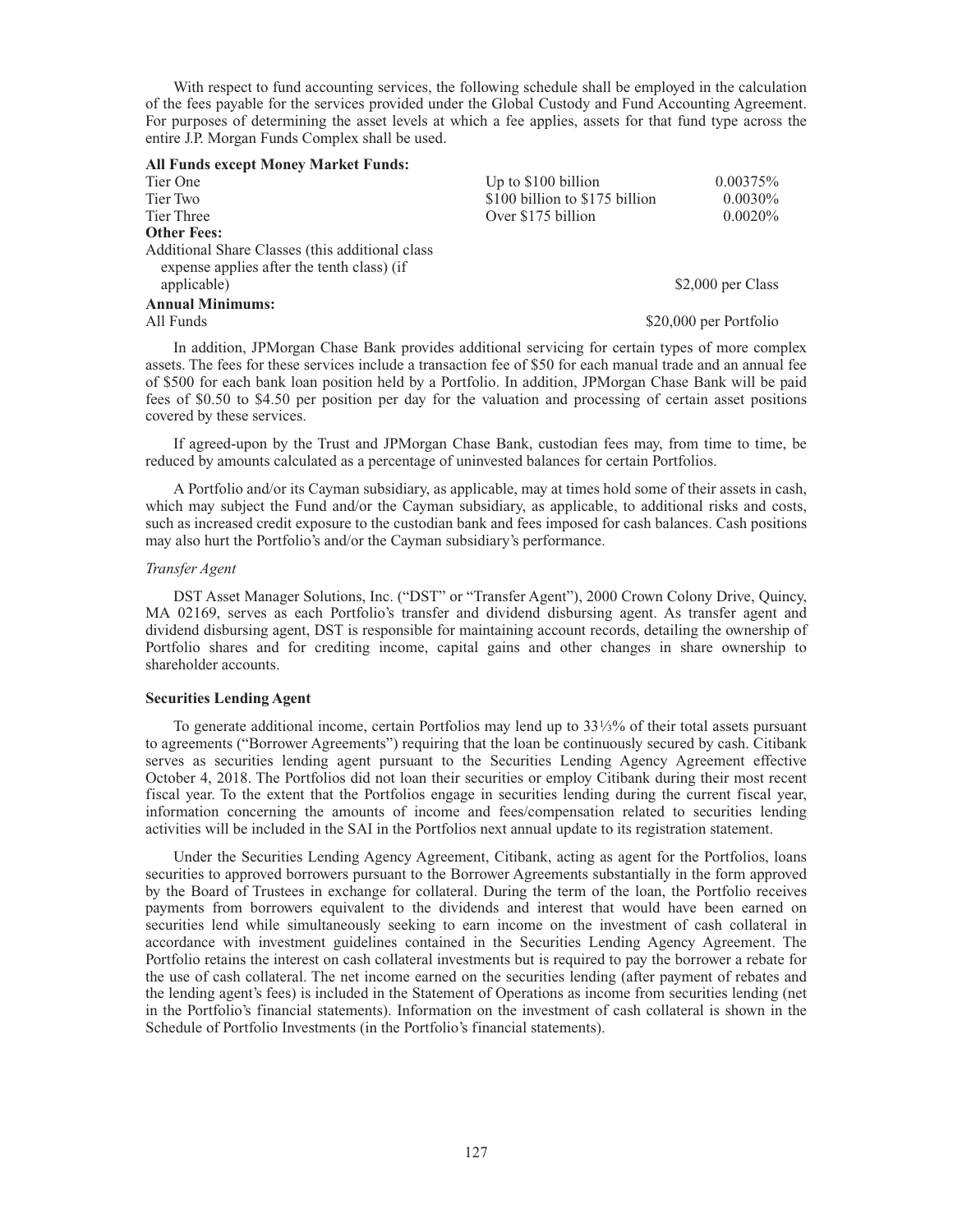With respect to fund accounting services, the following schedule shall be employed in the calculation of the fees payable for the services provided under the Global Custody and Fund Accounting Agreement. For purposes of determining the asset levels at which a fee applies, assets for that fund type across the entire J.P. Morgan Funds Complex shall be used.

| | | |
|---|---|---|
| **All Funds except Money Market Funds:** | | |
| Tier One | Up to $100 billion | 0.00375% |
| Tier Two | $100 billion to $175 billion | 0.0030% |
| Tier Three | Over $175 billion | 0.0020% |
| **Other Fees:** | | |
| Additional Share Classes (this additional class expense applies after the tenth class) (if applicable) | | $2,000 per Class |
| **Annual Minimums:** | | |
| All Funds | | $20,000 per Portfolio |

In addition, JPMorgan Chase Bank provides additional servicing for certain types of more complex assets. The fees for these services include a transaction fee of $50 for each manual trade and an annual fee of $500 for each bank loan position held by a Portfolio. In addition, JPMorgan Chase Bank will be paid fees of $0.50 to $4.50 per position per day for the valuation and processing of certain asset positions covered by these services.

If agreed-upon by the Trust and JPMorgan Chase Bank, custodian fees may, from time to time, be reduced by amounts calculated as a percentage of uninvested balances for certain Portfolios.

A Portfolio and/or its Cayman subsidiary, as applicable, may at times hold some of their assets in cash, which may subject the Fund and/or the Cayman subsidiary, as applicable, to additional risks and costs, such as increased credit exposure to the custodian bank and fees imposed for cash balances. Cash positions may also hurt the Portfolio's and/or the Cayman subsidiary's performance.

*Transfer Agent*

DST Asset Manager Solutions, Inc. ("DST" or "Transfer Agent"), 2000 Crown Colony Drive, Quincy, MA 02169, serves as each Portfolio's transfer and dividend disbursing agent. As transfer agent and dividend disbursing agent, DST is responsible for maintaining account records, detailing the ownership of Portfolio shares and for crediting income, capital gains and other changes in share ownership to shareholder accounts.

**Securities Lending Agent**

To generate additional income, certain Portfolios may lend up to 33⅓% of their total assets pursuant to agreements ("Borrower Agreements") requiring that the loan be continuously secured by cash. Citibank serves as securities lending agent pursuant to the Securities Lending Agency Agreement effective October 4, 2018. The Portfolios did not loan their securities or employ Citibank during their most recent fiscal year. To the extent that the Portfolios engage in securities lending during the current fiscal year, information concerning the amounts of income and fees/compensation related to securities lending activities will be included in the SAI in the Portfolios next annual update to its registration statement.

Under the Securities Lending Agency Agreement, Citibank, acting as agent for the Portfolios, loans securities to approved borrowers pursuant to the Borrower Agreements substantially in the form approved by the Board of Trustees in exchange for collateral. During the term of the loan, the Portfolio receives payments from borrowers equivalent to the dividends and interest that would have been earned on securities lend while simultaneously seeking to earn income on the investment of cash collateral in accordance with investment guidelines contained in the Securities Lending Agency Agreement. The Portfolio retains the interest on cash collateral investments but is required to pay the borrower a rebate for the use of cash collateral. The net income earned on the securities lending (after payment of rebates and the lending agent's fees) is included in the Statement of Operations as income from securities lending (net in the Portfolio's financial statements). Information on the investment of cash collateral is shown in the Schedule of Portfolio Investments (in the Portfolio's financial statements).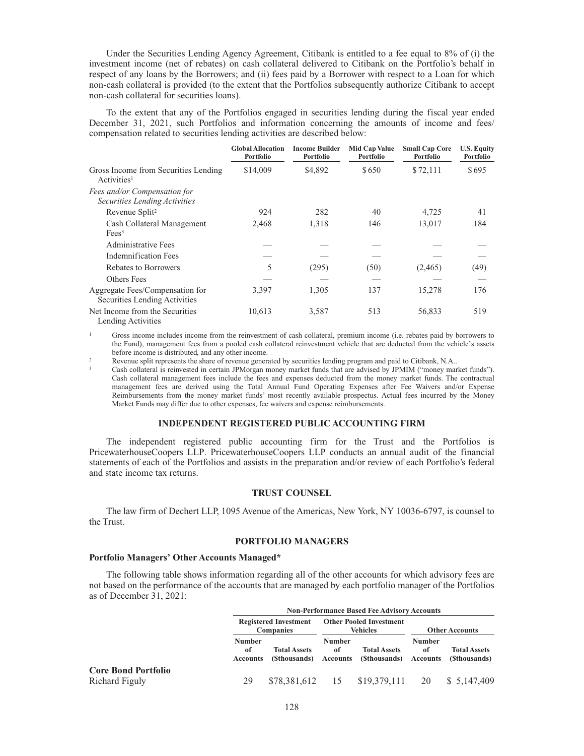Under the Securities Lending Agency Agreement, Citibank is entitled to a fee equal to 8% of (i) the investment income (net of rebates) on cash collateral delivered to Citibank on the Portfolio's behalf in respect of any loans by the Borrowers; and (ii) fees paid by a Borrower with respect to a Loan for which non-cash collateral is provided (to the extent that the Portfolios subsequently authorize Citibank to accept non-cash collateral for securities loans).

To the extent that any of the Portfolios engaged in securities lending during the fiscal year ended December 31, 2021, such Portfolios and information concerning the amounts of income and fees/ compensation related to securities lending activities are described below:

| | Global Allocation Portfolio | Income Builder Portfolio | Mid Cap Value Portfolio | Small Cap Core Portfolio | U.S. Equity Portfolio |
|---|---|---|---|---|---|
| Gross Income from Securities Lending Activities[1] | $14,009 | $4,892 | $650 | $72,111 | $695 |
| *Fees and/or Compensation for Securities Lending Activities* | | | | | |
| Revenue Split[2] | 924 | 282 | 40 | 4,725 | 41 |
| Cash Collateral Management Fees[3] | 2,468 | 1,318 | 146 | 13,017 | 184 |
| Administrative Fees | — | — | — | — | — |
| Indemnification Fees | — | — | — | — | — |
| Rebates to Borrowers | 5 | (295) | (50) | (2,465) | (49) |
| Others Fees | — | — | — | — | — |
| Aggregate Fees/Compensation for Securities Lending Activities | 3,397 | 1,305 | 137 | 15,278 | 176 |
| Net Income from the Securities Lending Activities | 10,613 | 3,587 | 513 | 56,833 | 519 |

[1] Gross income includes income from the reinvestment of cash collateral, premium income (i.e. rebates paid by borrowers to the Fund), management fees from a pooled cash collateral reinvestment vehicle that are deducted from the vehicle's assets before income is distributed, and any other income.

[2] Revenue split represents the share of revenue generated by securities lending program and paid to Citibank, N.A..

[3] Cash collateral is reinvested in certain JPMorgan money market funds that are advised by JPMIM ("money market funds"). Cash collateral management fees include the fees and expenses deducted from the money market funds. The contractual management fees are derived using the Total Annual Fund Operating Expenses after Fee Waivers and/or Expense Reimbursements from the money market funds' most recently available prospectus. Actual fees incurred by the Money Market Funds may differ due to other expenses, fee waivers and expense reimbursements.

## INDEPENDENT REGISTERED PUBLIC ACCOUNTING FIRM

The independent registered public accounting firm for the Trust and the Portfolios is PricewaterhouseCoopers LLP. PricewaterhouseCoopers LLP conducts an annual audit of the financial statements of each of the Portfolios and assists in the preparation and/or review of each Portfolio's federal and state income tax returns.

## TRUST COUNSEL

The law firm of Dechert LLP, 1095 Avenue of the Americas, New York, NY 10036-6797, is counsel to the Trust.

## PORTFOLIO MANAGERS

### Portfolio Managers' Other Accounts Managed*

The following table shows information regarding all of the other accounts for which advisory fees are not based on the performance of the accounts that are managed by each portfolio manager of the Portfolios as of December 31, 2021:

| | Non-Performance Based Fee Advisory Accounts | | | | | |
|---|---|---|---|---|---|---|
| | Registered Investment Companies | | Other Pooled Investment Vehicles | | Other Accounts | |
| | Number of Accounts | Total Assets ($thousands) | Number of Accounts | Total Assets ($thousands) | Number of Accounts | Total Assets ($thousands) |
| **Core Bond Portfolio** | | | | | | |
| Richard Figuly | 29 | $78,381,612 | 15 | $19,379,111 | 20 | $ 5,147,409 |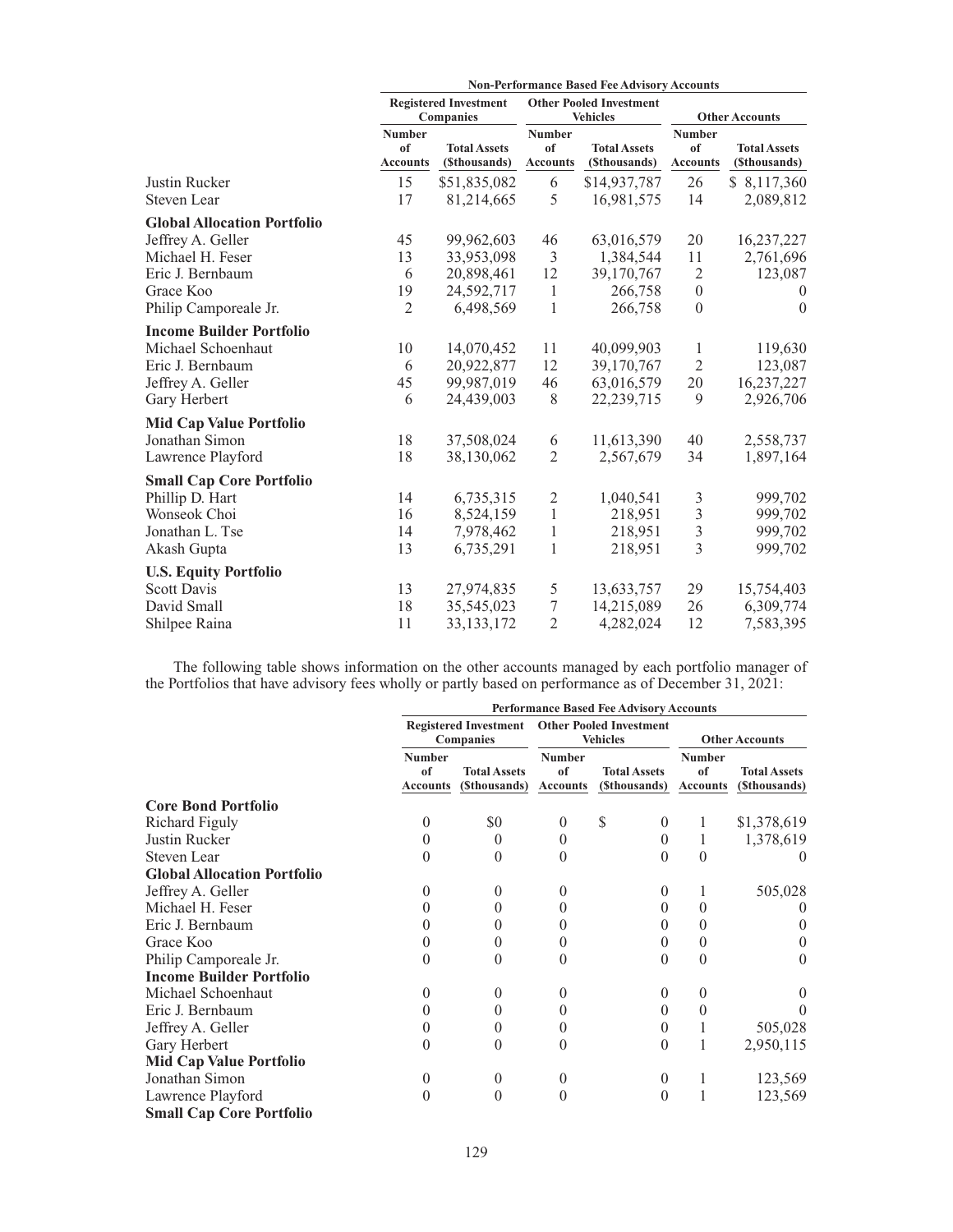| | Non-Performance Based Fee Advisory Accounts | | | | | |
|---|---|---|---|---|---|---|
| | Registered Investment Companies | | Other Pooled Investment Vehicles | | Other Accounts | |
| | Number of Accounts | Total Assets ($thousands) | Number of Accounts | Total Assets ($thousands) | Number of Accounts | Total Assets ($thousands) |
| Justin Rucker | 15 | $51,835,082 | 6 | $14,937,787 | 26 | $ 8,117,360 |
| Steven Lear | 17 | 81,214,665 | 5 | 16,981,575 | 14 | 2,089,812 |
| **Global Allocation Portfolio** | | | | | | |
| Jeffrey A. Geller | 45 | 99,962,603 | 46 | 63,016,579 | 20 | 16,237,227 |
| Michael H. Feser | 13 | 33,953,098 | 3 | 1,384,544 | 11 | 2,761,696 |
| Eric J. Bernbaum | 6 | 20,898,461 | 12 | 39,170,767 | 2 | 123,087 |
| Grace Koo | 19 | 24,592,717 | 1 | 266,758 | 0 | 0 |
| Philip Camporeale Jr. | 2 | 6,498,569 | 1 | 266,758 | 0 | 0 |
| **Income Builder Portfolio** | | | | | | |
| Michael Schoenhaut | 10 | 14,070,452 | 11 | 40,099,903 | 1 | 119,630 |
| Eric J. Bernbaum | 6 | 20,922,877 | 12 | 39,170,767 | 2 | 123,087 |
| Jeffrey A. Geller | 45 | 99,987,019 | 46 | 63,016,579 | 20 | 16,237,227 |
| Gary Herbert | 6 | 24,439,003 | 8 | 22,239,715 | 9 | 2,926,706 |
| **Mid Cap Value Portfolio** | | | | | | |
| Jonathan Simon | 18 | 37,508,024 | 6 | 11,613,390 | 40 | 2,558,737 |
| Lawrence Playford | 18 | 38,130,062 | 2 | 2,567,679 | 34 | 1,897,164 |
| **Small Cap Core Portfolio** | | | | | | |
| Phillip D. Hart | 14 | 6,735,315 | 2 | 1,040,541 | 3 | 999,702 |
| Wonseok Choi | 16 | 8,524,159 | 1 | 218,951 | 3 | 999,702 |
| Jonathan L. Tse | 14 | 7,978,462 | 1 | 218,951 | 3 | 999,702 |
| Akash Gupta | 13 | 6,735,291 | 1 | 218,951 | 3 | 999,702 |
| **U.S. Equity Portfolio** | | | | | | |
| Scott Davis | 13 | 27,974,835 | 5 | 13,633,757 | 29 | 15,754,403 |
| David Small | 18 | 35,545,023 | 7 | 14,215,089 | 26 | 6,309,774 |
| Shilpee Raina | 11 | 33,133,172 | 2 | 4,282,024 | 12 | 7,583,395 |

The following table shows information on the other accounts managed by each portfolio manager of the Portfolios that have advisory fees wholly or partly based on performance as of December 31, 2021:

| | Performance Based Fee Advisory Accounts | | | | | |
|---|---|---|---|---|---|---|
| | Registered Investment Companies | | Other Pooled Investment Vehicles | | Other Accounts | |
| | Number of Accounts | Total Assets ($thousands) | Number of Accounts | Total Assets ($thousands) | Number of Accounts | Total Assets ($thousands) |
| **Core Bond Portfolio** | | | | | | |
| Richard Figuly | 0 | $0 | 0 | $ 0 | 1 | $1,378,619 |
| Justin Rucker | 0 | 0 | 0 | 0 | 1 | 1,378,619 |
| Steven Lear | 0 | 0 | 0 | 0 | 0 | 0 |
| **Global Allocation Portfolio** | | | | | | |
| Jeffrey A. Geller | 0 | 0 | 0 | 0 | 1 | 505,028 |
| Michael H. Feser | 0 | 0 | 0 | 0 | 0 | 0 |
| Eric J. Bernbaum | 0 | 0 | 0 | 0 | 0 | 0 |
| Grace Koo | 0 | 0 | 0 | 0 | 0 | 0 |
| Philip Camporeale Jr. | 0 | 0 | 0 | 0 | 0 | 0 |
| **Income Builder Portfolio** | | | | | | |
| Michael Schoenhaut | 0 | 0 | 0 | 0 | 0 | 0 |
| Eric J. Bernbaum | 0 | 0 | 0 | 0 | 0 | 0 |
| Jeffrey A. Geller | 0 | 0 | 0 | 0 | 1 | 505,028 |
| Gary Herbert | 0 | 0 | 0 | 0 | 1 | 2,950,115 |
| **Mid Cap Value Portfolio** | | | | | | |
| Jonathan Simon | 0 | 0 | 0 | 0 | 1 | 123,569 |
| Lawrence Playford | 0 | 0 | 0 | 0 | 1 | 123,569 |
| **Small Cap Core Portfolio** | | | | | | |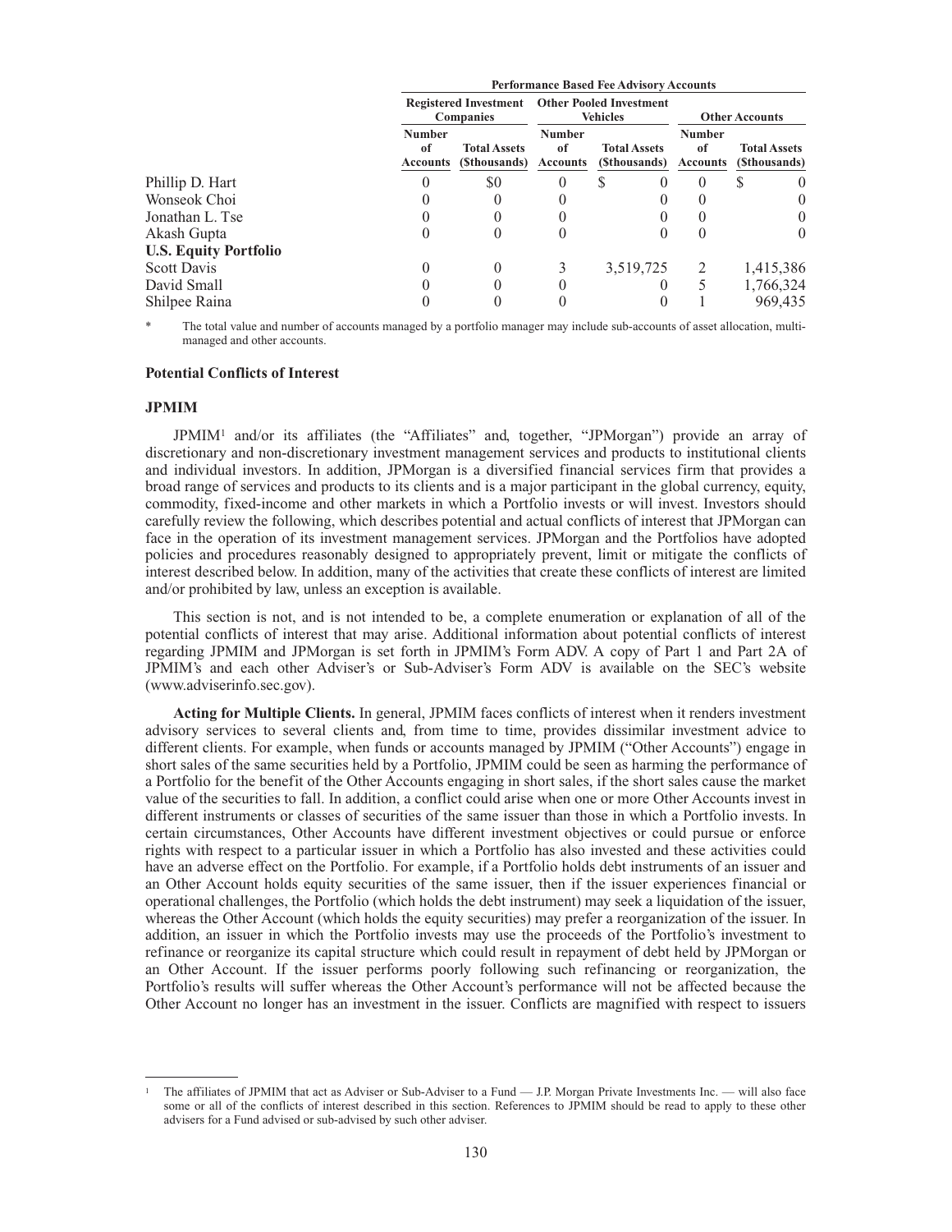| | Performance Based Fee Advisory Accounts | | | | | |
|---|---|---|---|---|---|---|
| | Registered Investment Companies | | Other Pooled Investment Vehicles | | Other Accounts | |
| | Number of Accounts | Total Assets ($thousands) | Number of Accounts | Total Assets ($thousands) | Number of Accounts | Total Assets ($thousands) |
| Phillip D. Hart | 0 | $0 | 0 | $ 0 | 0 | $ 0 |
| Wonseok Choi | 0 | 0 | 0 | 0 | 0 | 0 |
| Jonathan L. Tse | 0 | 0 | 0 | 0 | 0 | 0 |
| Akash Gupta | 0 | 0 | 0 | 0 | 0 | 0 |
| **U.S. Equity Portfolio** | | | | | | |
| Scott Davis | 0 | 0 | 3 | 3,519,725 | 2 | 1,415,386 |
| David Small | 0 | 0 | 0 | 0 | 5 | 1,766,324 |
| Shilpee Raina | 0 | 0 | 0 | 0 | 1 | 969,435 |

\* The total value and number of accounts managed by a portfolio manager may include sub-accounts of asset allocation, multi-managed and other accounts.

### Potential Conflicts of Interest

#### JPMIM

JPMIM[1] and/or its affiliates (the "Affiliates" and, together, "JPMorgan") provide an array of discretionary and non-discretionary investment management services and products to institutional clients and individual investors. In addition, JPMorgan is a diversified financial services firm that provides a broad range of services and products to its clients and is a major participant in the global currency, equity, commodity, fixed-income and other markets in which a Portfolio invests or will invest. Investors should carefully review the following, which describes potential and actual conflicts of interest that JPMorgan can face in the operation of its investment management services. JPMorgan and the Portfolios have adopted policies and procedures reasonably designed to appropriately prevent, limit or mitigate the conflicts of interest described below. In addition, many of the activities that create these conflicts of interest are limited and/or prohibited by law, unless an exception is available.

This section is not, and is not intended to be, a complete enumeration or explanation of all of the potential conflicts of interest that may arise. Additional information about potential conflicts of interest regarding JPMIM and JPMorgan is set forth in JPMIM's Form ADV. A copy of Part 1 and Part 2A of JPMIM's and each other Adviser's or Sub-Adviser's Form ADV is available on the SEC's website (www.adviserinfo.sec.gov).

**Acting for Multiple Clients.** In general, JPMIM faces conflicts of interest when it renders investment advisory services to several clients and, from time to time, provides dissimilar investment advice to different clients. For example, when funds or accounts managed by JPMIM ("Other Accounts") engage in short sales of the same securities held by a Portfolio, JPMIM could be seen as harming the performance of a Portfolio for the benefit of the Other Accounts engaging in short sales, if the short sales cause the market value of the securities to fall. In addition, a conflict could arise when one or more Other Accounts invest in different instruments or classes of securities of the same issuer than those in which a Portfolio invests. In certain circumstances, Other Accounts have different investment objectives or could pursue or enforce rights with respect to a particular issuer in which a Portfolio has also invested and these activities could have an adverse effect on the Portfolio. For example, if a Portfolio holds debt instruments of an issuer and an Other Account holds equity securities of the same issuer, then if the issuer experiences financial or operational challenges, the Portfolio (which holds the debt instrument) may seek a liquidation of the issuer, whereas the Other Account (which holds the equity securities) may prefer a reorganization of the issuer. In addition, an issuer in which the Portfolio invests may use the proceeds of the Portfolio's investment to refinance or reorganize its capital structure which could result in repayment of debt held by JPMorgan or an Other Account. If the issuer performs poorly following such refinancing or reorganization, the Portfolio's results will suffer whereas the Other Account's performance will not be affected because the Other Account no longer has an investment in the issuer. Conflicts are magnified with respect to issuers

[1] The affiliates of JPMIM that act as Adviser or Sub-Adviser to a Fund — J.P. Morgan Private Investments Inc. — will also face some or all of the conflicts of interest described in this section. References to JPMIM should be read to apply to these other advisers for a Fund advised or sub-advised by such other adviser.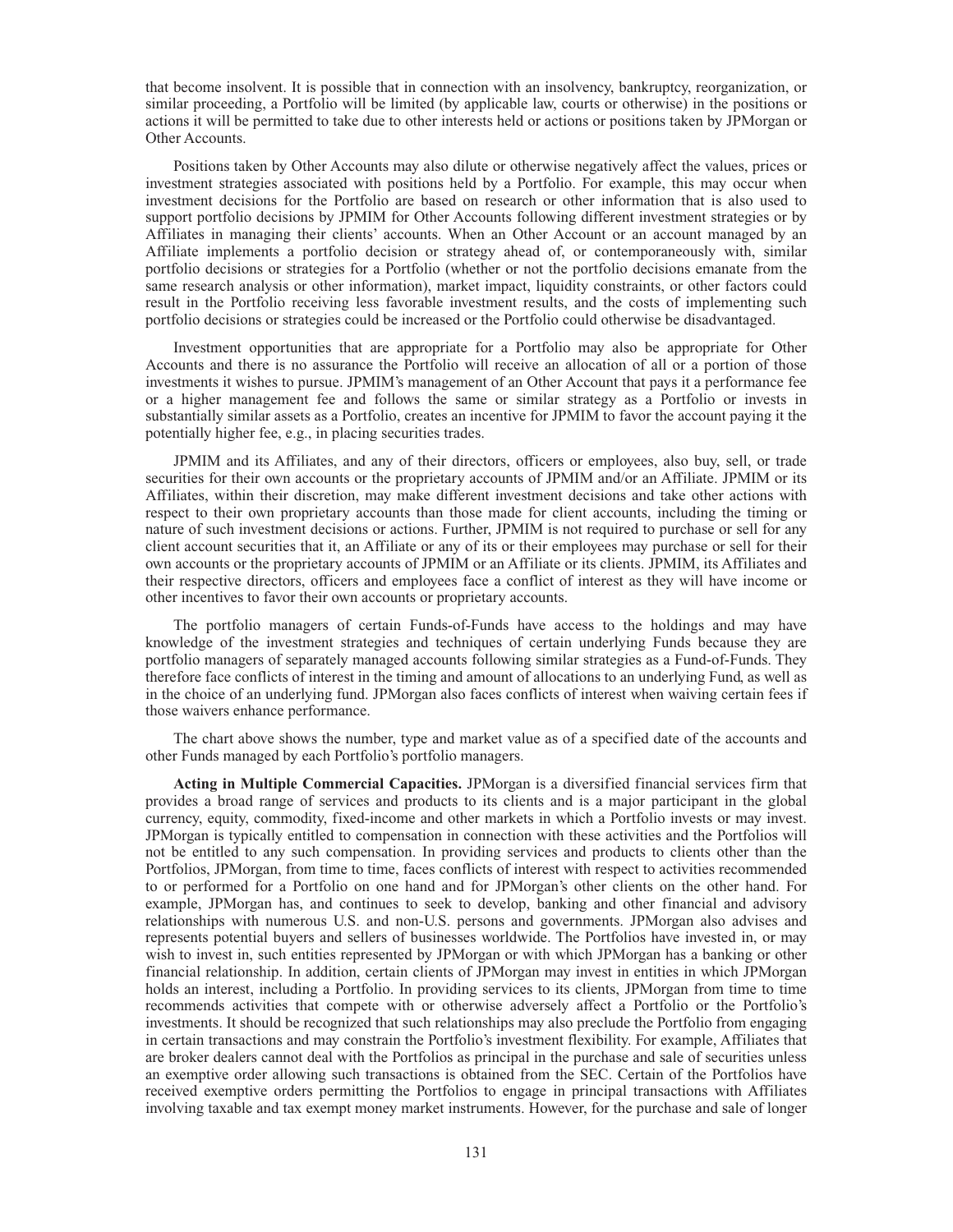that become insolvent. It is possible that in connection with an insolvency, bankruptcy, reorganization, or similar proceeding, a Portfolio will be limited (by applicable law, courts or otherwise) in the positions or actions it will be permitted to take due to other interests held or actions or positions taken by JPMorgan or Other Accounts.

Positions taken by Other Accounts may also dilute or otherwise negatively affect the values, prices or investment strategies associated with positions held by a Portfolio. For example, this may occur when investment decisions for the Portfolio are based on research or other information that is also used to support portfolio decisions by JPMIM for Other Accounts following different investment strategies or by Affiliates in managing their clients' accounts. When an Other Account or an account managed by an Affiliate implements a portfolio decision or strategy ahead of, or contemporaneously with, similar portfolio decisions or strategies for a Portfolio (whether or not the portfolio decisions emanate from the same research analysis or other information), market impact, liquidity constraints, or other factors could result in the Portfolio receiving less favorable investment results, and the costs of implementing such portfolio decisions or strategies could be increased or the Portfolio could otherwise be disadvantaged.

Investment opportunities that are appropriate for a Portfolio may also be appropriate for Other Accounts and there is no assurance the Portfolio will receive an allocation of all or a portion of those investments it wishes to pursue. JPMIM's management of an Other Account that pays it a performance fee or a higher management fee and follows the same or similar strategy as a Portfolio or invests in substantially similar assets as a Portfolio, creates an incentive for JPMIM to favor the account paying it the potentially higher fee, e.g., in placing securities trades.

JPMIM and its Affiliates, and any of their directors, officers or employees, also buy, sell, or trade securities for their own accounts or the proprietary accounts of JPMIM and/or an Affiliate. JPMIM or its Affiliates, within their discretion, may make different investment decisions and take other actions with respect to their own proprietary accounts than those made for client accounts, including the timing or nature of such investment decisions or actions. Further, JPMIM is not required to purchase or sell for any client account securities that it, an Affiliate or any of its or their employees may purchase or sell for their own accounts or the proprietary accounts of JPMIM or an Affiliate or its clients. JPMIM, its Affiliates and their respective directors, officers and employees face a conflict of interest as they will have income or other incentives to favor their own accounts or proprietary accounts.

The portfolio managers of certain Funds-of-Funds have access to the holdings and may have knowledge of the investment strategies and techniques of certain underlying Funds because they are portfolio managers of separately managed accounts following similar strategies as a Fund-of-Funds. They therefore face conflicts of interest in the timing and amount of allocations to an underlying Fund, as well as in the choice of an underlying fund. JPMorgan also faces conflicts of interest when waiving certain fees if those waivers enhance performance.

The chart above shows the number, type and market value as of a specified date of the accounts and other Funds managed by each Portfolio's portfolio managers.

**Acting in Multiple Commercial Capacities.** JPMorgan is a diversified financial services firm that provides a broad range of services and products to its clients and is a major participant in the global currency, equity, commodity, fixed-income and other markets in which a Portfolio invests or may invest. JPMorgan is typically entitled to compensation in connection with these activities and the Portfolios will not be entitled to any such compensation. In providing services and products to clients other than the Portfolios, JPMorgan, from time to time, faces conflicts of interest with respect to activities recommended to or performed for a Portfolio on one hand and for JPMorgan's other clients on the other hand. For example, JPMorgan has, and continues to seek to develop, banking and other financial and advisory relationships with numerous U.S. and non-U.S. persons and governments. JPMorgan also advises and represents potential buyers and sellers of businesses worldwide. The Portfolios have invested in, or may wish to invest in, such entities represented by JPMorgan or with which JPMorgan has a banking or other financial relationship. In addition, certain clients of JPMorgan may invest in entities in which JPMorgan holds an interest, including a Portfolio. In providing services to its clients, JPMorgan from time to time recommends activities that compete with or otherwise adversely affect a Portfolio or the Portfolio's investments. It should be recognized that such relationships may also preclude the Portfolio from engaging in certain transactions and may constrain the Portfolio's investment flexibility. For example, Affiliates that are broker dealers cannot deal with the Portfolios as principal in the purchase and sale of securities unless an exemptive order allowing such transactions is obtained from the SEC. Certain of the Portfolios have received exemptive orders permitting the Portfolios to engage in principal transactions with Affiliates involving taxable and tax exempt money market instruments. However, for the purchase and sale of longer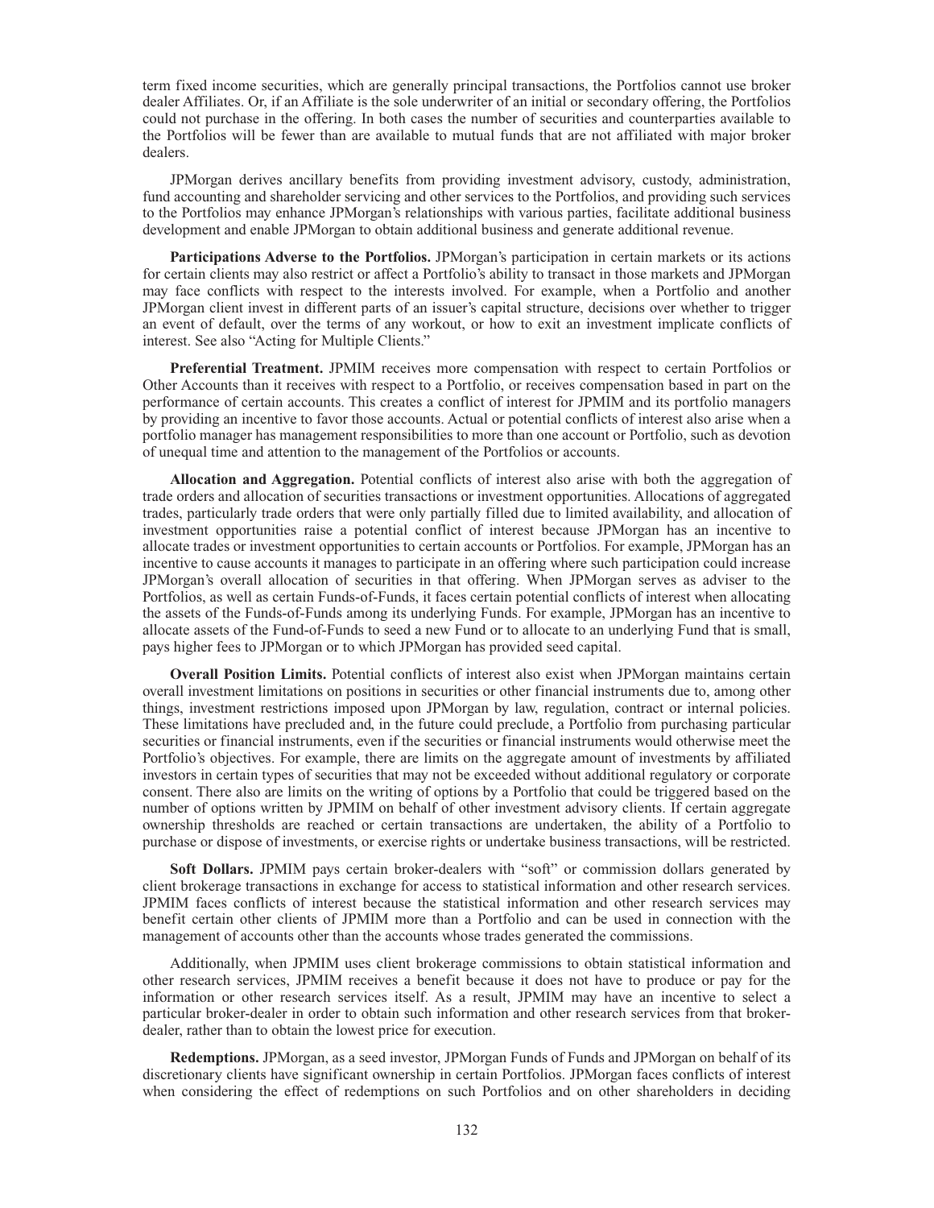term fixed income securities, which are generally principal transactions, the Portfolios cannot use broker dealer Affiliates. Or, if an Affiliate is the sole underwriter of an initial or secondary offering, the Portfolios could not purchase in the offering. In both cases the number of securities and counterparties available to the Portfolios will be fewer than are available to mutual funds that are not affiliated with major broker dealers.

JPMorgan derives ancillary benefits from providing investment advisory, custody, administration, fund accounting and shareholder servicing and other services to the Portfolios, and providing such services to the Portfolios may enhance JPMorgan's relationships with various parties, facilitate additional business development and enable JPMorgan to obtain additional business and generate additional revenue.

**Participations Adverse to the Portfolios.** JPMorgan's participation in certain markets or its actions for certain clients may also restrict or affect a Portfolio's ability to transact in those markets and JPMorgan may face conflicts with respect to the interests involved. For example, when a Portfolio and another JPMorgan client invest in different parts of an issuer's capital structure, decisions over whether to trigger an event of default, over the terms of any workout, or how to exit an investment implicate conflicts of interest. See also "Acting for Multiple Clients."

**Preferential Treatment.** JPMIM receives more compensation with respect to certain Portfolios or Other Accounts than it receives with respect to a Portfolio, or receives compensation based in part on the performance of certain accounts. This creates a conflict of interest for JPMIM and its portfolio managers by providing an incentive to favor those accounts. Actual or potential conflicts of interest also arise when a portfolio manager has management responsibilities to more than one account or Portfolio, such as devotion of unequal time and attention to the management of the Portfolios or accounts.

**Allocation and Aggregation.** Potential conflicts of interest also arise with both the aggregation of trade orders and allocation of securities transactions or investment opportunities. Allocations of aggregated trades, particularly trade orders that were only partially filled due to limited availability, and allocation of investment opportunities raise a potential conflict of interest because JPMorgan has an incentive to allocate trades or investment opportunities to certain accounts or Portfolios. For example, JPMorgan has an incentive to cause accounts it manages to participate in an offering where such participation could increase JPMorgan's overall allocation of securities in that offering. When JPMorgan serves as adviser to the Portfolios, as well as certain Funds-of-Funds, it faces certain potential conflicts of interest when allocating the assets of the Funds-of-Funds among its underlying Funds. For example, JPMorgan has an incentive to allocate assets of the Fund-of-Funds to seed a new Fund or to allocate to an underlying Fund that is small, pays higher fees to JPMorgan or to which JPMorgan has provided seed capital.

**Overall Position Limits.** Potential conflicts of interest also exist when JPMorgan maintains certain overall investment limitations on positions in securities or other financial instruments due to, among other things, investment restrictions imposed upon JPMorgan by law, regulation, contract or internal policies. These limitations have precluded and, in the future could preclude, a Portfolio from purchasing particular securities or financial instruments, even if the securities or financial instruments would otherwise meet the Portfolio's objectives. For example, there are limits on the aggregate amount of investments by affiliated investors in certain types of securities that may not be exceeded without additional regulatory or corporate consent. There also are limits on the writing of options by a Portfolio that could be triggered based on the number of options written by JPMIM on behalf of other investment advisory clients. If certain aggregate ownership thresholds are reached or certain transactions are undertaken, the ability of a Portfolio to purchase or dispose of investments, or exercise rights or undertake business transactions, will be restricted.

**Soft Dollars.** JPMIM pays certain broker-dealers with "soft" or commission dollars generated by client brokerage transactions in exchange for access to statistical information and other research services. JPMIM faces conflicts of interest because the statistical information and other research services may benefit certain other clients of JPMIM more than a Portfolio and can be used in connection with the management of accounts other than the accounts whose trades generated the commissions.

Additionally, when JPMIM uses client brokerage commissions to obtain statistical information and other research services, JPMIM receives a benefit because it does not have to produce or pay for the information or other research services itself. As a result, JPMIM may have an incentive to select a particular broker-dealer in order to obtain such information and other research services from that broker-dealer, rather than to obtain the lowest price for execution.

**Redemptions.** JPMorgan, as a seed investor, JPMorgan Funds of Funds and JPMorgan on behalf of its discretionary clients have significant ownership in certain Portfolios. JPMorgan faces conflicts of interest when considering the effect of redemptions on such Portfolios and on other shareholders in deciding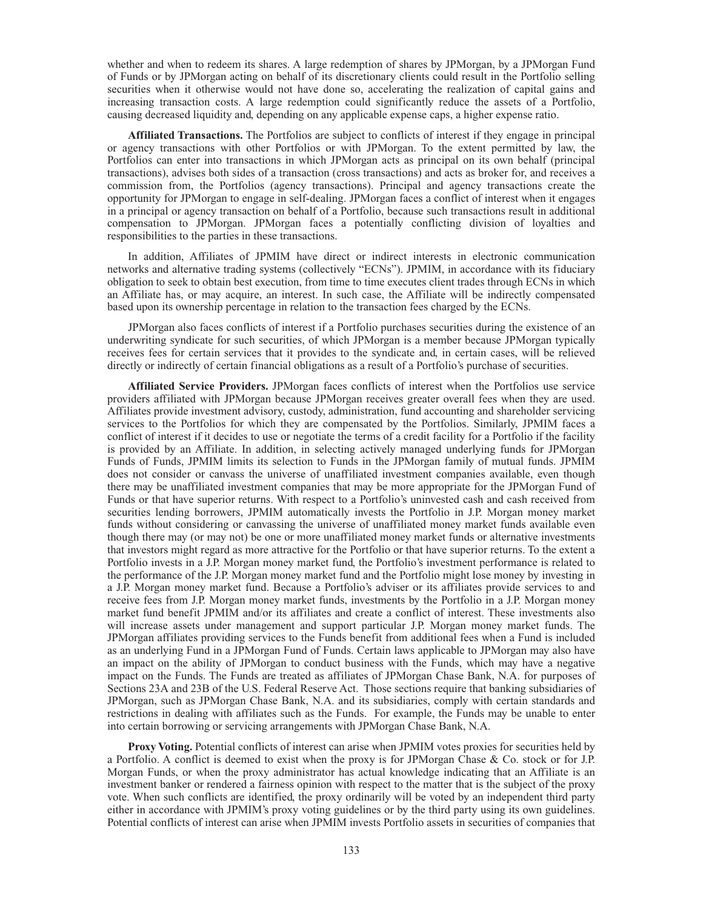whether and when to redeem its shares. A large redemption of shares by JPMorgan, by a JPMorgan Fund of Funds or by JPMorgan acting on behalf of its discretionary clients could result in the Portfolio selling securities when it otherwise would not have done so, accelerating the realization of capital gains and increasing transaction costs. A large redemption could significantly reduce the assets of a Portfolio, causing decreased liquidity and, depending on any applicable expense caps, a higher expense ratio.

**Affiliated Transactions.** The Portfolios are subject to conflicts of interest if they engage in principal or agency transactions with other Portfolios or with JPMorgan. To the extent permitted by law, the Portfolios can enter into transactions in which JPMorgan acts as principal on its own behalf (principal transactions), advises both sides of a transaction (cross transactions) and acts as broker for, and receives a commission from, the Portfolios (agency transactions). Principal and agency transactions create the opportunity for JPMorgan to engage in self-dealing. JPMorgan faces a conflict of interest when it engages in a principal or agency transaction on behalf of a Portfolio, because such transactions result in additional compensation to JPMorgan. JPMorgan faces a potentially conflicting division of loyalties and responsibilities to the parties in these transactions.

In addition, Affiliates of JPMIM have direct or indirect interests in electronic communication networks and alternative trading systems (collectively "ECNs"). JPMIM, in accordance with its fiduciary obligation to seek to obtain best execution, from time to time executes client trades through ECNs in which an Affiliate has, or may acquire, an interest. In such case, the Affiliate will be indirectly compensated based upon its ownership percentage in relation to the transaction fees charged by the ECNs.

JPMorgan also faces conflicts of interest if a Portfolio purchases securities during the existence of an underwriting syndicate for such securities, of which JPMorgan is a member because JPMorgan typically receives fees for certain services that it provides to the syndicate and, in certain cases, will be relieved directly or indirectly of certain financial obligations as a result of a Portfolio's purchase of securities.

**Affiliated Service Providers.** JPMorgan faces conflicts of interest when the Portfolios use service providers affiliated with JPMorgan because JPMorgan receives greater overall fees when they are used. Affiliates provide investment advisory, custody, administration, fund accounting and shareholder servicing services to the Portfolios for which they are compensated by the Portfolios. Similarly, JPMIM faces a conflict of interest if it decides to use or negotiate the terms of a credit facility for a Portfolio if the facility is provided by an Affiliate. In addition, in selecting actively managed underlying funds for JPMorgan Funds of Funds, JPMIM limits its selection to Funds in the JPMorgan family of mutual funds. JPMIM does not consider or canvass the universe of unaffiliated investment companies available, even though there may be unaffiliated investment companies that may be more appropriate for the JPMorgan Fund of Funds or that have superior returns. With respect to a Portfolio's uninvested cash and cash received from securities lending borrowers, JPMIM automatically invests the Portfolio in J.P. Morgan money market funds without considering or canvassing the universe of unaffiliated money market funds available even though there may (or may not) be one or more unaffiliated money market funds or alternative investments that investors might regard as more attractive for the Portfolio or that have superior investment returns. To the extent a Portfolio invests in a J.P. Morgan money market fund, the Portfolio's investment performance is related to the performance of the J.P. Morgan money market fund and the Portfolio might lose money by investing in a J.P. Morgan money market fund. Because a Portfolio's adviser or its affiliates provide services to and receive fees from J.P. Morgan money market funds, investments by the Portfolio in a J.P. Morgan money market fund benefit JPMIM and/or its affiliates and create a conflict of interest. These investments also will increase assets under management and support particular J.P. Morgan money market funds. The JPMorgan affiliates providing services to the Funds benefit from additional fees when a Fund is included as an underlying Fund in a JPMorgan Fund of Funds. Certain laws applicable to JPMorgan may also have an impact on the ability of JPMorgan to conduct business with the Funds, which may have a negative impact on the Funds. The Funds are treated as affiliates of JPMorgan Chase Bank, N.A. for purposes of Sections 23A and 23B of the U.S. Federal Reserve Act. Those sections require that banking subsidiaries of JPMorgan, such as JPMorgan Chase Bank, N.A. and its subsidiaries, comply with certain standards and restrictions in dealing with affiliates such as the Funds. For example, the Funds may be unable to enter into certain borrowing or servicing arrangements with JPMorgan Chase Bank, N.A.

**Proxy Voting.** Potential conflicts of interest can arise when JPMIM votes proxies for securities held by a Portfolio. A conflict is deemed to exist when the proxy is for JPMorgan Chase & Co. stock or for J.P. Morgan Funds, or when the proxy administrator has actual knowledge indicating that an Affiliate is an investment banker or rendered a fairness opinion with respect to the matter that is the subject of the proxy vote. When such conflicts are identified, the proxy ordinarily will be voted by an independent third party either in accordance with JPMIM's proxy voting guidelines or by the third party using its own guidelines. Potential conflicts of interest can arise when JPMIM invests Portfolio assets in securities of companies that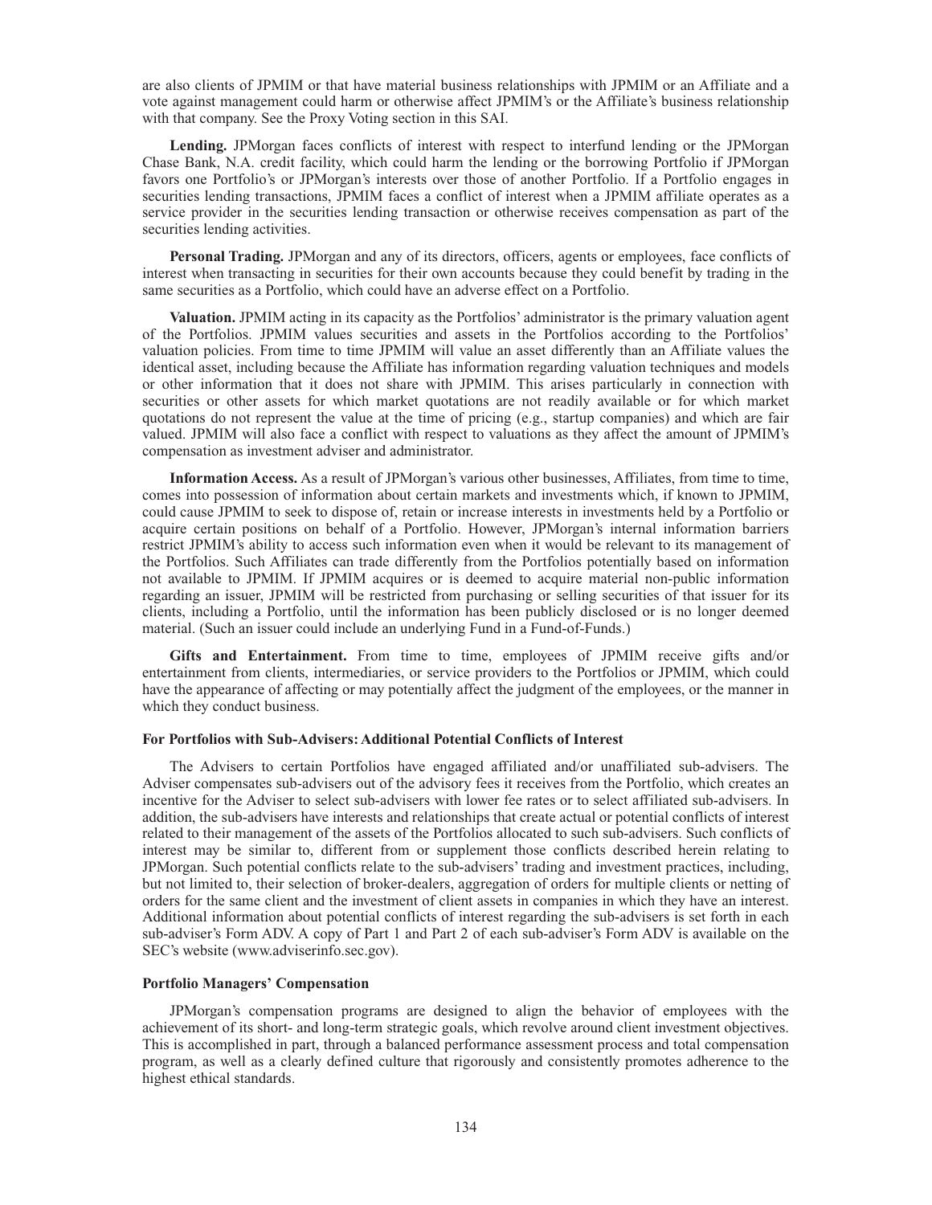are also clients of JPMIM or that have material business relationships with JPMIM or an Affiliate and a vote against management could harm or otherwise affect JPMIM's or the Affiliate's business relationship with that company. See the Proxy Voting section in this SAI.

**Lending.** JPMorgan faces conflicts of interest with respect to interfund lending or the JPMorgan Chase Bank, N.A. credit facility, which could harm the lending or the borrowing Portfolio if JPMorgan favors one Portfolio's or JPMorgan's interests over those of another Portfolio. If a Portfolio engages in securities lending transactions, JPMIM faces a conflict of interest when a JPMIM affiliate operates as a service provider in the securities lending transaction or otherwise receives compensation as part of the securities lending activities.

**Personal Trading.** JPMorgan and any of its directors, officers, agents or employees, face conflicts of interest when transacting in securities for their own accounts because they could benefit by trading in the same securities as a Portfolio, which could have an adverse effect on a Portfolio.

**Valuation.** JPMIM acting in its capacity as the Portfolios' administrator is the primary valuation agent of the Portfolios. JPMIM values securities and assets in the Portfolios according to the Portfolios' valuation policies. From time to time JPMIM will value an asset differently than an Affiliate values the identical asset, including because the Affiliate has information regarding valuation techniques and models or other information that it does not share with JPMIM. This arises particularly in connection with securities or other assets for which market quotations are not readily available or for which market quotations do not represent the value at the time of pricing (e.g., startup companies) and which are fair valued. JPMIM will also face a conflict with respect to valuations as they affect the amount of JPMIM's compensation as investment adviser and administrator.

**Information Access.** As a result of JPMorgan's various other businesses, Affiliates, from time to time, comes into possession of information about certain markets and investments which, if known to JPMIM, could cause JPMIM to seek to dispose of, retain or increase interests in investments held by a Portfolio or acquire certain positions on behalf of a Portfolio. However, JPMorgan's internal information barriers restrict JPMIM's ability to access such information even when it would be relevant to its management of the Portfolios. Such Affiliates can trade differently from the Portfolios potentially based on information not available to JPMIM. If JPMIM acquires or is deemed to acquire material non-public information regarding an issuer, JPMIM will be restricted from purchasing or selling securities of that issuer for its clients, including a Portfolio, until the information has been publicly disclosed or is no longer deemed material. (Such an issuer could include an underlying Fund in a Fund-of-Funds.)

**Gifts and Entertainment.** From time to time, employees of JPMIM receive gifts and/or entertainment from clients, intermediaries, or service providers to the Portfolios or JPMIM, which could have the appearance of affecting or may potentially affect the judgment of the employees, or the manner in which they conduct business.

#### For Portfolios with Sub-Advisers: Additional Potential Conflicts of Interest

The Advisers to certain Portfolios have engaged affiliated and/or unaffiliated sub-advisers. The Adviser compensates sub-advisers out of the advisory fees it receives from the Portfolio, which creates an incentive for the Adviser to select sub-advisers with lower fee rates or to select affiliated sub-advisers. In addition, the sub-advisers have interests and relationships that create actual or potential conflicts of interest related to their management of the assets of the Portfolios allocated to such sub-advisers. Such conflicts of interest may be similar to, different from or supplement those conflicts described herein relating to JPMorgan. Such potential conflicts relate to the sub-advisers' trading and investment practices, including, but not limited to, their selection of broker-dealers, aggregation of orders for multiple clients or netting of orders for the same client and the investment of client assets in companies in which they have an interest. Additional information about potential conflicts of interest regarding the sub-advisers is set forth in each sub-adviser's Form ADV. A copy of Part 1 and Part 2 of each sub-adviser's Form ADV is available on the SEC's website (www.adviserinfo.sec.gov).

#### Portfolio Managers' Compensation

JPMorgan's compensation programs are designed to align the behavior of employees with the achievement of its short- and long-term strategic goals, which revolve around client investment objectives. This is accomplished in part, through a balanced performance assessment process and total compensation program, as well as a clearly defined culture that rigorously and consistently promotes adherence to the highest ethical standards.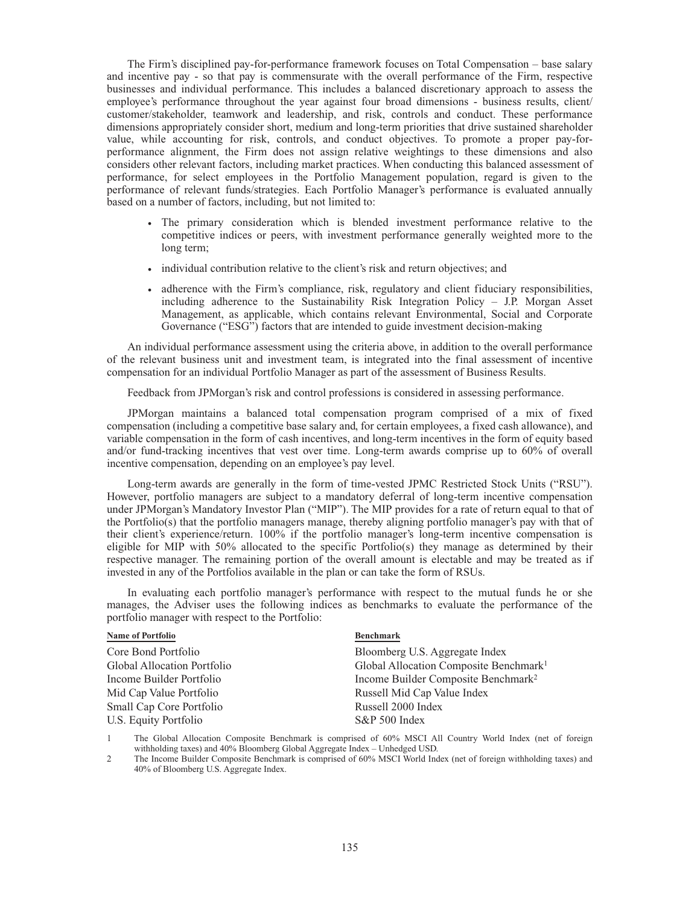The Firm's disciplined pay-for-performance framework focuses on Total Compensation – base salary and incentive pay - so that pay is commensurate with the overall performance of the Firm, respective businesses and individual performance. This includes a balanced discretionary approach to assess the employee's performance throughout the year against four broad dimensions - business results, client/customer/stakeholder, teamwork and leadership, and risk, controls and conduct. These performance dimensions appropriately consider short, medium and long-term priorities that drive sustained shareholder value, while accounting for risk, controls, and conduct objectives. To promote a proper pay-for-performance alignment, the Firm does not assign relative weightings to these dimensions and also considers other relevant factors, including market practices. When conducting this balanced assessment of performance, for select employees in the Portfolio Management population, regard is given to the performance of relevant funds/strategies. Each Portfolio Manager's performance is evaluated annually based on a number of factors, including, but not limited to:

- The primary consideration which is blended investment performance relative to the competitive indices or peers, with investment performance generally weighted more to the long term;
- individual contribution relative to the client's risk and return objectives; and
- adherence with the Firm's compliance, risk, regulatory and client fiduciary responsibilities, including adherence to the Sustainability Risk Integration Policy – J.P. Morgan Asset Management, as applicable, which contains relevant Environmental, Social and Corporate Governance ("ESG") factors that are intended to guide investment decision-making

An individual performance assessment using the criteria above, in addition to the overall performance of the relevant business unit and investment team, is integrated into the final assessment of incentive compensation for an individual Portfolio Manager as part of the assessment of Business Results.

Feedback from JPMorgan's risk and control professions is considered in assessing performance.

JPMorgan maintains a balanced total compensation program comprised of a mix of fixed compensation (including a competitive base salary and, for certain employees, a fixed cash allowance), and variable compensation in the form of cash incentives, and long-term incentives in the form of equity based and/or fund-tracking incentives that vest over time. Long-term awards comprise up to 60% of overall incentive compensation, depending on an employee's pay level.

Long-term awards are generally in the form of time-vested JPMC Restricted Stock Units ("RSU"). However, portfolio managers are subject to a mandatory deferral of long-term incentive compensation under JPMorgan's Mandatory Investor Plan ("MIP"). The MIP provides for a rate of return equal to that of the Portfolio(s) that the portfolio managers manage, thereby aligning portfolio manager's pay with that of their client's experience/return. 100% if the portfolio manager's long-term incentive compensation is eligible for MIP with 50% allocated to the specific Portfolio(s) they manage as determined by their respective manager. The remaining portion of the overall amount is electable and may be treated as if invested in any of the Portfolios available in the plan or can take the form of RSUs.

In evaluating each portfolio manager's performance with respect to the mutual funds he or she manages, the Adviser uses the following indices as benchmarks to evaluate the performance of the portfolio manager with respect to the Portfolio:

| Name of Portfolio | Benchmark |
|---|---|
| Core Bond Portfolio | Bloomberg U.S. Aggregate Index |
| Global Allocation Portfolio | Global Allocation Composite Benchmark[1] |
| Income Builder Portfolio | Income Builder Composite Benchmark[2] |
| Mid Cap Value Portfolio | Russell Mid Cap Value Index |
| Small Cap Core Portfolio | Russell 2000 Index |
| U.S. Equity Portfolio | S&P 500 Index |

1 The Global Allocation Composite Benchmark is comprised of 60% MSCI All Country World Index (net of foreign withholding taxes) and 40% Bloomberg Global Aggregate Index – Unhedged USD.

2 The Income Builder Composite Benchmark is comprised of 60% MSCI World Index (net of foreign withholding taxes) and 40% of Bloomberg U.S. Aggregate Index.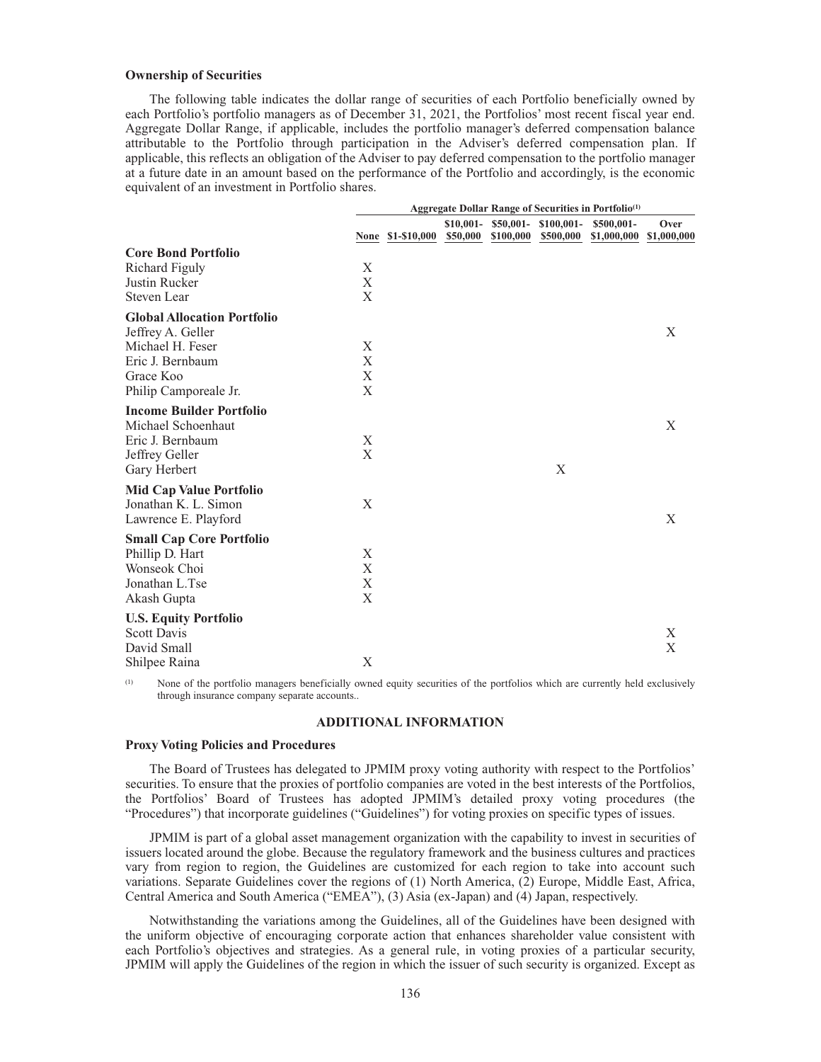**Ownership of Securities**

The following table indicates the dollar range of securities of each Portfolio beneficially owned by each Portfolio's portfolio managers as of December 31, 2021, the Portfolios' most recent fiscal year end. Aggregate Dollar Range, if applicable, includes the portfolio manager's deferred compensation balance attributable to the Portfolio through participation in the Adviser's deferred compensation plan. If applicable, this reflects an obligation of the Adviser to pay deferred compensation to the portfolio manager at a future date in an amount based on the performance of the Portfolio and accordingly, is the economic equivalent of an investment in Portfolio shares.

| | Aggregate Dollar Range of Securities in Portfolio[1] | | | | | | |
|---|---|---|---|---|---|---|---|
| | None | \$1-\$10,000 | \$10,001-\$50,000 | \$50,001-\$100,000 | \$100,001-\$500,000 | \$500,001-\$1,000,000 | Over \$1,000,000 |
| **Core Bond Portfolio** | | | | | | | |
| Richard Figuly | X | | | | | | |
| Justin Rucker | X | | | | | | |
| Steven Lear | X | | | | | | |
| **Global Allocation Portfolio** | | | | | | | |
| Jeffrey A. Geller | | | | | | | X |
| Michael H. Feser | X | | | | | | |
| Eric J. Bernbaum | X | | | | | | |
| Grace Koo | X | | | | | | |
| Philip Camporeale Jr. | X | | | | | | |
| **Income Builder Portfolio** | | | | | | | |
| Michael Schoenhaut | | | | | | | X |
| Eric J. Bernbaum | X | | | | | | |
| Jeffrey Geller | X | | | | | | |
| Gary Herbert | | | | | X | | |
| **Mid Cap Value Portfolio** | | | | | | | |
| Jonathan K. L. Simon | X | | | | | | |
| Lawrence E. Playford | | | | | | | X |
| **Small Cap Core Portfolio** | | | | | | | |
| Phillip D. Hart | X | | | | | | |
| Wonseok Choi | X | | | | | | |
| Jonathan L.Tse | X | | | | | | |
| Akash Gupta | X | | | | | | |
| **U.S. Equity Portfolio** | | | | | | | |
| Scott Davis | | | | | | | X |
| David Small | | | | | | | X |
| Shilpee Raina | X | | | | | | |

[1] None of the portfolio managers beneficially owned equity securities of the portfolios which are currently held exclusively through insurance company separate accounts..

## ADDITIONAL INFORMATION

**Proxy Voting Policies and Procedures**

The Board of Trustees has delegated to JPMIM proxy voting authority with respect to the Portfolios' securities. To ensure that the proxies of portfolio companies are voted in the best interests of the Portfolios, the Portfolios' Board of Trustees has adopted JPMIM's detailed proxy voting procedures (the "Procedures") that incorporate guidelines ("Guidelines") for voting proxies on specific types of issues.

JPMIM is part of a global asset management organization with the capability to invest in securities of issuers located around the globe. Because the regulatory framework and the business cultures and practices vary from region to region, the Guidelines are customized for each region to take into account such variations. Separate Guidelines cover the regions of (1) North America, (2) Europe, Middle East, Africa, Central America and South America ("EMEA"), (3) Asia (ex-Japan) and (4) Japan, respectively.

Notwithstanding the variations among the Guidelines, all of the Guidelines have been designed with the uniform objective of encouraging corporate action that enhances shareholder value consistent with each Portfolio's objectives and strategies. As a general rule, in voting proxies of a particular security, JPMIM will apply the Guidelines of the region in which the issuer of such security is organized. Except as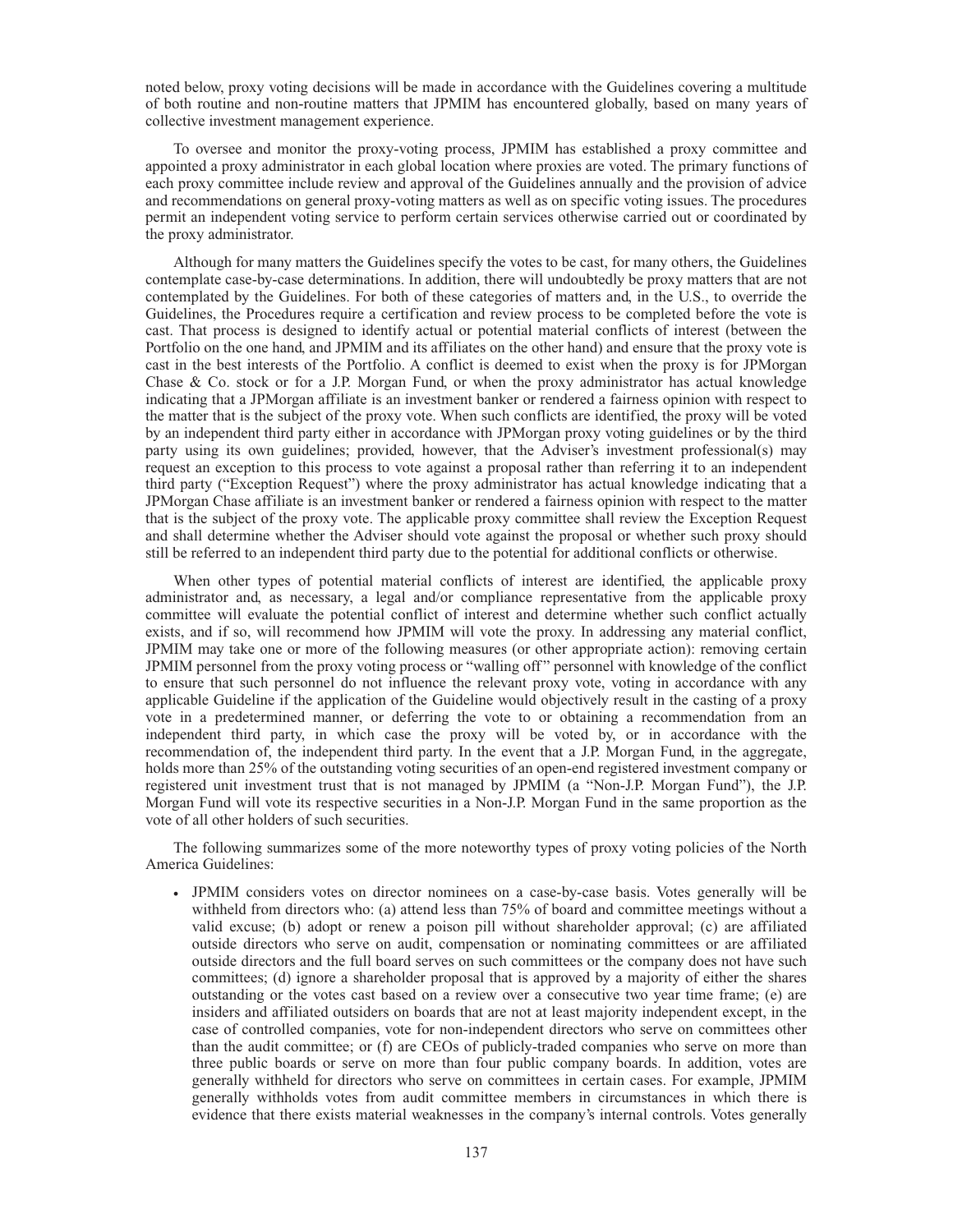noted below, proxy voting decisions will be made in accordance with the Guidelines covering a multitude of both routine and non-routine matters that JPMIM has encountered globally, based on many years of collective investment management experience.

To oversee and monitor the proxy-voting process, JPMIM has established a proxy committee and appointed a proxy administrator in each global location where proxies are voted. The primary functions of each proxy committee include review and approval of the Guidelines annually and the provision of advice and recommendations on general proxy-voting matters as well as on specific voting issues. The procedures permit an independent voting service to perform certain services otherwise carried out or coordinated by the proxy administrator.

Although for many matters the Guidelines specify the votes to be cast, for many others, the Guidelines contemplate case-by-case determinations. In addition, there will undoubtedly be proxy matters that are not contemplated by the Guidelines. For both of these categories of matters and, in the U.S., to override the Guidelines, the Procedures require a certification and review process to be completed before the vote is cast. That process is designed to identify actual or potential material conflicts of interest (between the Portfolio on the one hand, and JPMIM and its affiliates on the other hand) and ensure that the proxy vote is cast in the best interests of the Portfolio. A conflict is deemed to exist when the proxy is for JPMorgan Chase & Co. stock or for a J.P. Morgan Fund, or when the proxy administrator has actual knowledge indicating that a JPMorgan affiliate is an investment banker or rendered a fairness opinion with respect to the matter that is the subject of the proxy vote. When such conflicts are identified, the proxy will be voted by an independent third party either in accordance with JPMorgan proxy voting guidelines or by the third party using its own guidelines; provided, however, that the Adviser's investment professional(s) may request an exception to this process to vote against a proposal rather than referring it to an independent third party ("Exception Request") where the proxy administrator has actual knowledge indicating that a JPMorgan Chase affiliate is an investment banker or rendered a fairness opinion with respect to the matter that is the subject of the proxy vote. The applicable proxy committee shall review the Exception Request and shall determine whether the Adviser should vote against the proposal or whether such proxy should still be referred to an independent third party due to the potential for additional conflicts or otherwise.

When other types of potential material conflicts of interest are identified, the applicable proxy administrator and, as necessary, a legal and/or compliance representative from the applicable proxy committee will evaluate the potential conflict of interest and determine whether such conflict actually exists, and if so, will recommend how JPMIM will vote the proxy. In addressing any material conflict, JPMIM may take one or more of the following measures (or other appropriate action): removing certain JPMIM personnel from the proxy voting process or "walling off" personnel with knowledge of the conflict to ensure that such personnel do not influence the relevant proxy vote, voting in accordance with any applicable Guideline if the application of the Guideline would objectively result in the casting of a proxy vote in a predetermined manner, or deferring the vote to or obtaining a recommendation from an independent third party, in which case the proxy will be voted by, or in accordance with the recommendation of, the independent third party. In the event that a J.P. Morgan Fund, in the aggregate, holds more than 25% of the outstanding voting securities of an open-end registered investment company or registered unit investment trust that is not managed by JPMIM (a "Non-J.P. Morgan Fund"), the J.P. Morgan Fund will vote its respective securities in a Non-J.P. Morgan Fund in the same proportion as the vote of all other holders of such securities.

The following summarizes some of the more noteworthy types of proxy voting policies of the North America Guidelines:

- JPMIM considers votes on director nominees on a case-by-case basis. Votes generally will be withheld from directors who: (a) attend less than 75% of board and committee meetings without a valid excuse; (b) adopt or renew a poison pill without shareholder approval; (c) are affiliated outside directors who serve on audit, compensation or nominating committees or are affiliated outside directors and the full board serves on such committees or the company does not have such committees; (d) ignore a shareholder proposal that is approved by a majority of either the shares outstanding or the votes cast based on a review over a consecutive two year time frame; (e) are insiders and affiliated outsiders on boards that are not at least majority independent except, in the case of controlled companies, vote for non-independent directors who serve on committees other than the audit committee; or (f) are CEOs of publicly-traded companies who serve on more than three public boards or serve on more than four public company boards. In addition, votes are generally withheld for directors who serve on committees in certain cases. For example, JPMIM generally withholds votes from audit committee members in circumstances in which there is evidence that there exists material weaknesses in the company's internal controls. Votes generally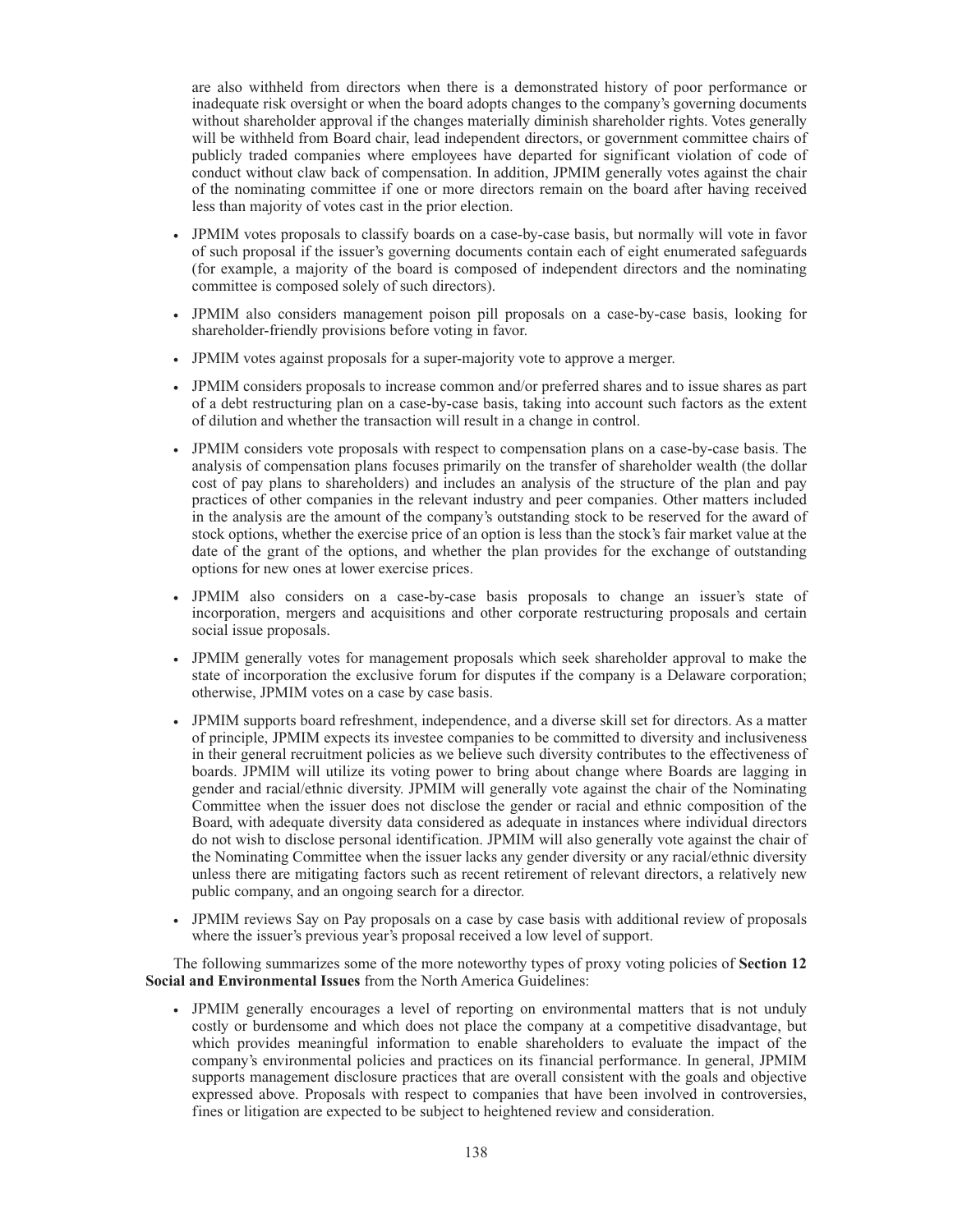are also withheld from directors when there is a demonstrated history of poor performance or inadequate risk oversight or when the board adopts changes to the company's governing documents without shareholder approval if the changes materially diminish shareholder rights. Votes generally will be withheld from Board chair, lead independent directors, or government committee chairs of publicly traded companies where employees have departed for significant violation of code of conduct without claw back of compensation. In addition, JPMIM generally votes against the chair of the nominating committee if one or more directors remain on the board after having received less than majority of votes cast in the prior election.

- JPMIM votes proposals to classify boards on a case-by-case basis, but normally will vote in favor of such proposal if the issuer's governing documents contain each of eight enumerated safeguards (for example, a majority of the board is composed of independent directors and the nominating committee is composed solely of such directors).
- JPMIM also considers management poison pill proposals on a case-by-case basis, looking for shareholder-friendly provisions before voting in favor.
- JPMIM votes against proposals for a super-majority vote to approve a merger.
- JPMIM considers proposals to increase common and/or preferred shares and to issue shares as part of a debt restructuring plan on a case-by-case basis, taking into account such factors as the extent of dilution and whether the transaction will result in a change in control.
- JPMIM considers vote proposals with respect to compensation plans on a case-by-case basis. The analysis of compensation plans focuses primarily on the transfer of shareholder wealth (the dollar cost of pay plans to shareholders) and includes an analysis of the structure of the plan and pay practices of other companies in the relevant industry and peer companies. Other matters included in the analysis are the amount of the company's outstanding stock to be reserved for the award of stock options, whether the exercise price of an option is less than the stock's fair market value at the date of the grant of the options, and whether the plan provides for the exchange of outstanding options for new ones at lower exercise prices.
- JPMIM also considers on a case-by-case basis proposals to change an issuer's state of incorporation, mergers and acquisitions and other corporate restructuring proposals and certain social issue proposals.
- JPMIM generally votes for management proposals which seek shareholder approval to make the state of incorporation the exclusive forum for disputes if the company is a Delaware corporation; otherwise, JPMIM votes on a case by case basis.
- JPMIM supports board refreshment, independence, and a diverse skill set for directors. As a matter of principle, JPMIM expects its investee companies to be committed to diversity and inclusiveness in their general recruitment policies as we believe such diversity contributes to the effectiveness of boards. JPMIM will utilize its voting power to bring about change where Boards are lagging in gender and racial/ethnic diversity. JPMIM will generally vote against the chair of the Nominating Committee when the issuer does not disclose the gender or racial and ethnic composition of the Board, with adequate diversity data considered as adequate in instances where individual directors do not wish to disclose personal identification. JPMIM will also generally vote against the chair of the Nominating Committee when the issuer lacks any gender diversity or any racial/ethnic diversity unless there are mitigating factors such as recent retirement of relevant directors, a relatively new public company, and an ongoing search for a director.
- JPMIM reviews Say on Pay proposals on a case by case basis with additional review of proposals where the issuer's previous year's proposal received a low level of support.

The following summarizes some of the more noteworthy types of proxy voting policies of **Section 12 Social and Environmental Issues** from the North America Guidelines:

- JPMIM generally encourages a level of reporting on environmental matters that is not unduly costly or burdensome and which does not place the company at a competitive disadvantage, but which provides meaningful information to enable shareholders to evaluate the impact of the company's environmental policies and practices on its financial performance. In general, JPMIM supports management disclosure practices that are overall consistent with the goals and objective expressed above. Proposals with respect to companies that have been involved in controversies, fines or litigation are expected to be subject to heightened review and consideration.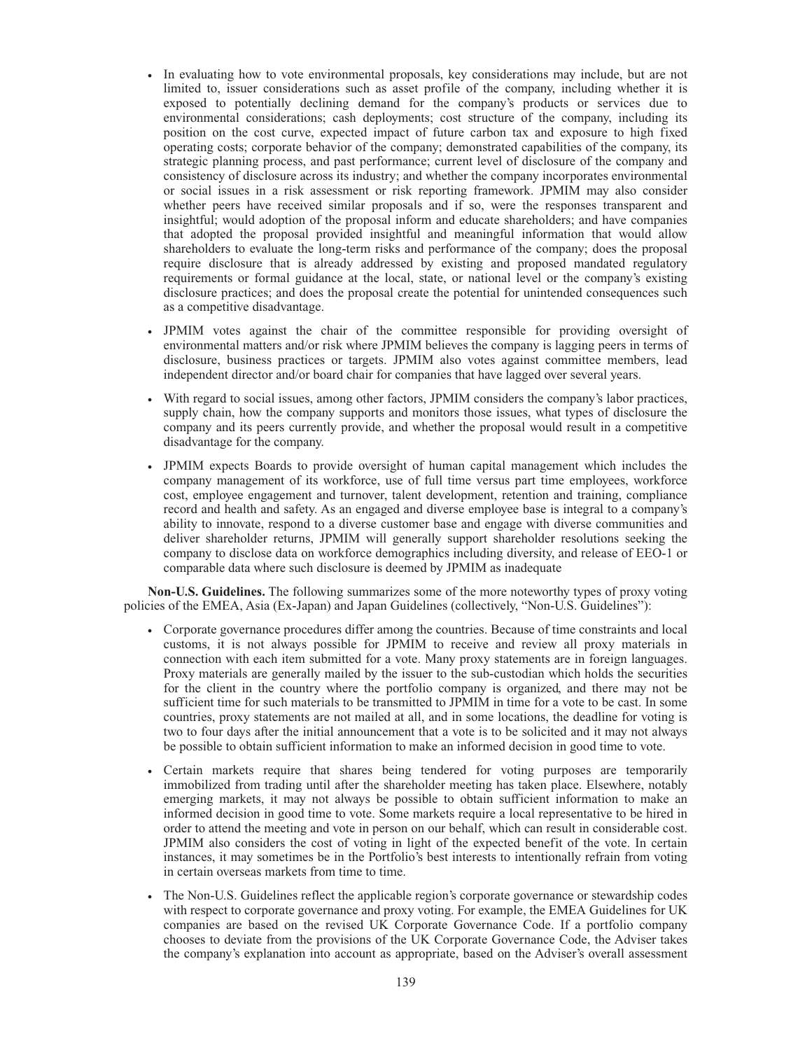- In evaluating how to vote environmental proposals, key considerations may include, but are not limited to, issuer considerations such as asset profile of the company, including whether it is exposed to potentially declining demand for the company's products or services due to environmental considerations; cash deployments; cost structure of the company, including its position on the cost curve, expected impact of future carbon tax and exposure to high fixed operating costs; corporate behavior of the company; demonstrated capabilities of the company, its strategic planning process, and past performance; current level of disclosure of the company and consistency of disclosure across its industry; and whether the company incorporates environmental or social issues in a risk assessment or risk reporting framework. JPMIM may also consider whether peers have received similar proposals and if so, were the responses transparent and insightful; would adoption of the proposal inform and educate shareholders; and have companies that adopted the proposal provided insightful and meaningful information that would allow shareholders to evaluate the long-term risks and performance of the company; does the proposal require disclosure that is already addressed by existing and proposed mandated regulatory requirements or formal guidance at the local, state, or national level or the company's existing disclosure practices; and does the proposal create the potential for unintended consequences such as a competitive disadvantage.
- JPMIM votes against the chair of the committee responsible for providing oversight of environmental matters and/or risk where JPMIM believes the company is lagging peers in terms of disclosure, business practices or targets. JPMIM also votes against committee members, lead independent director and/or board chair for companies that have lagged over several years.
- With regard to social issues, among other factors, JPMIM considers the company's labor practices, supply chain, how the company supports and monitors those issues, what types of disclosure the company and its peers currently provide, and whether the proposal would result in a competitive disadvantage for the company.
- JPMIM expects Boards to provide oversight of human capital management which includes the company management of its workforce, use of full time versus part time employees, workforce cost, employee engagement and turnover, talent development, retention and training, compliance record and health and safety. As an engaged and diverse employee base is integral to a company's ability to innovate, respond to a diverse customer base and engage with diverse communities and deliver shareholder returns, JPMIM will generally support shareholder resolutions seeking the company to disclose data on workforce demographics including diversity, and release of EEO-1 or comparable data where such disclosure is deemed by JPMIM as inadequate

**Non-U.S. Guidelines.** The following summarizes some of the more noteworthy types of proxy voting policies of the EMEA, Asia (Ex-Japan) and Japan Guidelines (collectively, "Non-U.S. Guidelines"):

- Corporate governance procedures differ among the countries. Because of time constraints and local customs, it is not always possible for JPMIM to receive and review all proxy materials in connection with each item submitted for a vote. Many proxy statements are in foreign languages. Proxy materials are generally mailed by the issuer to the sub-custodian which holds the securities for the client in the country where the portfolio company is organized, and there may not be sufficient time for such materials to be transmitted to JPMIM in time for a vote to be cast. In some countries, proxy statements are not mailed at all, and in some locations, the deadline for voting is two to four days after the initial announcement that a vote is to be solicited and it may not always be possible to obtain sufficient information to make an informed decision in good time to vote.
- Certain markets require that shares being tendered for voting purposes are temporarily immobilized from trading until after the shareholder meeting has taken place. Elsewhere, notably emerging markets, it may not always be possible to obtain sufficient information to make an informed decision in good time to vote. Some markets require a local representative to be hired in order to attend the meeting and vote in person on our behalf, which can result in considerable cost. JPMIM also considers the cost of voting in light of the expected benefit of the vote. In certain instances, it may sometimes be in the Portfolio's best interests to intentionally refrain from voting in certain overseas markets from time to time.
- The Non-U.S. Guidelines reflect the applicable region's corporate governance or stewardship codes with respect to corporate governance and proxy voting. For example, the EMEA Guidelines for UK companies are based on the revised UK Corporate Governance Code. If a portfolio company chooses to deviate from the provisions of the UK Corporate Governance Code, the Adviser takes the company's explanation into account as appropriate, based on the Adviser's overall assessment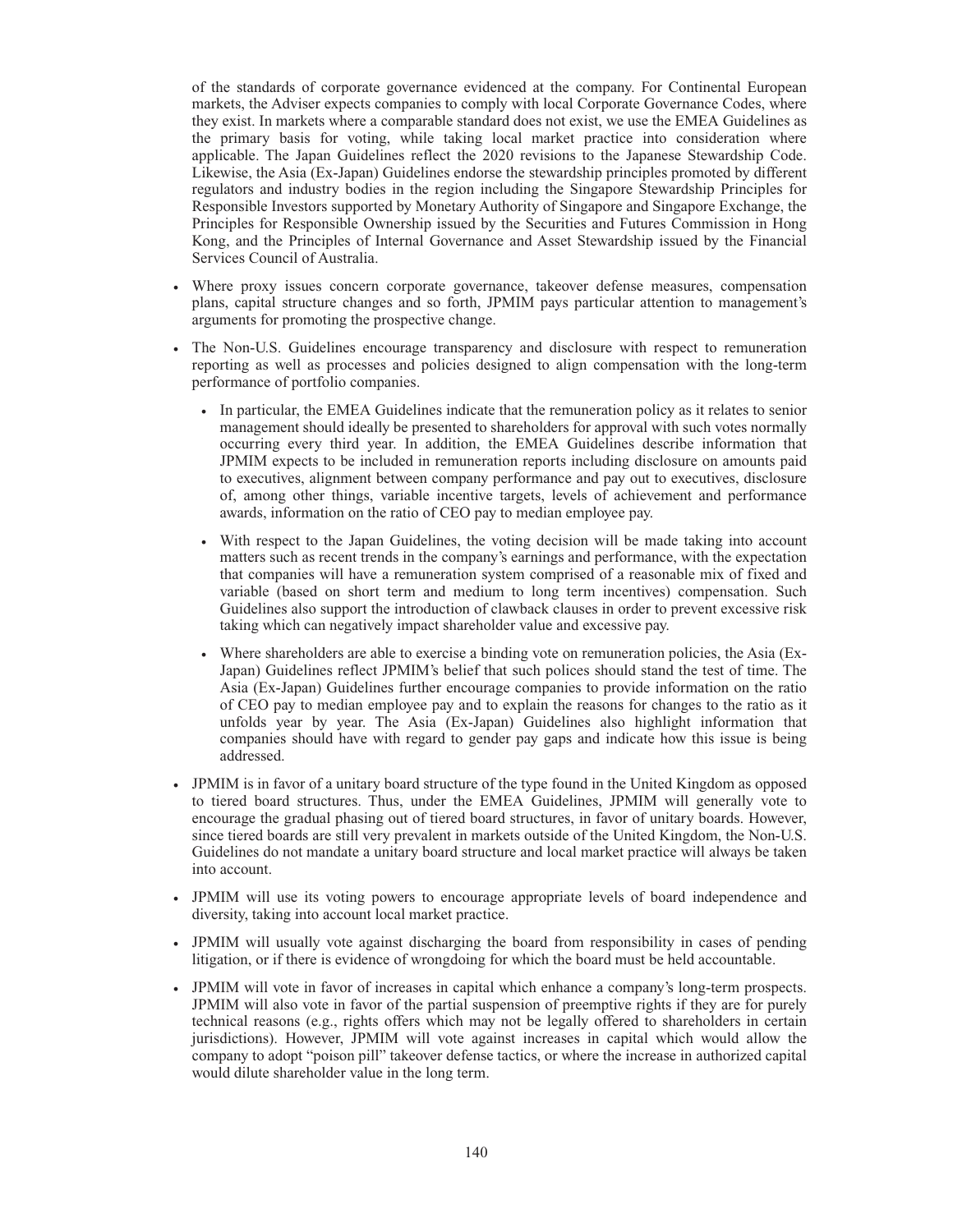of the standards of corporate governance evidenced at the company. For Continental European markets, the Adviser expects companies to comply with local Corporate Governance Codes, where they exist. In markets where a comparable standard does not exist, we use the EMEA Guidelines as the primary basis for voting, while taking local market practice into consideration where applicable. The Japan Guidelines reflect the 2020 revisions to the Japanese Stewardship Code. Likewise, the Asia (Ex-Japan) Guidelines endorse the stewardship principles promoted by different regulators and industry bodies in the region including the Singapore Stewardship Principles for Responsible Investors supported by Monetary Authority of Singapore and Singapore Exchange, the Principles for Responsible Ownership issued by the Securities and Futures Commission in Hong Kong, and the Principles of Internal Governance and Asset Stewardship issued by the Financial Services Council of Australia.

- Where proxy issues concern corporate governance, takeover defense measures, compensation plans, capital structure changes and so forth, JPMIM pays particular attention to management's arguments for promoting the prospective change.
- The Non-U.S. Guidelines encourage transparency and disclosure with respect to remuneration reporting as well as processes and policies designed to align compensation with the long-term performance of portfolio companies.
  - In particular, the EMEA Guidelines indicate that the remuneration policy as it relates to senior management should ideally be presented to shareholders for approval with such votes normally occurring every third year. In addition, the EMEA Guidelines describe information that JPMIM expects to be included in remuneration reports including disclosure on amounts paid to executives, alignment between company performance and pay out to executives, disclosure of, among other things, variable incentive targets, levels of achievement and performance awards, information on the ratio of CEO pay to median employee pay.
  - With respect to the Japan Guidelines, the voting decision will be made taking into account matters such as recent trends in the company's earnings and performance, with the expectation that companies will have a remuneration system comprised of a reasonable mix of fixed and variable (based on short term and medium to long term incentives) compensation. Such Guidelines also support the introduction of clawback clauses in order to prevent excessive risk taking which can negatively impact shareholder value and excessive pay.
  - Where shareholders are able to exercise a binding vote on remuneration policies, the Asia (Ex-Japan) Guidelines reflect JPMIM's belief that such polices should stand the test of time. The Asia (Ex-Japan) Guidelines further encourage companies to provide information on the ratio of CEO pay to median employee pay and to explain the reasons for changes to the ratio as it unfolds year by year. The Asia (Ex-Japan) Guidelines also highlight information that companies should have with regard to gender pay gaps and indicate how this issue is being addressed.
- JPMIM is in favor of a unitary board structure of the type found in the United Kingdom as opposed to tiered board structures. Thus, under the EMEA Guidelines, JPMIM will generally vote to encourage the gradual phasing out of tiered board structures, in favor of unitary boards. However, since tiered boards are still very prevalent in markets outside of the United Kingdom, the Non-U.S. Guidelines do not mandate a unitary board structure and local market practice will always be taken into account.
- JPMIM will use its voting powers to encourage appropriate levels of board independence and diversity, taking into account local market practice.
- JPMIM will usually vote against discharging the board from responsibility in cases of pending litigation, or if there is evidence of wrongdoing for which the board must be held accountable.
- JPMIM will vote in favor of increases in capital which enhance a company's long-term prospects. JPMIM will also vote in favor of the partial suspension of preemptive rights if they are for purely technical reasons (e.g., rights offers which may not be legally offered to shareholders in certain jurisdictions). However, JPMIM will vote against increases in capital which would allow the company to adopt "poison pill" takeover defense tactics, or where the increase in authorized capital would dilute shareholder value in the long term.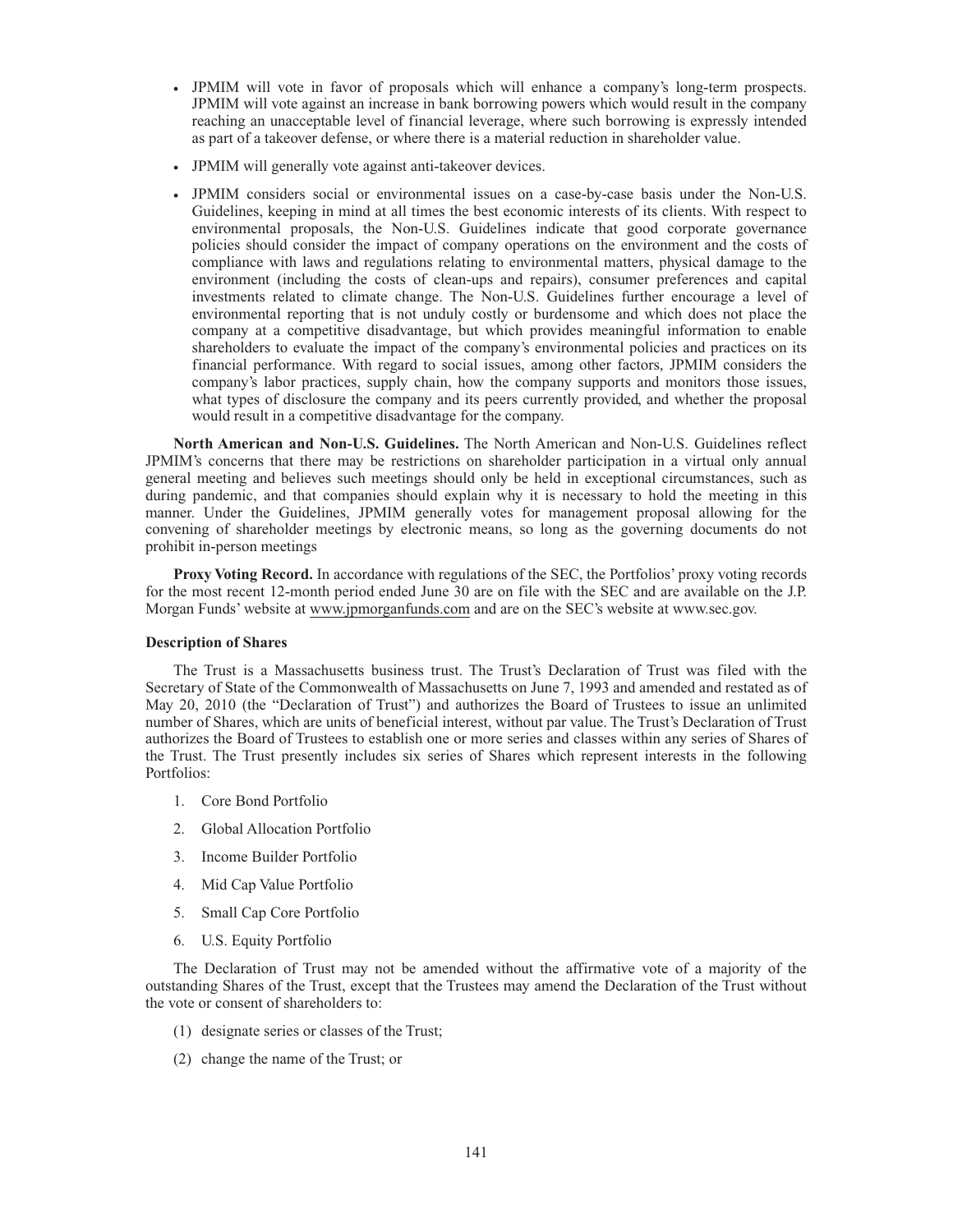- JPMIM will vote in favor of proposals which will enhance a company's long-term prospects. JPMIM will vote against an increase in bank borrowing powers which would result in the company reaching an unacceptable level of financial leverage, where such borrowing is expressly intended as part of a takeover defense, or where there is a material reduction in shareholder value.
- JPMIM will generally vote against anti-takeover devices.
- JPMIM considers social or environmental issues on a case-by-case basis under the Non-U.S. Guidelines, keeping in mind at all times the best economic interests of its clients. With respect to environmental proposals, the Non-U.S. Guidelines indicate that good corporate governance policies should consider the impact of company operations on the environment and the costs of compliance with laws and regulations relating to environmental matters, physical damage to the environment (including the costs of clean-ups and repairs), consumer preferences and capital investments related to climate change. The Non-U.S. Guidelines further encourage a level of environmental reporting that is not unduly costly or burdensome and which does not place the company at a competitive disadvantage, but which provides meaningful information to enable shareholders to evaluate the impact of the company's environmental policies and practices on its financial performance. With regard to social issues, among other factors, JPMIM considers the company's labor practices, supply chain, how the company supports and monitors those issues, what types of disclosure the company and its peers currently provided, and whether the proposal would result in a competitive disadvantage for the company.

**North American and Non-U.S. Guidelines.** The North American and Non-U.S. Guidelines reflect JPMIM's concerns that there may be restrictions on shareholder participation in a virtual only annual general meeting and believes such meetings should only be held in exceptional circumstances, such as during pandemic, and that companies should explain why it is necessary to hold the meeting in this manner. Under the Guidelines, JPMIM generally votes for management proposal allowing for the convening of shareholder meetings by electronic means, so long as the governing documents do not prohibit in-person meetings

**Proxy Voting Record.** In accordance with regulations of the SEC, the Portfolios' proxy voting records for the most recent 12-month period ended June 30 are on file with the SEC and are available on the J.P. Morgan Funds' website at www.jpmorganfunds.com and are on the SEC's website at www.sec.gov.

**Description of Shares**

The Trust is a Massachusetts business trust. The Trust's Declaration of Trust was filed with the Secretary of State of the Commonwealth of Massachusetts on June 7, 1993 and amended and restated as of May 20, 2010 (the "Declaration of Trust") and authorizes the Board of Trustees to issue an unlimited number of Shares, which are units of beneficial interest, without par value. The Trust's Declaration of Trust authorizes the Board of Trustees to establish one or more series and classes within any series of Shares of the Trust. The Trust presently includes six series of Shares which represent interests in the following Portfolios:

1. Core Bond Portfolio
2. Global Allocation Portfolio
3. Income Builder Portfolio
4. Mid Cap Value Portfolio
5. Small Cap Core Portfolio
6. U.S. Equity Portfolio

The Declaration of Trust may not be amended without the affirmative vote of a majority of the outstanding Shares of the Trust, except that the Trustees may amend the Declaration of the Trust without the vote or consent of shareholders to:

(1) designate series or classes of the Trust;

(2) change the name of the Trust; or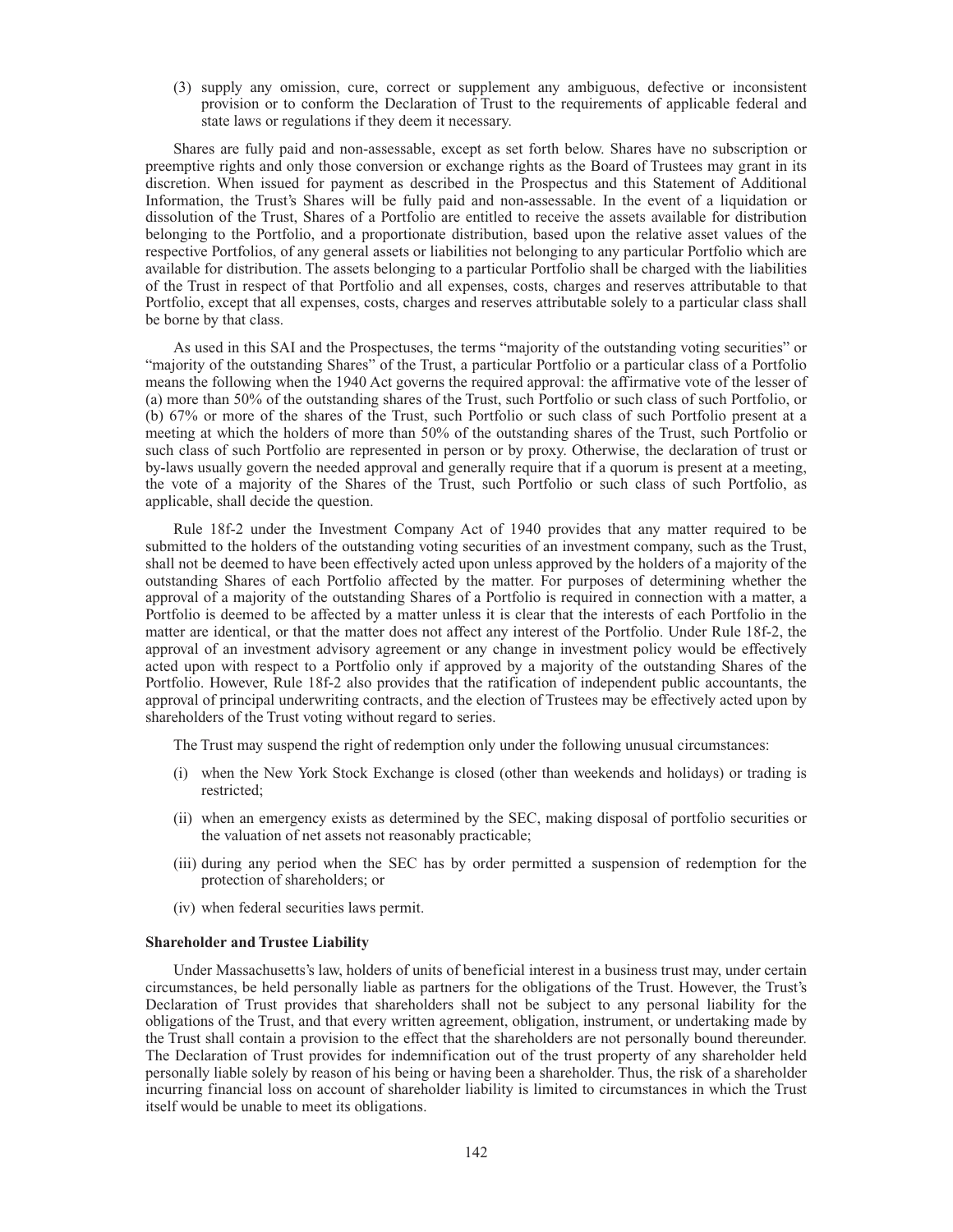(3) supply any omission, cure, correct or supplement any ambiguous, defective or inconsistent provision or to conform the Declaration of Trust to the requirements of applicable federal and state laws or regulations if they deem it necessary.

Shares are fully paid and non-assessable, except as set forth below. Shares have no subscription or preemptive rights and only those conversion or exchange rights as the Board of Trustees may grant in its discretion. When issued for payment as described in the Prospectus and this Statement of Additional Information, the Trust's Shares will be fully paid and non-assessable. In the event of a liquidation or dissolution of the Trust, Shares of a Portfolio are entitled to receive the assets available for distribution belonging to the Portfolio, and a proportionate distribution, based upon the relative asset values of the respective Portfolios, of any general assets or liabilities not belonging to any particular Portfolio which are available for distribution. The assets belonging to a particular Portfolio shall be charged with the liabilities of the Trust in respect of that Portfolio and all expenses, costs, charges and reserves attributable to that Portfolio, except that all expenses, costs, charges and reserves attributable solely to a particular class shall be borne by that class.

As used in this SAI and the Prospectuses, the terms "majority of the outstanding voting securities" or "majority of the outstanding Shares" of the Trust, a particular Portfolio or a particular class of a Portfolio means the following when the 1940 Act governs the required approval: the affirmative vote of the lesser of (a) more than 50% of the outstanding shares of the Trust, such Portfolio or such class of such Portfolio, or (b) 67% or more of the shares of the Trust, such Portfolio or such class of such Portfolio present at a meeting at which the holders of more than 50% of the outstanding shares of the Trust, such Portfolio or such class of such Portfolio are represented in person or by proxy. Otherwise, the declaration of trust or by-laws usually govern the needed approval and generally require that if a quorum is present at a meeting, the vote of a majority of the Shares of the Trust, such Portfolio or such class of such Portfolio, as applicable, shall decide the question.

Rule 18f-2 under the Investment Company Act of 1940 provides that any matter required to be submitted to the holders of the outstanding voting securities of an investment company, such as the Trust, shall not be deemed to have been effectively acted upon unless approved by the holders of a majority of the outstanding Shares of each Portfolio affected by the matter. For purposes of determining whether the approval of a majority of the outstanding Shares of a Portfolio is required in connection with a matter, a Portfolio is deemed to be affected by a matter unless it is clear that the interests of each Portfolio in the matter are identical, or that the matter does not affect any interest of the Portfolio. Under Rule 18f-2, the approval of an investment advisory agreement or any change in investment policy would be effectively acted upon with respect to a Portfolio only if approved by a majority of the outstanding Shares of the Portfolio. However, Rule 18f-2 also provides that the ratification of independent public accountants, the approval of principal underwriting contracts, and the election of Trustees may be effectively acted upon by shareholders of the Trust voting without regard to series.

The Trust may suspend the right of redemption only under the following unusual circumstances:

(i) when the New York Stock Exchange is closed (other than weekends and holidays) or trading is restricted;

(ii) when an emergency exists as determined by the SEC, making disposal of portfolio securities or the valuation of net assets not reasonably practicable;

(iii) during any period when the SEC has by order permitted a suspension of redemption for the protection of shareholders; or

(iv) when federal securities laws permit.

**Shareholder and Trustee Liability**

Under Massachusetts's law, holders of units of beneficial interest in a business trust may, under certain circumstances, be held personally liable as partners for the obligations of the Trust. However, the Trust's Declaration of Trust provides that shareholders shall not be subject to any personal liability for the obligations of the Trust, and that every written agreement, obligation, instrument, or undertaking made by the Trust shall contain a provision to the effect that the shareholders are not personally bound thereunder. The Declaration of Trust provides for indemnification out of the trust property of any shareholder held personally liable solely by reason of his being or having been a shareholder. Thus, the risk of a shareholder incurring financial loss on account of shareholder liability is limited to circumstances in which the Trust itself would be unable to meet its obligations.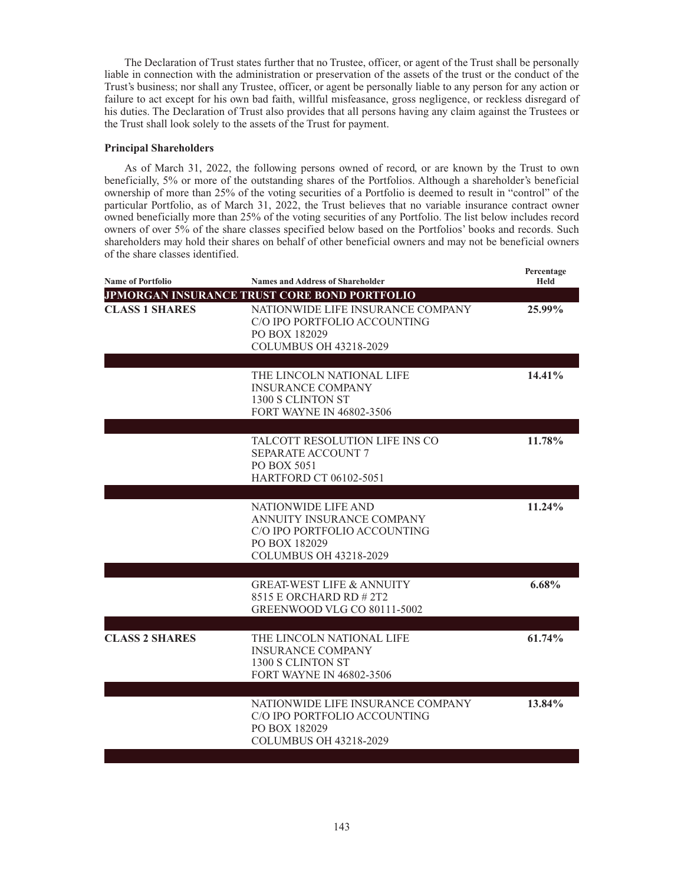The Declaration of Trust states further that no Trustee, officer, or agent of the Trust shall be personally liable in connection with the administration or preservation of the assets of the trust or the conduct of the Trust's business; nor shall any Trustee, officer, or agent be personally liable to any person for any action or failure to act except for his own bad faith, willful misfeasance, gross negligence, or reckless disregard of his duties. The Declaration of Trust also provides that all persons having any claim against the Trustees or the Trust shall look solely to the assets of the Trust for payment.

**Principal Shareholders**

As of March 31, 2022, the following persons owned of record, or are known by the Trust to own beneficially, 5% or more of the outstanding shares of the Portfolios. Although a shareholder's beneficial ownership of more than 25% of the voting securities of a Portfolio is deemed to result in "control" of the particular Portfolio, as of March 31, 2022, the Trust believes that no variable insurance contract owner owned beneficially more than 25% of the voting securities of any Portfolio. The list below includes record owners of over 5% of the share classes specified below based on the Portfolios' books and records. Such shareholders may hold their shares on behalf of other beneficial owners and may not be beneficial owners of the share classes identified.

| Name of Portfolio | Names and Address of Shareholder | Percentage Held |
|---|---|---|
| **JPMORGAN INSURANCE TRUST CORE BOND PORTFOLIO** | | |
| **CLASS 1 SHARES** | NATIONWIDE LIFE INSURANCE COMPANY<br>C/O IPO PORTFOLIO ACCOUNTING<br>PO BOX 182029<br>COLUMBUS OH 43218-2029 | **25.99%** |
| | THE LINCOLN NATIONAL LIFE<br>INSURANCE COMPANY<br>1300 S CLINTON ST<br>FORT WAYNE IN 46802-3506 | **14.41%** |
| | TALCOTT RESOLUTION LIFE INS CO<br>SEPARATE ACCOUNT 7<br>PO BOX 5051<br>HARTFORD CT 06102-5051 | **11.78%** |
| | NATIONWIDE LIFE AND<br>ANNUITY INSURANCE COMPANY<br>C/O IPO PORTFOLIO ACCOUNTING<br>PO BOX 182029<br>COLUMBUS OH 43218-2029 | **11.24%** |
| | GREAT-WEST LIFE & ANNUITY<br>8515 E ORCHARD RD # 2T2<br>GREENWOOD VLG CO 80111-5002 | **6.68%** |
| **CLASS 2 SHARES** | THE LINCOLN NATIONAL LIFE<br>INSURANCE COMPANY<br>1300 S CLINTON ST<br>FORT WAYNE IN 46802-3506 | **61.74%** |
| | NATIONWIDE LIFE INSURANCE COMPANY<br>C/O IPO PORTFOLIO ACCOUNTING<br>PO BOX 182029<br>COLUMBUS OH 43218-2029 | **13.84%** |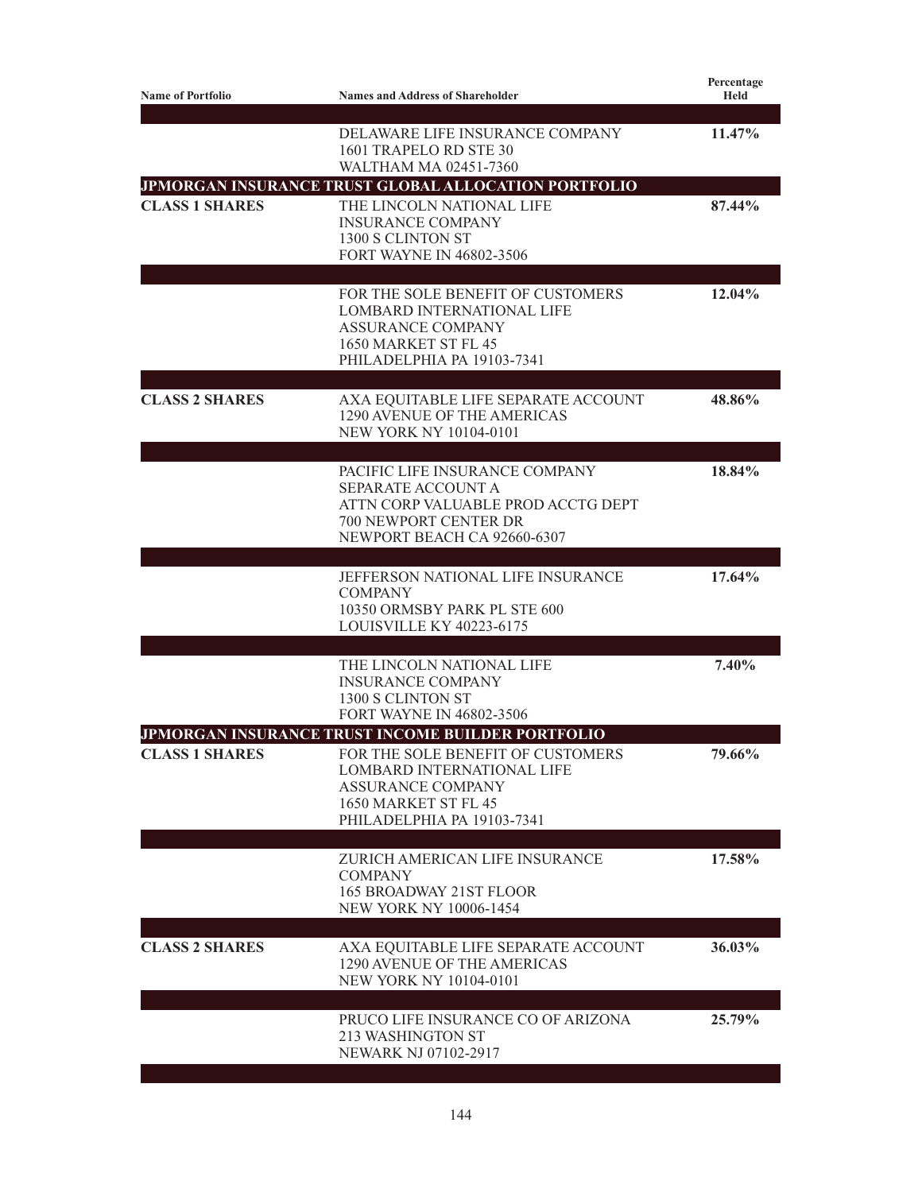| Name of Portfolio | Names and Address of Shareholder | Percentage Held |
|---|---|---|
| | DELAWARE LIFE INSURANCE COMPANY 1601 TRAPELO RD STE 30 WALTHAM MA 02451-7360 | 11.47% |
| **JPMORGAN INSURANCE TRUST GLOBAL ALLOCATION PORTFOLIO** | | |
| **CLASS 1 SHARES** | THE LINCOLN NATIONAL LIFE INSURANCE COMPANY 1300 S CLINTON ST FORT WAYNE IN 46802-3506 | 87.44% |
| | FOR THE SOLE BENEFIT OF CUSTOMERS LOMBARD INTERNATIONAL LIFE ASSURANCE COMPANY 1650 MARKET ST FL 45 PHILADELPHIA PA 19103-7341 | 12.04% |
| **CLASS 2 SHARES** | AXA EQUITABLE LIFE SEPARATE ACCOUNT 1290 AVENUE OF THE AMERICAS NEW YORK NY 10104-0101 | 48.86% |
| | PACIFIC LIFE INSURANCE COMPANY SEPARATE ACCOUNT A ATTN CORP VALUABLE PROD ACCTG DEPT 700 NEWPORT CENTER DR NEWPORT BEACH CA 92660-6307 | 18.84% |
| | JEFFERSON NATIONAL LIFE INSURANCE COMPANY 10350 ORMSBY PARK PL STE 600 LOUISVILLE KY 40223-6175 | 17.64% |
| | THE LINCOLN NATIONAL LIFE INSURANCE COMPANY 1300 S CLINTON ST FORT WAYNE IN 46802-3506 | 7.40% |
| **JPMORGAN INSURANCE TRUST INCOME BUILDER PORTFOLIO** | | |
| **CLASS 1 SHARES** | FOR THE SOLE BENEFIT OF CUSTOMERS LOMBARD INTERNATIONAL LIFE ASSURANCE COMPANY 1650 MARKET ST FL 45 PHILADELPHIA PA 19103-7341 | 79.66% |
| | ZURICH AMERICAN LIFE INSURANCE COMPANY 165 BROADWAY 21ST FLOOR NEW YORK NY 10006-1454 | 17.58% |
| **CLASS 2 SHARES** | AXA EQUITABLE LIFE SEPARATE ACCOUNT 1290 AVENUE OF THE AMERICAS NEW YORK NY 10104-0101 | 36.03% |
| | PRUCO LIFE INSURANCE CO OF ARIZONA 213 WASHINGTON ST NEWARK NJ 07102-2917 | 25.79% |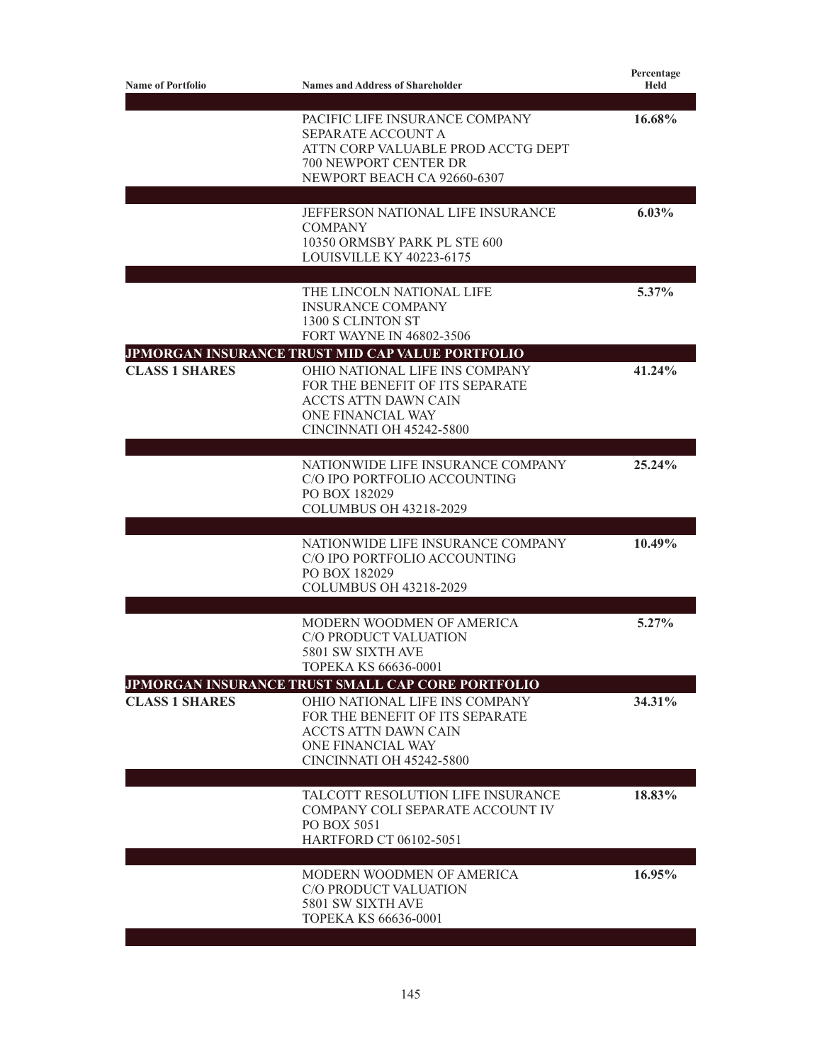| Name of Portfolio | Names and Address of Shareholder | Percentage Held |
|---|---|---|
| | PACIFIC LIFE INSURANCE COMPANY SEPARATE ACCOUNT A ATTN CORP VALUABLE PROD ACCTG DEPT 700 NEWPORT CENTER DR NEWPORT BEACH CA 92660-6307 | **16.68%** |
| | JEFFERSON NATIONAL LIFE INSURANCE COMPANY 10350 ORMSBY PARK PL STE 600 LOUISVILLE KY 40223-6175 | **6.03%** |
| | THE LINCOLN NATIONAL LIFE INSURANCE COMPANY 1300 S CLINTON ST FORT WAYNE IN 46802-3506 | **5.37%** |
| **JPMORGAN INSURANCE TRUST MID CAP VALUE PORTFOLIO** | | |
| **CLASS 1 SHARES** | OHIO NATIONAL LIFE INS COMPANY FOR THE BENEFIT OF ITS SEPARATE ACCTS ATTN DAWN CAIN ONE FINANCIAL WAY CINCINNATI OH 45242-5800 | **41.24%** |
| | NATIONWIDE LIFE INSURANCE COMPANY C/O IPO PORTFOLIO ACCOUNTING PO BOX 182029 COLUMBUS OH 43218-2029 | **25.24%** |
| | NATIONWIDE LIFE INSURANCE COMPANY C/O IPO PORTFOLIO ACCOUNTING PO BOX 182029 COLUMBUS OH 43218-2029 | **10.49%** |
| | MODERN WOODMEN OF AMERICA C/O PRODUCT VALUATION 5801 SW SIXTH AVE TOPEKA KS 66636-0001 | **5.27%** |
| **JPMORGAN INSURANCE TRUST SMALL CAP CORE PORTFOLIO** | | |
| **CLASS 1 SHARES** | OHIO NATIONAL LIFE INS COMPANY FOR THE BENEFIT OF ITS SEPARATE ACCTS ATTN DAWN CAIN ONE FINANCIAL WAY CINCINNATI OH 45242-5800 | **34.31%** |
| | TALCOTT RESOLUTION LIFE INSURANCE COMPANY COLI SEPARATE ACCOUNT IV PO BOX 5051 HARTFORD CT 06102-5051 | **18.83%** |
| | MODERN WOODMEN OF AMERICA C/O PRODUCT VALUATION 5801 SW SIXTH AVE TOPEKA KS 66636-0001 | **16.95%** |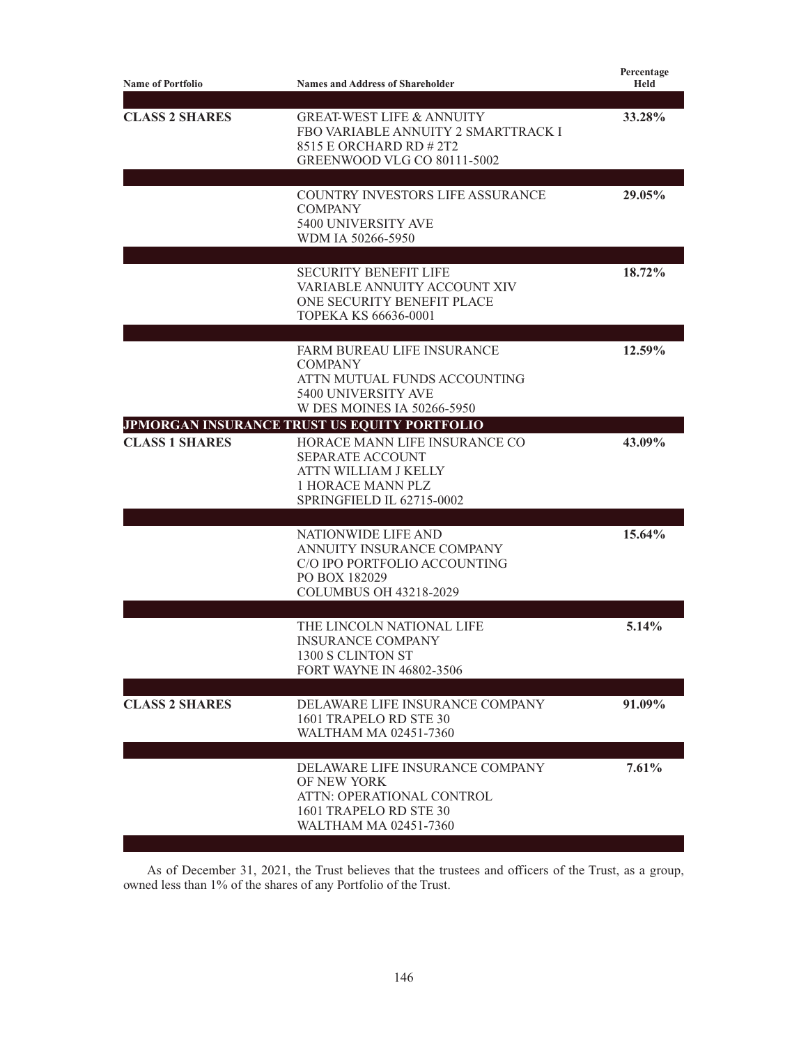| Name of Portfolio | Names and Address of Shareholder | Percentage Held |
|---|---|---|
| **CLASS 2 SHARES** | GREAT-WEST LIFE & ANNUITY FBO VARIABLE ANNUITY 2 SMARTTRACK I 8515 E ORCHARD RD # 2T2 GREENWOOD VLG CO 80111-5002 | **33.28%** |
| | COUNTRY INVESTORS LIFE ASSURANCE COMPANY 5400 UNIVERSITY AVE WDM IA 50266-5950 | **29.05%** |
| | SECURITY BENEFIT LIFE VARIABLE ANNUITY ACCOUNT XIV ONE SECURITY BENEFIT PLACE TOPEKA KS 66636-0001 | **18.72%** |
| | FARM BUREAU LIFE INSURANCE COMPANY ATTN MUTUAL FUNDS ACCOUNTING 5400 UNIVERSITY AVE W DES MOINES IA 50266-5950 | **12.59%** |
| **JPMORGAN INSURANCE TRUST US EQUITY PORTFOLIO** | | |
| **CLASS 1 SHARES** | HORACE MANN LIFE INSURANCE CO SEPARATE ACCOUNT ATTN WILLIAM J KELLY 1 HORACE MANN PLZ SPRINGFIELD IL 62715-0002 | **43.09%** |
| | NATIONWIDE LIFE AND ANNUITY INSURANCE COMPANY C/O IPO PORTFOLIO ACCOUNTING PO BOX 182029 COLUMBUS OH 43218-2029 | **15.64%** |
| | THE LINCOLN NATIONAL LIFE INSURANCE COMPANY 1300 S CLINTON ST FORT WAYNE IN 46802-3506 | **5.14%** |
| **CLASS 2 SHARES** | DELAWARE LIFE INSURANCE COMPANY 1601 TRAPELO RD STE 30 WALTHAM MA 02451-7360 | **91.09%** |
| | DELAWARE LIFE INSURANCE COMPANY OF NEW YORK ATTN: OPERATIONAL CONTROL 1601 TRAPELO RD STE 30 WALTHAM MA 02451-7360 | **7.61%** |

As of December 31, 2021, the Trust believes that the trustees and officers of the Trust, as a group, owned less than 1% of the shares of any Portfolio of the Trust.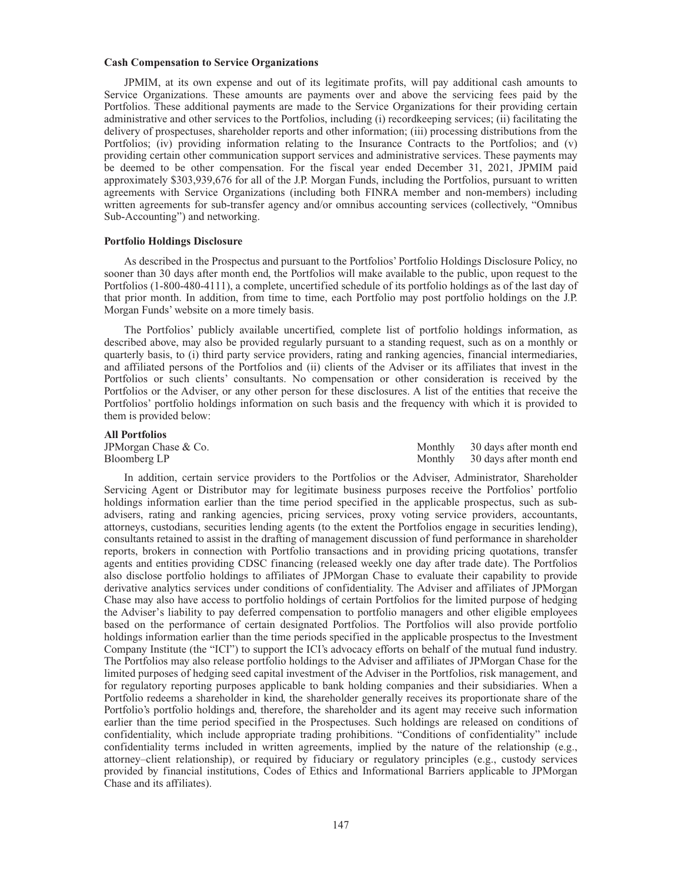### Cash Compensation to Service Organizations

JPMIM, at its own expense and out of its legitimate profits, will pay additional cash amounts to Service Organizations. These amounts are payments over and above the servicing fees paid by the Portfolios. These additional payments are made to the Service Organizations for their providing certain administrative and other services to the Portfolios, including (i) recordkeeping services; (ii) facilitating the delivery of prospectuses, shareholder reports and other information; (iii) processing distributions from the Portfolios; (iv) providing information relating to the Insurance Contracts to the Portfolios; and (v) providing certain other communication support services and administrative services. These payments may be deemed to be other compensation. For the fiscal year ended December 31, 2021, JPMIM paid approximately $303,939,676 for all of the J.P. Morgan Funds, including the Portfolios, pursuant to written agreements with Service Organizations (including both FINRA member and non-members) including written agreements for sub-transfer agency and/or omnibus accounting services (collectively, "Omnibus Sub-Accounting") and networking.

### Portfolio Holdings Disclosure

As described in the Prospectus and pursuant to the Portfolios' Portfolio Holdings Disclosure Policy, no sooner than 30 days after month end, the Portfolios will make available to the public, upon request to the Portfolios (1-800-480-4111), a complete, uncertified schedule of its portfolio holdings as of the last day of that prior month. In addition, from time to time, each Portfolio may post portfolio holdings on the J.P. Morgan Funds' website on a more timely basis.

The Portfolios' publicly available uncertified, complete list of portfolio holdings information, as described above, may also be provided regularly pursuant to a standing request, such as on a monthly or quarterly basis, to (i) third party service providers, rating and ranking agencies, financial intermediaries, and affiliated persons of the Portfolios and (ii) clients of the Adviser or its affiliates that invest in the Portfolios or such clients' consultants. No compensation or other consideration is received by the Portfolios or the Adviser, or any other person for these disclosures. A list of the entities that receive the Portfolios' portfolio holdings information on such basis and the frequency with which it is provided to them is provided below:

| **All Portfolios** | | |
|---|---|---|
| JPMorgan Chase & Co. | Monthly | 30 days after month end |
| Bloomberg LP | Monthly | 30 days after month end |

In addition, certain service providers to the Portfolios or the Adviser, Administrator, Shareholder Servicing Agent or Distributor may for legitimate business purposes receive the Portfolios' portfolio holdings information earlier than the time period specified in the applicable prospectus, such as sub-advisers, rating and ranking agencies, pricing services, proxy voting service providers, accountants, attorneys, custodians, securities lending agents (to the extent the Portfolios engage in securities lending), consultants retained to assist in the drafting of management discussion of fund performance in shareholder reports, brokers in connection with Portfolio transactions and in providing pricing quotations, transfer agents and entities providing CDSC financing (released weekly one day after trade date). The Portfolios also disclose portfolio holdings to affiliates of JPMorgan Chase to evaluate their capability to provide derivative analytics services under conditions of confidentiality. The Adviser and affiliates of JPMorgan Chase may also have access to portfolio holdings of certain Portfolios for the limited purpose of hedging the Adviser's liability to pay deferred compensation to portfolio managers and other eligible employees based on the performance of certain designated Portfolios. The Portfolios will also provide portfolio holdings information earlier than the time periods specified in the applicable prospectus to the Investment Company Institute (the "ICI") to support the ICI's advocacy efforts on behalf of the mutual fund industry. The Portfolios may also release portfolio holdings to the Adviser and affiliates of JPMorgan Chase for the limited purposes of hedging seed capital investment of the Adviser in the Portfolios, risk management, and for regulatory reporting purposes applicable to bank holding companies and their subsidiaries. When a Portfolio redeems a shareholder in kind, the shareholder generally receives its proportionate share of the Portfolio's portfolio holdings and, therefore, the shareholder and its agent may receive such information earlier than the time period specified in the Prospectuses. Such holdings are released on conditions of confidentiality, which include appropriate trading prohibitions. "Conditions of confidentiality" include confidentiality terms included in written agreements, implied by the nature of the relationship (e.g., attorney–client relationship), or required by fiduciary or regulatory principles (e.g., custody services provided by financial institutions, Codes of Ethics and Informational Barriers applicable to JPMorgan Chase and its affiliates).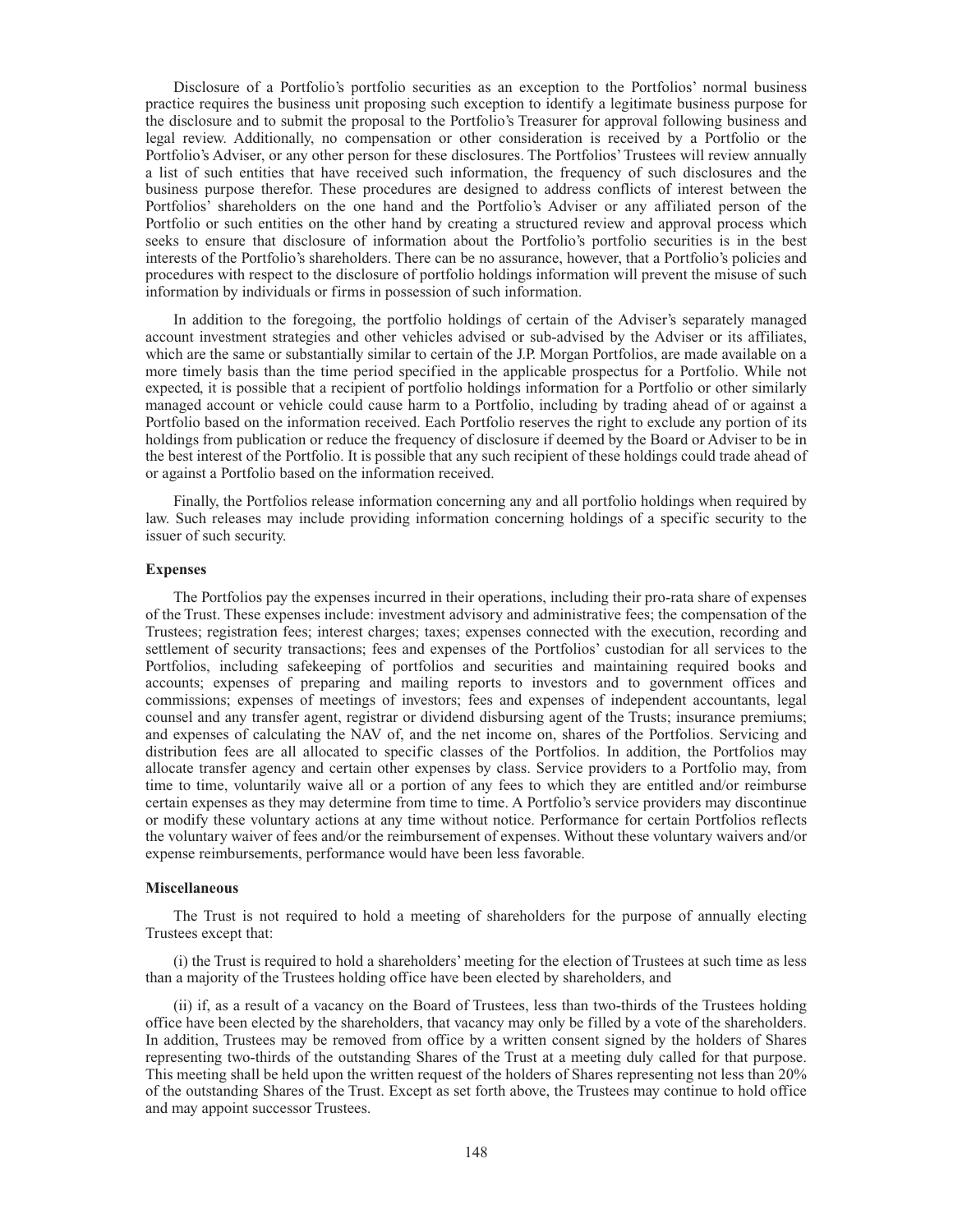Disclosure of a Portfolio's portfolio securities as an exception to the Portfolios' normal business practice requires the business unit proposing such exception to identify a legitimate business purpose for the disclosure and to submit the proposal to the Portfolio's Treasurer for approval following business and legal review. Additionally, no compensation or other consideration is received by a Portfolio or the Portfolio's Adviser, or any other person for these disclosures. The Portfolios' Trustees will review annually a list of such entities that have received such information, the frequency of such disclosures and the business purpose therefor. These procedures are designed to address conflicts of interest between the Portfolios' shareholders on the one hand and the Portfolio's Adviser or any affiliated person of the Portfolio or such entities on the other hand by creating a structured review and approval process which seeks to ensure that disclosure of information about the Portfolio's portfolio securities is in the best interests of the Portfolio's shareholders. There can be no assurance, however, that a Portfolio's policies and procedures with respect to the disclosure of portfolio holdings information will prevent the misuse of such information by individuals or firms in possession of such information.

In addition to the foregoing, the portfolio holdings of certain of the Adviser's separately managed account investment strategies and other vehicles advised or sub-advised by the Adviser or its affiliates, which are the same or substantially similar to certain of the J.P. Morgan Portfolios, are made available on a more timely basis than the time period specified in the applicable prospectus for a Portfolio. While not expected, it is possible that a recipient of portfolio holdings information for a Portfolio or other similarly managed account or vehicle could cause harm to a Portfolio, including by trading ahead of or against a Portfolio based on the information received. Each Portfolio reserves the right to exclude any portion of its holdings from publication or reduce the frequency of disclosure if deemed by the Board or Adviser to be in the best interest of the Portfolio. It is possible that any such recipient of these holdings could trade ahead of or against a Portfolio based on the information received.

Finally, the Portfolios release information concerning any and all portfolio holdings when required by law. Such releases may include providing information concerning holdings of a specific security to the issuer of such security.

### Expenses

The Portfolios pay the expenses incurred in their operations, including their pro-rata share of expenses of the Trust. These expenses include: investment advisory and administrative fees; the compensation of the Trustees; registration fees; interest charges; taxes; expenses connected with the execution, recording and settlement of security transactions; fees and expenses of the Portfolios' custodian for all services to the Portfolios, including safekeeping of portfolios and securities and maintaining required books and accounts; expenses of preparing and mailing reports to investors and to government offices and commissions; expenses of meetings of investors; fees and expenses of independent accountants, legal counsel and any transfer agent, registrar or dividend disbursing agent of the Trusts; insurance premiums; and expenses of calculating the NAV of, and the net income on, shares of the Portfolios. Servicing and distribution fees are all allocated to specific classes of the Portfolios. In addition, the Portfolios may allocate transfer agency and certain other expenses by class. Service providers to a Portfolio may, from time to time, voluntarily waive all or a portion of any fees to which they are entitled and/or reimburse certain expenses as they may determine from time to time. A Portfolio's service providers may discontinue or modify these voluntary actions at any time without notice. Performance for certain Portfolios reflects the voluntary waiver of fees and/or the reimbursement of expenses. Without these voluntary waivers and/or expense reimbursements, performance would have been less favorable.

### Miscellaneous

The Trust is not required to hold a meeting of shareholders for the purpose of annually electing Trustees except that:

(i) the Trust is required to hold a shareholders' meeting for the election of Trustees at such time as less than a majority of the Trustees holding office have been elected by shareholders, and

(ii) if, as a result of a vacancy on the Board of Trustees, less than two-thirds of the Trustees holding office have been elected by the shareholders, that vacancy may only be filled by a vote of the shareholders. In addition, Trustees may be removed from office by a written consent signed by the holders of Shares representing two-thirds of the outstanding Shares of the Trust at a meeting duly called for that purpose. This meeting shall be held upon the written request of the holders of Shares representing not less than 20% of the outstanding Shares of the Trust. Except as set forth above, the Trustees may continue to hold office and may appoint successor Trustees.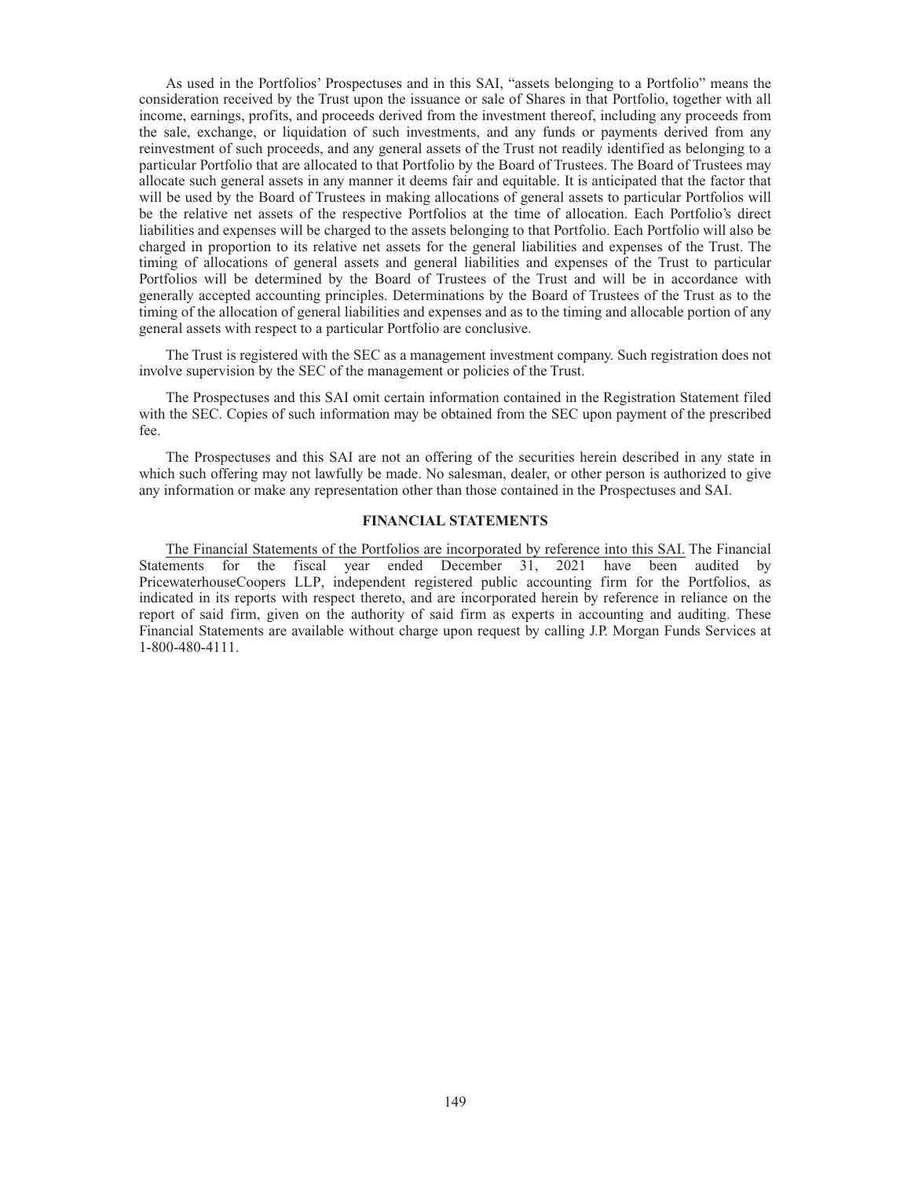As used in the Portfolios' Prospectuses and in this SAI, "assets belonging to a Portfolio" means the consideration received by the Trust upon the issuance or sale of Shares in that Portfolio, together with all income, earnings, profits, and proceeds derived from the investment thereof, including any proceeds from the sale, exchange, or liquidation of such investments, and any funds or payments derived from any reinvestment of such proceeds, and any general assets of the Trust not readily identified as belonging to a particular Portfolio that are allocated to that Portfolio by the Board of Trustees. The Board of Trustees may allocate such general assets in any manner it deems fair and equitable. It is anticipated that the factor that will be used by the Board of Trustees in making allocations of general assets to particular Portfolios will be the relative net assets of the respective Portfolios at the time of allocation. Each Portfolio's direct liabilities and expenses will be charged to the assets belonging to that Portfolio. Each Portfolio will also be charged in proportion to its relative net assets for the general liabilities and expenses of the Trust. The timing of allocations of general assets and general liabilities and expenses of the Trust to particular Portfolios will be determined by the Board of Trustees of the Trust and will be in accordance with generally accepted accounting principles. Determinations by the Board of Trustees of the Trust as to the timing of the allocation of general liabilities and expenses and as to the timing and allocable portion of any general assets with respect to a particular Portfolio are conclusive.

The Trust is registered with the SEC as a management investment company. Such registration does not involve supervision by the SEC of the management or policies of the Trust.

The Prospectuses and this SAI omit certain information contained in the Registration Statement filed with the SEC. Copies of such information may be obtained from the SEC upon payment of the prescribed fee.

The Prospectuses and this SAI are not an offering of the securities herein described in any state in which such offering may not lawfully be made. No salesman, dealer, or other person is authorized to give any information or make any representation other than those contained in the Prospectuses and SAI.

## FINANCIAL STATEMENTS

The Financial Statements of the Portfolios are incorporated by reference into this SAI. The Financial Statements for the fiscal year ended December 31, 2021 have been audited by PricewaterhouseCoopers LLP, independent registered public accounting firm for the Portfolios, as indicated in its reports with respect thereto, and are incorporated herein by reference in reliance on the report of said firm, given on the authority of said firm as experts in accounting and auditing. These Financial Statements are available without charge upon request by calling J.P. Morgan Funds Services at 1-800-480-4111.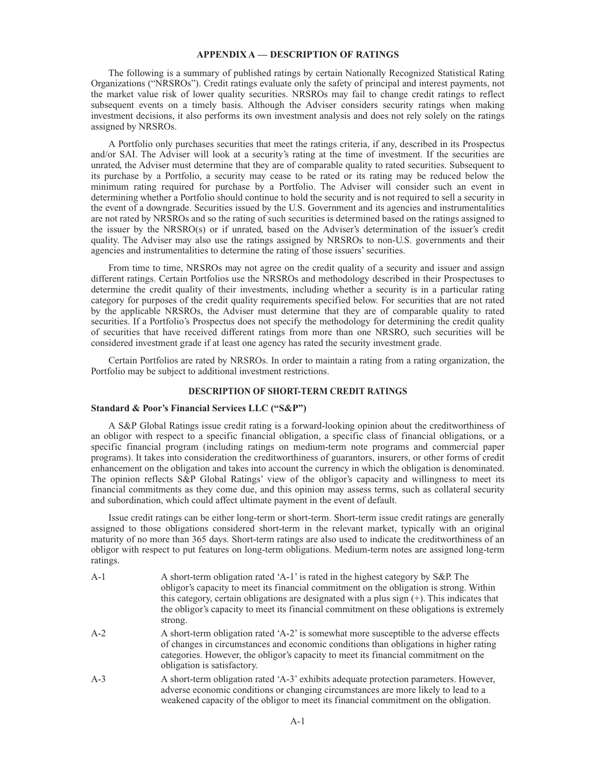# APPENDIX A — DESCRIPTION OF RATINGS

The following is a summary of published ratings by certain Nationally Recognized Statistical Rating Organizations ("NRSROs"). Credit ratings evaluate only the safety of principal and interest payments, not the market value risk of lower quality securities. NRSROs may fail to change credit ratings to reflect subsequent events on a timely basis. Although the Adviser considers security ratings when making investment decisions, it also performs its own investment analysis and does not rely solely on the ratings assigned by NRSROs.

A Portfolio only purchases securities that meet the ratings criteria, if any, described in its Prospectus and/or SAI. The Adviser will look at a security's rating at the time of investment. If the securities are unrated, the Adviser must determine that they are of comparable quality to rated securities. Subsequent to its purchase by a Portfolio, a security may cease to be rated or its rating may be reduced below the minimum rating required for purchase by a Portfolio. The Adviser will consider such an event in determining whether a Portfolio should continue to hold the security and is not required to sell a security in the event of a downgrade. Securities issued by the U.S. Government and its agencies and instrumentalities are not rated by NRSROs and so the rating of such securities is determined based on the ratings assigned to the issuer by the NRSRO(s) or if unrated, based on the Adviser's determination of the issuer's credit quality. The Adviser may also use the ratings assigned by NRSROs to non-U.S. governments and their agencies and instrumentalities to determine the rating of those issuers' securities.

From time to time, NRSROs may not agree on the credit quality of a security and issuer and assign different ratings. Certain Portfolios use the NRSROs and methodology described in their Prospectuses to determine the credit quality of their investments, including whether a security is in a particular rating category for purposes of the credit quality requirements specified below. For securities that are not rated by the applicable NRSROs, the Adviser must determine that they are of comparable quality to rated securities. If a Portfolio's Prospectus does not specify the methodology for determining the credit quality of securities that have received different ratings from more than one NRSRO, such securities will be considered investment grade if at least one agency has rated the security investment grade.

Certain Portfolios are rated by NRSROs. In order to maintain a rating from a rating organization, the Portfolio may be subject to additional investment restrictions.

## DESCRIPTION OF SHORT-TERM CREDIT RATINGS

### Standard & Poor's Financial Services LLC ("S&P")

A S&P Global Ratings issue credit rating is a forward-looking opinion about the creditworthiness of an obligor with respect to a specific financial obligation, a specific class of financial obligations, or a specific financial program (including ratings on medium-term note programs and commercial paper programs). It takes into consideration the creditworthiness of guarantors, insurers, or other forms of credit enhancement on the obligation and takes into account the currency in which the obligation is denominated. The opinion reflects S&P Global Ratings' view of the obligor's capacity and willingness to meet its financial commitments as they come due, and this opinion may assess terms, such as collateral security and subordination, which could affect ultimate payment in the event of default.

Issue credit ratings can be either long-term or short-term. Short-term issue credit ratings are generally assigned to those obligations considered short-term in the relevant market, typically with an original maturity of no more than 365 days. Short-term ratings are also used to indicate the creditworthiness of an obligor with respect to put features on long-term obligations. Medium-term notes are assigned long-term ratings.

| | |
|---|---|
| A-1 | A short-term obligation rated 'A-1' is rated in the highest category by S&P. The obligor's capacity to meet its financial commitment on the obligation is strong. Within this category, certain obligations are designated with a plus sign (+). This indicates that the obligor's capacity to meet its financial commitment on these obligations is extremely strong. |
| A-2 | A short-term obligation rated 'A-2' is somewhat more susceptible to the adverse effects of changes in circumstances and economic conditions than obligations in higher rating categories. However, the obligor's capacity to meet its financial commitment on the obligation is satisfactory. |
| A-3 | A short-term obligation rated 'A-3' exhibits adequate protection parameters. However, adverse economic conditions or changing circumstances are more likely to lead to a weakened capacity of the obligor to meet its financial commitment on the obligation. |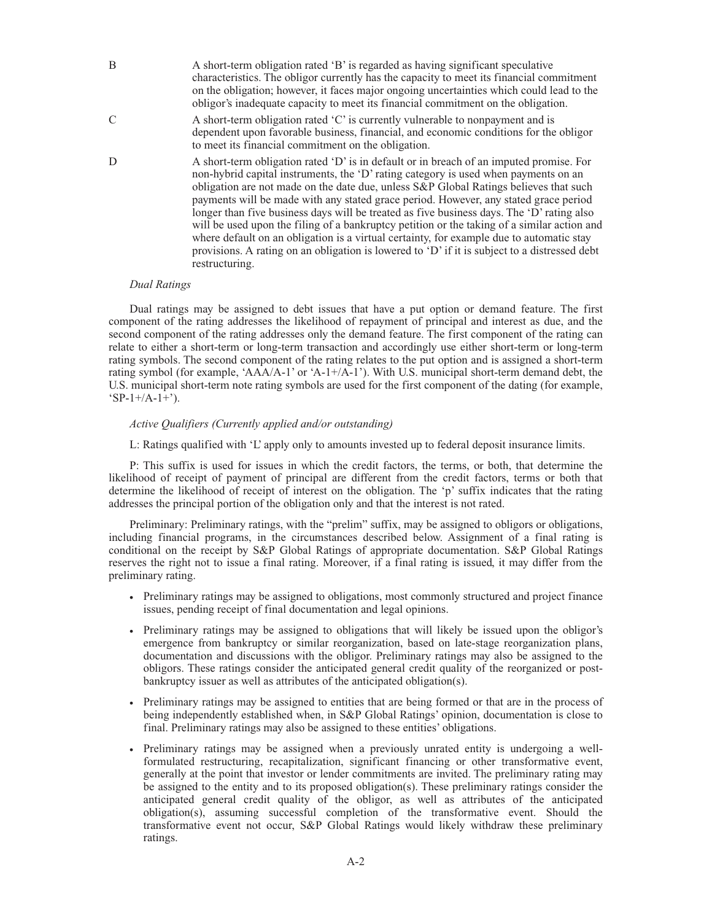B — A short-term obligation rated 'B' is regarded as having significant speculative characteristics. The obligor currently has the capacity to meet its financial commitment on the obligation; however, it faces major ongoing uncertainties which could lead to the obligor's inadequate capacity to meet its financial commitment on the obligation.

C — A short-term obligation rated 'C' is currently vulnerable to nonpayment and is dependent upon favorable business, financial, and economic conditions for the obligor to meet its financial commitment on the obligation.

D — A short-term obligation rated 'D' is in default or in breach of an imputed promise. For non-hybrid capital instruments, the 'D' rating category is used when payments on an obligation are not made on the date due, unless S&P Global Ratings believes that such payments will be made with any stated grace period. However, any stated grace period longer than five business days will be treated as five business days. The 'D' rating also will be used upon the filing of a bankruptcy petition or the taking of a similar action and where default on an obligation is a virtual certainty, for example due to automatic stay provisions. A rating on an obligation is lowered to 'D' if it is subject to a distressed debt restructuring.

*Dual Ratings*

Dual ratings may be assigned to debt issues that have a put option or demand feature. The first component of the rating addresses the likelihood of repayment of principal and interest as due, and the second component of the rating addresses only the demand feature. The first component of the rating can relate to either a short-term or long-term transaction and accordingly use either short-term or long-term rating symbols. The second component of the rating relates to the put option and is assigned a short-term rating symbol (for example, 'AAA/A-1' or 'A-1+/A-1'). With U.S. municipal short-term demand debt, the U.S. municipal short-term note rating symbols are used for the first component of the dating (for example, 'SP-1+/A-1+').

*Active Qualifiers (Currently applied and/or outstanding)*

L: Ratings qualified with 'L' apply only to amounts invested up to federal deposit insurance limits.

P: This suffix is used for issues in which the credit factors, the terms, or both, that determine the likelihood of receipt of payment of principal are different from the credit factors, terms or both that determine the likelihood of receipt of interest on the obligation. The 'p' suffix indicates that the rating addresses the principal portion of the obligation only and that the interest is not rated.

Preliminary: Preliminary ratings, with the "prelim" suffix, may be assigned to obligors or obligations, including financial programs, in the circumstances described below. Assignment of a final rating is conditional on the receipt by S&P Global Ratings of appropriate documentation. S&P Global Ratings reserves the right not to issue a final rating. Moreover, if a final rating is issued, it may differ from the preliminary rating.

- Preliminary ratings may be assigned to obligations, most commonly structured and project finance issues, pending receipt of final documentation and legal opinions.
- Preliminary ratings may be assigned to obligations that will likely be issued upon the obligor's emergence from bankruptcy or similar reorganization, based on late-stage reorganization plans, documentation and discussions with the obligor. Preliminary ratings may also be assigned to the obligors. These ratings consider the anticipated general credit quality of the reorganized or post-bankruptcy issuer as well as attributes of the anticipated obligation(s).
- Preliminary ratings may be assigned to entities that are being formed or that are in the process of being independently established when, in S&P Global Ratings' opinion, documentation is close to final. Preliminary ratings may also be assigned to these entities' obligations.
- Preliminary ratings may be assigned when a previously unrated entity is undergoing a well-formulated restructuring, recapitalization, significant financing or other transformative event, generally at the point that investor or lender commitments are invited. The preliminary rating may be assigned to the entity and to its proposed obligation(s). These preliminary ratings consider the anticipated general credit quality of the obligor, as well as attributes of the anticipated obligation(s), assuming successful completion of the transformative event. Should the transformative event not occur, S&P Global Ratings would likely withdraw these preliminary ratings.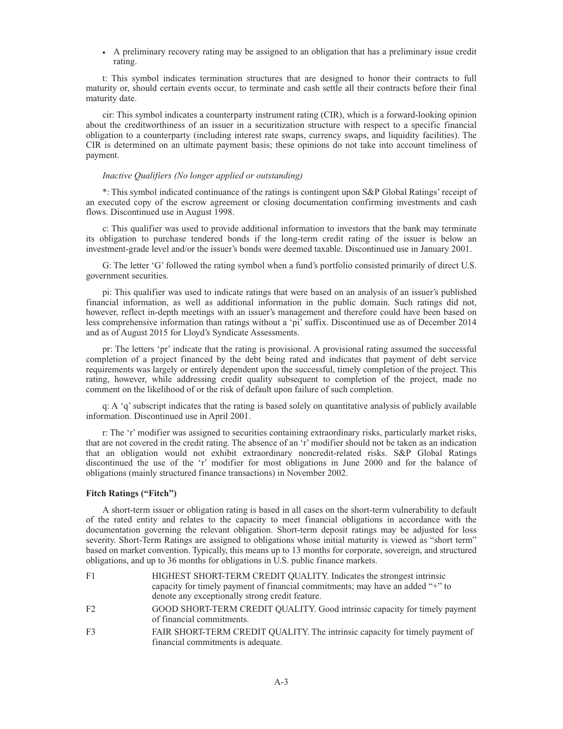- A preliminary recovery rating may be assigned to an obligation that has a preliminary issue credit rating.

t: This symbol indicates termination structures that are designed to honor their contracts to full maturity or, should certain events occur, to terminate and cash settle all their contracts before their final maturity date.

cir: This symbol indicates a counterparty instrument rating (CIR), which is a forward-looking opinion about the creditworthiness of an issuer in a securitization structure with respect to a specific financial obligation to a counterparty (including interest rate swaps, currency swaps, and liquidity facilities). The CIR is determined on an ultimate payment basis; these opinions do not take into account timeliness of payment.

*Inactive Qualifiers (No longer applied or outstanding)*

*: This symbol indicated continuance of the ratings is contingent upon S&P Global Ratings' receipt of an executed copy of the escrow agreement or closing documentation confirming investments and cash flows. Discontinued use in August 1998.

c: This qualifier was used to provide additional information to investors that the bank may terminate its obligation to purchase tendered bonds if the long-term credit rating of the issuer is below an investment-grade level and/or the issuer's bonds were deemed taxable. Discontinued use in January 2001.

G: The letter 'G' followed the rating symbol when a fund's portfolio consisted primarily of direct U.S. government securities.

pi: This qualifier was used to indicate ratings that were based on an analysis of an issuer's published financial information, as well as additional information in the public domain. Such ratings did not, however, reflect in-depth meetings with an issuer's management and therefore could have been based on less comprehensive information than ratings without a 'pi' suffix. Discontinued use as of December 2014 and as of August 2015 for Lloyd's Syndicate Assessments.

pr: The letters 'pr' indicate that the rating is provisional. A provisional rating assumed the successful completion of a project financed by the debt being rated and indicates that payment of debt service requirements was largely or entirely dependent upon the successful, timely completion of the project. This rating, however, while addressing credit quality subsequent to completion of the project, made no comment on the likelihood of or the risk of default upon failure of such completion.

q: A 'q' subscript indicates that the rating is based solely on quantitative analysis of publicly available information. Discontinued use in April 2001.

r: The 'r' modifier was assigned to securities containing extraordinary risks, particularly market risks, that are not covered in the credit rating. The absence of an 'r' modifier should not be taken as an indication that an obligation would not exhibit extraordinary noncredit-related risks. S&P Global Ratings discontinued the use of the 'r' modifier for most obligations in June 2000 and for the balance of obligations (mainly structured finance transactions) in November 2002.

**Fitch Ratings ("Fitch")**

A short-term issuer or obligation rating is based in all cases on the short-term vulnerability to default of the rated entity and relates to the capacity to meet financial obligations in accordance with the documentation governing the relevant obligation. Short-term deposit ratings may be adjusted for loss severity. Short-Term Ratings are assigned to obligations whose initial maturity is viewed as "short term" based on market convention. Typically, this means up to 13 months for corporate, sovereign, and structured obligations, and up to 36 months for obligations in U.S. public finance markets.

| | |
|---|---|
| F1 | HIGHEST SHORT-TERM CREDIT QUALITY. Indicates the strongest intrinsic capacity for timely payment of financial commitments; may have an added "+" to denote any exceptionally strong credit feature. |
| F2 | GOOD SHORT-TERM CREDIT QUALITY. Good intrinsic capacity for timely payment of financial commitments. |
| F3 | FAIR SHORT-TERM CREDIT QUALITY. The intrinsic capacity for timely payment of financial commitments is adequate. |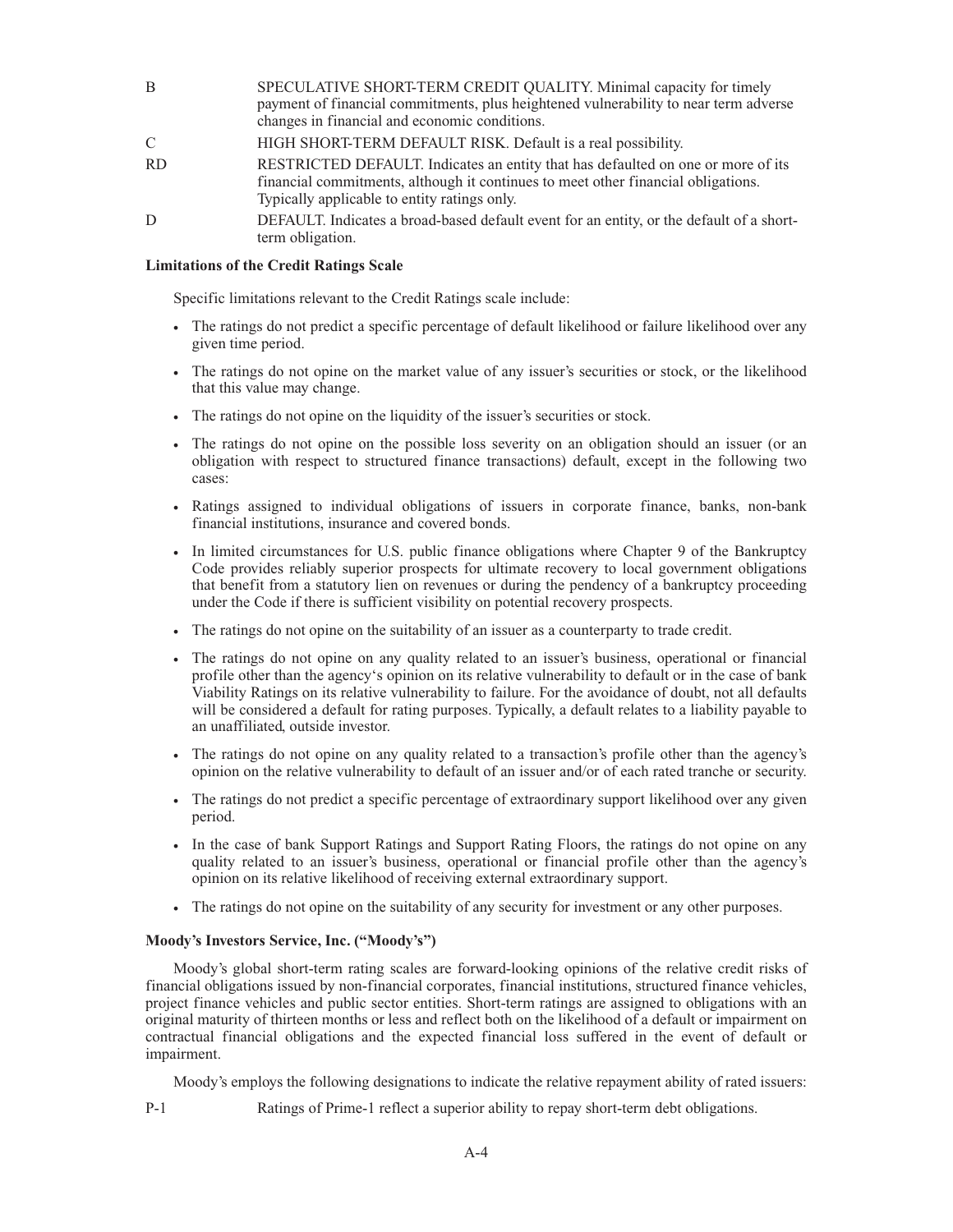| | |
|---|---|
| B | SPECULATIVE SHORT-TERM CREDIT QUALITY. Minimal capacity for timely payment of financial commitments, plus heightened vulnerability to near term adverse changes in financial and economic conditions. |
| C | HIGH SHORT-TERM DEFAULT RISK. Default is a real possibility. |
| RD | RESTRICTED DEFAULT. Indicates an entity that has defaulted on one or more of its financial commitments, although it continues to meet other financial obligations. Typically applicable to entity ratings only. |
| D | DEFAULT. Indicates a broad-based default event for an entity, or the default of a short-term obligation. |

**Limitations of the Credit Ratings Scale**

Specific limitations relevant to the Credit Ratings scale include:

- The ratings do not predict a specific percentage of default likelihood or failure likelihood over any given time period.
- The ratings do not opine on the market value of any issuer's securities or stock, or the likelihood that this value may change.
- The ratings do not opine on the liquidity of the issuer's securities or stock.
- The ratings do not opine on the possible loss severity on an obligation should an issuer (or an obligation with respect to structured finance transactions) default, except in the following two cases:
- Ratings assigned to individual obligations of issuers in corporate finance, banks, non-bank financial institutions, insurance and covered bonds.
- In limited circumstances for U.S. public finance obligations where Chapter 9 of the Bankruptcy Code provides reliably superior prospects for ultimate recovery to local government obligations that benefit from a statutory lien on revenues or during the pendency of a bankruptcy proceeding under the Code if there is sufficient visibility on potential recovery prospects.
- The ratings do not opine on the suitability of an issuer as a counterparty to trade credit.
- The ratings do not opine on any quality related to an issuer's business, operational or financial profile other than the agency's opinion on its relative vulnerability to default or in the case of bank Viability Ratings on its relative vulnerability to failure. For the avoidance of doubt, not all defaults will be considered a default for rating purposes. Typically, a default relates to a liability payable to an unaffiliated, outside investor.
- The ratings do not opine on any quality related to a transaction's profile other than the agency's opinion on the relative vulnerability to default of an issuer and/or of each rated tranche or security.
- The ratings do not predict a specific percentage of extraordinary support likelihood over any given period.
- In the case of bank Support Ratings and Support Rating Floors, the ratings do not opine on any quality related to an issuer's business, operational or financial profile other than the agency's opinion on its relative likelihood of receiving external extraordinary support.
- The ratings do not opine on the suitability of any security for investment or any other purposes.

**Moody's Investors Service, Inc. ("Moody's")**

Moody's global short-term rating scales are forward-looking opinions of the relative credit risks of financial obligations issued by non-financial corporates, financial institutions, structured finance vehicles, project finance vehicles and public sector entities. Short-term ratings are assigned to obligations with an original maturity of thirteen months or less and reflect both on the likelihood of a default or impairment on contractual financial obligations and the expected financial loss suffered in the event of default or impairment.

Moody's employs the following designations to indicate the relative repayment ability of rated issuers:

| | |
|---|---|
| P-1 | Ratings of Prime-1 reflect a superior ability to repay short-term debt obligations. |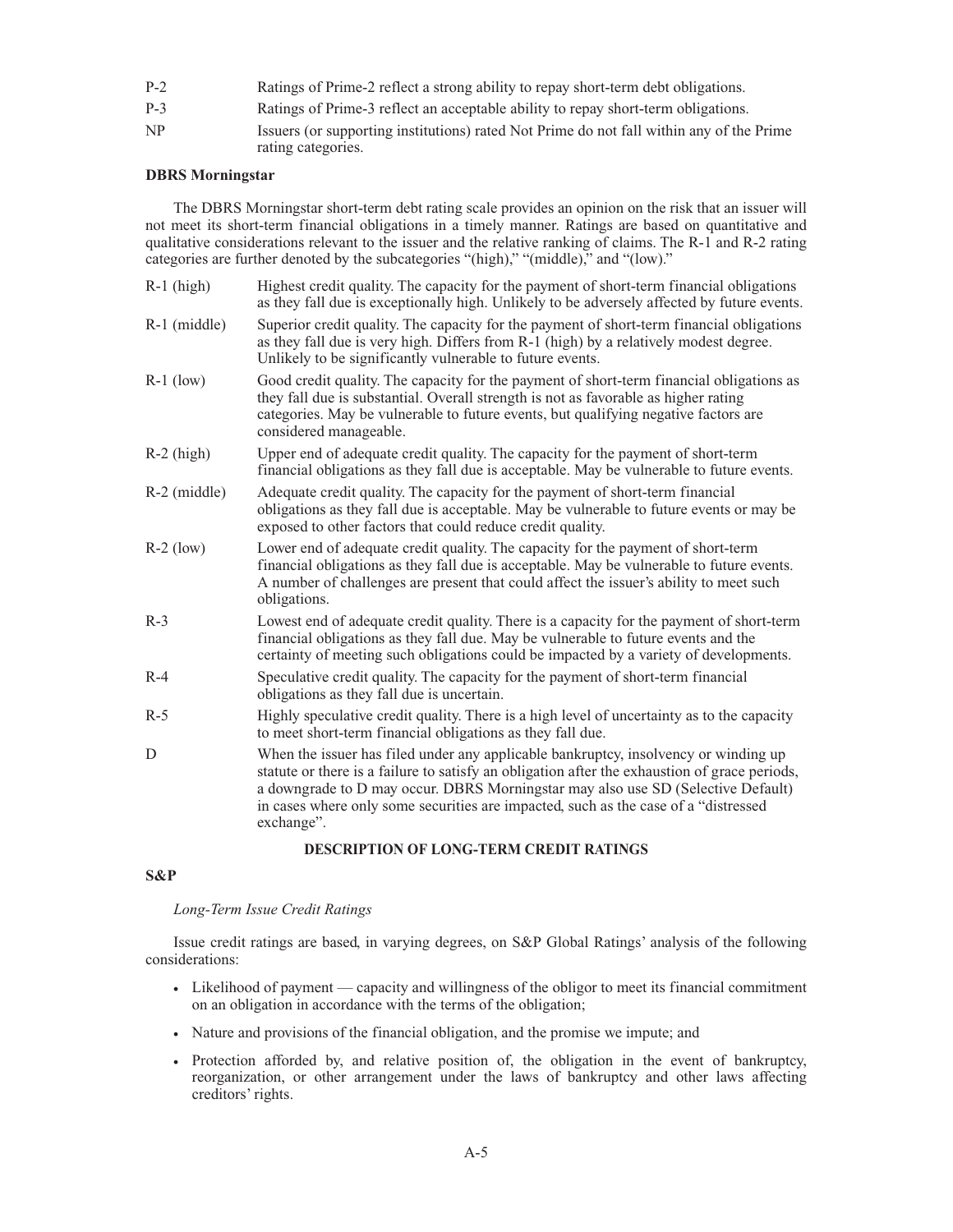| | |
|---|---|
| P-2 | Ratings of Prime-2 reflect a strong ability to repay short-term debt obligations. |
| P-3 | Ratings of Prime-3 reflect an acceptable ability to repay short-term obligations. |
| NP | Issuers (or supporting institutions) rated Not Prime do not fall within any of the Prime rating categories. |

**DBRS Morningstar**

The DBRS Morningstar short-term debt rating scale provides an opinion on the risk that an issuer will not meet its short-term financial obligations in a timely manner. Ratings are based on quantitative and qualitative considerations relevant to the issuer and the relative ranking of claims. The R-1 and R-2 rating categories are further denoted by the subcategories "(high)," "(middle)," and "(low)."

| | |
|---|---|
| R-1 (high) | Highest credit quality. The capacity for the payment of short-term financial obligations as they fall due is exceptionally high. Unlikely to be adversely affected by future events. |
| R-1 (middle) | Superior credit quality. The capacity for the payment of short-term financial obligations as they fall due is very high. Differs from R-1 (high) by a relatively modest degree. Unlikely to be significantly vulnerable to future events. |
| R-1 (low) | Good credit quality. The capacity for the payment of short-term financial obligations as they fall due is substantial. Overall strength is not as favorable as higher rating categories. May be vulnerable to future events, but qualifying negative factors are considered manageable. |
| R-2 (high) | Upper end of adequate credit quality. The capacity for the payment of short-term financial obligations as they fall due is acceptable. May be vulnerable to future events. |
| R-2 (middle) | Adequate credit quality. The capacity for the payment of short-term financial obligations as they fall due is acceptable. May be vulnerable to future events or may be exposed to other factors that could reduce credit quality. |
| R-2 (low) | Lower end of adequate credit quality. The capacity for the payment of short-term financial obligations as they fall due is acceptable. May be vulnerable to future events. A number of challenges are present that could affect the issuer's ability to meet such obligations. |
| R-3 | Lowest end of adequate credit quality. There is a capacity for the payment of short-term financial obligations as they fall due. May be vulnerable to future events and the certainty of meeting such obligations could be impacted by a variety of developments. |
| R-4 | Speculative credit quality. The capacity for the payment of short-term financial obligations as they fall due is uncertain. |
| R-5 | Highly speculative credit quality. There is a high level of uncertainty as to the capacity to meet short-term financial obligations as they fall due. |
| D | When the issuer has filed under any applicable bankruptcy, insolvency or winding up statute or there is a failure to satisfy an obligation after the exhaustion of grace periods, a downgrade to D may occur. DBRS Morningstar may also use SD (Selective Default) in cases where only some securities are impacted, such as the case of a "distressed exchange". |

## DESCRIPTION OF LONG-TERM CREDIT RATINGS

**S&P**

*Long-Term Issue Credit Ratings*

Issue credit ratings are based, in varying degrees, on S&P Global Ratings' analysis of the following considerations:

- Likelihood of payment — capacity and willingness of the obligor to meet its financial commitment on an obligation in accordance with the terms of the obligation;
- Nature and provisions of the financial obligation, and the promise we impute; and
- Protection afforded by, and relative position of, the obligation in the event of bankruptcy, reorganization, or other arrangement under the laws of bankruptcy and other laws affecting creditors' rights.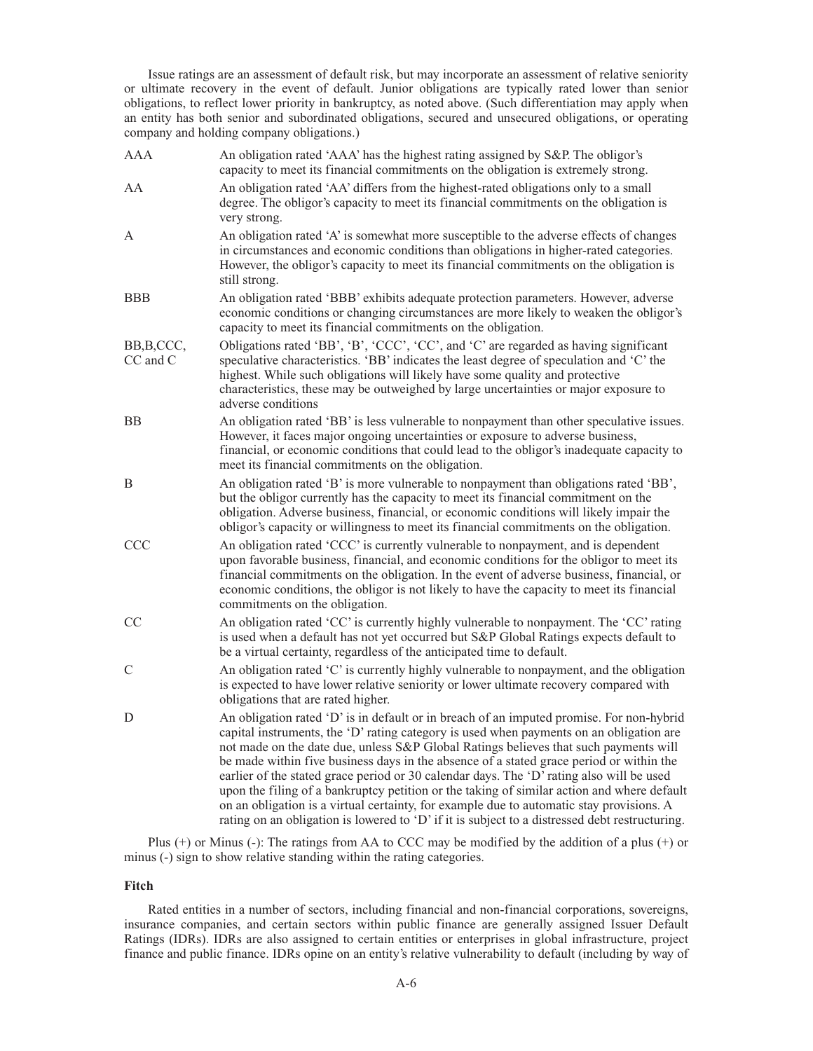Issue ratings are an assessment of default risk, but may incorporate an assessment of relative seniority or ultimate recovery in the event of default. Junior obligations are typically rated lower than senior obligations, to reflect lower priority in bankruptcy, as noted above. (Such differentiation may apply when an entity has both senior and subordinated obligations, secured and unsecured obligations, or operating company and holding company obligations.)

| | |
|---|---|
| AAA | An obligation rated 'AAA' has the highest rating assigned by S&P. The obligor's capacity to meet its financial commitments on the obligation is extremely strong. |
| AA | An obligation rated 'AA' differs from the highest-rated obligations only to a small degree. The obligor's capacity to meet its financial commitments on the obligation is very strong. |
| A | An obligation rated 'A' is somewhat more susceptible to the adverse effects of changes in circumstances and economic conditions than obligations in higher-rated categories. However, the obligor's capacity to meet its financial commitments on the obligation is still strong. |
| BBB | An obligation rated 'BBB' exhibits adequate protection parameters. However, adverse economic conditions or changing circumstances are more likely to weaken the obligor's capacity to meet its financial commitments on the obligation. |
| BB,B,CCC, CC and C | Obligations rated 'BB', 'B', 'CCC', 'CC', and 'C' are regarded as having significant speculative characteristics. 'BB' indicates the least degree of speculation and 'C' the highest. While such obligations will likely have some quality and protective characteristics, these may be outweighed by large uncertainties or major exposure to adverse conditions |
| BB | An obligation rated 'BB' is less vulnerable to nonpayment than other speculative issues. However, it faces major ongoing uncertainties or exposure to adverse business, financial, or economic conditions that could lead to the obligor's inadequate capacity to meet its financial commitments on the obligation. |
| B | An obligation rated 'B' is more vulnerable to nonpayment than obligations rated 'BB', but the obligor currently has the capacity to meet its financial commitment on the obligation. Adverse business, financial, or economic conditions will likely impair the obligor's capacity or willingness to meet its financial commitments on the obligation. |
| CCC | An obligation rated 'CCC' is currently vulnerable to nonpayment, and is dependent upon favorable business, financial, and economic conditions for the obligor to meet its financial commitments on the obligation. In the event of adverse business, financial, or economic conditions, the obligor is not likely to have the capacity to meet its financial commitments on the obligation. |
| CC | An obligation rated 'CC' is currently highly vulnerable to nonpayment. The 'CC' rating is used when a default has not yet occurred but S&P Global Ratings expects default to be a virtual certainty, regardless of the anticipated time to default. |
| C | An obligation rated 'C' is currently highly vulnerable to nonpayment, and the obligation is expected to have lower relative seniority or lower ultimate recovery compared with obligations that are rated higher. |
| D | An obligation rated 'D' is in default or in breach of an imputed promise. For non-hybrid capital instruments, the 'D' rating category is used when payments on an obligation are not made on the date due, unless S&P Global Ratings believes that such payments will be made within five business days in the absence of a stated grace period or within the earlier of the stated grace period or 30 calendar days. The 'D' rating also will be used upon the filing of a bankruptcy petition or the taking of similar action and where default on an obligation is a virtual certainty, for example due to automatic stay provisions. A rating on an obligation is lowered to 'D' if it is subject to a distressed debt restructuring. |

Plus (+) or Minus (-): The ratings from AA to CCC may be modified by the addition of a plus (+) or minus (-) sign to show relative standing within the rating categories.

**Fitch**

Rated entities in a number of sectors, including financial and non-financial corporations, sovereigns, insurance companies, and certain sectors within public finance are generally assigned Issuer Default Ratings (IDRs). IDRs are also assigned to certain entities or enterprises in global infrastructure, project finance and public finance. IDRs opine on an entity's relative vulnerability to default (including by way of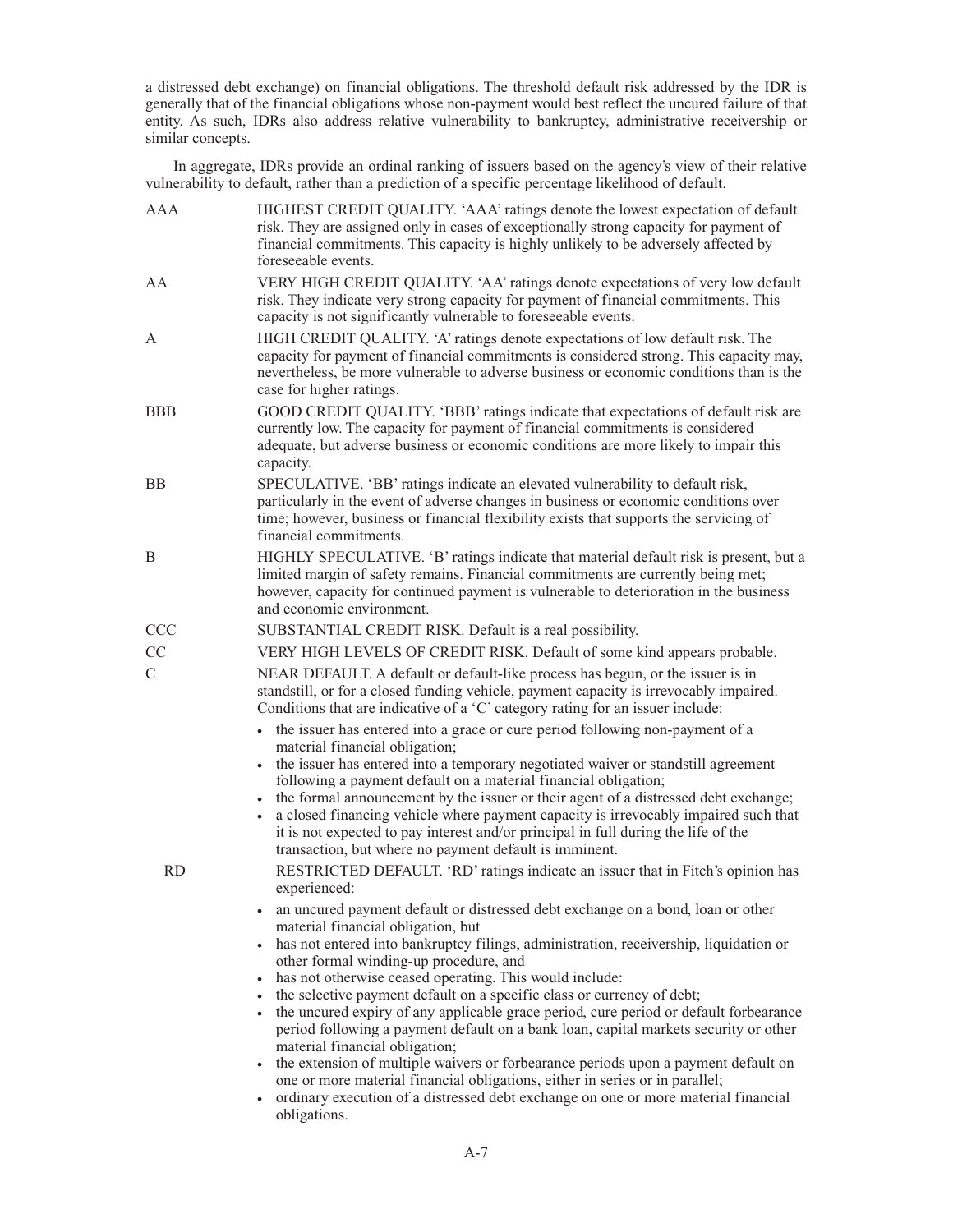a distressed debt exchange) on financial obligations. The threshold default risk addressed by the IDR is generally that of the financial obligations whose non-payment would best reflect the uncured failure of that entity. As such, IDRs also address relative vulnerability to bankruptcy, administrative receivership or similar concepts.

In aggregate, IDRs provide an ordinal ranking of issuers based on the agency's view of their relative vulnerability to default, rather than a prediction of a specific percentage likelihood of default.

AAA — HIGHEST CREDIT QUALITY. 'AAA' ratings denote the lowest expectation of default risk. They are assigned only in cases of exceptionally strong capacity for payment of financial commitments. This capacity is highly unlikely to be adversely affected by foreseeable events.

AA — VERY HIGH CREDIT QUALITY. 'AA' ratings denote expectations of very low default risk. They indicate very strong capacity for payment of financial commitments. This capacity is not significantly vulnerable to foreseeable events.

A — HIGH CREDIT QUALITY. 'A' ratings denote expectations of low default risk. The capacity for payment of financial commitments is considered strong. This capacity may, nevertheless, be more vulnerable to adverse business or economic conditions than is the case for higher ratings.

BBB — GOOD CREDIT QUALITY. 'BBB' ratings indicate that expectations of default risk are currently low. The capacity for payment of financial commitments is considered adequate, but adverse business or economic conditions are more likely to impair this capacity.

BB — SPECULATIVE. 'BB' ratings indicate an elevated vulnerability to default risk, particularly in the event of adverse changes in business or economic conditions over time; however, business or financial flexibility exists that supports the servicing of financial commitments.

B — HIGHLY SPECULATIVE. 'B' ratings indicate that material default risk is present, but a limited margin of safety remains. Financial commitments are currently being met; however, capacity for continued payment is vulnerable to deterioration in the business and economic environment.

CCC — SUBSTANTIAL CREDIT RISK. Default is a real possibility.

CC — VERY HIGH LEVELS OF CREDIT RISK. Default of some kind appears probable.

C — NEAR DEFAULT. A default or default-like process has begun, or the issuer is in standstill, or for a closed funding vehicle, payment capacity is irrevocably impaired. Conditions that are indicative of a 'C' category rating for an issuer include:

- the issuer has entered into a grace or cure period following non-payment of a material financial obligation;
- the issuer has entered into a temporary negotiated waiver or standstill agreement following a payment default on a material financial obligation;
- the formal announcement by the issuer or their agent of a distressed debt exchange;
- a closed financing vehicle where payment capacity is irrevocably impaired such that it is not expected to pay interest and/or principal in full during the life of the transaction, but where no payment default is imminent.

RD — RESTRICTED DEFAULT. 'RD' ratings indicate an issuer that in Fitch's opinion has experienced:

- an uncured payment default or distressed debt exchange on a bond, loan or other material financial obligation, but
- has not entered into bankruptcy filings, administration, receivership, liquidation or other formal winding-up procedure, and
- has not otherwise ceased operating. This would include:
- the selective payment default on a specific class or currency of debt;
- the uncured expiry of any applicable grace period, cure period or default forbearance period following a payment default on a bank loan, capital markets security or other material financial obligation;
- the extension of multiple waivers or forbearance periods upon a payment default on one or more material financial obligations, either in series or in parallel;
- ordinary execution of a distressed debt exchange on one or more material financial obligations.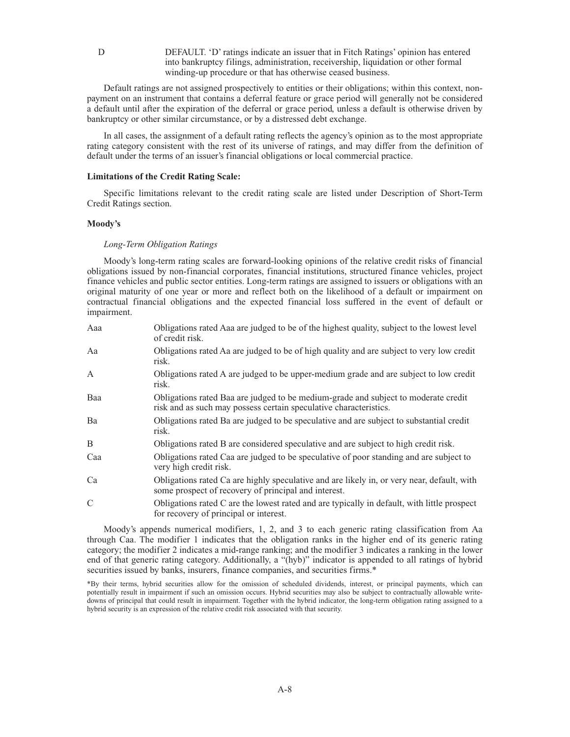| | |
|---|---|
| D | DEFAULT. 'D' ratings indicate an issuer that in Fitch Ratings' opinion has entered into bankruptcy filings, administration, receivership, liquidation or other formal winding-up procedure or that has otherwise ceased business. |

Default ratings are not assigned prospectively to entities or their obligations; within this context, non-payment on an instrument that contains a deferral feature or grace period will generally not be considered a default until after the expiration of the deferral or grace period, unless a default is otherwise driven by bankruptcy or other similar circumstance, or by a distressed debt exchange.

In all cases, the assignment of a default rating reflects the agency's opinion as to the most appropriate rating category consistent with the rest of its universe of ratings, and may differ from the definition of default under the terms of an issuer's financial obligations or local commercial practice.

**Limitations of the Credit Rating Scale:**

Specific limitations relevant to the credit rating scale are listed under Description of Short-Term Credit Ratings section.

**Moody's**

*Long-Term Obligation Ratings*

Moody's long-term rating scales are forward-looking opinions of the relative credit risks of financial obligations issued by non-financial corporates, financial institutions, structured finance vehicles, project finance vehicles and public sector entities. Long-term ratings are assigned to issuers or obligations with an original maturity of one year or more and reflect both on the likelihood of a default or impairment on contractual financial obligations and the expected financial loss suffered in the event of default or impairment.

| | |
|---|---|
| Aaa | Obligations rated Aaa are judged to be of the highest quality, subject to the lowest level of credit risk. |
| Aa | Obligations rated Aa are judged to be of high quality and are subject to very low credit risk. |
| A | Obligations rated A are judged to be upper-medium grade and are subject to low credit risk. |
| Baa | Obligations rated Baa are judged to be medium-grade and subject to moderate credit risk and as such may possess certain speculative characteristics. |
| Ba | Obligations rated Ba are judged to be speculative and are subject to substantial credit risk. |
| B | Obligations rated B are considered speculative and are subject to high credit risk. |
| Caa | Obligations rated Caa are judged to be speculative of poor standing and are subject to very high credit risk. |
| Ca | Obligations rated Ca are highly speculative and are likely in, or very near, default, with some prospect of recovery of principal and interest. |
| C | Obligations rated C are the lowest rated and are typically in default, with little prospect for recovery of principal or interest. |

Moody's appends numerical modifiers, 1, 2, and 3 to each generic rating classification from Aa through Caa. The modifier 1 indicates that the obligation ranks in the higher end of its generic rating category; the modifier 2 indicates a mid-range ranking; and the modifier 3 indicates a ranking in the lower end of that generic rating category. Additionally, a "(hyb)" indicator is appended to all ratings of hybrid securities issued by banks, insurers, finance companies, and securities firms.*

*By their terms, hybrid securities allow for the omission of scheduled dividends, interest, or principal payments, which can potentially result in impairment if such an omission occurs. Hybrid securities may also be subject to contractually allowable write-downs of principal that could result in impairment. Together with the hybrid indicator, the long-term obligation rating assigned to a hybrid security is an expression of the relative credit risk associated with that security.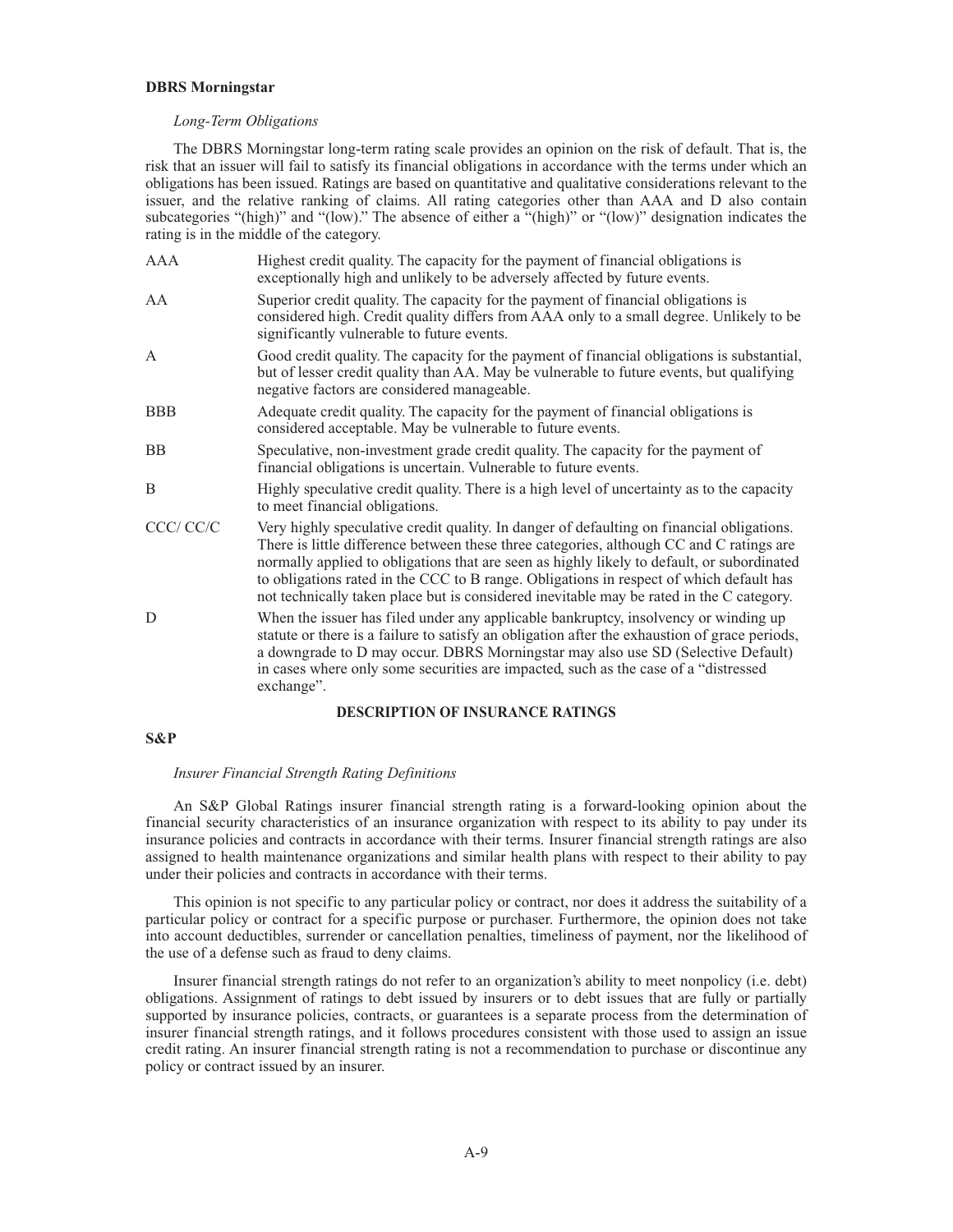**DBRS Morningstar**

*Long-Term Obligations*

The DBRS Morningstar long-term rating scale provides an opinion on the risk of default. That is, the risk that an issuer will fail to satisfy its financial obligations in accordance with the terms under which an obligations has been issued. Ratings are based on quantitative and qualitative considerations relevant to the issuer, and the relative ranking of claims. All rating categories other than AAA and D also contain subcategories "(high)" and "(low)." The absence of either a "(high)" or "(low)" designation indicates the rating is in the middle of the category.

| | |
|---|---|
| AAA | Highest credit quality. The capacity for the payment of financial obligations is exceptionally high and unlikely to be adversely affected by future events. |
| AA | Superior credit quality. The capacity for the payment of financial obligations is considered high. Credit quality differs from AAA only to a small degree. Unlikely to be significantly vulnerable to future events. |
| A | Good credit quality. The capacity for the payment of financial obligations is substantial, but of lesser credit quality than AA. May be vulnerable to future events, but qualifying negative factors are considered manageable. |
| BBB | Adequate credit quality. The capacity for the payment of financial obligations is considered acceptable. May be vulnerable to future events. |
| BB | Speculative, non-investment grade credit quality. The capacity for the payment of financial obligations is uncertain. Vulnerable to future events. |
| B | Highly speculative credit quality. There is a high level of uncertainty as to the capacity to meet financial obligations. |
| CCC/ CC/C | Very highly speculative credit quality. In danger of defaulting on financial obligations. There is little difference between these three categories, although CC and C ratings are normally applied to obligations that are seen as highly likely to default, or subordinated to obligations rated in the CCC to B range. Obligations in respect of which default has not technically taken place but is considered inevitable may be rated in the C category. |
| D | When the issuer has filed under any applicable bankruptcy, insolvency or winding up statute or there is a failure to satisfy an obligation after the exhaustion of grace periods, a downgrade to D may occur. DBRS Morningstar may also use SD (Selective Default) in cases where only some securities are impacted, such as the case of a "distressed exchange". |

## DESCRIPTION OF INSURANCE RATINGS

**S&P**

*Insurer Financial Strength Rating Definitions*

An S&P Global Ratings insurer financial strength rating is a forward-looking opinion about the financial security characteristics of an insurance organization with respect to its ability to pay under its insurance policies and contracts in accordance with their terms. Insurer financial strength ratings are also assigned to health maintenance organizations and similar health plans with respect to their ability to pay under their policies and contracts in accordance with their terms.

This opinion is not specific to any particular policy or contract, nor does it address the suitability of a particular policy or contract for a specific purpose or purchaser. Furthermore, the opinion does not take into account deductibles, surrender or cancellation penalties, timeliness of payment, nor the likelihood of the use of a defense such as fraud to deny claims.

Insurer financial strength ratings do not refer to an organization's ability to meet nonpolicy (i.e. debt) obligations. Assignment of ratings to debt issued by insurers or to debt issues that are fully or partially supported by insurance policies, contracts, or guarantees is a separate process from the determination of insurer financial strength ratings, and it follows procedures consistent with those used to assign an issue credit rating. An insurer financial strength rating is not a recommendation to purchase or discontinue any policy or contract issued by an insurer.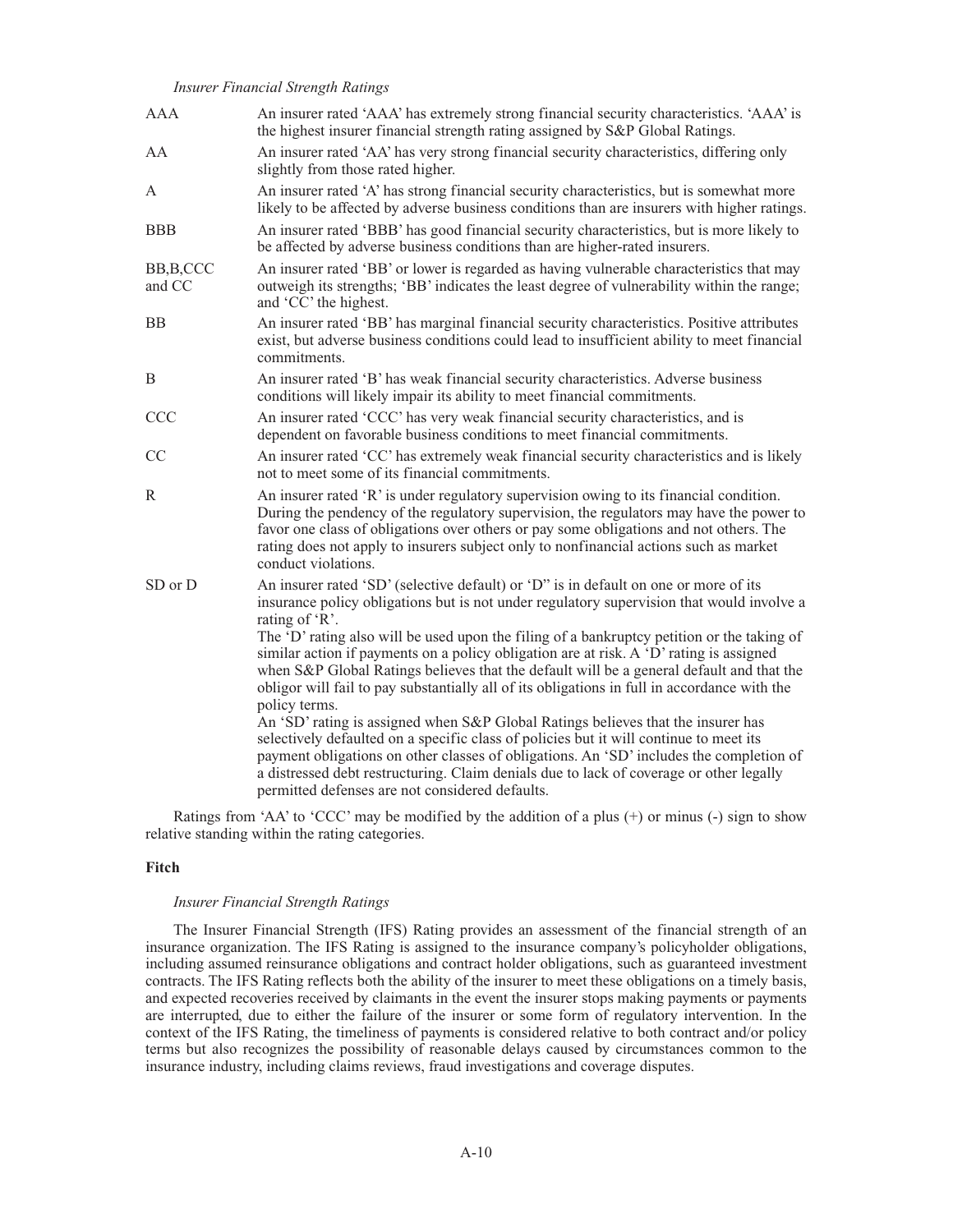*Insurer Financial Strength Ratings*

| | |
|---|---|
| AAA | An insurer rated 'AAA' has extremely strong financial security characteristics. 'AAA' is the highest insurer financial strength rating assigned by S&P Global Ratings. |
| AA | An insurer rated 'AA' has very strong financial security characteristics, differing only slightly from those rated higher. |
| A | An insurer rated 'A' has strong financial security characteristics, but is somewhat more likely to be affected by adverse business conditions than are insurers with higher ratings. |
| BBB | An insurer rated 'BBB' has good financial security characteristics, but is more likely to be affected by adverse business conditions than are higher-rated insurers. |
| BB,B,CCC and CC | An insurer rated 'BB' or lower is regarded as having vulnerable characteristics that may outweigh its strengths; 'BB' indicates the least degree of vulnerability within the range; and 'CC' the highest. |
| BB | An insurer rated 'BB' has marginal financial security characteristics. Positive attributes exist, but adverse business conditions could lead to insufficient ability to meet financial commitments. |
| B | An insurer rated 'B' has weak financial security characteristics. Adverse business conditions will likely impair its ability to meet financial commitments. |
| CCC | An insurer rated 'CCC' has very weak financial security characteristics, and is dependent on favorable business conditions to meet financial commitments. |
| CC | An insurer rated 'CC' has extremely weak financial security characteristics and is likely not to meet some of its financial commitments. |
| R | An insurer rated 'R' is under regulatory supervision owing to its financial condition. During the pendency of the regulatory supervision, the regulators may have the power to favor one class of obligations over others or pay some obligations and not others. The rating does not apply to insurers subject only to nonfinancial actions such as market conduct violations. |
| SD or D | An insurer rated 'SD' (selective default) or 'D" is in default on one or more of its insurance policy obligations but is not under regulatory supervision that would involve a rating of 'R'. The 'D' rating also will be used upon the filing of a bankruptcy petition or the taking of similar action if payments on a policy obligation are at risk. A 'D' rating is assigned when S&P Global Ratings believes that the default will be a general default and that the obligor will fail to pay substantially all of its obligations in full in accordance with the policy terms. An 'SD' rating is assigned when S&P Global Ratings believes that the insurer has selectively defaulted on a specific class of policies but it will continue to meet its payment obligations on other classes of obligations. An 'SD' includes the completion of a distressed debt restructuring. Claim denials due to lack of coverage or other legally permitted defenses are not considered defaults. |

Ratings from 'AA' to 'CCC' may be modified by the addition of a plus (+) or minus (-) sign to show relative standing within the rating categories.

**Fitch**

*Insurer Financial Strength Ratings*

The Insurer Financial Strength (IFS) Rating provides an assessment of the financial strength of an insurance organization. The IFS Rating is assigned to the insurance company's policyholder obligations, including assumed reinsurance obligations and contract holder obligations, such as guaranteed investment contracts. The IFS Rating reflects both the ability of the insurer to meet these obligations on a timely basis, and expected recoveries received by claimants in the event the insurer stops making payments or payments are interrupted, due to either the failure of the insurer or some form of regulatory intervention. In the context of the IFS Rating, the timeliness of payments is considered relative to both contract and/or policy terms but also recognizes the possibility of reasonable delays caused by circumstances common to the insurance industry, including claims reviews, fraud investigations and coverage disputes.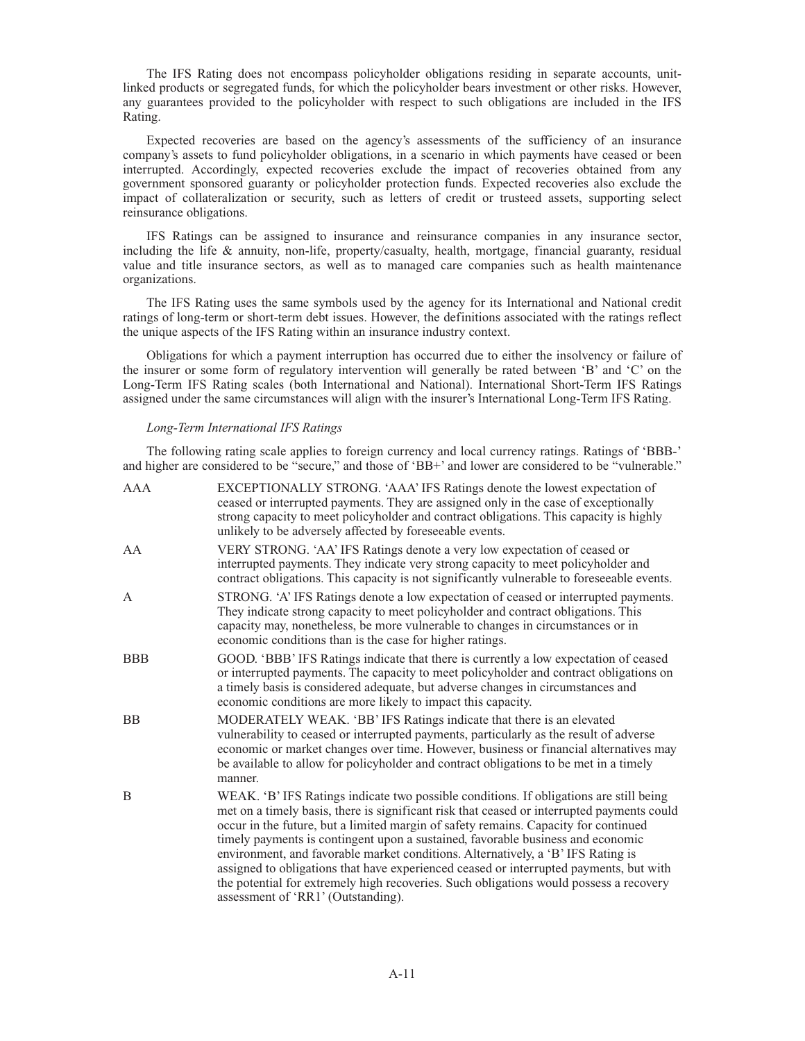The IFS Rating does not encompass policyholder obligations residing in separate accounts, unit-linked products or segregated funds, for which the policyholder bears investment or other risks. However, any guarantees provided to the policyholder with respect to such obligations are included in the IFS Rating.

Expected recoveries are based on the agency's assessments of the sufficiency of an insurance company's assets to fund policyholder obligations, in a scenario in which payments have ceased or been interrupted. Accordingly, expected recoveries exclude the impact of recoveries obtained from any government sponsored guaranty or policyholder protection funds. Expected recoveries also exclude the impact of collateralization or security, such as letters of credit or trusteed assets, supporting select reinsurance obligations.

IFS Ratings can be assigned to insurance and reinsurance companies in any insurance sector, including the life & annuity, non-life, property/casualty, health, mortgage, financial guaranty, residual value and title insurance sectors, as well as to managed care companies such as health maintenance organizations.

The IFS Rating uses the same symbols used by the agency for its International and National credit ratings of long-term or short-term debt issues. However, the definitions associated with the ratings reflect the unique aspects of the IFS Rating within an insurance industry context.

Obligations for which a payment interruption has occurred due to either the insolvency or failure of the insurer or some form of regulatory intervention will generally be rated between 'B' and 'C' on the Long-Term IFS Rating scales (both International and National). International Short-Term IFS Ratings assigned under the same circumstances will align with the insurer's International Long-Term IFS Rating.

*Long-Term International IFS Ratings*

The following rating scale applies to foreign currency and local currency ratings. Ratings of 'BBB-' and higher are considered to be "secure," and those of 'BB+' and lower are considered to be "vulnerable."

| | |
|---|---|
| AAA | EXCEPTIONALLY STRONG. 'AAA' IFS Ratings denote the lowest expectation of ceased or interrupted payments. They are assigned only in the case of exceptionally strong capacity to meet policyholder and contract obligations. This capacity is highly unlikely to be adversely affected by foreseeable events. |
| AA | VERY STRONG. 'AA' IFS Ratings denote a very low expectation of ceased or interrupted payments. They indicate very strong capacity to meet policyholder and contract obligations. This capacity is not significantly vulnerable to foreseeable events. |
| A | STRONG. 'A' IFS Ratings denote a low expectation of ceased or interrupted payments. They indicate strong capacity to meet policyholder and contract obligations. This capacity may, nonetheless, be more vulnerable to changes in circumstances or in economic conditions than is the case for higher ratings. |
| BBB | GOOD. 'BBB' IFS Ratings indicate that there is currently a low expectation of ceased or interrupted payments. The capacity to meet policyholder and contract obligations on a timely basis is considered adequate, but adverse changes in circumstances and economic conditions are more likely to impact this capacity. |
| BB | MODERATELY WEAK. 'BB' IFS Ratings indicate that there is an elevated vulnerability to ceased or interrupted payments, particularly as the result of adverse economic or market changes over time. However, business or financial alternatives may be available to allow for policyholder and contract obligations to be met in a timely manner. |
| B | WEAK. 'B' IFS Ratings indicate two possible conditions. If obligations are still being met on a timely basis, there is significant risk that ceased or interrupted payments could occur in the future, but a limited margin of safety remains. Capacity for continued timely payments is contingent upon a sustained, favorable business and economic environment, and favorable market conditions. Alternatively, a 'B' IFS Rating is assigned to obligations that have experienced ceased or interrupted payments, but with the potential for extremely high recoveries. Such obligations would possess a recovery assessment of 'RR1' (Outstanding). |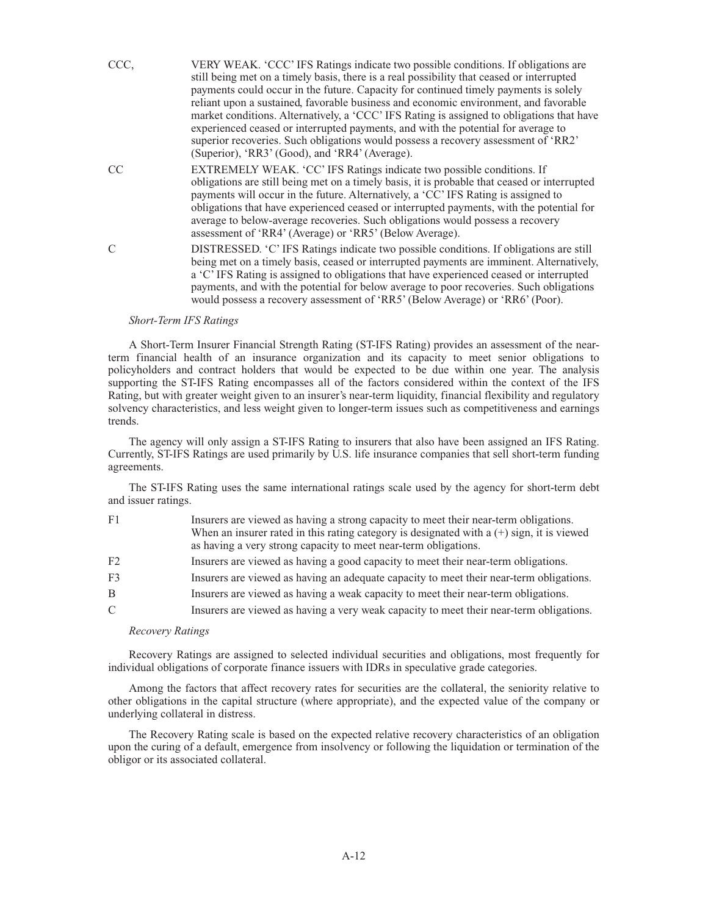CCC, VERY WEAK. 'CCC' IFS Ratings indicate two possible conditions. If obligations are still being met on a timely basis, there is a real possibility that ceased or interrupted payments could occur in the future. Capacity for continued timely payments is solely reliant upon a sustained, favorable business and economic environment, and favorable market conditions. Alternatively, a 'CCC' IFS Rating is assigned to obligations that have experienced ceased or interrupted payments, and with the potential for average to superior recoveries. Such obligations would possess a recovery assessment of 'RR2' (Superior), 'RR3' (Good), and 'RR4' (Average).

CC EXTREMELY WEAK. 'CC' IFS Ratings indicate two possible conditions. If obligations are still being met on a timely basis, it is probable that ceased or interrupted payments will occur in the future. Alternatively, a 'CC' IFS Rating is assigned to obligations that have experienced ceased or interrupted payments, with the potential for average to below-average recoveries. Such obligations would possess a recovery assessment of 'RR4' (Average) or 'RR5' (Below Average).

C DISTRESSED. 'C' IFS Ratings indicate two possible conditions. If obligations are still being met on a timely basis, ceased or interrupted payments are imminent. Alternatively, a 'C' IFS Rating is assigned to obligations that have experienced ceased or interrupted payments, and with the potential for below average to poor recoveries. Such obligations would possess a recovery assessment of 'RR5' (Below Average) or 'RR6' (Poor).

*Short-Term IFS Ratings*

A Short-Term Insurer Financial Strength Rating (ST-IFS Rating) provides an assessment of the near-term financial health of an insurance organization and its capacity to meet senior obligations to policyholders and contract holders that would be expected to be due within one year. The analysis supporting the ST-IFS Rating encompasses all of the factors considered within the context of the IFS Rating, but with greater weight given to an insurer's near-term liquidity, financial flexibility and regulatory solvency characteristics, and less weight given to longer-term issues such as competitiveness and earnings trends.

The agency will only assign a ST-IFS Rating to insurers that also have been assigned an IFS Rating. Currently, ST-IFS Ratings are used primarily by U.S. life insurance companies that sell short-term funding agreements.

The ST-IFS Rating uses the same international ratings scale used by the agency for short-term debt and issuer ratings.

F1 Insurers are viewed as having a strong capacity to meet their near-term obligations. When an insurer rated in this rating category is designated with a (+) sign, it is viewed as having a very strong capacity to meet near-term obligations.

F2 Insurers are viewed as having a good capacity to meet their near-term obligations.

F3 Insurers are viewed as having an adequate capacity to meet their near-term obligations.

B Insurers are viewed as having a weak capacity to meet their near-term obligations.

C Insurers are viewed as having a very weak capacity to meet their near-term obligations.

*Recovery Ratings*

Recovery Ratings are assigned to selected individual securities and obligations, most frequently for individual obligations of corporate finance issuers with IDRs in speculative grade categories.

Among the factors that affect recovery rates for securities are the collateral, the seniority relative to other obligations in the capital structure (where appropriate), and the expected value of the company or underlying collateral in distress.

The Recovery Rating scale is based on the expected relative recovery characteristics of an obligation upon the curing of a default, emergence from insolvency or following the liquidation or termination of the obligor or its associated collateral.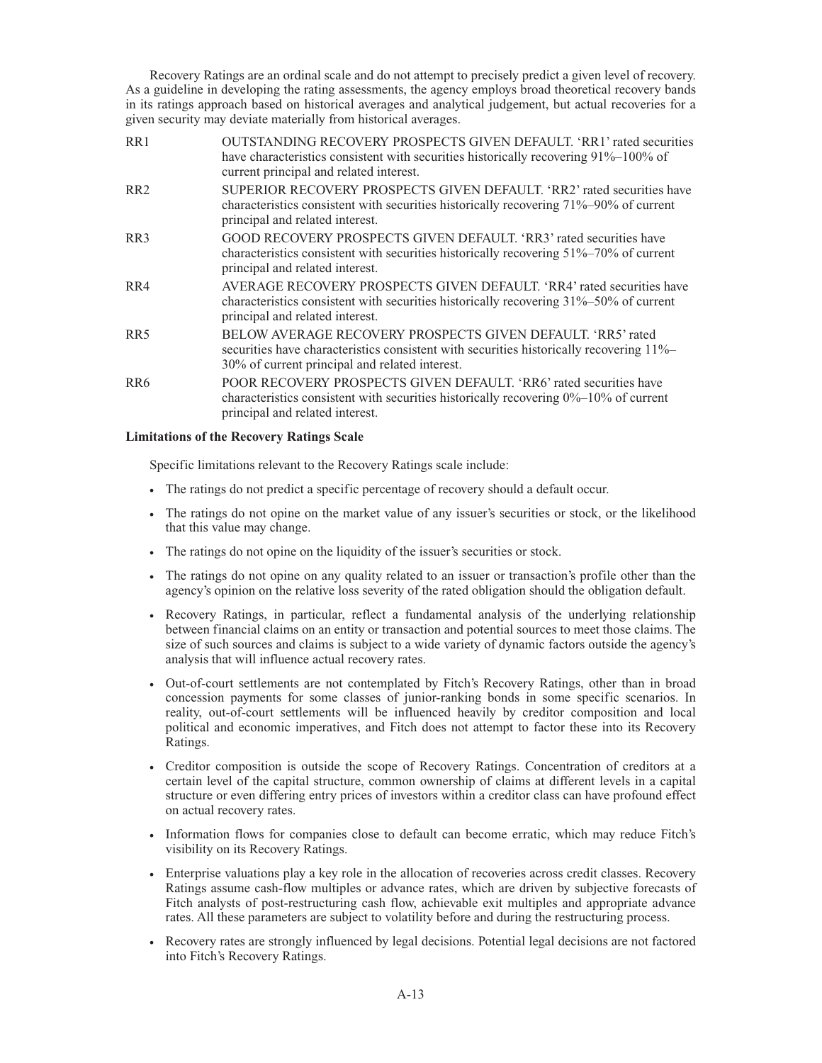Recovery Ratings are an ordinal scale and do not attempt to precisely predict a given level of recovery. As a guideline in developing the rating assessments, the agency employs broad theoretical recovery bands in its ratings approach based on historical averages and analytical judgement, but actual recoveries for a given security may deviate materially from historical averages.

| | |
|---|---|
| RR1 | OUTSTANDING RECOVERY PROSPECTS GIVEN DEFAULT. 'RR1' rated securities have characteristics consistent with securities historically recovering 91%–100% of current principal and related interest. |
| RR2 | SUPERIOR RECOVERY PROSPECTS GIVEN DEFAULT. 'RR2' rated securities have characteristics consistent with securities historically recovering 71%–90% of current principal and related interest. |
| RR3 | GOOD RECOVERY PROSPECTS GIVEN DEFAULT. 'RR3' rated securities have characteristics consistent with securities historically recovering 51%–70% of current principal and related interest. |
| RR4 | AVERAGE RECOVERY PROSPECTS GIVEN DEFAULT. 'RR4' rated securities have characteristics consistent with securities historically recovering 31%–50% of current principal and related interest. |
| RR5 | BELOW AVERAGE RECOVERY PROSPECTS GIVEN DEFAULT. 'RR5' rated securities have characteristics consistent with securities historically recovering 11%–30% of current principal and related interest. |
| RR6 | POOR RECOVERY PROSPECTS GIVEN DEFAULT. 'RR6' rated securities have characteristics consistent with securities historically recovering 0%–10% of current principal and related interest. |

**Limitations of the Recovery Ratings Scale**

Specific limitations relevant to the Recovery Ratings scale include:

- The ratings do not predict a specific percentage of recovery should a default occur.
- The ratings do not opine on the market value of any issuer's securities or stock, or the likelihood that this value may change.
- The ratings do not opine on the liquidity of the issuer's securities or stock.
- The ratings do not opine on any quality related to an issuer or transaction's profile other than the agency's opinion on the relative loss severity of the rated obligation should the obligation default.
- Recovery Ratings, in particular, reflect a fundamental analysis of the underlying relationship between financial claims on an entity or transaction and potential sources to meet those claims. The size of such sources and claims is subject to a wide variety of dynamic factors outside the agency's analysis that will influence actual recovery rates.
- Out-of-court settlements are not contemplated by Fitch's Recovery Ratings, other than in broad concession payments for some classes of junior-ranking bonds in some specific scenarios. In reality, out-of-court settlements will be influenced heavily by creditor composition and local political and economic imperatives, and Fitch does not attempt to factor these into its Recovery Ratings.
- Creditor composition is outside the scope of Recovery Ratings. Concentration of creditors at a certain level of the capital structure, common ownership of claims at different levels in a capital structure or even differing entry prices of investors within a creditor class can have profound effect on actual recovery rates.
- Information flows for companies close to default can become erratic, which may reduce Fitch's visibility on its Recovery Ratings.
- Enterprise valuations play a key role in the allocation of recoveries across credit classes. Recovery Ratings assume cash-flow multiples or advance rates, which are driven by subjective forecasts of Fitch analysts of post-restructuring cash flow, achievable exit multiples and appropriate advance rates. All these parameters are subject to volatility before and during the restructuring process.
- Recovery rates are strongly influenced by legal decisions. Potential legal decisions are not factored into Fitch's Recovery Ratings.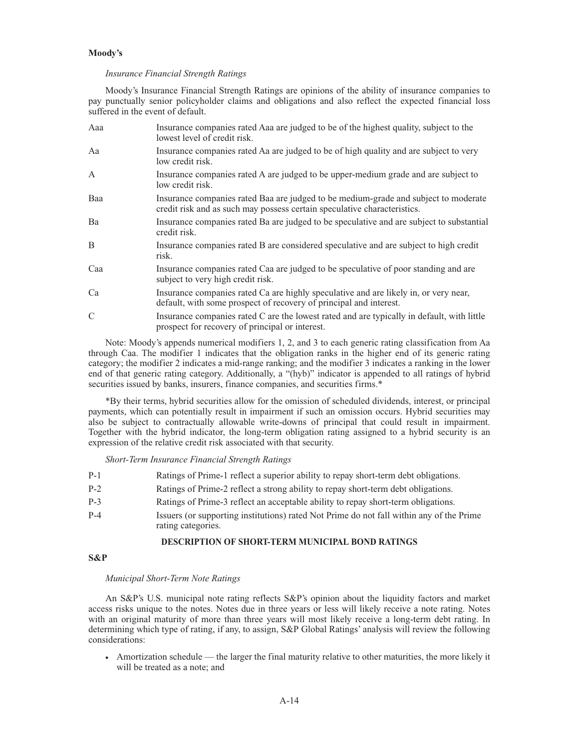**Moody's**

*Insurance Financial Strength Ratings*

Moody's Insurance Financial Strength Ratings are opinions of the ability of insurance companies to pay punctually senior policyholder claims and obligations and also reflect the expected financial loss suffered in the event of default.

| | |
|---|---|
| Aaa | Insurance companies rated Aaa are judged to be of the highest quality, subject to the lowest level of credit risk. |
| Aa | Insurance companies rated Aa are judged to be of high quality and are subject to very low credit risk. |
| A | Insurance companies rated A are judged to be upper-medium grade and are subject to low credit risk. |
| Baa | Insurance companies rated Baa are judged to be medium-grade and subject to moderate credit risk and as such may possess certain speculative characteristics. |
| Ba | Insurance companies rated Ba are judged to be speculative and are subject to substantial credit risk. |
| B | Insurance companies rated B are considered speculative and are subject to high credit risk. |
| Caa | Insurance companies rated Caa are judged to be speculative of poor standing and are subject to very high credit risk. |
| Ca | Insurance companies rated Ca are highly speculative and are likely in, or very near, default, with some prospect of recovery of principal and interest. |
| C | Insurance companies rated C are the lowest rated and are typically in default, with little prospect for recovery of principal or interest. |

Note: Moody's appends numerical modifiers 1, 2, and 3 to each generic rating classification from Aa through Caa. The modifier 1 indicates that the obligation ranks in the higher end of its generic rating category; the modifier 2 indicates a mid-range ranking; and the modifier 3 indicates a ranking in the lower end of that generic rating category. Additionally, a "(hyb)" indicator is appended to all ratings of hybrid securities issued by banks, insurers, finance companies, and securities firms.*

*By their terms, hybrid securities allow for the omission of scheduled dividends, interest, or principal payments, which can potentially result in impairment if such an omission occurs. Hybrid securities may also be subject to contractually allowable write-downs of principal that could result in impairment. Together with the hybrid indicator, the long-term obligation rating assigned to a hybrid security is an expression of the relative credit risk associated with that security.

*Short-Term Insurance Financial Strength Ratings*

| | |
|---|---|
| P-1 | Ratings of Prime-1 reflect a superior ability to repay short-term debt obligations. |
| P-2 | Ratings of Prime-2 reflect a strong ability to repay short-term debt obligations. |
| P-3 | Ratings of Prime-3 reflect an acceptable ability to repay short-term obligations. |
| P-4 | Issuers (or supporting institutions) rated Not Prime do not fall within any of the Prime rating categories. |

## DESCRIPTION OF SHORT-TERM MUNICIPAL BOND RATINGS

**S&P**

*Municipal Short-Term Note Ratings*

An S&P's U.S. municipal note rating reflects S&P's opinion about the liquidity factors and market access risks unique to the notes. Notes due in three years or less will likely receive a note rating. Notes with an original maturity of more than three years will most likely receive a long-term debt rating. In determining which type of rating, if any, to assign, S&P Global Ratings' analysis will review the following considerations:

- Amortization schedule — the larger the final maturity relative to other maturities, the more likely it will be treated as a note; and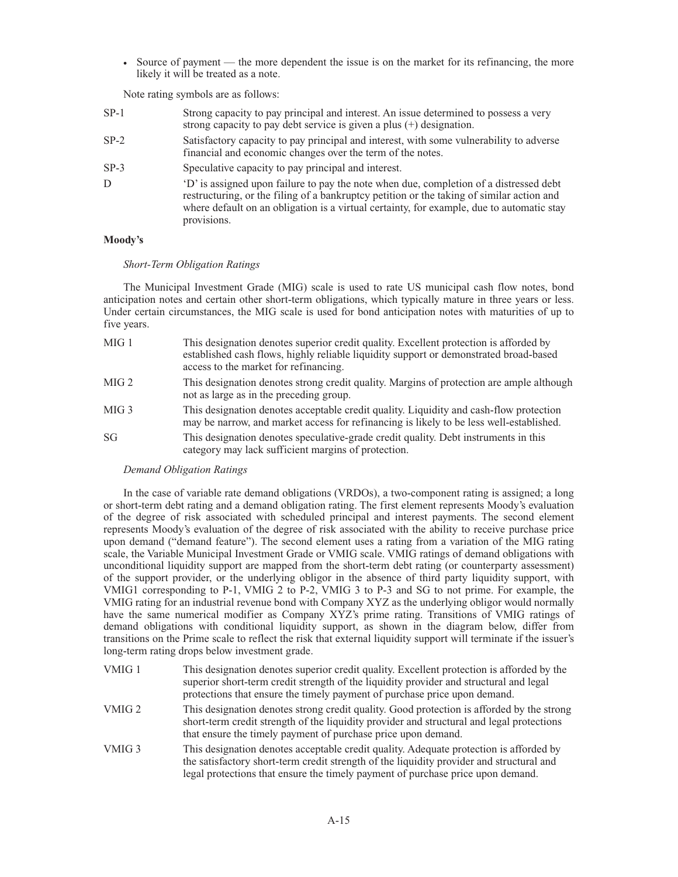- Source of payment — the more dependent the issue is on the market for its refinancing, the more likely it will be treated as a note.

Note rating symbols are as follows:

| | |
|---|---|
| SP-1 | Strong capacity to pay principal and interest. An issue determined to possess a very strong capacity to pay debt service is given a plus (+) designation. |
| SP-2 | Satisfactory capacity to pay principal and interest, with some vulnerability to adverse financial and economic changes over the term of the notes. |
| SP-3 | Speculative capacity to pay principal and interest. |
| D | 'D' is assigned upon failure to pay the note when due, completion of a distressed debt restructuring, or the filing of a bankruptcy petition or the taking of similar action and where default on an obligation is a virtual certainty, for example, due to automatic stay provisions. |

**Moody's**

*Short-Term Obligation Ratings*

The Municipal Investment Grade (MIG) scale is used to rate US municipal cash flow notes, bond anticipation notes and certain other short-term obligations, which typically mature in three years or less. Under certain circumstances, the MIG scale is used for bond anticipation notes with maturities of up to five years.

| | |
|---|---|
| MIG 1 | This designation denotes superior credit quality. Excellent protection is afforded by established cash flows, highly reliable liquidity support or demonstrated broad-based access to the market for refinancing. |
| MIG 2 | This designation denotes strong credit quality. Margins of protection are ample although not as large as in the preceding group. |
| MIG 3 | This designation denotes acceptable credit quality. Liquidity and cash-flow protection may be narrow, and market access for refinancing is likely to be less well-established. |
| SG | This designation denotes speculative-grade credit quality. Debt instruments in this category may lack sufficient margins of protection. |

*Demand Obligation Ratings*

In the case of variable rate demand obligations (VRDOs), a two-component rating is assigned; a long or short-term debt rating and a demand obligation rating. The first element represents Moody's evaluation of the degree of risk associated with scheduled principal and interest payments. The second element represents Moody's evaluation of the degree of risk associated with the ability to receive purchase price upon demand ("demand feature"). The second element uses a rating from a variation of the MIG rating scale, the Variable Municipal Investment Grade or VMIG scale. VMIG ratings of demand obligations with unconditional liquidity support are mapped from the short-term debt rating (or counterparty assessment) of the support provider, or the underlying obligor in the absence of third party liquidity support, with VMIG1 corresponding to P-1, VMIG 2 to P-2, VMIG 3 to P-3 and SG to not prime. For example, the VMIG rating for an industrial revenue bond with Company XYZ as the underlying obligor would normally have the same numerical modifier as Company XYZ's prime rating. Transitions of VMIG ratings of demand obligations with conditional liquidity support, as shown in the diagram below, differ from transitions on the Prime scale to reflect the risk that external liquidity support will terminate if the issuer's long-term rating drops below investment grade.

| | |
|---|---|
| VMIG 1 | This designation denotes superior credit quality. Excellent protection is afforded by the superior short-term credit strength of the liquidity provider and structural and legal protections that ensure the timely payment of purchase price upon demand. |
| VMIG 2 | This designation denotes strong credit quality. Good protection is afforded by the strong short-term credit strength of the liquidity provider and structural and legal protections that ensure the timely payment of purchase price upon demand. |
| VMIG 3 | This designation denotes acceptable credit quality. Adequate protection is afforded by the satisfactory short-term credit strength of the liquidity provider and structural and legal protections that ensure the timely payment of purchase price upon demand. |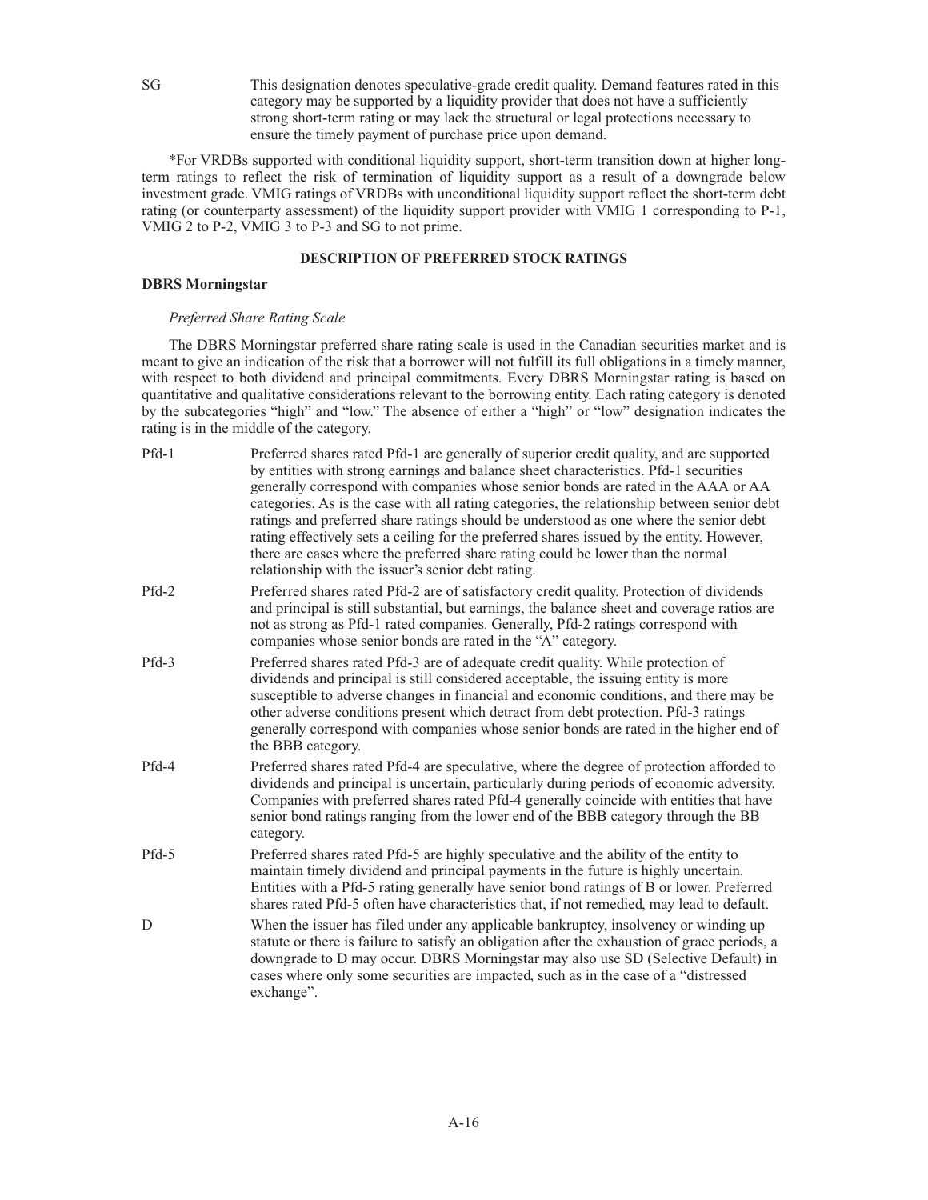SG — This designation denotes speculative-grade credit quality. Demand features rated in this category may be supported by a liquidity provider that does not have a sufficiently strong short-term rating or may lack the structural or legal protections necessary to ensure the timely payment of purchase price upon demand.

*For VRDBs supported with conditional liquidity support, short-term transition down at higher long-term ratings to reflect the risk of termination of liquidity support as a result of a downgrade below investment grade. VMIG ratings of VRDBs with unconditional liquidity support reflect the short-term debt rating (or counterparty assessment) of the liquidity support provider with VMIG 1 corresponding to P-1, VMIG 2 to P-2, VMIG 3 to P-3 and SG to not prime.

## DESCRIPTION OF PREFERRED STOCK RATINGS

### DBRS Morningstar

*Preferred Share Rating Scale*

The DBRS Morningstar preferred share rating scale is used in the Canadian securities market and is meant to give an indication of the risk that a borrower will not fulfill its full obligations in a timely manner, with respect to both dividend and principal commitments. Every DBRS Morningstar rating is based on quantitative and qualitative considerations relevant to the borrowing entity. Each rating category is denoted by the subcategories "high" and "low." The absence of either a "high" or "low" designation indicates the rating is in the middle of the category.

Pfd-1 — Preferred shares rated Pfd-1 are generally of superior credit quality, and are supported by entities with strong earnings and balance sheet characteristics. Pfd-1 securities generally correspond with companies whose senior bonds are rated in the AAA or AA categories. As is the case with all rating categories, the relationship between senior debt ratings and preferred share ratings should be understood as one where the senior debt rating effectively sets a ceiling for the preferred shares issued by the entity. However, there are cases where the preferred share rating could be lower than the normal relationship with the issuer's senior debt rating.

Pfd-2 — Preferred shares rated Pfd-2 are of satisfactory credit quality. Protection of dividends and principal is still substantial, but earnings, the balance sheet and coverage ratios are not as strong as Pfd-1 rated companies. Generally, Pfd-2 ratings correspond with companies whose senior bonds are rated in the "A" category.

Pfd-3 — Preferred shares rated Pfd-3 are of adequate credit quality. While protection of dividends and principal is still considered acceptable, the issuing entity is more susceptible to adverse changes in financial and economic conditions, and there may be other adverse conditions present which detract from debt protection. Pfd-3 ratings generally correspond with companies whose senior bonds are rated in the higher end of the BBB category.

Pfd-4 — Preferred shares rated Pfd-4 are speculative, where the degree of protection afforded to dividends and principal is uncertain, particularly during periods of economic adversity. Companies with preferred shares rated Pfd-4 generally coincide with entities that have senior bond ratings ranging from the lower end of the BBB category through the BB category.

Pfd-5 — Preferred shares rated Pfd-5 are highly speculative and the ability of the entity to maintain timely dividend and principal payments in the future is highly uncertain. Entities with a Pfd-5 rating generally have senior bond ratings of B or lower. Preferred shares rated Pfd-5 often have characteristics that, if not remedied, may lead to default.

D — When the issuer has filed under any applicable bankruptcy, insolvency or winding up statute or there is failure to satisfy an obligation after the exhaustion of grace periods, a downgrade to D may occur. DBRS Morningstar may also use SD (Selective Default) in cases where only some securities are impacted, such as in the case of a "distressed exchange".